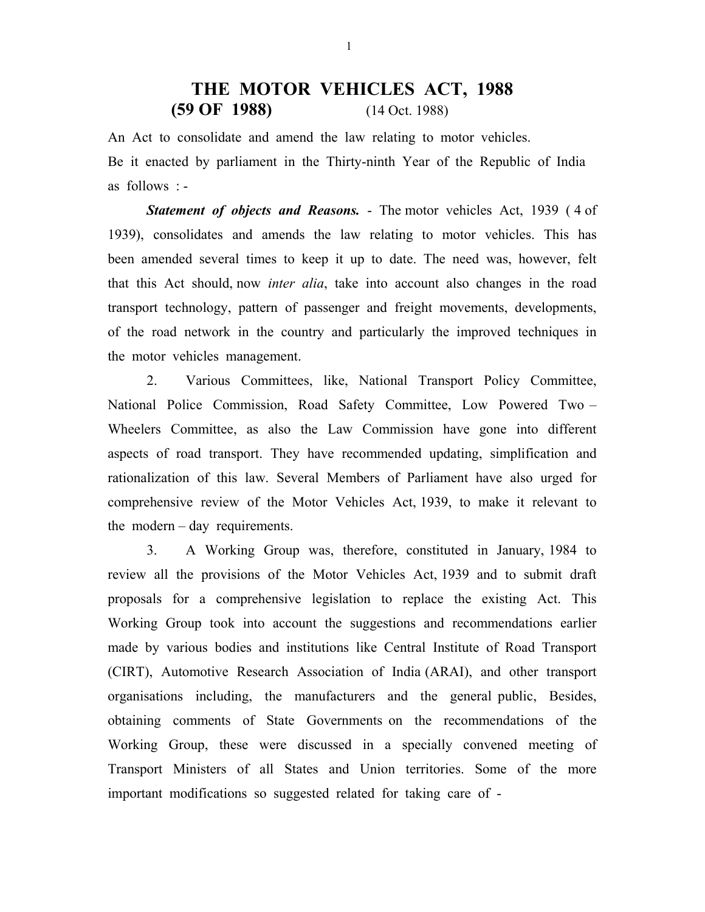# THE MOTOR VEHICLES ACT, 1988

## (59 OF 1988) (14 Oct. 1988)

An Act to consolidate and amend the law relating to motor vehicles.
Be it enacted by parliament in the Thirty-ninth Year of the Republic of India as follows : -

***Statement of objects and Reasons.*** - The motor vehicles Act, 1939 ( 4 of 1939), consolidates and amends the law relating to motor vehicles. This has been amended several times to keep it up to date. The need was, however, felt that this Act should, now *inter alia*, take into account also changes in the road transport technology, pattern of passenger and freight movements, developments, of the road network in the country and particularly the improved techniques in the motor vehicles management.

2. Various Committees, like, National Transport Policy Committee, National Police Commission, Road Safety Committee, Low Powered Two – Wheelers Committee, as also the Law Commission have gone into different aspects of road transport. They have recommended updating, simplification and rationalization of this law. Several Members of Parliament have also urged for comprehensive review of the Motor Vehicles Act, 1939, to make it relevant to the modern – day requirements.

3. A Working Group was, therefore, constituted in January, 1984 to review all the provisions of the Motor Vehicles Act, 1939 and to submit draft proposals for a comprehensive legislation to replace the existing Act. This Working Group took into account the suggestions and recommendations earlier made by various bodies and institutions like Central Institute of Road Transport (CIRT), Automotive Research Association of India (ARAI), and other transport organisations including, the manufacturers and the general public, Besides, obtaining comments of State Governments on the recommendations of the Working Group, these were discussed in a specially convened meeting of Transport Ministers of all States and Union territories. Some of the more important modifications so suggested related for taking care of -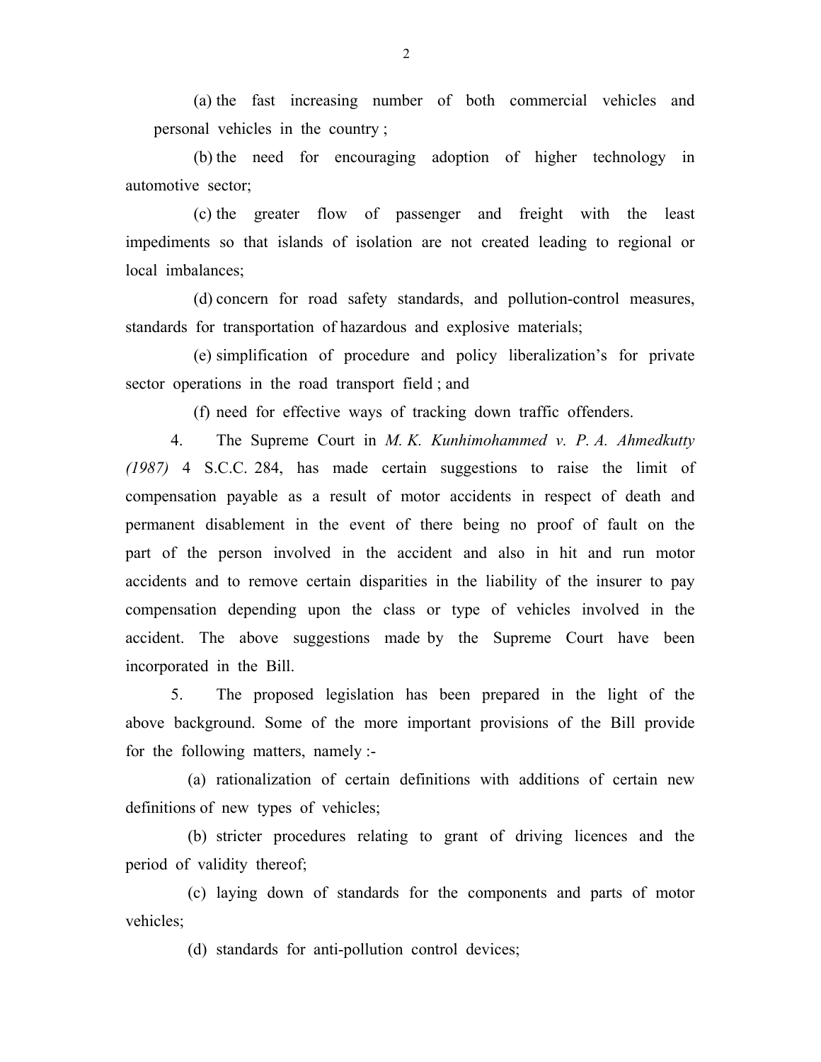(a) the fast increasing number of both commercial vehicles and personal vehicles in the country ;

(b) the need for encouraging adoption of higher technology in automotive sector;

(c) the greater flow of passenger and freight with the least impediments so that islands of isolation are not created leading to regional or local imbalances;

(d) concern for road safety standards, and pollution-control measures, standards for transportation of hazardous and explosive materials;

(e) simplification of procedure and policy liberalization's for private sector operations in the road transport field ; and

(f) need for effective ways of tracking down traffic offenders.

4. The Supreme Court in *M. K. Kunhimohammed v. P. A. Ahmedkutty (1987)* 4 S.C.C. 284, has made certain suggestions to raise the limit of compensation payable as a result of motor accidents in respect of death and permanent disablement in the event of there being no proof of fault on the part of the person involved in the accident and also in hit and run motor accidents and to remove certain disparities in the liability of the insurer to pay compensation depending upon the class or type of vehicles involved in the accident. The above suggestions made by the Supreme Court have been incorporated in the Bill.

5. The proposed legislation has been prepared in the light of the above background. Some of the more important provisions of the Bill provide for the following matters, namely :-

(a) rationalization of certain definitions with additions of certain new definitions of new types of vehicles;

(b) stricter procedures relating to grant of driving licences and the period of validity thereof;

(c) laying down of standards for the components and parts of motor vehicles;

(d) standards for anti-pollution control devices;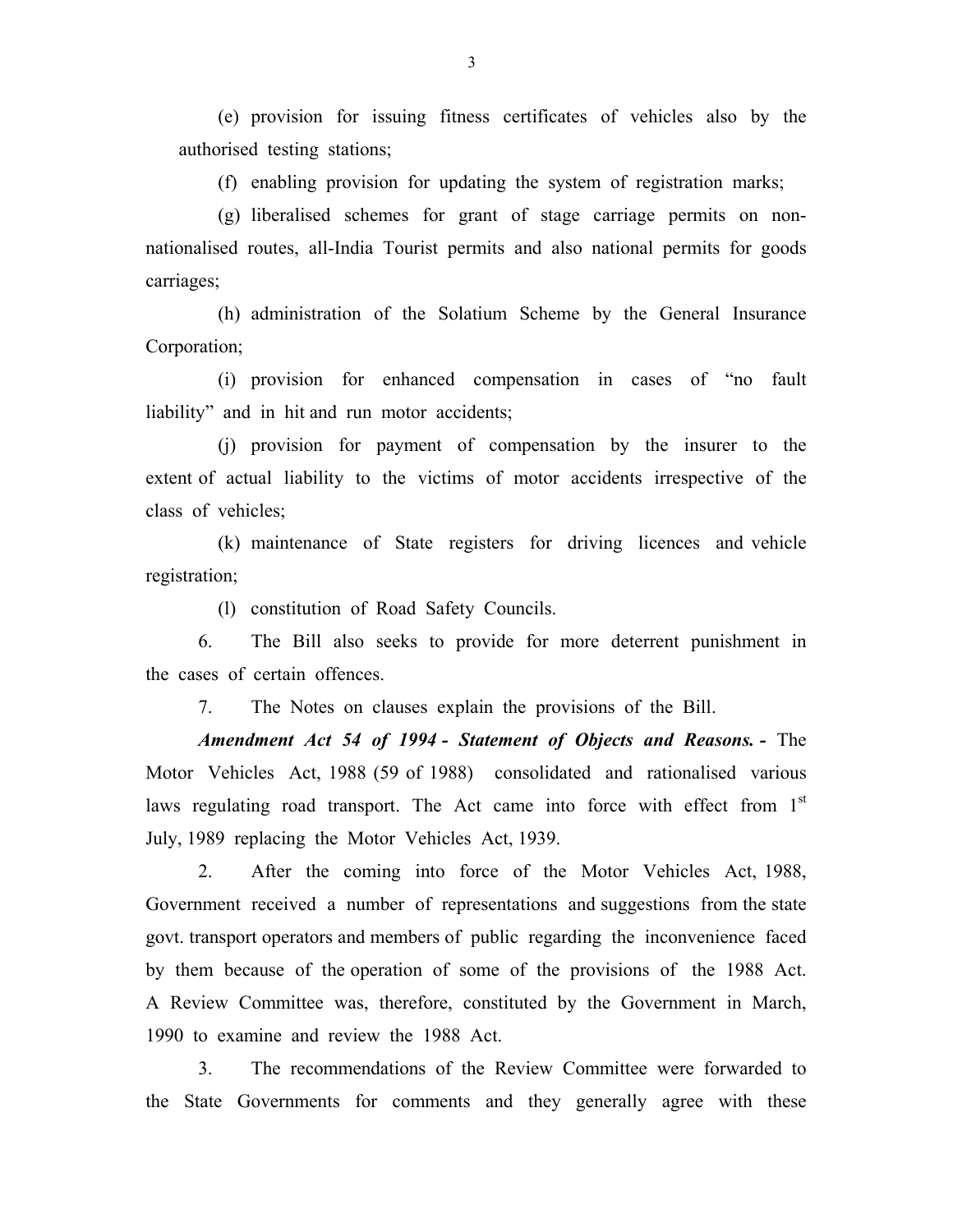(e) provision for issuing fitness certificates of vehicles also by the authorised testing stations;

(f) enabling provision for updating the system of registration marks;

(g) liberalised schemes for grant of stage carriage permits on non-nationalised routes, all-India Tourist permits and also national permits for goods carriages;

(h) administration of the Solatium Scheme by the General Insurance Corporation;

(i) provision for enhanced compensation in cases of "no fault liability" and in hit and run motor accidents;

(j) provision for payment of compensation by the insurer to the extent of actual liability to the victims of motor accidents irrespective of the class of vehicles;

(k) maintenance of State registers for driving licences and vehicle registration;

(l) constitution of Road Safety Councils.

6. The Bill also seeks to provide for more deterrent punishment in the cases of certain offences.

7. The Notes on clauses explain the provisions of the Bill.

***Amendment Act 54 of 1994 - Statement of Objects and Reasons. -*** The Motor Vehicles Act, 1988 (59 of 1988) consolidated and rationalised various laws regulating road transport. The Act came into force with effect from 1st July, 1989 replacing the Motor Vehicles Act, 1939.

2. After the coming into force of the Motor Vehicles Act, 1988, Government received a number of representations and suggestions from the state govt. transport operators and members of public regarding the inconvenience faced by them because of the operation of some of the provisions of the 1988 Act. A Review Committee was, therefore, constituted by the Government in March, 1990 to examine and review the 1988 Act.

3. The recommendations of the Review Committee were forwarded to the State Governments for comments and they generally agree with these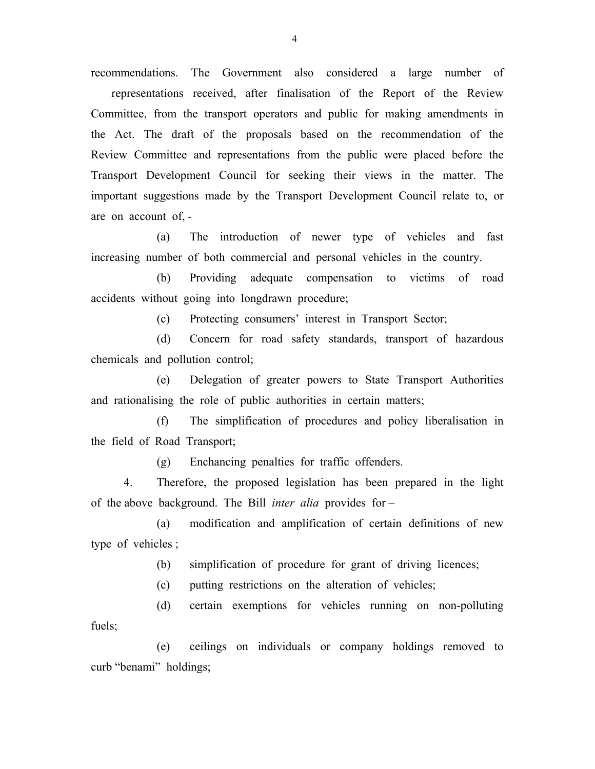recommendations. The Government also considered a large number of representations received, after finalisation of the Report of the Review Committee, from the transport operators and public for making amendments in the Act. The draft of the proposals based on the recommendation of the Review Committee and representations from the public were placed before the Transport Development Council for seeking their views in the matter. The important suggestions made by the Transport Development Council relate to, or are on account of, -

(a) The introduction of newer type of vehicles and fast increasing number of both commercial and personal vehicles in the country.

(b) Providing adequate compensation to victims of road accidents without going into longdrawn procedure;

(c) Protecting consumers' interest in Transport Sector;

(d) Concern for road safety standards, transport of hazardous chemicals and pollution control;

(e) Delegation of greater powers to State Transport Authorities and rationalising the role of public authorities in certain matters;

(f) The simplification of procedures and policy liberalisation in the field of Road Transport;

(g) Enchancing penalties for traffic offenders.

4. Therefore, the proposed legislation has been prepared in the light of the above background. The Bill *inter alia* provides for –

(a) modification and amplification of certain definitions of new type of vehicles ;

(b) simplification of procedure for grant of driving licences;

(c) putting restrictions on the alteration of vehicles;

(d) certain exemptions for vehicles running on non-polluting fuels;

(e) ceilings on individuals or company holdings removed to curb "benami" holdings;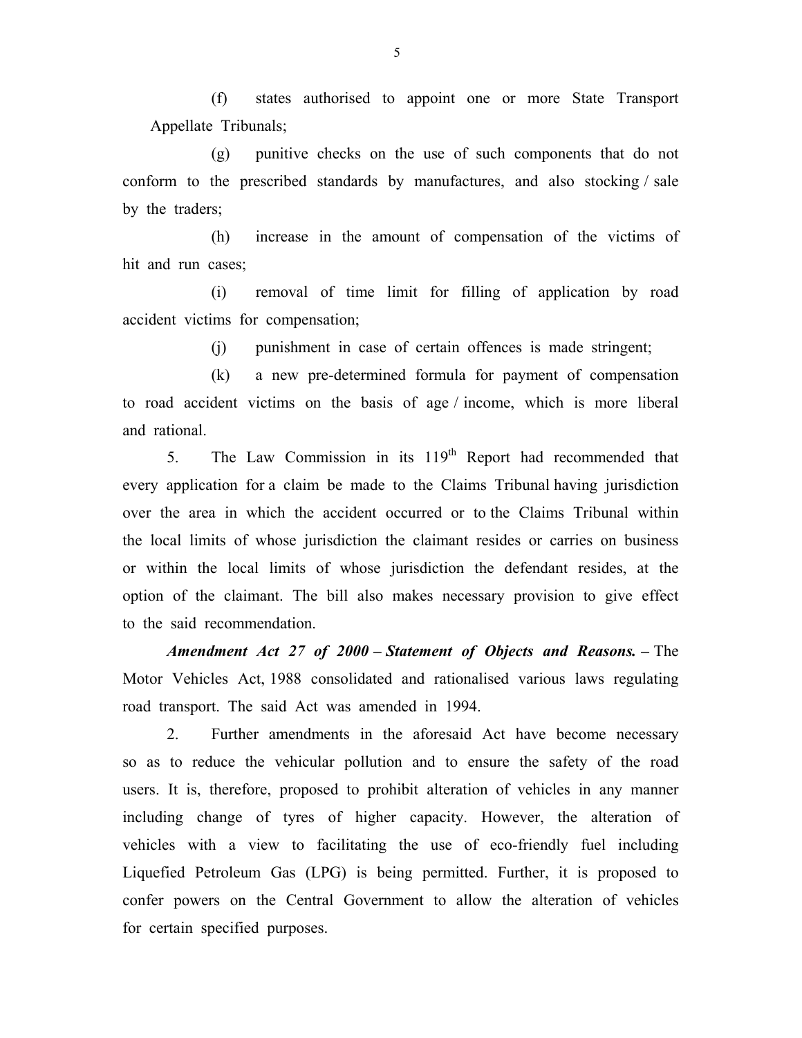(f) states authorised to appoint one or more State Transport Appellate Tribunals;

(g) punitive checks on the use of such components that do not conform to the prescribed standards by manufactures, and also stocking / sale by the traders;

(h) increase in the amount of compensation of the victims of hit and run cases;

(i) removal of time limit for filling of application by road accident victims for compensation;

(j) punishment in case of certain offences is made stringent;

(k) a new pre-determined formula for payment of compensation to road accident victims on the basis of age / income, which is more liberal and rational.

5. The Law Commission in its 119th Report had recommended that every application for a claim be made to the Claims Tribunal having jurisdiction over the area in which the accident occurred or to the Claims Tribunal within the local limits of whose jurisdiction the claimant resides or carries on business or within the local limits of whose jurisdiction the defendant resides, at the option of the claimant. The bill also makes necessary provision to give effect to the said recommendation.

***Amendment Act 27 of 2000 – Statement of Objects and Reasons.*** – The Motor Vehicles Act, 1988 consolidated and rationalised various laws regulating road transport. The said Act was amended in 1994.

2. Further amendments in the aforesaid Act have become necessary so as to reduce the vehicular pollution and to ensure the safety of the road users. It is, therefore, proposed to prohibit alteration of vehicles in any manner including change of tyres of higher capacity. However, the alteration of vehicles with a view to facilitating the use of eco-friendly fuel including Liquefied Petroleum Gas (LPG) is being permitted. Further, it is proposed to confer powers on the Central Government to allow the alteration of vehicles for certain specified purposes.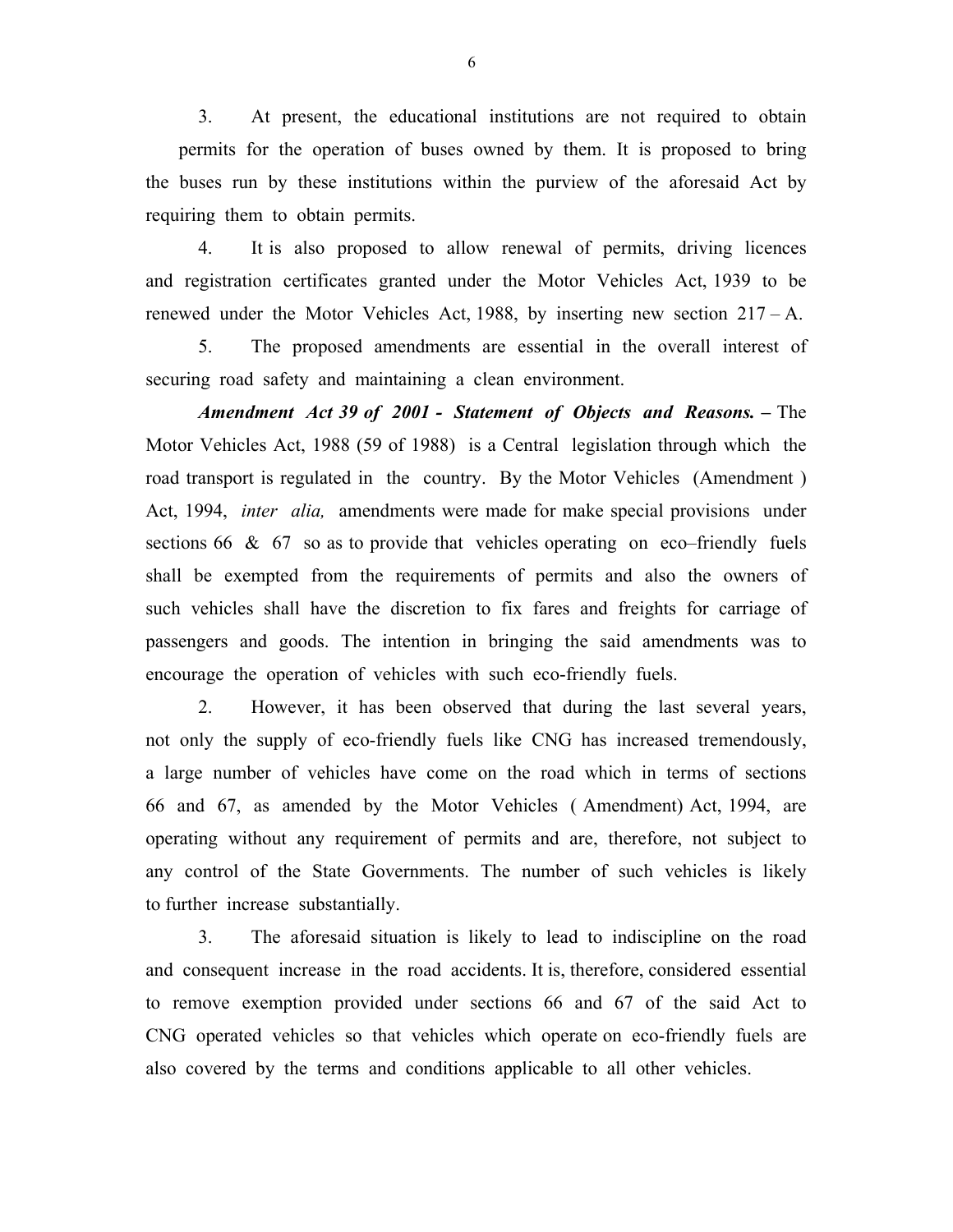3. At present, the educational institutions are not required to obtain permits for the operation of buses owned by them. It is proposed to bring the buses run by these institutions within the purview of the aforesaid Act by requiring them to obtain permits.

4. It is also proposed to allow renewal of permits, driving licences and registration certificates granted under the Motor Vehicles Act, 1939 to be renewed under the Motor Vehicles Act, 1988, by inserting new section 217 – A.

5. The proposed amendments are essential in the overall interest of securing road safety and maintaining a clean environment.

***Amendment Act 39 of 2001 - Statement of Objects and Reasons.*** **–** The Motor Vehicles Act, 1988 (59 of 1988) is a Central legislation through which the road transport is regulated in the country. By the Motor Vehicles (Amendment ) Act, 1994, *inter alia,* amendments were made for make special provisions under sections 66 & 67 so as to provide that vehicles operating on eco–friendly fuels shall be exempted from the requirements of permits and also the owners of such vehicles shall have the discretion to fix fares and freights for carriage of passengers and goods. The intention in bringing the said amendments was to encourage the operation of vehicles with such eco-friendly fuels.

2. However, it has been observed that during the last several years, not only the supply of eco-friendly fuels like CNG has increased tremendously, a large number of vehicles have come on the road which in terms of sections 66 and 67, as amended by the Motor Vehicles ( Amendment) Act, 1994, are operating without any requirement of permits and are, therefore, not subject to any control of the State Governments. The number of such vehicles is likely to further increase substantially.

3. The aforesaid situation is likely to lead to indiscipline on the road and consequent increase in the road accidents. It is, therefore, considered essential to remove exemption provided under sections 66 and 67 of the said Act to CNG operated vehicles so that vehicles which operate on eco-friendly fuels are also covered by the terms and conditions applicable to all other vehicles.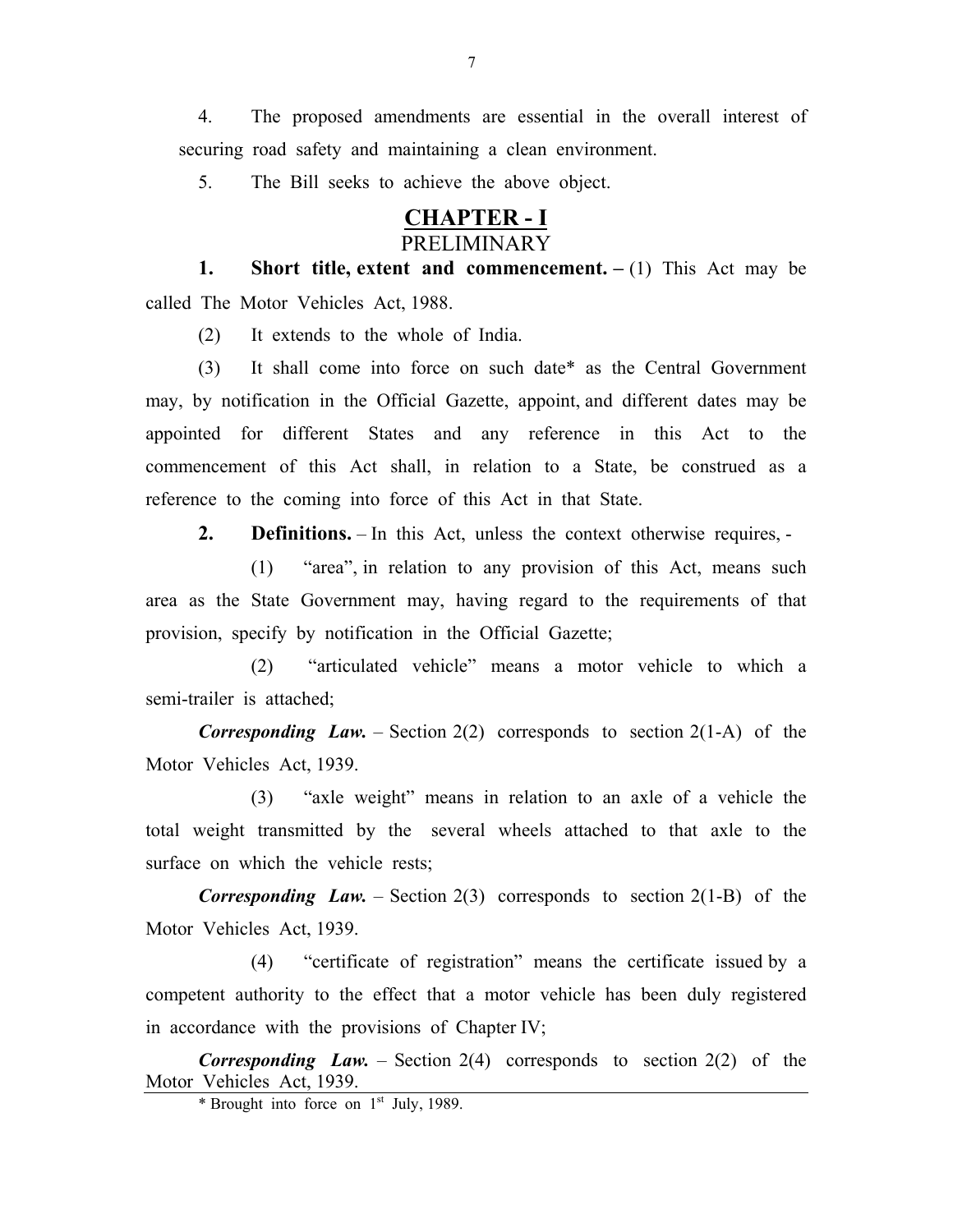4. The proposed amendments are essential in the overall interest of securing road safety and maintaining a clean environment.

5. The Bill seeks to achieve the above object.

## CHAPTER - I

### PRELIMINARY

**1. Short title, extent and commencement. –** (1) This Act may be called The Motor Vehicles Act, 1988.

(2) It extends to the whole of India.

(3) It shall come into force on such date* as the Central Government may, by notification in the Official Gazette, appoint, and different dates may be appointed for different States and any reference in this Act to the commencement of this Act shall, in relation to a State, be construed as a reference to the coming into force of this Act in that State.

**2. Definitions.** – In this Act, unless the context otherwise requires, -

(1) "area", in relation to any provision of this Act, means such area as the State Government may, having regard to the requirements of that provision, specify by notification in the Official Gazette;

(2) "articulated vehicle" means a motor vehicle to which a semi-trailer is attached;

***Corresponding Law.*** – Section 2(2) corresponds to section 2(1-A) of the Motor Vehicles Act, 1939.

(3) "axle weight" means in relation to an axle of a vehicle the total weight transmitted by the several wheels attached to that axle to the surface on which the vehicle rests;

***Corresponding Law.*** – Section 2(3) corresponds to section 2(1-B) of the Motor Vehicles Act, 1939.

(4) "certificate of registration" means the certificate issued by a competent authority to the effect that a motor vehicle has been duly registered in accordance with the provisions of Chapter IV;

***Corresponding Law.*** – Section 2(4) corresponds to section 2(2) of the Motor Vehicles Act, 1939.

---

\* Brought into force on 1st July, 1989.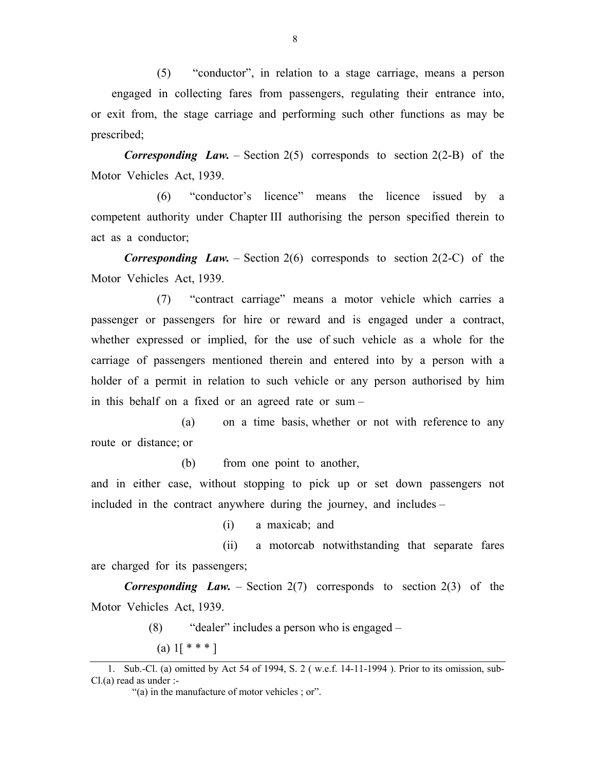(5) "conductor", in relation to a stage carriage, means a person engaged in collecting fares from passengers, regulating their entrance into, or exit from, the stage carriage and performing such other functions as may be prescribed;

***Corresponding Law.*** – Section 2(5) corresponds to section 2(2-B) of the Motor Vehicles Act, 1939.

(6) "conductor's licence" means the licence issued by a competent authority under Chapter III authorising the person specified therein to act as a conductor;

***Corresponding Law.*** – Section 2(6) corresponds to section 2(2-C) of the Motor Vehicles Act, 1939.

(7) "contract carriage" means a motor vehicle which carries a passenger or passengers for hire or reward and is engaged under a contract, whether expressed or implied, for the use of such vehicle as a whole for the carriage of passengers mentioned therein and entered into by a person with a holder of a permit in relation to such vehicle or any person authorised by him in this behalf on a fixed or an agreed rate or sum –

(a) on a time basis, whether or not with reference to any route or distance; or

(b) from one point to another,

and in either case, without stopping to pick up or set down passengers not included in the contract anywhere during the journey, and includes –

(i) a maxicab; and

(ii) a motorcab notwithstanding that separate fares are charged for its passengers;

***Corresponding Law.*** – Section 2(7) corresponds to section 2(3) of the Motor Vehicles Act, 1939.

(8) "dealer" includes a person who is engaged –

(a) 1[ * * * ]

---

1. Sub.-Cl. (a) omitted by Act 54 of 1994, S. 2 ( w.e.f. 14-11-1994 ). Prior to its omission, sub-Cl.(a) read as under :-

"(a) in the manufacture of motor vehicles ; or".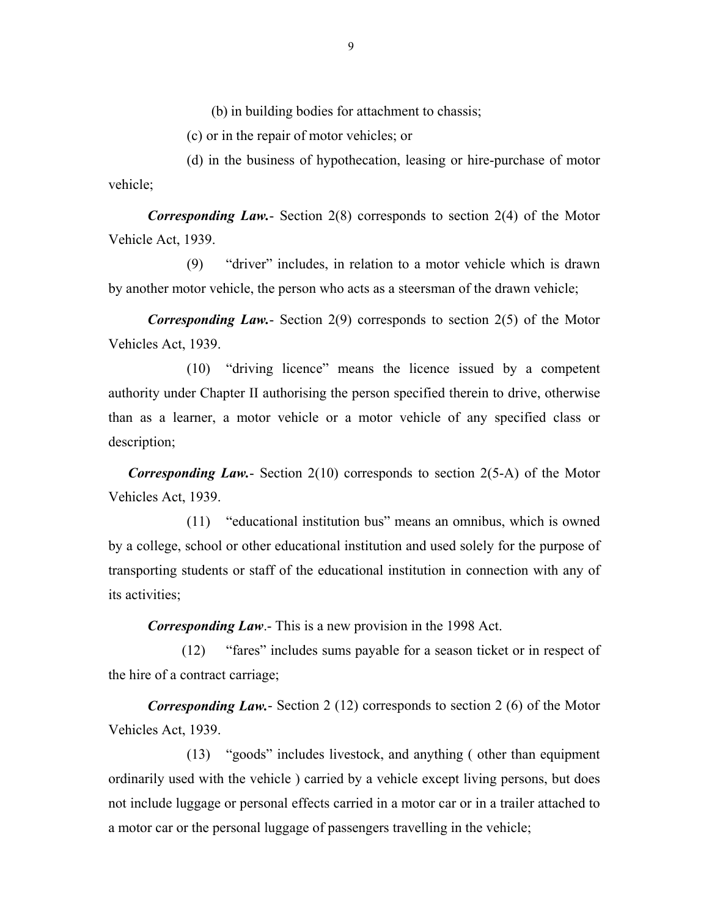(b) in building bodies for attachment to chassis;

(c) or in the repair of motor vehicles; or

(d) in the business of hypothecation, leasing or hire-purchase of motor vehicle;

***Corresponding Law.***- Section 2(8) corresponds to section 2(4) of the Motor Vehicle Act, 1939.

(9) "driver" includes, in relation to a motor vehicle which is drawn by another motor vehicle, the person who acts as a steersman of the drawn vehicle;

***Corresponding Law.***- Section 2(9) corresponds to section 2(5) of the Motor Vehicles Act, 1939.

(10) "driving licence" means the licence issued by a competent authority under Chapter II authorising the person specified therein to drive, otherwise than as a learner, a motor vehicle or a motor vehicle of any specified class or description;

***Corresponding Law.***- Section 2(10) corresponds to section 2(5-A) of the Motor Vehicles Act, 1939.

(11) "educational institution bus" means an omnibus, which is owned by a college, school or other educational institution and used solely for the purpose of transporting students or staff of the educational institution in connection with any of its activities;

***Corresponding Law***.- This is a new provision in the 1998 Act.

(12) "fares" includes sums payable for a season ticket or in respect of the hire of a contract carriage;

***Corresponding Law.***- Section 2 (12) corresponds to section 2 (6) of the Motor Vehicles Act, 1939.

(13) "goods" includes livestock, and anything ( other than equipment ordinarily used with the vehicle ) carried by a vehicle except living persons, but does not include luggage or personal effects carried in a motor car or in a trailer attached to a motor car or the personal luggage of passengers travelling in the vehicle;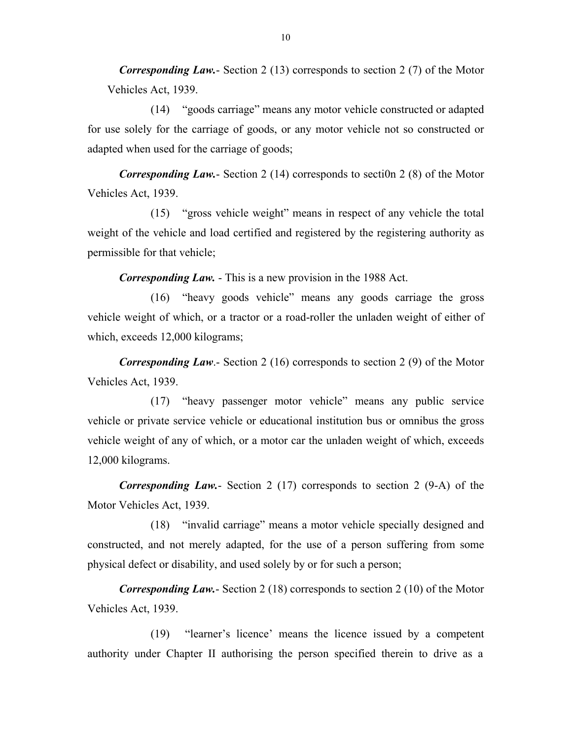***Corresponding Law.***- Section 2 (13) corresponds to section 2 (7) of the Motor Vehicles Act, 1939.

(14) "goods carriage" means any motor vehicle constructed or adapted for use solely for the carriage of goods, or any motor vehicle not so constructed or adapted when used for the carriage of goods;

***Corresponding Law.***- Section 2 (14) corresponds to secti0n 2 (8) of the Motor Vehicles Act, 1939.

(15) "gross vehicle weight" means in respect of any vehicle the total weight of the vehicle and load certified and registered by the registering authority as permissible for that vehicle;

***Corresponding Law.*** - This is a new provision in the 1988 Act.

(16) "heavy goods vehicle" means any goods carriage the gross vehicle weight of which, or a tractor or a road-roller the unladen weight of either of which, exceeds 12,000 kilograms;

***Corresponding Law***.- Section 2 (16) corresponds to section 2 (9) of the Motor Vehicles Act, 1939.

(17) "heavy passenger motor vehicle" means any public service vehicle or private service vehicle or educational institution bus or omnibus the gross vehicle weight of any of which, or a motor car the unladen weight of which, exceeds 12,000 kilograms.

***Corresponding Law.***- Section 2 (17) corresponds to section 2 (9-A) of the Motor Vehicles Act, 1939.

(18) "invalid carriage" means a motor vehicle specially designed and constructed, and not merely adapted, for the use of a person suffering from some physical defect or disability, and used solely by or for such a person;

***Corresponding Law.***- Section 2 (18) corresponds to section 2 (10) of the Motor Vehicles Act, 1939.

(19) "learner's licence' means the licence issued by a competent authority under Chapter II authorising the person specified therein to drive as a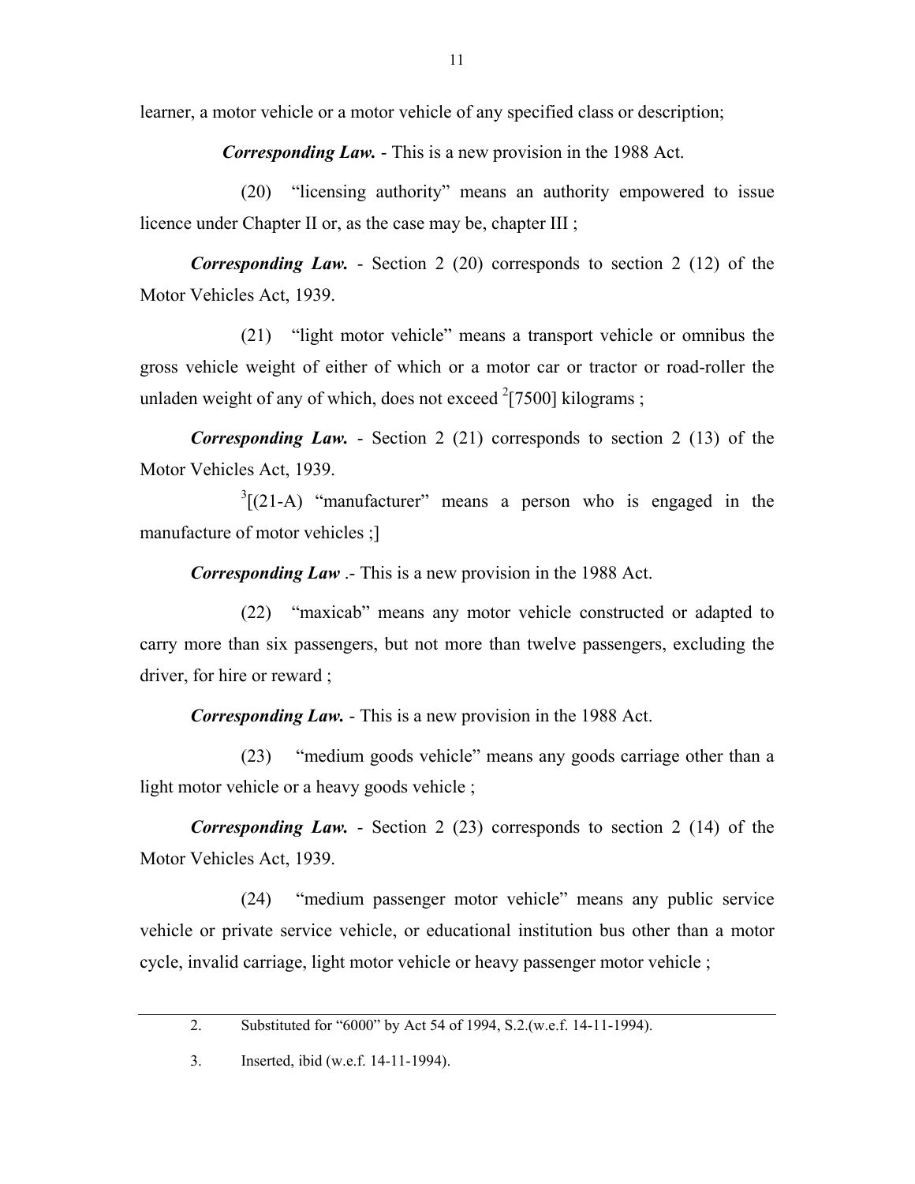learner, a motor vehicle or a motor vehicle of any specified class or description;

***Corresponding Law.*** - This is a new provision in the 1988 Act.

(20) "licensing authority" means an authority empowered to issue licence under Chapter II or, as the case may be, chapter III ;

***Corresponding Law.*** - Section 2 (20) corresponds to section 2 (12) of the Motor Vehicles Act, 1939.

(21) "light motor vehicle" means a transport vehicle or omnibus the gross vehicle weight of either of which or a motor car or tractor or road-roller the unladen weight of any of which, does not exceed [2][7500] kilograms ;

***Corresponding Law.*** - Section 2 (21) corresponds to section 2 (13) of the Motor Vehicles Act, 1939.

[3][(21-A) "manufacturer" means a person who is engaged in the manufacture of motor vehicles ;]

***Corresponding Law*** .- This is a new provision in the 1988 Act.

(22) "maxicab" means any motor vehicle constructed or adapted to carry more than six passengers, but not more than twelve passengers, excluding the driver, for hire or reward ;

***Corresponding Law.*** - This is a new provision in the 1988 Act.

(23) "medium goods vehicle" means any goods carriage other than a light motor vehicle or a heavy goods vehicle ;

***Corresponding Law.*** - Section 2 (23) corresponds to section 2 (14) of the Motor Vehicles Act, 1939.

(24) "medium passenger motor vehicle" means any public service vehicle or private service vehicle, or educational institution bus other than a motor cycle, invalid carriage, light motor vehicle or heavy passenger motor vehicle ;

---

2. Substituted for "6000" by Act 54 of 1994, S.2.(w.e.f. 14-11-1994).

3. Inserted, ibid (w.e.f. 14-11-1994).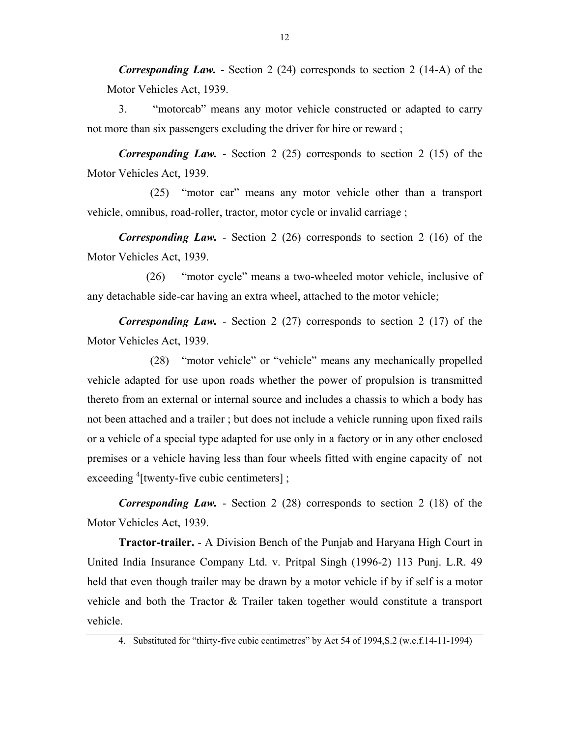***Corresponding Law.*** - Section 2 (24) corresponds to section 2 (14-A) of the Motor Vehicles Act, 1939.

3. "motorcab" means any motor vehicle constructed or adapted to carry not more than six passengers excluding the driver for hire or reward ;

***Corresponding Law.*** - Section 2 (25) corresponds to section 2 (15) of the Motor Vehicles Act, 1939.

(25) "motor car" means any motor vehicle other than a transport vehicle, omnibus, road-roller, tractor, motor cycle or invalid carriage ;

***Corresponding Law.*** - Section 2 (26) corresponds to section 2 (16) of the Motor Vehicles Act, 1939.

(26) "motor cycle" means a two-wheeled motor vehicle, inclusive of any detachable side-car having an extra wheel, attached to the motor vehicle;

***Corresponding Law.*** - Section 2 (27) corresponds to section 2 (17) of the Motor Vehicles Act, 1939.

(28) "motor vehicle" or "vehicle" means any mechanically propelled vehicle adapted for use upon roads whether the power of propulsion is transmitted thereto from an external or internal source and includes a chassis to which a body has not been attached and a trailer ; but does not include a vehicle running upon fixed rails or a vehicle of a special type adapted for use only in a factory or in any other enclosed premises or a vehicle having less than four wheels fitted with engine capacity of not exceeding [4][twenty-five cubic centimeters] ;

***Corresponding Law.*** - Section 2 (28) corresponds to section 2 (18) of the Motor Vehicles Act, 1939.

**Tractor-trailer.** - A Division Bench of the Punjab and Haryana High Court in United India Insurance Company Ltd. v. Pritpal Singh (1996-2) 113 Punj. L.R. 49 held that even though trailer may be drawn by a motor vehicle if by if self is a motor vehicle and both the Tractor & Trailer taken together would constitute a transport vehicle.

---

4. Substituted for "thirty-five cubic centimetres" by Act 54 of 1994,S.2 (w.e.f.14-11-1994)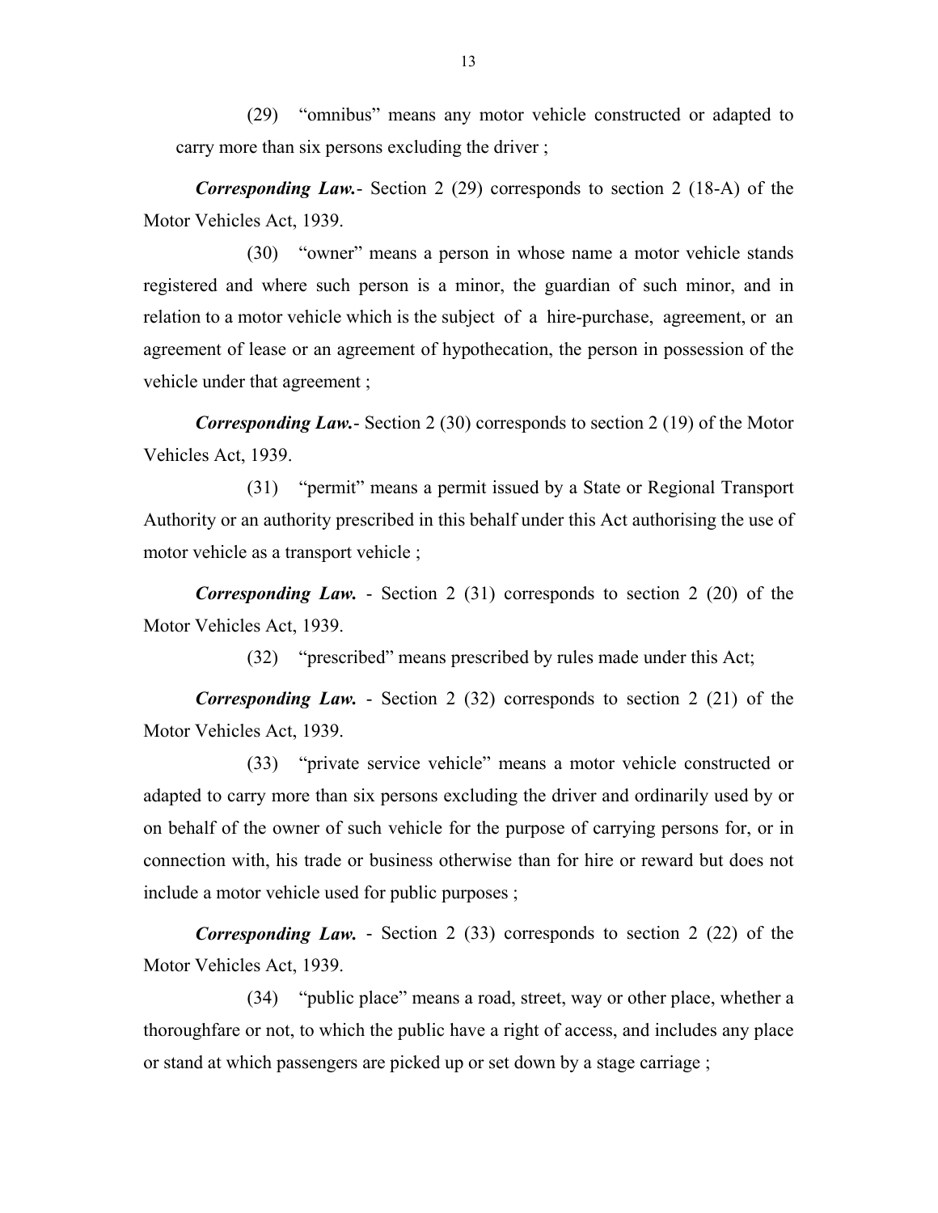(29) "omnibus" means any motor vehicle constructed or adapted to carry more than six persons excluding the driver ;

***Corresponding Law.***- Section 2 (29) corresponds to section 2 (18-A) of the Motor Vehicles Act, 1939.

(30) "owner" means a person in whose name a motor vehicle stands registered and where such person is a minor, the guardian of such minor, and in relation to a motor vehicle which is the subject of a hire-purchase, agreement, or an agreement of lease or an agreement of hypothecation, the person in possession of the vehicle under that agreement ;

***Corresponding Law.***- Section 2 (30) corresponds to section 2 (19) of the Motor Vehicles Act, 1939.

(31) "permit" means a permit issued by a State or Regional Transport Authority or an authority prescribed in this behalf under this Act authorising the use of motor vehicle as a transport vehicle ;

***Corresponding Law.*** - Section 2 (31) corresponds to section 2 (20) of the Motor Vehicles Act, 1939.

(32) "prescribed" means prescribed by rules made under this Act;

***Corresponding Law.*** - Section 2 (32) corresponds to section 2 (21) of the Motor Vehicles Act, 1939.

(33) "private service vehicle" means a motor vehicle constructed or adapted to carry more than six persons excluding the driver and ordinarily used by or on behalf of the owner of such vehicle for the purpose of carrying persons for, or in connection with, his trade or business otherwise than for hire or reward but does not include a motor vehicle used for public purposes ;

***Corresponding Law.*** - Section 2 (33) corresponds to section 2 (22) of the Motor Vehicles Act, 1939.

(34) "public place" means a road, street, way or other place, whether a thoroughfare or not, to which the public have a right of access, and includes any place or stand at which passengers are picked up or set down by a stage carriage ;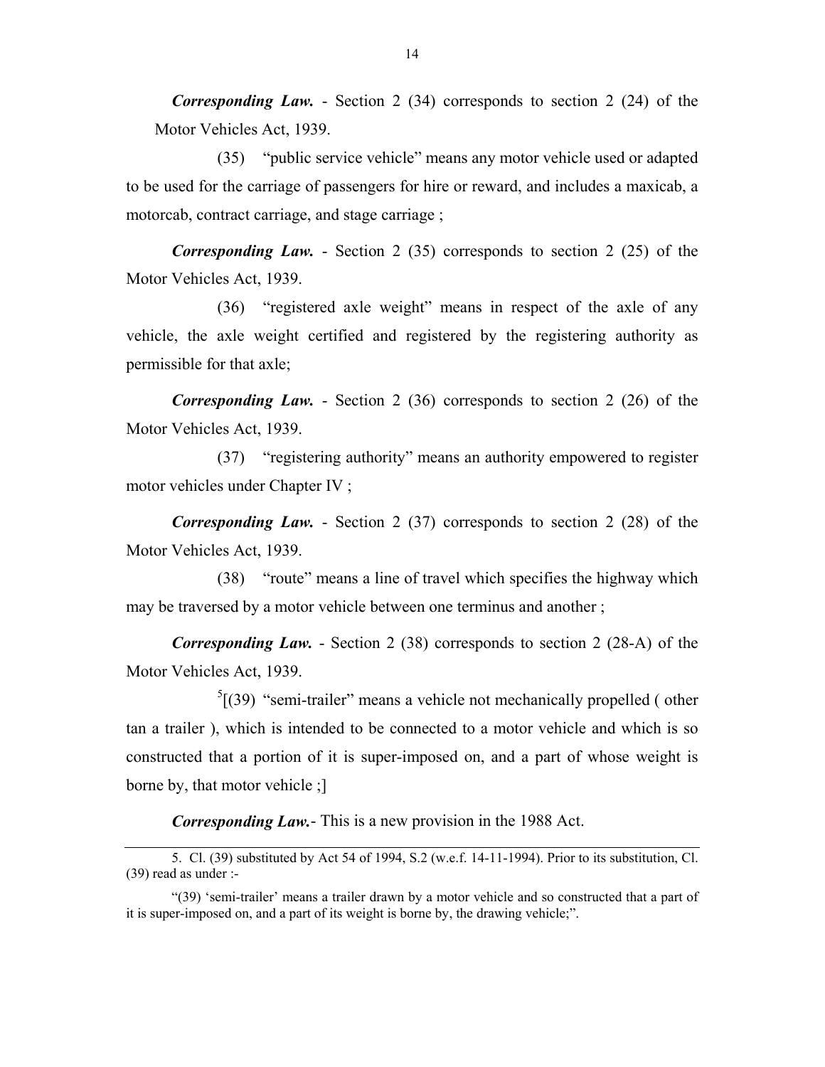***Corresponding Law.*** - Section 2 (34) corresponds to section 2 (24) of the Motor Vehicles Act, 1939.

(35) "public service vehicle" means any motor vehicle used or adapted to be used for the carriage of passengers for hire or reward, and includes a maxicab, a motorcab, contract carriage, and stage carriage ;

***Corresponding Law.*** - Section 2 (35) corresponds to section 2 (25) of the Motor Vehicles Act, 1939.

(36) "registered axle weight" means in respect of the axle of any vehicle, the axle weight certified and registered by the registering authority as permissible for that axle;

***Corresponding Law.*** - Section 2 (36) corresponds to section 2 (26) of the Motor Vehicles Act, 1939.

(37) "registering authority" means an authority empowered to register motor vehicles under Chapter IV ;

***Corresponding Law.*** - Section 2 (37) corresponds to section 2 (28) of the Motor Vehicles Act, 1939.

(38) "route" means a line of travel which specifies the highway which may be traversed by a motor vehicle between one terminus and another ;

***Corresponding Law.*** - Section 2 (38) corresponds to section 2 (28-A) of the Motor Vehicles Act, 1939.

[5][(39) "semi-trailer" means a vehicle not mechanically propelled ( other tan a trailer ), which is intended to be connected to a motor vehicle and which is so constructed that a portion of it is super-imposed on, and a part of whose weight is borne by, that motor vehicle ;]

***Corresponding Law.***- This is a new provision in the 1988 Act.

---

5. Cl. (39) substituted by Act 54 of 1994, S.2 (w.e.f. 14-11-1994). Prior to its substitution, Cl. (39) read as under :-

"(39) 'semi-trailer' means a trailer drawn by a motor vehicle and so constructed that a part of it is super-imposed on, and a part of its weight is borne by, the drawing vehicle;".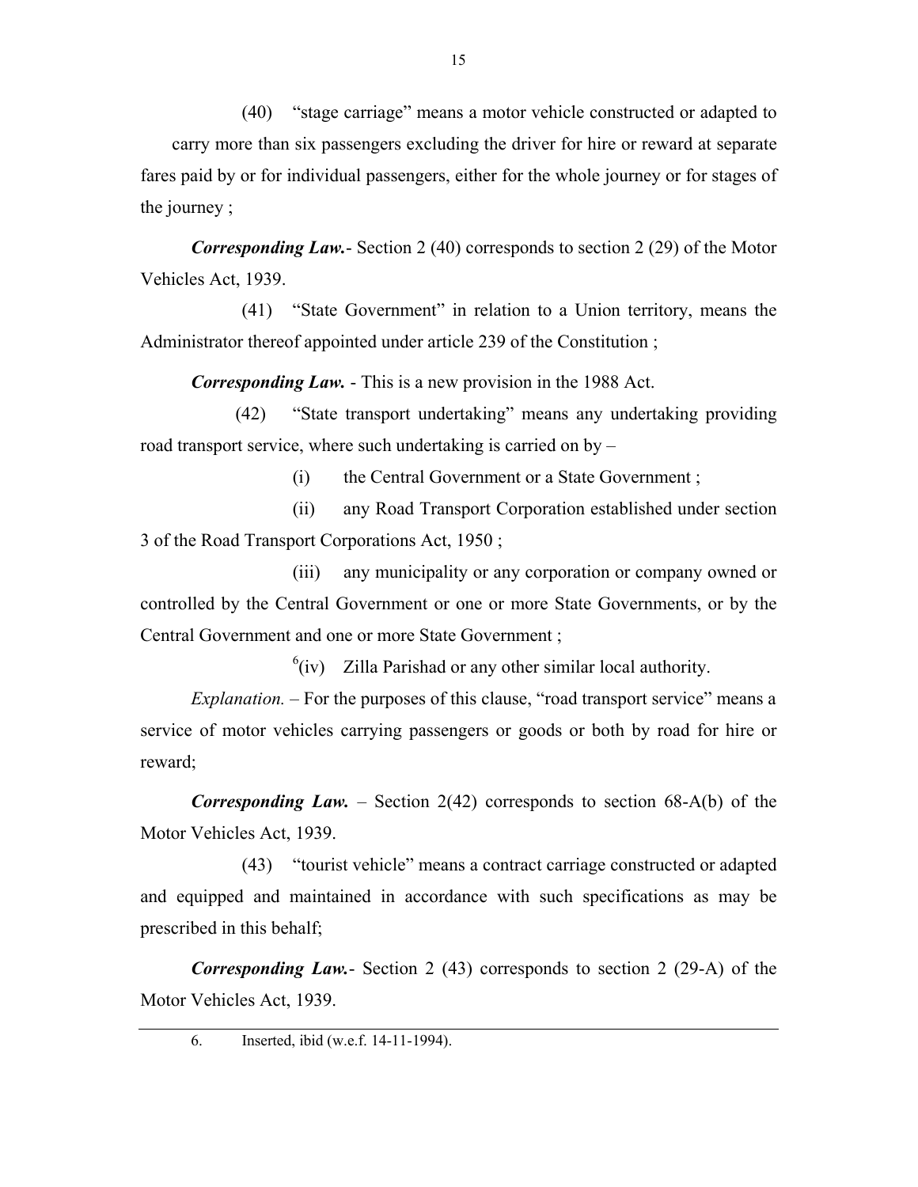(40) "stage carriage" means a motor vehicle constructed or adapted to carry more than six passengers excluding the driver for hire or reward at separate fares paid by or for individual passengers, either for the whole journey or for stages of the journey ;

***Corresponding Law.***- Section 2 (40) corresponds to section 2 (29) of the Motor Vehicles Act, 1939.

(41) "State Government" in relation to a Union territory, means the Administrator thereof appointed under article 239 of the Constitution ;

***Corresponding Law.*** - This is a new provision in the 1988 Act.

(42) "State transport undertaking" means any undertaking providing road transport service, where such undertaking is carried on by –

(i) the Central Government or a State Government ;

(ii) any Road Transport Corporation established under section 3 of the Road Transport Corporations Act, 1950 ;

(iii) any municipality or any corporation or company owned or controlled by the Central Government or one or more State Governments, or by the Central Government and one or more State Government ;

[6](iv) Zilla Parishad or any other similar local authority.

*Explanation.* – For the purposes of this clause, "road transport service" means a service of motor vehicles carrying passengers or goods or both by road for hire or reward;

***Corresponding Law.*** – Section 2(42) corresponds to section 68-A(b) of the Motor Vehicles Act, 1939.

(43) "tourist vehicle" means a contract carriage constructed or adapted and equipped and maintained in accordance with such specifications as may be prescribed in this behalf;

***Corresponding Law.***- Section 2 (43) corresponds to section 2 (29-A) of the Motor Vehicles Act, 1939.

---

6. Inserted, ibid (w.e.f. 14-11-1994).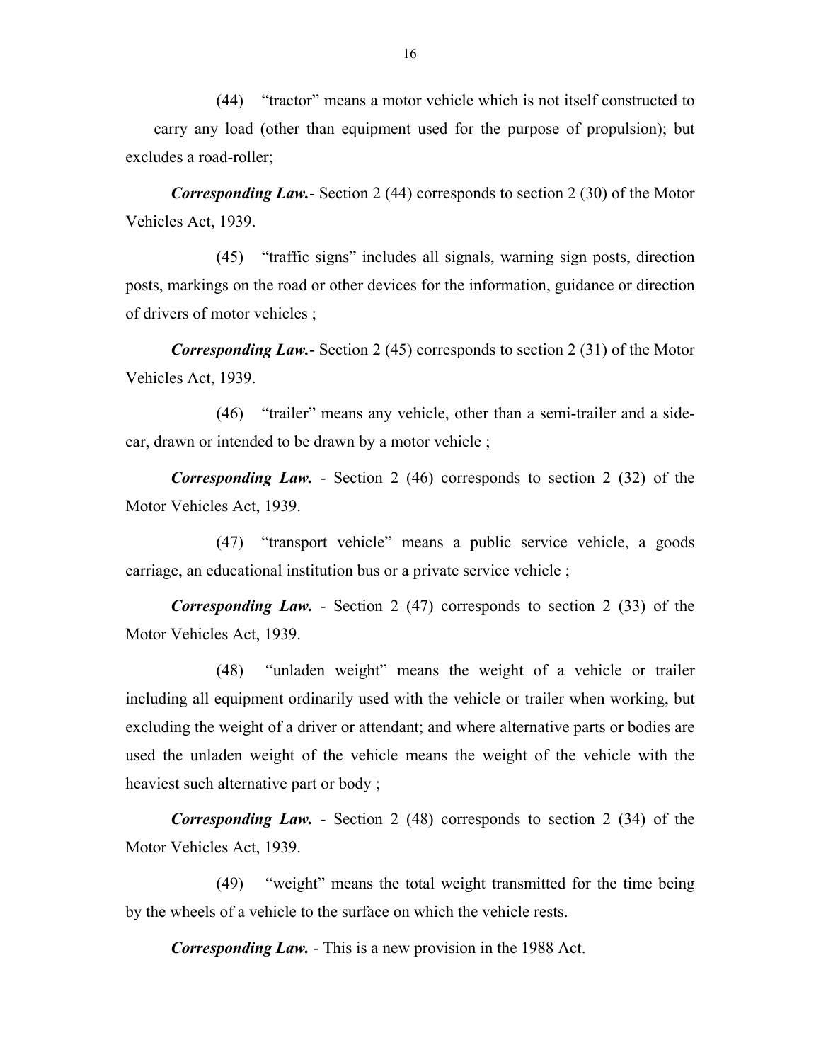(44) "tractor" means a motor vehicle which is not itself constructed to carry any load (other than equipment used for the purpose of propulsion); but excludes a road-roller;

***Corresponding Law.***- Section 2 (44) corresponds to section 2 (30) of the Motor Vehicles Act, 1939.

(45) "traffic signs" includes all signals, warning sign posts, direction posts, markings on the road or other devices for the information, guidance or direction of drivers of motor vehicles ;

***Corresponding Law.***- Section 2 (45) corresponds to section 2 (31) of the Motor Vehicles Act, 1939.

(46) "trailer" means any vehicle, other than a semi-trailer and a side-car, drawn or intended to be drawn by a motor vehicle ;

***Corresponding Law.*** - Section 2 (46) corresponds to section 2 (32) of the Motor Vehicles Act, 1939.

(47) "transport vehicle" means a public service vehicle, a goods carriage, an educational institution bus or a private service vehicle ;

***Corresponding Law.*** - Section 2 (47) corresponds to section 2 (33) of the Motor Vehicles Act, 1939.

(48) "unladen weight" means the weight of a vehicle or trailer including all equipment ordinarily used with the vehicle or trailer when working, but excluding the weight of a driver or attendant; and where alternative parts or bodies are used the unladen weight of the vehicle means the weight of the vehicle with the heaviest such alternative part or body ;

***Corresponding Law.*** - Section 2 (48) corresponds to section 2 (34) of the Motor Vehicles Act, 1939.

(49) "weight" means the total weight transmitted for the time being by the wheels of a vehicle to the surface on which the vehicle rests.

***Corresponding Law.*** - This is a new provision in the 1988 Act.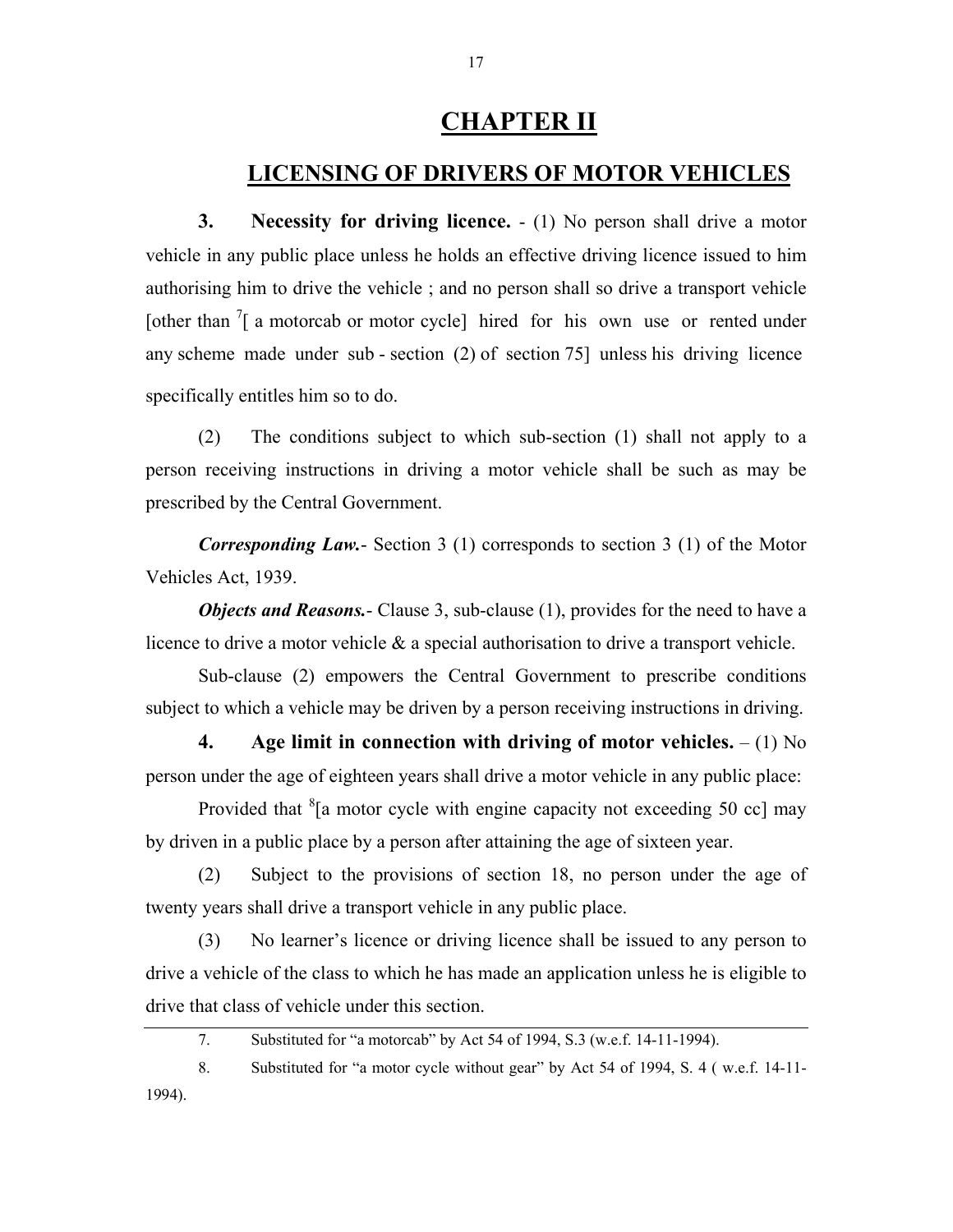# CHAPTER II

## LICENSING OF DRIVERS OF MOTOR VEHICLES

**3. Necessity for driving licence.** - (1) No person shall drive a motor vehicle in any public place unless he holds an effective driving licence issued to him authorising him to drive the vehicle ; and no person shall so drive a transport vehicle [other than [7][ a motorcab or motor cycle] hired for his own use or rented under any scheme made under sub - section (2) of section 75] unless his driving licence specifically entitles him so to do.

(2) The conditions subject to which sub-section (1) shall not apply to a person receiving instructions in driving a motor vehicle shall be such as may be prescribed by the Central Government.

***Corresponding Law.***- Section 3 (1) corresponds to section 3 (1) of the Motor Vehicles Act, 1939.

***Objects and Reasons.***- Clause 3, sub-clause (1), provides for the need to have a licence to drive a motor vehicle & a special authorisation to drive a transport vehicle.

Sub-clause (2) empowers the Central Government to prescribe conditions subject to which a vehicle may be driven by a person receiving instructions in driving.

**4. Age limit in connection with driving of motor vehicles.** – (1) No person under the age of eighteen years shall drive a motor vehicle in any public place:

Provided that [8][a motor cycle with engine capacity not exceeding 50 cc] may by driven in a public place by a person after attaining the age of sixteen year.

(2) Subject to the provisions of section 18, no person under the age of twenty years shall drive a transport vehicle in any public place.

(3) No learner's licence or driving licence shall be issued to any person to drive a vehicle of the class to which he has made an application unless he is eligible to drive that class of vehicle under this section.

---

7. Substituted for "a motorcab" by Act 54 of 1994, S.3 (w.e.f. 14-11-1994).

8. Substituted for "a motor cycle without gear" by Act 54 of 1994, S. 4 ( w.e.f. 14-11-1994).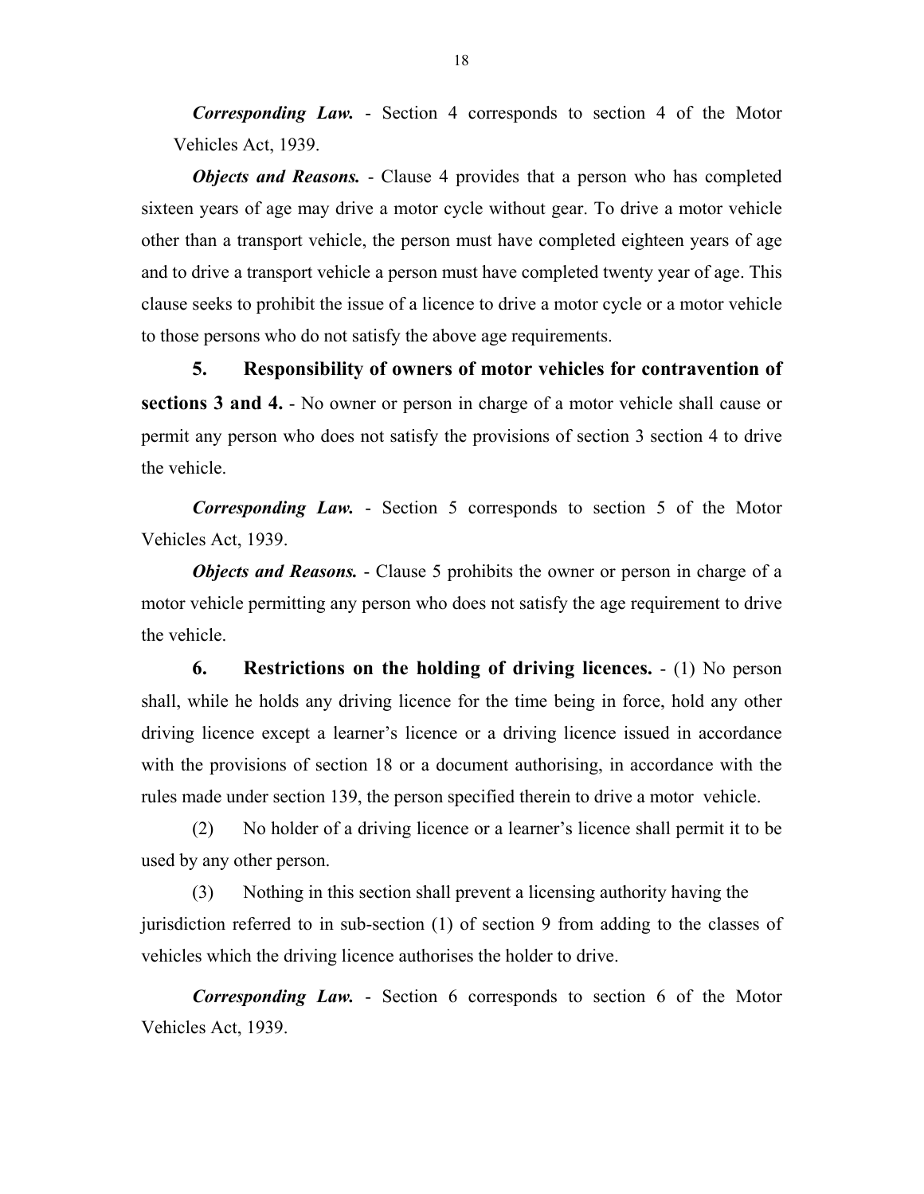***Corresponding Law.*** - Section 4 corresponds to section 4 of the Motor Vehicles Act, 1939.

***Objects and Reasons.*** - Clause 4 provides that a person who has completed sixteen years of age may drive a motor cycle without gear. To drive a motor vehicle other than a transport vehicle, the person must have completed eighteen years of age and to drive a transport vehicle a person must have completed twenty year of age. This clause seeks to prohibit the issue of a licence to drive a motor cycle or a motor vehicle to those persons who do not satisfy the above age requirements.

**5. Responsibility of owners of motor vehicles for contravention of sections 3 and 4.** - No owner or person in charge of a motor vehicle shall cause or permit any person who does not satisfy the provisions of section 3 section 4 to drive the vehicle.

***Corresponding Law.*** - Section 5 corresponds to section 5 of the Motor Vehicles Act, 1939.

***Objects and Reasons.*** - Clause 5 prohibits the owner or person in charge of a motor vehicle permitting any person who does not satisfy the age requirement to drive the vehicle.

**6. Restrictions on the holding of driving licences.** - (1) No person shall, while he holds any driving licence for the time being in force, hold any other driving licence except a learner's licence or a driving licence issued in accordance with the provisions of section 18 or a document authorising, in accordance with the rules made under section 139, the person specified therein to drive a motor vehicle.

(2) No holder of a driving licence or a learner's licence shall permit it to be used by any other person.

(3) Nothing in this section shall prevent a licensing authority having the jurisdiction referred to in sub-section (1) of section 9 from adding to the classes of vehicles which the driving licence authorises the holder to drive.

***Corresponding Law.*** - Section 6 corresponds to section 6 of the Motor Vehicles Act, 1939.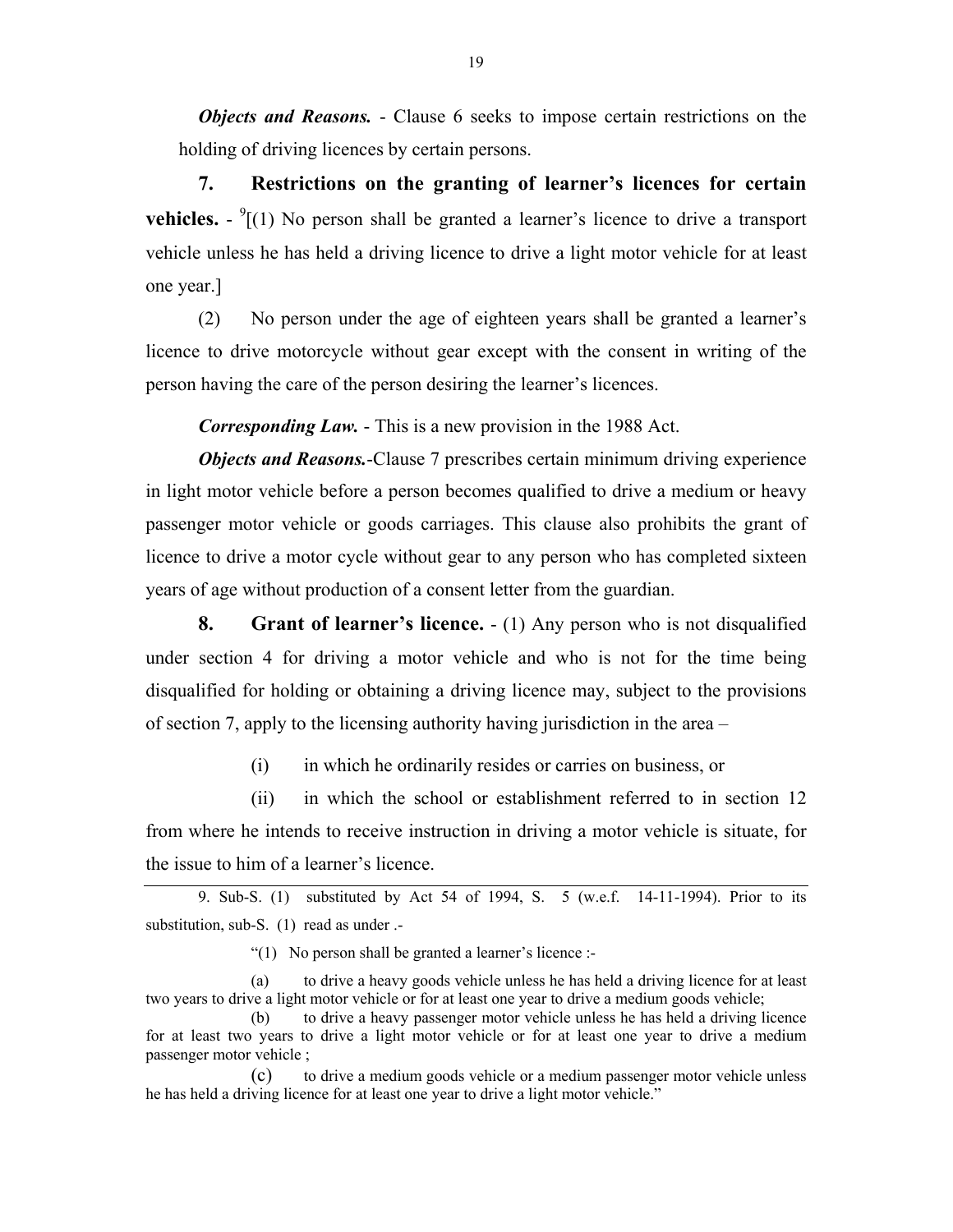***Objects and Reasons.*** - Clause 6 seeks to impose certain restrictions on the holding of driving licences by certain persons.

**7. Restrictions on the granting of learner's licences for certain vehicles.** - [9][(1) No person shall be granted a learner's licence to drive a transport vehicle unless he has held a driving licence to drive a light motor vehicle for at least one year.]

(2) No person under the age of eighteen years shall be granted a learner's licence to drive motorcycle without gear except with the consent in writing of the person having the care of the person desiring the learner's licences.

***Corresponding Law.*** - This is a new provision in the 1988 Act.

***Objects and Reasons.***-Clause 7 prescribes certain minimum driving experience in light motor vehicle before a person becomes qualified to drive a medium or heavy passenger motor vehicle or goods carriages. This clause also prohibits the grant of licence to drive a motor cycle without gear to any person who has completed sixteen years of age without production of a consent letter from the guardian.

**8. Grant of learner's licence.** - (1) Any person who is not disqualified under section 4 for driving a motor vehicle and who is not for the time being disqualified for holding or obtaining a driving licence may, subject to the provisions of section 7, apply to the licensing authority having jurisdiction in the area –

(i) in which he ordinarily resides or carries on business, or

(ii) in which the school or establishment referred to in section 12 from where he intends to receive instruction in driving a motor vehicle is situate, for the issue to him of a learner's licence.

---

9. Sub-S. (1) substituted by Act 54 of 1994, S. 5 (w.e.f. 14-11-1994). Prior to its substitution, sub-S. (1) read as under .-

"(1) No person shall be granted a learner's licence :-

(a) to drive a heavy goods vehicle unless he has held a driving licence for at least two years to drive a light motor vehicle or for at least one year to drive a medium goods vehicle;

(b) to drive a heavy passenger motor vehicle unless he has held a driving licence for at least two years to drive a light motor vehicle or for at least one year to drive a medium passenger motor vehicle ;

(c) to drive a medium goods vehicle or a medium passenger motor vehicle unless he has held a driving licence for at least one year to drive a light motor vehicle."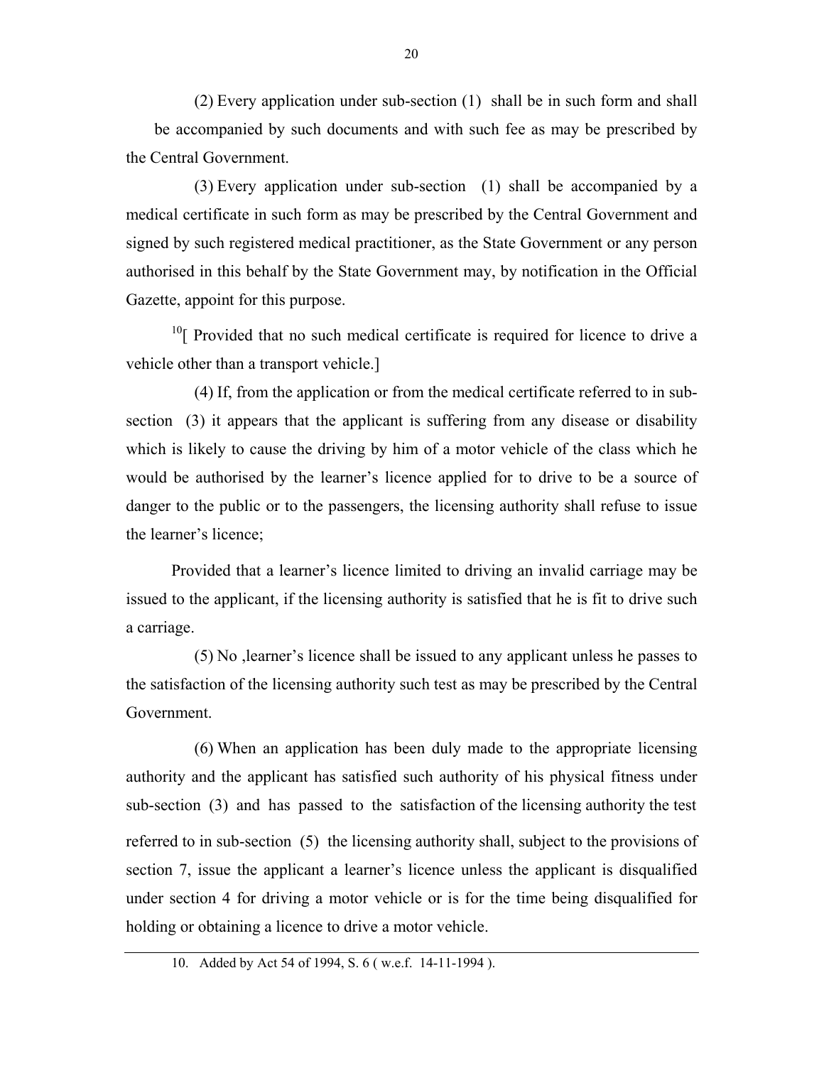(2) Every application under sub-section (1) shall be in such form and shall be accompanied by such documents and with such fee as may be prescribed by the Central Government.

(3) Every application under sub-section (1) shall be accompanied by a medical certificate in such form as may be prescribed by the Central Government and signed by such registered medical practitioner, as the State Government or any person authorised in this behalf by the State Government may, by notification in the Official Gazette, appoint for this purpose.

[10][ Provided that no such medical certificate is required for licence to drive a vehicle other than a transport vehicle.]

(4) If, from the application or from the medical certificate referred to in sub-section (3) it appears that the applicant is suffering from any disease or disability which is likely to cause the driving by him of a motor vehicle of the class which he would be authorised by the learner's licence applied for to drive to be a source of danger to the public or to the passengers, the licensing authority shall refuse to issue the learner's licence;

Provided that a learner's licence limited to driving an invalid carriage may be issued to the applicant, if the licensing authority is satisfied that he is fit to drive such a carriage.

(5) No ,learner's licence shall be issued to any applicant unless he passes to the satisfaction of the licensing authority such test as may be prescribed by the Central Government.

(6) When an application has been duly made to the appropriate licensing authority and the applicant has satisfied such authority of his physical fitness under sub-section (3) and has passed to the satisfaction of the licensing authority the test referred to in sub-section (5) the licensing authority shall, subject to the provisions of section 7, issue the applicant a learner's licence unless the applicant is disqualified under section 4 for driving a motor vehicle or is for the time being disqualified for holding or obtaining a licence to drive a motor vehicle.

---

10. Added by Act 54 of 1994, S. 6 ( w.e.f. 14-11-1994 ).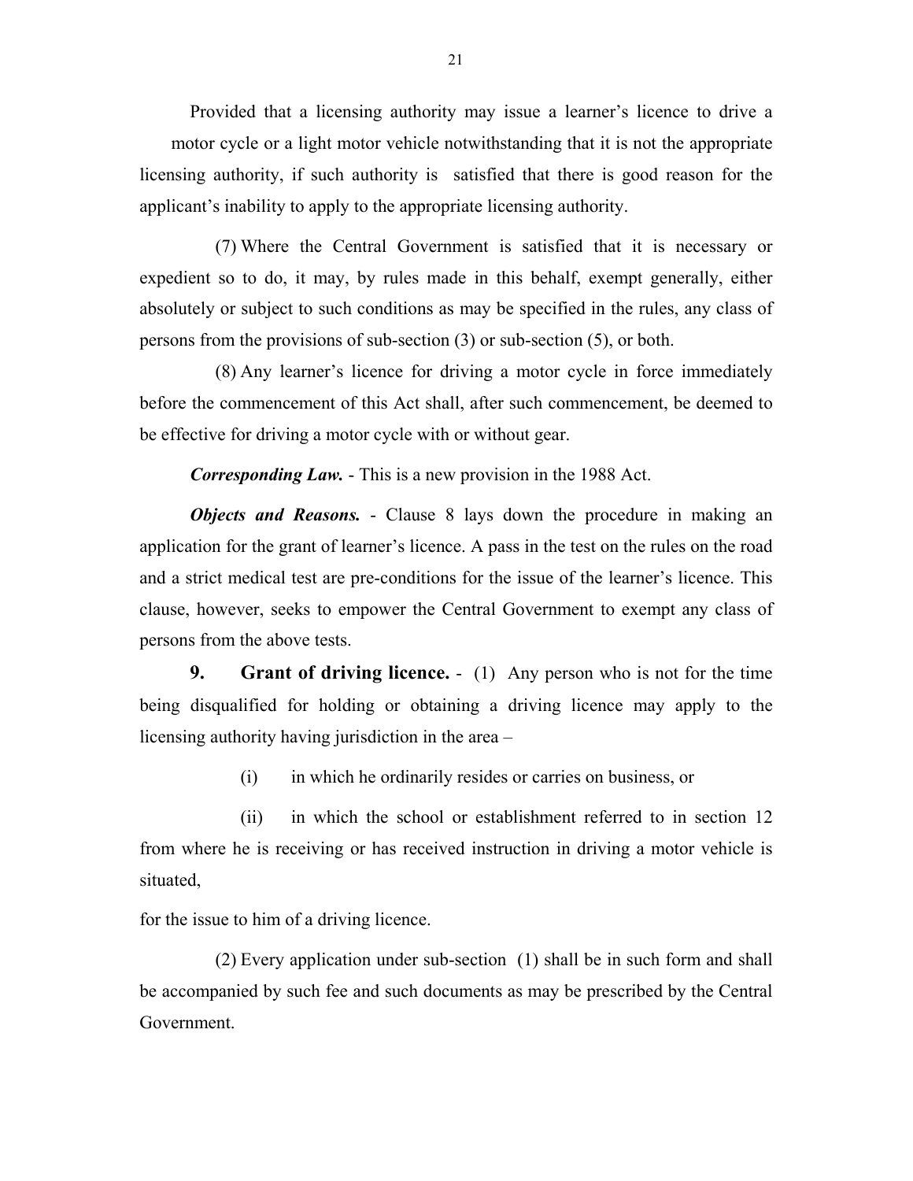Provided that a licensing authority may issue a learner's licence to drive a motor cycle or a light motor vehicle notwithstanding that it is not the appropriate licensing authority, if such authority is satisfied that there is good reason for the applicant's inability to apply to the appropriate licensing authority.

(7) Where the Central Government is satisfied that it is necessary or expedient so to do, it may, by rules made in this behalf, exempt generally, either absolutely or subject to such conditions as may be specified in the rules, any class of persons from the provisions of sub-section (3) or sub-section (5), or both.

(8) Any learner's licence for driving a motor cycle in force immediately before the commencement of this Act shall, after such commencement, be deemed to be effective for driving a motor cycle with or without gear.

***Corresponding Law.*** - This is a new provision in the 1988 Act.

***Objects and Reasons.*** - Clause 8 lays down the procedure in making an application for the grant of learner's licence. A pass in the test on the rules on the road and a strict medical test are pre-conditions for the issue of the learner's licence. This clause, however, seeks to empower the Central Government to exempt any class of persons from the above tests.

**9. Grant of driving licence.** - (1) Any person who is not for the time being disqualified for holding or obtaining a driving licence may apply to the licensing authority having jurisdiction in the area –

(i) in which he ordinarily resides or carries on business, or

(ii) in which the school or establishment referred to in section 12 from where he is receiving or has received instruction in driving a motor vehicle is situated,

for the issue to him of a driving licence.

(2) Every application under sub-section (1) shall be in such form and shall be accompanied by such fee and such documents as may be prescribed by the Central Government.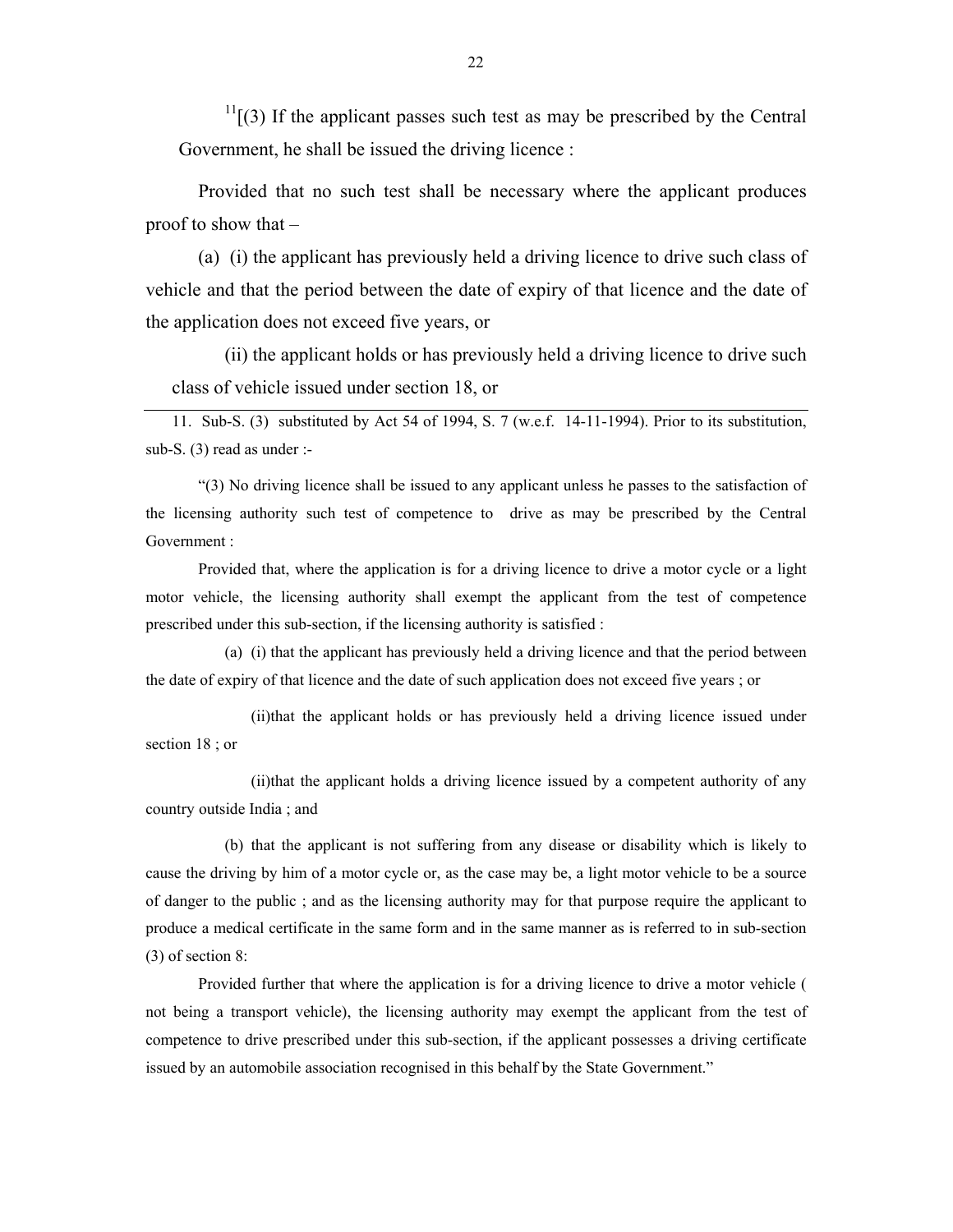[11][(3) If the applicant passes such test as may be prescribed by the Central Government, he shall be issued the driving licence :

Provided that no such test shall be necessary where the applicant produces proof to show that –

(a) (i) the applicant has previously held a driving licence to drive such class of vehicle and that the period between the date of expiry of that licence and the date of the application does not exceed five years, or

(ii) the applicant holds or has previously held a driving licence to drive such class of vehicle issued under section 18, or

---

11. Sub-S. (3) substituted by Act 54 of 1994, S. 7 (w.e.f. 14-11-1994). Prior to its substitution, sub-S. (3) read as under :-

"(3) No driving licence shall be issued to any applicant unless he passes to the satisfaction of the licensing authority such test of competence to drive as may be prescribed by the Central Government :

Provided that, where the application is for a driving licence to drive a motor cycle or a light motor vehicle, the licensing authority shall exempt the applicant from the test of competence prescribed under this sub-section, if the licensing authority is satisfied :

(a) (i) that the applicant has previously held a driving licence and that the period between the date of expiry of that licence and the date of such application does not exceed five years ; or

(ii)that the applicant holds or has previously held a driving licence issued under section 18 ; or

(ii)that the applicant holds a driving licence issued by a competent authority of any country outside India ; and

(b) that the applicant is not suffering from any disease or disability which is likely to cause the driving by him of a motor cycle or, as the case may be, a light motor vehicle to be a source of danger to the public ; and as the licensing authority may for that purpose require the applicant to produce a medical certificate in the same form and in the same manner as is referred to in sub-section (3) of section 8:

Provided further that where the application is for a driving licence to drive a motor vehicle ( not being a transport vehicle), the licensing authority may exempt the applicant from the test of competence to drive prescribed under this sub-section, if the applicant possesses a driving certificate issued by an automobile association recognised in this behalf by the State Government."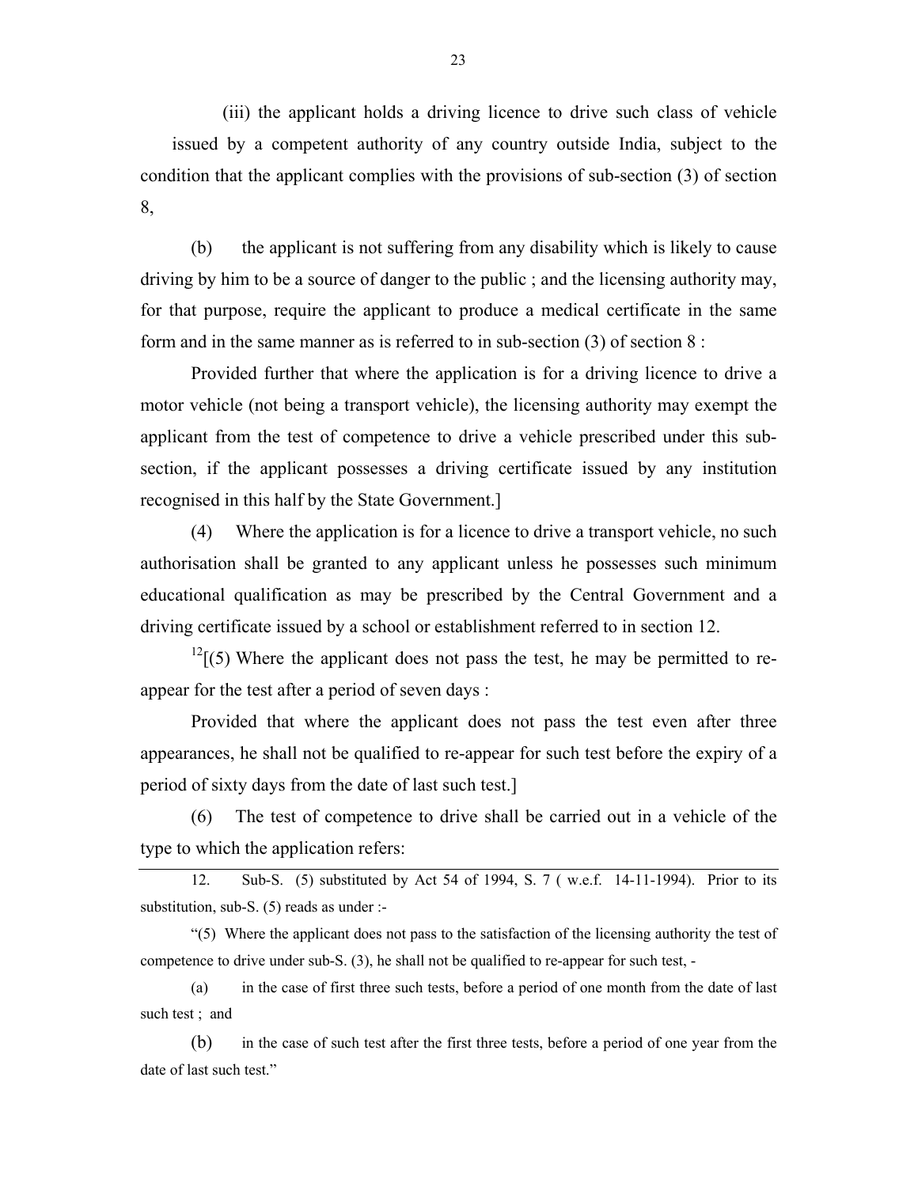(iii) the applicant holds a driving licence to drive such class of vehicle issued by a competent authority of any country outside India, subject to the condition that the applicant complies with the provisions of sub-section (3) of section 8,

(b) the applicant is not suffering from any disability which is likely to cause driving by him to be a source of danger to the public ; and the licensing authority may, for that purpose, require the applicant to produce a medical certificate in the same form and in the same manner as is referred to in sub-section (3) of section 8 :

Provided further that where the application is for a driving licence to drive a motor vehicle (not being a transport vehicle), the licensing authority may exempt the applicant from the test of competence to drive a vehicle prescribed under this sub-section, if the applicant possesses a driving certificate issued by any institution recognised in this half by the State Government.]

(4) Where the application is for a licence to drive a transport vehicle, no such authorisation shall be granted to any applicant unless he possesses such minimum educational qualification as may be prescribed by the Central Government and a driving certificate issued by a school or establishment referred to in section 12.

[12][(5) Where the applicant does not pass the test, he may be permitted to re-appear for the test after a period of seven days :

Provided that where the applicant does not pass the test even after three appearances, he shall not be qualified to re-appear for such test before the expiry of a period of sixty days from the date of last such test.]

(6) The test of competence to drive shall be carried out in a vehicle of the type to which the application refers:

---

12. Sub-S. (5) substituted by Act 54 of 1994, S. 7 ( w.e.f. 14-11-1994). Prior to its substitution, sub-S. (5) reads as under :-

"(5) Where the applicant does not pass to the satisfaction of the licensing authority the test of competence to drive under sub-S. (3), he shall not be qualified to re-appear for such test, -

(a) in the case of first three such tests, before a period of one month from the date of last such test ; and

(b) in the case of such test after the first three tests, before a period of one year from the date of last such test."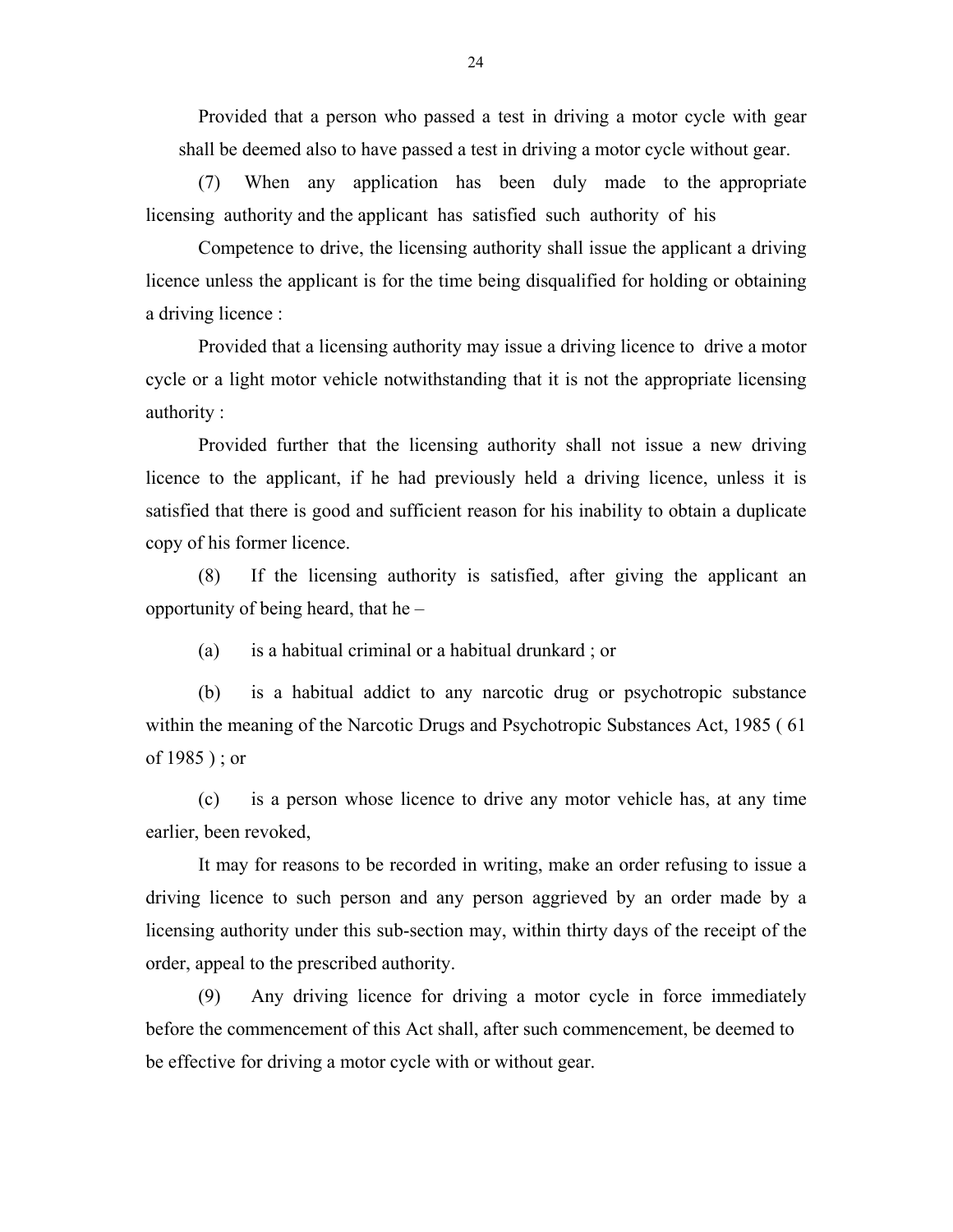Provided that a person who passed a test in driving a motor cycle with gear shall be deemed also to have passed a test in driving a motor cycle without gear.

(7) When any application has been duly made to the appropriate licensing authority and the applicant has satisfied such authority of his

Competence to drive, the licensing authority shall issue the applicant a driving licence unless the applicant is for the time being disqualified for holding or obtaining a driving licence :

Provided that a licensing authority may issue a driving licence to drive a motor cycle or a light motor vehicle notwithstanding that it is not the appropriate licensing authority :

Provided further that the licensing authority shall not issue a new driving licence to the applicant, if he had previously held a driving licence, unless it is satisfied that there is good and sufficient reason for his inability to obtain a duplicate copy of his former licence.

(8) If the licensing authority is satisfied, after giving the applicant an opportunity of being heard, that he –

(a) is a habitual criminal or a habitual drunkard ; or

(b) is a habitual addict to any narcotic drug or psychotropic substance within the meaning of the Narcotic Drugs and Psychotropic Substances Act, 1985 ( 61 of 1985 ) ; or

(c) is a person whose licence to drive any motor vehicle has, at any time earlier, been revoked,

It may for reasons to be recorded in writing, make an order refusing to issue a driving licence to such person and any person aggrieved by an order made by a licensing authority under this sub-section may, within thirty days of the receipt of the order, appeal to the prescribed authority.

(9) Any driving licence for driving a motor cycle in force immediately before the commencement of this Act shall, after such commencement, be deemed to be effective for driving a motor cycle with or without gear.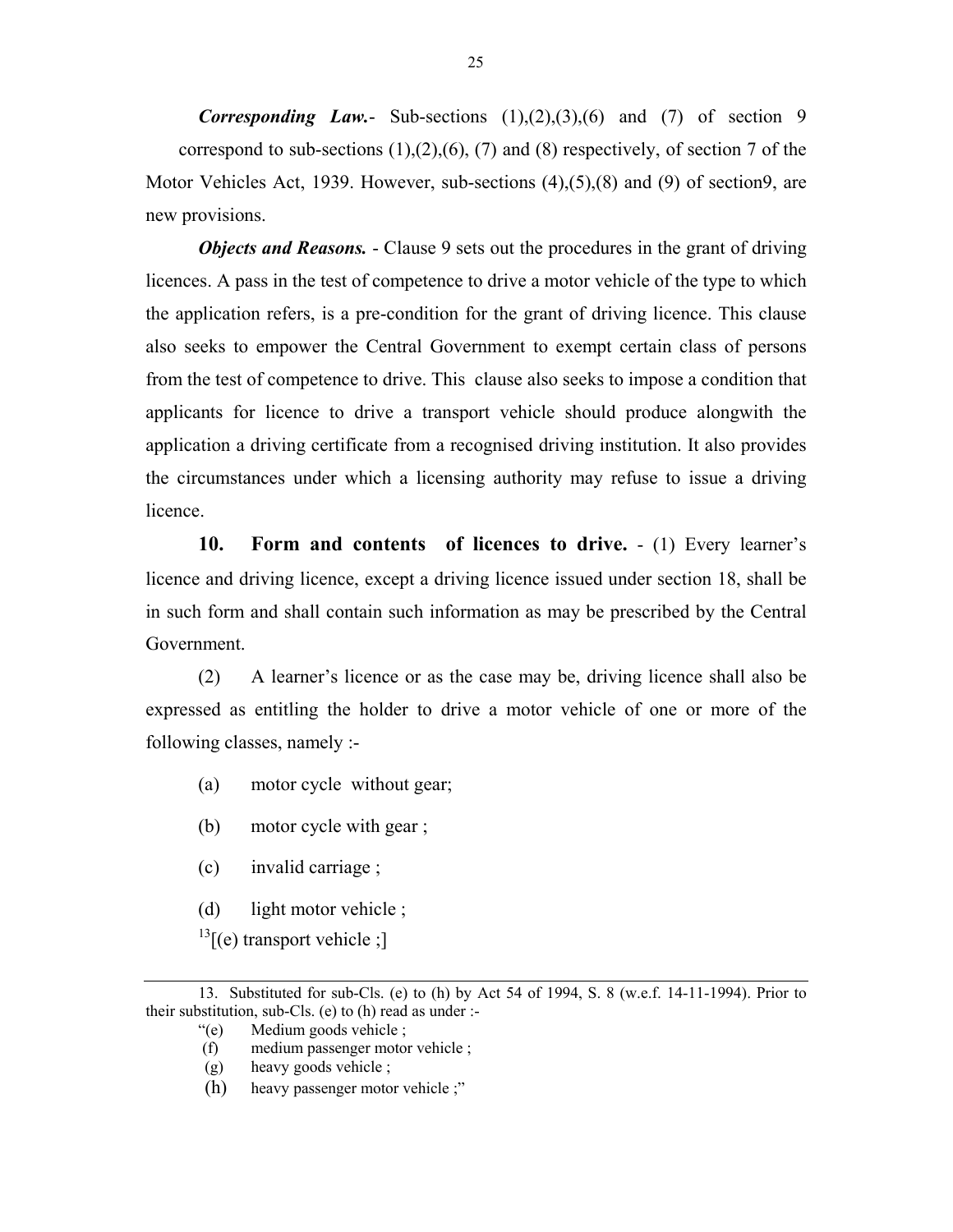***Corresponding Law.***- Sub-sections (1),(2),(3),(6) and (7) of section 9 correspond to sub-sections (1),(2),(6), (7) and (8) respectively, of section 7 of the Motor Vehicles Act, 1939. However, sub-sections (4),(5),(8) and (9) of section9, are new provisions.

***Objects and Reasons.*** - Clause 9 sets out the procedures in the grant of driving licences. A pass in the test of competence to drive a motor vehicle of the type to which the application refers, is a pre-condition for the grant of driving licence. This clause also seeks to empower the Central Government to exempt certain class of persons from the test of competence to drive. This clause also seeks to impose a condition that applicants for licence to drive a transport vehicle should produce alongwith the application a driving certificate from a recognised driving institution. It also provides the circumstances under which a licensing authority may refuse to issue a driving licence.

**10. Form and contents of licences to drive.** - (1) Every learner's licence and driving licence, except a driving licence issued under section 18, shall be in such form and shall contain such information as may be prescribed by the Central Government.

(2) A learner's licence or as the case may be, driving licence shall also be expressed as entitling the holder to drive a motor vehicle of one or more of the following classes, namely :-

(a) motor cycle without gear;

(b) motor cycle with gear ;

(c) invalid carriage ;

(d) light motor vehicle ;

[13][(e) transport vehicle ;]

---

13. Substituted for sub-Cls. (e) to (h) by Act 54 of 1994, S. 8 (w.e.f. 14-11-1994). Prior to their substitution, sub-Cls. (e) to (h) read as under :-

"(e) Medium goods vehicle ;

(f) medium passenger motor vehicle ;

(g) heavy goods vehicle ;

(h) heavy passenger motor vehicle ;"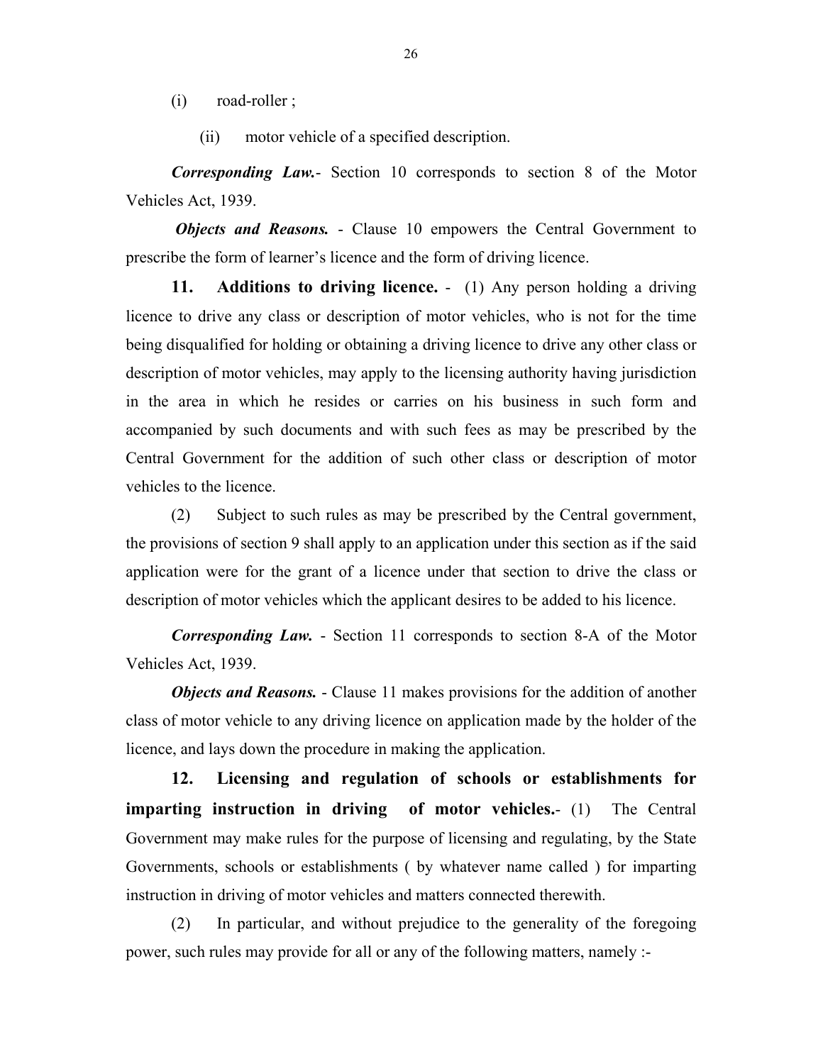(i) road-roller ;

(ii) motor vehicle of a specified description.

***Corresponding Law.***- Section 10 corresponds to section 8 of the Motor Vehicles Act, 1939.

***Objects and Reasons.*** - Clause 10 empowers the Central Government to prescribe the form of learner's licence and the form of driving licence.

**11. Additions to driving licence.** - (1) Any person holding a driving licence to drive any class or description of motor vehicles, who is not for the time being disqualified for holding or obtaining a driving licence to drive any other class or description of motor vehicles, may apply to the licensing authority having jurisdiction in the area in which he resides or carries on his business in such form and accompanied by such documents and with such fees as may be prescribed by the Central Government for the addition of such other class or description of motor vehicles to the licence.

(2) Subject to such rules as may be prescribed by the Central government, the provisions of section 9 shall apply to an application under this section as if the said application were for the grant of a licence under that section to drive the class or description of motor vehicles which the applicant desires to be added to his licence.

***Corresponding Law.*** - Section 11 corresponds to section 8-A of the Motor Vehicles Act, 1939.

***Objects and Reasons.*** - Clause 11 makes provisions for the addition of another class of motor vehicle to any driving licence on application made by the holder of the licence, and lays down the procedure in making the application.

**12. Licensing and regulation of schools or establishments for imparting instruction in driving of motor vehicles.**- (1) The Central Government may make rules for the purpose of licensing and regulating, by the State Governments, schools or establishments ( by whatever name called ) for imparting instruction in driving of motor vehicles and matters connected therewith.

(2) In particular, and without prejudice to the generality of the foregoing power, such rules may provide for all or any of the following matters, namely :-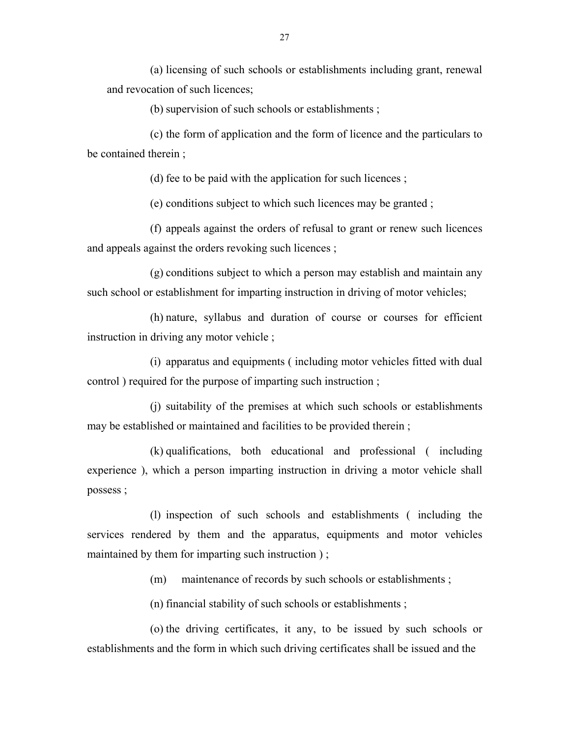(a) licensing of such schools or establishments including grant, renewal and revocation of such licences;

(b) supervision of such schools or establishments ;

(c) the form of application and the form of licence and the particulars to be contained therein ;

(d) fee to be paid with the application for such licences ;

(e) conditions subject to which such licences may be granted ;

(f) appeals against the orders of refusal to grant or renew such licences and appeals against the orders revoking such licences ;

(g) conditions subject to which a person may establish and maintain any such school or establishment for imparting instruction in driving of motor vehicles;

(h) nature, syllabus and duration of course or courses for efficient instruction in driving any motor vehicle ;

(i) apparatus and equipments ( including motor vehicles fitted with dual control ) required for the purpose of imparting such instruction ;

(j) suitability of the premises at which such schools or establishments may be established or maintained and facilities to be provided therein ;

(k) qualifications, both educational and professional ( including experience ), which a person imparting instruction in driving a motor vehicle shall possess ;

(l) inspection of such schools and establishments ( including the services rendered by them and the apparatus, equipments and motor vehicles maintained by them for imparting such instruction ) ;

(m) maintenance of records by such schools or establishments ;

(n) financial stability of such schools or establishments ;

(o) the driving certificates, it any, to be issued by such schools or establishments and the form in which such driving certificates shall be issued and the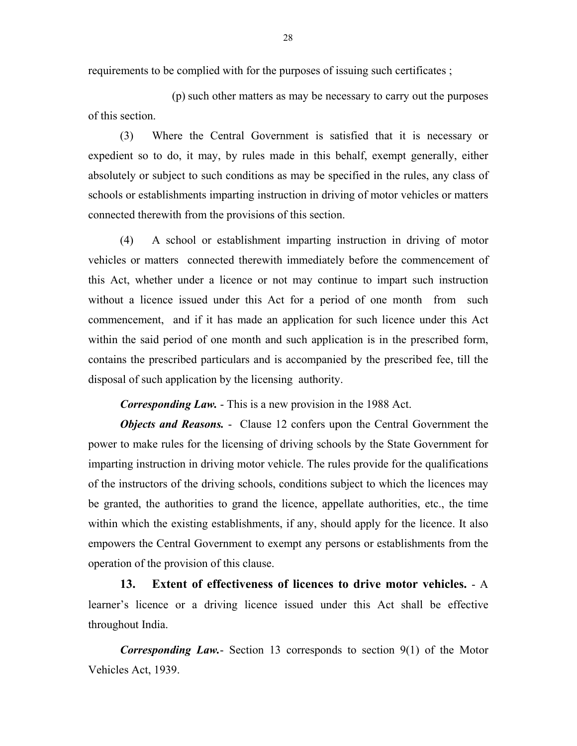requirements to be complied with for the purposes of issuing such certificates ;

(p) such other matters as may be necessary to carry out the purposes of this section.

(3) Where the Central Government is satisfied that it is necessary or expedient so to do, it may, by rules made in this behalf, exempt generally, either absolutely or subject to such conditions as may be specified in the rules, any class of schools or establishments imparting instruction in driving of motor vehicles or matters connected therewith from the provisions of this section.

(4) A school or establishment imparting instruction in driving of motor vehicles or matters connected therewith immediately before the commencement of this Act, whether under a licence or not may continue to impart such instruction without a licence issued under this Act for a period of one month from such commencement, and if it has made an application for such licence under this Act within the said period of one month and such application is in the prescribed form, contains the prescribed particulars and is accompanied by the prescribed fee, till the disposal of such application by the licensing authority.

***Corresponding Law.*** - This is a new provision in the 1988 Act.

***Objects and Reasons.*** - Clause 12 confers upon the Central Government the power to make rules for the licensing of driving schools by the State Government for imparting instruction in driving motor vehicle. The rules provide for the qualifications of the instructors of the driving schools, conditions subject to which the licences may be granted, the authorities to grand the licence, appellate authorities, etc., the time within which the existing establishments, if any, should apply for the licence. It also empowers the Central Government to exempt any persons or establishments from the operation of the provision of this clause.

**13. Extent of effectiveness of licences to drive motor vehicles.** - A learner's licence or a driving licence issued under this Act shall be effective throughout India.

***Corresponding Law.***- Section 13 corresponds to section 9(1) of the Motor Vehicles Act, 1939.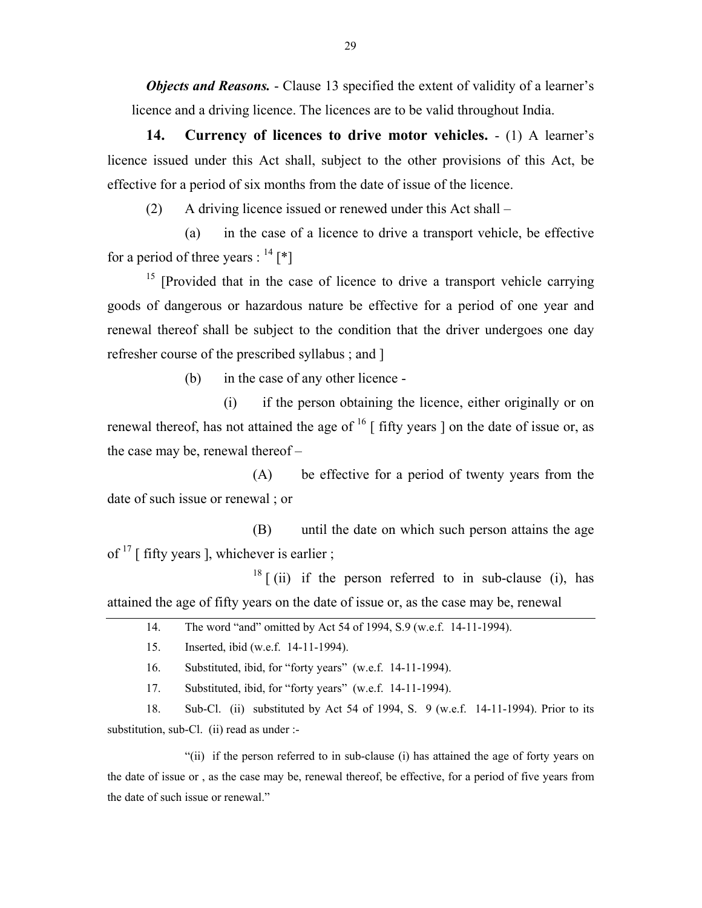***Objects and Reasons.*** - Clause 13 specified the extent of validity of a learner's licence and a driving licence. The licences are to be valid throughout India.

**14. Currency of licences to drive motor vehicles.** - (1) A learner's licence issued under this Act shall, subject to the other provisions of this Act, be effective for a period of six months from the date of issue of the licence.

(2) A driving licence issued or renewed under this Act shall –

(a) in the case of a licence to drive a transport vehicle, be effective for a period of three years : [14] [*]

[15] [Provided that in the case of licence to drive a transport vehicle carrying goods of dangerous or hazardous nature be effective for a period of one year and renewal thereof shall be subject to the condition that the driver undergoes one day refresher course of the prescribed syllabus ; and ]

(b) in the case of any other licence -

(i) if the person obtaining the licence, either originally or on renewal thereof, has not attained the age of [16] [ fifty years ] on the date of issue or, as the case may be, renewal thereof –

(A) be effective for a period of twenty years from the date of such issue or renewal ; or

(B) until the date on which such person attains the age of [17] [ fifty years ], whichever is earlier ;

[18] [ (ii) if the person referred to in sub-clause (i), has attained the age of fifty years on the date of issue or, as the case may be, renewal

---

14. The word "and" omitted by Act 54 of 1994, S.9 (w.e.f. 14-11-1994).

15. Inserted, ibid (w.e.f. 14-11-1994).

16. Substituted, ibid, for "forty years" (w.e.f. 14-11-1994).

17. Substituted, ibid, for "forty years" (w.e.f. 14-11-1994).

18. Sub-Cl. (ii) substituted by Act 54 of 1994, S. 9 (w.e.f. 14-11-1994). Prior to its substitution, sub-Cl. (ii) read as under :-

"(ii) if the person referred to in sub-clause (i) has attained the age of forty years on the date of issue or , as the case may be, renewal thereof, be effective, for a period of five years from the date of such issue or renewal."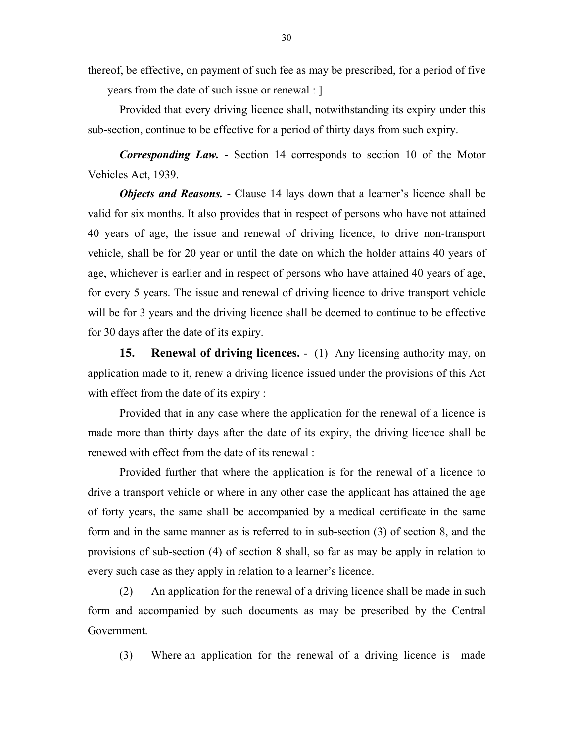thereof, be effective, on payment of such fee as may be prescribed, for a period of five years from the date of such issue or renewal : ]

Provided that every driving licence shall, notwithstanding its expiry under this sub-section, continue to be effective for a period of thirty days from such expiry.

***Corresponding Law.*** - Section 14 corresponds to section 10 of the Motor Vehicles Act, 1939.

***Objects and Reasons.*** - Clause 14 lays down that a learner's licence shall be valid for six months. It also provides that in respect of persons who have not attained 40 years of age, the issue and renewal of driving licence, to drive non-transport vehicle, shall be for 20 year or until the date on which the holder attains 40 years of age, whichever is earlier and in respect of persons who have attained 40 years of age, for every 5 years. The issue and renewal of driving licence to drive transport vehicle will be for 3 years and the driving licence shall be deemed to continue to be effective for 30 days after the date of its expiry.

**15. Renewal of driving licences.** - (1) Any licensing authority may, on application made to it, renew a driving licence issued under the provisions of this Act with effect from the date of its expiry :

Provided that in any case where the application for the renewal of a licence is made more than thirty days after the date of its expiry, the driving licence shall be renewed with effect from the date of its renewal :

Provided further that where the application is for the renewal of a licence to drive a transport vehicle or where in any other case the applicant has attained the age of forty years, the same shall be accompanied by a medical certificate in the same form and in the same manner as is referred to in sub-section (3) of section 8, and the provisions of sub-section (4) of section 8 shall, so far as may be apply in relation to every such case as they apply in relation to a learner's licence.

(2) An application for the renewal of a driving licence shall be made in such form and accompanied by such documents as may be prescribed by the Central Government.

(3) Where an application for the renewal of a driving licence is made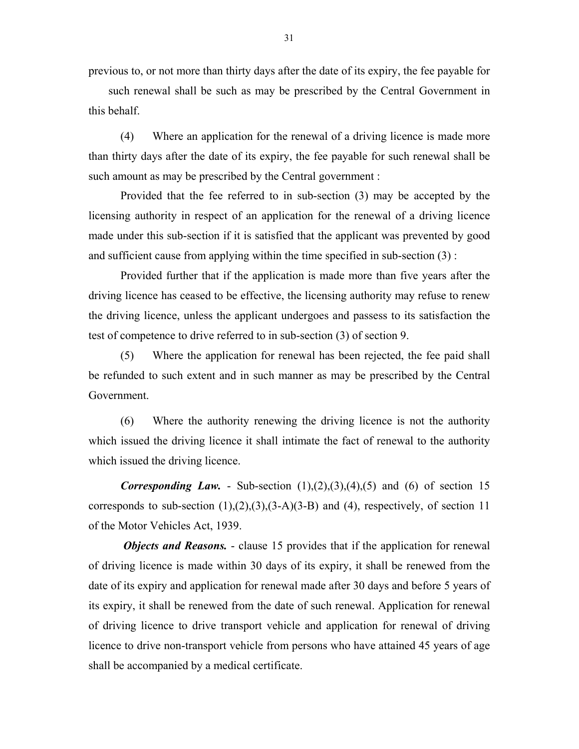previous to, or not more than thirty days after the date of its expiry, the fee payable for such renewal shall be such as may be prescribed by the Central Government in this behalf.

(4) Where an application for the renewal of a driving licence is made more than thirty days after the date of its expiry, the fee payable for such renewal shall be such amount as may be prescribed by the Central government :

Provided that the fee referred to in sub-section (3) may be accepted by the licensing authority in respect of an application for the renewal of a driving licence made under this sub-section if it is satisfied that the applicant was prevented by good and sufficient cause from applying within the time specified in sub-section (3) :

Provided further that if the application is made more than five years after the driving licence has ceased to be effective, the licensing authority may refuse to renew the driving licence, unless the applicant undergoes and passess to its satisfaction the test of competence to drive referred to in sub-section (3) of section 9.

(5) Where the application for renewal has been rejected, the fee paid shall be refunded to such extent and in such manner as may be prescribed by the Central Government.

(6) Where the authority renewing the driving licence is not the authority which issued the driving licence it shall intimate the fact of renewal to the authority which issued the driving licence.

***Corresponding Law.*** - Sub-section (1),(2),(3),(4),(5) and (6) of section 15 corresponds to sub-section (1),(2),(3),(3-A)(3-B) and (4), respectively, of section 11 of the Motor Vehicles Act, 1939.

***Objects and Reasons.*** - clause 15 provides that if the application for renewal of driving licence is made within 30 days of its expiry, it shall be renewed from the date of its expiry and application for renewal made after 30 days and before 5 years of its expiry, it shall be renewed from the date of such renewal. Application for renewal of driving licence to drive transport vehicle and application for renewal of driving licence to drive non-transport vehicle from persons who have attained 45 years of age shall be accompanied by a medical certificate.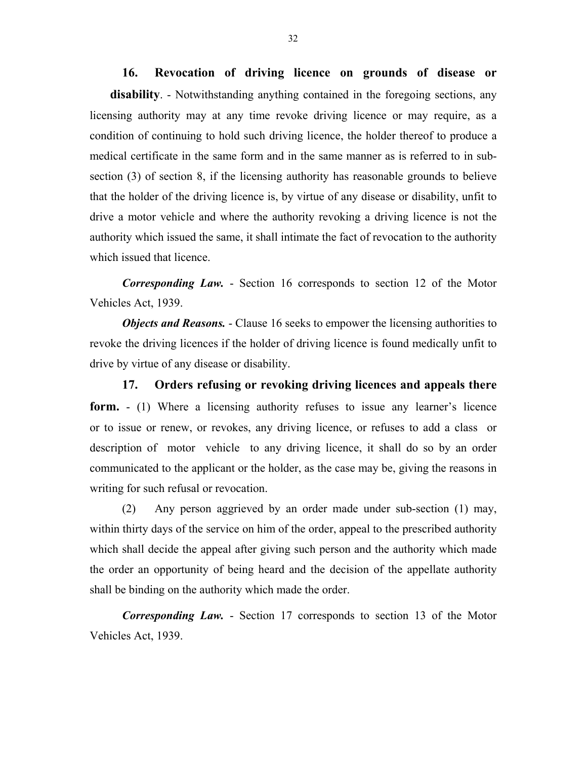**16. Revocation of driving licence on grounds of disease or disability**. - Notwithstanding anything contained in the foregoing sections, any licensing authority may at any time revoke driving licence or may require, as a condition of continuing to hold such driving licence, the holder thereof to produce a medical certificate in the same form and in the same manner as is referred to in sub-section (3) of section 8, if the licensing authority has reasonable grounds to believe that the holder of the driving licence is, by virtue of any disease or disability, unfit to drive a motor vehicle and where the authority revoking a driving licence is not the authority which issued the same, it shall intimate the fact of revocation to the authority which issued that licence.

***Corresponding Law.*** - Section 16 corresponds to section 12 of the Motor Vehicles Act, 1939.

***Objects and Reasons.*** - Clause 16 seeks to empower the licensing authorities to revoke the driving licences if the holder of driving licence is found medically unfit to drive by virtue of any disease or disability.

**17. Orders refusing or revoking driving licences and appeals there form.** - (1) Where a licensing authority refuses to issue any learner's licence or to issue or renew, or revokes, any driving licence, or refuses to add a class or description of motor vehicle to any driving licence, it shall do so by an order communicated to the applicant or the holder, as the case may be, giving the reasons in writing for such refusal or revocation.

(2) Any person aggrieved by an order made under sub-section (1) may, within thirty days of the service on him of the order, appeal to the prescribed authority which shall decide the appeal after giving such person and the authority which made the order an opportunity of being heard and the decision of the appellate authority shall be binding on the authority which made the order.

***Corresponding Law.*** - Section 17 corresponds to section 13 of the Motor Vehicles Act, 1939.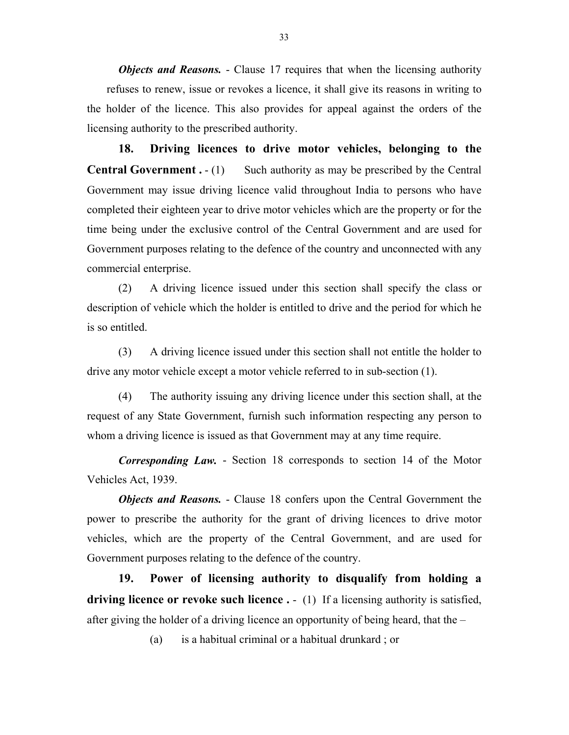***Objects and Reasons.*** - Clause 17 requires that when the licensing authority refuses to renew, issue or revokes a licence, it shall give its reasons in writing to the holder of the licence. This also provides for appeal against the orders of the licensing authority to the prescribed authority.

**18. Driving licences to drive motor vehicles, belonging to the Central Government .** - (1) Such authority as may be prescribed by the Central Government may issue driving licence valid throughout India to persons who have completed their eighteen year to drive motor vehicles which are the property or for the time being under the exclusive control of the Central Government and are used for Government purposes relating to the defence of the country and unconnected with any commercial enterprise.

(2) A driving licence issued under this section shall specify the class or description of vehicle which the holder is entitled to drive and the period for which he is so entitled.

(3) A driving licence issued under this section shall not entitle the holder to drive any motor vehicle except a motor vehicle referred to in sub-section (1).

(4) The authority issuing any driving licence under this section shall, at the request of any State Government, furnish such information respecting any person to whom a driving licence is issued as that Government may at any time require.

***Corresponding Law.*** - Section 18 corresponds to section 14 of the Motor Vehicles Act, 1939.

***Objects and Reasons.*** - Clause 18 confers upon the Central Government the power to prescribe the authority for the grant of driving licences to drive motor vehicles, which are the property of the Central Government, and are used for Government purposes relating to the defence of the country.

**19. Power of licensing authority to disqualify from holding a driving licence or revoke such licence .** - (1) If a licensing authority is satisfied, after giving the holder of a driving licence an opportunity of being heard, that the –

(a) is a habitual criminal or a habitual drunkard ; or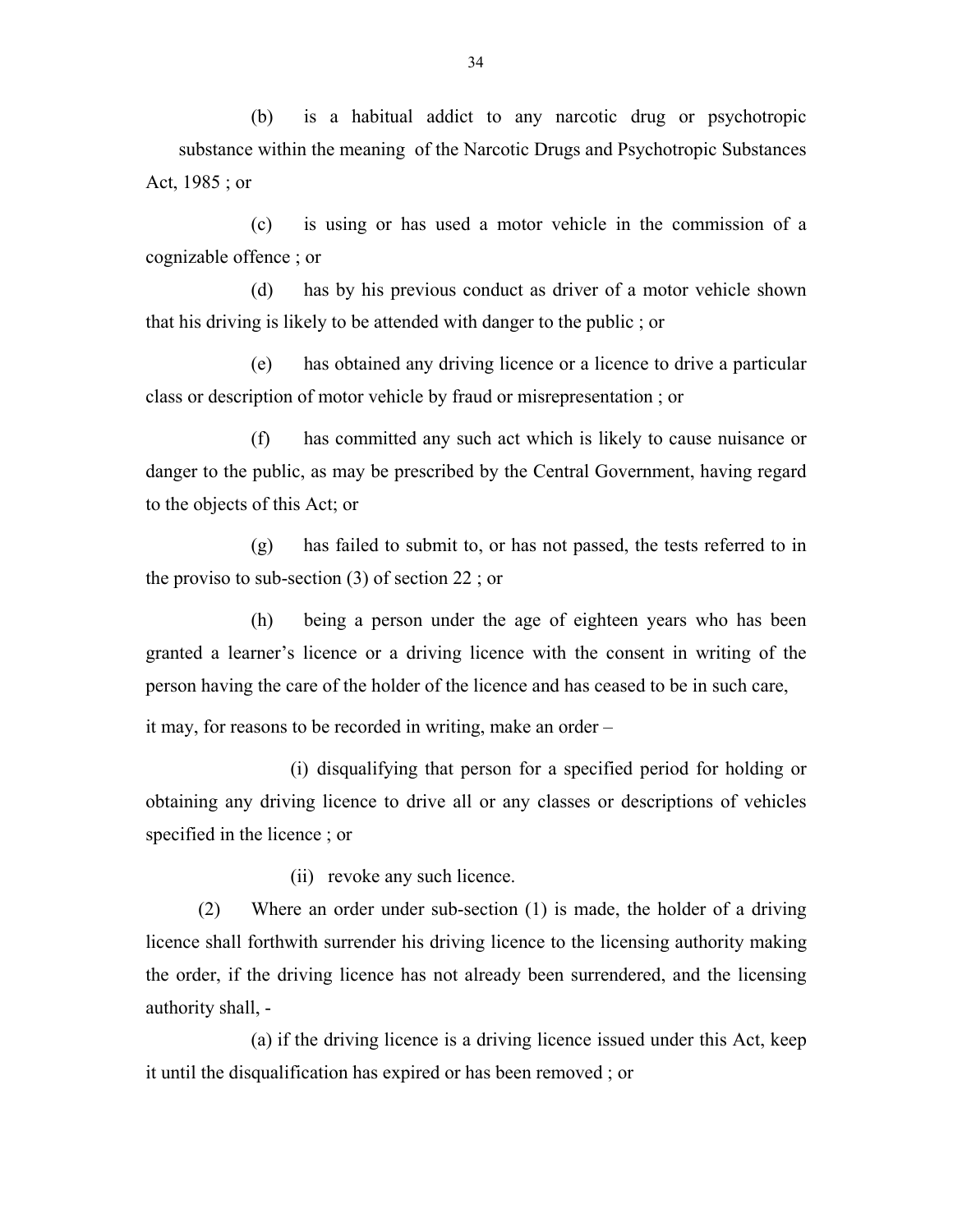(b) is a habitual addict to any narcotic drug or psychotropic substance within the meaning of the Narcotic Drugs and Psychotropic Substances Act, 1985 ; or

(c) is using or has used a motor vehicle in the commission of a cognizable offence ; or

(d) has by his previous conduct as driver of a motor vehicle shown that his driving is likely to be attended with danger to the public ; or

(e) has obtained any driving licence or a licence to drive a particular class or description of motor vehicle by fraud or misrepresentation ; or

(f) has committed any such act which is likely to cause nuisance or danger to the public, as may be prescribed by the Central Government, having regard to the objects of this Act; or

(g) has failed to submit to, or has not passed, the tests referred to in the proviso to sub-section (3) of section 22 ; or

(h) being a person under the age of eighteen years who has been granted a learner's licence or a driving licence with the consent in writing of the person having the care of the holder of the licence and has ceased to be in such care,

it may, for reasons to be recorded in writing, make an order –

(i) disqualifying that person for a specified period for holding or obtaining any driving licence to drive all or any classes or descriptions of vehicles specified in the licence ; or

(ii) revoke any such licence.

(2) Where an order under sub-section (1) is made, the holder of a driving licence shall forthwith surrender his driving licence to the licensing authority making the order, if the driving licence has not already been surrendered, and the licensing authority shall, -

(a) if the driving licence is a driving licence issued under this Act, keep it until the disqualification has expired or has been removed ; or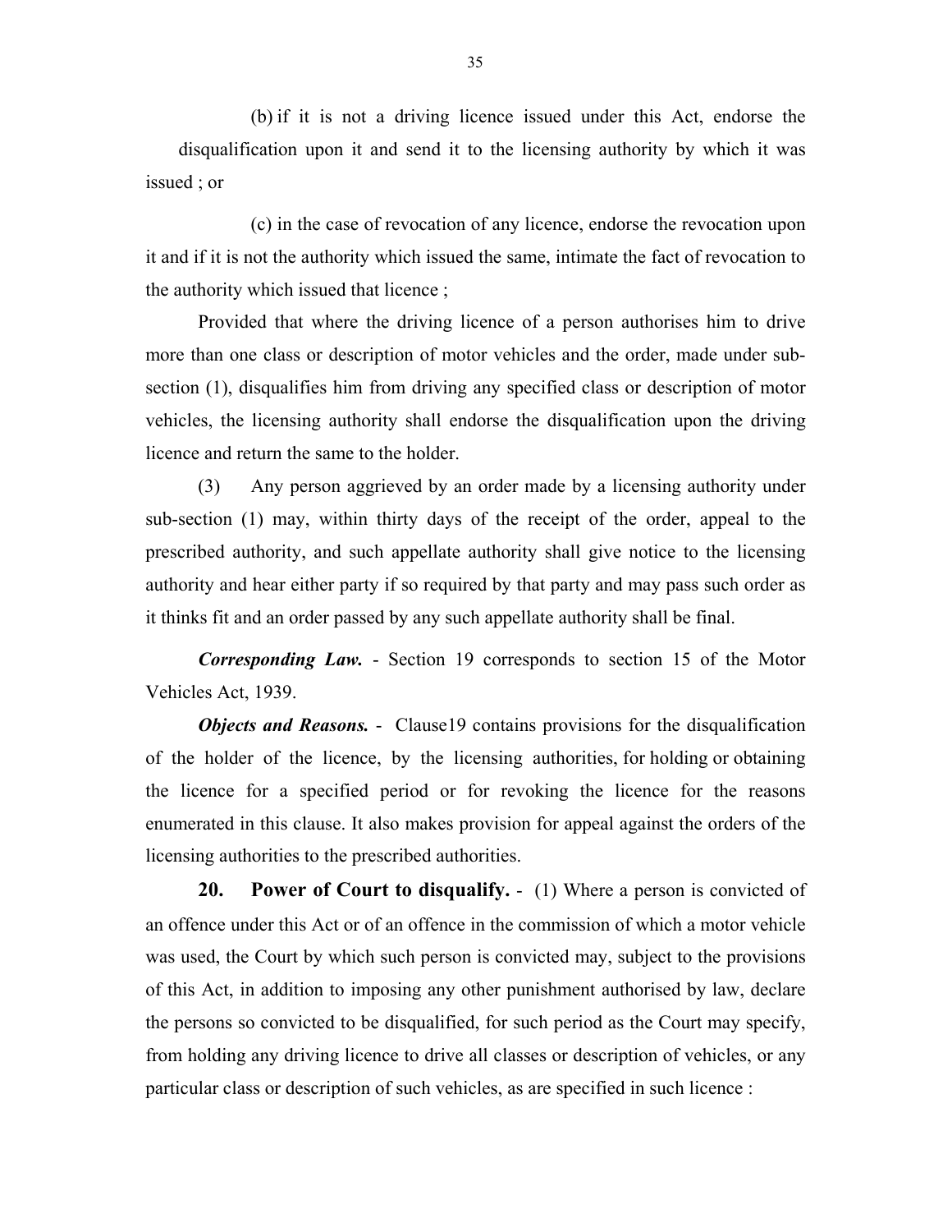(b) if it is not a driving licence issued under this Act, endorse the disqualification upon it and send it to the licensing authority by which it was issued ; or

(c) in the case of revocation of any licence, endorse the revocation upon it and if it is not the authority which issued the same, intimate the fact of revocation to the authority which issued that licence ;

Provided that where the driving licence of a person authorises him to drive more than one class or description of motor vehicles and the order, made under sub-section (1), disqualifies him from driving any specified class or description of motor vehicles, the licensing authority shall endorse the disqualification upon the driving licence and return the same to the holder.

(3) Any person aggrieved by an order made by a licensing authority under sub-section (1) may, within thirty days of the receipt of the order, appeal to the prescribed authority, and such appellate authority shall give notice to the licensing authority and hear either party if so required by that party and may pass such order as it thinks fit and an order passed by any such appellate authority shall be final.

***Corresponding Law.*** - Section 19 corresponds to section 15 of the Motor Vehicles Act, 1939.

***Objects and Reasons.*** - Clause19 contains provisions for the disqualification of the holder of the licence, by the licensing authorities, for holding or obtaining the licence for a specified period or for revoking the licence for the reasons enumerated in this clause. It also makes provision for appeal against the orders of the licensing authorities to the prescribed authorities.

**20. Power of Court to disqualify.** - (1) Where a person is convicted of an offence under this Act or of an offence in the commission of which a motor vehicle was used, the Court by which such person is convicted may, subject to the provisions of this Act, in addition to imposing any other punishment authorised by law, declare the persons so convicted to be disqualified, for such period as the Court may specify, from holding any driving licence to drive all classes or description of vehicles, or any particular class or description of such vehicles, as are specified in such licence :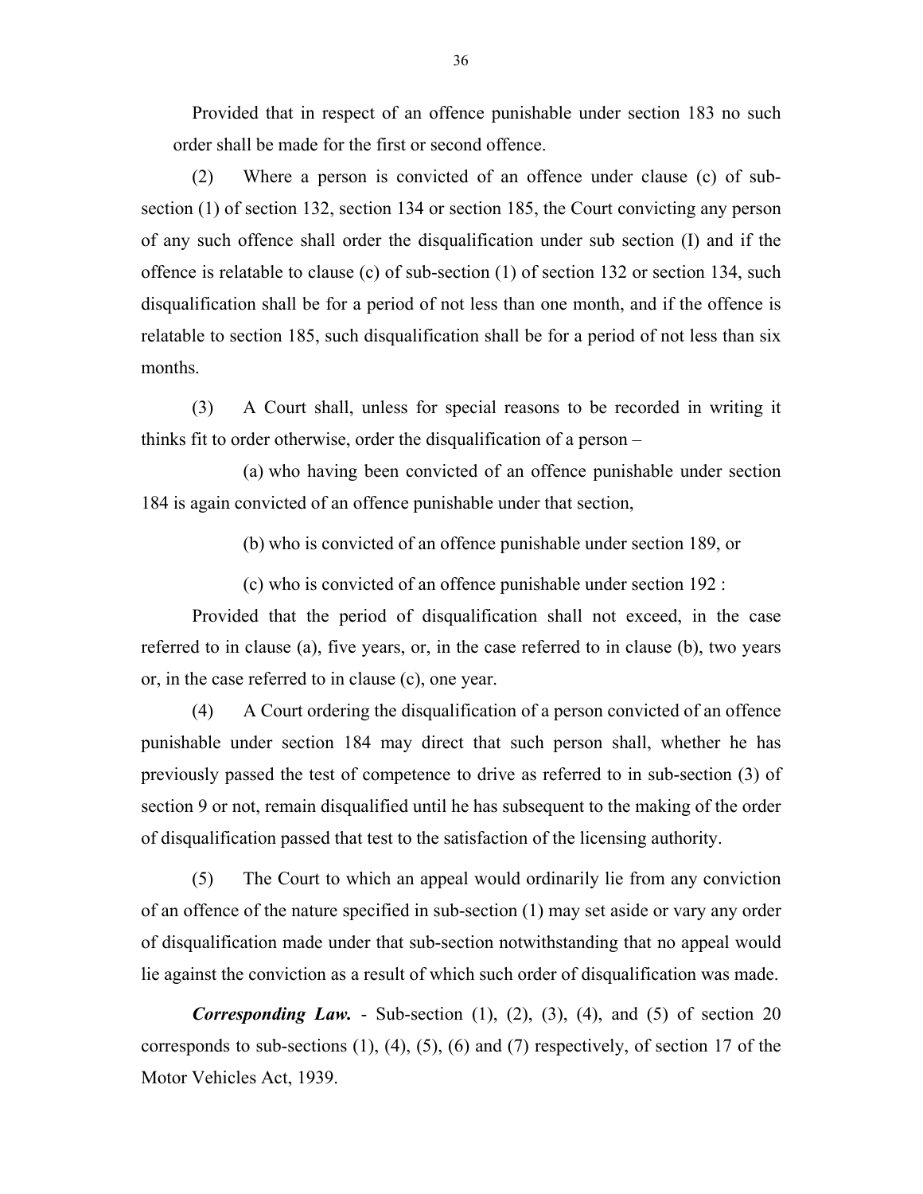Provided that in respect of an offence punishable under section 183 no such order shall be made for the first or second offence.

(2) Where a person is convicted of an offence under clause (c) of sub-section (1) of section 132, section 134 or section 185, the Court convicting any person of any such offence shall order the disqualification under sub section (I) and if the offence is relatable to clause (c) of sub-section (1) of section 132 or section 134, such disqualification shall be for a period of not less than one month, and if the offence is relatable to section 185, such disqualification shall be for a period of not less than six months.

(3) A Court shall, unless for special reasons to be recorded in writing it thinks fit to order otherwise, order the disqualification of a person –

(a) who having been convicted of an offence punishable under section 184 is again convicted of an offence punishable under that section,

(b) who is convicted of an offence punishable under section 189, or

(c) who is convicted of an offence punishable under section 192 :

Provided that the period of disqualification shall not exceed, in the case referred to in clause (a), five years, or, in the case referred to in clause (b), two years or, in the case referred to in clause (c), one year.

(4) A Court ordering the disqualification of a person convicted of an offence punishable under section 184 may direct that such person shall, whether he has previously passed the test of competence to drive as referred to in sub-section (3) of section 9 or not, remain disqualified until he has subsequent to the making of the order of disqualification passed that test to the satisfaction of the licensing authority.

(5) The Court to which an appeal would ordinarily lie from any conviction of an offence of the nature specified in sub-section (1) may set aside or vary any order of disqualification made under that sub-section notwithstanding that no appeal would lie against the conviction as a result of which such order of disqualification was made.

***Corresponding Law.*** - Sub-section (1), (2), (3), (4), and (5) of section 20 corresponds to sub-sections (1), (4), (5), (6) and (7) respectively, of section 17 of the Motor Vehicles Act, 1939.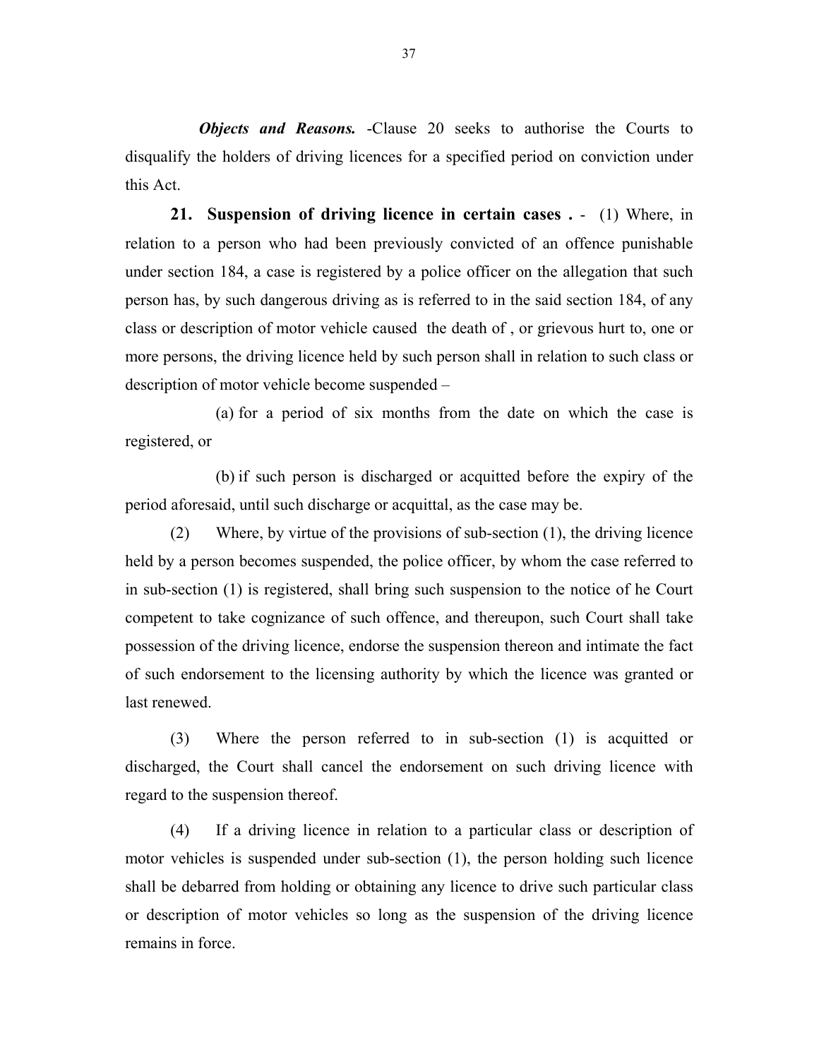***Objects and Reasons.*** -Clause 20 seeks to authorise the Courts to disqualify the holders of driving licences for a specified period on conviction under this Act.

**21. Suspension of driving licence in certain cases .** - (1) Where, in relation to a person who had been previously convicted of an offence punishable under section 184, a case is registered by a police officer on the allegation that such person has, by such dangerous driving as is referred to in the said section 184, of any class or description of motor vehicle caused the death of , or grievous hurt to, one or more persons, the driving licence held by such person shall in relation to such class or description of motor vehicle become suspended –

(a) for a period of six months from the date on which the case is registered, or

(b) if such person is discharged or acquitted before the expiry of the period aforesaid, until such discharge or acquittal, as the case may be.

(2) Where, by virtue of the provisions of sub-section (1), the driving licence held by a person becomes suspended, the police officer, by whom the case referred to in sub-section (1) is registered, shall bring such suspension to the notice of he Court competent to take cognizance of such offence, and thereupon, such Court shall take possession of the driving licence, endorse the suspension thereon and intimate the fact of such endorsement to the licensing authority by which the licence was granted or last renewed.

(3) Where the person referred to in sub-section (1) is acquitted or discharged, the Court shall cancel the endorsement on such driving licence with regard to the suspension thereof.

(4) If a driving licence in relation to a particular class or description of motor vehicles is suspended under sub-section (1), the person holding such licence shall be debarred from holding or obtaining any licence to drive such particular class or description of motor vehicles so long as the suspension of the driving licence remains in force.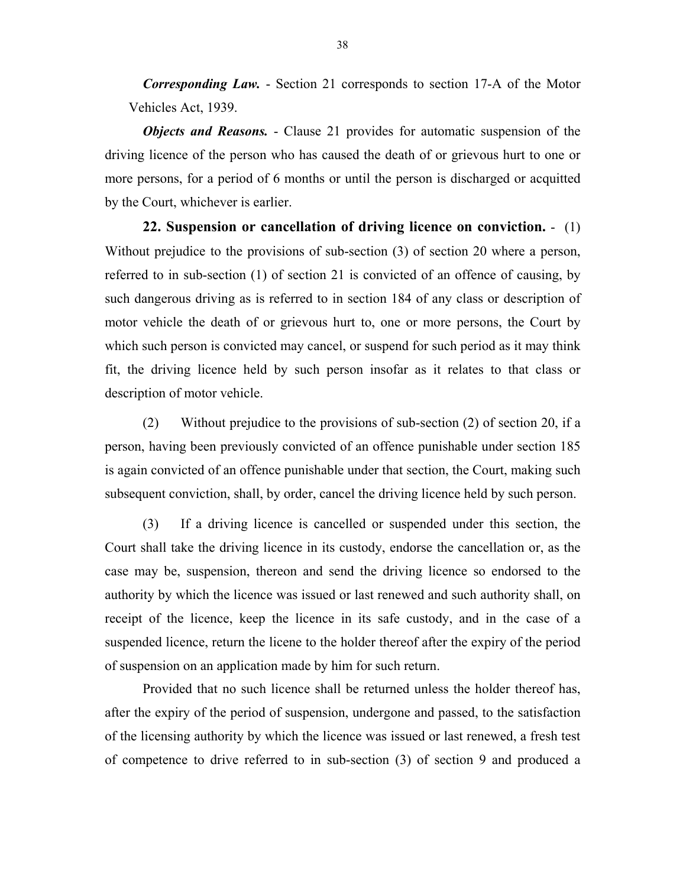***Corresponding Law.*** - Section 21 corresponds to section 17-A of the Motor Vehicles Act, 1939.

***Objects and Reasons.*** - Clause 21 provides for automatic suspension of the driving licence of the person who has caused the death of or grievous hurt to one or more persons, for a period of 6 months or until the person is discharged or acquitted by the Court, whichever is earlier.

**22. Suspension or cancellation of driving licence on conviction.** - (1) Without prejudice to the provisions of sub-section (3) of section 20 where a person, referred to in sub-section (1) of section 21 is convicted of an offence of causing, by such dangerous driving as is referred to in section 184 of any class or description of motor vehicle the death of or grievous hurt to, one or more persons, the Court by which such person is convicted may cancel, or suspend for such period as it may think fit, the driving licence held by such person insofar as it relates to that class or description of motor vehicle.

(2) Without prejudice to the provisions of sub-section (2) of section 20, if a person, having been previously convicted of an offence punishable under section 185 is again convicted of an offence punishable under that section, the Court, making such subsequent conviction, shall, by order, cancel the driving licence held by such person.

(3) If a driving licence is cancelled or suspended under this section, the Court shall take the driving licence in its custody, endorse the cancellation or, as the case may be, suspension, thereon and send the driving licence so endorsed to the authority by which the licence was issued or last renewed and such authority shall, on receipt of the licence, keep the licence in its safe custody, and in the case of a suspended licence, return the licene to the holder thereof after the expiry of the period of suspension on an application made by him for such return.

Provided that no such licence shall be returned unless the holder thereof has, after the expiry of the period of suspension, undergone and passed, to the satisfaction of the licensing authority by which the licence was issued or last renewed, a fresh test of competence to drive referred to in sub-section (3) of section 9 and produced a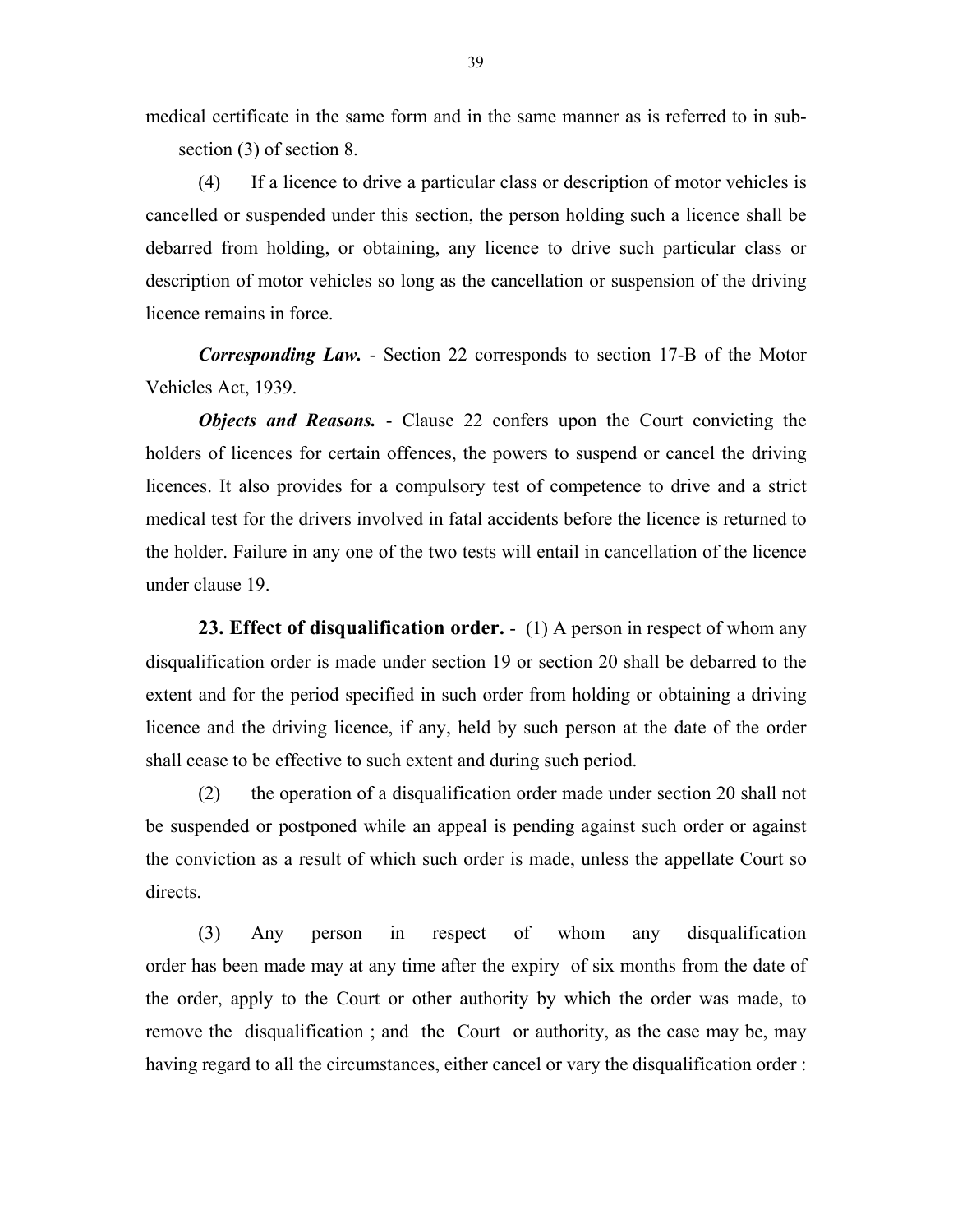medical certificate in the same form and in the same manner as is referred to in sub-section (3) of section 8.

(4) If a licence to drive a particular class or description of motor vehicles is cancelled or suspended under this section, the person holding such a licence shall be debarred from holding, or obtaining, any licence to drive such particular class or description of motor vehicles so long as the cancellation or suspension of the driving licence remains in force.

***Corresponding Law.*** - Section 22 corresponds to section 17-B of the Motor Vehicles Act, 1939.

***Objects and Reasons.*** - Clause 22 confers upon the Court convicting the holders of licences for certain offences, the powers to suspend or cancel the driving licences. It also provides for a compulsory test of competence to drive and a strict medical test for the drivers involved in fatal accidents before the licence is returned to the holder. Failure in any one of the two tests will entail in cancellation of the licence under clause 19.

**23. Effect of disqualification order.** - (1) A person in respect of whom any disqualification order is made under section 19 or section 20 shall be debarred to the extent and for the period specified in such order from holding or obtaining a driving licence and the driving licence, if any, held by such person at the date of the order shall cease to be effective to such extent and during such period.

(2) the operation of a disqualification order made under section 20 shall not be suspended or postponed while an appeal is pending against such order or against the conviction as a result of which such order is made, unless the appellate Court so directs.

(3) Any person in respect of whom any disqualification order has been made may at any time after the expiry of six months from the date of the order, apply to the Court or other authority by which the order was made, to remove the disqualification ; and the Court or authority, as the case may be, may having regard to all the circumstances, either cancel or vary the disqualification order :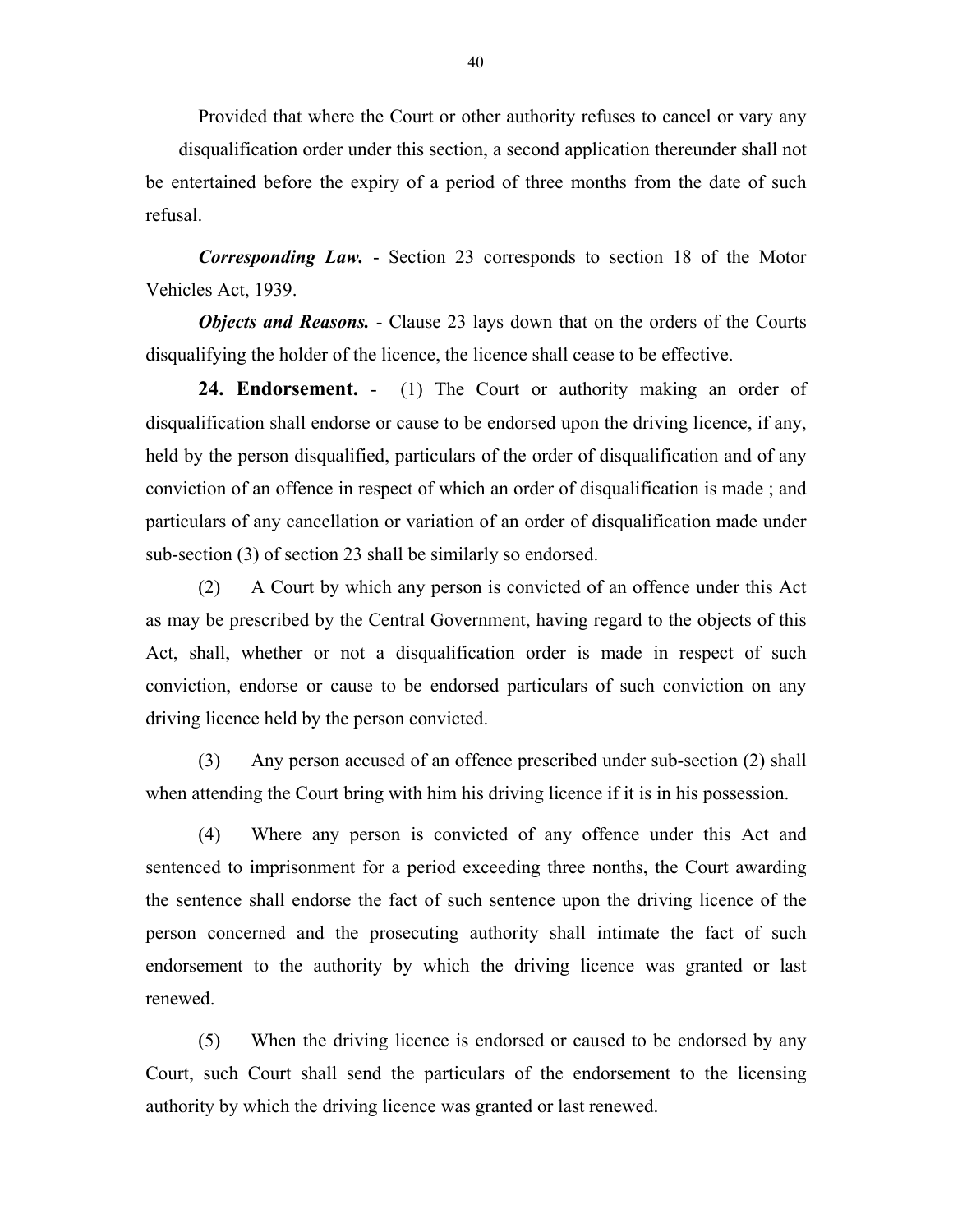Provided that where the Court or other authority refuses to cancel or vary any disqualification order under this section, a second application thereunder shall not be entertained before the expiry of a period of three months from the date of such refusal.

***Corresponding Law.*** - Section 23 corresponds to section 18 of the Motor Vehicles Act, 1939.

***Objects and Reasons.*** - Clause 23 lays down that on the orders of the Courts disqualifying the holder of the licence, the licence shall cease to be effective.

**24. Endorsement.** - (1) The Court or authority making an order of disqualification shall endorse or cause to be endorsed upon the driving licence, if any, held by the person disqualified, particulars of the order of disqualification and of any conviction of an offence in respect of which an order of disqualification is made ; and particulars of any cancellation or variation of an order of disqualification made under sub-section (3) of section 23 shall be similarly so endorsed.

(2) A Court by which any person is convicted of an offence under this Act as may be prescribed by the Central Government, having regard to the objects of this Act, shall, whether or not a disqualification order is made in respect of such conviction, endorse or cause to be endorsed particulars of such conviction on any driving licence held by the person convicted.

(3) Any person accused of an offence prescribed under sub-section (2) shall when attending the Court bring with him his driving licence if it is in his possession.

(4) Where any person is convicted of any offence under this Act and sentenced to imprisonment for a period exceeding three nonths, the Court awarding the sentence shall endorse the fact of such sentence upon the driving licence of the person concerned and the prosecuting authority shall intimate the fact of such endorsement to the authority by which the driving licence was granted or last renewed.

(5) When the driving licence is endorsed or caused to be endorsed by any Court, such Court shall send the particulars of the endorsement to the licensing authority by which the driving licence was granted or last renewed.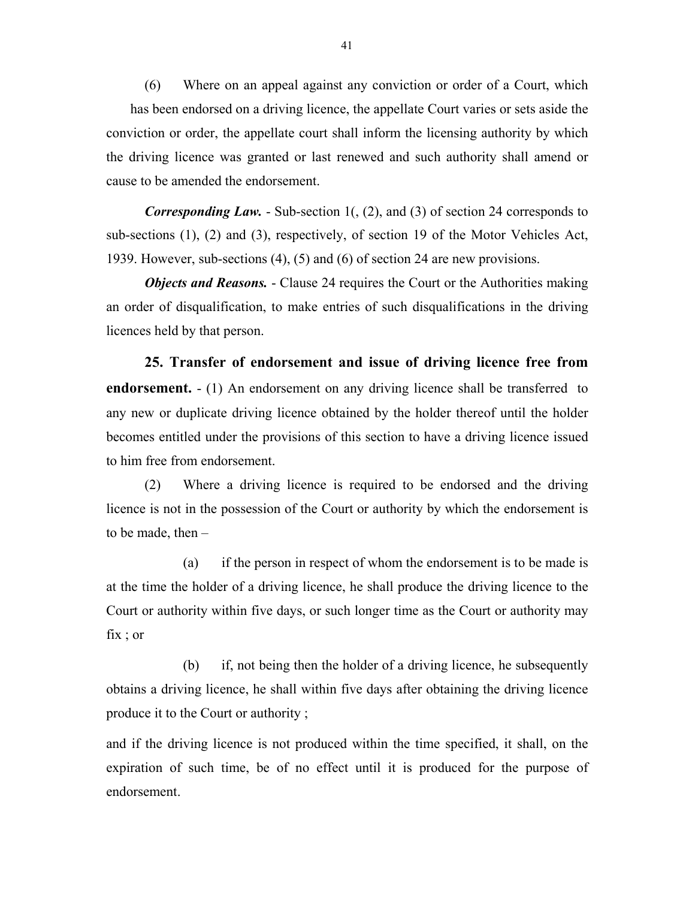(6) Where on an appeal against any conviction or order of a Court, which has been endorsed on a driving licence, the appellate Court varies or sets aside the conviction or order, the appellate court shall inform the licensing authority by which the driving licence was granted or last renewed and such authority shall amend or cause to be amended the endorsement.

***Corresponding Law.*** - Sub-section 1(, (2), and (3) of section 24 corresponds to sub-sections (1), (2) and (3), respectively, of section 19 of the Motor Vehicles Act, 1939. However, sub-sections (4), (5) and (6) of section 24 are new provisions.

***Objects and Reasons.*** - Clause 24 requires the Court or the Authorities making an order of disqualification, to make entries of such disqualifications in the driving licences held by that person.

**25. Transfer of endorsement and issue of driving licence free from endorsement.** - (1) An endorsement on any driving licence shall be transferred to any new or duplicate driving licence obtained by the holder thereof until the holder becomes entitled under the provisions of this section to have a driving licence issued to him free from endorsement.

(2) Where a driving licence is required to be endorsed and the driving licence is not in the possession of the Court or authority by which the endorsement is to be made, then –

(a) if the person in respect of whom the endorsement is to be made is at the time the holder of a driving licence, he shall produce the driving licence to the Court or authority within five days, or such longer time as the Court or authority may fix ; or

(b) if, not being then the holder of a driving licence, he subsequently obtains a driving licence, he shall within five days after obtaining the driving licence produce it to the Court or authority ;

and if the driving licence is not produced within the time specified, it shall, on the expiration of such time, be of no effect until it is produced for the purpose of endorsement.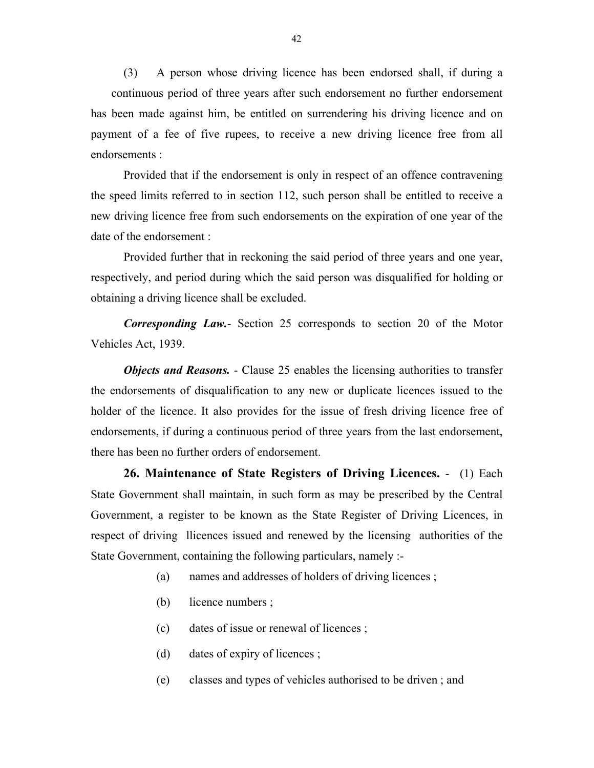(3) A person whose driving licence has been endorsed shall, if during a continuous period of three years after such endorsement no further endorsement has been made against him, be entitled on surrendering his driving licence and on payment of a fee of five rupees, to receive a new driving licence free from all endorsements :

Provided that if the endorsement is only in respect of an offence contravening the speed limits referred to in section 112, such person shall be entitled to receive a new driving licence free from such endorsements on the expiration of one year of the date of the endorsement :

Provided further that in reckoning the said period of three years and one year, respectively, and period during which the said person was disqualified for holding or obtaining a driving licence shall be excluded.

***Corresponding Law.***- Section 25 corresponds to section 20 of the Motor Vehicles Act, 1939.

***Objects and Reasons.*** - Clause 25 enables the licensing authorities to transfer the endorsements of disqualification to any new or duplicate licences issued to the holder of the licence. It also provides for the issue of fresh driving licence free of endorsements, if during a continuous period of three years from the last endorsement, there has been no further orders of endorsement.

**26. Maintenance of State Registers of Driving Licences.** - (1) Each State Government shall maintain, in such form as may be prescribed by the Central Government, a register to be known as the State Register of Driving Licences, in respect of driving llicences issued and renewed by the licensing authorities of the State Government, containing the following particulars, namely :-

(a) names and addresses of holders of driving licences ;

(b) licence numbers ;

(c) dates of issue or renewal of licences ;

(d) dates of expiry of licences ;

(e) classes and types of vehicles authorised to be driven ; and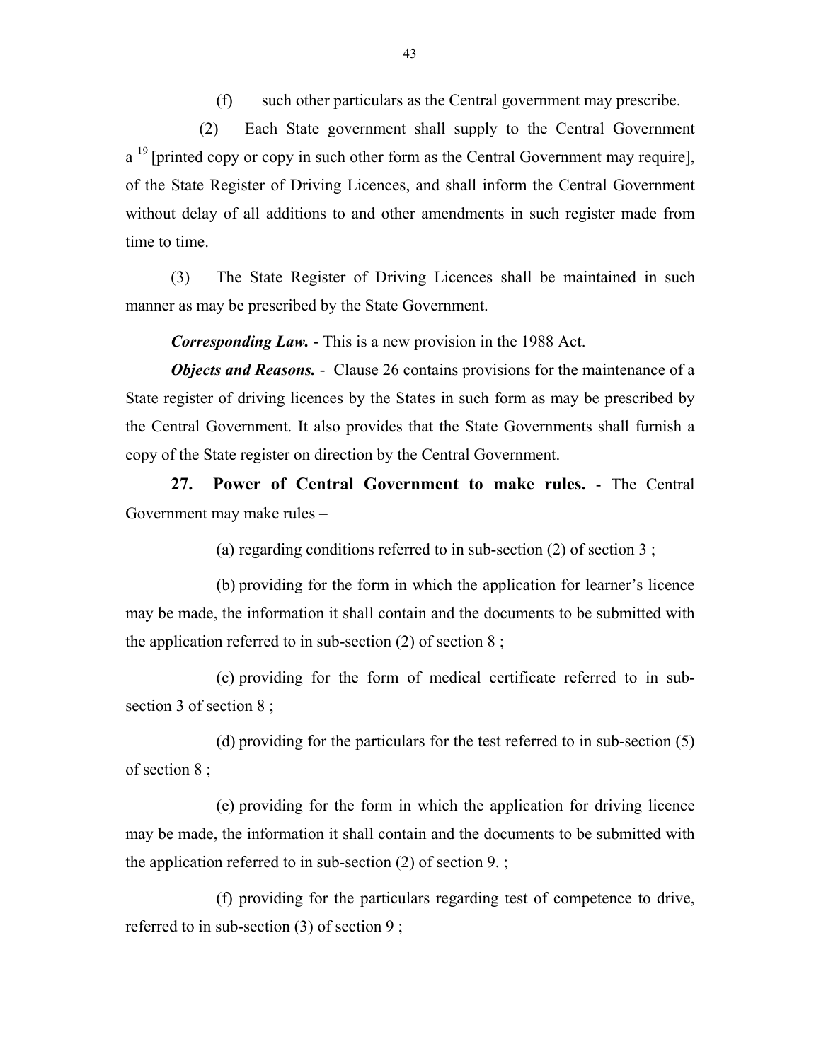(f) such other particulars as the Central government may prescribe.

(2) Each State government shall supply to the Central Government a [19] [printed copy or copy in such other form as the Central Government may require], of the State Register of Driving Licences, and shall inform the Central Government without delay of all additions to and other amendments in such register made from time to time.

(3) The State Register of Driving Licences shall be maintained in such manner as may be prescribed by the State Government.

***Corresponding Law.*** - This is a new provision in the 1988 Act.

***Objects and Reasons.*** - Clause 26 contains provisions for the maintenance of a State register of driving licences by the States in such form as may be prescribed by the Central Government. It also provides that the State Governments shall furnish a copy of the State register on direction by the Central Government.

**27. Power of Central Government to make rules.** - The Central Government may make rules –

(a) regarding conditions referred to in sub-section (2) of section 3 ;

(b) providing for the form in which the application for learner's licence may be made, the information it shall contain and the documents to be submitted with the application referred to in sub-section (2) of section 8 ;

(c) providing for the form of medical certificate referred to in sub-section 3 of section 8 ;

(d) providing for the particulars for the test referred to in sub-section (5) of section 8 ;

(e) providing for the form in which the application for driving licence may be made, the information it shall contain and the documents to be submitted with the application referred to in sub-section (2) of section 9. ;

(f) providing for the particulars regarding test of competence to drive, referred to in sub-section (3) of section 9 ;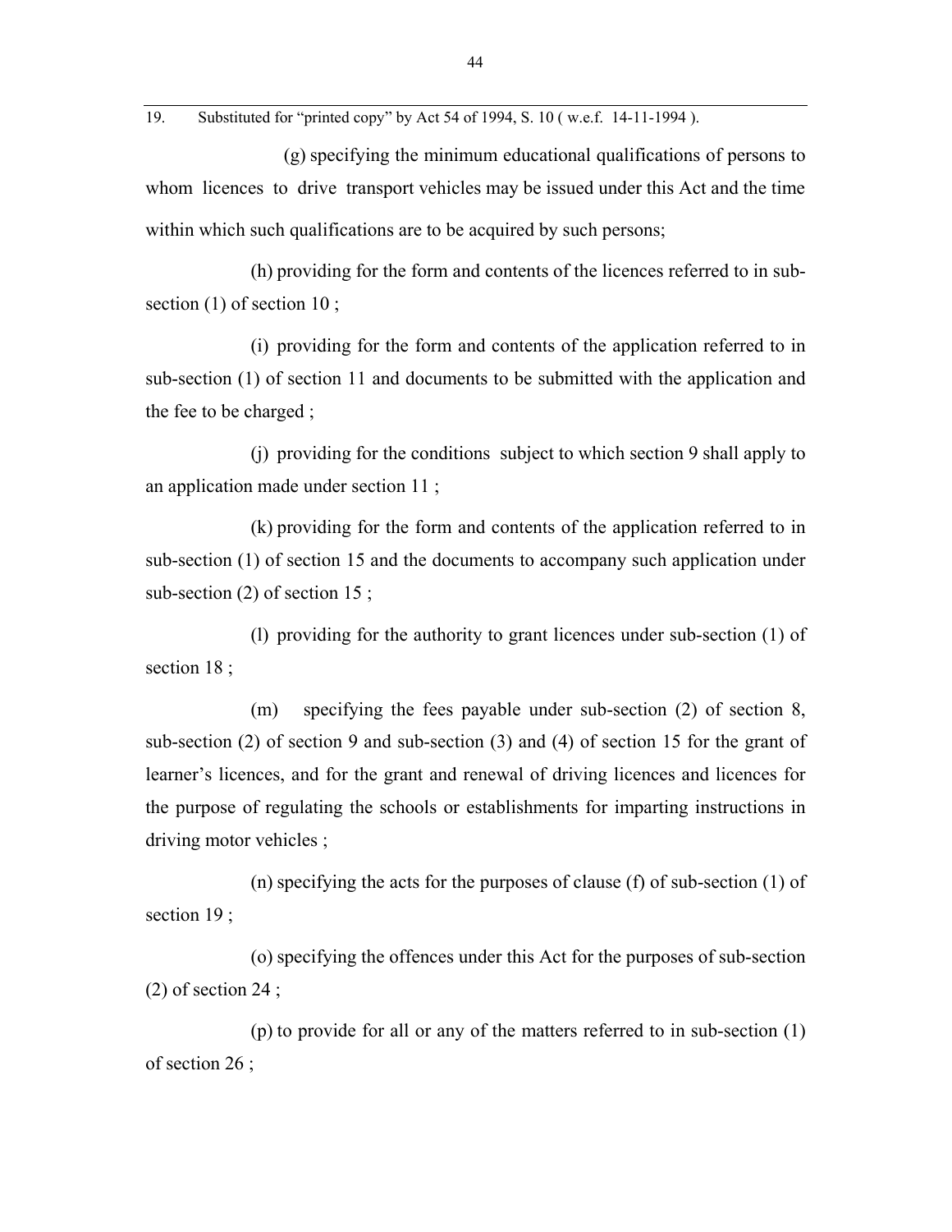19. Substituted for "printed copy" by Act 54 of 1994, S. 10 ( w.e.f. 14-11-1994 ).

(g) specifying the minimum educational qualifications of persons to whom licences to drive transport vehicles may be issued under this Act and the time within which such qualifications are to be acquired by such persons;

(h) providing for the form and contents of the licences referred to in sub-section (1) of section 10 ;

(i) providing for the form and contents of the application referred to in sub-section (1) of section 11 and documents to be submitted with the application and the fee to be charged ;

(j) providing for the conditions subject to which section 9 shall apply to an application made under section 11 ;

(k) providing for the form and contents of the application referred to in sub-section (1) of section 15 and the documents to accompany such application under sub-section (2) of section 15 ;

(l) providing for the authority to grant licences under sub-section (1) of section 18 ;

(m) specifying the fees payable under sub-section (2) of section 8, sub-section (2) of section 9 and sub-section (3) and (4) of section 15 for the grant of learner's licences, and for the grant and renewal of driving licences and licences for the purpose of regulating the schools or establishments for imparting instructions in driving motor vehicles ;

(n) specifying the acts for the purposes of clause (f) of sub-section (1) of section 19 ;

(o) specifying the offences under this Act for the purposes of sub-section (2) of section 24 ;

(p) to provide for all or any of the matters referred to in sub-section (1) of section 26 ;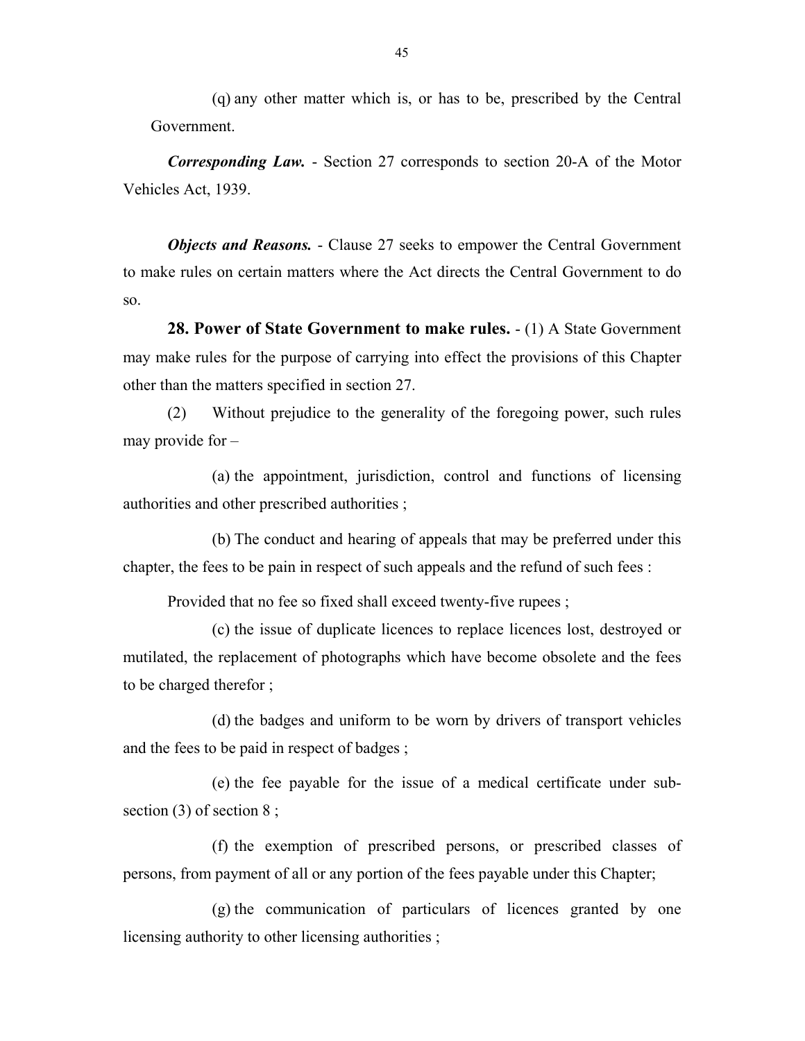(q) any other matter which is, or has to be, prescribed by the Central Government.

***Corresponding Law.*** - Section 27 corresponds to section 20-A of the Motor Vehicles Act, 1939.

***Objects and Reasons.*** - Clause 27 seeks to empower the Central Government to make rules on certain matters where the Act directs the Central Government to do so.

**28. Power of State Government to make rules.** - (1) A State Government may make rules for the purpose of carrying into effect the provisions of this Chapter other than the matters specified in section 27.

(2) Without prejudice to the generality of the foregoing power, such rules may provide for –

(a) the appointment, jurisdiction, control and functions of licensing authorities and other prescribed authorities ;

(b) The conduct and hearing of appeals that may be preferred under this chapter, the fees to be pain in respect of such appeals and the refund of such fees :

Provided that no fee so fixed shall exceed twenty-five rupees ;

(c) the issue of duplicate licences to replace licences lost, destroyed or mutilated, the replacement of photographs which have become obsolete and the fees to be charged therefor ;

(d) the badges and uniform to be worn by drivers of transport vehicles and the fees to be paid in respect of badges ;

(e) the fee payable for the issue of a medical certificate under sub-section (3) of section 8 ;

(f) the exemption of prescribed persons, or prescribed classes of persons, from payment of all or any portion of the fees payable under this Chapter;

(g) the communication of particulars of licences granted by one licensing authority to other licensing authorities ;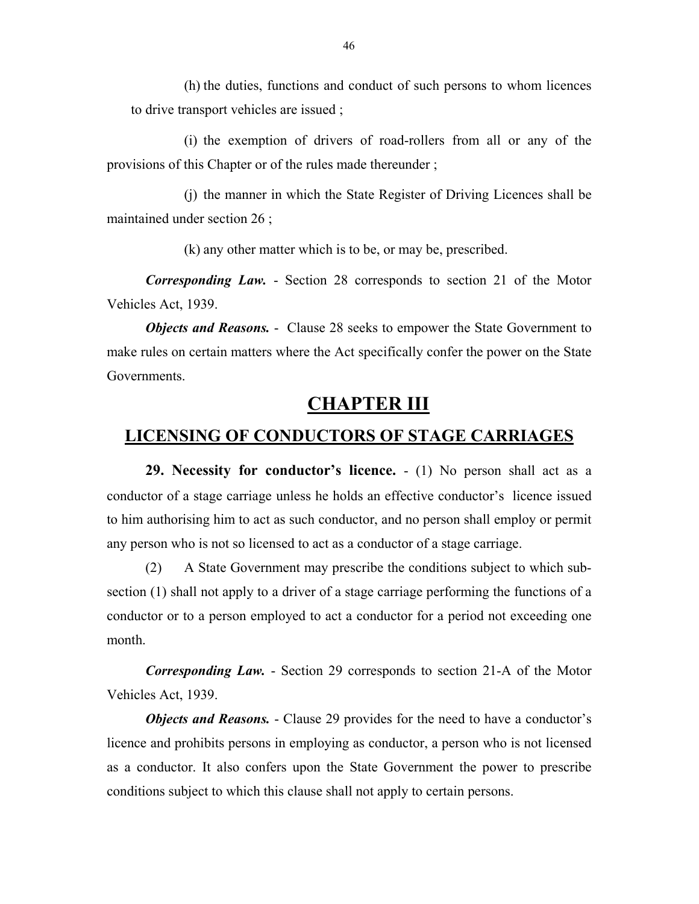(h) the duties, functions and conduct of such persons to whom licences to drive transport vehicles are issued ;

(i) the exemption of drivers of road-rollers from all or any of the provisions of this Chapter or of the rules made thereunder ;

(j) the manner in which the State Register of Driving Licences shall be maintained under section 26 ;

(k) any other matter which is to be, or may be, prescribed.

***Corresponding Law.*** - Section 28 corresponds to section 21 of the Motor Vehicles Act, 1939.

***Objects and Reasons.*** - Clause 28 seeks to empower the State Government to make rules on certain matters where the Act specifically confer the power on the State Governments.

# CHAPTER III

## LICENSING OF CONDUCTORS OF STAGE CARRIAGES

**29. Necessity for conductor's licence.** - (1) No person shall act as a conductor of a stage carriage unless he holds an effective conductor's licence issued to him authorising him to act as such conductor, and no person shall employ or permit any person who is not so licensed to act as a conductor of a stage carriage.

(2) A State Government may prescribe the conditions subject to which sub-section (1) shall not apply to a driver of a stage carriage performing the functions of a conductor or to a person employed to act a conductor for a period not exceeding one month.

***Corresponding Law.*** - Section 29 corresponds to section 21-A of the Motor Vehicles Act, 1939.

***Objects and Reasons.*** - Clause 29 provides for the need to have a conductor's licence and prohibits persons in employing as conductor, a person who is not licensed as a conductor. It also confers upon the State Government the power to prescribe conditions subject to which this clause shall not apply to certain persons.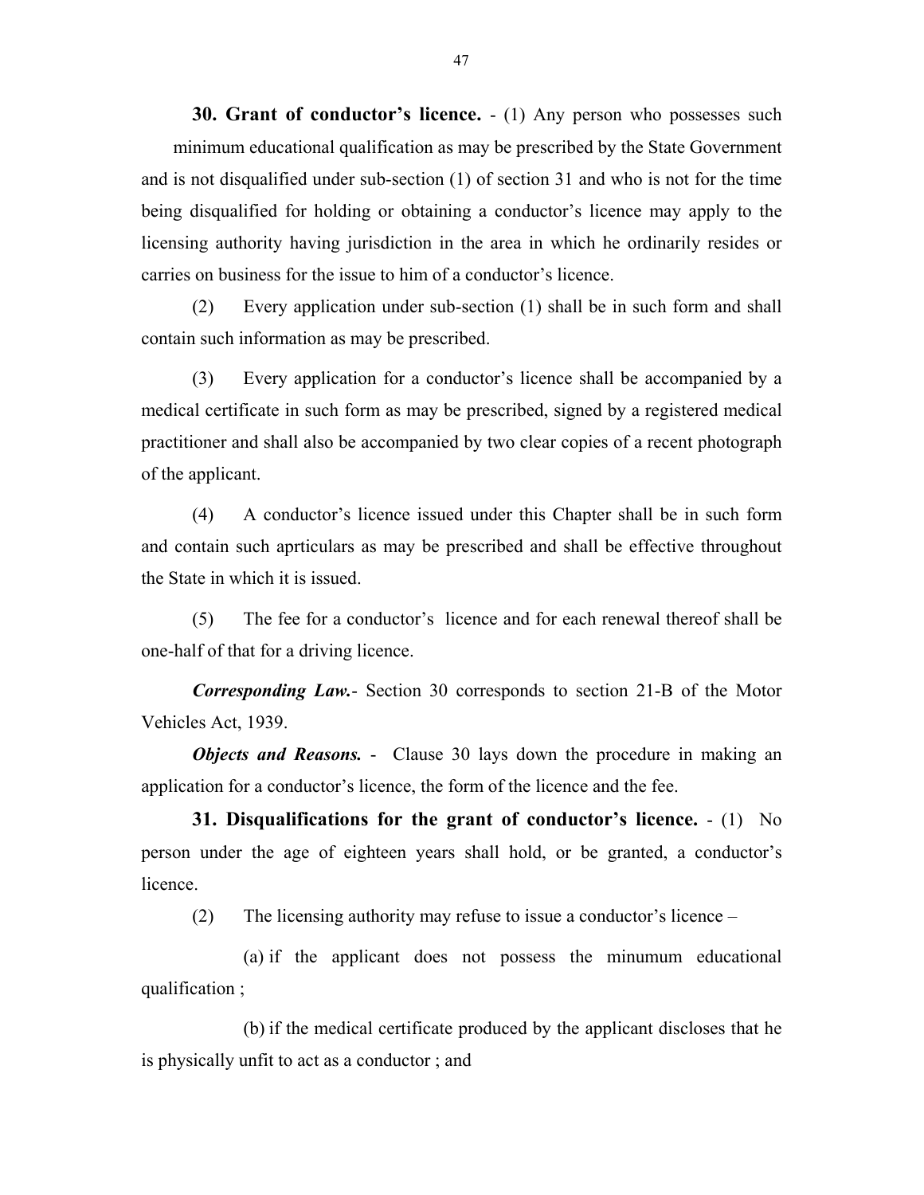**30. Grant of conductor's licence.** - (1) Any person who possesses such minimum educational qualification as may be prescribed by the State Government and is not disqualified under sub-section (1) of section 31 and who is not for the time being disqualified for holding or obtaining a conductor's licence may apply to the licensing authority having jurisdiction in the area in which he ordinarily resides or carries on business for the issue to him of a conductor's licence.

(2) Every application under sub-section (1) shall be in such form and shall contain such information as may be prescribed.

(3) Every application for a conductor's licence shall be accompanied by a medical certificate in such form as may be prescribed, signed by a registered medical practitioner and shall also be accompanied by two clear copies of a recent photograph of the applicant.

(4) A conductor's licence issued under this Chapter shall be in such form and contain such aprticulars as may be prescribed and shall be effective throughout the State in which it is issued.

(5) The fee for a conductor's licence and for each renewal thereof shall be one-half of that for a driving licence.

***Corresponding Law.***- Section 30 corresponds to section 21-B of the Motor Vehicles Act, 1939.

***Objects and Reasons.*** - Clause 30 lays down the procedure in making an application for a conductor's licence, the form of the licence and the fee.

**31. Disqualifications for the grant of conductor's licence.** - (1) No person under the age of eighteen years shall hold, or be granted, a conductor's licence.

(2) The licensing authority may refuse to issue a conductor's licence –

(a) if the applicant does not possess the minumum educational qualification ;

(b) if the medical certificate produced by the applicant discloses that he is physically unfit to act as a conductor ; and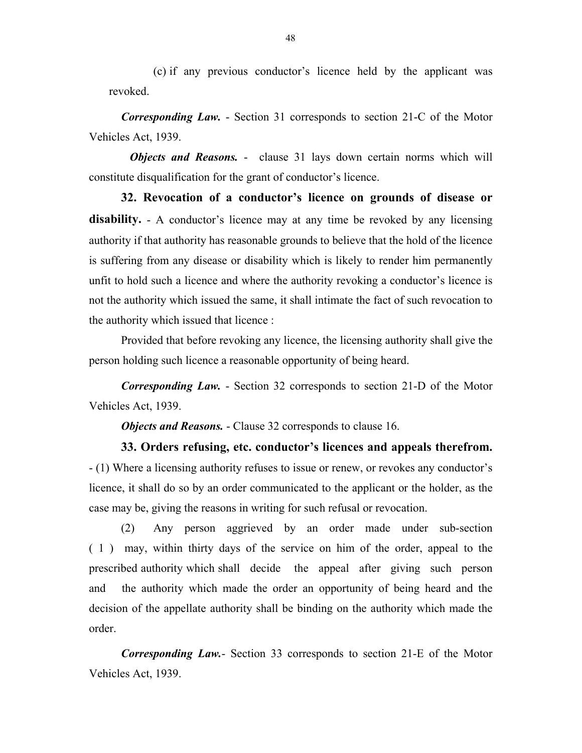(c) if any previous conductor's licence held by the applicant was revoked.

***Corresponding Law.*** - Section 31 corresponds to section 21-C of the Motor Vehicles Act, 1939.

***Objects and Reasons.*** - clause 31 lays down certain norms which will constitute disqualification for the grant of conductor's licence.

**32. Revocation of a conductor's licence on grounds of disease or disability.** - A conductor's licence may at any time be revoked by any licensing authority if that authority has reasonable grounds to believe that the hold of the licence is suffering from any disease or disability which is likely to render him permanently unfit to hold such a licence and where the authority revoking a conductor's licence is not the authority which issued the same, it shall intimate the fact of such revocation to the authority which issued that licence :

Provided that before revoking any licence, the licensing authority shall give the person holding such licence a reasonable opportunity of being heard.

***Corresponding Law.*** - Section 32 corresponds to section 21-D of the Motor Vehicles Act, 1939.

***Objects and Reasons.*** - Clause 32 corresponds to clause 16.

**33. Orders refusing, etc. conductor's licences and appeals therefrom.** - (1) Where a licensing authority refuses to issue or renew, or revokes any conductor's licence, it shall do so by an order communicated to the applicant or the holder, as the case may be, giving the reasons in writing for such refusal or revocation.

(2) Any person aggrieved by an order made under sub-section ( 1 ) may, within thirty days of the service on him of the order, appeal to the prescribed authority which shall decide the appeal after giving such person and the authority which made the order an opportunity of being heard and the decision of the appellate authority shall be binding on the authority which made the order.

***Corresponding Law.***- Section 33 corresponds to section 21-E of the Motor Vehicles Act, 1939.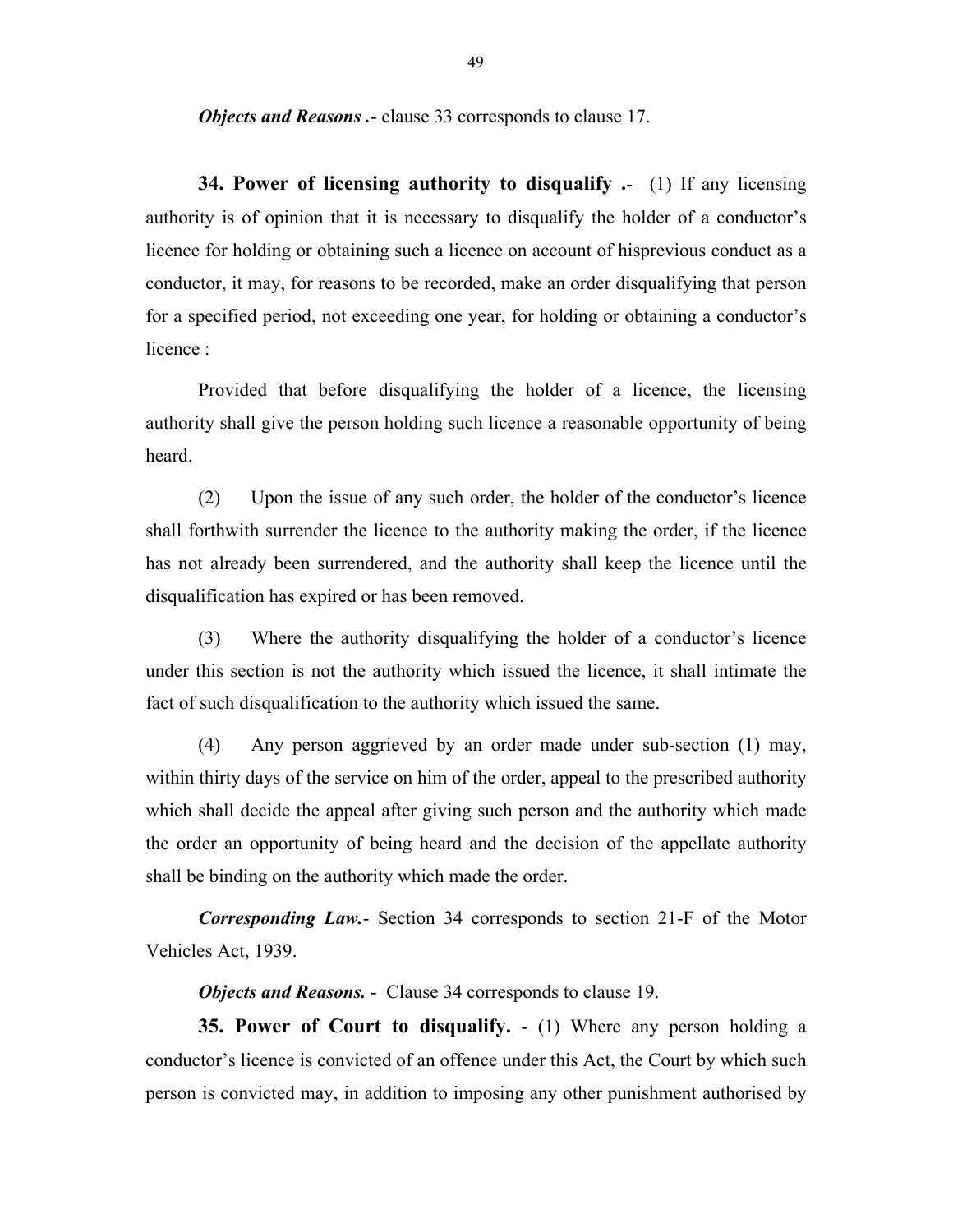***Objects and Reasons*** *.*- clause 33 corresponds to clause 17.

**34. Power of licensing authority to disqualify .**- (1) If any licensing authority is of opinion that it is necessary to disqualify the holder of a conductor's licence for holding or obtaining such a licence on account of hisprevious conduct as a conductor, it may, for reasons to be recorded, make an order disqualifying that person for a specified period, not exceeding one year, for holding or obtaining a conductor's licence :

Provided that before disqualifying the holder of a licence, the licensing authority shall give the person holding such licence a reasonable opportunity of being heard.

(2) Upon the issue of any such order, the holder of the conductor's licence shall forthwith surrender the licence to the authority making the order, if the licence has not already been surrendered, and the authority shall keep the licence until the disqualification has expired or has been removed.

(3) Where the authority disqualifying the holder of a conductor's licence under this section is not the authority which issued the licence, it shall intimate the fact of such disqualification to the authority which issued the same.

(4) Any person aggrieved by an order made under sub-section (1) may, within thirty days of the service on him of the order, appeal to the prescribed authority which shall decide the appeal after giving such person and the authority which made the order an opportunity of being heard and the decision of the appellate authority shall be binding on the authority which made the order.

***Corresponding Law.***- Section 34 corresponds to section 21-F of the Motor Vehicles Act, 1939.

***Objects and Reasons.*** - Clause 34 corresponds to clause 19.

**35. Power of Court to disqualify.** - (1) Where any person holding a conductor's licence is convicted of an offence under this Act, the Court by which such person is convicted may, in addition to imposing any other punishment authorised by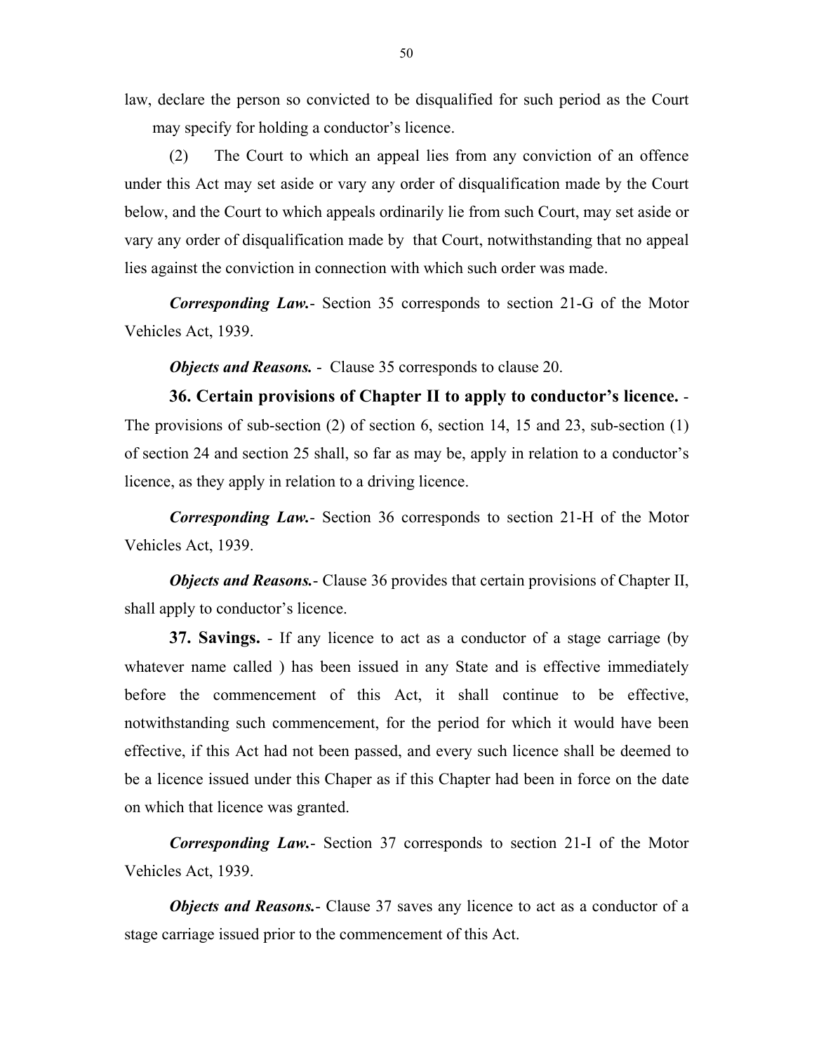law, declare the person so convicted to be disqualified for such period as the Court may specify for holding a conductor's licence.

(2) The Court to which an appeal lies from any conviction of an offence under this Act may set aside or vary any order of disqualification made by the Court below, and the Court to which appeals ordinarily lie from such Court, may set aside or vary any order of disqualification made by that Court, notwithstanding that no appeal lies against the conviction in connection with which such order was made.

***Corresponding Law.***- Section 35 corresponds to section 21-G of the Motor Vehicles Act, 1939.

***Objects and Reasons.*** - Clause 35 corresponds to clause 20.

**36. Certain provisions of Chapter II to apply to conductor's licence.** - The provisions of sub-section (2) of section 6, section 14, 15 and 23, sub-section (1) of section 24 and section 25 shall, so far as may be, apply in relation to a conductor's licence, as they apply in relation to a driving licence.

***Corresponding Law.***- Section 36 corresponds to section 21-H of the Motor Vehicles Act, 1939.

***Objects and Reasons.***- Clause 36 provides that certain provisions of Chapter II, shall apply to conductor's licence.

**37. Savings.** - If any licence to act as a conductor of a stage carriage (by whatever name called ) has been issued in any State and is effective immediately before the commencement of this Act, it shall continue to be effective, notwithstanding such commencement, for the period for which it would have been effective, if this Act had not been passed, and every such licence shall be deemed to be a licence issued under this Chaper as if this Chapter had been in force on the date on which that licence was granted.

***Corresponding Law.***- Section 37 corresponds to section 21-I of the Motor Vehicles Act, 1939.

***Objects and Reasons.***- Clause 37 saves any licence to act as a conductor of a stage carriage issued prior to the commencement of this Act.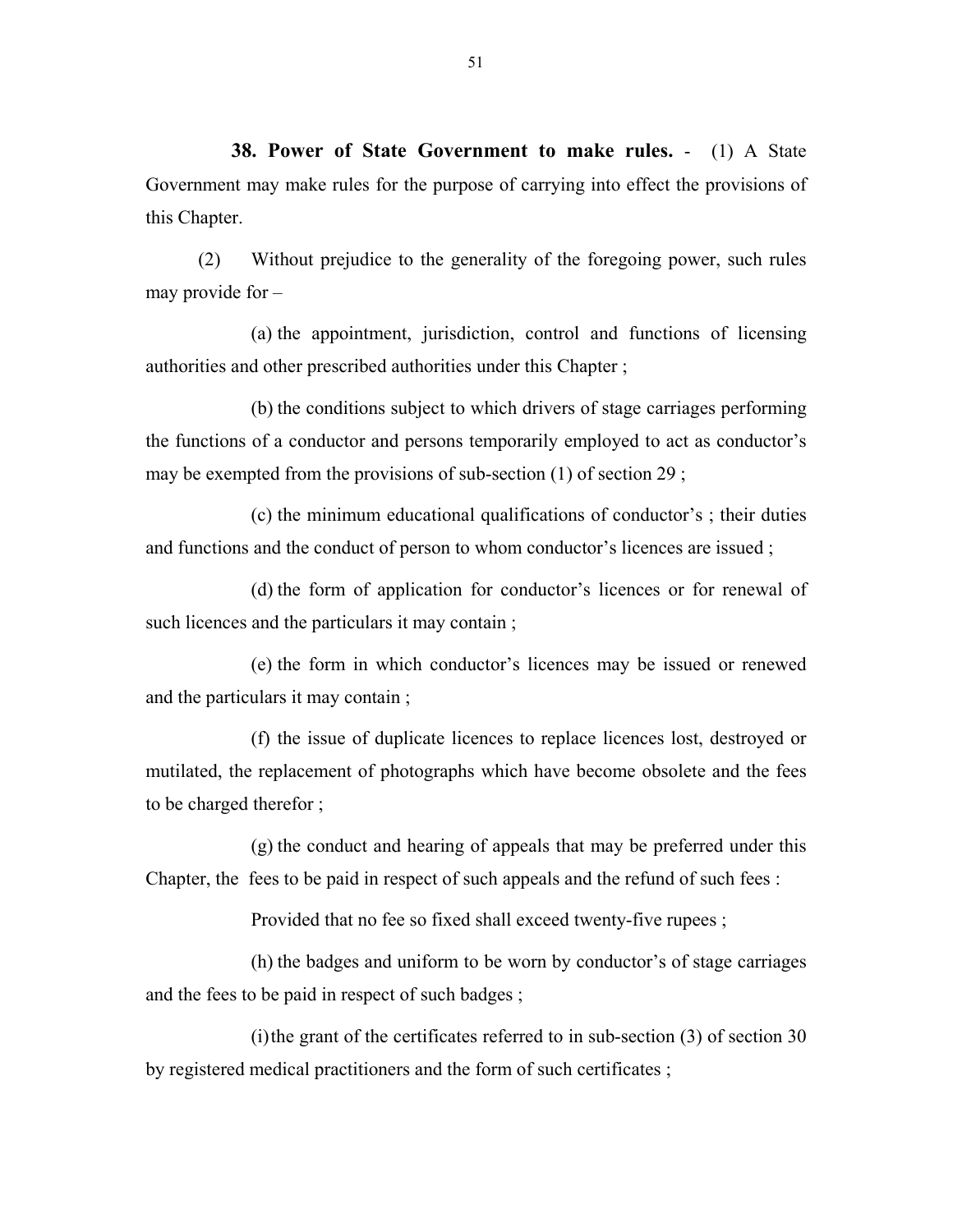**38. Power of State Government to make rules.** - (1) A State Government may make rules for the purpose of carrying into effect the provisions of this Chapter.

(2) Without prejudice to the generality of the foregoing power, such rules may provide for –

(a) the appointment, jurisdiction, control and functions of licensing authorities and other prescribed authorities under this Chapter ;

(b) the conditions subject to which drivers of stage carriages performing the functions of a conductor and persons temporarily employed to act as conductor's may be exempted from the provisions of sub-section (1) of section 29 ;

(c) the minimum educational qualifications of conductor's ; their duties and functions and the conduct of person to whom conductor's licences are issued ;

(d) the form of application for conductor's licences or for renewal of such licences and the particulars it may contain ;

(e) the form in which conductor's licences may be issued or renewed and the particulars it may contain ;

(f) the issue of duplicate licences to replace licences lost, destroyed or mutilated, the replacement of photographs which have become obsolete and the fees to be charged therefor ;

(g) the conduct and hearing of appeals that may be preferred under this Chapter, the fees to be paid in respect of such appeals and the refund of such fees :

Provided that no fee so fixed shall exceed twenty-five rupees ;

(h) the badges and uniform to be worn by conductor's of stage carriages and the fees to be paid in respect of such badges ;

(i) the grant of the certificates referred to in sub-section (3) of section 30 by registered medical practitioners and the form of such certificates ;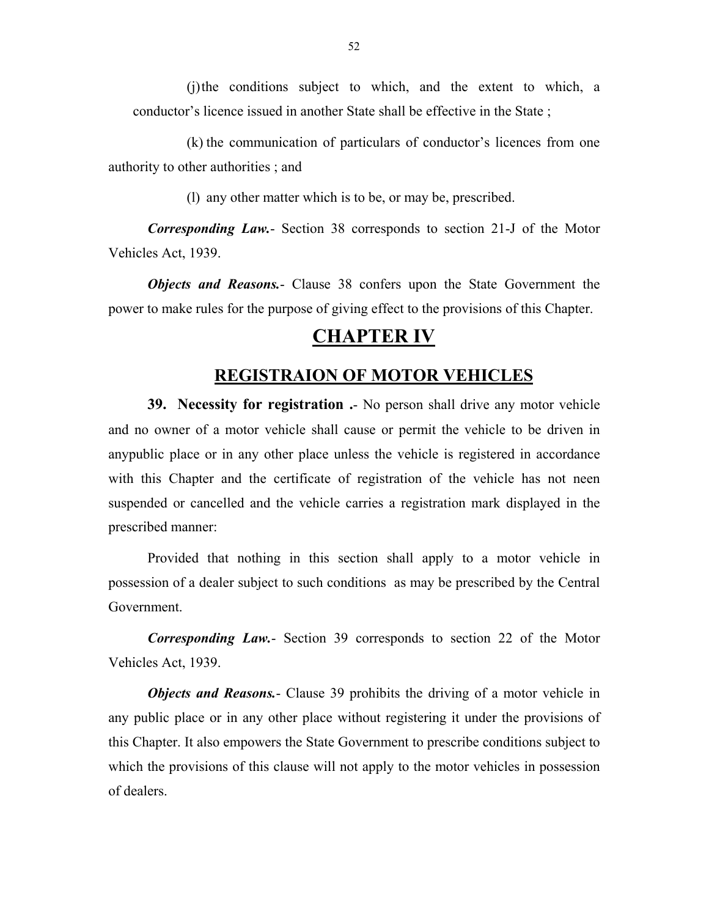(j) the conditions subject to which, and the extent to which, a conductor's licence issued in another State shall be effective in the State ;

(k) the communication of particulars of conductor's licences from one authority to other authorities ; and

(l) any other matter which is to be, or may be, prescribed.

***Corresponding Law.***- Section 38 corresponds to section 21-J of the Motor Vehicles Act, 1939.

***Objects and Reasons.***- Clause 38 confers upon the State Government the power to make rules for the purpose of giving effect to the provisions of this Chapter.

# CHAPTER IV

## REGISTRAION OF MOTOR VEHICLES

**39. Necessity for registration .**- No person shall drive any motor vehicle and no owner of a motor vehicle shall cause or permit the vehicle to be driven in anypublic place or in any other place unless the vehicle is registered in accordance with this Chapter and the certificate of registration of the vehicle has not neen suspended or cancelled and the vehicle carries a registration mark displayed in the prescribed manner:

Provided that nothing in this section shall apply to a motor vehicle in possession of a dealer subject to such conditions as may be prescribed by the Central Government.

***Corresponding Law.***- Section 39 corresponds to section 22 of the Motor Vehicles Act, 1939.

***Objects and Reasons.***- Clause 39 prohibits the driving of a motor vehicle in any public place or in any other place without registering it under the provisions of this Chapter. It also empowers the State Government to prescribe conditions subject to which the provisions of this clause will not apply to the motor vehicles in possession of dealers.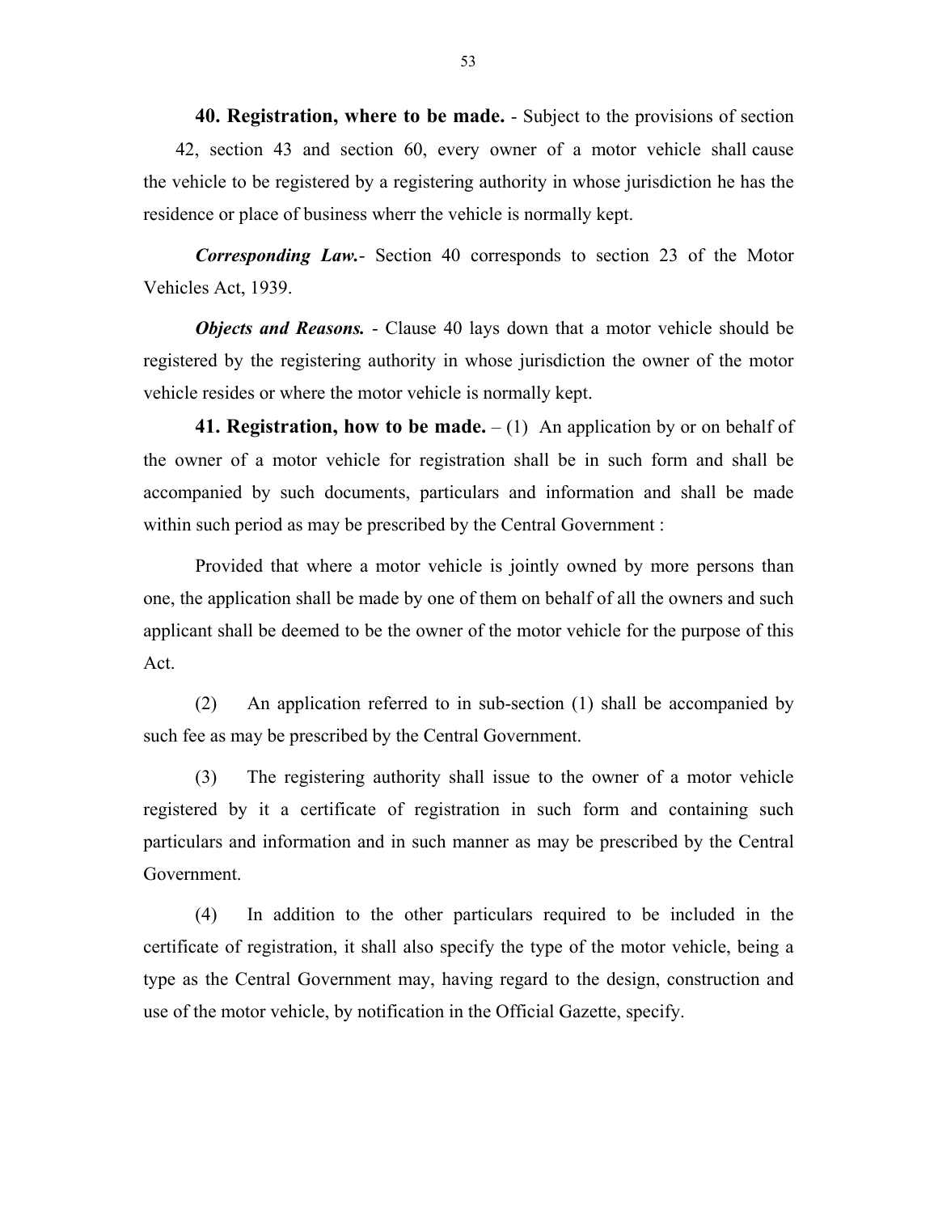**40. Registration, where to be made.** - Subject to the provisions of section 42, section 43 and section 60, every owner of a motor vehicle shall cause the vehicle to be registered by a registering authority in whose jurisdiction he has the residence or place of business wherr the vehicle is normally kept.

***Corresponding Law.***- Section 40 corresponds to section 23 of the Motor Vehicles Act, 1939.

***Objects and Reasons.*** - Clause 40 lays down that a motor vehicle should be registered by the registering authority in whose jurisdiction the owner of the motor vehicle resides or where the motor vehicle is normally kept.

**41. Registration, how to be made.** – (1) An application by or on behalf of the owner of a motor vehicle for registration shall be in such form and shall be accompanied by such documents, particulars and information and shall be made within such period as may be prescribed by the Central Government :

Provided that where a motor vehicle is jointly owned by more persons than one, the application shall be made by one of them on behalf of all the owners and such applicant shall be deemed to be the owner of the motor vehicle for the purpose of this Act.

(2) An application referred to in sub-section (1) shall be accompanied by such fee as may be prescribed by the Central Government.

(3) The registering authority shall issue to the owner of a motor vehicle registered by it a certificate of registration in such form and containing such particulars and information and in such manner as may be prescribed by the Central Government.

(4) In addition to the other particulars required to be included in the certificate of registration, it shall also specify the type of the motor vehicle, being a type as the Central Government may, having regard to the design, construction and use of the motor vehicle, by notification in the Official Gazette, specify.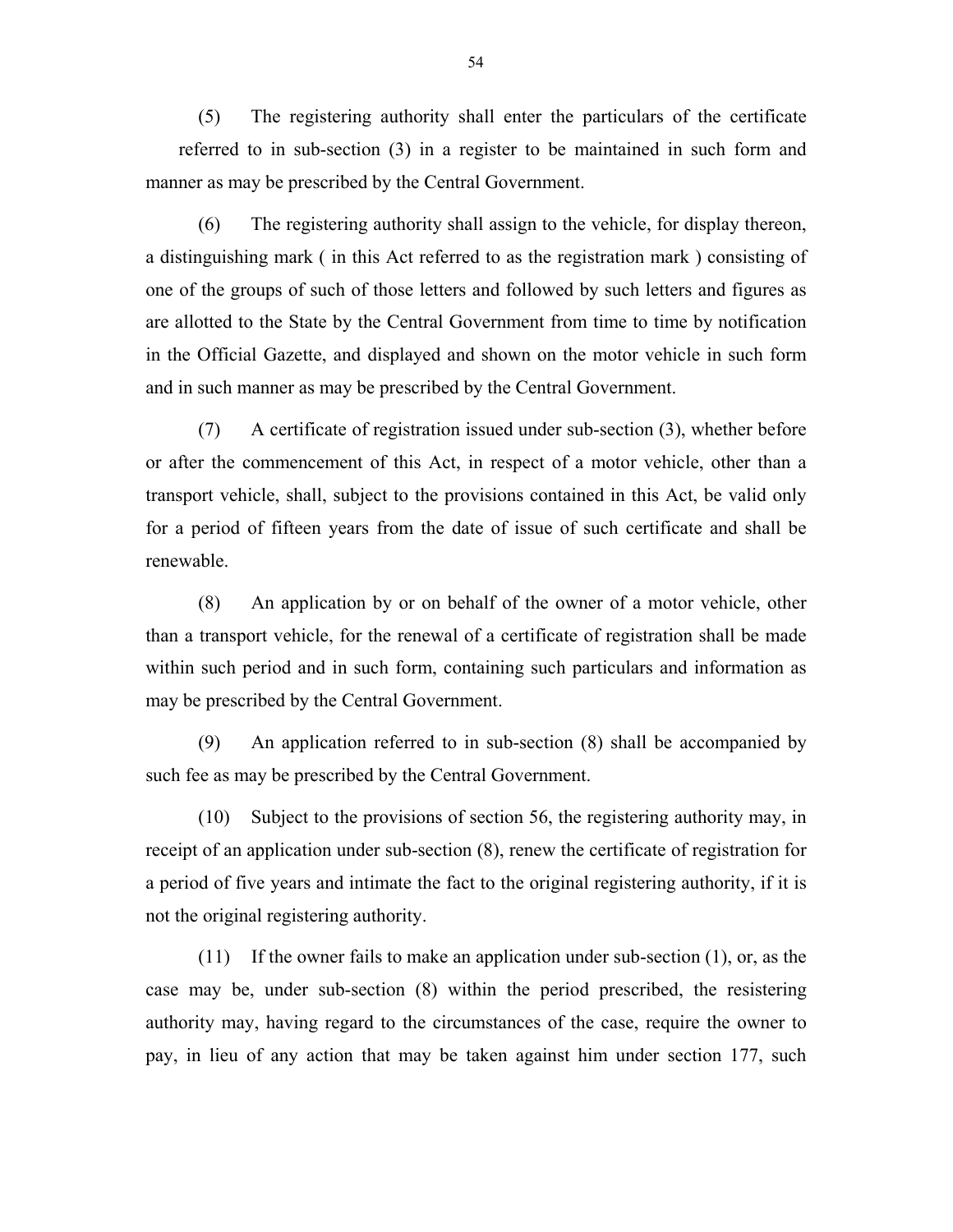(5) The registering authority shall enter the particulars of the certificate referred to in sub-section (3) in a register to be maintained in such form and manner as may be prescribed by the Central Government.

(6) The registering authority shall assign to the vehicle, for display thereon, a distinguishing mark ( in this Act referred to as the registration mark ) consisting of one of the groups of such of those letters and followed by such letters and figures as are allotted to the State by the Central Government from time to time by notification in the Official Gazette, and displayed and shown on the motor vehicle in such form and in such manner as may be prescribed by the Central Government.

(7) A certificate of registration issued under sub-section (3), whether before or after the commencement of this Act, in respect of a motor vehicle, other than a transport vehicle, shall, subject to the provisions contained in this Act, be valid only for a period of fifteen years from the date of issue of such certificate and shall be renewable.

(8) An application by or on behalf of the owner of a motor vehicle, other than a transport vehicle, for the renewal of a certificate of registration shall be made within such period and in such form, containing such particulars and information as may be prescribed by the Central Government.

(9) An application referred to in sub-section (8) shall be accompanied by such fee as may be prescribed by the Central Government.

(10) Subject to the provisions of section 56, the registering authority may, in receipt of an application under sub-section (8), renew the certificate of registration for a period of five years and intimate the fact to the original registering authority, if it is not the original registering authority.

(11) If the owner fails to make an application under sub-section (1), or, as the case may be, under sub-section (8) within the period prescribed, the resistering authority may, having regard to the circumstances of the case, require the owner to pay, in lieu of any action that may be taken against him under section 177, such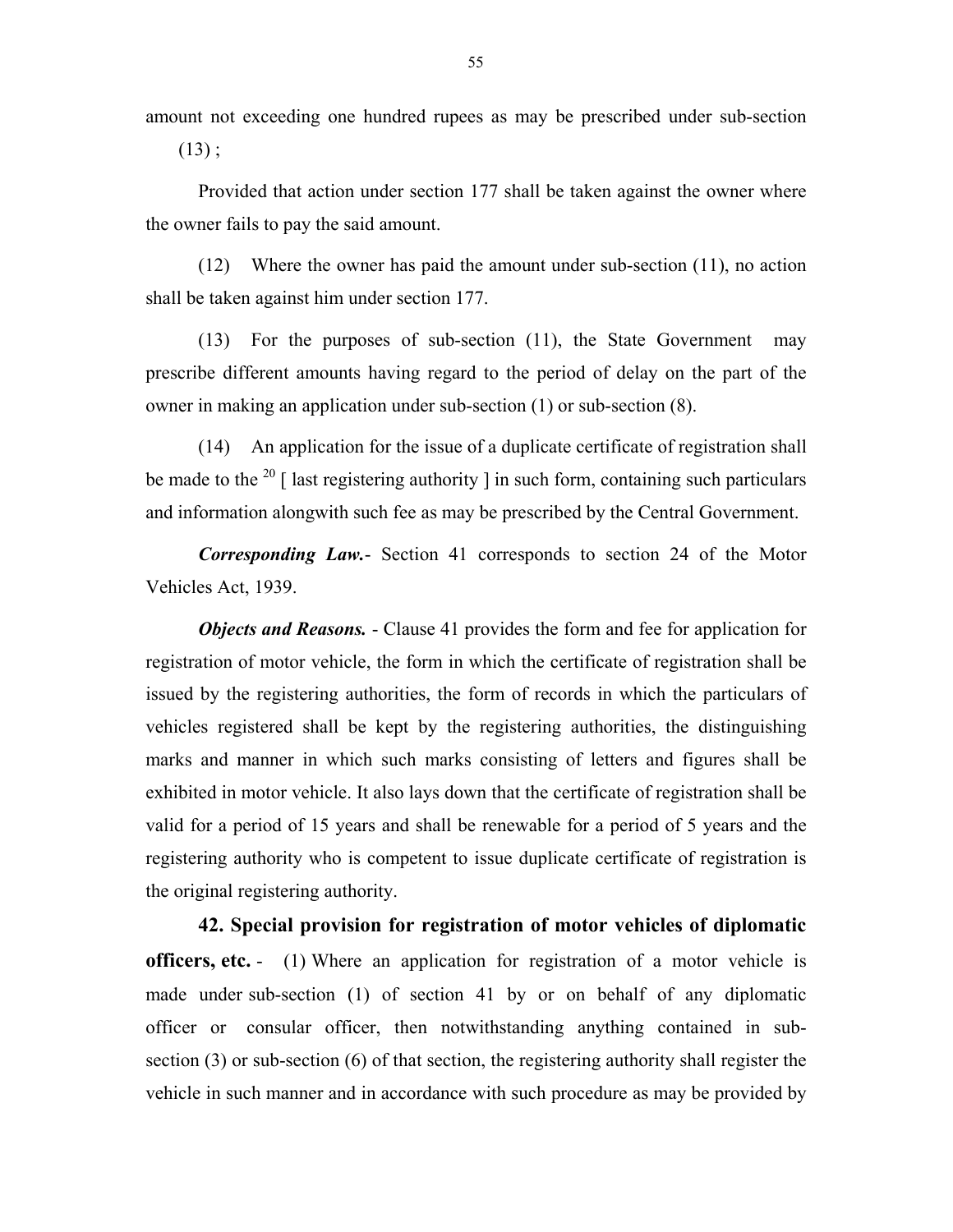amount not exceeding one hundred rupees as may be prescribed under sub-section (13) ;

Provided that action under section 177 shall be taken against the owner where the owner fails to pay the said amount.

(12) Where the owner has paid the amount under sub-section (11), no action shall be taken against him under section 177.

(13) For the purposes of sub-section (11), the State Government may prescribe different amounts having regard to the period of delay on the part of the owner in making an application under sub-section (1) or sub-section (8).

(14) An application for the issue of a duplicate certificate of registration shall be made to the [20] [ last registering authority ] in such form, containing such particulars and information alongwith such fee as may be prescribed by the Central Government.

***Corresponding Law.***- Section 41 corresponds to section 24 of the Motor Vehicles Act, 1939.

***Objects and Reasons.*** - Clause 41 provides the form and fee for application for registration of motor vehicle, the form in which the certificate of registration shall be issued by the registering authorities, the form of records in which the particulars of vehicles registered shall be kept by the registering authorities, the distinguishing marks and manner in which such marks consisting of letters and figures shall be exhibited in motor vehicle. It also lays down that the certificate of registration shall be valid for a period of 15 years and shall be renewable for a period of 5 years and the registering authority who is competent to issue duplicate certificate of registration is the original registering authority.

**42. Special provision for registration of motor vehicles of diplomatic officers, etc.** - (1) Where an application for registration of a motor vehicle is made under sub-section (1) of section 41 by or on behalf of any diplomatic officer or consular officer, then notwithstanding anything contained in sub-section (3) or sub-section (6) of that section, the registering authority shall register the vehicle in such manner and in accordance with such procedure as may be provided by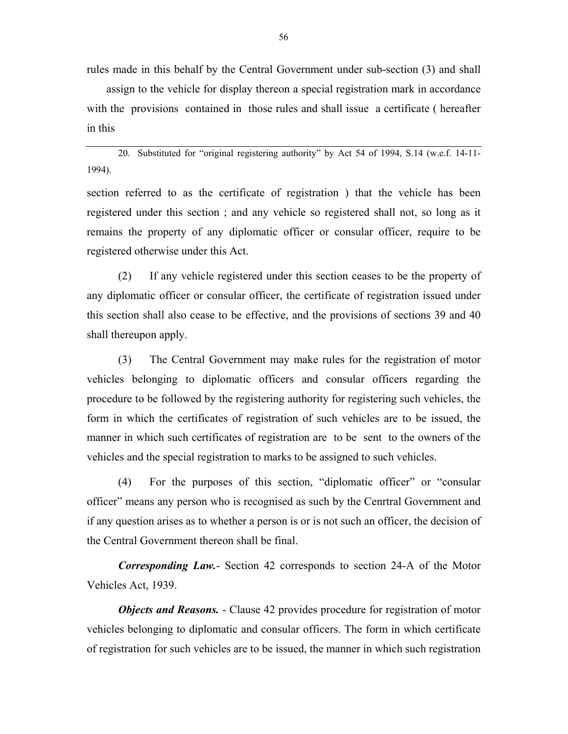rules made in this behalf by the Central Government under sub-section (3) and shall assign to the vehicle for display thereon a special registration mark in accordance with the provisions contained in those rules and shall issue a certificate ( hereafter in this section referred to as the certificate of registration ) that the vehicle has been registered under this section ; and any vehicle so registered shall not, so long as it remains the property of any diplomatic officer or consular officer, require to be registered otherwise under this Act.

(2) If any vehicle registered under this section ceases to be the property of any diplomatic officer or consular officer, the certificate of registration issued under this section shall also cease to be effective, and the provisions of sections 39 and 40 shall thereupon apply.

(3) The Central Government may make rules for the registration of motor vehicles belonging to diplomatic officers and consular officers regarding the procedure to be followed by the registering authority for registering such vehicles, the form in which the certificates of registration of such vehicles are to be issued, the manner in which such certificates of registration are to be sent to the owners of the vehicles and the special registration to marks to be assigned to such vehicles.

(4) For the purposes of this section, "diplomatic officer" or "consular officer" means any person who is recognised as such by the Cenrtral Government and if any question arises as to whether a person is or is not such an officer, the decision of the Central Government thereon shall be final.

***Corresponding Law.***- Section 42 corresponds to section 24-A of the Motor Vehicles Act, 1939.

***Objects and Reasons.*** - Clause 42 provides procedure for registration of motor vehicles belonging to diplomatic and consular officers. The form in which certificate of registration for such vehicles are to be issued, the manner in which such registration

---

20. Substituted for "original registering authority" by Act 54 of 1994, S.14 (w.e.f. 14-11-1994).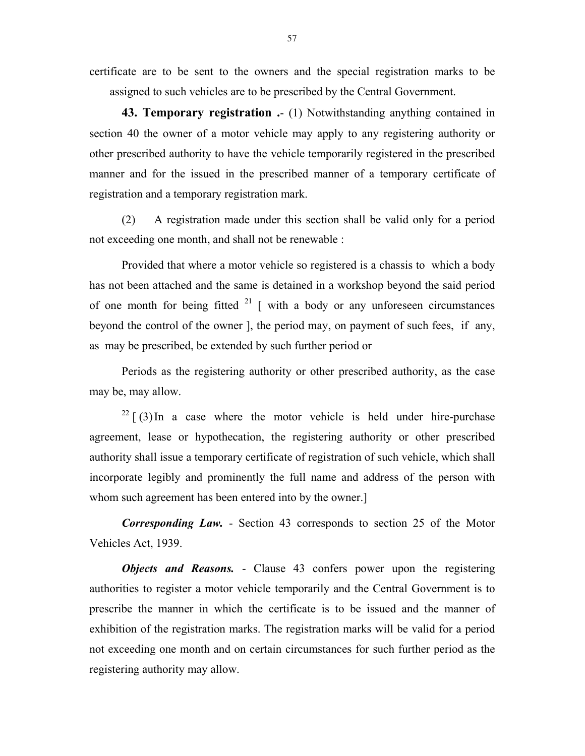certificate are to be sent to the owners and the special registration marks to be assigned to such vehicles are to be prescribed by the Central Government.

**43. Temporary registration .**- (1) Notwithstanding anything contained in section 40 the owner of a motor vehicle may apply to any registering authority or other prescribed authority to have the vehicle temporarily registered in the prescribed manner and for the issued in the prescribed manner of a temporary certificate of registration and a temporary registration mark.

(2) A registration made under this section shall be valid only for a period not exceeding one month, and shall not be renewable :

Provided that where a motor vehicle so registered is a chassis to which a body has not been attached and the same is detained in a workshop beyond the said period of one month for being fitted [21] [ with a body or any unforeseen circumstances beyond the control of the owner ], the period may, on payment of such fees, if any, as may be prescribed, be extended by such further period or

Periods as the registering authority or other prescribed authority, as the case may be, may allow.

[22] [ (3) In a case where the motor vehicle is held under hire-purchase agreement, lease or hypothecation, the registering authority or other prescribed authority shall issue a temporary certificate of registration of such vehicle, which shall incorporate legibly and prominently the full name and address of the person with whom such agreement has been entered into by the owner.]

***Corresponding Law.*** - Section 43 corresponds to section 25 of the Motor Vehicles Act, 1939.

***Objects and Reasons.*** - Clause 43 confers power upon the registering authorities to register a motor vehicle temporarily and the Central Government is to prescribe the manner in which the certificate is to be issued and the manner of exhibition of the registration marks. The registration marks will be valid for a period not exceeding one month and on certain circumstances for such further period as the registering authority may allow.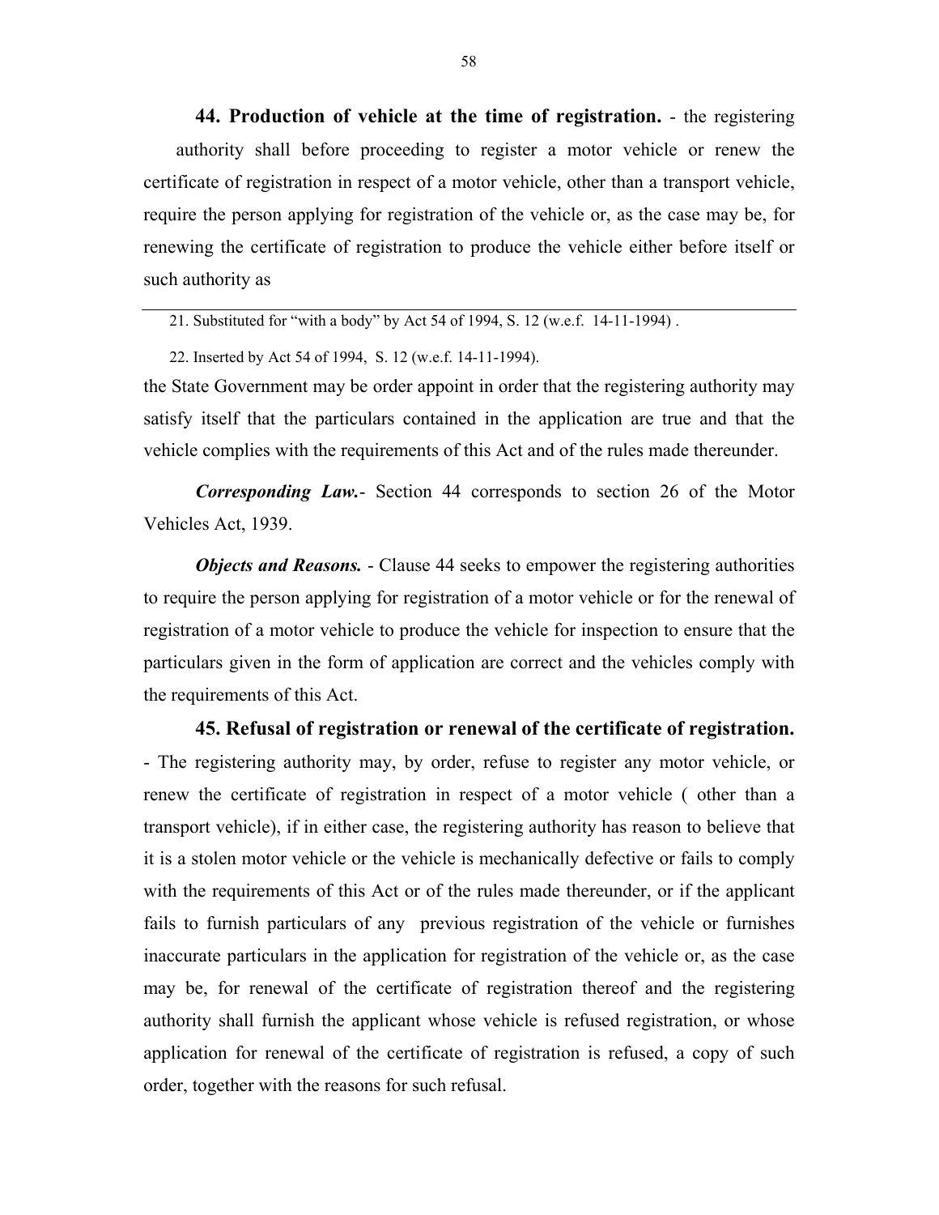**44. Production of vehicle at the time of registration.** - the registering authority shall before proceeding to register a motor vehicle or renew the certificate of registration in respect of a motor vehicle, other than a transport vehicle, require the person applying for registration of the vehicle or, as the case may be, for renewing the certificate of registration to produce the vehicle either before itself or such authority as the State Government may be order appoint in order that the registering authority may satisfy itself that the particulars contained in the application are true and that the vehicle complies with the requirements of this Act and of the rules made thereunder.

*Corresponding Law.*- Section 44 corresponds to section 26 of the Motor Vehicles Act, 1939.

*Objects and Reasons.* - Clause 44 seeks to empower the registering authorities to require the person applying for registration of a motor vehicle or for the renewal of registration of a motor vehicle to produce the vehicle for inspection to ensure that the particulars given in the form of application are correct and the vehicles comply with the requirements of this Act.

**45. Refusal of registration or renewal of the certificate of registration.** - The registering authority may, by order, refuse to register any motor vehicle, or renew the certificate of registration in respect of a motor vehicle ( other than a transport vehicle), if in either case, the registering authority has reason to believe that it is a stolen motor vehicle or the vehicle is mechanically defective or fails to comply with the requirements of this Act or of the rules made thereunder, or if the applicant fails to furnish particulars of any previous registration of the vehicle or furnishes inaccurate particulars in the application for registration of the vehicle or, as the case may be, for renewal of the certificate of registration thereof and the registering authority shall furnish the applicant whose vehicle is refused registration, or whose application for renewal of the certificate of registration is refused, a copy of such order, together with the reasons for such refusal.

---

21. Substituted for "with a body" by Act 54 of 1994, S. 12 (w.e.f. 14-11-1994) .

22. Inserted by Act 54 of 1994, S. 12 (w.e.f. 14-11-1994).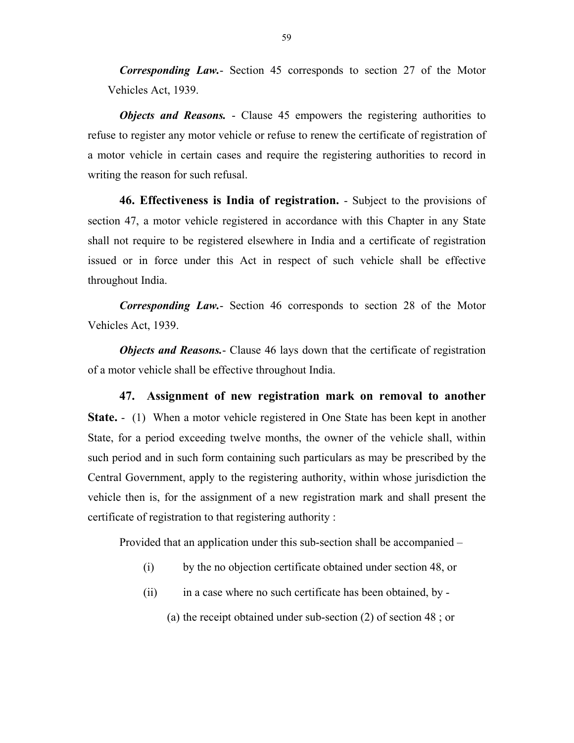***Corresponding Law.***- Section 45 corresponds to section 27 of the Motor Vehicles Act, 1939.

***Objects and Reasons.*** - Clause 45 empowers the registering authorities to refuse to register any motor vehicle or refuse to renew the certificate of registration of a motor vehicle in certain cases and require the registering authorities to record in writing the reason for such refusal.

**46. Effectiveness is India of registration.** - Subject to the provisions of section 47, a motor vehicle registered in accordance with this Chapter in any State shall not require to be registered elsewhere in India and a certificate of registration issued or in force under this Act in respect of such vehicle shall be effective throughout India.

***Corresponding Law.***- Section 46 corresponds to section 28 of the Motor Vehicles Act, 1939.

***Objects and Reasons.***- Clause 46 lays down that the certificate of registration of a motor vehicle shall be effective throughout India.

**47. Assignment of new registration mark on removal to another State.** - (1) When a motor vehicle registered in One State has been kept in another State, for a period exceeding twelve months, the owner of the vehicle shall, within such period and in such form containing such particulars as may be prescribed by the Central Government, apply to the registering authority, within whose jurisdiction the vehicle then is, for the assignment of a new registration mark and shall present the certificate of registration to that registering authority :

Provided that an application under this sub-section shall be accompanied –

(i) by the no objection certificate obtained under section 48, or

(ii) in a case where no such certificate has been obtained, by -

(a) the receipt obtained under sub-section (2) of section 48 ; or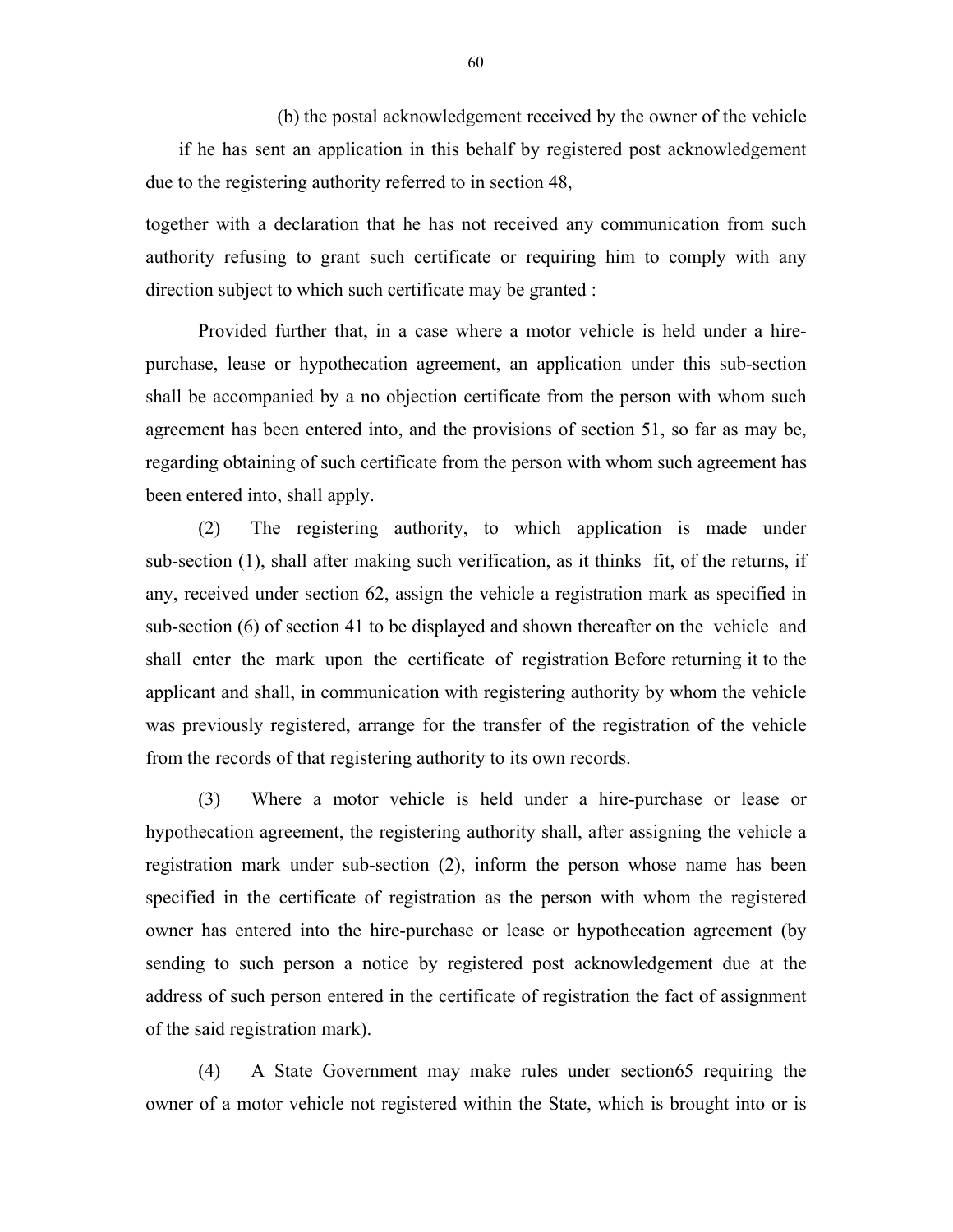(b) the postal acknowledgement received by the owner of the vehicle if he has sent an application in this behalf by registered post acknowledgement due to the registering authority referred to in section 48,

together with a declaration that he has not received any communication from such authority refusing to grant such certificate or requiring him to comply with any direction subject to which such certificate may be granted :

Provided further that, in a case where a motor vehicle is held under a hire-purchase, lease or hypothecation agreement, an application under this sub-section shall be accompanied by a no objection certificate from the person with whom such agreement has been entered into, and the provisions of section 51, so far as may be, regarding obtaining of such certificate from the person with whom such agreement has been entered into, shall apply.

(2) The registering authority, to which application is made under sub-section (1), shall after making such verification, as it thinks fit, of the returns, if any, received under section 62, assign the vehicle a registration mark as specified in sub-section (6) of section 41 to be displayed and shown thereafter on the vehicle and shall enter the mark upon the certificate of registration Before returning it to the applicant and shall, in communication with registering authority by whom the vehicle was previously registered, arrange for the transfer of the registration of the vehicle from the records of that registering authority to its own records.

(3) Where a motor vehicle is held under a hire-purchase or lease or hypothecation agreement, the registering authority shall, after assigning the vehicle a registration mark under sub-section (2), inform the person whose name has been specified in the certificate of registration as the person with whom the registered owner has entered into the hire-purchase or lease or hypothecation agreement (by sending to such person a notice by registered post acknowledgement due at the address of such person entered in the certificate of registration the fact of assignment of the said registration mark).

(4) A State Government may make rules under section65 requiring the owner of a motor vehicle not registered within the State, which is brought into or is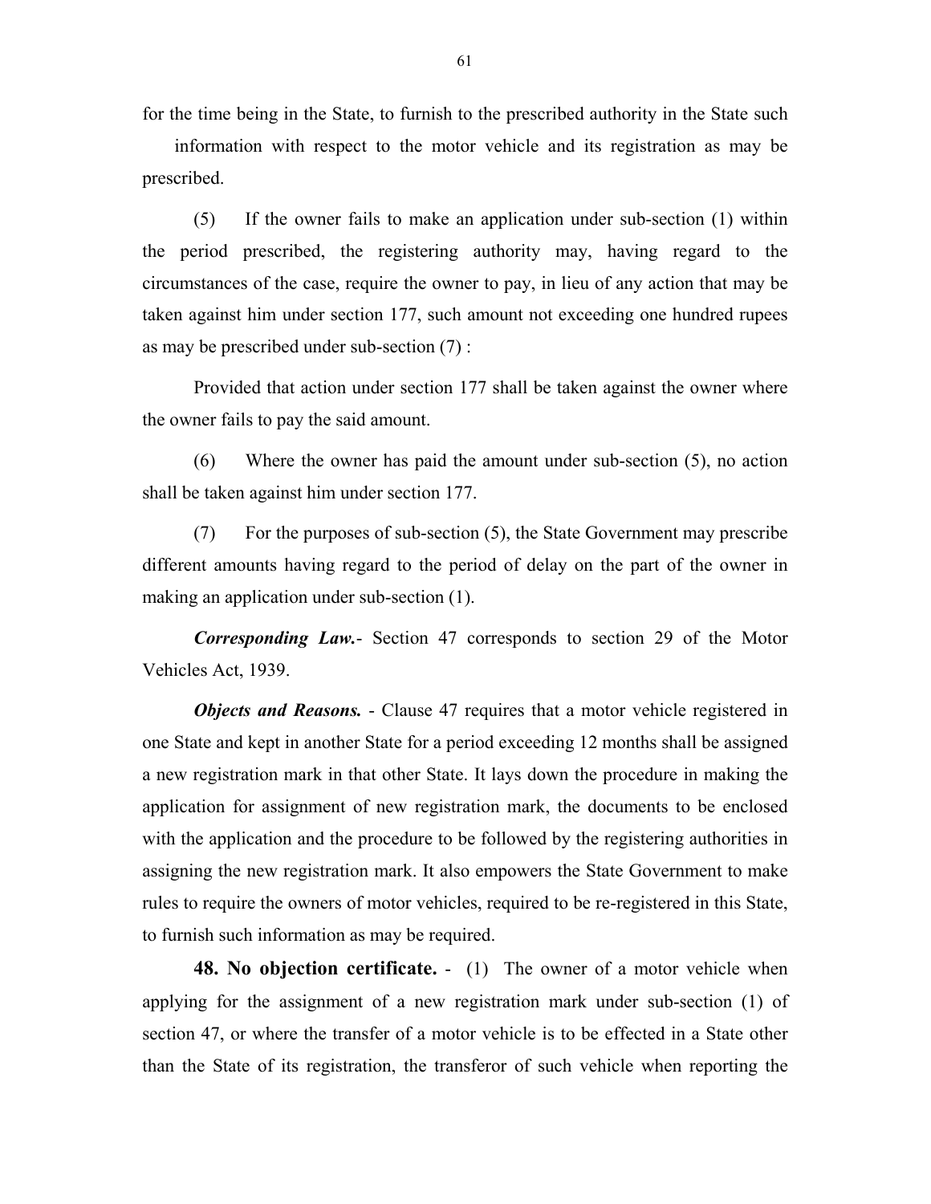for the time being in the State, to furnish to the prescribed authority in the State such information with respect to the motor vehicle and its registration as may be prescribed.

(5) If the owner fails to make an application under sub-section (1) within the period prescribed, the registering authority may, having regard to the circumstances of the case, require the owner to pay, in lieu of any action that may be taken against him under section 177, such amount not exceeding one hundred rupees as may be prescribed under sub-section (7) :

Provided that action under section 177 shall be taken against the owner where the owner fails to pay the said amount.

(6) Where the owner has paid the amount under sub-section (5), no action shall be taken against him under section 177.

(7) For the purposes of sub-section (5), the State Government may prescribe different amounts having regard to the period of delay on the part of the owner in making an application under sub-section (1).

***Corresponding Law.***- Section 47 corresponds to section 29 of the Motor Vehicles Act, 1939.

***Objects and Reasons.*** - Clause 47 requires that a motor vehicle registered in one State and kept in another State for a period exceeding 12 months shall be assigned a new registration mark in that other State. It lays down the procedure in making the application for assignment of new registration mark, the documents to be enclosed with the application and the procedure to be followed by the registering authorities in assigning the new registration mark. It also empowers the State Government to make rules to require the owners of motor vehicles, required to be re-registered in this State, to furnish such information as may be required.

**48. No objection certificate.** - (1) The owner of a motor vehicle when applying for the assignment of a new registration mark under sub-section (1) of section 47, or where the transfer of a motor vehicle is to be effected in a State other than the State of its registration, the transferor of such vehicle when reporting the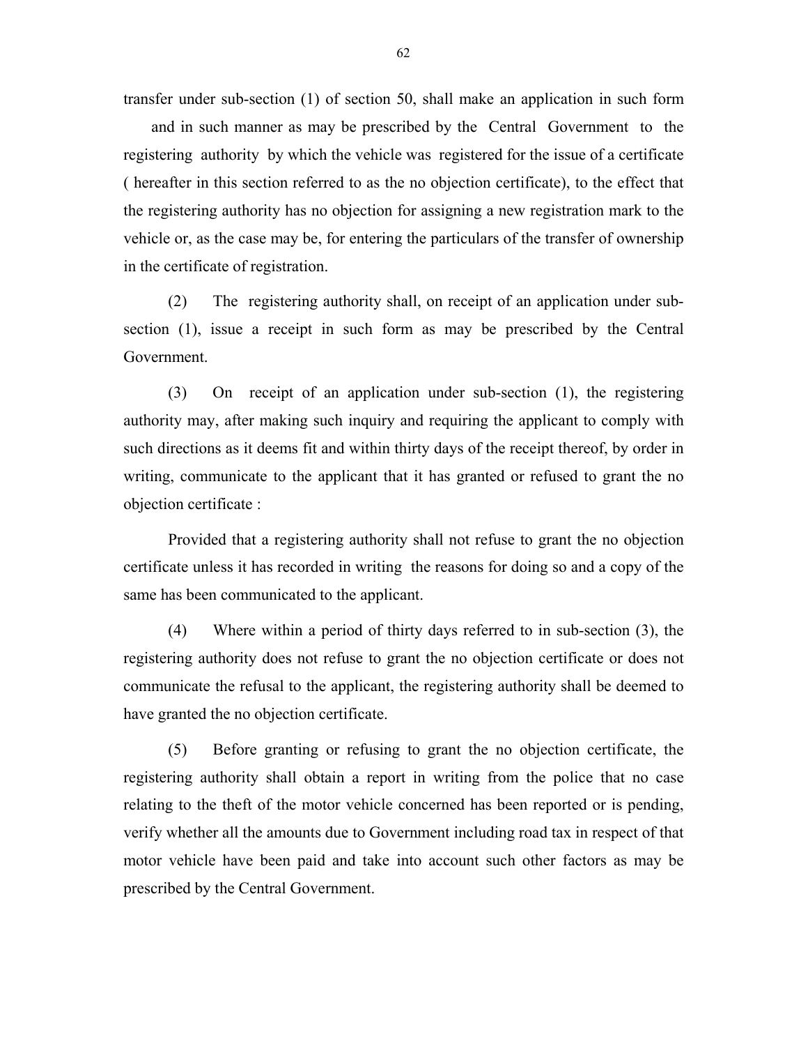transfer under sub-section (1) of section 50, shall make an application in such form and in such manner as may be prescribed by the Central Government to the registering authority by which the vehicle was registered for the issue of a certificate ( hereafter in this section referred to as the no objection certificate), to the effect that the registering authority has no objection for assigning a new registration mark to the vehicle or, as the case may be, for entering the particulars of the transfer of ownership in the certificate of registration.

(2) The registering authority shall, on receipt of an application under sub-section (1), issue a receipt in such form as may be prescribed by the Central Government.

(3) On receipt of an application under sub-section (1), the registering authority may, after making such inquiry and requiring the applicant to comply with such directions as it deems fit and within thirty days of the receipt thereof, by order in writing, communicate to the applicant that it has granted or refused to grant the no objection certificate :

Provided that a registering authority shall not refuse to grant the no objection certificate unless it has recorded in writing the reasons for doing so and a copy of the same has been communicated to the applicant.

(4) Where within a period of thirty days referred to in sub-section (3), the registering authority does not refuse to grant the no objection certificate or does not communicate the refusal to the applicant, the registering authority shall be deemed to have granted the no objection certificate.

(5) Before granting or refusing to grant the no objection certificate, the registering authority shall obtain a report in writing from the police that no case relating to the theft of the motor vehicle concerned has been reported or is pending, verify whether all the amounts due to Government including road tax in respect of that motor vehicle have been paid and take into account such other factors as may be prescribed by the Central Government.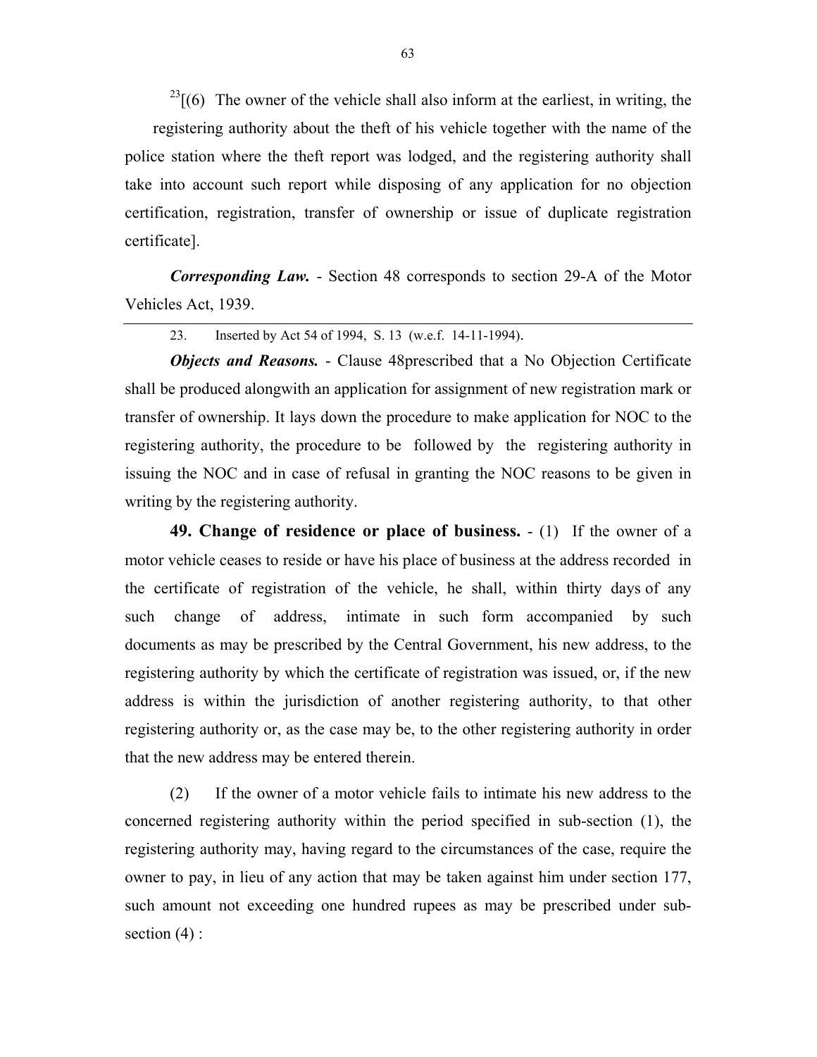[23][(6) The owner of the vehicle shall also inform at the earliest, in writing, the registering authority about the theft of his vehicle together with the name of the police station where the theft report was lodged, and the registering authority shall take into account such report while disposing of any application for no objection certification, registration, transfer of ownership or issue of duplicate registration certificate].

***Corresponding Law.*** - Section 48 corresponds to section 29-A of the Motor Vehicles Act, 1939.

---

23. Inserted by Act 54 of 1994, S. 13 (w.e.f. 14-11-1994).

***Objects and Reasons.*** - Clause 48prescribed that a No Objection Certificate shall be produced alongwith an application for assignment of new registration mark or transfer of ownership. It lays down the procedure to make application for NOC to the registering authority, the procedure to be followed by the registering authority in issuing the NOC and in case of refusal in granting the NOC reasons to be given in writing by the registering authority.

**49. Change of residence or place of business.** - (1) If the owner of a motor vehicle ceases to reside or have his place of business at the address recorded in the certificate of registration of the vehicle, he shall, within thirty days of any such change of address, intimate in such form accompanied by such documents as may be prescribed by the Central Government, his new address, to the registering authority by which the certificate of registration was issued, or, if the new address is within the jurisdiction of another registering authority, to that other registering authority or, as the case may be, to the other registering authority in order that the new address may be entered therein.

(2) If the owner of a motor vehicle fails to intimate his new address to the concerned registering authority within the period specified in sub-section (1), the registering authority may, having regard to the circumstances of the case, require the owner to pay, in lieu of any action that may be taken against him under section 177, such amount not exceeding one hundred rupees as may be prescribed under sub-section (4) :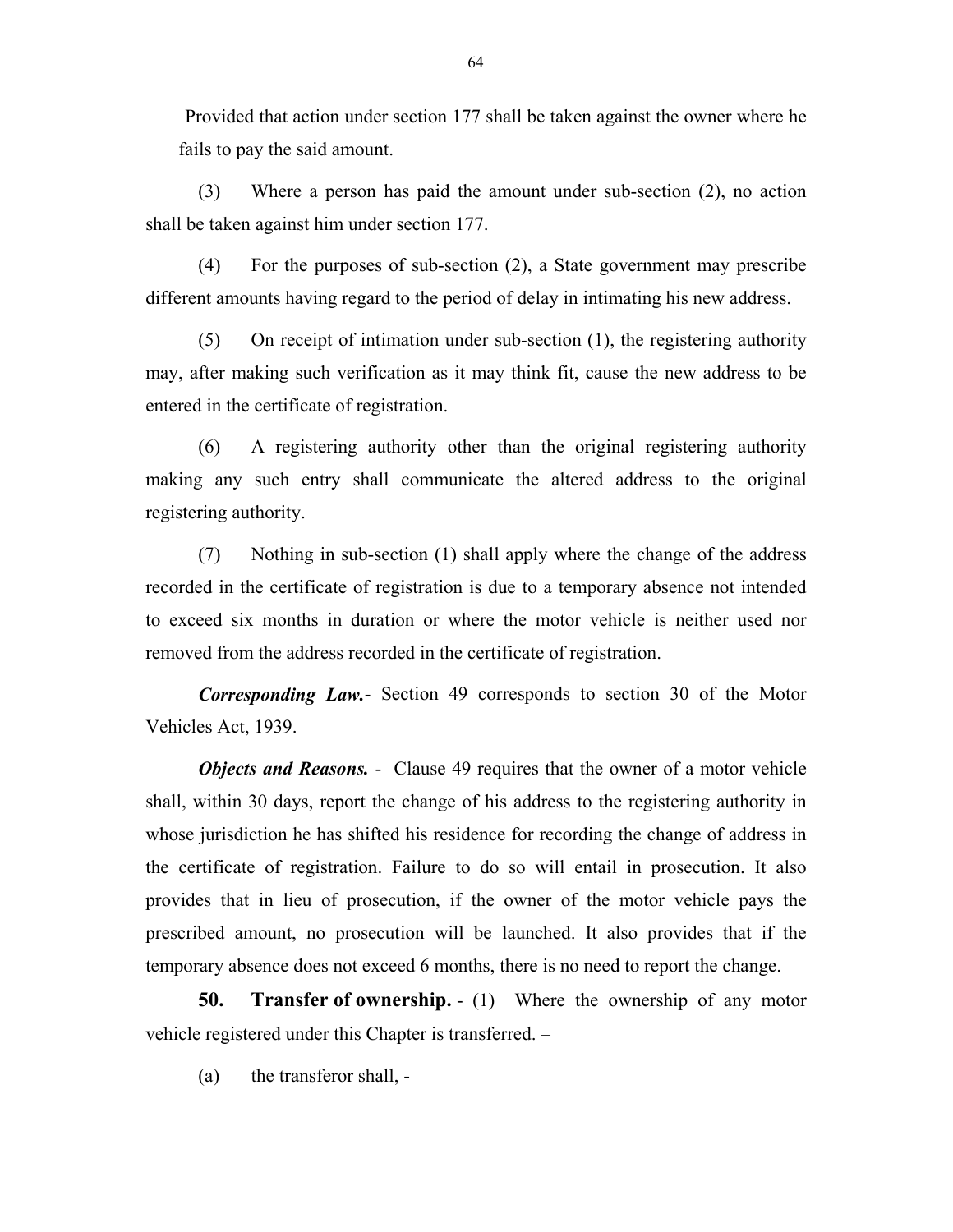Provided that action under section 177 shall be taken against the owner where he fails to pay the said amount.

(3) Where a person has paid the amount under sub-section (2), no action shall be taken against him under section 177.

(4) For the purposes of sub-section (2), a State government may prescribe different amounts having regard to the period of delay in intimating his new address.

(5) On receipt of intimation under sub-section (1), the registering authority may, after making such verification as it may think fit, cause the new address to be entered in the certificate of registration.

(6) A registering authority other than the original registering authority making any such entry shall communicate the altered address to the original registering authority.

(7) Nothing in sub-section (1) shall apply where the change of the address recorded in the certificate of registration is due to a temporary absence not intended to exceed six months in duration or where the motor vehicle is neither used nor removed from the address recorded in the certificate of registration.

***Corresponding Law.***- Section 49 corresponds to section 30 of the Motor Vehicles Act, 1939.

***Objects and Reasons.*** - Clause 49 requires that the owner of a motor vehicle shall, within 30 days, report the change of his address to the registering authority in whose jurisdiction he has shifted his residence for recording the change of address in the certificate of registration. Failure to do so will entail in prosecution. It also provides that in lieu of prosecution, if the owner of the motor vehicle pays the prescribed amount, no prosecution will be launched. It also provides that if the temporary absence does not exceed 6 months, there is no need to report the change.

**50. Transfer of ownership.** - (1) Where the ownership of any motor vehicle registered under this Chapter is transferred. –

(a) the transferor shall, -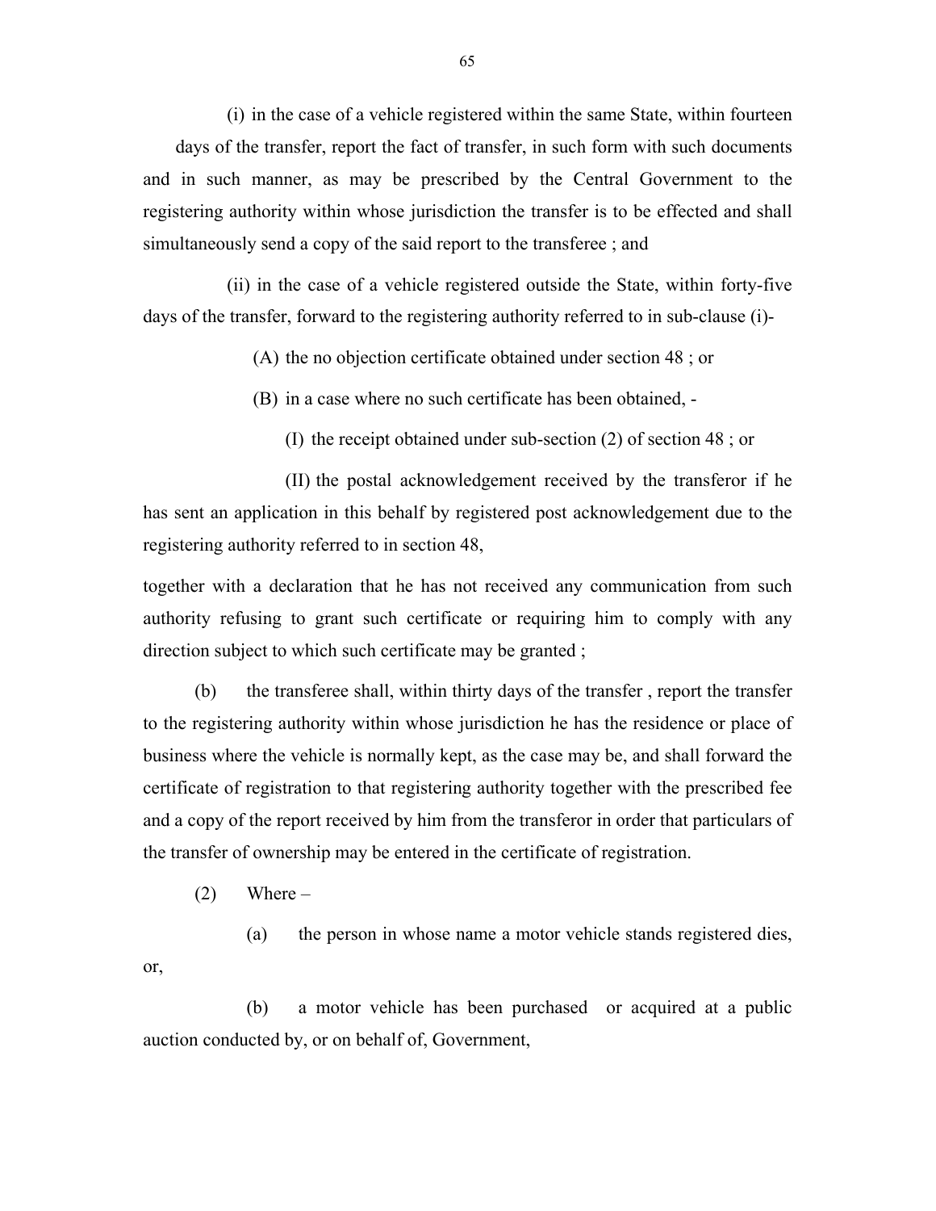(i) in the case of a vehicle registered within the same State, within fourteen days of the transfer, report the fact of transfer, in such form with such documents and in such manner, as may be prescribed by the Central Government to the registering authority within whose jurisdiction the transfer is to be effected and shall simultaneously send a copy of the said report to the transferee ; and

(ii) in the case of a vehicle registered outside the State, within forty-five days of the transfer, forward to the registering authority referred to in sub-clause (i)-

(A) the no objection certificate obtained under section 48 ; or

(B) in a case where no such certificate has been obtained, -

(I) the receipt obtained under sub-section (2) of section 48 ; or

(II) the postal acknowledgement received by the transferor if he has sent an application in this behalf by registered post acknowledgement due to the registering authority referred to in section 48,

together with a declaration that he has not received any communication from such authority refusing to grant such certificate or requiring him to comply with any direction subject to which such certificate may be granted ;

(b) the transferee shall, within thirty days of the transfer , report the transfer to the registering authority within whose jurisdiction he has the residence or place of business where the vehicle is normally kept, as the case may be, and shall forward the certificate of registration to that registering authority together with the prescribed fee and a copy of the report received by him from the transferor in order that particulars of the transfer of ownership may be entered in the certificate of registration.

(2) Where –

(a) the person in whose name a motor vehicle stands registered dies, or,

(b) a motor vehicle has been purchased or acquired at a public auction conducted by, or on behalf of, Government,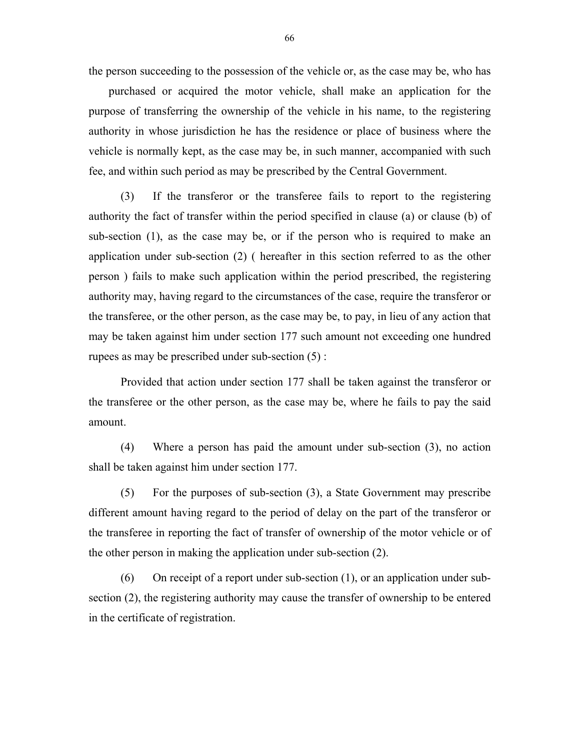the person succeeding to the possession of the vehicle or, as the case may be, who has purchased or acquired the motor vehicle, shall make an application for the purpose of transferring the ownership of the vehicle in his name, to the registering authority in whose jurisdiction he has the residence or place of business where the vehicle is normally kept, as the case may be, in such manner, accompanied with such fee, and within such period as may be prescribed by the Central Government.

(3) If the transferor or the transferee fails to report to the registering authority the fact of transfer within the period specified in clause (a) or clause (b) of sub-section (1), as the case may be, or if the person who is required to make an application under sub-section (2) ( hereafter in this section referred to as the other person ) fails to make such application within the period prescribed, the registering authority may, having regard to the circumstances of the case, require the transferor or the transferee, or the other person, as the case may be, to pay, in lieu of any action that may be taken against him under section 177 such amount not exceeding one hundred rupees as may be prescribed under sub-section (5) :

Provided that action under section 177 shall be taken against the transferor or the transferee or the other person, as the case may be, where he fails to pay the said amount.

(4) Where a person has paid the amount under sub-section (3), no action shall be taken against him under section 177.

(5) For the purposes of sub-section (3), a State Government may prescribe different amount having regard to the period of delay on the part of the transferor or the transferee in reporting the fact of transfer of ownership of the motor vehicle or of the other person in making the application under sub-section (2).

(6) On receipt of a report under sub-section (1), or an application under sub-section (2), the registering authority may cause the transfer of ownership to be entered in the certificate of registration.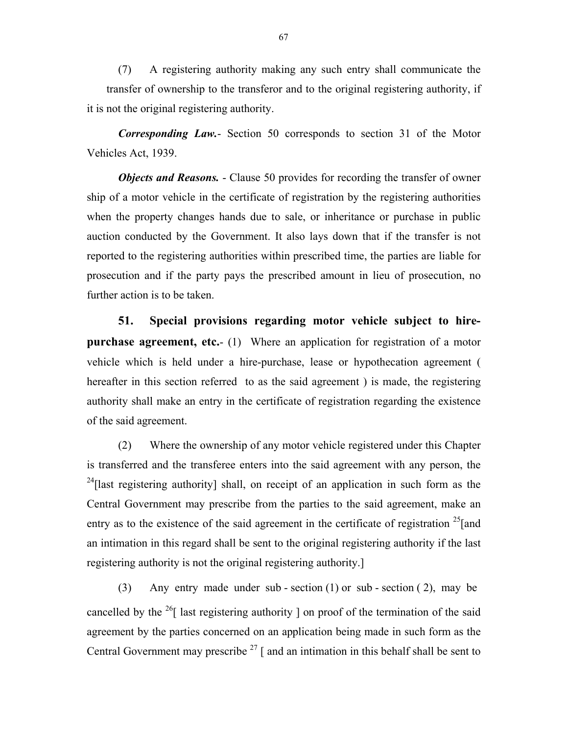(7) A registering authority making any such entry shall communicate the transfer of ownership to the transferor and to the original registering authority, if it is not the original registering authority.

***Corresponding Law.***- Section 50 corresponds to section 31 of the Motor Vehicles Act, 1939.

***Objects and Reasons.*** - Clause 50 provides for recording the transfer of owner ship of a motor vehicle in the certificate of registration by the registering authorities when the property changes hands due to sale, or inheritance or purchase in public auction conducted by the Government. It also lays down that if the transfer is not reported to the registering authorities within prescribed time, the parties are liable for prosecution and if the party pays the prescribed amount in lieu of prosecution, no further action is to be taken.

**51. Special provisions regarding motor vehicle subject to hire-purchase agreement, etc.**- (1) Where an application for registration of a motor vehicle which is held under a hire-purchase, lease or hypothecation agreement ( hereafter in this section referred to as the said agreement ) is made, the registering authority shall make an entry in the certificate of registration regarding the existence of the said agreement.

(2) Where the ownership of any motor vehicle registered under this Chapter is transferred and the transferee enters into the said agreement with any person, the [24][last registering authority] shall, on receipt of an application in such form as the Central Government may prescribe from the parties to the said agreement, make an entry as to the existence of the said agreement in the certificate of registration [25][and an intimation in this regard shall be sent to the original registering authority if the last registering authority is not the original registering authority.]

(3) Any entry made under sub - section (1) or sub - section ( 2), may be cancelled by the [26][ last registering authority ] on proof of the termination of the said agreement by the parties concerned on an application being made in such form as the Central Government may prescribe [27] [ and an intimation in this behalf shall be sent to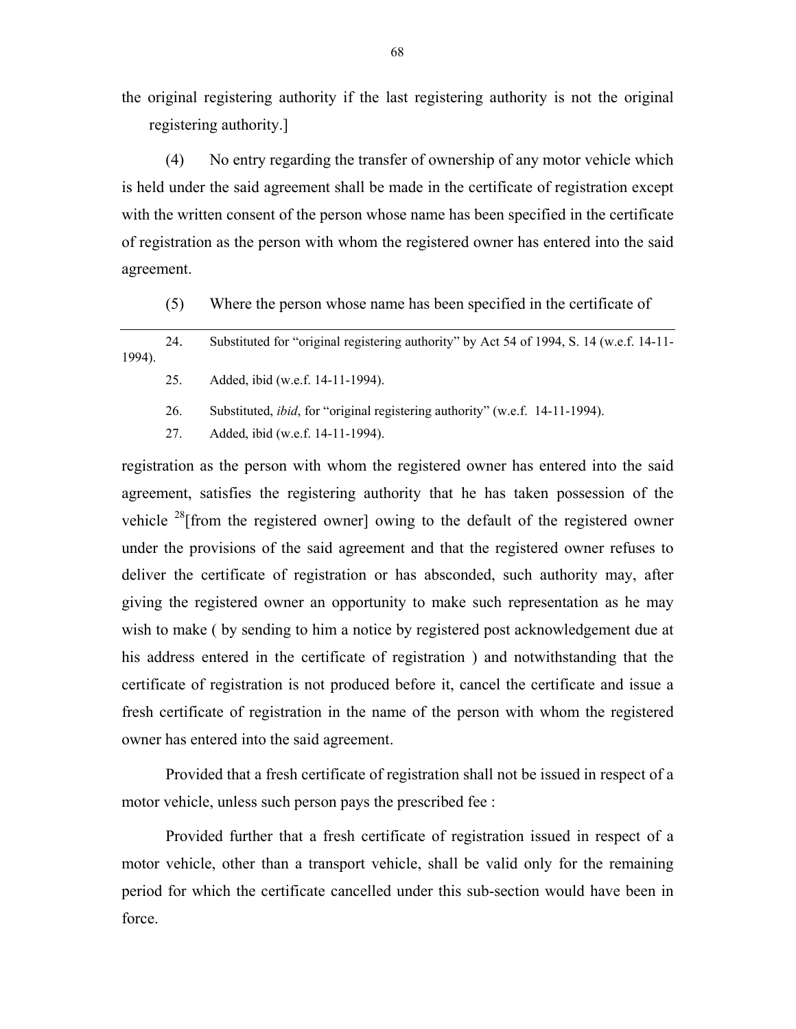the original registering authority if the last registering authority is not the original registering authority.]

(4) No entry regarding the transfer of ownership of any motor vehicle which is held under the said agreement shall be made in the certificate of registration except with the written consent of the person whose name has been specified in the certificate of registration as the person with whom the registered owner has entered into the said agreement.

(5) Where the person whose name has been specified in the certificate of registration as the person with whom the registered owner has entered into the said agreement, satisfies the registering authority that he has taken possession of the vehicle [28][from the registered owner] owing to the default of the registered owner under the provisions of the said agreement and that the registered owner refuses to deliver the certificate of registration or has absconded, such authority may, after giving the registered owner an opportunity to make such representation as he may wish to make ( by sending to him a notice by registered post acknowledgement due at his address entered in the certificate of registration ) and notwithstanding that the certificate of registration is not produced before it, cancel the certificate and issue a fresh certificate of registration in the name of the person with whom the registered owner has entered into the said agreement.

Provided that a fresh certificate of registration shall not be issued in respect of a motor vehicle, unless such person pays the prescribed fee :

Provided further that a fresh certificate of registration issued in respect of a motor vehicle, other than a transport vehicle, shall be valid only for the remaining period for which the certificate cancelled under this sub-section would have been in force.

---

24. Substituted for "original registering authority" by Act 54 of 1994, S. 14 (w.e.f. 14-11-1994).

25. Added, ibid (w.e.f. 14-11-1994).

26. Substituted, *ibid*, for "original registering authority" (w.e.f. 14-11-1994).

27. Added, ibid (w.e.f. 14-11-1994).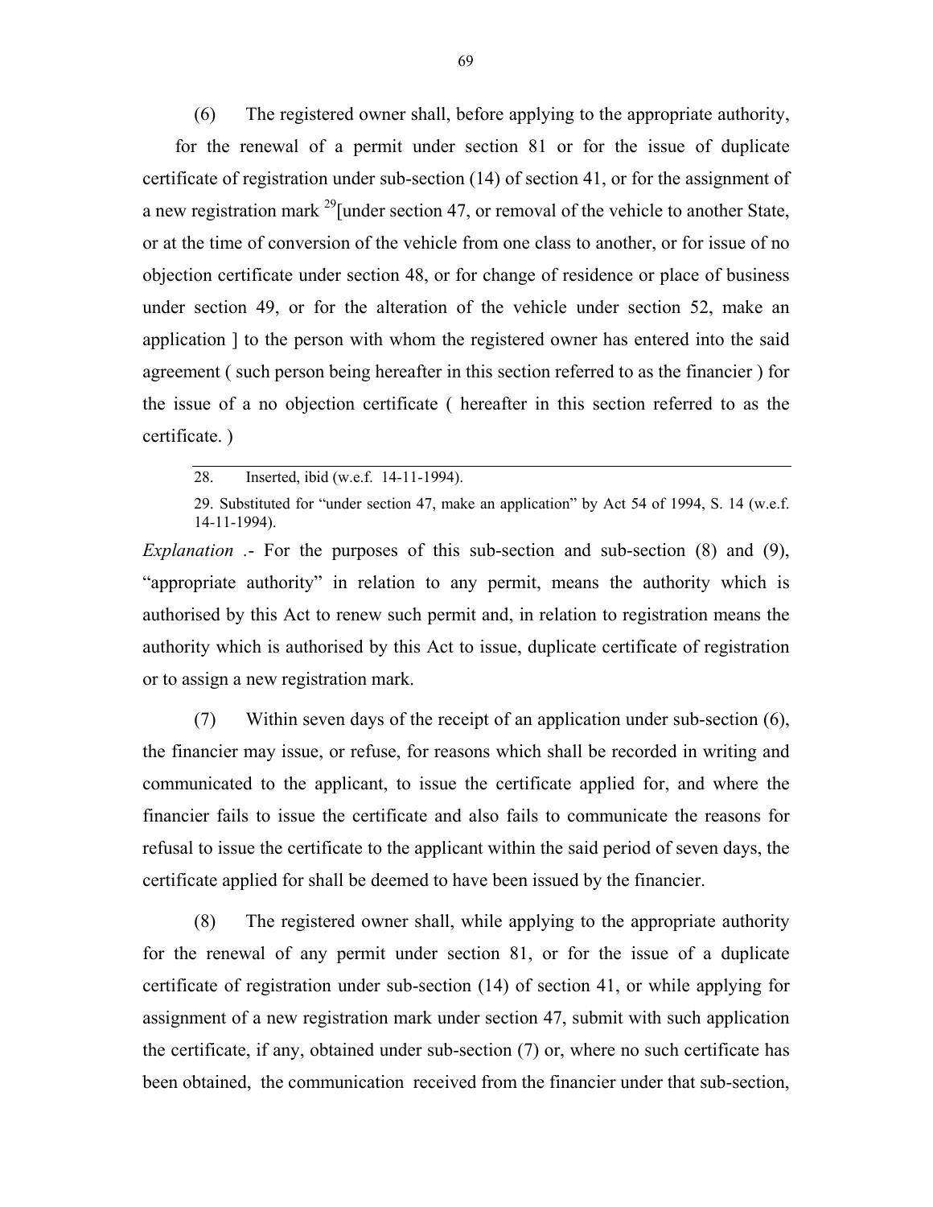(6) The registered owner shall, before applying to the appropriate authority, for the renewal of a permit under section 81 or for the issue of duplicate certificate of registration under sub-section (14) of section 41, or for the assignment of a new registration mark [29][under section 47, or removal of the vehicle to another State, or at the time of conversion of the vehicle from one class to another, or for issue of no objection certificate under section 48, or for change of residence or place of business under section 49, or for the alteration of the vehicle under section 52, make an application ] to the person with whom the registered owner has entered into the said agreement ( such person being hereafter in this section referred to as the financier ) for the issue of a no objection certificate ( hereafter in this section referred to as the certificate. )

---

28. Inserted, ibid (w.e.f. 14-11-1994).

29. Substituted for "under section 47, make an application" by Act 54 of 1994, S. 14 (w.e.f. 14-11-1994).

*Explanation* .- For the purposes of this sub-section and sub-section (8) and (9), "appropriate authority" in relation to any permit, means the authority which is authorised by this Act to renew such permit and, in relation to registration means the authority which is authorised by this Act to issue, duplicate certificate of registration or to assign a new registration mark.

(7) Within seven days of the receipt of an application under sub-section (6), the financier may issue, or refuse, for reasons which shall be recorded in writing and communicated to the applicant, to issue the certificate applied for, and where the financier fails to issue the certificate and also fails to communicate the reasons for refusal to issue the certificate to the applicant within the said period of seven days, the certificate applied for shall be deemed to have been issued by the financier.

(8) The registered owner shall, while applying to the appropriate authority for the renewal of any permit under section 81, or for the issue of a duplicate certificate of registration under sub-section (14) of section 41, or while applying for assignment of a new registration mark under section 47, submit with such application the certificate, if any, obtained under sub-section (7) or, where no such certificate has been obtained, the communication received from the financier under that sub-section,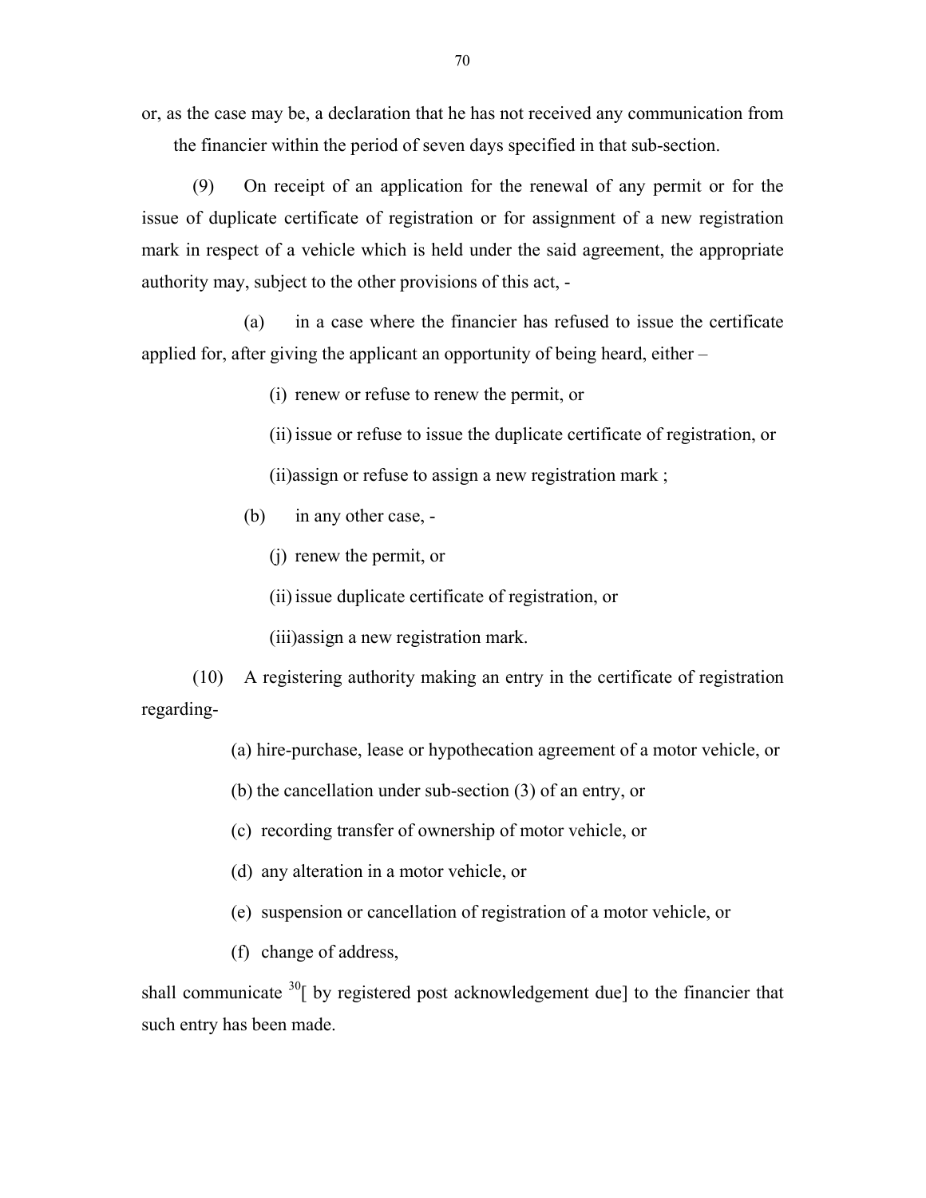or, as the case may be, a declaration that he has not received any communication from the financier within the period of seven days specified in that sub-section.

(9) On receipt of an application for the renewal of any permit or for the issue of duplicate certificate of registration or for assignment of a new registration mark in respect of a vehicle which is held under the said agreement, the appropriate authority may, subject to the other provisions of this act, -

(a) in a case where the financier has refused to issue the certificate applied for, after giving the applicant an opportunity of being heard, either –

(i) renew or refuse to renew the permit, or

(ii) issue or refuse to issue the duplicate certificate of registration, or

(ii)assign or refuse to assign a new registration mark ;

(b) in any other case, -

(j) renew the permit, or

(ii) issue duplicate certificate of registration, or

(iii)assign a new registration mark.

(10) A registering authority making an entry in the certificate of registration regarding-

(a) hire-purchase, lease or hypothecation agreement of a motor vehicle, or

(b) the cancellation under sub-section (3) of an entry, or

(c) recording transfer of ownership of motor vehicle, or

(d) any alteration in a motor vehicle, or

(e) suspension or cancellation of registration of a motor vehicle, or

(f) change of address,

shall communicate [30][ by registered post acknowledgement due] to the financier that such entry has been made.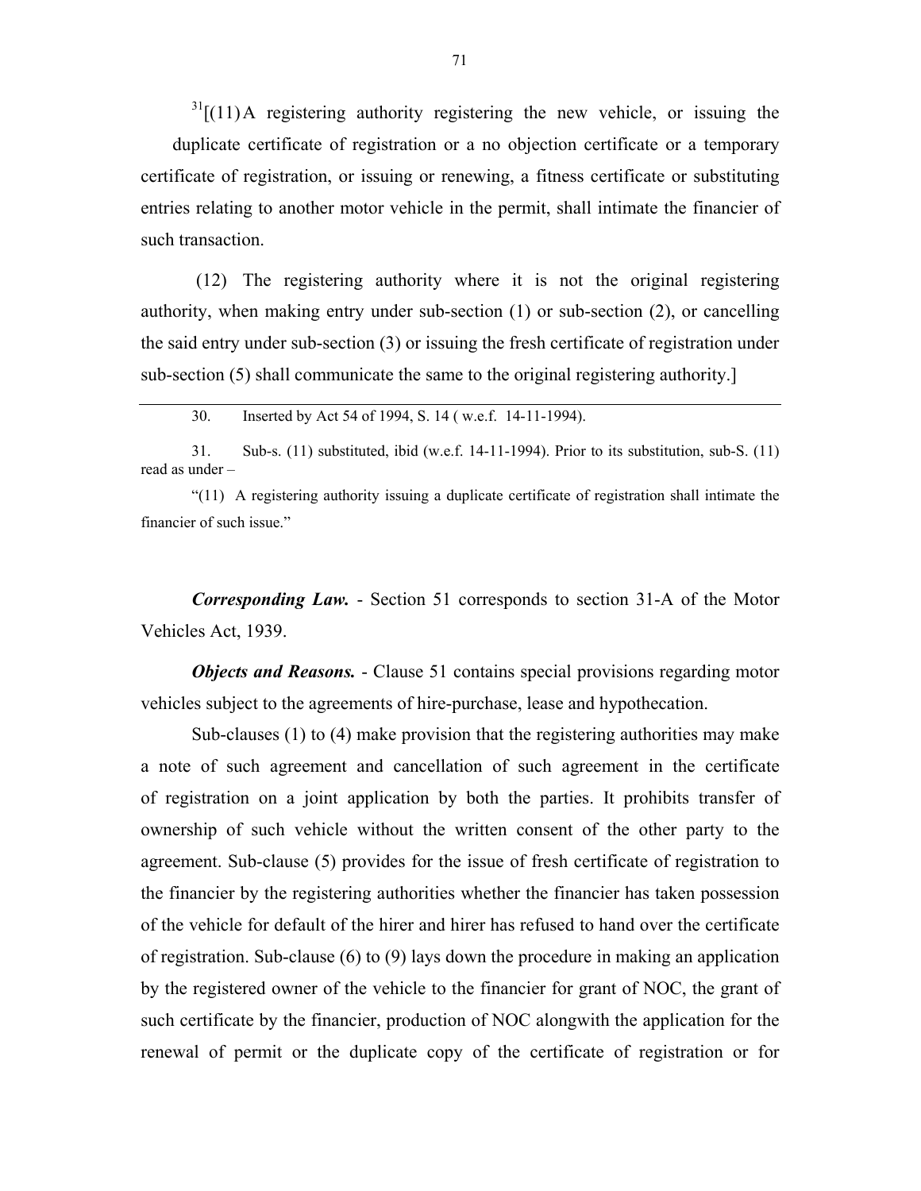[31][(11) A registering authority registering the new vehicle, or issuing the duplicate certificate of registration or a no objection certificate or a temporary certificate of registration, or issuing or renewing, a fitness certificate or substituting entries relating to another motor vehicle in the permit, shall intimate the financier of such transaction.

(12) The registering authority where it is not the original registering authority, when making entry under sub-section (1) or sub-section (2), or cancelling the said entry under sub-section (3) or issuing the fresh certificate of registration under sub-section (5) shall communicate the same to the original registering authority.]

---

30. Inserted by Act 54 of 1994, S. 14 ( w.e.f. 14-11-1994).

31. Sub-s. (11) substituted, ibid (w.e.f. 14-11-1994). Prior to its substitution, sub-S. (11) read as under –

"(11) A registering authority issuing a duplicate certificate of registration shall intimate the financier of such issue."

***Corresponding Law.*** - Section 51 corresponds to section 31-A of the Motor Vehicles Act, 1939.

***Objects and Reasons.*** - Clause 51 contains special provisions regarding motor vehicles subject to the agreements of hire-purchase, lease and hypothecation.

Sub-clauses (1) to (4) make provision that the registering authorities may make a note of such agreement and cancellation of such agreement in the certificate of registration on a joint application by both the parties. It prohibits transfer of ownership of such vehicle without the written consent of the other party to the agreement. Sub-clause (5) provides for the issue of fresh certificate of registration to the financier by the registering authorities whether the financier has taken possession of the vehicle for default of the hirer and hirer has refused to hand over the certificate of registration. Sub-clause (6) to (9) lays down the procedure in making an application by the registered owner of the vehicle to the financier for grant of NOC, the grant of such certificate by the financier, production of NOC alongwith the application for the renewal of permit or the duplicate copy of the certificate of registration or for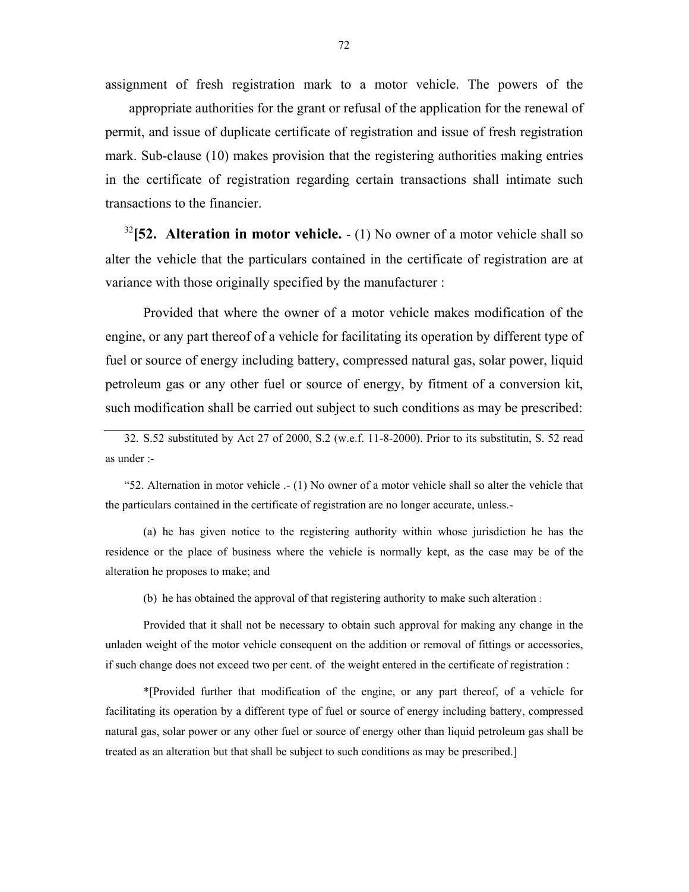assignment of fresh registration mark to a motor vehicle. The powers of the appropriate authorities for the grant or refusal of the application for the renewal of permit, and issue of duplicate certificate of registration and issue of fresh registration mark. Sub-clause (10) makes provision that the registering authorities making entries in the certificate of registration regarding certain transactions shall intimate such transactions to the financier.

[32]**[52. Alteration in motor vehicle.** - (1) No owner of a motor vehicle shall so alter the vehicle that the particulars contained in the certificate of registration are at variance with those originally specified by the manufacturer :

Provided that where the owner of a motor vehicle makes modification of the engine, or any part thereof of a vehicle for facilitating its operation by different type of fuel or source of energy including battery, compressed natural gas, solar power, liquid petroleum gas or any other fuel or source of energy, by fitment of a conversion kit, such modification shall be carried out subject to such conditions as may be prescribed:

---

32. S.52 substituted by Act 27 of 2000, S.2 (w.e.f. 11-8-2000). Prior to its substitutin, S. 52 read as under :-

"52. Alternation in motor vehicle .- (1) No owner of a motor vehicle shall so alter the vehicle that the particulars contained in the certificate of registration are no longer accurate, unless.-

(a) he has given notice to the registering authority within whose jurisdiction he has the residence or the place of business where the vehicle is normally kept, as the case may be of the alteration he proposes to make; and

(b) he has obtained the approval of that registering authority to make such alteration :

Provided that it shall not be necessary to obtain such approval for making any change in the unladen weight of the motor vehicle consequent on the addition or removal of fittings or accessories, if such change does not exceed two per cent. of the weight entered in the certificate of registration :

*[Provided further that modification of the engine, or any part thereof, of a vehicle for facilitating its operation by a different type of fuel or source of energy including battery, compressed natural gas, solar power or any other fuel or source of energy other than liquid petroleum gas shall be treated as an alteration but that shall be subject to such conditions as may be prescribed.]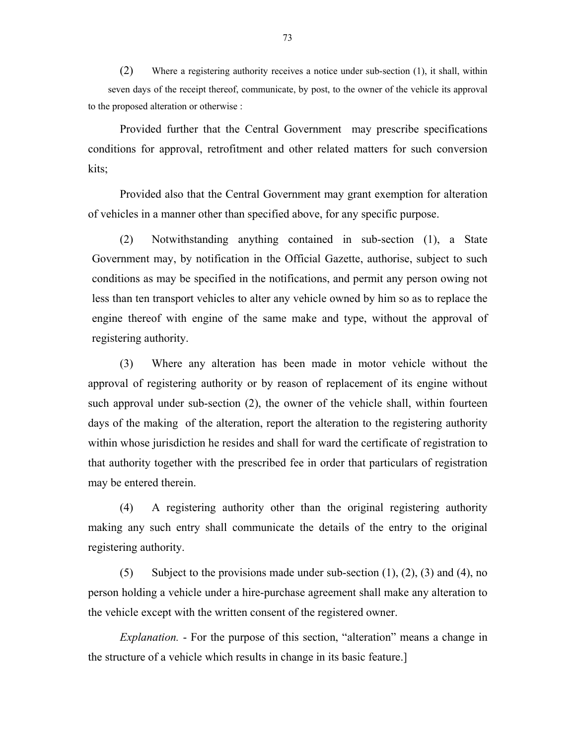(2) Where a registering authority receives a notice under sub-section (1), it shall, within seven days of the receipt thereof, communicate, by post, to the owner of the vehicle its approval to the proposed alteration or otherwise :

Provided further that the Central Government may prescribe specifications conditions for approval, retrofitment and other related matters for such conversion kits;

Provided also that the Central Government may grant exemption for alteration of vehicles in a manner other than specified above, for any specific purpose.

(2) Notwithstanding anything contained in sub-section (1), a State Government may, by notification in the Official Gazette, authorise, subject to such conditions as may be specified in the notifications, and permit any person owing not less than ten transport vehicles to alter any vehicle owned by him so as to replace the engine thereof with engine of the same make and type, without the approval of registering authority.

(3) Where any alteration has been made in motor vehicle without the approval of registering authority or by reason of replacement of its engine without such approval under sub-section (2), the owner of the vehicle shall, within fourteen days of the making of the alteration, report the alteration to the registering authority within whose jurisdiction he resides and shall for ward the certificate of registration to that authority together with the prescribed fee in order that particulars of registration may be entered therein.

(4) A registering authority other than the original registering authority making any such entry shall communicate the details of the entry to the original registering authority.

(5) Subject to the provisions made under sub-section (1), (2), (3) and (4), no person holding a vehicle under a hire-purchase agreement shall make any alteration to the vehicle except with the written consent of the registered owner.

*Explanation.* - For the purpose of this section, "alteration" means a change in the structure of a vehicle which results in change in its basic feature.]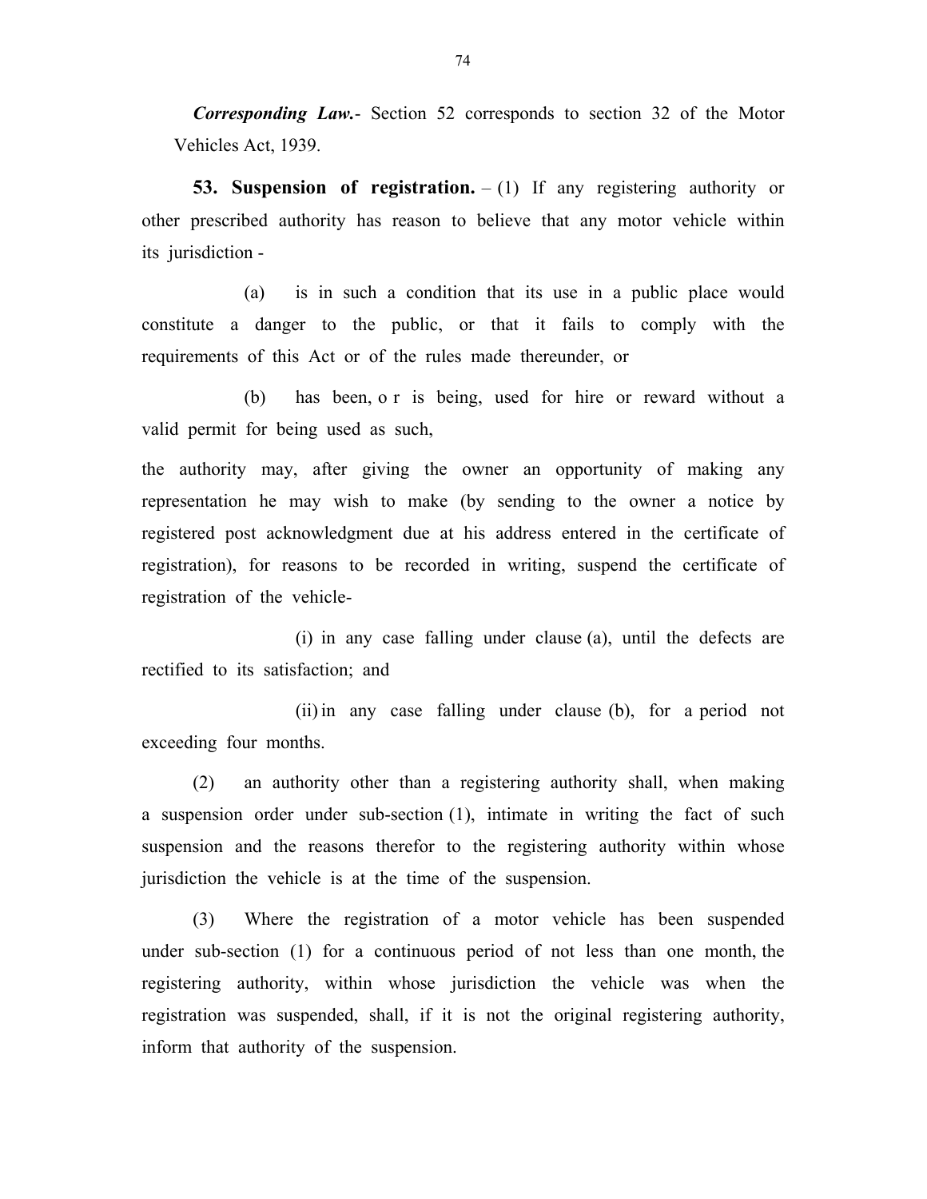***Corresponding Law.***- Section 52 corresponds to section 32 of the Motor Vehicles Act, 1939.

**53. Suspension of registration.** – (1) If any registering authority or other prescribed authority has reason to believe that any motor vehicle within its jurisdiction -

(a) is in such a condition that its use in a public place would constitute a danger to the public, or that it fails to comply with the requirements of this Act or of the rules made thereunder, or

(b) has been, o r is being, used for hire or reward without a valid permit for being used as such,

the authority may, after giving the owner an opportunity of making any representation he may wish to make (by sending to the owner a notice by registered post acknowledgment due at his address entered in the certificate of registration), for reasons to be recorded in writing, suspend the certificate of registration of the vehicle-

(i) in any case falling under clause (a), until the defects are rectified to its satisfaction; and

(ii) in any case falling under clause (b), for a period not exceeding four months.

(2) an authority other than a registering authority shall, when making a suspension order under sub-section (1), intimate in writing the fact of such suspension and the reasons therefor to the registering authority within whose jurisdiction the vehicle is at the time of the suspension.

(3) Where the registration of a motor vehicle has been suspended under sub-section (1) for a continuous period of not less than one month, the registering authority, within whose jurisdiction the vehicle was when the registration was suspended, shall, if it is not the original registering authority, inform that authority of the suspension.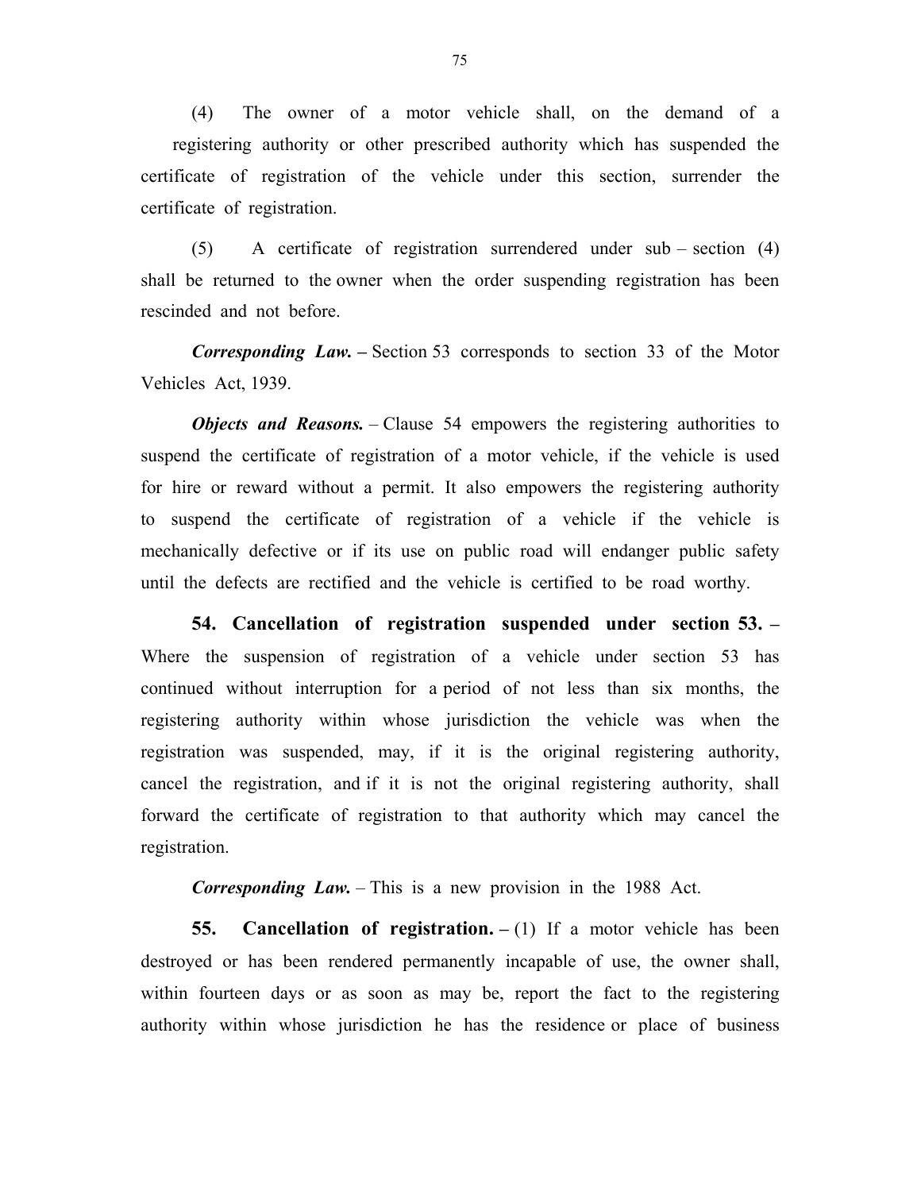(4) The owner of a motor vehicle shall, on the demand of a registering authority or other prescribed authority which has suspended the certificate of registration of the vehicle under this section, surrender the certificate of registration.

(5) A certificate of registration surrendered under sub – section (4) shall be returned to the owner when the order suspending registration has been rescinded and not before.

***Corresponding Law.*** **–** Section 53 corresponds to section 33 of the Motor Vehicles Act, 1939.

***Objects and Reasons.*** – Clause 54 empowers the registering authorities to suspend the certificate of registration of a motor vehicle, if the vehicle is used for hire or reward without a permit. It also empowers the registering authority to suspend the certificate of registration of a vehicle if the vehicle is mechanically defective or if its use on public road will endanger public safety until the defects are rectified and the vehicle is certified to be road worthy.

**54. Cancellation of registration suspended under section 53. –** Where the suspension of registration of a vehicle under section 53 has continued without interruption for a period of not less than six months, the registering authority within whose jurisdiction the vehicle was when the registration was suspended, may, if it is the original registering authority, cancel the registration, and if it is not the original registering authority, shall forward the certificate of registration to that authority which may cancel the registration.

***Corresponding Law.*** – This is a new provision in the 1988 Act.

**55. Cancellation of registration. –** (1) If a motor vehicle has been destroyed or has been rendered permanently incapable of use, the owner shall, within fourteen days or as soon as may be, report the fact to the registering authority within whose jurisdiction he has the residence or place of business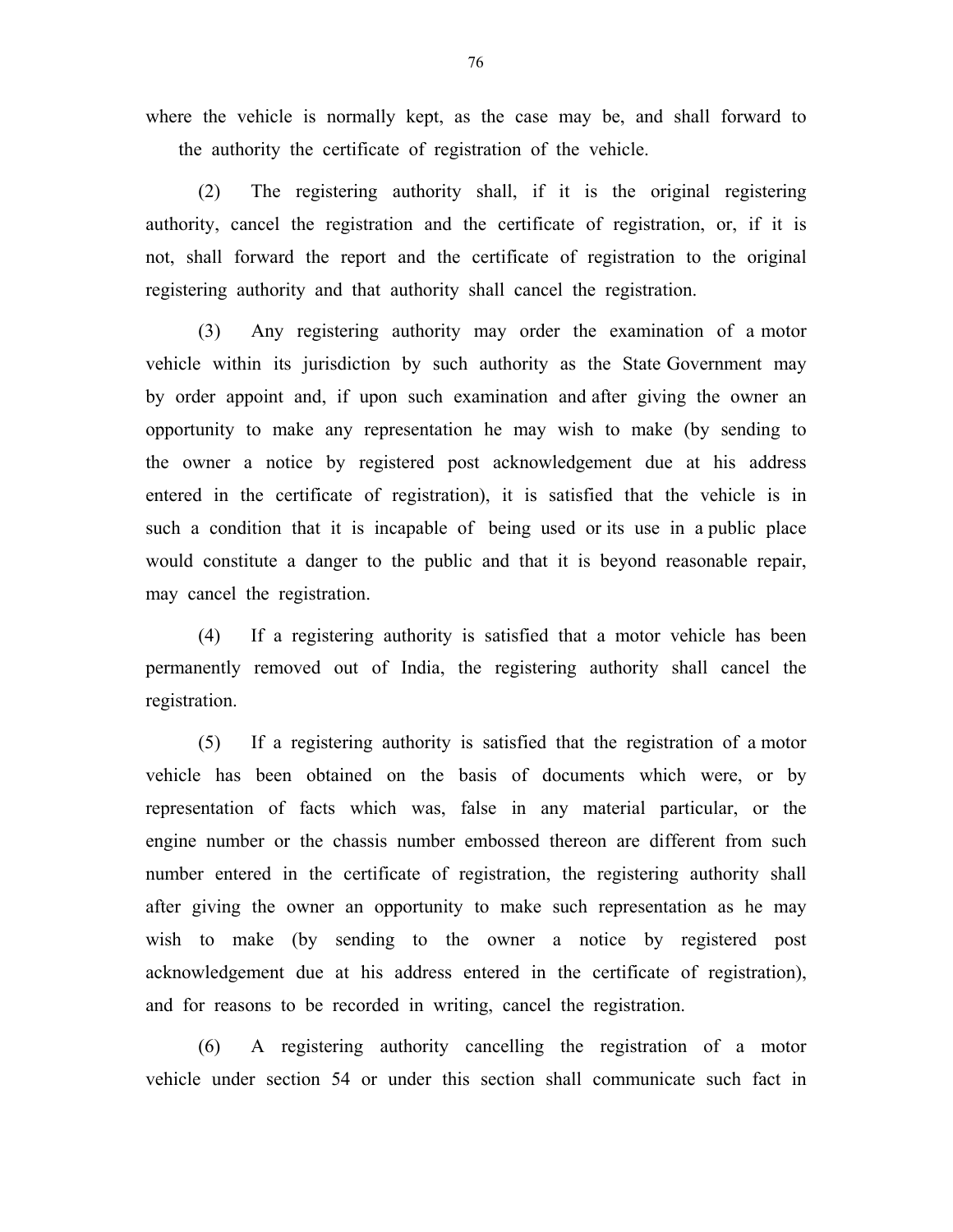where the vehicle is normally kept, as the case may be, and shall forward to the authority the certificate of registration of the vehicle.

(2) The registering authority shall, if it is the original registering authority, cancel the registration and the certificate of registration, or, if it is not, shall forward the report and the certificate of registration to the original registering authority and that authority shall cancel the registration.

(3) Any registering authority may order the examination of a motor vehicle within its jurisdiction by such authority as the State Government may by order appoint and, if upon such examination and after giving the owner an opportunity to make any representation he may wish to make (by sending to the owner a notice by registered post acknowledgement due at his address entered in the certificate of registration), it is satisfied that the vehicle is in such a condition that it is incapable of being used or its use in a public place would constitute a danger to the public and that it is beyond reasonable repair, may cancel the registration.

(4) If a registering authority is satisfied that a motor vehicle has been permanently removed out of India, the registering authority shall cancel the registration.

(5) If a registering authority is satisfied that the registration of a motor vehicle has been obtained on the basis of documents which were, or by representation of facts which was, false in any material particular, or the engine number or the chassis number embossed thereon are different from such number entered in the certificate of registration, the registering authority shall after giving the owner an opportunity to make such representation as he may wish to make (by sending to the owner a notice by registered post acknowledgement due at his address entered in the certificate of registration), and for reasons to be recorded in writing, cancel the registration.

(6) A registering authority cancelling the registration of a motor vehicle under section 54 or under this section shall communicate such fact in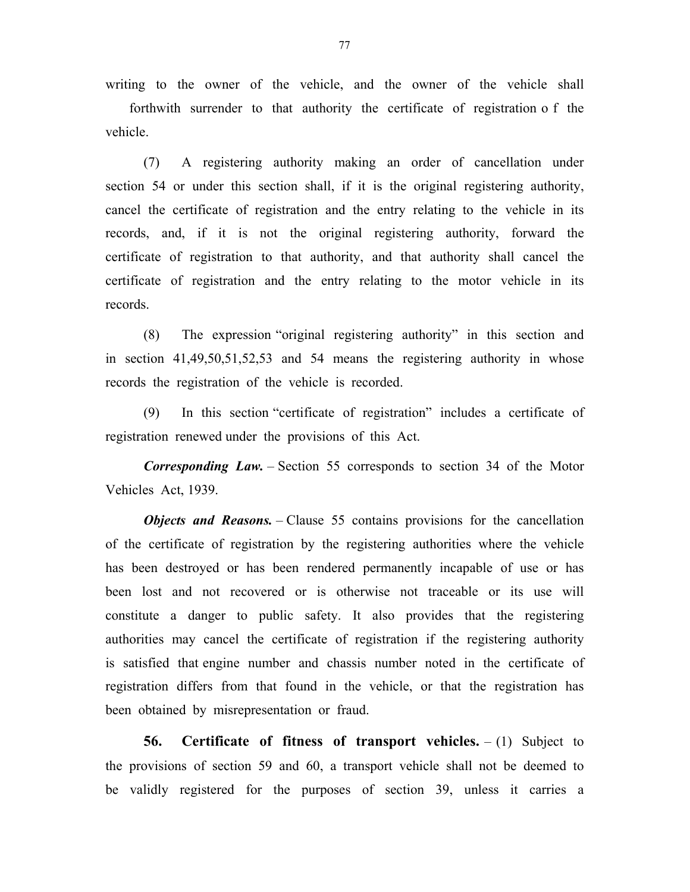writing to the owner of the vehicle, and the owner of the vehicle shall forthwith surrender to that authority the certificate of registration of the vehicle.

(7) A registering authority making an order of cancellation under section 54 or under this section shall, if it is the original registering authority, cancel the certificate of registration and the entry relating to the vehicle in its records, and, if it is not the original registering authority, forward the certificate of registration to that authority, and that authority shall cancel the certificate of registration and the entry relating to the motor vehicle in its records.

(8) The expression "original registering authority" in this section and in section 41,49,50,51,52,53 and 54 means the registering authority in whose records the registration of the vehicle is recorded.

(9) In this section "certificate of registration" includes a certificate of registration renewed under the provisions of this Act.

***Corresponding Law.*** – Section 55 corresponds to section 34 of the Motor Vehicles Act, 1939.

***Objects and Reasons.*** – Clause 55 contains provisions for the cancellation of the certificate of registration by the registering authorities where the vehicle has been destroyed or has been rendered permanently incapable of use or has been lost and not recovered or is otherwise not traceable or its use will constitute a danger to public safety. It also provides that the registering authorities may cancel the certificate of registration if the registering authority is satisfied that engine number and chassis number noted in the certificate of registration differs from that found in the vehicle, or that the registration has been obtained by misrepresentation or fraud.

**56. Certificate of fitness of transport vehicles.** – (1) Subject to the provisions of section 59 and 60, a transport vehicle shall not be deemed to be validly registered for the purposes of section 39, unless it carries a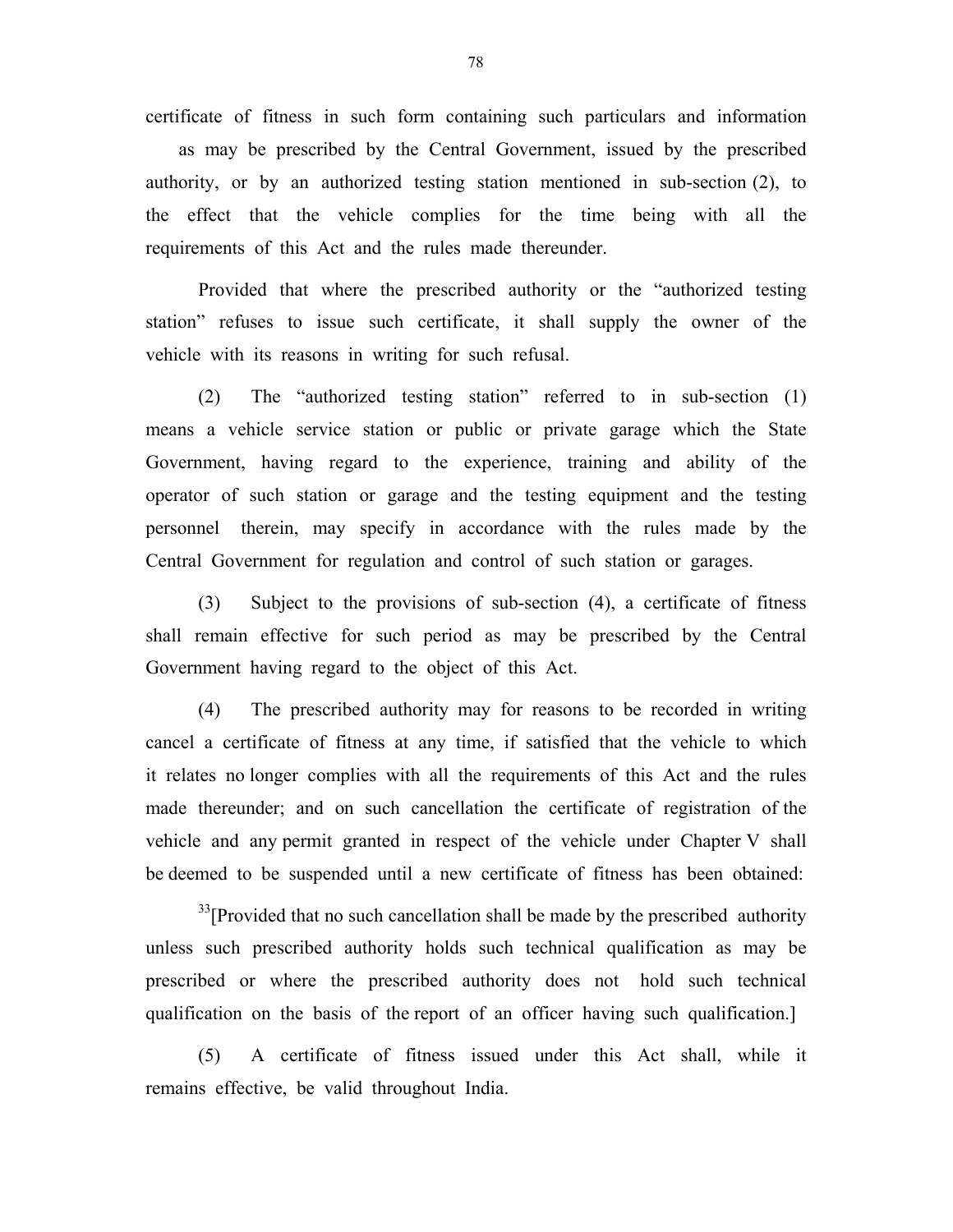certificate of fitness in such form containing such particulars and information as may be prescribed by the Central Government, issued by the prescribed authority, or by an authorized testing station mentioned in sub-section (2), to the effect that the vehicle complies for the time being with all the requirements of this Act and the rules made thereunder.

Provided that where the prescribed authority or the "authorized testing station" refuses to issue such certificate, it shall supply the owner of the vehicle with its reasons in writing for such refusal.

(2) The "authorized testing station" referred to in sub-section (1) means a vehicle service station or public or private garage which the State Government, having regard to the experience, training and ability of the operator of such station or garage and the testing equipment and the testing personnel therein, may specify in accordance with the rules made by the Central Government for regulation and control of such station or garages.

(3) Subject to the provisions of sub-section (4), a certificate of fitness shall remain effective for such period as may be prescribed by the Central Government having regard to the object of this Act.

(4) The prescribed authority may for reasons to be recorded in writing cancel a certificate of fitness at any time, if satisfied that the vehicle to which it relates no longer complies with all the requirements of this Act and the rules made thereunder; and on such cancellation the certificate of registration of the vehicle and any permit granted in respect of the vehicle under Chapter V shall be deemed to be suspended until a new certificate of fitness has been obtained:

[33][Provided that no such cancellation shall be made by the prescribed authority unless such prescribed authority holds such technical qualification as may be prescribed or where the prescribed authority does not hold such technical qualification on the basis of the report of an officer having such qualification.]

(5) A certificate of fitness issued under this Act shall, while it remains effective, be valid throughout India.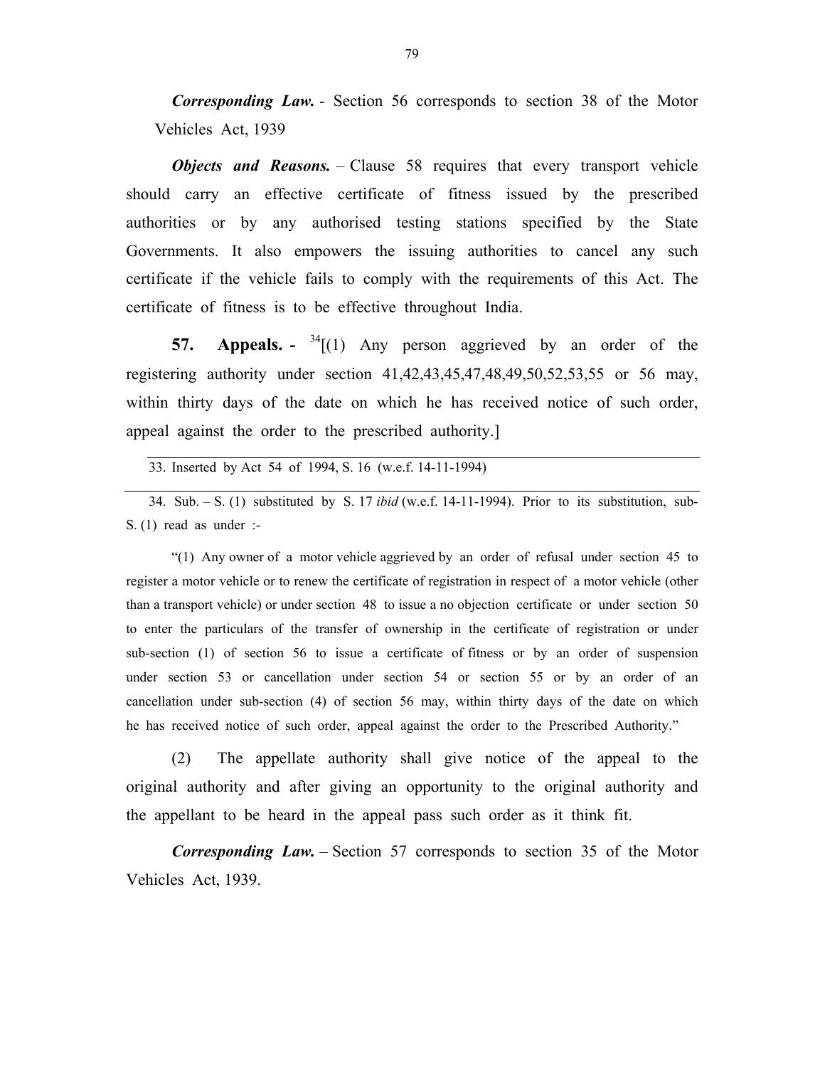***Corresponding Law.*** - Section 56 corresponds to section 38 of the Motor Vehicles Act, 1939

***Objects and Reasons.*** – Clause 58 requires that every transport vehicle should carry an effective certificate of fitness issued by the prescribed authorities or by any authorised testing stations specified by the State Governments. It also empowers the issuing authorities to cancel any such certificate if the vehicle fails to comply with the requirements of this Act. The certificate of fitness is to be effective throughout India.

**57. Appeals. -** [34][(1) Any person aggrieved by an order of the registering authority under section 41,42,43,45,47,48,49,50,52,53,55 or 56 may, within thirty days of the date on which he has received notice of such order, appeal against the order to the prescribed authority.]

---

33. Inserted by Act 54 of 1994, S. 16 (w.e.f. 14-11-1994)

---

34. Sub. – S. (1) substituted by S. 17 *ibid* (w.e.f. 14-11-1994). Prior to its substitution, sub-S. (1) read as under :-

"(1) Any owner of a motor vehicle aggrieved by an order of refusal under section 45 to register a motor vehicle or to renew the certificate of registration in respect of a motor vehicle (other than a transport vehicle) or under section 48 to issue a no objection certificate or under section 50 to enter the particulars of the transfer of ownership in the certificate of registration or under sub-section (1) of section 56 to issue a certificate of fitness or by an order of suspension under section 53 or cancellation under section 54 or section 55 or by an order of an cancellation under sub-section (4) of section 56 may, within thirty days of the date on which he has received notice of such order, appeal against the order to the Prescribed Authority."

(2) The appellate authority shall give notice of the appeal to the original authority and after giving an opportunity to the original authority and the appellant to be heard in the appeal pass such order as it think fit.

***Corresponding Law.*** – Section 57 corresponds to section 35 of the Motor Vehicles Act, 1939.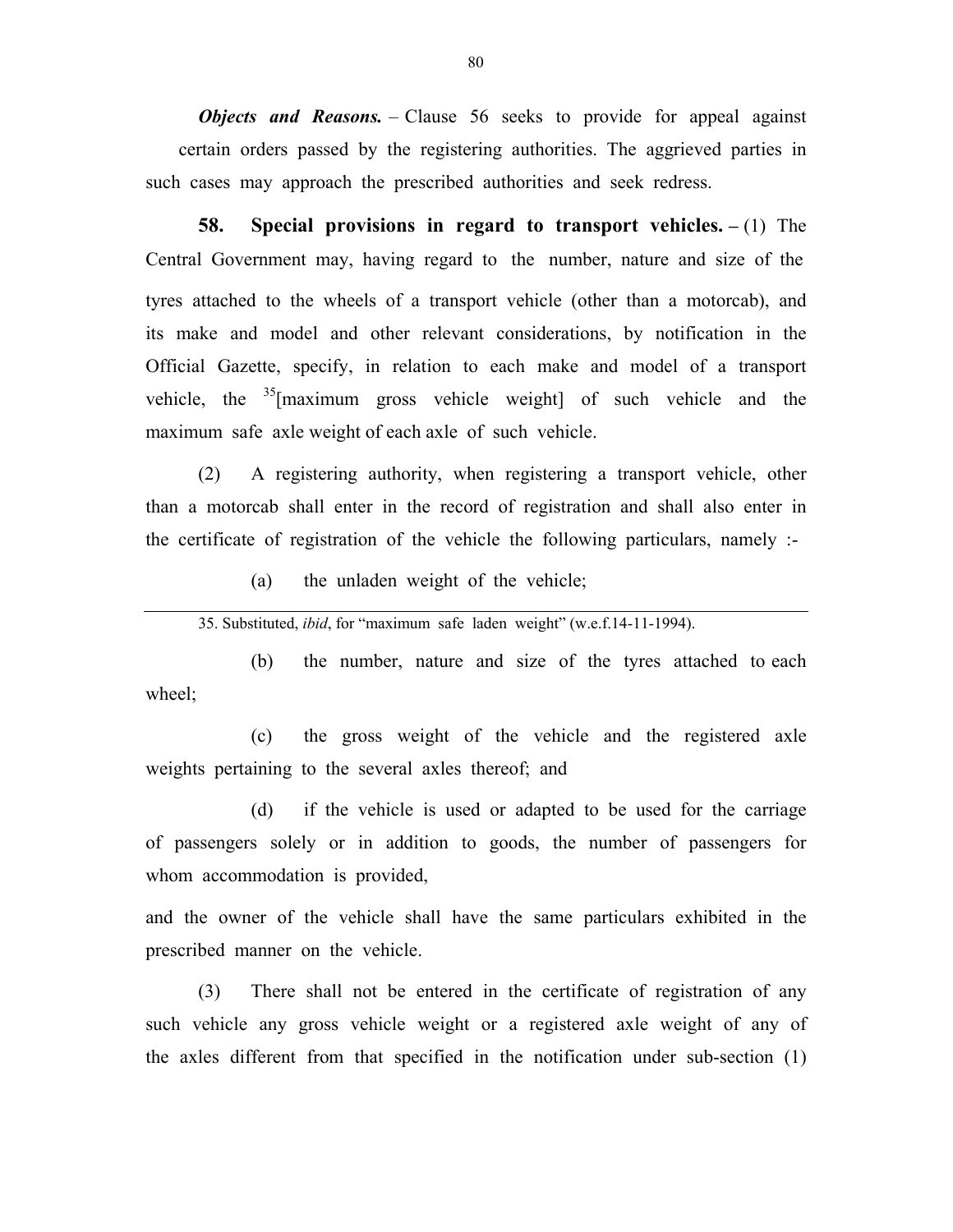***Objects and Reasons.*** – Clause 56 seeks to provide for appeal against certain orders passed by the registering authorities. The aggrieved parties in such cases may approach the prescribed authorities and seek redress.

**58. Special provisions in regard to transport vehicles. –** (1) The Central Government may, having regard to the number, nature and size of the tyres attached to the wheels of a transport vehicle (other than a motorcab), and its make and model and other relevant considerations, by notification in the Official Gazette, specify, in relation to each make and model of a transport vehicle, the [35][maximum gross vehicle weight] of such vehicle and the maximum safe axle weight of each axle of such vehicle.

(2) A registering authority, when registering a transport vehicle, other than a motorcab shall enter in the record of registration and shall also enter in the certificate of registration of the vehicle the following particulars, namely :-

(a) the unladen weight of the vehicle;

(b) the number, nature and size of the tyres attached to each wheel;

(c) the gross weight of the vehicle and the registered axle weights pertaining to the several axles thereof; and

(d) if the vehicle is used or adapted to be used for the carriage of passengers solely or in addition to goods, the number of passengers for whom accommodation is provided,

and the owner of the vehicle shall have the same particulars exhibited in the prescribed manner on the vehicle.

(3) There shall not be entered in the certificate of registration of any such vehicle any gross vehicle weight or a registered axle weight of any of the axles different from that specified in the notification under sub-section (1)

---

35. Substituted, *ibid*, for "maximum safe laden weight" (w.e.f.14-11-1994).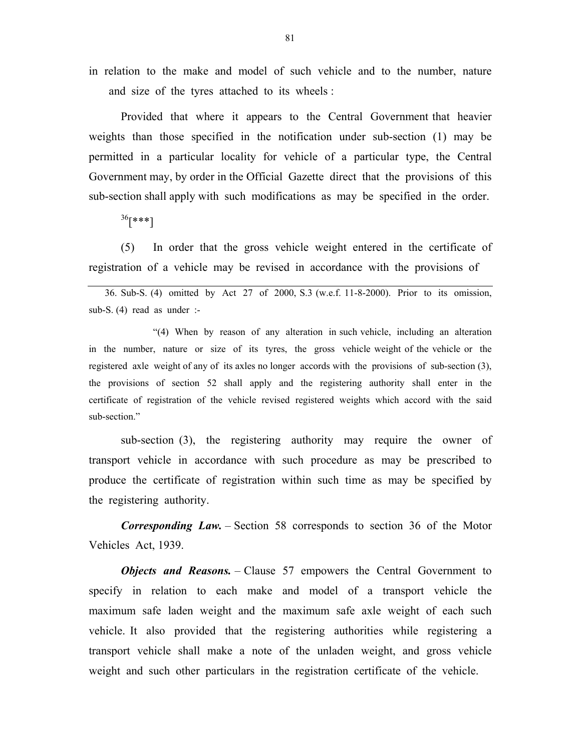in relation to the make and model of such vehicle and to the number, nature and size of the tyres attached to its wheels :

Provided that where it appears to the Central Government that heavier weights than those specified in the notification under sub-section (1) may be permitted in a particular locality for vehicle of a particular type, the Central Government may, by order in the Official Gazette direct that the provisions of this sub-section shall apply with such modifications as may be specified in the order.

[36][***]

(5) In order that the gross vehicle weight entered in the certificate of registration of a vehicle may be revised in accordance with the provisions of sub-section (3), the registering authority may require the owner of transport vehicle in accordance with such procedure as may be prescribed to produce the certificate of registration within such time as may be specified by the registering authority.

***Corresponding Law.*** – Section 58 corresponds to section 36 of the Motor Vehicles Act, 1939.

***Objects and Reasons.*** – Clause 57 empowers the Central Government to specify in relation to each make and model of a transport vehicle the maximum safe laden weight and the maximum safe axle weight of each such vehicle. It also provided that the registering authorities while registering a transport vehicle shall make a note of the unladen weight, and gross vehicle weight and such other particulars in the registration certificate of the vehicle.

---

36. Sub-S. (4) omitted by Act 27 of 2000, S.3 (w.e.f. 11-8-2000). Prior to its omission, sub-S. (4) read as under :-

"(4) When by reason of any alteration in such vehicle, including an alteration in the number, nature or size of its tyres, the gross vehicle weight of the vehicle or the registered axle weight of any of its axles no longer accords with the provisions of sub-section (3), the provisions of section 52 shall apply and the registering authority shall enter in the certificate of registration of the vehicle revised registered weights which accord with the said sub-section."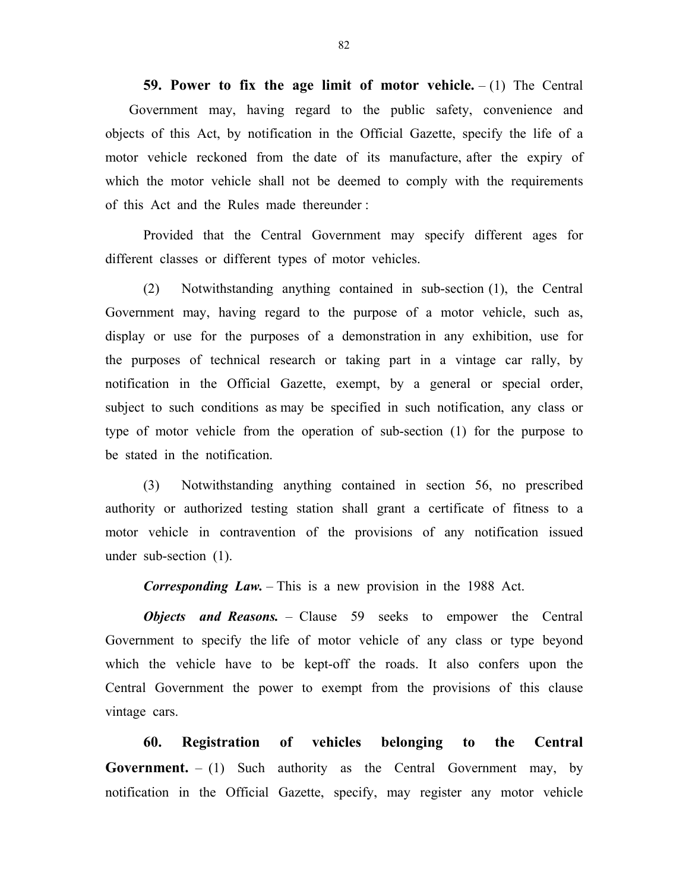**59. Power to fix the age limit of motor vehicle.** – (1) The Central Government may, having regard to the public safety, convenience and objects of this Act, by notification in the Official Gazette, specify the life of a motor vehicle reckoned from the date of its manufacture, after the expiry of which the motor vehicle shall not be deemed to comply with the requirements of this Act and the Rules made thereunder :

Provided that the Central Government may specify different ages for different classes or different types of motor vehicles.

(2) Notwithstanding anything contained in sub-section (1), the Central Government may, having regard to the purpose of a motor vehicle, such as, display or use for the purposes of a demonstration in any exhibition, use for the purposes of technical research or taking part in a vintage car rally, by notification in the Official Gazette, exempt, by a general or special order, subject to such conditions as may be specified in such notification, any class or type of motor vehicle from the operation of sub-section (1) for the purpose to be stated in the notification.

(3) Notwithstanding anything contained in section 56, no prescribed authority or authorized testing station shall grant a certificate of fitness to a motor vehicle in contravention of the provisions of any notification issued under sub-section (1).

***Corresponding Law.*** – This is a new provision in the 1988 Act.

***Objects and Reasons.*** – Clause 59 seeks to empower the Central Government to specify the life of motor vehicle of any class or type beyond which the vehicle have to be kept-off the roads. It also confers upon the Central Government the power to exempt from the provisions of this clause vintage cars.

**60. Registration of vehicles belonging to the Central Government.** – (1) Such authority as the Central Government may, by notification in the Official Gazette, specify, may register any motor vehicle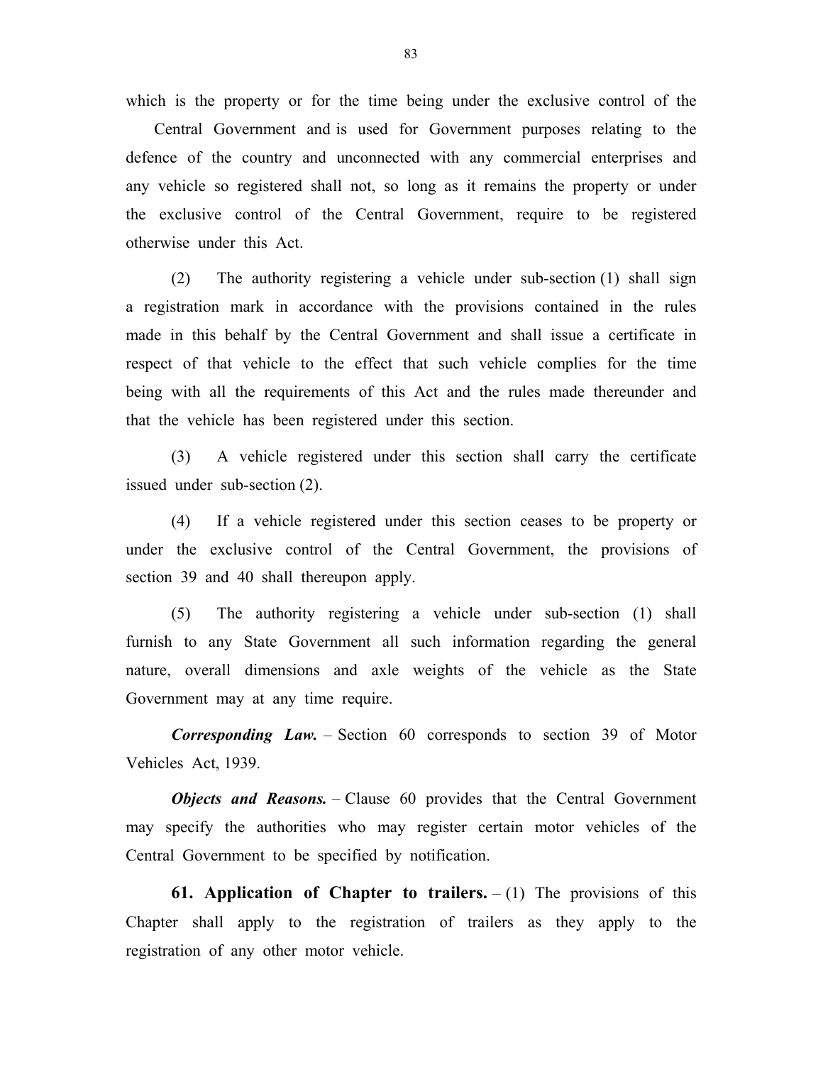which is the property or for the time being under the exclusive control of the Central Government and is used for Government purposes relating to the defence of the country and unconnected with any commercial enterprises and any vehicle so registered shall not, so long as it remains the property or under the exclusive control of the Central Government, require to be registered otherwise under this Act.

(2) The authority registering a vehicle under sub-section (1) shall sign a registration mark in accordance with the provisions contained in the rules made in this behalf by the Central Government and shall issue a certificate in respect of that vehicle to the effect that such vehicle complies for the time being with all the requirements of this Act and the rules made thereunder and that the vehicle has been registered under this section.

(3) A vehicle registered under this section shall carry the certificate issued under sub-section (2).

(4) If a vehicle registered under this section ceases to be property or under the exclusive control of the Central Government, the provisions of section 39 and 40 shall thereupon apply.

(5) The authority registering a vehicle under sub-section (1) shall furnish to any State Government all such information regarding the general nature, overall dimensions and axle weights of the vehicle as the State Government may at any time require.

***Corresponding Law.*** – Section 60 corresponds to section 39 of Motor Vehicles Act, 1939.

***Objects and Reasons.*** – Clause 60 provides that the Central Government may specify the authorities who may register certain motor vehicles of the Central Government to be specified by notification.

**61. Application of Chapter to trailers.** – (1) The provisions of this Chapter shall apply to the registration of trailers as they apply to the registration of any other motor vehicle.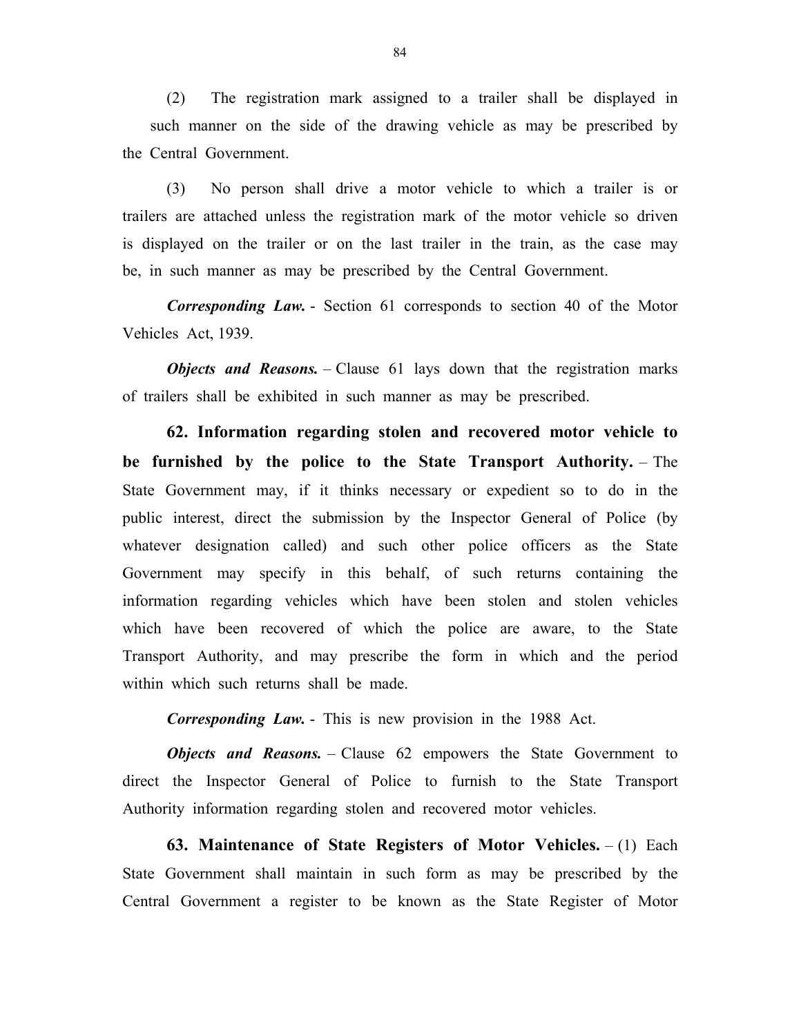(2) The registration mark assigned to a trailer shall be displayed in such manner on the side of the drawing vehicle as may be prescribed by the Central Government.

(3) No person shall drive a motor vehicle to which a trailer is or trailers are attached unless the registration mark of the motor vehicle so driven is displayed on the trailer or on the last trailer in the train, as the case may be, in such manner as may be prescribed by the Central Government.

***Corresponding Law.*** - Section 61 corresponds to section 40 of the Motor Vehicles Act, 1939.

***Objects and Reasons.*** – Clause 61 lays down that the registration marks of trailers shall be exhibited in such manner as may be prescribed.

**62. Information regarding stolen and recovered motor vehicle to be furnished by the police to the State Transport Authority.** – The State Government may, if it thinks necessary or expedient so to do in the public interest, direct the submission by the Inspector General of Police (by whatever designation called) and such other police officers as the State Government may specify in this behalf, of such returns containing the information regarding vehicles which have been stolen and stolen vehicles which have been recovered of which the police are aware, to the State Transport Authority, and may prescribe the form in which and the period within which such returns shall be made.

***Corresponding Law.*** - This is new provision in the 1988 Act.

***Objects and Reasons.*** – Clause 62 empowers the State Government to direct the Inspector General of Police to furnish to the State Transport Authority information regarding stolen and recovered motor vehicles.

**63. Maintenance of State Registers of Motor Vehicles.** – (1) Each State Government shall maintain in such form as may be prescribed by the Central Government a register to be known as the State Register of Motor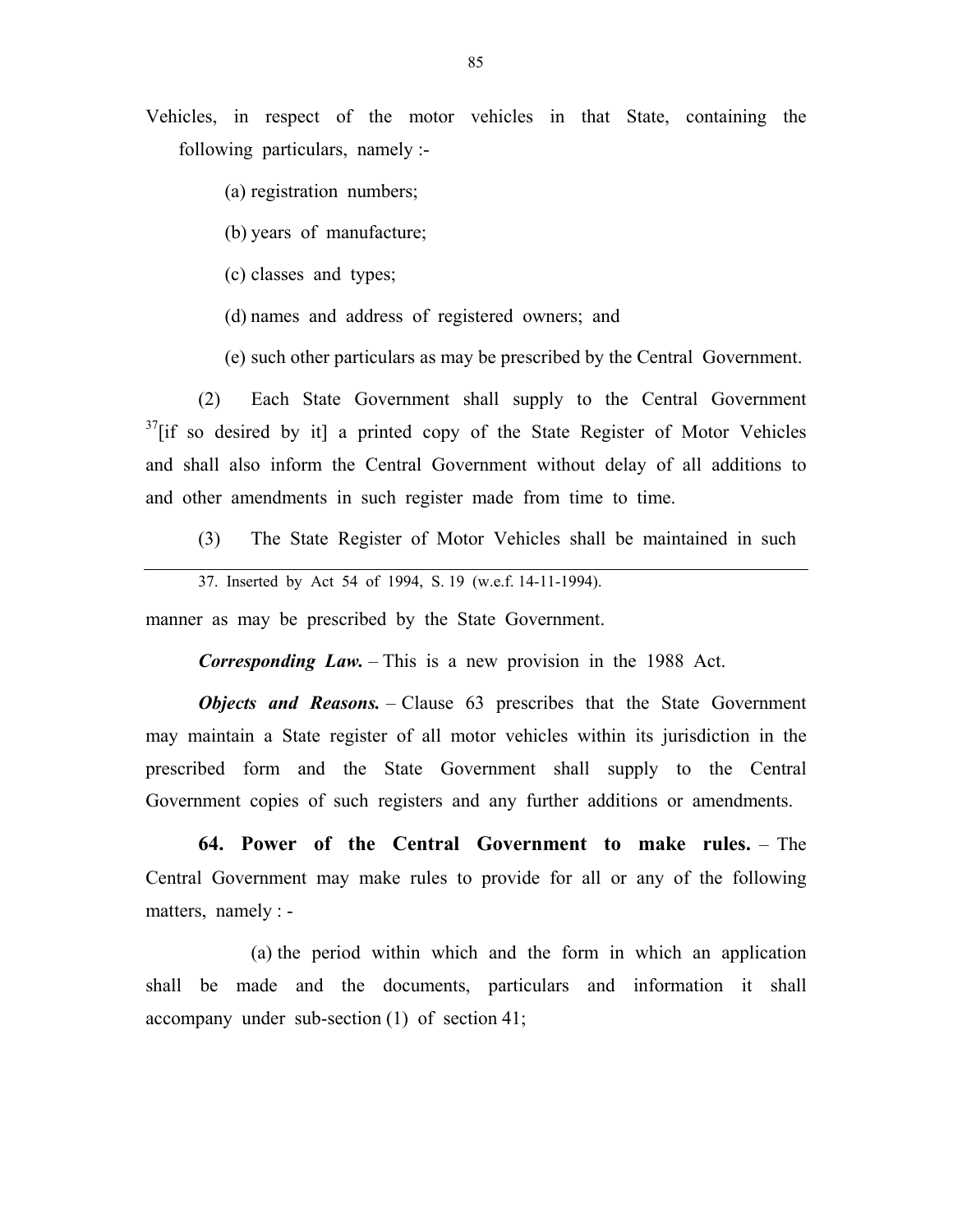Vehicles, in respect of the motor vehicles in that State, containing the following particulars, namely :-

(a) registration numbers;

(b) years of manufacture;

(c) classes and types;

(d) names and address of registered owners; and

(e) such other particulars as may be prescribed by the Central Government.

(2) Each State Government shall supply to the Central Government [37][if so desired by it] a printed copy of the State Register of Motor Vehicles and shall also inform the Central Government without delay of all additions to and other amendments in such register made from time to time.

(3) The State Register of Motor Vehicles shall be maintained in such manner as may be prescribed by the State Government.

***Corresponding Law.*** – This is a new provision in the 1988 Act.

***Objects and Reasons.*** – Clause 63 prescribes that the State Government may maintain a State register of all motor vehicles within its jurisdiction in the prescribed form and the State Government shall supply to the Central Government copies of such registers and any further additions or amendments.

**64. Power of the Central Government to make rules.** – The Central Government may make rules to provide for all or any of the following matters, namely : -

(a) the period within which and the form in which an application shall be made and the documents, particulars and information it shall accompany under sub-section (1) of section 41;

---

37. Inserted by Act 54 of 1994, S. 19 (w.e.f. 14-11-1994).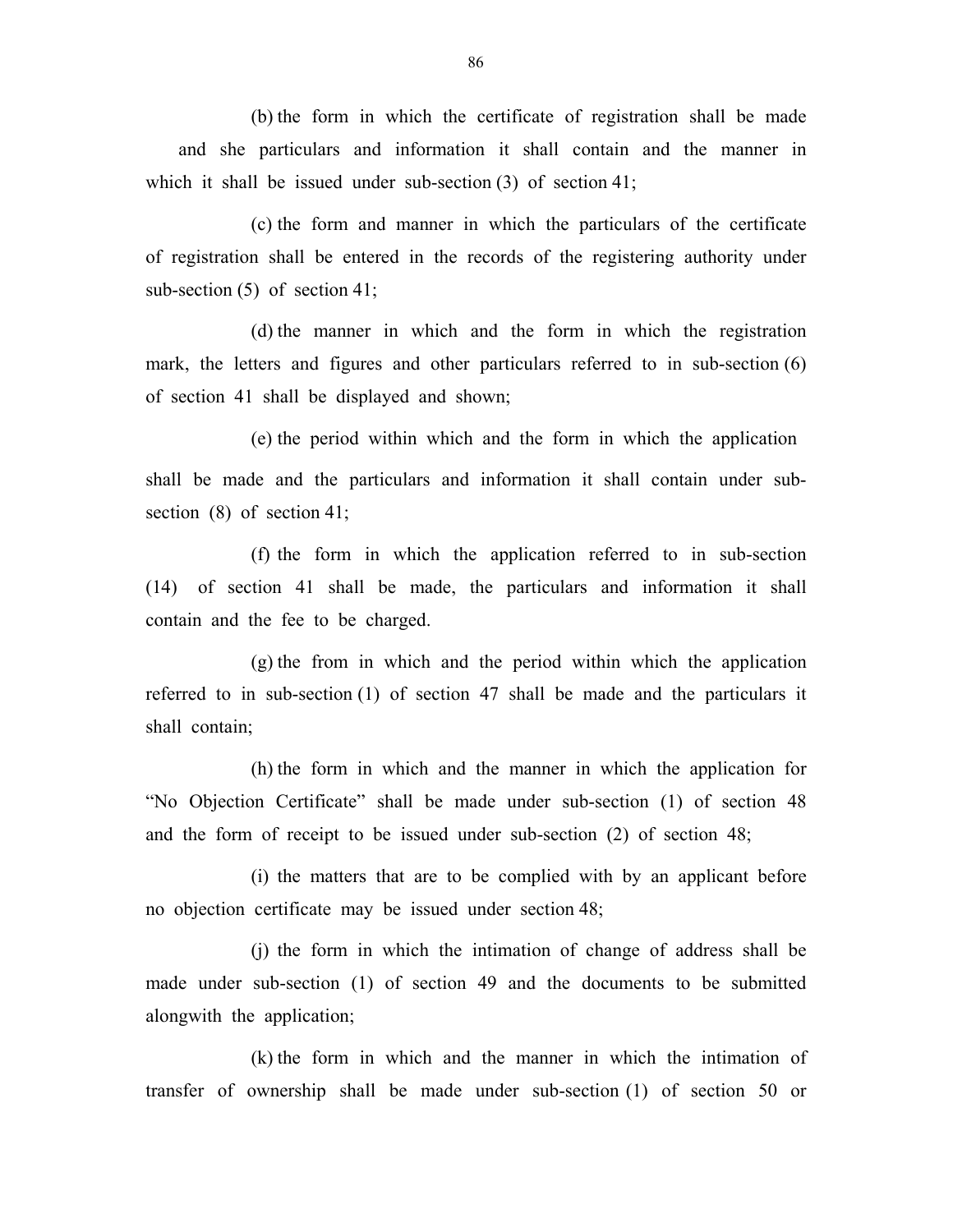(b) the form in which the certificate of registration shall be made and she particulars and information it shall contain and the manner in which it shall be issued under sub-section (3) of section 41;

(c) the form and manner in which the particulars of the certificate of registration shall be entered in the records of the registering authority under sub-section (5) of section 41;

(d) the manner in which and the form in which the registration mark, the letters and figures and other particulars referred to in sub-section (6) of section 41 shall be displayed and shown;

(e) the period within which and the form in which the application shall be made and the particulars and information it shall contain under sub-section (8) of section 41;

(f) the form in which the application referred to in sub-section (14) of section 41 shall be made, the particulars and information it shall contain and the fee to be charged.

(g) the from in which and the period within which the application referred to in sub-section (1) of section 47 shall be made and the particulars it shall contain;

(h) the form in which and the manner in which the application for "No Objection Certificate" shall be made under sub-section (1) of section 48 and the form of receipt to be issued under sub-section (2) of section 48;

(i) the matters that are to be complied with by an applicant before no objection certificate may be issued under section 48;

(j) the form in which the intimation of change of address shall be made under sub-section (1) of section 49 and the documents to be submitted alongwith the application;

(k) the form in which and the manner in which the intimation of transfer of ownership shall be made under sub-section (1) of section 50 or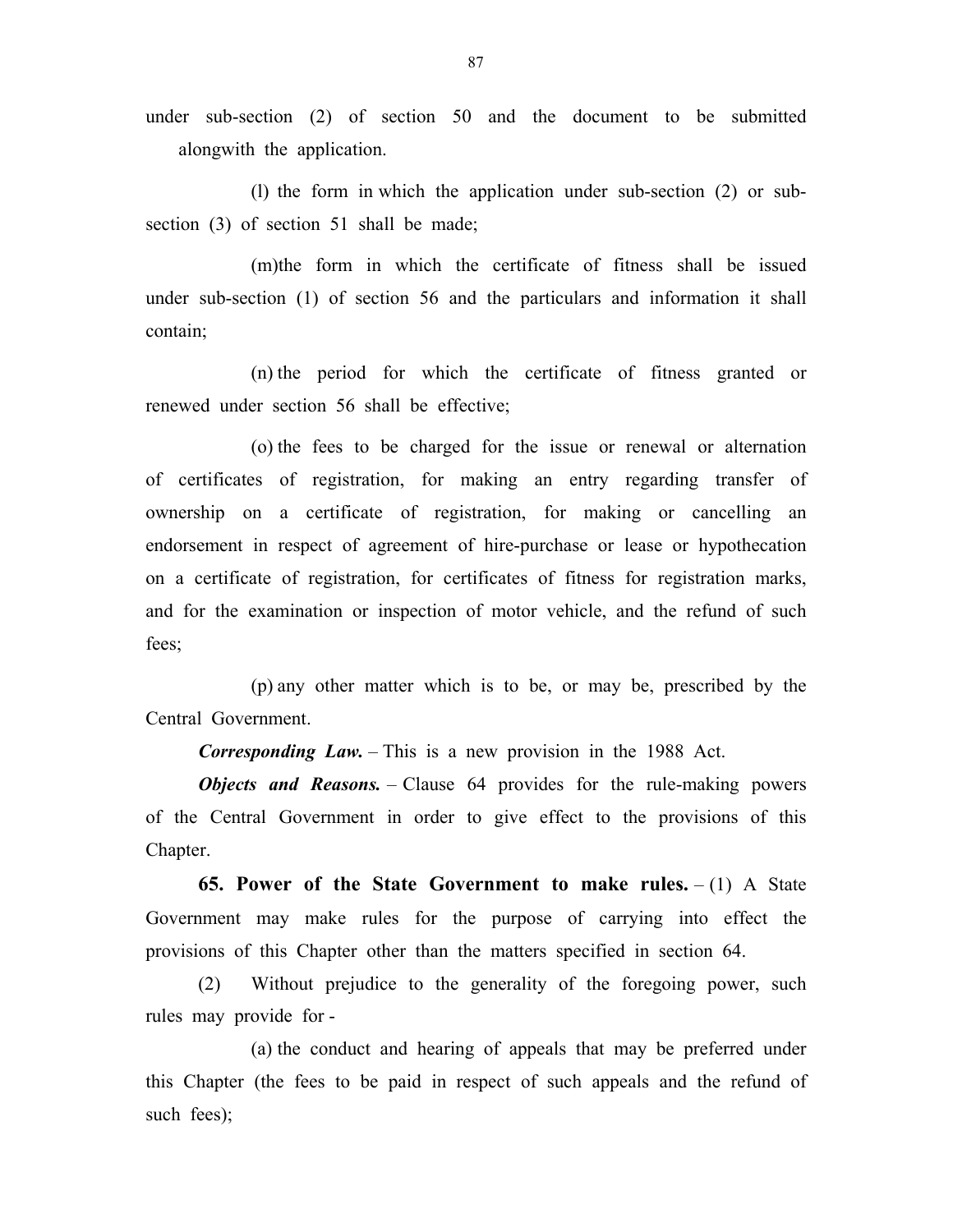under sub-section (2) of section 50 and the document to be submitted alongwith the application.

(l) the form in which the application under sub-section (2) or sub-section (3) of section 51 shall be made;

(m)the form in which the certificate of fitness shall be issued under sub-section (1) of section 56 and the particulars and information it shall contain;

(n) the period for which the certificate of fitness granted or renewed under section 56 shall be effective;

(o) the fees to be charged for the issue or renewal or alternation of certificates of registration, for making an entry regarding transfer of ownership on a certificate of registration, for making or cancelling an endorsement in respect of agreement of hire-purchase or lease or hypothecation on a certificate of registration, for certificates of fitness for registration marks, and for the examination or inspection of motor vehicle, and the refund of such fees;

(p) any other matter which is to be, or may be, prescribed by the Central Government.

***Corresponding Law.*** – This is a new provision in the 1988 Act.

***Objects and Reasons.*** – Clause 64 provides for the rule-making powers of the Central Government in order to give effect to the provisions of this Chapter.

**65. Power of the State Government to make rules.** – (1) A State Government may make rules for the purpose of carrying into effect the provisions of this Chapter other than the matters specified in section 64.

(2) Without prejudice to the generality of the foregoing power, such rules may provide for -

(a) the conduct and hearing of appeals that may be preferred under this Chapter (the fees to be paid in respect of such appeals and the refund of such fees);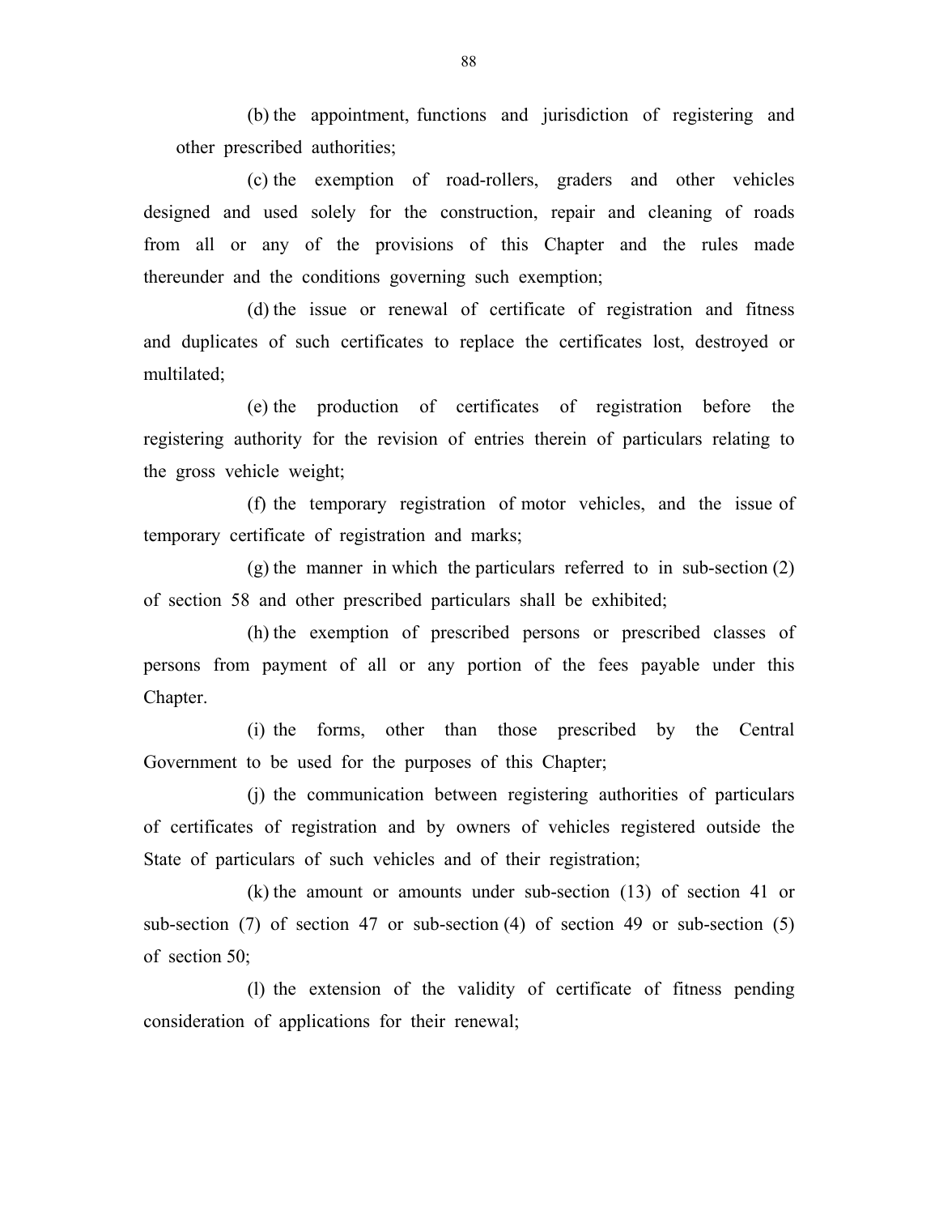(b) the appointment, functions and jurisdiction of registering and other prescribed authorities;

(c) the exemption of road-rollers, graders and other vehicles designed and used solely for the construction, repair and cleaning of roads from all or any of the provisions of this Chapter and the rules made thereunder and the conditions governing such exemption;

(d) the issue or renewal of certificate of registration and fitness and duplicates of such certificates to replace the certificates lost, destroyed or multilated;

(e) the production of certificates of registration before the registering authority for the revision of entries therein of particulars relating to the gross vehicle weight;

(f) the temporary registration of motor vehicles, and the issue of temporary certificate of registration and marks;

(g) the manner in which the particulars referred to in sub-section (2) of section 58 and other prescribed particulars shall be exhibited;

(h) the exemption of prescribed persons or prescribed classes of persons from payment of all or any portion of the fees payable under this Chapter.

(i) the forms, other than those prescribed by the Central Government to be used for the purposes of this Chapter;

(j) the communication between registering authorities of particulars of certificates of registration and by owners of vehicles registered outside the State of particulars of such vehicles and of their registration;

(k) the amount or amounts under sub-section (13) of section 41 or sub-section (7) of section 47 or sub-section (4) of section 49 or sub-section (5) of section 50;

(l) the extension of the validity of certificate of fitness pending consideration of applications for their renewal;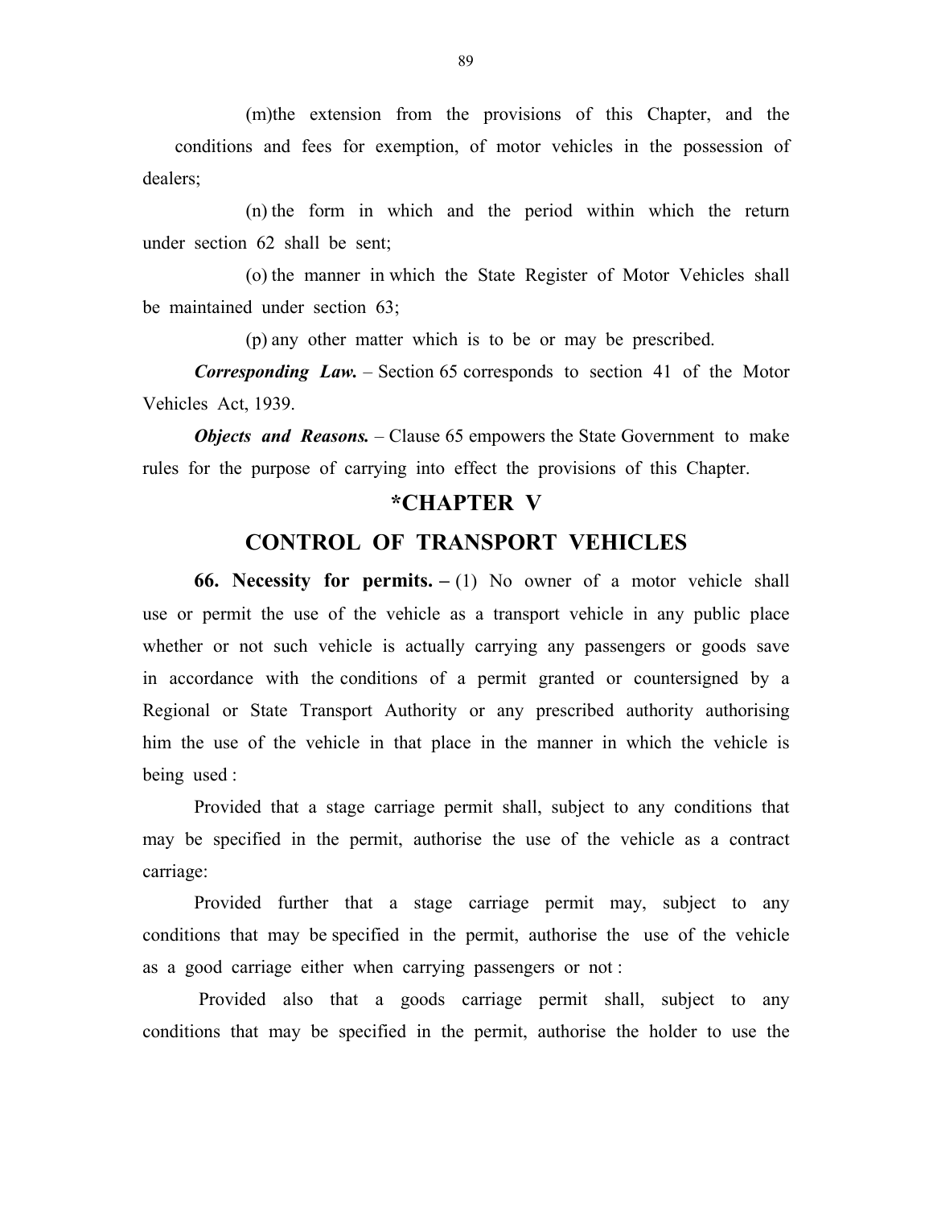(m)the extension from the provisions of this Chapter, and the conditions and fees for exemption, of motor vehicles in the possession of dealers;

(n) the form in which and the period within which the return under section 62 shall be sent;

(o) the manner in which the State Register of Motor Vehicles shall be maintained under section 63;

(p) any other matter which is to be or may be prescribed.

***Corresponding Law.*** – Section 65 corresponds to section 41 of the Motor Vehicles Act, 1939.

***Objects and Reasons.*** – Clause 65 empowers the State Government to make rules for the purpose of carrying into effect the provisions of this Chapter.

## *CHAPTER V

## CONTROL OF TRANSPORT VEHICLES

**66. Necessity for permits. –** (1) No owner of a motor vehicle shall use or permit the use of the vehicle as a transport vehicle in any public place whether or not such vehicle is actually carrying any passengers or goods save in accordance with the conditions of a permit granted or countersigned by a Regional or State Transport Authority or any prescribed authority authorising him the use of the vehicle in that place in the manner in which the vehicle is being used :

Provided that a stage carriage permit shall, subject to any conditions that may be specified in the permit, authorise the use of the vehicle as a contract carriage:

Provided further that a stage carriage permit may, subject to any conditions that may be specified in the permit, authorise the use of the vehicle as a good carriage either when carrying passengers or not :

Provided also that a goods carriage permit shall, subject to any conditions that may be specified in the permit, authorise the holder to use the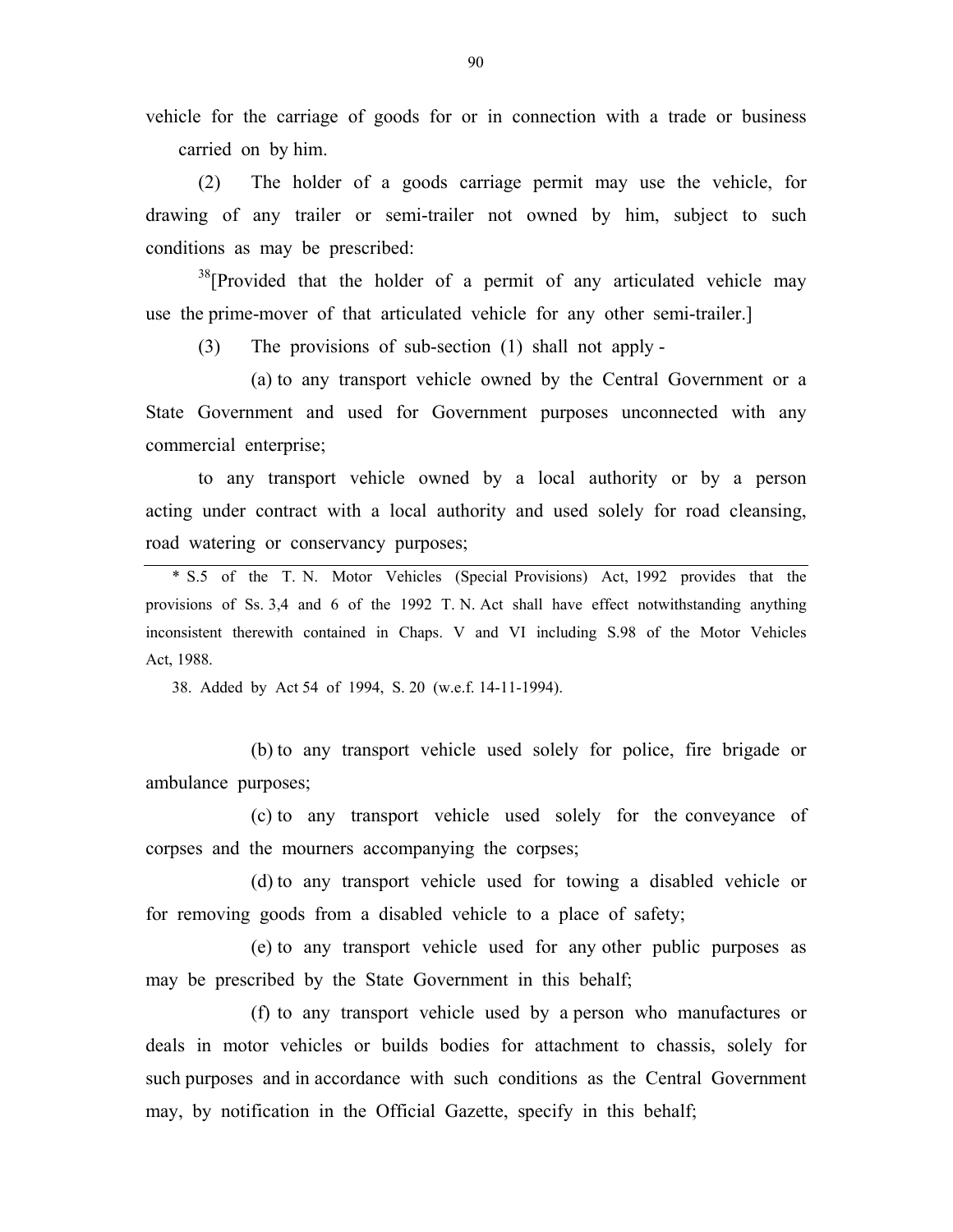vehicle for the carriage of goods for or in connection with a trade or business carried on by him.

(2) The holder of a goods carriage permit may use the vehicle, for drawing of any trailer or semi-trailer not owned by him, subject to such conditions as may be prescribed:

[38][Provided that the holder of a permit of any articulated vehicle may use the prime-mover of that articulated vehicle for any other semi-trailer.]

(3) The provisions of sub-section (1) shall not apply -

(a) to any transport vehicle owned by the Central Government or a State Government and used for Government purposes unconnected with any commercial enterprise;

to any transport vehicle owned by a local authority or by a person acting under contract with a local authority and used solely for road cleansing, road watering or conservancy purposes;

(b) to any transport vehicle used solely for police, fire brigade or ambulance purposes;

(c) to any transport vehicle used solely for the conveyance of corpses and the mourners accompanying the corpses;

(d) to any transport vehicle used for towing a disabled vehicle or for removing goods from a disabled vehicle to a place of safety;

(e) to any transport vehicle used for any other public purposes as may be prescribed by the State Government in this behalf;

(f) to any transport vehicle used by a person who manufactures or deals in motor vehicles or builds bodies for attachment to chassis, solely for such purposes and in accordance with such conditions as the Central Government may, by notification in the Official Gazette, specify in this behalf;

---

* S.5 of the T. N. Motor Vehicles (Special Provisions) Act, 1992 provides that the provisions of Ss. 3,4 and 6 of the 1992 T. N. Act shall have effect notwithstanding anything inconsistent therewith contained in Chaps. V and VI including S.98 of the Motor Vehicles Act, 1988.

38. Added by Act 54 of 1994, S. 20 (w.e.f. 14-11-1994).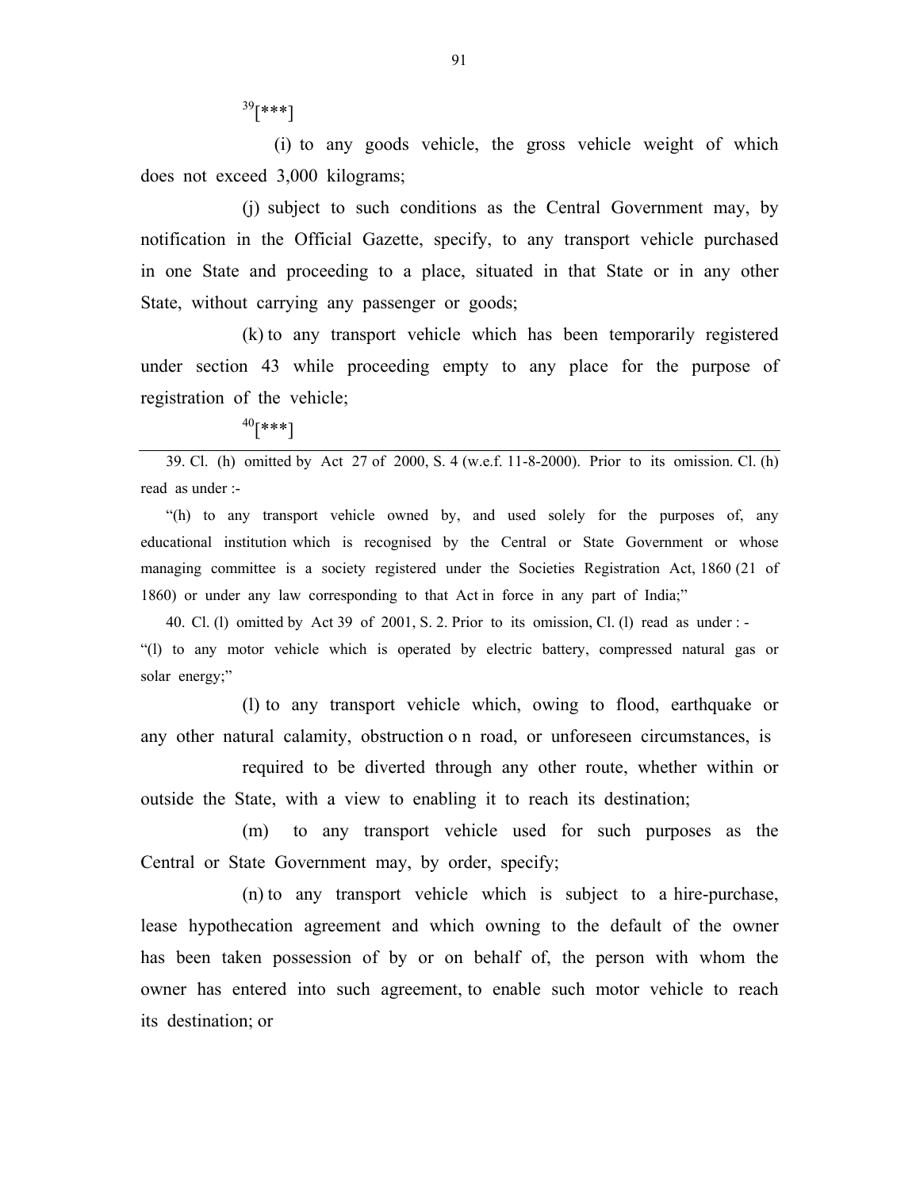[39][***]

(i) to any goods vehicle, the gross vehicle weight of which does not exceed 3,000 kilograms;

(j) subject to such conditions as the Central Government may, by notification in the Official Gazette, specify, to any transport vehicle purchased in one State and proceeding to a place, situated in that State or in any other State, without carrying any passenger or goods;

(k) to any transport vehicle which has been temporarily registered under section 43 while proceeding empty to any place for the purpose of registration of the vehicle;

[40][***]

---

39. Cl. (h) omitted by Act 27 of 2000, S. 4 (w.e.f. 11-8-2000). Prior to its omission. Cl. (h) read as under :-

"(h) to any transport vehicle owned by, and used solely for the purposes of, any educational institution which is recognised by the Central or State Government or whose managing committee is a society registered under the Societies Registration Act, 1860 (21 of 1860) or under any law corresponding to that Act in force in any part of India;"

40. Cl. (l) omitted by Act 39 of 2001, S. 2. Prior to its omission, Cl. (l) read as under : -

"(l) to any motor vehicle which is operated by electric battery, compressed natural gas or solar energy;"

---

(l) to any transport vehicle which, owing to flood, earthquake or any other natural calamity, obstruction o n road, or unforeseen circumstances, is required to be diverted through any other route, whether within or outside the State, with a view to enabling it to reach its destination;

(m) to any transport vehicle used for such purposes as the Central or State Government may, by order, specify;

(n) to any transport vehicle which is subject to a hire-purchase, lease hypothecation agreement and which owning to the default of the owner has been taken possession of by or on behalf of, the person with whom the owner has entered into such agreement, to enable such motor vehicle to reach its destination; or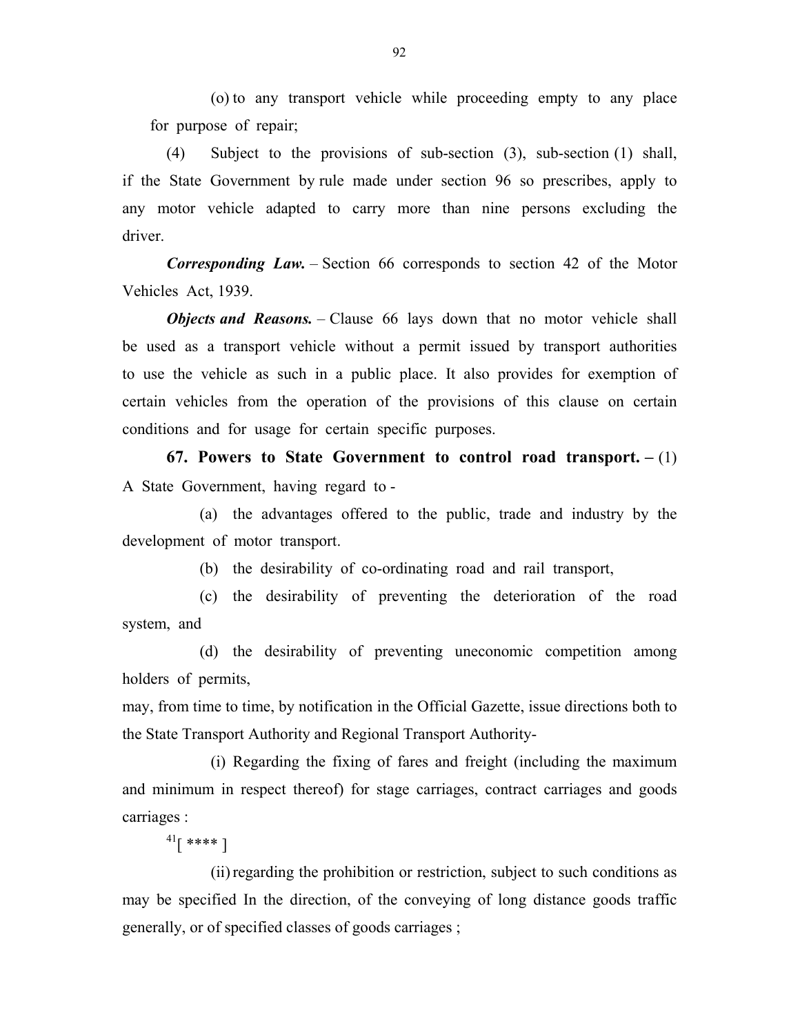(o) to any transport vehicle while proceeding empty to any place for purpose of repair;

(4) Subject to the provisions of sub-section (3), sub-section (1) shall, if the State Government by rule made under section 96 so prescribes, apply to any motor vehicle adapted to carry more than nine persons excluding the driver.

***Corresponding Law.*** – Section 66 corresponds to section 42 of the Motor Vehicles Act, 1939.

***Objects and Reasons.*** – Clause 66 lays down that no motor vehicle shall be used as a transport vehicle without a permit issued by transport authorities to use the vehicle as such in a public place. It also provides for exemption of certain vehicles from the operation of the provisions of this clause on certain conditions and for usage for certain specific purposes.

**67. Powers to State Government to control road transport. –** (1) A State Government, having regard to -

(a) the advantages offered to the public, trade and industry by the development of motor transport.

(b) the desirability of co-ordinating road and rail transport,

(c) the desirability of preventing the deterioration of the road system, and

(d) the desirability of preventing uneconomic competition among holders of permits,

may, from time to time, by notification in the Official Gazette, issue directions both to the State Transport Authority and Regional Transport Authority-

(i) Regarding the fixing of fares and freight (including the maximum and minimum in respect thereof) for stage carriages, contract carriages and goods carriages :

[41][ **** ]

(ii) regarding the prohibition or restriction, subject to such conditions as may be specified In the direction, of the conveying of long distance goods traffic generally, or of specified classes of goods carriages ;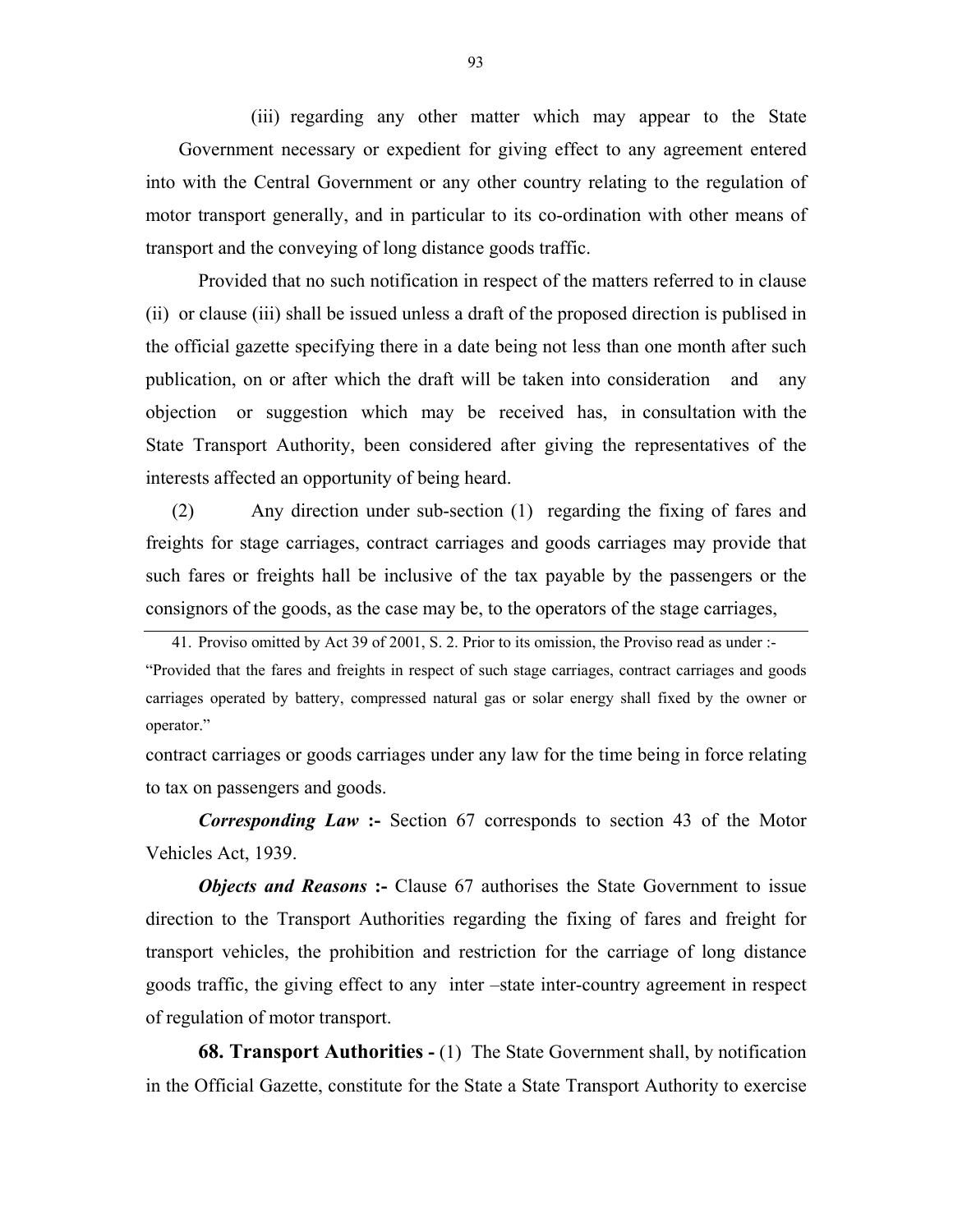(iii) regarding any other matter which may appear to the State Government necessary or expedient for giving effect to any agreement entered into with the Central Government or any other country relating to the regulation of motor transport generally, and in particular to its co-ordination with other means of transport and the conveying of long distance goods traffic.

Provided that no such notification in respect of the matters referred to in clause (ii) or clause (iii) shall be issued unless a draft of the proposed direction is publised in the official gazette specifying there in a date being not less than one month after such publication, on or after which the draft will be taken into consideration and any objection or suggestion which may be received has, in consultation with the State Transport Authority, been considered after giving the representatives of the interests affected an opportunity of being heard.

(2) Any direction under sub-section (1) regarding the fixing of fares and freights for stage carriages, contract carriages and goods carriages may provide that such fares or freights hall be inclusive of the tax payable by the passengers or the consignors of the goods, as the case may be, to the operators of the stage carriages, contract carriages or goods carriages under any law for the time being in force relating to tax on passengers and goods.

***Corresponding Law* :-** Section 67 corresponds to section 43 of the Motor Vehicles Act, 1939.

***Objects and Reasons* :-** Clause 67 authorises the State Government to issue direction to the Transport Authorities regarding the fixing of fares and freight for transport vehicles, the prohibition and restriction for the carriage of long distance goods traffic, the giving effect to any inter –state inter-country agreement in respect of regulation of motor transport.

**68. Transport Authorities -** (1) The State Government shall, by notification in the Official Gazette, constitute for the State a State Transport Authority to exercise

---

41. Proviso omitted by Act 39 of 2001, S. 2. Prior to its omission, the Proviso read as under :- "Provided that the fares and freights in respect of such stage carriages, contract carriages and goods carriages operated by battery, compressed natural gas or solar energy shall fixed by the owner or operator."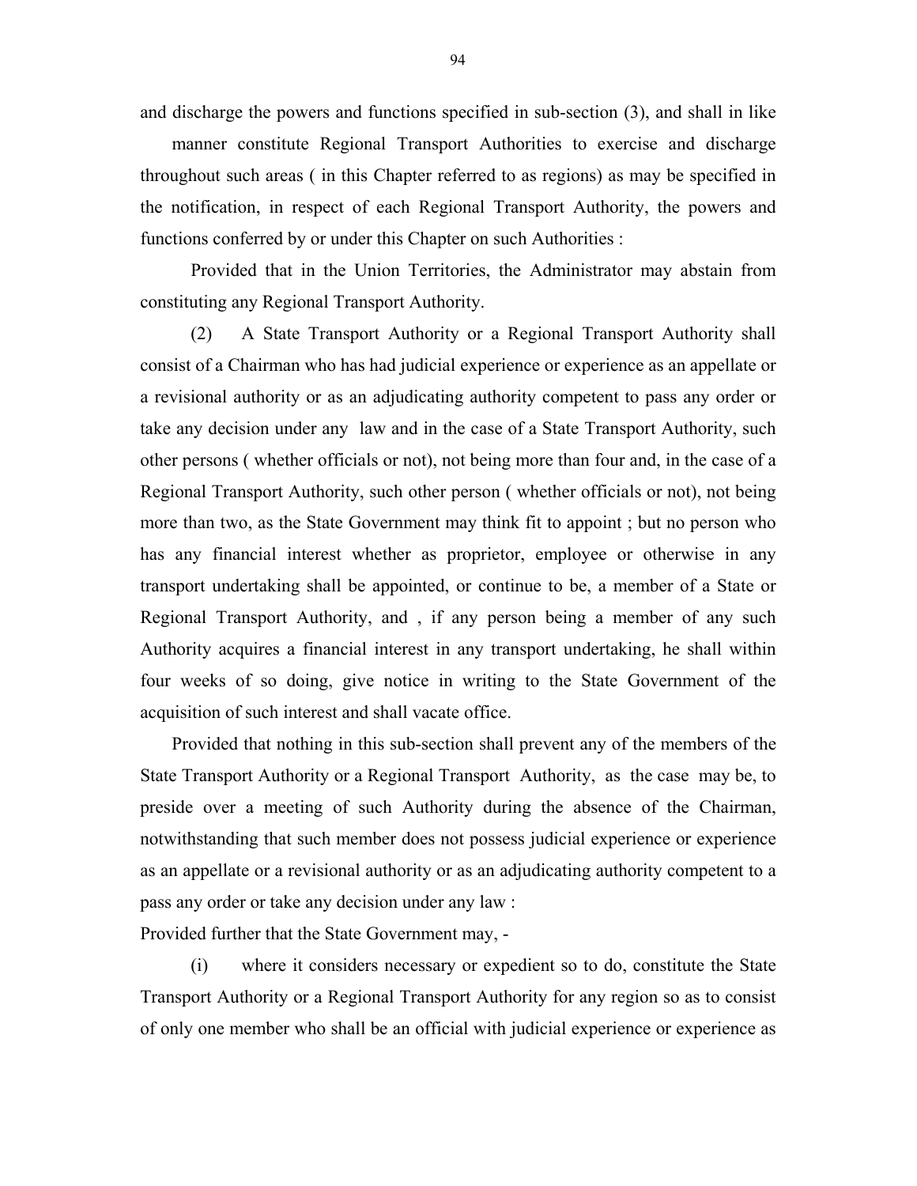and discharge the powers and functions specified in sub-section (3), and shall in like manner constitute Regional Transport Authorities to exercise and discharge throughout such areas ( in this Chapter referred to as regions) as may be specified in the notification, in respect of each Regional Transport Authority, the powers and functions conferred by or under this Chapter on such Authorities :

Provided that in the Union Territories, the Administrator may abstain from constituting any Regional Transport Authority.

(2) A State Transport Authority or a Regional Transport Authority shall consist of a Chairman who has had judicial experience or experience as an appellate or a revisional authority or as an adjudicating authority competent to pass any order or take any decision under any law and in the case of a State Transport Authority, such other persons ( whether officials or not), not being more than four and, in the case of a Regional Transport Authority, such other person ( whether officials or not), not being more than two, as the State Government may think fit to appoint ; but no person who has any financial interest whether as proprietor, employee or otherwise in any transport undertaking shall be appointed, or continue to be, a member of a State or Regional Transport Authority, and , if any person being a member of any such Authority acquires a financial interest in any transport undertaking, he shall within four weeks of so doing, give notice in writing to the State Government of the acquisition of such interest and shall vacate office.

Provided that nothing in this sub-section shall prevent any of the members of the State Transport Authority or a Regional Transport Authority, as the case may be, to preside over a meeting of such Authority during the absence of the Chairman, notwithstanding that such member does not possess judicial experience or experience as an appellate or a revisional authority or as an adjudicating authority competent to a pass any order or take any decision under any law :

Provided further that the State Government may, -

(i) where it considers necessary or expedient so to do, constitute the State Transport Authority or a Regional Transport Authority for any region so as to consist of only one member who shall be an official with judicial experience or experience as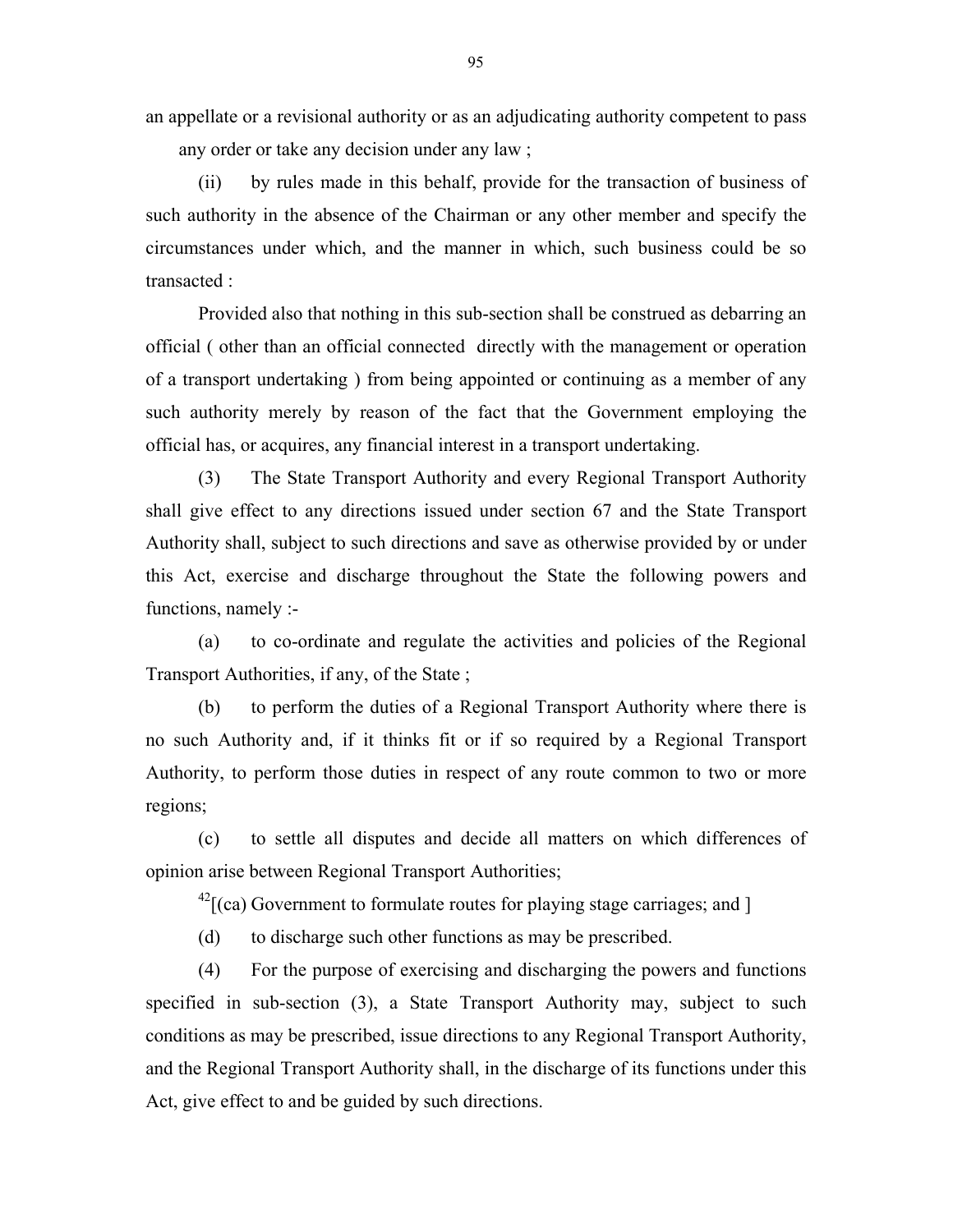an appellate or a revisional authority or as an adjudicating authority competent to pass any order or take any decision under any law ;

(ii) by rules made in this behalf, provide for the transaction of business of such authority in the absence of the Chairman or any other member and specify the circumstances under which, and the manner in which, such business could be so transacted :

Provided also that nothing in this sub-section shall be construed as debarring an official ( other than an official connected directly with the management or operation of a transport undertaking ) from being appointed or continuing as a member of any such authority merely by reason of the fact that the Government employing the official has, or acquires, any financial interest in a transport undertaking.

(3) The State Transport Authority and every Regional Transport Authority shall give effect to any directions issued under section 67 and the State Transport Authority shall, subject to such directions and save as otherwise provided by or under this Act, exercise and discharge throughout the State the following powers and functions, namely :-

(a) to co-ordinate and regulate the activities and policies of the Regional Transport Authorities, if any, of the State ;

(b) to perform the duties of a Regional Transport Authority where there is no such Authority and, if it thinks fit or if so required by a Regional Transport Authority, to perform those duties in respect of any route common to two or more regions;

(c) to settle all disputes and decide all matters on which differences of opinion arise between Regional Transport Authorities;

[42][(ca) Government to formulate routes for playing stage carriages; and ]

(d) to discharge such other functions as may be prescribed.

(4) For the purpose of exercising and discharging the powers and functions specified in sub-section (3), a State Transport Authority may, subject to such conditions as may be prescribed, issue directions to any Regional Transport Authority, and the Regional Transport Authority shall, in the discharge of its functions under this Act, give effect to and be guided by such directions.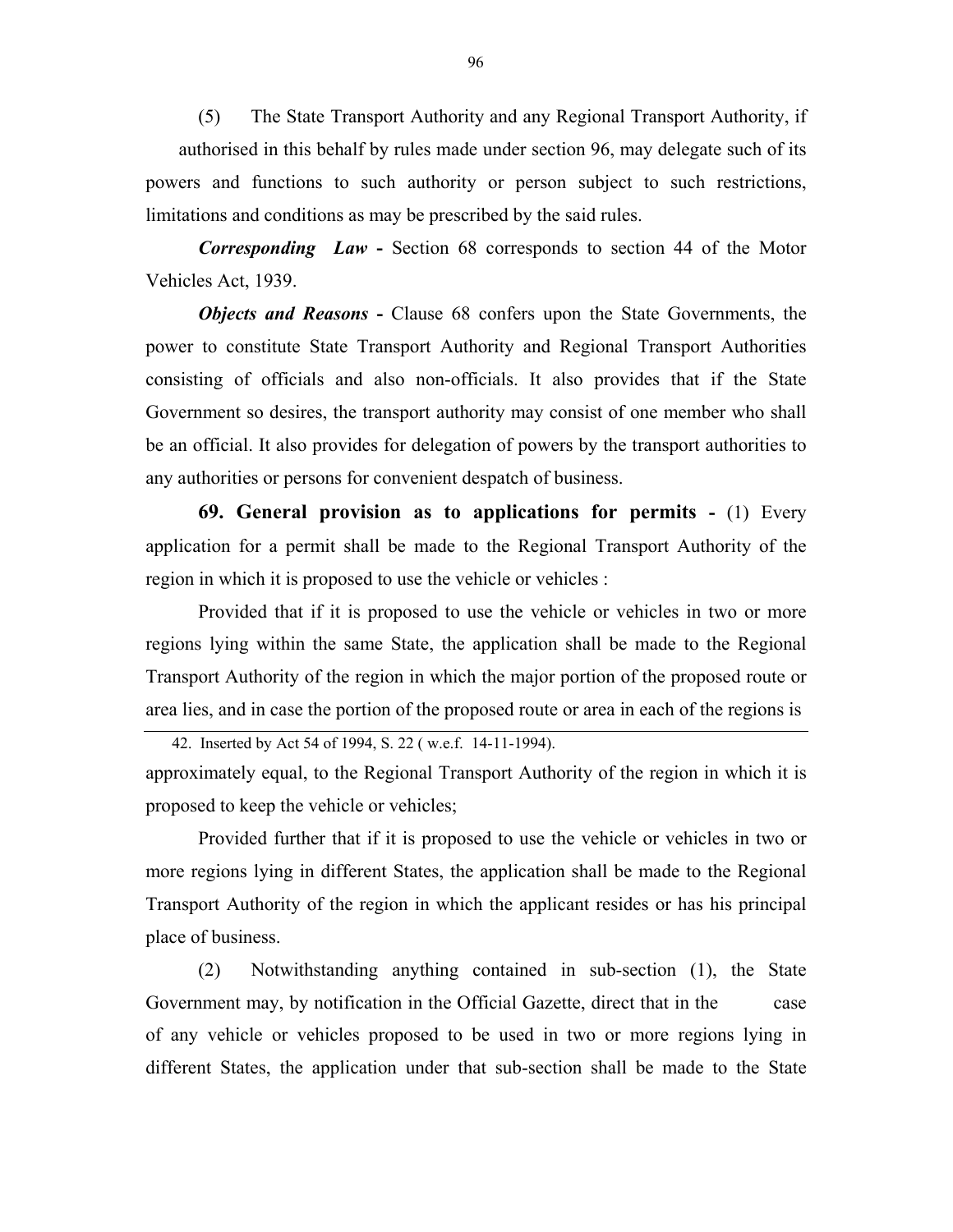(5) The State Transport Authority and any Regional Transport Authority, if authorised in this behalf by rules made under section 96, may delegate such of its powers and functions to such authority or person subject to such restrictions, limitations and conditions as may be prescribed by the said rules.

***Corresponding Law*** **-** Section 68 corresponds to section 44 of the Motor Vehicles Act, 1939.

***Objects and Reasons*** **-** Clause 68 confers upon the State Governments, the power to constitute State Transport Authority and Regional Transport Authorities consisting of officials and also non-officials. It also provides that if the State Government so desires, the transport authority may consist of one member who shall be an official. It also provides for delegation of powers by the transport authorities to any authorities or persons for convenient despatch of business.

**69. General provision as to applications for permits -** (1) Every application for a permit shall be made to the Regional Transport Authority of the region in which it is proposed to use the vehicle or vehicles :

Provided that if it is proposed to use the vehicle or vehicles in two or more regions lying within the same State, the application shall be made to the Regional Transport Authority of the region in which the major portion of the proposed route or area lies, and in case the portion of the proposed route or area in each of the regions is approximately equal, to the Regional Transport Authority of the region in which it is proposed to keep the vehicle or vehicles;

Provided further that if it is proposed to use the vehicle or vehicles in two or more regions lying in different States, the application shall be made to the Regional Transport Authority of the region in which the applicant resides or has his principal place of business.

(2) Notwithstanding anything contained in sub-section (1), the State Government may, by notification in the Official Gazette, direct that in the case of any vehicle or vehicles proposed to be used in two or more regions lying in different States, the application under that sub-section shall be made to the State

---

42. Inserted by Act 54 of 1994, S. 22 ( w.e.f. 14-11-1994).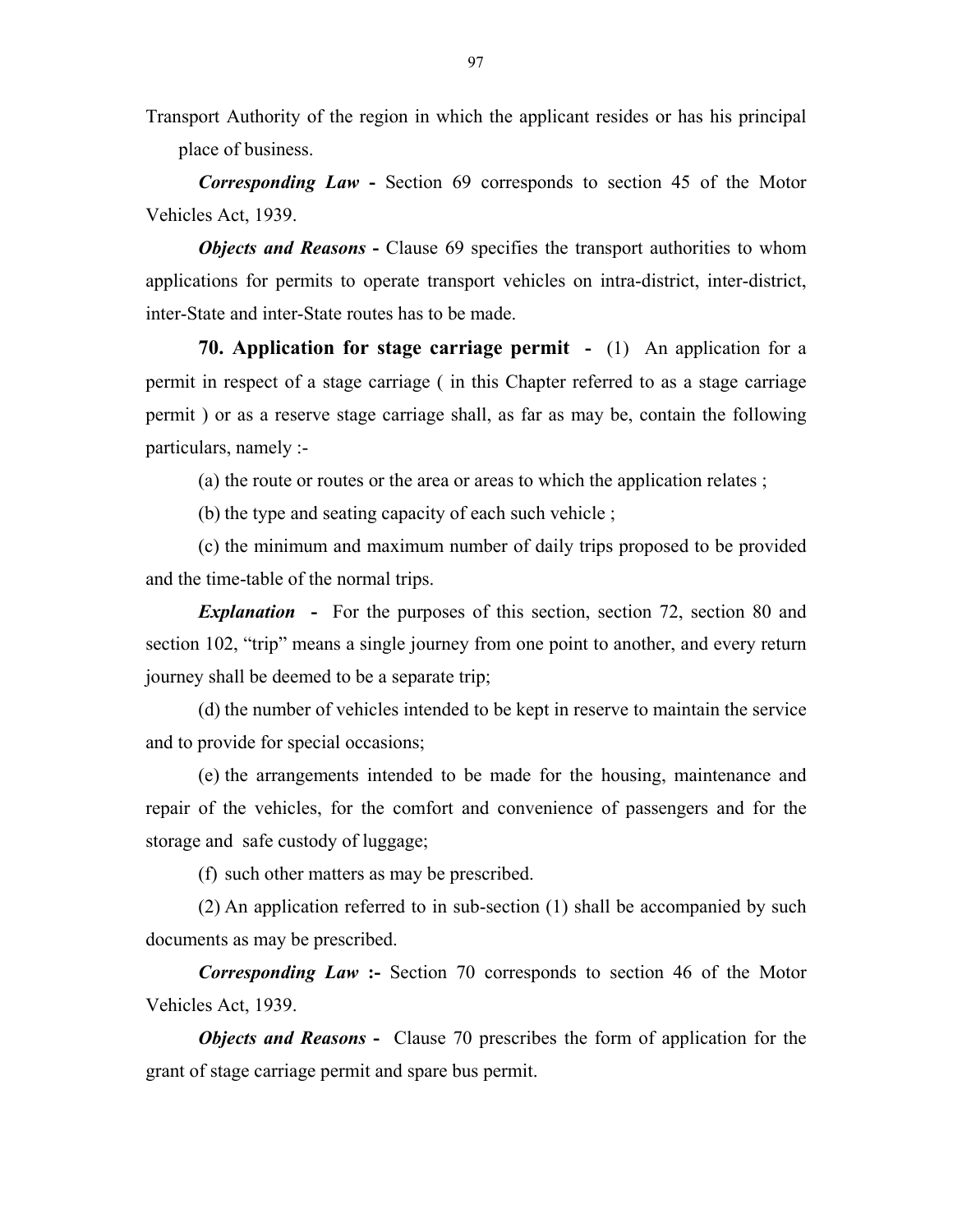Transport Authority of the region in which the applicant resides or has his principal place of business.

***Corresponding Law*** **-** Section 69 corresponds to section 45 of the Motor Vehicles Act, 1939.

***Objects and Reasons*** **-** Clause 69 specifies the transport authorities to whom applications for permits to operate transport vehicles on intra-district, inter-district, inter-State and inter-State routes has to be made.

**70. Application for stage carriage permit -** (1) An application for a permit in respect of a stage carriage ( in this Chapter referred to as a stage carriage permit ) or as a reserve stage carriage shall, as far as may be, contain the following particulars, namely :-

(a) the route or routes or the area or areas to which the application relates ;

(b) the type and seating capacity of each such vehicle ;

(c) the minimum and maximum number of daily trips proposed to be provided and the time-table of the normal trips.

***Explanation*** **-** For the purposes of this section, section 72, section 80 and section 102, "trip" means a single journey from one point to another, and every return journey shall be deemed to be a separate trip;

(d) the number of vehicles intended to be kept in reserve to maintain the service and to provide for special occasions;

(e) the arrangements intended to be made for the housing, maintenance and repair of the vehicles, for the comfort and convenience of passengers and for the storage and safe custody of luggage;

(f) such other matters as may be prescribed.

(2) An application referred to in sub-section (1) shall be accompanied by such documents as may be prescribed.

***Corresponding Law*** **:-** Section 70 corresponds to section 46 of the Motor Vehicles Act, 1939.

***Objects and Reasons*** **-** Clause 70 prescribes the form of application for the grant of stage carriage permit and spare bus permit.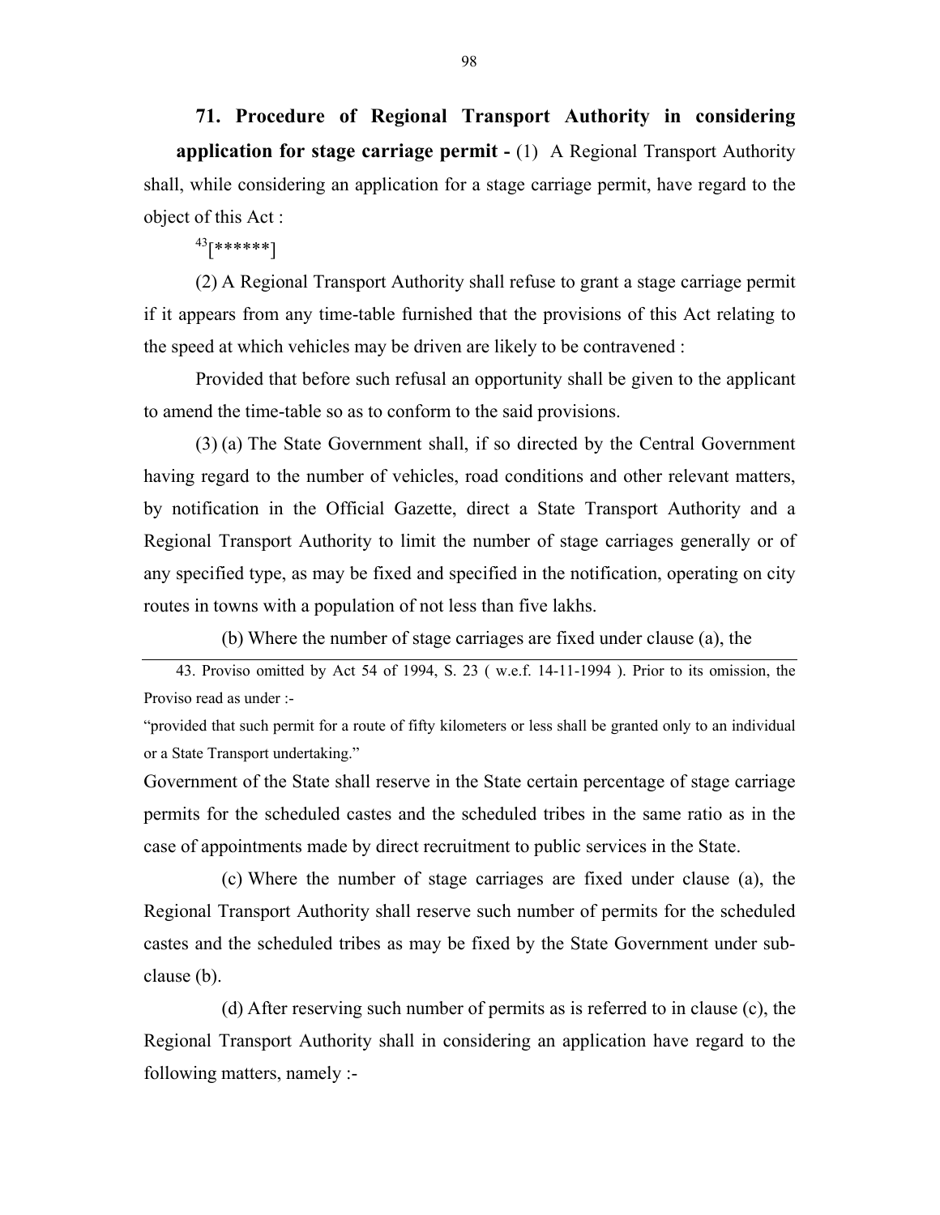**71. Procedure of Regional Transport Authority in considering application for stage carriage permit -** (1) A Regional Transport Authority shall, while considering an application for a stage carriage permit, have regard to the object of this Act :

[43][******]

(2) A Regional Transport Authority shall refuse to grant a stage carriage permit if it appears from any time-table furnished that the provisions of this Act relating to the speed at which vehicles may be driven are likely to be contravened :

Provided that before such refusal an opportunity shall be given to the applicant to amend the time-table so as to conform to the said provisions.

(3) (a) The State Government shall, if so directed by the Central Government having regard to the number of vehicles, road conditions and other relevant matters, by notification in the Official Gazette, direct a State Transport Authority and a Regional Transport Authority to limit the number of stage carriages generally or of any specified type, as may be fixed and specified in the notification, operating on city routes in towns with a population of not less than five lakhs.

(b) Where the number of stage carriages are fixed under clause (a), the Government of the State shall reserve in the State certain percentage of stage carriage permits for the scheduled castes and the scheduled tribes in the same ratio as in the case of appointments made by direct recruitment to public services in the State.

(c) Where the number of stage carriages are fixed under clause (a), the Regional Transport Authority shall reserve such number of permits for the scheduled castes and the scheduled tribes as may be fixed by the State Government under sub-clause (b).

(d) After reserving such number of permits as is referred to in clause (c), the Regional Transport Authority shall in considering an application have regard to the following matters, namely :-

---

43. Proviso omitted by Act 54 of 1994, S. 23 ( w.e.f. 14-11-1994 ). Prior to its omission, the Proviso read as under :-

"provided that such permit for a route of fifty kilometers or less shall be granted only to an individual or a State Transport undertaking."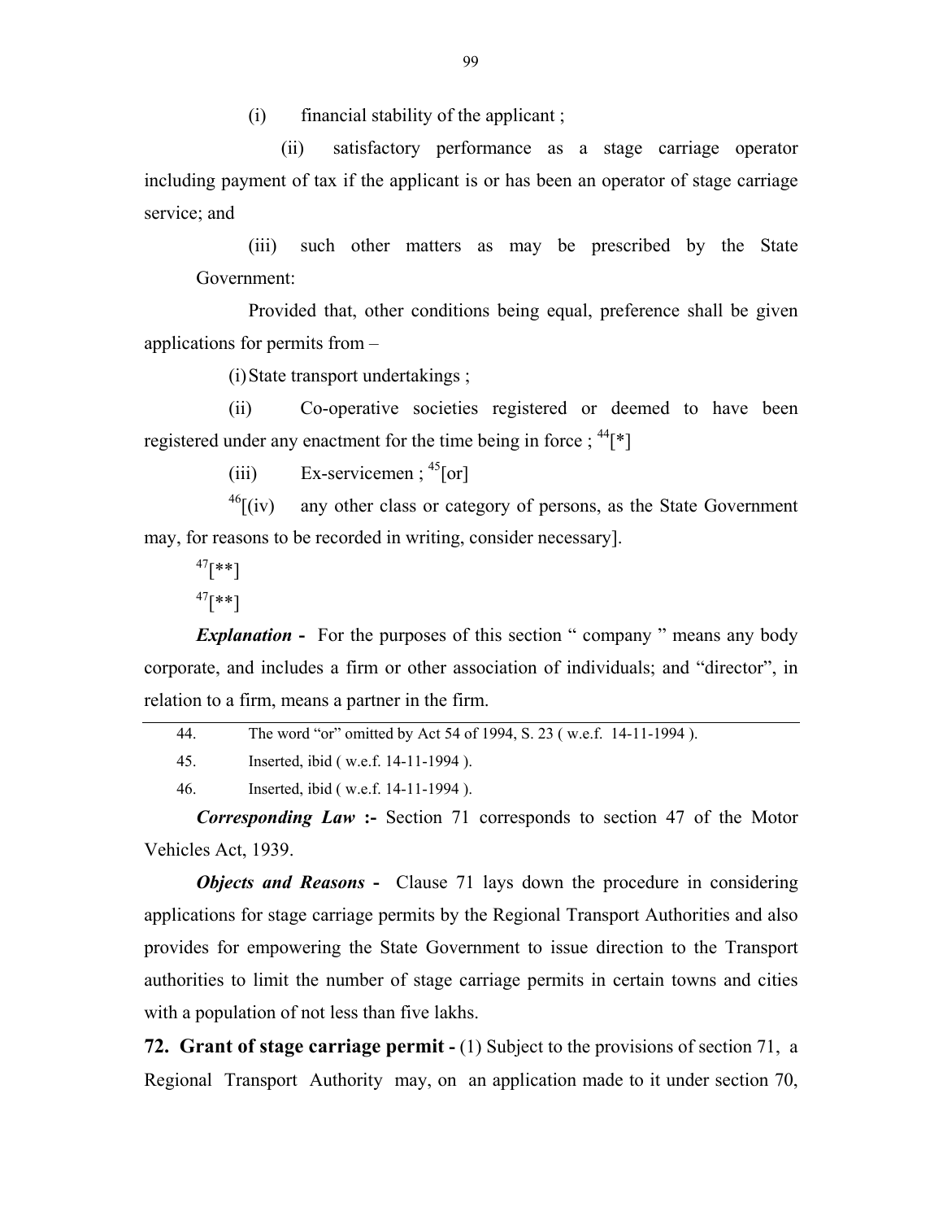(i) financial stability of the applicant ;

(ii) satisfactory performance as a stage carriage operator including payment of tax if the applicant is or has been an operator of stage carriage service; and

(iii) such other matters as may be prescribed by the State Government:

Provided that, other conditions being equal, preference shall be given applications for permits from –

(i) State transport undertakings ;

(ii) Co-operative societies registered or deemed to have been registered under any enactment for the time being in force ; [44][*]

(iii) Ex-servicemen ; [45][or]

[46][(iv) any other class or category of persons, as the State Government may, for reasons to be recorded in writing, consider necessary].

[47][**]

[47][**]

***Explanation* -** For the purposes of this section " company " means any body corporate, and includes a firm or other association of individuals; and "director", in relation to a firm, means a partner in the firm.

---

44. The word "or" omitted by Act 54 of 1994, S. 23 ( w.e.f. 14-11-1994 ).

45. Inserted, ibid ( w.e.f. 14-11-1994 ).

46. Inserted, ibid ( w.e.f. 14-11-1994 ).

***Corresponding Law* :-** Section 71 corresponds to section 47 of the Motor Vehicles Act, 1939.

***Objects and Reasons* -** Clause 71 lays down the procedure in considering applications for stage carriage permits by the Regional Transport Authorities and also provides for empowering the State Government to issue direction to the Transport authorities to limit the number of stage carriage permits in certain towns and cities with a population of not less than five lakhs.

**72. Grant of stage carriage permit -** (1) Subject to the provisions of section 71, a Regional Transport Authority may, on an application made to it under section 70,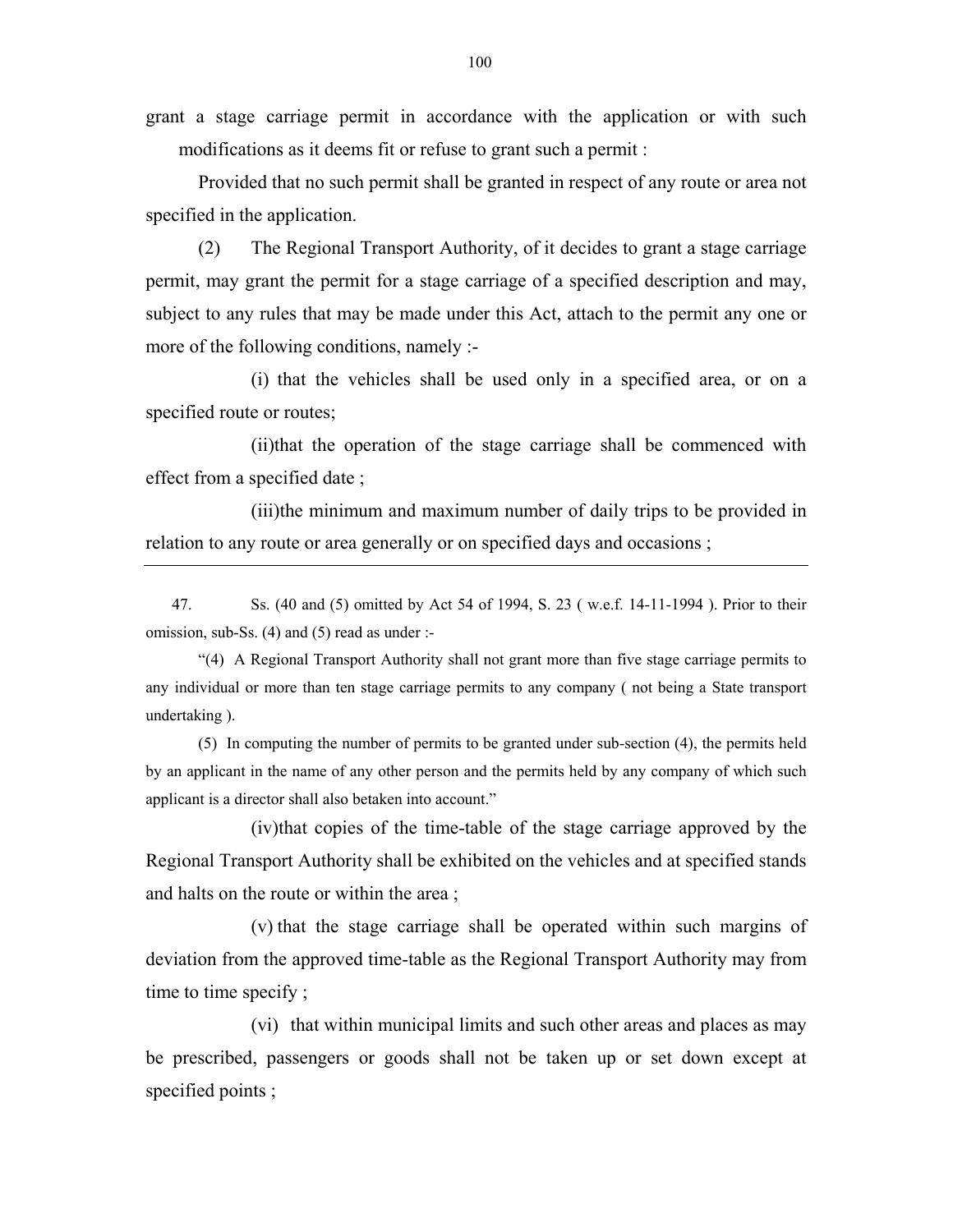grant a stage carriage permit in accordance with the application or with such modifications as it deems fit or refuse to grant such a permit :

Provided that no such permit shall be granted in respect of any route or area not specified in the application.

(2) The Regional Transport Authority, of it decides to grant a stage carriage permit, may grant the permit for a stage carriage of a specified description and may, subject to any rules that may be made under this Act, attach to the permit any one or more of the following conditions, namely :-

(i) that the vehicles shall be used only in a specified area, or on a specified route or routes;

(ii)that the operation of the stage carriage shall be commenced with effect from a specified date ;

(iii)the minimum and maximum number of daily trips to be provided in relation to any route or area generally or on specified days and occasions ;

---

47. Ss. (40 and (5) omitted by Act 54 of 1994, S. 23 ( w.e.f. 14-11-1994 ). Prior to their omission, sub-Ss. (4) and (5) read as under :-

"(4) A Regional Transport Authority shall not grant more than five stage carriage permits to any individual or more than ten stage carriage permits to any company ( not being a State transport undertaking ).

(5) In computing the number of permits to be granted under sub-section (4), the permits held by an applicant in the name of any other person and the permits held by any company of which such applicant is a director shall also betaken into account."

(iv)that copies of the time-table of the stage carriage approved by the Regional Transport Authority shall be exhibited on the vehicles and at specified stands and halts on the route or within the area ;

(v) that the stage carriage shall be operated within such margins of deviation from the approved time-table as the Regional Transport Authority may from time to time specify ;

(vi) that within municipal limits and such other areas and places as may be prescribed, passengers or goods shall not be taken up or set down except at specified points ;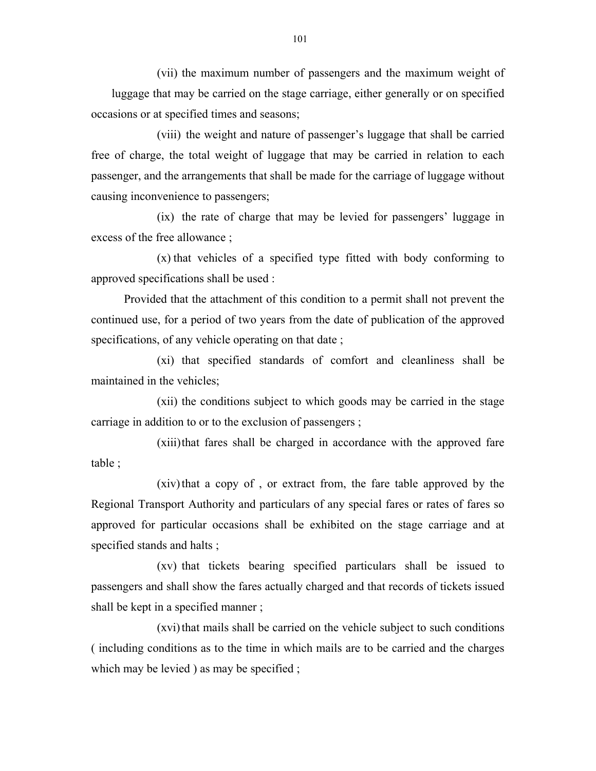(vii) the maximum number of passengers and the maximum weight of luggage that may be carried on the stage carriage, either generally or on specified occasions or at specified times and seasons;

(viii) the weight and nature of passenger's luggage that shall be carried free of charge, the total weight of luggage that may be carried in relation to each passenger, and the arrangements that shall be made for the carriage of luggage without causing inconvenience to passengers;

(ix) the rate of charge that may be levied for passengers' luggage in excess of the free allowance ;

(x) that vehicles of a specified type fitted with body conforming to approved specifications shall be used :

Provided that the attachment of this condition to a permit shall not prevent the continued use, for a period of two years from the date of publication of the approved specifications, of any vehicle operating on that date ;

(xi) that specified standards of comfort and cleanliness shall be maintained in the vehicles;

(xii) the conditions subject to which goods may be carried in the stage carriage in addition to or to the exclusion of passengers ;

(xiii) that fares shall be charged in accordance with the approved fare table ;

(xiv) that a copy of , or extract from, the fare table approved by the Regional Transport Authority and particulars of any special fares or rates of fares so approved for particular occasions shall be exhibited on the stage carriage and at specified stands and halts ;

(xv) that tickets bearing specified particulars shall be issued to passengers and shall show the fares actually charged and that records of tickets issued shall be kept in a specified manner ;

(xvi) that mails shall be carried on the vehicle subject to such conditions ( including conditions as to the time in which mails are to be carried and the charges which may be levied ) as may be specified ;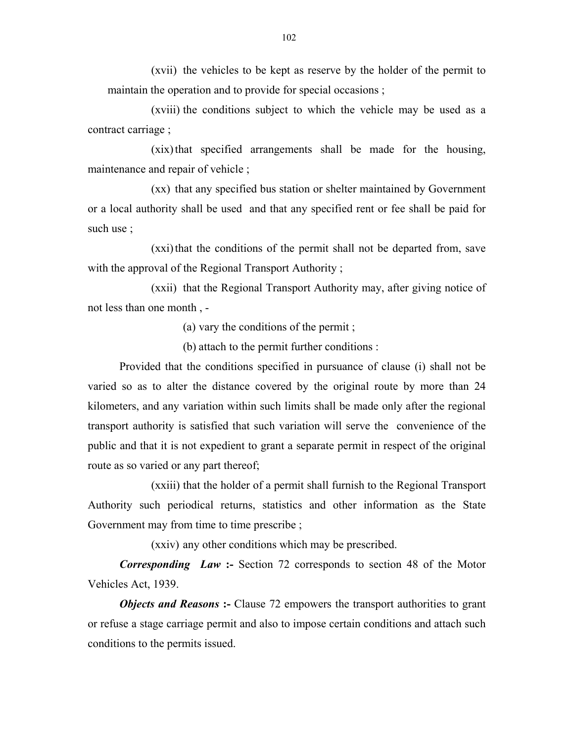(xvii) the vehicles to be kept as reserve by the holder of the permit to maintain the operation and to provide for special occasions ;

(xviii) the conditions subject to which the vehicle may be used as a contract carriage ;

(xix) that specified arrangements shall be made for the housing, maintenance and repair of vehicle ;

(xx) that any specified bus station or shelter maintained by Government or a local authority shall be used and that any specified rent or fee shall be paid for such use ;

(xxi) that the conditions of the permit shall not be departed from, save with the approval of the Regional Transport Authority ;

(xxii) that the Regional Transport Authority may, after giving notice of not less than one month , -

(a) vary the conditions of the permit ;

(b) attach to the permit further conditions :

Provided that the conditions specified in pursuance of clause (i) shall not be varied so as to alter the distance covered by the original route by more than 24 kilometers, and any variation within such limits shall be made only after the regional transport authority is satisfied that such variation will serve the convenience of the public and that it is not expedient to grant a separate permit in respect of the original route as so varied or any part thereof;

(xxiii) that the holder of a permit shall furnish to the Regional Transport Authority such periodical returns, statistics and other information as the State Government may from time to time prescribe ;

(xxiv) any other conditions which may be prescribed.

***Corresponding Law* :-** Section 72 corresponds to section 48 of the Motor Vehicles Act, 1939.

***Objects and Reasons* :-** Clause 72 empowers the transport authorities to grant or refuse a stage carriage permit and also to impose certain conditions and attach such conditions to the permits issued.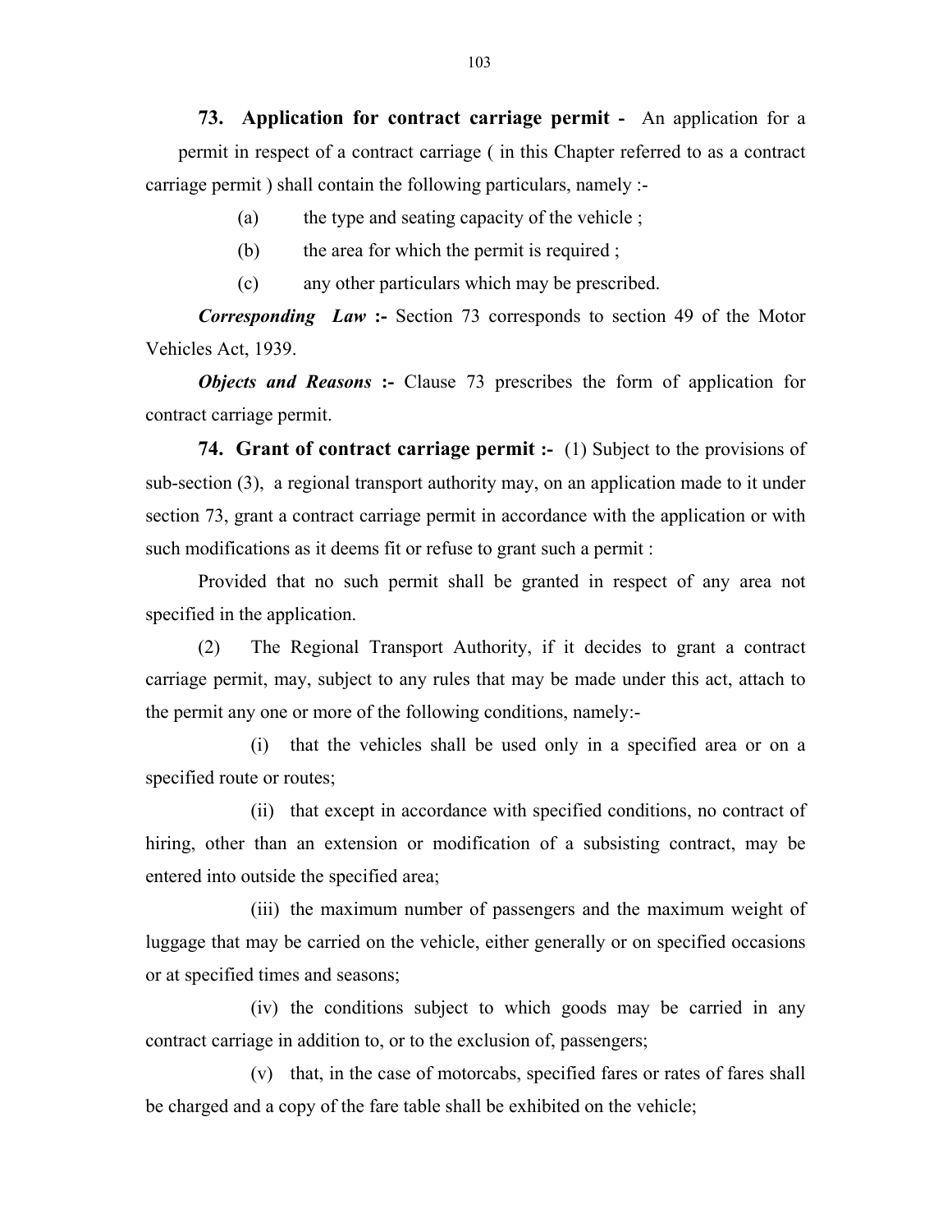**73. Application for contract carriage permit -** An application for a permit in respect of a contract carriage ( in this Chapter referred to as a contract carriage permit ) shall contain the following particulars, namely :-

(a) the type and seating capacity of the vehicle ;

(b) the area for which the permit is required ;

(c) any other particulars which may be prescribed.

***Corresponding Law* :-** Section 73 corresponds to section 49 of the Motor Vehicles Act, 1939.

***Objects and Reasons* :-** Clause 73 prescribes the form of application for contract carriage permit.

**74. Grant of contract carriage permit :-** (1) Subject to the provisions of sub-section (3), a regional transport authority may, on an application made to it under section 73, grant a contract carriage permit in accordance with the application or with such modifications as it deems fit or refuse to grant such a permit :

Provided that no such permit shall be granted in respect of any area not specified in the application.

(2) The Regional Transport Authority, if it decides to grant a contract carriage permit, may, subject to any rules that may be made under this act, attach to the permit any one or more of the following conditions, namely:-

(i) that the vehicles shall be used only in a specified area or on a specified route or routes;

(ii) that except in accordance with specified conditions, no contract of hiring, other than an extension or modification of a subsisting contract, may be entered into outside the specified area;

(iii) the maximum number of passengers and the maximum weight of luggage that may be carried on the vehicle, either generally or on specified occasions or at specified times and seasons;

(iv) the conditions subject to which goods may be carried in any contract carriage in addition to, or to the exclusion of, passengers;

(v) that, in the case of motorcabs, specified fares or rates of fares shall be charged and a copy of the fare table shall be exhibited on the vehicle;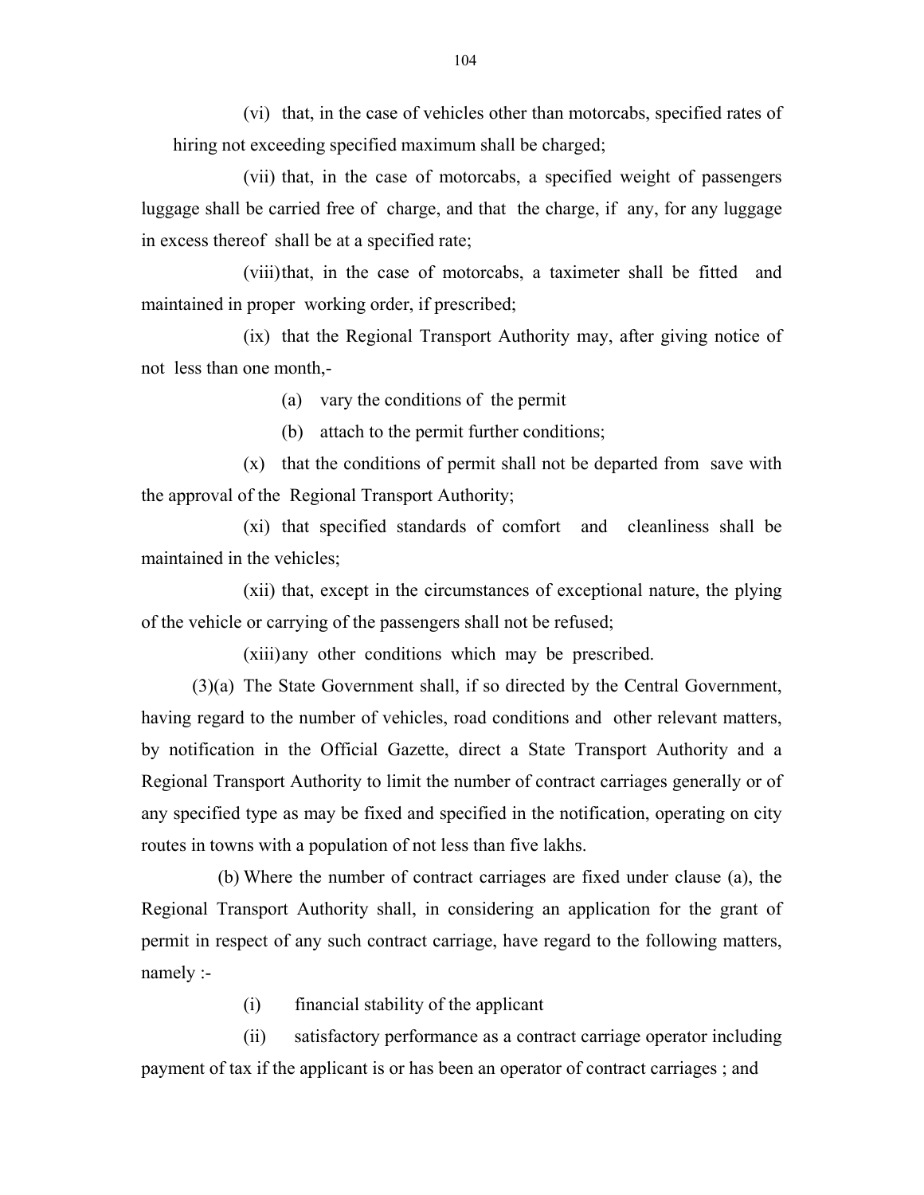(vi) that, in the case of vehicles other than motorcabs, specified rates of hiring not exceeding specified maximum shall be charged;

(vii) that, in the case of motorcabs, a specified weight of passengers luggage shall be carried free of charge, and that the charge, if any, for any luggage in excess thereof shall be at a specified rate;

(viii) that, in the case of motorcabs, a taximeter shall be fitted and maintained in proper working order, if prescribed;

(ix) that the Regional Transport Authority may, after giving notice of not less than one month,-

(a) vary the conditions of the permit

(b) attach to the permit further conditions;

(x) that the conditions of permit shall not be departed from save with the approval of the Regional Transport Authority;

(xi) that specified standards of comfort and cleanliness shall be maintained in the vehicles;

(xii) that, except in the circumstances of exceptional nature, the plying of the vehicle or carrying of the passengers shall not be refused;

(xiii) any other conditions which may be prescribed.

(3)(a) The State Government shall, if so directed by the Central Government, having regard to the number of vehicles, road conditions and other relevant matters, by notification in the Official Gazette, direct a State Transport Authority and a Regional Transport Authority to limit the number of contract carriages generally or of any specified type as may be fixed and specified in the notification, operating on city routes in towns with a population of not less than five lakhs.

(b) Where the number of contract carriages are fixed under clause (a), the Regional Transport Authority shall, in considering an application for the grant of permit in respect of any such contract carriage, have regard to the following matters, namely :-

(i) financial stability of the applicant

(ii) satisfactory performance as a contract carriage operator including payment of tax if the applicant is or has been an operator of contract carriages ; and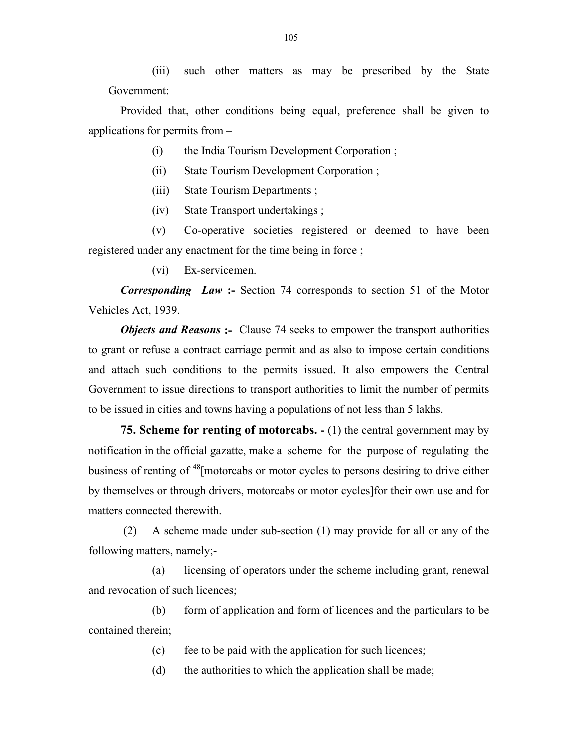(iii) such other matters as may be prescribed by the State Government:

Provided that, other conditions being equal, preference shall be given to applications for permits from –

(i) the India Tourism Development Corporation ;

(ii) State Tourism Development Corporation ;

(iii) State Tourism Departments ;

(iv) State Transport undertakings ;

(v) Co-operative societies registered or deemed to have been registered under any enactment for the time being in force ;

(vi) Ex-servicemen.

***Corresponding Law* :-** Section 74 corresponds to section 51 of the Motor Vehicles Act, 1939.

***Objects and Reasons* :-** Clause 74 seeks to empower the transport authorities to grant or refuse a contract carriage permit and as also to impose certain conditions and attach such conditions to the permits issued. It also empowers the Central Government to issue directions to transport authorities to limit the number of permits to be issued in cities and towns having a populations of not less than 5 lakhs.

**75. Scheme for renting of motorcabs. -** (1) the central government may by notification in the official gazatte, make a scheme for the purpose of regulating the business of renting of [48][motorcabs or motor cycles to persons desiring to drive either by themselves or through drivers, motorcabs or motor cycles]for their own use and for matters connected therewith.

(2) A scheme made under sub-section (1) may provide for all or any of the following matters, namely;-

(a) licensing of operators under the scheme including grant, renewal and revocation of such licences;

(b) form of application and form of licences and the particulars to be contained therein;

(c) fee to be paid with the application for such licences;

(d) the authorities to which the application shall be made;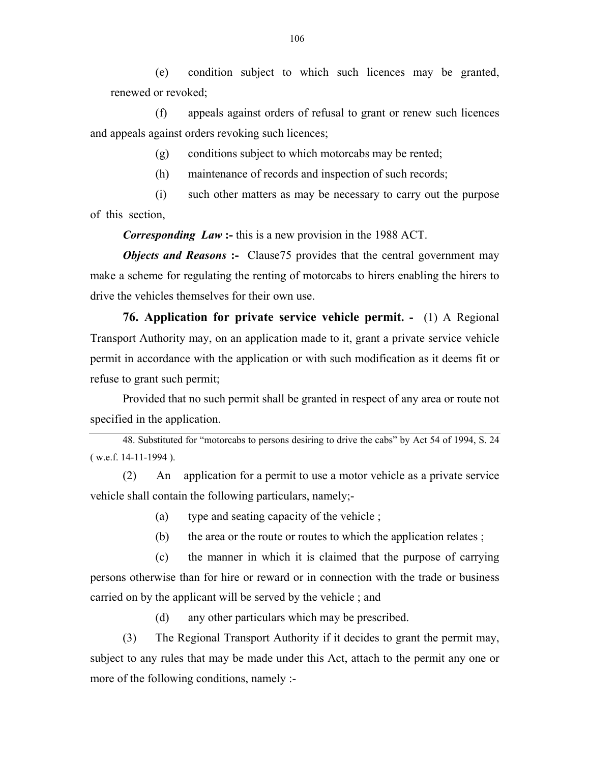(e) condition subject to which such licences may be granted, renewed or revoked;

(f) appeals against orders of refusal to grant or renew such licences and appeals against orders revoking such licences;

(g) conditions subject to which motorcabs may be rented;

(h) maintenance of records and inspection of such records;

(i) such other matters as may be necessary to carry out the purpose of this section,

***Corresponding Law* :-** this is a new provision in the 1988 ACT.

***Objects and Reasons* :-** Clause75 provides that the central government may make a scheme for regulating the renting of motorcabs to hirers enabling the hirers to drive the vehicles themselves for their own use.

**76. Application for private service vehicle permit. -** (1) A Regional Transport Authority may, on an application made to it, grant a private service vehicle permit in accordance with the application or with such modification as it deems fit or refuse to grant such permit;

Provided that no such permit shall be granted in respect of any area or route not specified in the application.

---

48. Substituted for "motorcabs to persons desiring to drive the cabs" by Act 54 of 1994, S. 24 ( w.e.f. 14-11-1994 ).

---

(2) An application for a permit to use a motor vehicle as a private service vehicle shall contain the following particulars, namely;-

(a) type and seating capacity of the vehicle ;

(b) the area or the route or routes to which the application relates ;

(c) the manner in which it is claimed that the purpose of carrying persons otherwise than for hire or reward or in connection with the trade or business carried on by the applicant will be served by the vehicle ; and

(d) any other particulars which may be prescribed.

(3) The Regional Transport Authority if it decides to grant the permit may, subject to any rules that may be made under this Act, attach to the permit any one or more of the following conditions, namely :-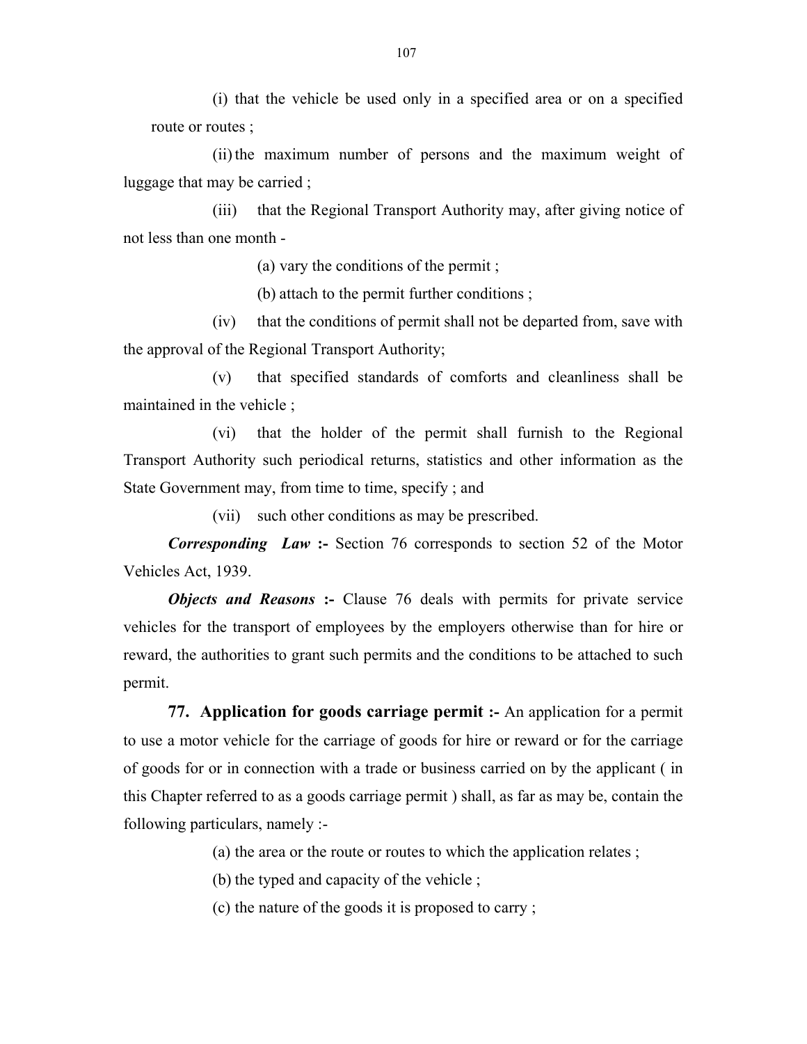(i) that the vehicle be used only in a specified area or on a specified route or routes ;

(ii) the maximum number of persons and the maximum weight of luggage that may be carried ;

(iii) that the Regional Transport Authority may, after giving notice of not less than one month -

(a) vary the conditions of the permit ;

(b) attach to the permit further conditions ;

(iv) that the conditions of permit shall not be departed from, save with the approval of the Regional Transport Authority;

(v) that specified standards of comforts and cleanliness shall be maintained in the vehicle ;

(vi) that the holder of the permit shall furnish to the Regional Transport Authority such periodical returns, statistics and other information as the State Government may, from time to time, specify ; and

(vii) such other conditions as may be prescribed.

***Corresponding Law* :-** Section 76 corresponds to section 52 of the Motor Vehicles Act, 1939.

***Objects and Reasons* :-** Clause 76 deals with permits for private service vehicles for the transport of employees by the employers otherwise than for hire or reward, the authorities to grant such permits and the conditions to be attached to such permit.

**77. Application for goods carriage permit :-** An application for a permit to use a motor vehicle for the carriage of goods for hire or reward or for the carriage of goods for or in connection with a trade or business carried on by the applicant ( in this Chapter referred to as a goods carriage permit ) shall, as far as may be, contain the following particulars, namely :-

(a) the area or the route or routes to which the application relates ;

(b) the typed and capacity of the vehicle ;

(c) the nature of the goods it is proposed to carry ;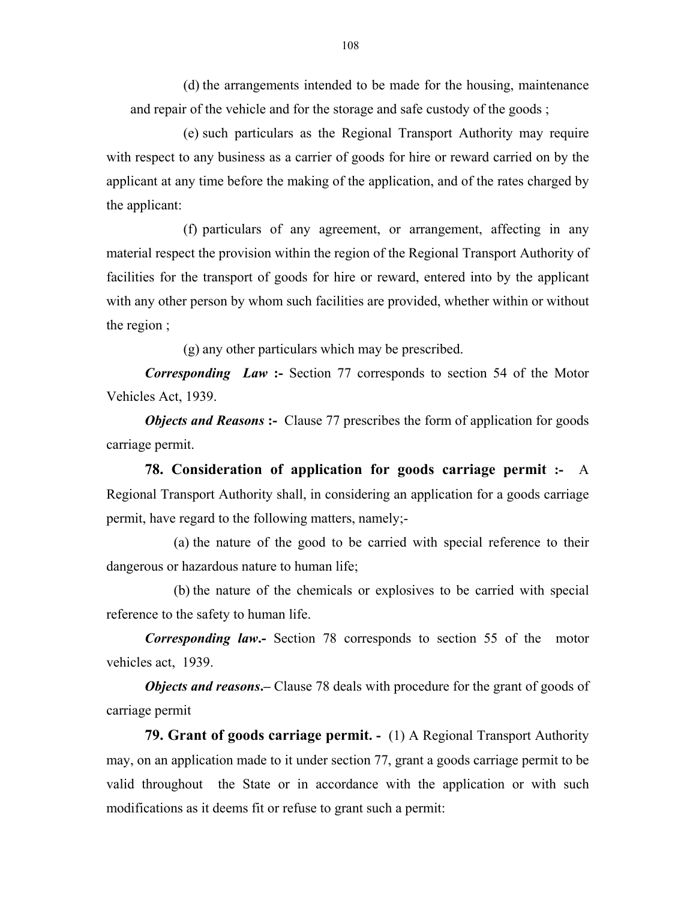(d) the arrangements intended to be made for the housing, maintenance and repair of the vehicle and for the storage and safe custody of the goods ;

(e) such particulars as the Regional Transport Authority may require with respect to any business as a carrier of goods for hire or reward carried on by the applicant at any time before the making of the application, and of the rates charged by the applicant:

(f) particulars of any agreement, or arrangement, affecting in any material respect the provision within the region of the Regional Transport Authority of facilities for the transport of goods for hire or reward, entered into by the applicant with any other person by whom such facilities are provided, whether within or without the region ;

(g) any other particulars which may be prescribed.

***Corresponding Law* :-** Section 77 corresponds to section 54 of the Motor Vehicles Act, 1939.

***Objects and Reasons* :-** Clause 77 prescribes the form of application for goods carriage permit.

**78. Consideration of application for goods carriage permit :-** A Regional Transport Authority shall, in considering an application for a goods carriage permit, have regard to the following matters, namely;-

(a) the nature of the good to be carried with special reference to their dangerous or hazardous nature to human life;

(b) the nature of the chemicals or explosives to be carried with special reference to the safety to human life.

***Corresponding law*.-** Section 78 corresponds to section 55 of the motor vehicles act, 1939.

***Objects and reasons*.–** Clause 78 deals with procedure for the grant of goods of carriage permit

**79. Grant of goods carriage permit. -** (1) A Regional Transport Authority may, on an application made to it under section 77, grant a goods carriage permit to be valid throughout the State or in accordance with the application or with such modifications as it deems fit or refuse to grant such a permit: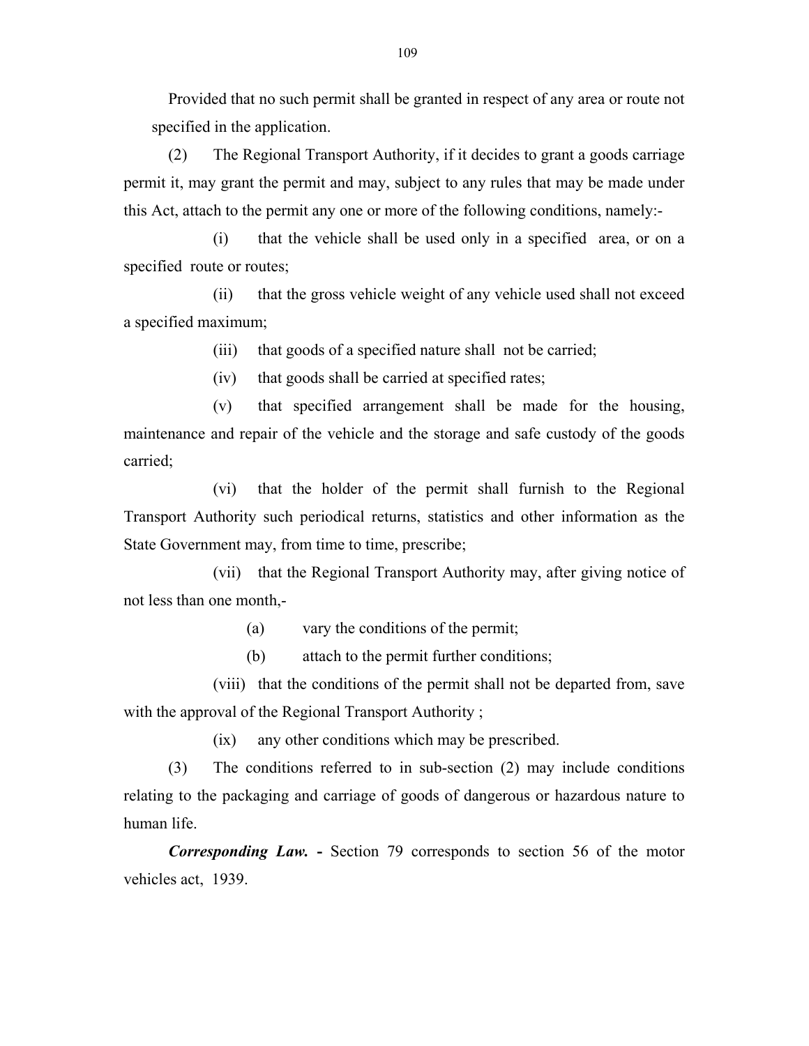Provided that no such permit shall be granted in respect of any area or route not specified in the application.

(2) The Regional Transport Authority, if it decides to grant a goods carriage permit it, may grant the permit and may, subject to any rules that may be made under this Act, attach to the permit any one or more of the following conditions, namely:-

(i) that the vehicle shall be used only in a specified area, or on a specified route or routes;

(ii) that the gross vehicle weight of any vehicle used shall not exceed a specified maximum;

(iii) that goods of a specified nature shall not be carried;

(iv) that goods shall be carried at specified rates;

(v) that specified arrangement shall be made for the housing, maintenance and repair of the vehicle and the storage and safe custody of the goods carried;

(vi) that the holder of the permit shall furnish to the Regional Transport Authority such periodical returns, statistics and other information as the State Government may, from time to time, prescribe;

(vii) that the Regional Transport Authority may, after giving notice of not less than one month,-

(a) vary the conditions of the permit;

(b) attach to the permit further conditions;

(viii) that the conditions of the permit shall not be departed from, save with the approval of the Regional Transport Authority ;

(ix) any other conditions which may be prescribed.

(3) The conditions referred to in sub-section (2) may include conditions relating to the packaging and carriage of goods of dangerous or hazardous nature to human life.

***Corresponding Law.*** **-** Section 79 corresponds to section 56 of the motor vehicles act, 1939.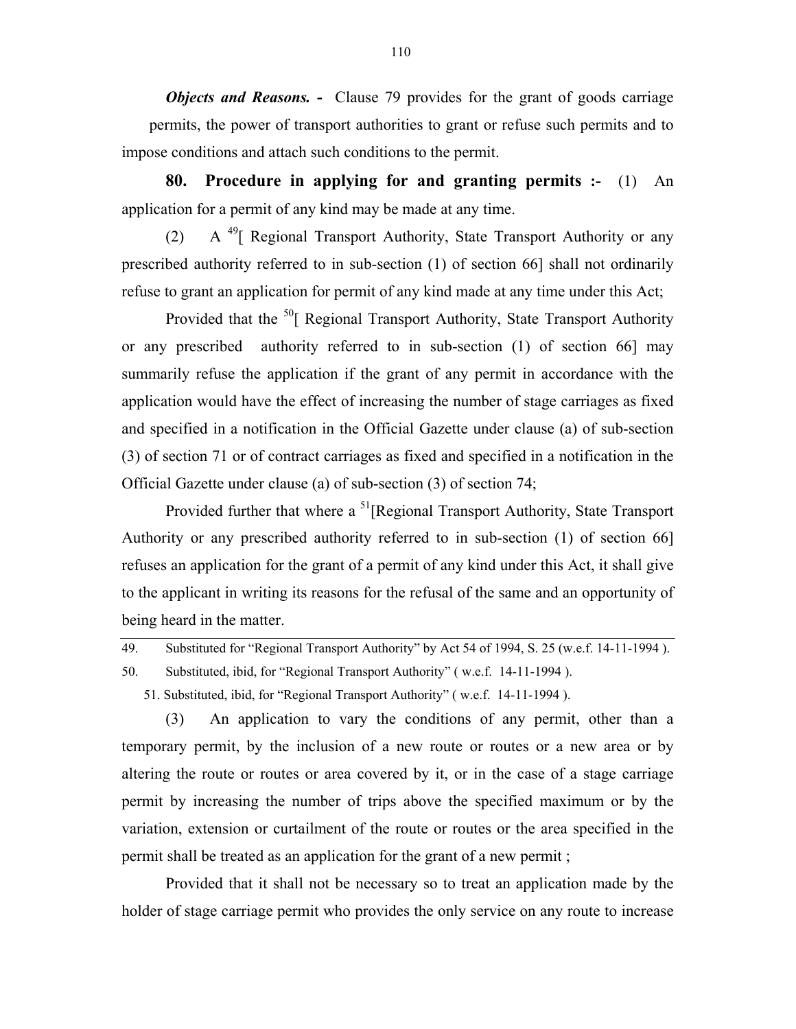***Objects and Reasons.*** **-** Clause 79 provides for the grant of goods carriage permits, the power of transport authorities to grant or refuse such permits and to impose conditions and attach such conditions to the permit.

**80. Procedure in applying for and granting permits :-** (1) An application for a permit of any kind may be made at any time.

(2) A [49][ Regional Transport Authority, State Transport Authority or any prescribed authority referred to in sub-section (1) of section 66] shall not ordinarily refuse to grant an application for permit of any kind made at any time under this Act;

Provided that the [50][ Regional Transport Authority, State Transport Authority or any prescribed authority referred to in sub-section (1) of section 66] may summarily refuse the application if the grant of any permit in accordance with the application would have the effect of increasing the number of stage carriages as fixed and specified in a notification in the Official Gazette under clause (a) of sub-section (3) of section 71 or of contract carriages as fixed and specified in a notification in the Official Gazette under clause (a) of sub-section (3) of section 74;

Provided further that where a [51][Regional Transport Authority, State Transport Authority or any prescribed authority referred to in sub-section (1) of section 66] refuses an application for the grant of a permit of any kind under this Act, it shall give to the applicant in writing its reasons for the refusal of the same and an opportunity of being heard in the matter.

---

49. Substituted for "Regional Transport Authority" by Act 54 of 1994, S. 25 (w.e.f. 14-11-1994 ).

50. Substituted, ibid, for "Regional Transport Authority" ( w.e.f. 14-11-1994 ).

51. Substituted, ibid, for "Regional Transport Authority" ( w.e.f. 14-11-1994 ).

(3) An application to vary the conditions of any permit, other than a temporary permit, by the inclusion of a new route or routes or a new area or by altering the route or routes or area covered by it, or in the case of a stage carriage permit by increasing the number of trips above the specified maximum or by the variation, extension or curtailment of the route or routes or the area specified in the permit shall be treated as an application for the grant of a new permit ;

Provided that it shall not be necessary so to treat an application made by the holder of stage carriage permit who provides the only service on any route to increase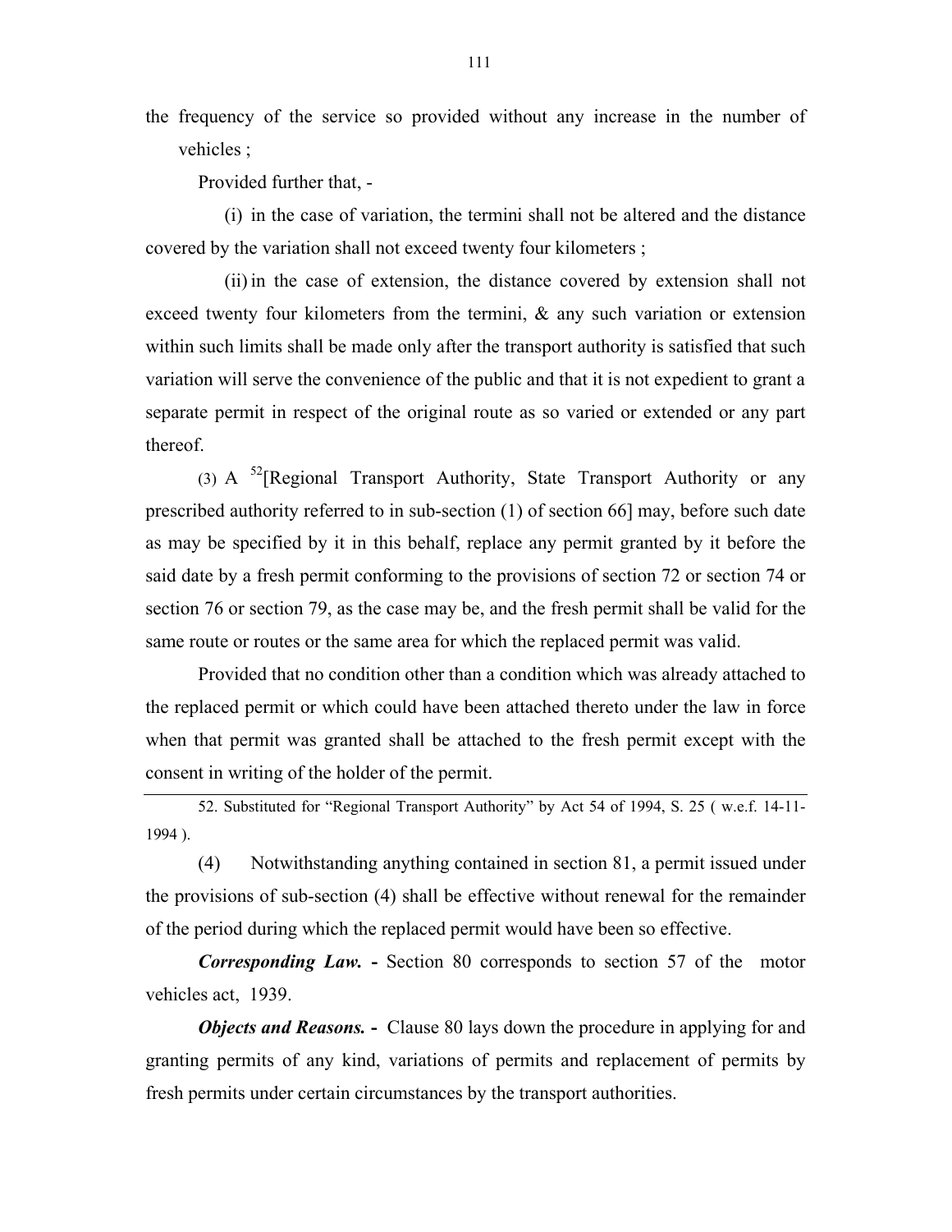the frequency of the service so provided without any increase in the number of vehicles ;

Provided further that, -

(i) in the case of variation, the termini shall not be altered and the distance covered by the variation shall not exceed twenty four kilometers ;

(ii) in the case of extension, the distance covered by extension shall not exceed twenty four kilometers from the termini, & any such variation or extension within such limits shall be made only after the transport authority is satisfied that such variation will serve the convenience of the public and that it is not expedient to grant a separate permit in respect of the original route as so varied or extended or any part thereof.

(3) A [52][Regional Transport Authority, State Transport Authority or any prescribed authority referred to in sub-section (1) of section 66] may, before such date as may be specified by it in this behalf, replace any permit granted by it before the said date by a fresh permit conforming to the provisions of section 72 or section 74 or section 76 or section 79, as the case may be, and the fresh permit shall be valid for the same route or routes or the same area for which the replaced permit was valid.

Provided that no condition other than a condition which was already attached to the replaced permit or which could have been attached thereto under the law in force when that permit was granted shall be attached to the fresh permit except with the consent in writing of the holder of the permit.

52. Substituted for "Regional Transport Authority" by Act 54 of 1994, S. 25 ( w.e.f. 14-11-1994 ).

(4) Notwithstanding anything contained in section 81, a permit issued under the provisions of sub-section (4) shall be effective without renewal for the remainder of the period during which the replaced permit would have been so effective.

***Corresponding Law.*** **-** Section 80 corresponds to section 57 of the motor vehicles act, 1939.

***Objects and Reasons.*** **-** Clause 80 lays down the procedure in applying for and granting permits of any kind, variations of permits and replacement of permits by fresh permits under certain circumstances by the transport authorities.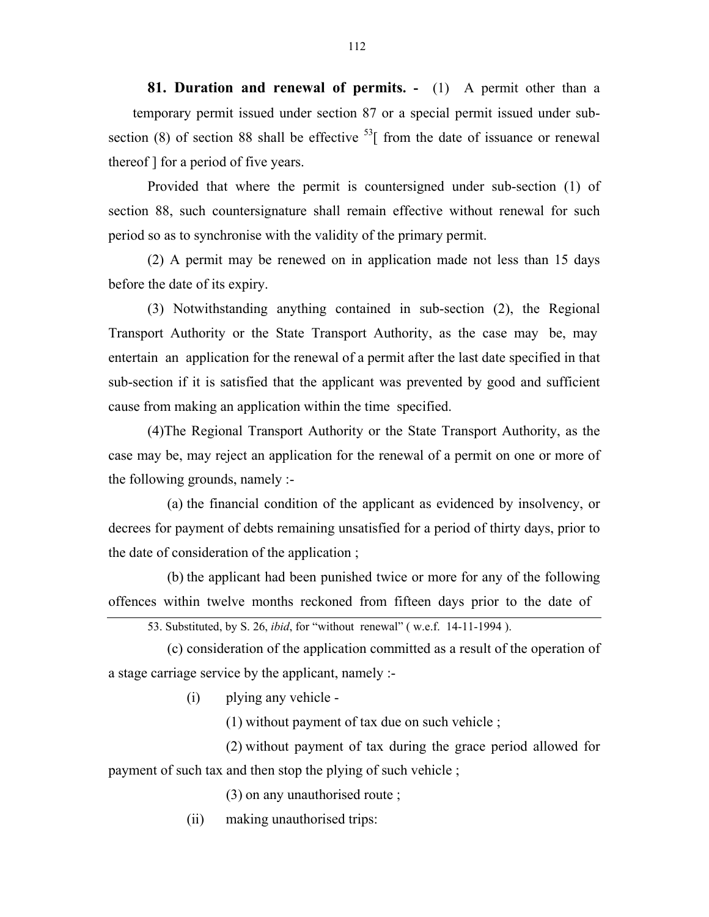**81. Duration and renewal of permits. -** (1) A permit other than a temporary permit issued under section 87 or a special permit issued under sub-section (8) of section 88 shall be effective [53][ from the date of issuance or renewal thereof ] for a period of five years.

Provided that where the permit is countersigned under sub-section (1) of section 88, such countersignature shall remain effective without renewal for such period so as to synchronise with the validity of the primary permit.

(2) A permit may be renewed on in application made not less than 15 days before the date of its expiry.

(3) Notwithstanding anything contained in sub-section (2), the Regional Transport Authority or the State Transport Authority, as the case may be, may entertain an application for the renewal of a permit after the last date specified in that sub-section if it is satisfied that the applicant was prevented by good and sufficient cause from making an application within the time specified.

(4)The Regional Transport Authority or the State Transport Authority, as the case may be, may reject an application for the renewal of a permit on one or more of the following grounds, namely :-

(a) the financial condition of the applicant as evidenced by insolvency, or decrees for payment of debts remaining unsatisfied for a period of thirty days, prior to the date of consideration of the application ;

(b) the applicant had been punished twice or more for any of the following offences within twelve months reckoned from fifteen days prior to the date of

(c) consideration of the application committed as a result of the operation of a stage carriage service by the applicant, namely :-

(i) plying any vehicle -

(1) without payment of tax due on such vehicle ;

(2) without payment of tax during the grace period allowed for payment of such tax and then stop the plying of such vehicle ;

(3) on any unauthorised route ;

(ii) making unauthorised trips:

---

53. Substituted, by S. 26, *ibid*, for "without renewal" ( w.e.f. 14-11-1994 ).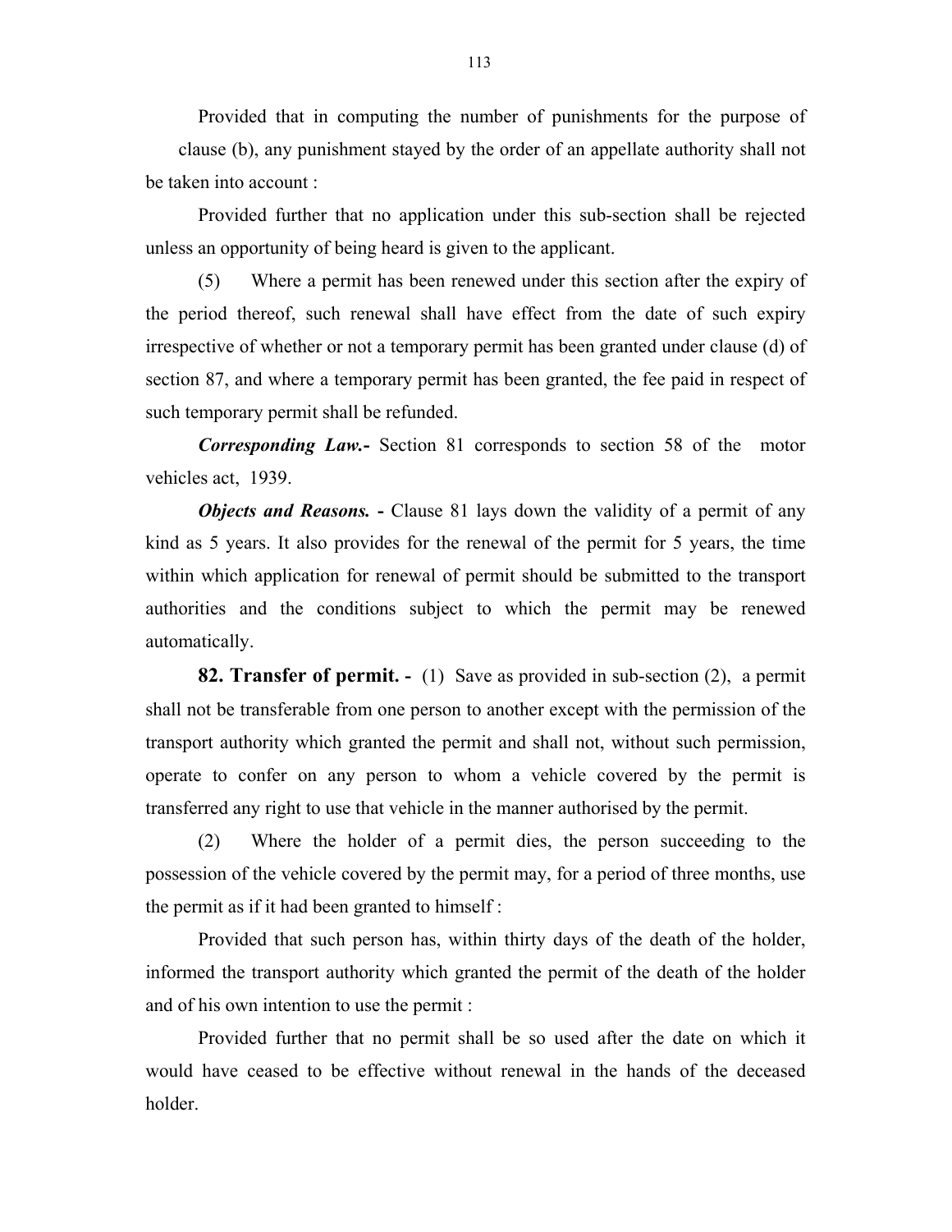Provided that in computing the number of punishments for the purpose of clause (b), any punishment stayed by the order of an appellate authority shall not be taken into account :

Provided further that no application under this sub-section shall be rejected unless an opportunity of being heard is given to the applicant.

(5) Where a permit has been renewed under this section after the expiry of the period thereof, such renewal shall have effect from the date of such expiry irrespective of whether or not a temporary permit has been granted under clause (d) of section 87, and where a temporary permit has been granted, the fee paid in respect of such temporary permit shall be refunded.

***Corresponding Law.-*** Section 81 corresponds to section 58 of the motor vehicles act, 1939.

***Objects and Reasons. -*** Clause 81 lays down the validity of a permit of any kind as 5 years. It also provides for the renewal of the permit for 5 years, the time within which application for renewal of permit should be submitted to the transport authorities and the conditions subject to which the permit may be renewed automatically.

**82. Transfer of permit. -** (1) Save as provided in sub-section (2), a permit shall not be transferable from one person to another except with the permission of the transport authority which granted the permit and shall not, without such permission, operate to confer on any person to whom a vehicle covered by the permit is transferred any right to use that vehicle in the manner authorised by the permit.

(2) Where the holder of a permit dies, the person succeeding to the possession of the vehicle covered by the permit may, for a period of three months, use the permit as if it had been granted to himself :

Provided that such person has, within thirty days of the death of the holder, informed the transport authority which granted the permit of the death of the holder and of his own intention to use the permit :

Provided further that no permit shall be so used after the date on which it would have ceased to be effective without renewal in the hands of the deceased holder.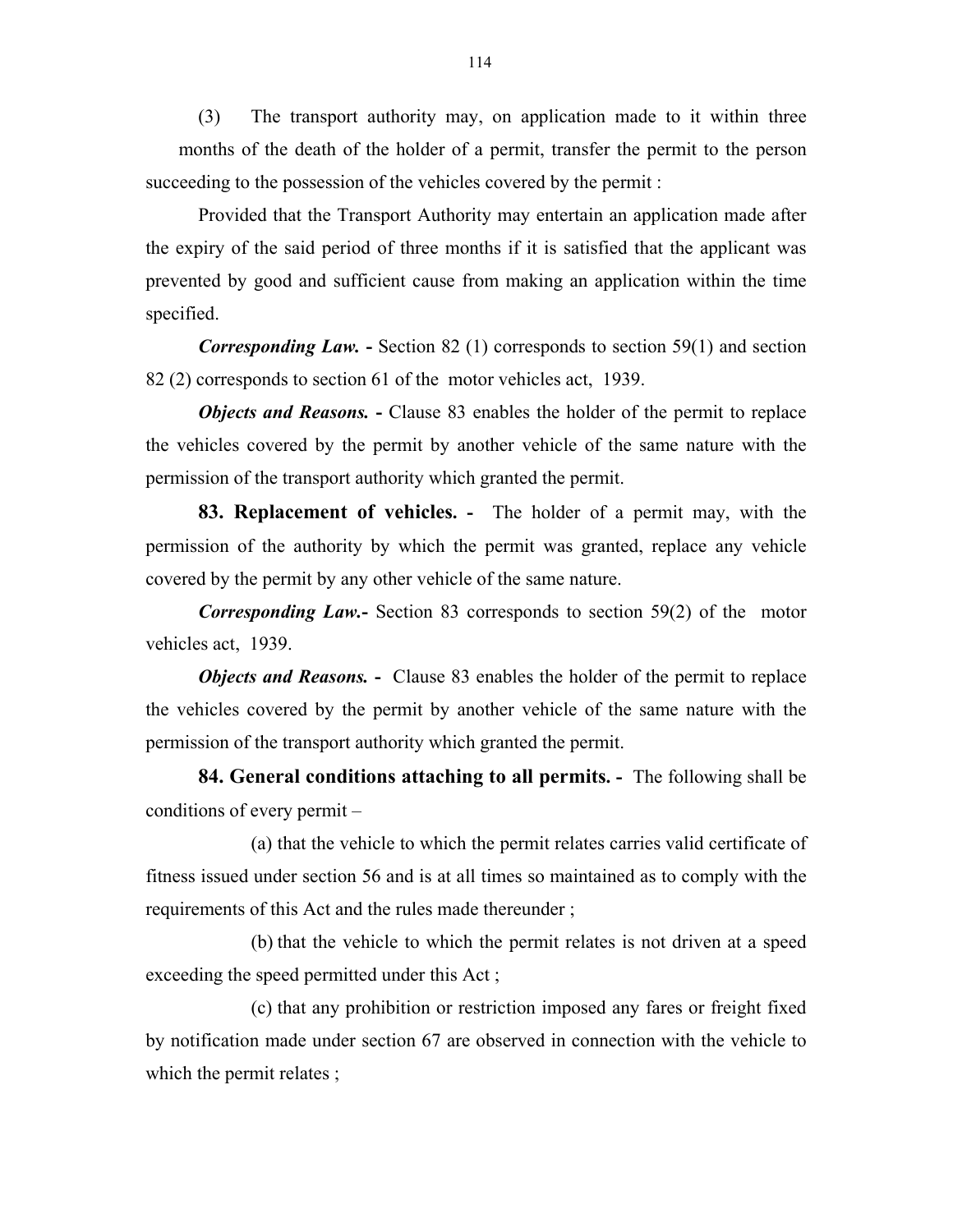(3) The transport authority may, on application made to it within three months of the death of the holder of a permit, transfer the permit to the person succeeding to the possession of the vehicles covered by the permit :

Provided that the Transport Authority may entertain an application made after the expiry of the said period of three months if it is satisfied that the applicant was prevented by good and sufficient cause from making an application within the time specified.

***Corresponding Law.*** **-** Section 82 (1) corresponds to section 59(1) and section 82 (2) corresponds to section 61 of the motor vehicles act, 1939.

***Objects and Reasons.*** **-** Clause 83 enables the holder of the permit to replace the vehicles covered by the permit by another vehicle of the same nature with the permission of the transport authority which granted the permit.

**83. Replacement of vehicles. -** The holder of a permit may, with the permission of the authority by which the permit was granted, replace any vehicle covered by the permit by any other vehicle of the same nature.

***Corresponding Law.*****-** Section 83 corresponds to section 59(2) of the motor vehicles act, 1939.

***Objects and Reasons.*** **-** Clause 83 enables the holder of the permit to replace the vehicles covered by the permit by another vehicle of the same nature with the permission of the transport authority which granted the permit.

**84. General conditions attaching to all permits. -** The following shall be conditions of every permit –

(a) that the vehicle to which the permit relates carries valid certificate of fitness issued under section 56 and is at all times so maintained as to comply with the requirements of this Act and the rules made thereunder ;

(b) that the vehicle to which the permit relates is not driven at a speed exceeding the speed permitted under this Act ;

(c) that any prohibition or restriction imposed any fares or freight fixed by notification made under section 67 are observed in connection with the vehicle to which the permit relates ;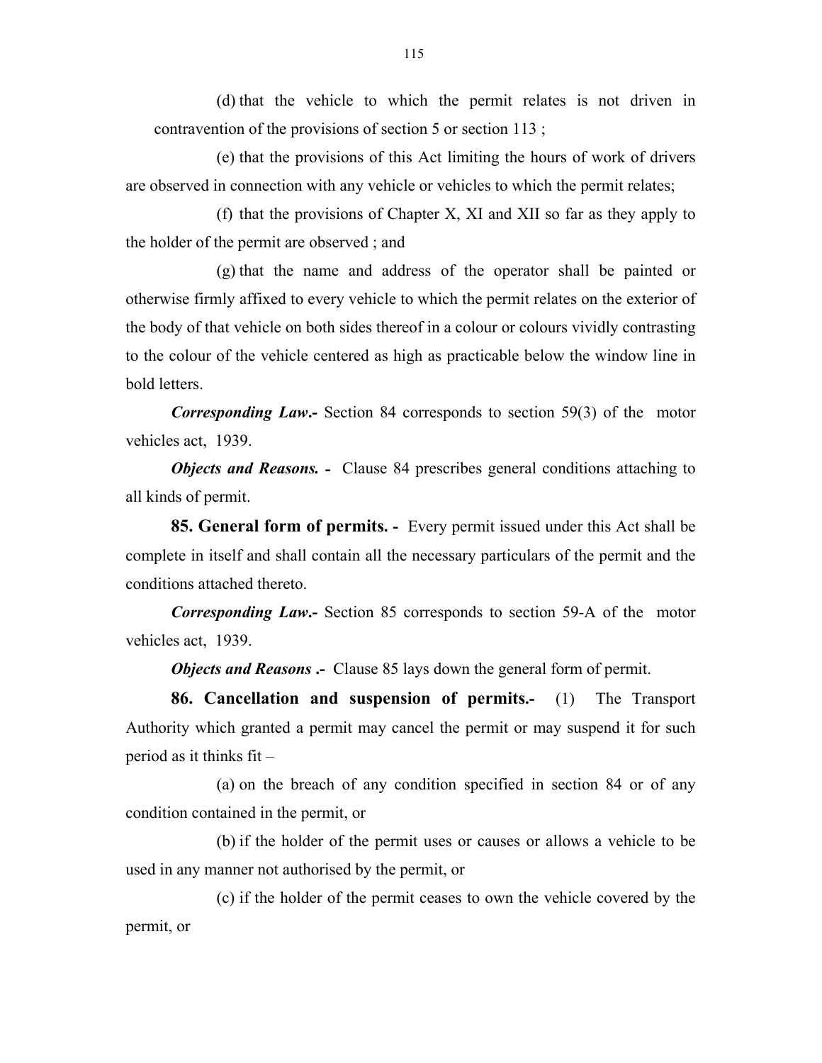(d) that the vehicle to which the permit relates is not driven in contravention of the provisions of section 5 or section 113 ;

(e) that the provisions of this Act limiting the hours of work of drivers are observed in connection with any vehicle or vehicles to which the permit relates;

(f) that the provisions of Chapter X, XI and XII so far as they apply to the holder of the permit are observed ; and

(g) that the name and address of the operator shall be painted or otherwise firmly affixed to every vehicle to which the permit relates on the exterior of the body of that vehicle on both sides thereof in a colour or colours vividly contrasting to the colour of the vehicle centered as high as practicable below the window line in bold letters.

***Corresponding Law*.-** Section 84 corresponds to section 59(3) of the motor vehicles act, 1939.

***Objects and Reasons.* -** Clause 84 prescribes general conditions attaching to all kinds of permit.

**85. General form of permits. -** Every permit issued under this Act shall be complete in itself and shall contain all the necessary particulars of the permit and the conditions attached thereto.

***Corresponding Law*.-** Section 85 corresponds to section 59-A of the motor vehicles act, 1939.

***Objects and Reasons* .-** Clause 85 lays down the general form of permit.

**86. Cancellation and suspension of permits.-** (1) The Transport Authority which granted a permit may cancel the permit or may suspend it for such period as it thinks fit –

(a) on the breach of any condition specified in section 84 or of any condition contained in the permit, or

(b) if the holder of the permit uses or causes or allows a vehicle to be used in any manner not authorised by the permit, or

(c) if the holder of the permit ceases to own the vehicle covered by the permit, or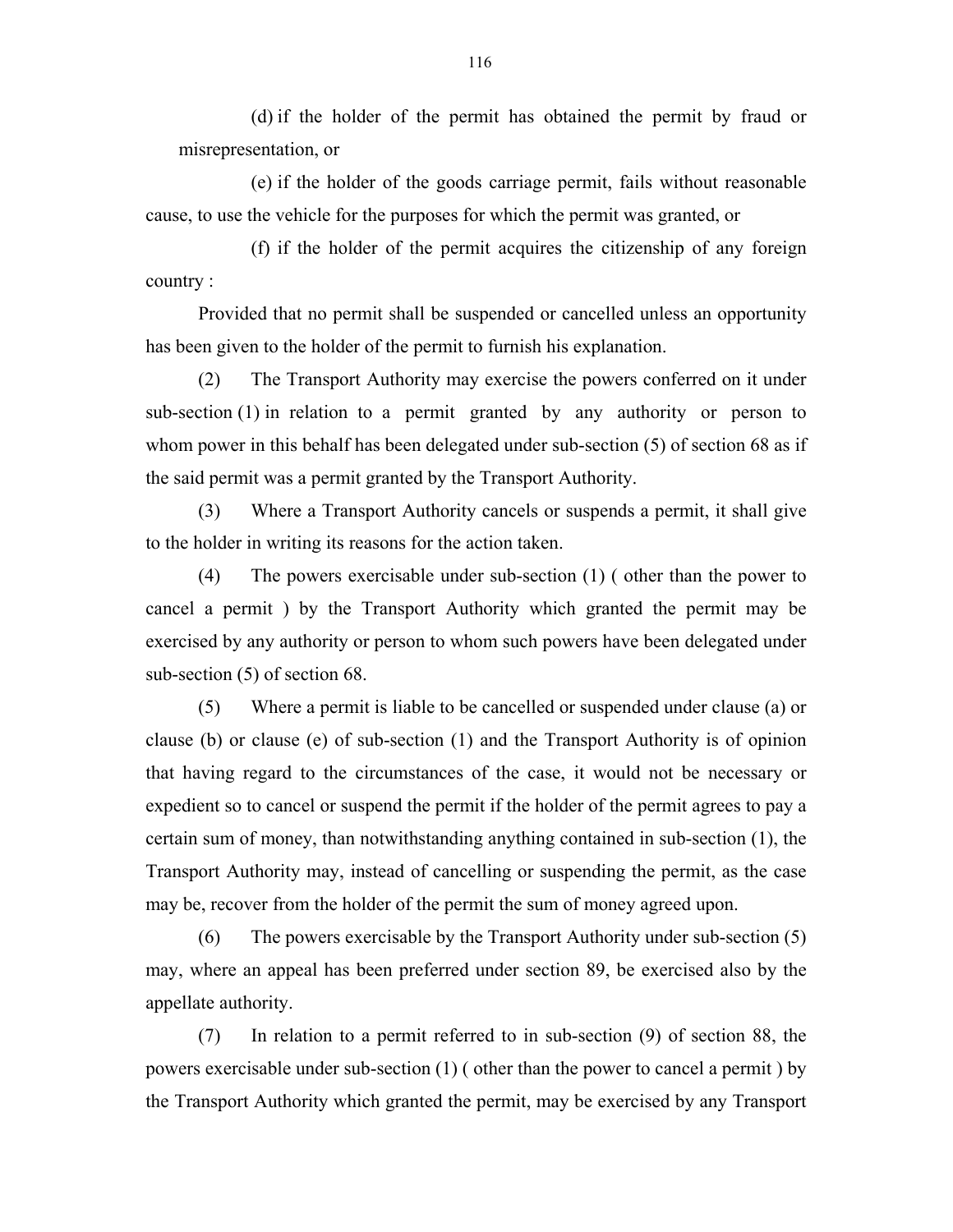(d) if the holder of the permit has obtained the permit by fraud or misrepresentation, or

(e) if the holder of the goods carriage permit, fails without reasonable cause, to use the vehicle for the purposes for which the permit was granted, or

(f) if the holder of the permit acquires the citizenship of any foreign country :

Provided that no permit shall be suspended or cancelled unless an opportunity has been given to the holder of the permit to furnish his explanation.

(2) The Transport Authority may exercise the powers conferred on it under sub-section (1) in relation to a permit granted by any authority or person to whom power in this behalf has been delegated under sub-section (5) of section 68 as if the said permit was a permit granted by the Transport Authority.

(3) Where a Transport Authority cancels or suspends a permit, it shall give to the holder in writing its reasons for the action taken.

(4) The powers exercisable under sub-section (1) ( other than the power to cancel a permit ) by the Transport Authority which granted the permit may be exercised by any authority or person to whom such powers have been delegated under sub-section (5) of section 68.

(5) Where a permit is liable to be cancelled or suspended under clause (a) or clause (b) or clause (e) of sub-section (1) and the Transport Authority is of opinion that having regard to the circumstances of the case, it would not be necessary or expedient so to cancel or suspend the permit if the holder of the permit agrees to pay a certain sum of money, than notwithstanding anything contained in sub-section (1), the Transport Authority may, instead of cancelling or suspending the permit, as the case may be, recover from the holder of the permit the sum of money agreed upon.

(6) The powers exercisable by the Transport Authority under sub-section (5) may, where an appeal has been preferred under section 89, be exercised also by the appellate authority.

(7) In relation to a permit referred to in sub-section (9) of section 88, the powers exercisable under sub-section (1) ( other than the power to cancel a permit ) by the Transport Authority which granted the permit, may be exercised by any Transport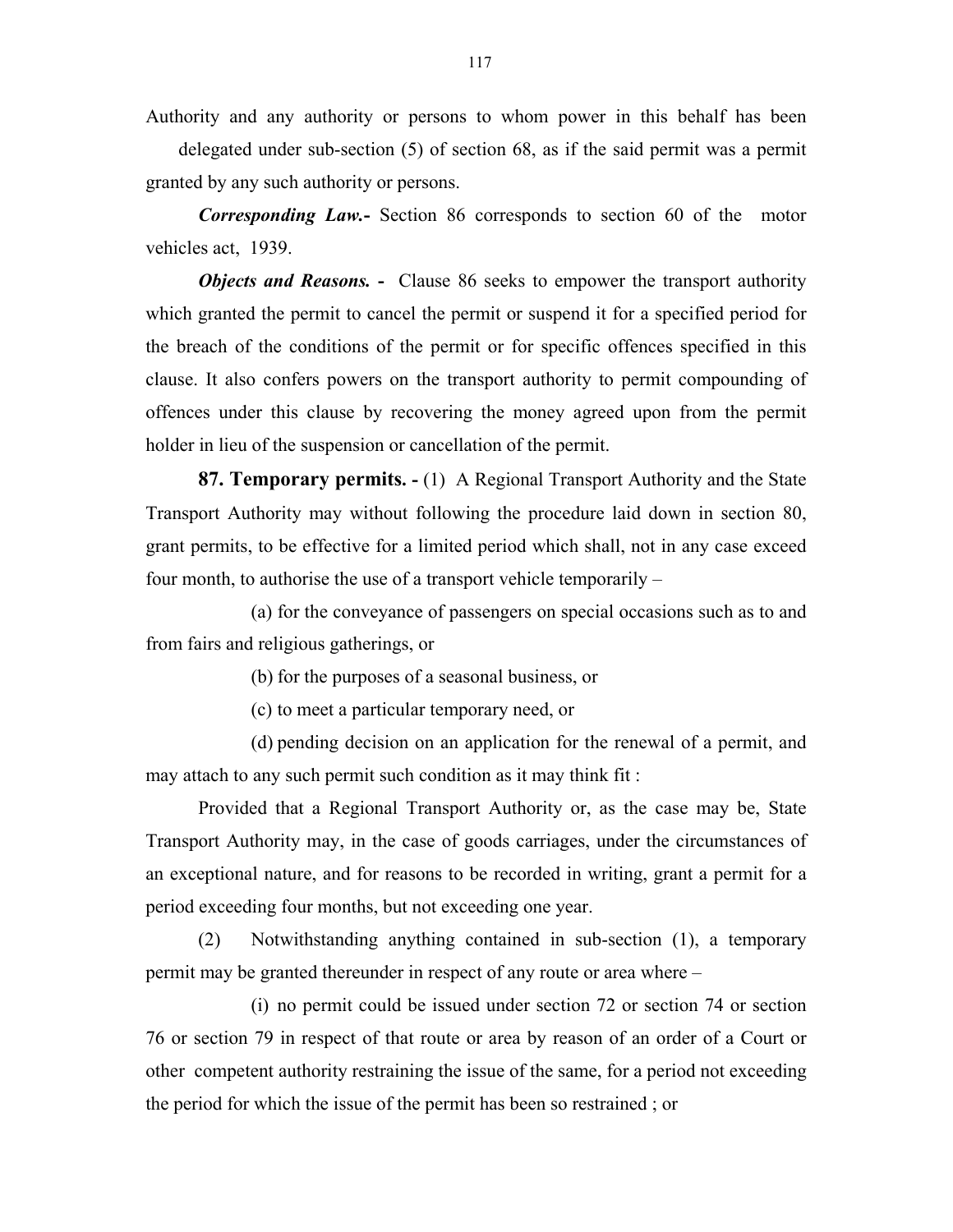Authority and any authority or persons to whom power in this behalf has been delegated under sub-section (5) of section 68, as if the said permit was a permit granted by any such authority or persons.

***Corresponding Law.-*** Section 86 corresponds to section 60 of the motor vehicles act, 1939.

***Objects and Reasons. -*** Clause 86 seeks to empower the transport authority which granted the permit to cancel the permit or suspend it for a specified period for the breach of the conditions of the permit or for specific offences specified in this clause. It also confers powers on the transport authority to permit compounding of offences under this clause by recovering the money agreed upon from the permit holder in lieu of the suspension or cancellation of the permit.

**87. Temporary permits. -** (1) A Regional Transport Authority and the State Transport Authority may without following the procedure laid down in section 80, grant permits, to be effective for a limited period which shall, not in any case exceed four month, to authorise the use of a transport vehicle temporarily –

(a) for the conveyance of passengers on special occasions such as to and from fairs and religious gatherings, or

(b) for the purposes of a seasonal business, or

(c) to meet a particular temporary need, or

(d) pending decision on an application for the renewal of a permit, and may attach to any such permit such condition as it may think fit :

Provided that a Regional Transport Authority or, as the case may be, State Transport Authority may, in the case of goods carriages, under the circumstances of an exceptional nature, and for reasons to be recorded in writing, grant a permit for a period exceeding four months, but not exceeding one year.

(2) Notwithstanding anything contained in sub-section (1), a temporary permit may be granted thereunder in respect of any route or area where –

(i) no permit could be issued under section 72 or section 74 or section 76 or section 79 in respect of that route or area by reason of an order of a Court or other competent authority restraining the issue of the same, for a period not exceeding the period for which the issue of the permit has been so restrained ; or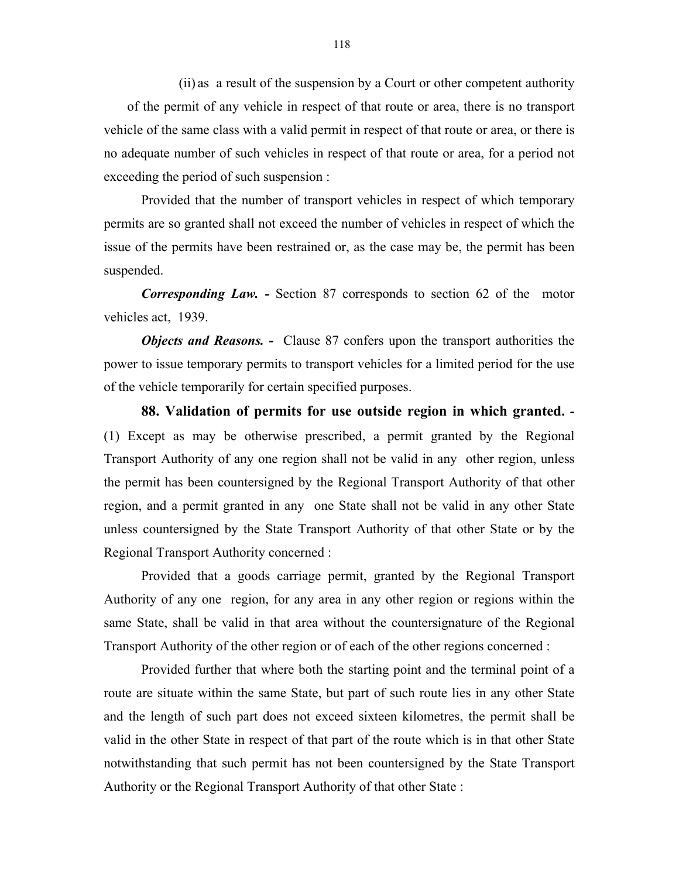(ii) as a result of the suspension by a Court or other competent authority of the permit of any vehicle in respect of that route or area, there is no transport vehicle of the same class with a valid permit in respect of that route or area, or there is no adequate number of such vehicles in respect of that route or area, for a period not exceeding the period of such suspension :

Provided that the number of transport vehicles in respect of which temporary permits are so granted shall not exceed the number of vehicles in respect of which the issue of the permits have been restrained or, as the case may be, the permit has been suspended.

***Corresponding Law.*** **-** Section 87 corresponds to section 62 of the motor vehicles act, 1939.

***Objects and Reasons.*** **-** Clause 87 confers upon the transport authorities the power to issue temporary permits to transport vehicles for a limited period for the use of the vehicle temporarily for certain specified purposes.

**88. Validation of permits for use outside region in which granted. -** (1) Except as may be otherwise prescribed, a permit granted by the Regional Transport Authority of any one region shall not be valid in any other region, unless the permit has been countersigned by the Regional Transport Authority of that other region, and a permit granted in any one State shall not be valid in any other State unless countersigned by the State Transport Authority of that other State or by the Regional Transport Authority concerned :

Provided that a goods carriage permit, granted by the Regional Transport Authority of any one region, for any area in any other region or regions within the same State, shall be valid in that area without the countersignature of the Regional Transport Authority of the other region or of each of the other regions concerned :

Provided further that where both the starting point and the terminal point of a route are situate within the same State, but part of such route lies in any other State and the length of such part does not exceed sixteen kilometres, the permit shall be valid in the other State in respect of that part of the route which is in that other State notwithstanding that such permit has not been countersigned by the State Transport Authority or the Regional Transport Authority of that other State :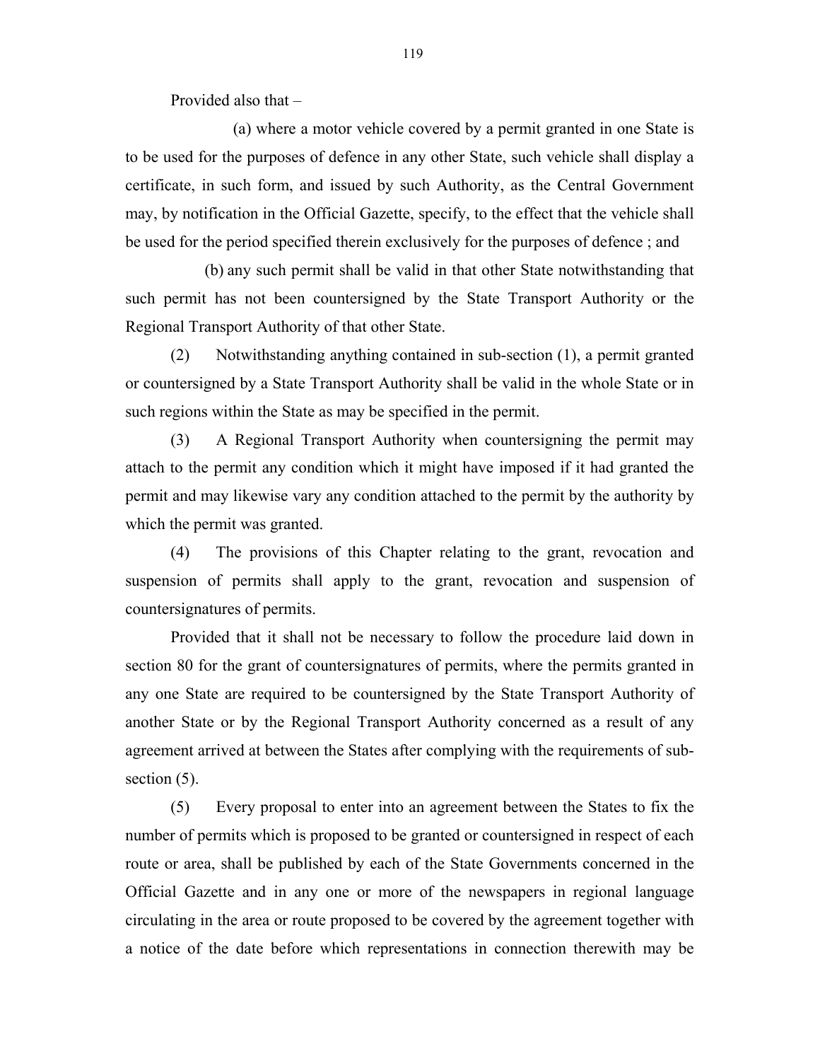Provided also that –

(a) where a motor vehicle covered by a permit granted in one State is to be used for the purposes of defence in any other State, such vehicle shall display a certificate, in such form, and issued by such Authority, as the Central Government may, by notification in the Official Gazette, specify, to the effect that the vehicle shall be used for the period specified therein exclusively for the purposes of defence ; and

(b) any such permit shall be valid in that other State notwithstanding that such permit has not been countersigned by the State Transport Authority or the Regional Transport Authority of that other State.

(2) Notwithstanding anything contained in sub-section (1), a permit granted or countersigned by a State Transport Authority shall be valid in the whole State or in such regions within the State as may be specified in the permit.

(3) A Regional Transport Authority when countersigning the permit may attach to the permit any condition which it might have imposed if it had granted the permit and may likewise vary any condition attached to the permit by the authority by which the permit was granted.

(4) The provisions of this Chapter relating to the grant, revocation and suspension of permits shall apply to the grant, revocation and suspension of countersignatures of permits.

Provided that it shall not be necessary to follow the procedure laid down in section 80 for the grant of countersignatures of permits, where the permits granted in any one State are required to be countersigned by the State Transport Authority of another State or by the Regional Transport Authority concerned as a result of any agreement arrived at between the States after complying with the requirements of sub-section (5).

(5) Every proposal to enter into an agreement between the States to fix the number of permits which is proposed to be granted or countersigned in respect of each route or area, shall be published by each of the State Governments concerned in the Official Gazette and in any one or more of the newspapers in regional language circulating in the area or route proposed to be covered by the agreement together with a notice of the date before which representations in connection therewith may be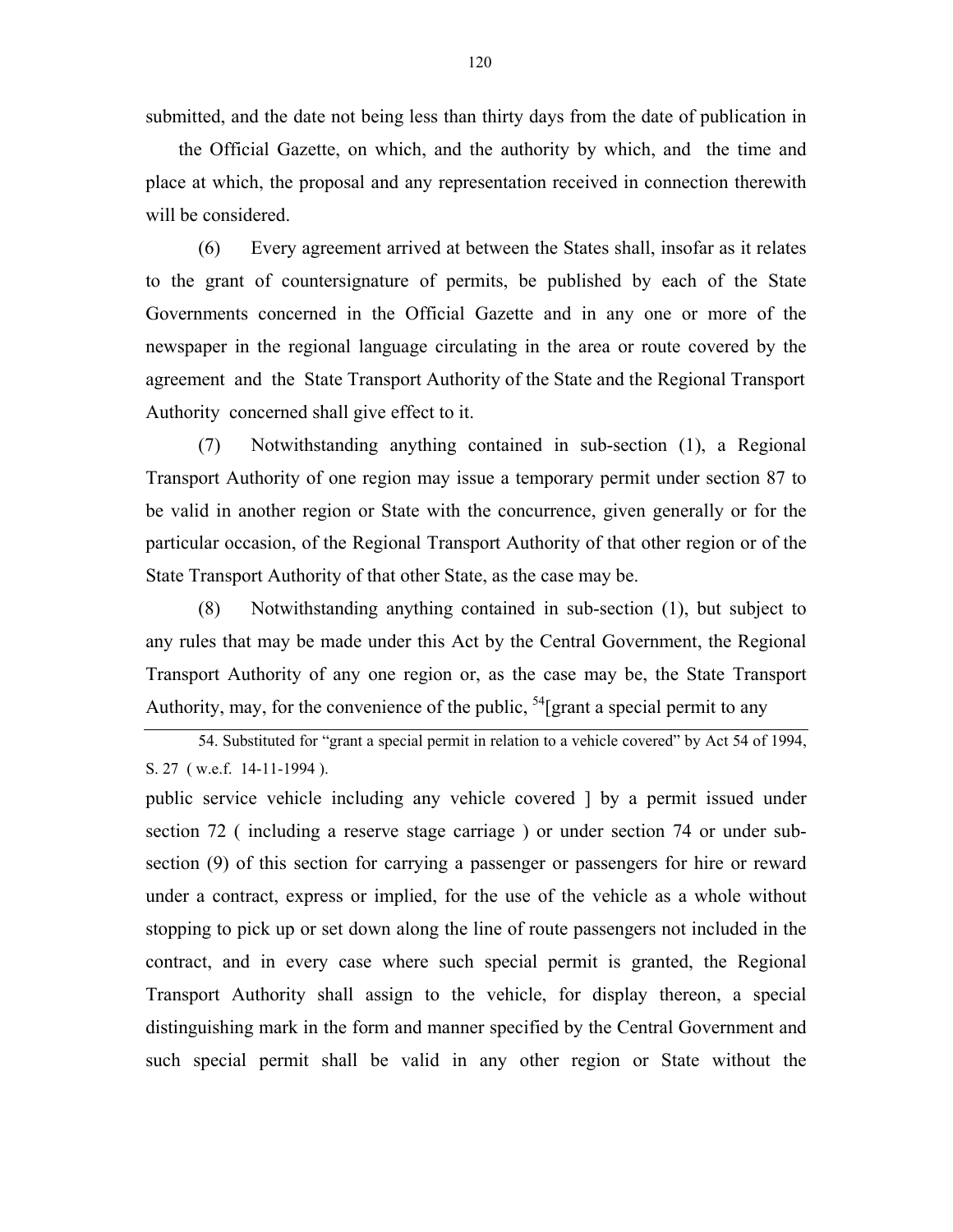submitted, and the date not being less than thirty days from the date of publication in the Official Gazette, on which, and the authority by which, and the time and place at which, the proposal and any representation received in connection therewith will be considered.

(6) Every agreement arrived at between the States shall, insofar as it relates to the grant of countersignature of permits, be published by each of the State Governments concerned in the Official Gazette and in any one or more of the newspaper in the regional language circulating in the area or route covered by the agreement and the State Transport Authority of the State and the Regional Transport Authority concerned shall give effect to it.

(7) Notwithstanding anything contained in sub-section (1), a Regional Transport Authority of one region may issue a temporary permit under section 87 to be valid in another region or State with the concurrence, given generally or for the particular occasion, of the Regional Transport Authority of that other region or of the State Transport Authority of that other State, as the case may be.

(8) Notwithstanding anything contained in sub-section (1), but subject to any rules that may be made under this Act by the Central Government, the Regional Transport Authority of any one region or, as the case may be, the State Transport Authority, may, for the convenience of the public, [54][grant a special permit to any public service vehicle including any vehicle covered ] by a permit issued under section 72 ( including a reserve stage carriage ) or under section 74 or under sub-section (9) of this section for carrying a passenger or passengers for hire or reward under a contract, express or implied, for the use of the vehicle as a whole without stopping to pick up or set down along the line of route passengers not included in the contract, and in every case where such special permit is granted, the Regional Transport Authority shall assign to the vehicle, for display thereon, a special distinguishing mark in the form and manner specified by the Central Government and such special permit shall be valid in any other region or State without the

---

54. Substituted for "grant a special permit in relation to a vehicle covered" by Act 54 of 1994, S. 27 ( w.e.f. 14-11-1994 ).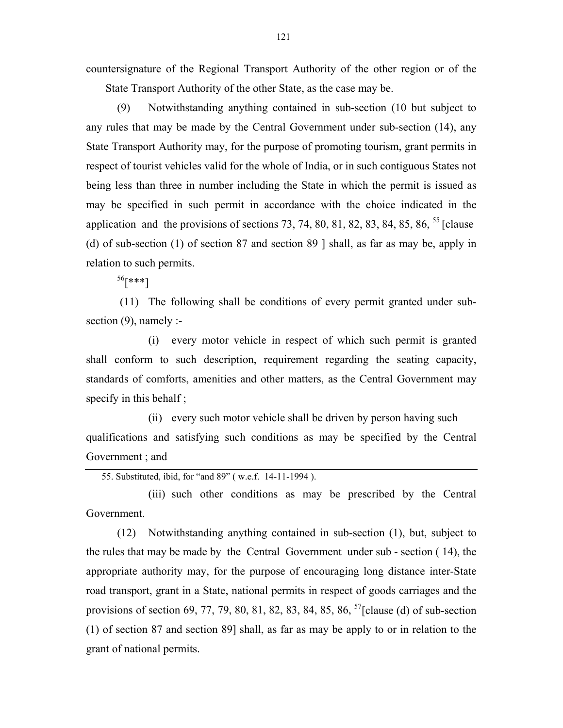countersignature of the Regional Transport Authority of the other region or of the State Transport Authority of the other State, as the case may be.

(9) Notwithstanding anything contained in sub-section (10 but subject to any rules that may be made by the Central Government under sub-section (14), any State Transport Authority may, for the purpose of promoting tourism, grant permits in respect of tourist vehicles valid for the whole of India, or in such contiguous States not being less than three in number including the State in which the permit is issued as may be specified in such permit in accordance with the choice indicated in the application and the provisions of sections 73, 74, 80, 81, 82, 83, 84, 85, 86, [55] [clause (d) of sub-section (1) of section 87 and section 89 ] shall, as far as may be, apply in relation to such permits.

[56][***]

(11) The following shall be conditions of every permit granted under sub-section (9), namely :-

(i) every motor vehicle in respect of which such permit is granted shall conform to such description, requirement regarding the seating capacity, standards of comforts, amenities and other matters, as the Central Government may specify in this behalf ;

(ii) every such motor vehicle shall be driven by person having such qualifications and satisfying such conditions as may be specified by the Central Government ; and

(iii) such other conditions as may be prescribed by the Central Government.

(12) Notwithstanding anything contained in sub-section (1), but, subject to the rules that may be made by the Central Government under sub - section ( 14), the appropriate authority may, for the purpose of encouraging long distance inter-State road transport, grant in a State, national permits in respect of goods carriages and the provisions of section 69, 77, 79, 80, 81, 82, 83, 84, 85, 86, [57][clause (d) of sub-section (1) of section 87 and section 89] shall, as far as may be apply to or in relation to the grant of national permits.

---

55. Substituted, ibid, for "and 89" ( w.e.f. 14-11-1994 ).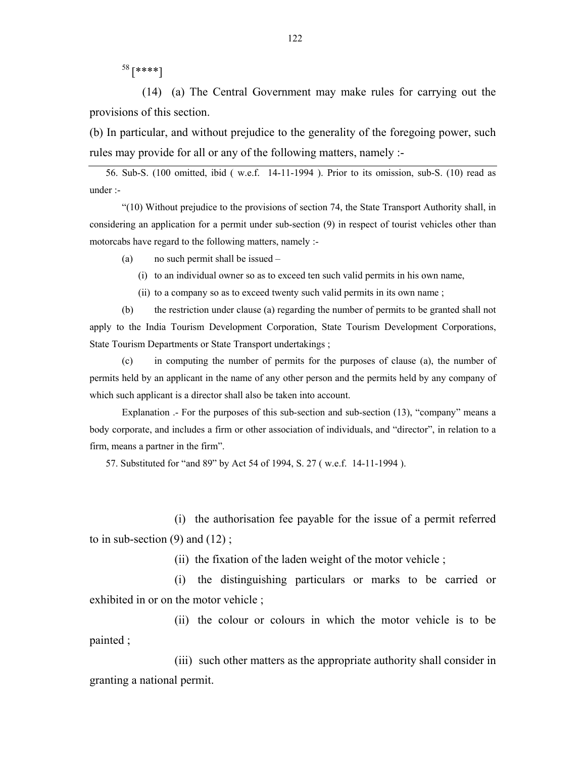[58] [****]

(14) (a) The Central Government may make rules for carrying out the provisions of this section.

(b) In particular, and without prejudice to the generality of the foregoing power, such rules may provide for all or any of the following matters, namely :-

---

56. Sub-S. (100 omitted, ibid ( w.e.f. 14-11-1994 ). Prior to its omission, sub-S. (10) read as under :-

"(10) Without prejudice to the provisions of section 74, the State Transport Authority shall, in considering an application for a permit under sub-section (9) in respect of tourist vehicles other than motorcabs have regard to the following matters, namely :-

(a) no such permit shall be issued –

(i) to an individual owner so as to exceed ten such valid permits in his own name,

(ii) to a company so as to exceed twenty such valid permits in its own name ;

(b) the restriction under clause (a) regarding the number of permits to be granted shall not apply to the India Tourism Development Corporation, State Tourism Development Corporations, State Tourism Departments or State Transport undertakings ;

(c) in computing the number of permits for the purposes of clause (a), the number of permits held by an applicant in the name of any other person and the permits held by any company of which such applicant is a director shall also be taken into account.

Explanation .- For the purposes of this sub-section and sub-section (13), "company" means a body corporate, and includes a firm or other association of individuals, and "director", in relation to a firm, means a partner in the firm".

57. Substituted for "and 89" by Act 54 of 1994, S. 27 ( w.e.f. 14-11-1994 ).

---

(i) the authorisation fee payable for the issue of a permit referred to in sub-section (9) and (12) ;

(ii) the fixation of the laden weight of the motor vehicle ;

(i) the distinguishing particulars or marks to be carried or exhibited in or on the motor vehicle ;

(ii) the colour or colours in which the motor vehicle is to be painted ;

(iii) such other matters as the appropriate authority shall consider in granting a national permit.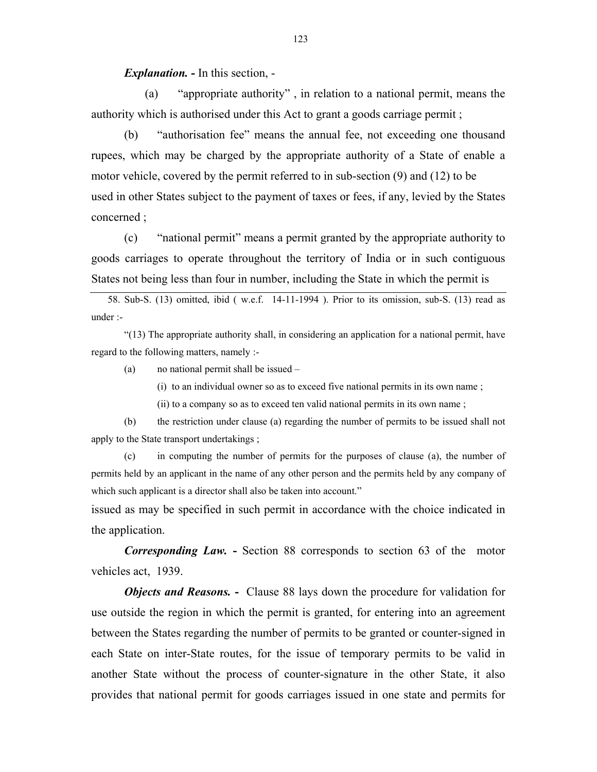***Explanation.* -** In this section, -

(a) "appropriate authority" , in relation to a national permit, means the authority which is authorised under this Act to grant a goods carriage permit ;

(b) "authorisation fee" means the annual fee, not exceeding one thousand rupees, which may be charged by the appropriate authority of a State of enable a motor vehicle, covered by the permit referred to in sub-section (9) and (12) to be used in other States subject to the payment of taxes or fees, if any, levied by the States concerned ;

(c) "national permit" means a permit granted by the appropriate authority to goods carriages to operate throughout the territory of India or in such contiguous States not being less than four in number, including the State in which the permit is issued as may be specified in such permit in accordance with the choice indicated in the application.

***Corresponding Law.* -** Section 88 corresponds to section 63 of the motor vehicles act, 1939.

***Objects and Reasons.* -** Clause 88 lays down the procedure for validation for use outside the region in which the permit is granted, for entering into an agreement between the States regarding the number of permits to be granted or counter-signed in each State on inter-State routes, for the issue of temporary permits to be valid in another State without the process of counter-signature in the other State, it also provides that national permit for goods carriages issued in one state and permits for

---

58. Sub-S. (13) omitted, ibid ( w.e.f. 14-11-1994 ). Prior to its omission, sub-S. (13) read as under :-

"(13) The appropriate authority shall, in considering an application for a national permit, have regard to the following matters, namely :-

(a) no national permit shall be issued –

(i) to an individual owner so as to exceed five national permits in its own name ;

(ii) to a company so as to exceed ten valid national permits in its own name ;

(b) the restriction under clause (a) regarding the number of permits to be issued shall not apply to the State transport undertakings ;

(c) in computing the number of permits for the purposes of clause (a), the number of permits held by an applicant in the name of any other person and the permits held by any company of which such applicant is a director shall also be taken into account."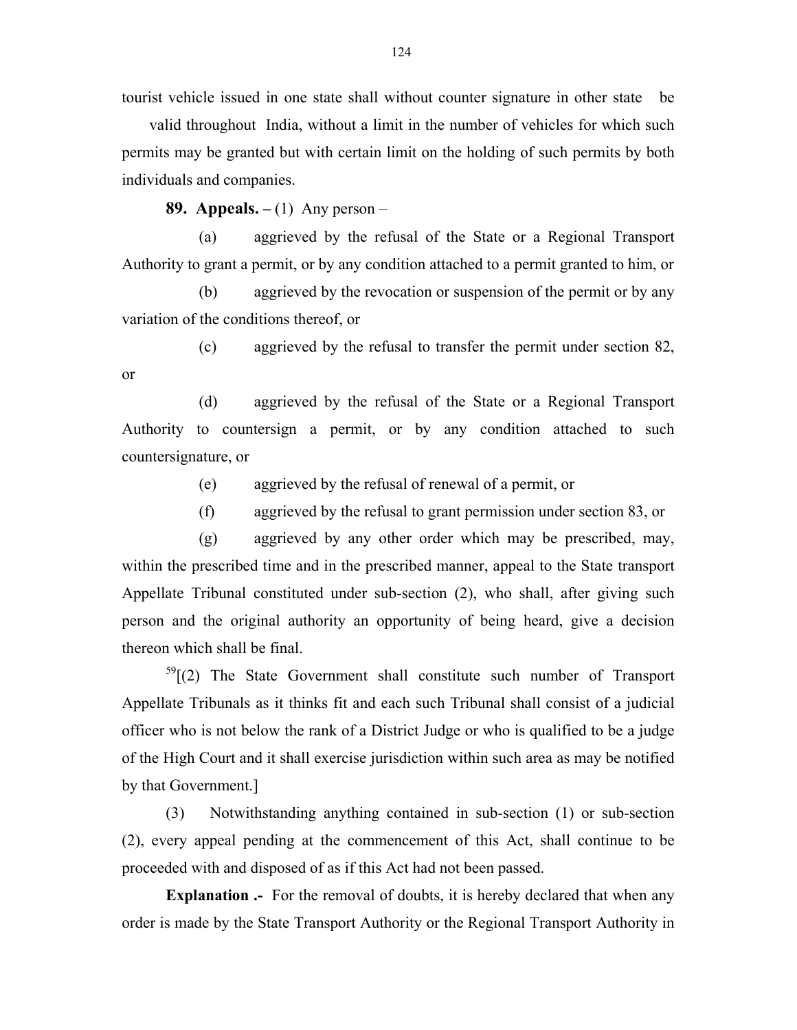tourist vehicle issued in one state shall without counter signature in other state be valid throughout India, without a limit in the number of vehicles for which such permits may be granted but with certain limit on the holding of such permits by both individuals and companies.

**89. Appeals. –** (1) Any person –

(a) aggrieved by the refusal of the State or a Regional Transport Authority to grant a permit, or by any condition attached to a permit granted to him, or

(b) aggrieved by the revocation or suspension of the permit or by any variation of the conditions thereof, or

(c) aggrieved by the refusal to transfer the permit under section 82, or

(d) aggrieved by the refusal of the State or a Regional Transport Authority to countersign a permit, or by any condition attached to such countersignature, or

(e) aggrieved by the refusal of renewal of a permit, or

(f) aggrieved by the refusal to grant permission under section 83, or

(g) aggrieved by any other order which may be prescribed, may, within the prescribed time and in the prescribed manner, appeal to the State transport Appellate Tribunal constituted under sub-section (2), who shall, after giving such person and the original authority an opportunity of being heard, give a decision thereon which shall be final.

[59][(2) The State Government shall constitute such number of Transport Appellate Tribunals as it thinks fit and each such Tribunal shall consist of a judicial officer who is not below the rank of a District Judge or who is qualified to be a judge of the High Court and it shall exercise jurisdiction within such area as may be notified by that Government.]

(3) Notwithstanding anything contained in sub-section (1) or sub-section (2), every appeal pending at the commencement of this Act, shall continue to be proceeded with and disposed of as if this Act had not been passed.

**Explanation .-** For the removal of doubts, it is hereby declared that when any order is made by the State Transport Authority or the Regional Transport Authority in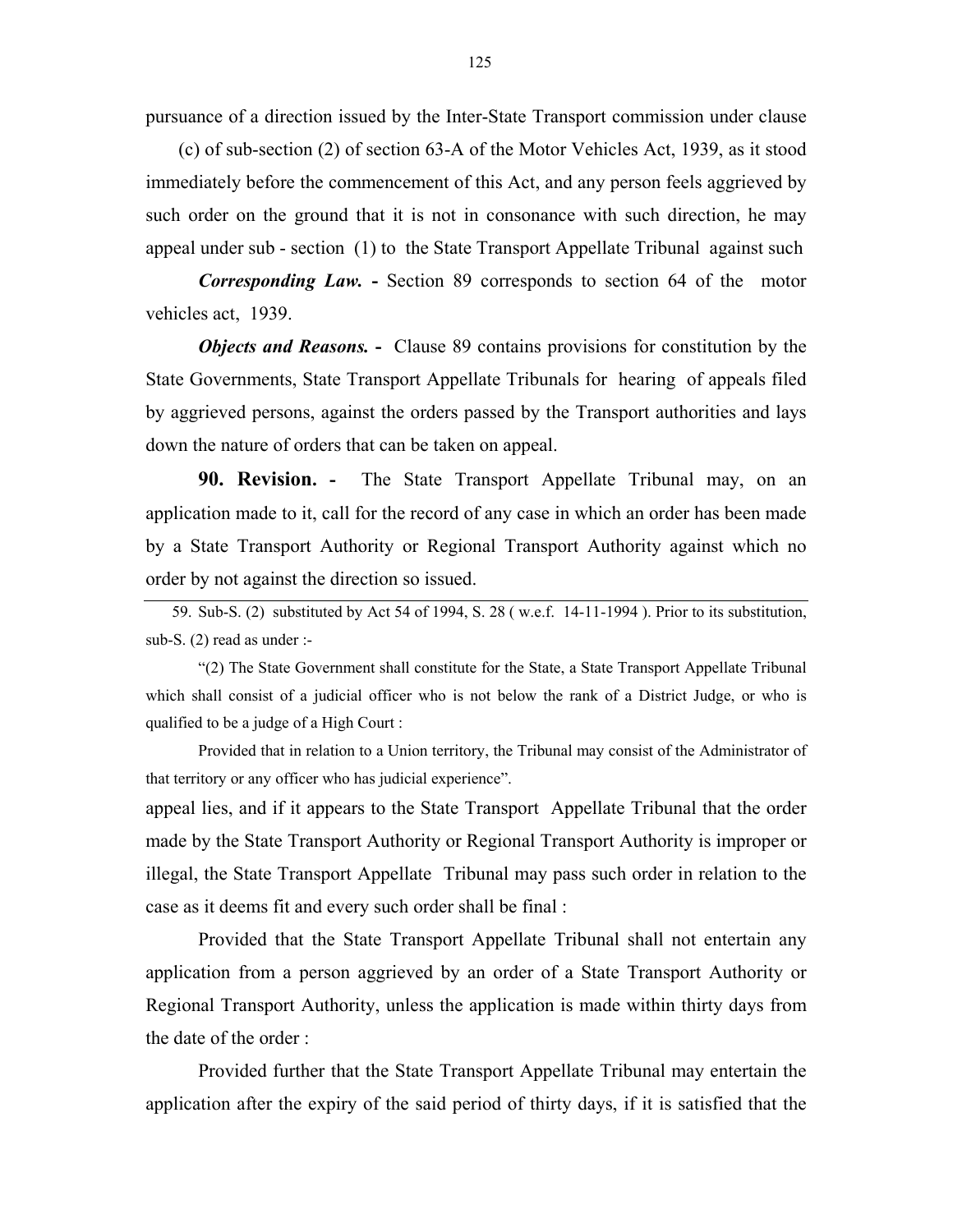pursuance of a direction issued by the Inter-State Transport commission under clause (c) of sub-section (2) of section 63-A of the Motor Vehicles Act, 1939, as it stood immediately before the commencement of this Act, and any person feels aggrieved by such order on the ground that it is not in consonance with such direction, he may appeal under sub - section (1) to the State Transport Appellate Tribunal against such

***Corresponding Law.* -** Section 89 corresponds to section 64 of the motor vehicles act, 1939.

***Objects and Reasons.* -** Clause 89 contains provisions for constitution by the State Governments, State Transport Appellate Tribunals for hearing of appeals filed by aggrieved persons, against the orders passed by the Transport authorities and lays down the nature of orders that can be taken on appeal.

**90. Revision. -** The State Transport Appellate Tribunal may, on an application made to it, call for the record of any case in which an order has been made by a State Transport Authority or Regional Transport Authority against which no order by not against the direction so issued.

appeal lies, and if it appears to the State Transport Appellate Tribunal that the order made by the State Transport Authority or Regional Transport Authority is improper or illegal, the State Transport Appellate Tribunal may pass such order in relation to the case as it deems fit and every such order shall be final :

Provided that the State Transport Appellate Tribunal shall not entertain any application from a person aggrieved by an order of a State Transport Authority or Regional Transport Authority, unless the application is made within thirty days from the date of the order :

Provided further that the State Transport Appellate Tribunal may entertain the application after the expiry of the said period of thirty days, if it is satisfied that the

---

59. Sub-S. (2) substituted by Act 54 of 1994, S. 28 ( w.e.f. 14-11-1994 ). Prior to its substitution, sub-S. (2) read as under :-

"(2) The State Government shall constitute for the State, a State Transport Appellate Tribunal which shall consist of a judicial officer who is not below the rank of a District Judge, or who is qualified to be a judge of a High Court :

Provided that in relation to a Union territory, the Tribunal may consist of the Administrator of that territory or any officer who has judicial experience".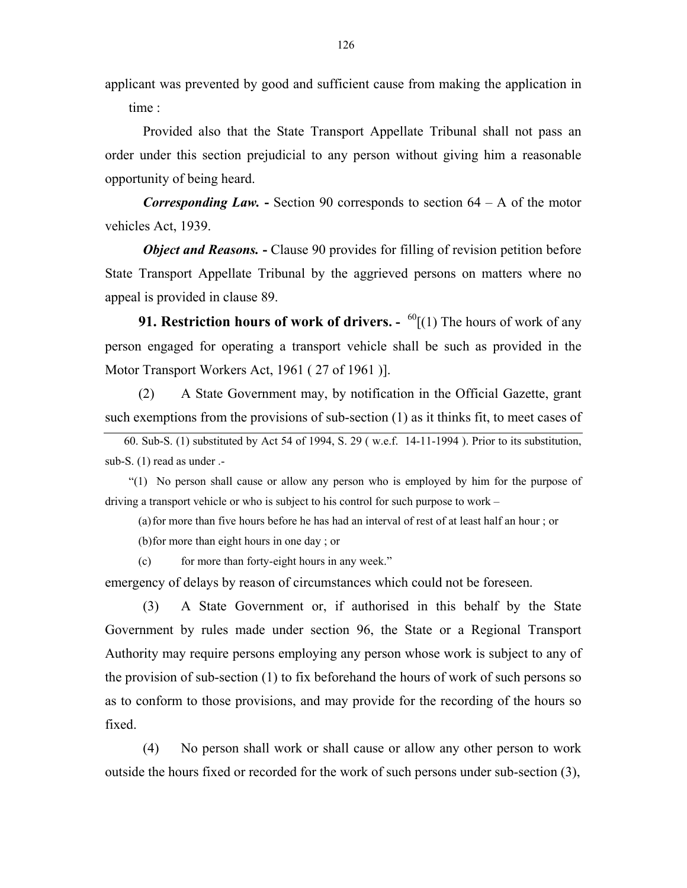applicant was prevented by good and sufficient cause from making the application in time :

Provided also that the State Transport Appellate Tribunal shall not pass an order under this section prejudicial to any person without giving him a reasonable opportunity of being heard.

***Corresponding Law.* -** Section 90 corresponds to section 64 – A of the motor vehicles Act, 1939.

***Object and Reasons.* -** Clause 90 provides for filling of revision petition before State Transport Appellate Tribunal by the aggrieved persons on matters where no appeal is provided in clause 89.

**91. Restriction hours of work of drivers. -** [60][(1) The hours of work of any person engaged for operating a transport vehicle shall be such as provided in the Motor Transport Workers Act, 1961 ( 27 of 1961 )].

(2) A State Government may, by notification in the Official Gazette, grant such exemptions from the provisions of sub-section (1) as it thinks fit, to meet cases of emergency of delays by reason of circumstances which could not be foreseen.

(3) A State Government or, if authorised in this behalf by the State Government by rules made under section 96, the State or a Regional Transport Authority may require persons employing any person whose work is subject to any of the provision of sub-section (1) to fix beforehand the hours of work of such persons so as to conform to those provisions, and may provide for the recording of the hours so fixed.

(4) No person shall work or shall cause or allow any other person to work outside the hours fixed or recorded for the work of such persons under sub-section (3),

---

60. Sub-S. (1) substituted by Act 54 of 1994, S. 29 ( w.e.f. 14-11-1994 ). Prior to its substitution, sub-S. (1) read as under .-

"(1) No person shall cause or allow any person who is employed by him for the purpose of driving a transport vehicle or who is subject to his control for such purpose to work –

(a) for more than five hours before he has had an interval of rest of at least half an hour ; or

(b) for more than eight hours in one day ; or

(c) for more than forty-eight hours in any week."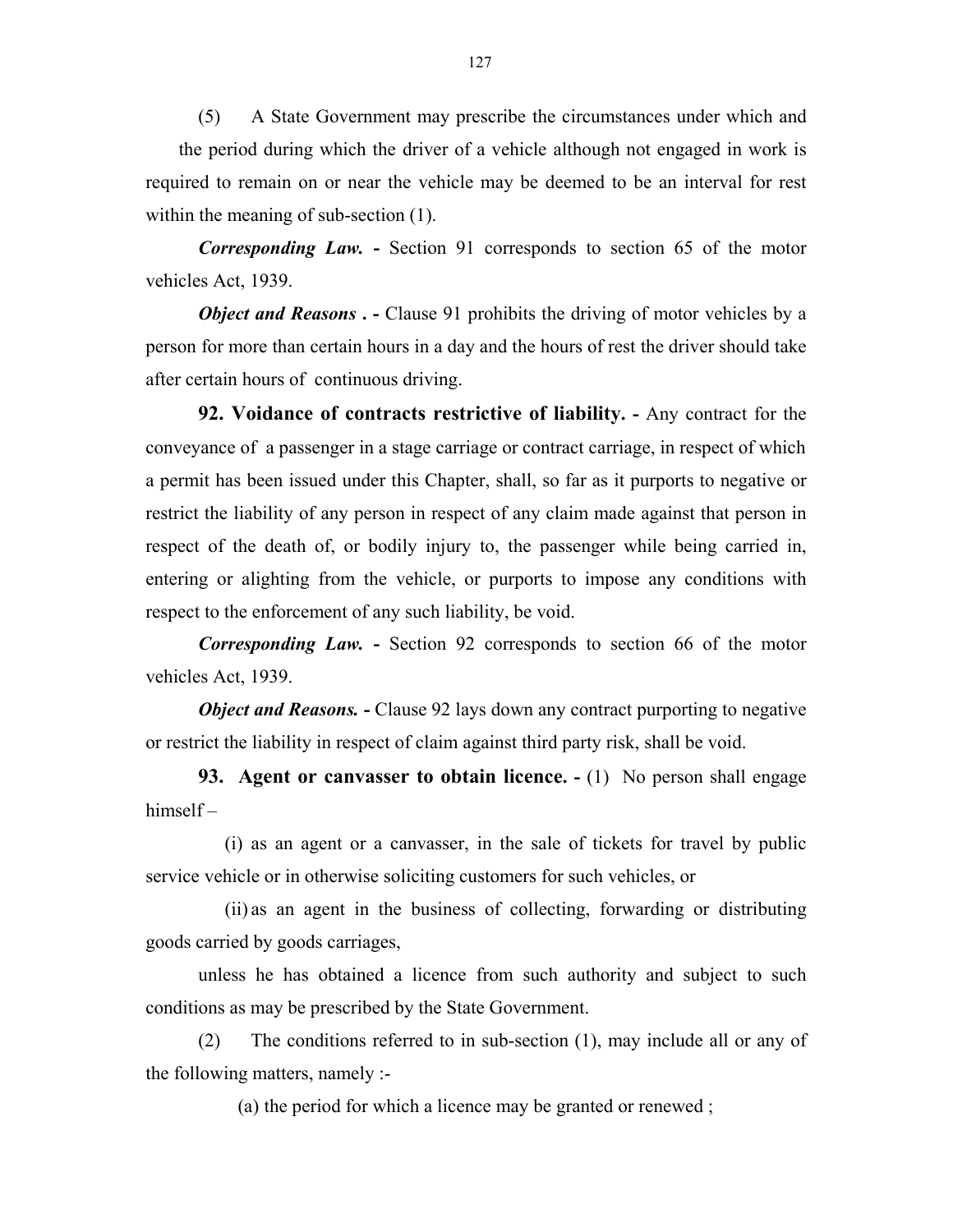(5) A State Government may prescribe the circumstances under which and the period during which the driver of a vehicle although not engaged in work is required to remain on or near the vehicle may be deemed to be an interval for rest within the meaning of sub-section (1).

***Corresponding Law.*** **-** Section 91 corresponds to section 65 of the motor vehicles Act, 1939.

***Object and Reasons .*** **-** Clause 91 prohibits the driving of motor vehicles by a person for more than certain hours in a day and the hours of rest the driver should take after certain hours of continuous driving.

**92. Voidance of contracts restrictive of liability. -** Any contract for the conveyance of a passenger in a stage carriage or contract carriage, in respect of which a permit has been issued under this Chapter, shall, so far as it purports to negative or restrict the liability of any person in respect of any claim made against that person in respect of the death of, or bodily injury to, the passenger while being carried in, entering or alighting from the vehicle, or purports to impose any conditions with respect to the enforcement of any such liability, be void.

***Corresponding Law.*** **-** Section 92 corresponds to section 66 of the motor vehicles Act, 1939.

***Object and Reasons.*** **-** Clause 92 lays down any contract purporting to negative or restrict the liability in respect of claim against third party risk, shall be void.

**93. Agent or canvasser to obtain licence. -** (1) No person shall engage himself –

(i) as an agent or a canvasser, in the sale of tickets for travel by public service vehicle or in otherwise soliciting customers for such vehicles, or

(ii) as an agent in the business of collecting, forwarding or distributing goods carried by goods carriages,

unless he has obtained a licence from such authority and subject to such conditions as may be prescribed by the State Government.

(2) The conditions referred to in sub-section (1), may include all or any of the following matters, namely :-

(a) the period for which a licence may be granted or renewed ;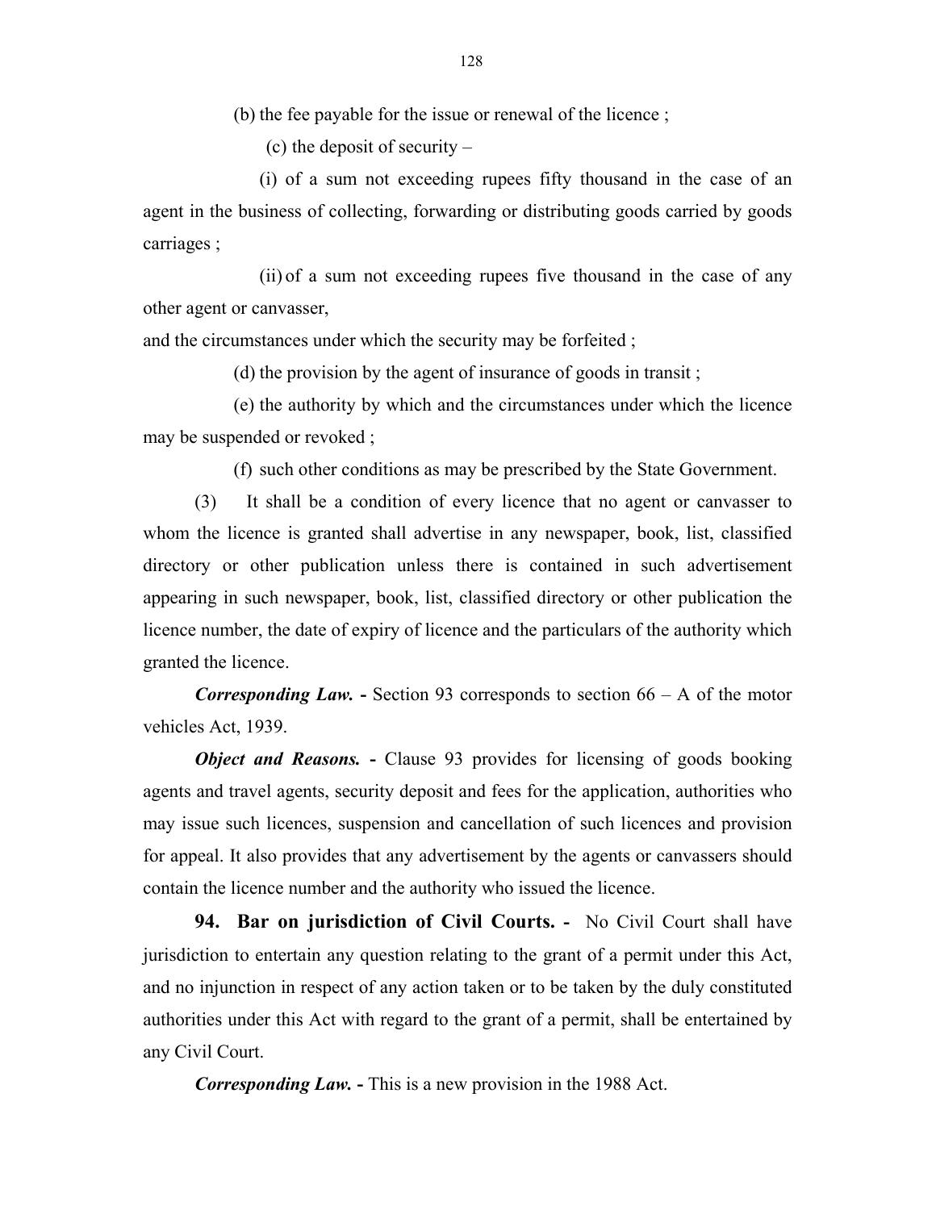(b) the fee payable for the issue or renewal of the licence ;

(c) the deposit of security –

(i) of a sum not exceeding rupees fifty thousand in the case of an agent in the business of collecting, forwarding or distributing goods carried by goods carriages ;

(ii) of a sum not exceeding rupees five thousand in the case of any other agent or canvasser,

and the circumstances under which the security may be forfeited ;

(d) the provision by the agent of insurance of goods in transit ;

(e) the authority by which and the circumstances under which the licence may be suspended or revoked ;

(f) such other conditions as may be prescribed by the State Government.

(3) It shall be a condition of every licence that no agent or canvasser to whom the licence is granted shall advertise in any newspaper, book, list, classified directory or other publication unless there is contained in such advertisement appearing in such newspaper, book, list, classified directory or other publication the licence number, the date of expiry of licence and the particulars of the authority which granted the licence.

***Corresponding Law. -*** Section 93 corresponds to section 66 – A of the motor vehicles Act, 1939.

***Object and Reasons. -*** Clause 93 provides for licensing of goods booking agents and travel agents, security deposit and fees for the application, authorities who may issue such licences, suspension and cancellation of such licences and provision for appeal. It also provides that any advertisement by the agents or canvassers should contain the licence number and the authority who issued the licence.

**94. Bar on jurisdiction of Civil Courts. -** No Civil Court shall have jurisdiction to entertain any question relating to the grant of a permit under this Act, and no injunction in respect of any action taken or to be taken by the duly constituted authorities under this Act with regard to the grant of a permit, shall be entertained by any Civil Court.

***Corresponding Law. -*** This is a new provision in the 1988 Act.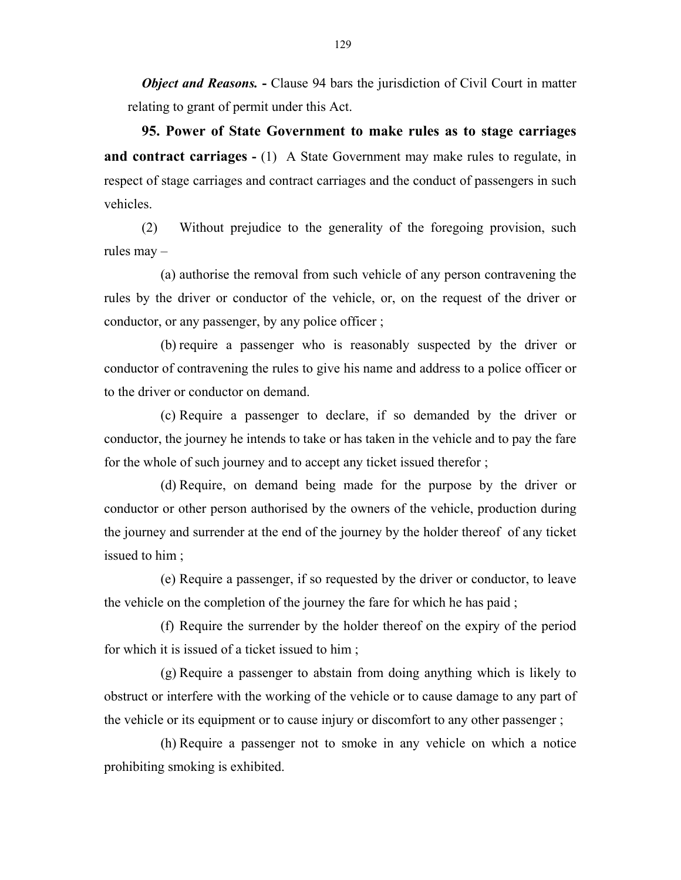***Object and Reasons.* -** Clause 94 bars the jurisdiction of Civil Court in matter relating to grant of permit under this Act.

**95. Power of State Government to make rules as to stage carriages and contract carriages -** (1) A State Government may make rules to regulate, in respect of stage carriages and contract carriages and the conduct of passengers in such vehicles.

(2) Without prejudice to the generality of the foregoing provision, such rules may –

(a) authorise the removal from such vehicle of any person contravening the rules by the driver or conductor of the vehicle, or, on the request of the driver or conductor, or any passenger, by any police officer ;

(b) require a passenger who is reasonably suspected by the driver or conductor of contravening the rules to give his name and address to a police officer or to the driver or conductor on demand.

(c) Require a passenger to declare, if so demanded by the driver or conductor, the journey he intends to take or has taken in the vehicle and to pay the fare for the whole of such journey and to accept any ticket issued therefor ;

(d) Require, on demand being made for the purpose by the driver or conductor or other person authorised by the owners of the vehicle, production during the journey and surrender at the end of the journey by the holder thereof of any ticket issued to him ;

(e) Require a passenger, if so requested by the driver or conductor, to leave the vehicle on the completion of the journey the fare for which he has paid ;

(f) Require the surrender by the holder thereof on the expiry of the period for which it is issued of a ticket issued to him ;

(g) Require a passenger to abstain from doing anything which is likely to obstruct or interfere with the working of the vehicle or to cause damage to any part of the vehicle or its equipment or to cause injury or discomfort to any other passenger ;

(h) Require a passenger not to smoke in any vehicle on which a notice prohibiting smoking is exhibited.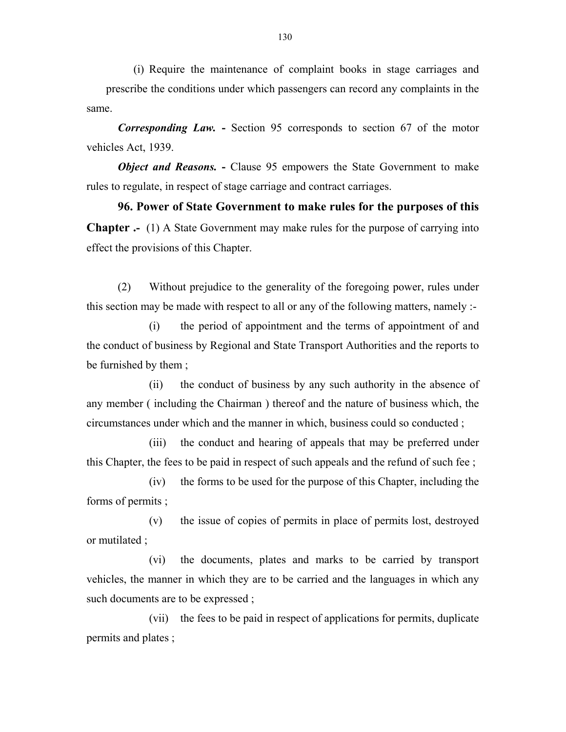(i) Require the maintenance of complaint books in stage carriages and prescribe the conditions under which passengers can record any complaints in the same.

***Corresponding Law.*** **-** Section 95 corresponds to section 67 of the motor vehicles Act, 1939.

***Object and Reasons.*** **-** Clause 95 empowers the State Government to make rules to regulate, in respect of stage carriage and contract carriages.

**96. Power of State Government to make rules for the purposes of this Chapter .-** (1) A State Government may make rules for the purpose of carrying into effect the provisions of this Chapter.

(2) Without prejudice to the generality of the foregoing power, rules under this section may be made with respect to all or any of the following matters, namely :-

(i) the period of appointment and the terms of appointment of and the conduct of business by Regional and State Transport Authorities and the reports to be furnished by them ;

(ii) the conduct of business by any such authority in the absence of any member ( including the Chairman ) thereof and the nature of business which, the circumstances under which and the manner in which, business could so conducted ;

(iii) the conduct and hearing of appeals that may be preferred under this Chapter, the fees to be paid in respect of such appeals and the refund of such fee ;

(iv) the forms to be used for the purpose of this Chapter, including the forms of permits ;

(v) the issue of copies of permits in place of permits lost, destroyed or mutilated ;

(vi) the documents, plates and marks to be carried by transport vehicles, the manner in which they are to be carried and the languages in which any such documents are to be expressed ;

(vii) the fees to be paid in respect of applications for permits, duplicate permits and plates ;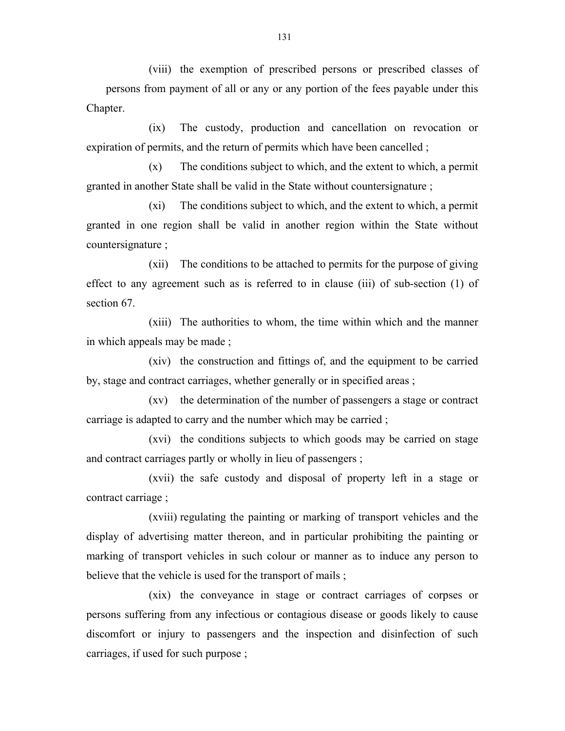(viii) the exemption of prescribed persons or prescribed classes of persons from payment of all or any or any portion of the fees payable under this Chapter.

(ix) The custody, production and cancellation on revocation or expiration of permits, and the return of permits which have been cancelled ;

(x) The conditions subject to which, and the extent to which, a permit granted in another State shall be valid in the State without countersignature ;

(xi) The conditions subject to which, and the extent to which, a permit granted in one region shall be valid in another region within the State without countersignature ;

(xii) The conditions to be attached to permits for the purpose of giving effect to any agreement such as is referred to in clause (iii) of sub-section (1) of section 67.

(xiii) The authorities to whom, the time within which and the manner in which appeals may be made ;

(xiv) the construction and fittings of, and the equipment to be carried by, stage and contract carriages, whether generally or in specified areas ;

(xv) the determination of the number of passengers a stage or contract carriage is adapted to carry and the number which may be carried ;

(xvi) the conditions subjects to which goods may be carried on stage and contract carriages partly or wholly in lieu of passengers ;

(xvii) the safe custody and disposal of property left in a stage or contract carriage ;

(xviii) regulating the painting or marking of transport vehicles and the display of advertising matter thereon, and in particular prohibiting the painting or marking of transport vehicles in such colour or manner as to induce any person to believe that the vehicle is used for the transport of mails ;

(xix) the conveyance in stage or contract carriages of corpses or persons suffering from any infectious or contagious disease or goods likely to cause discomfort or injury to passengers and the inspection and disinfection of such carriages, if used for such purpose ;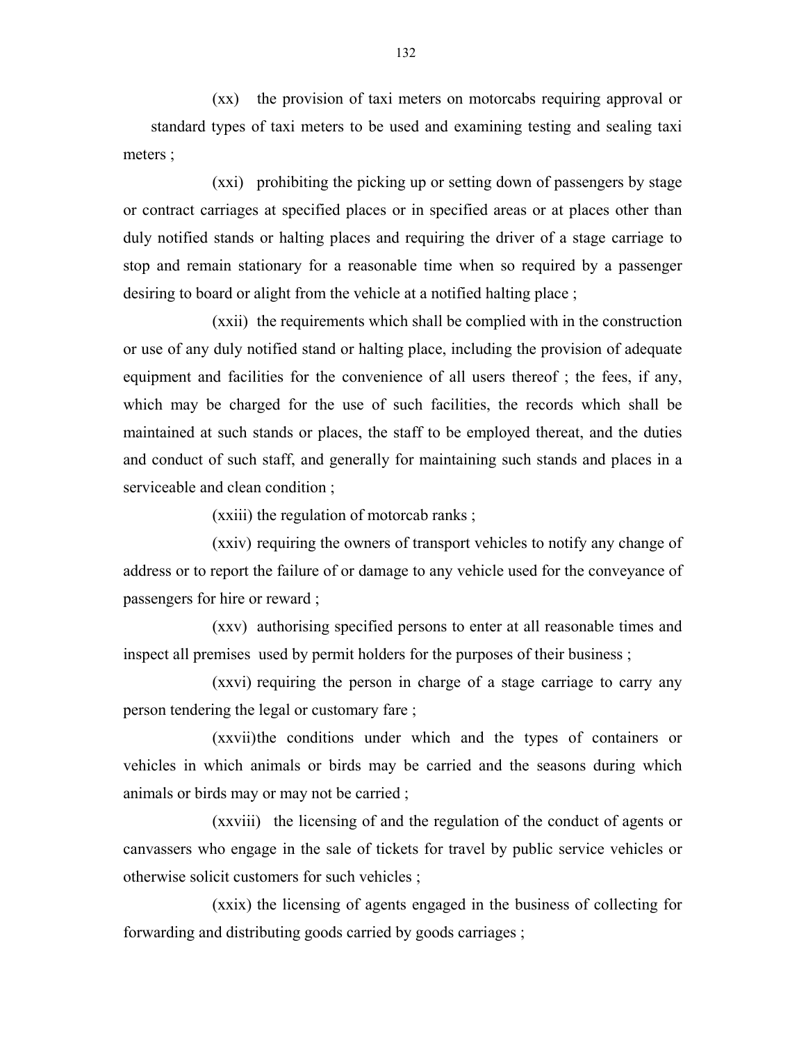(xx) the provision of taxi meters on motorcabs requiring approval or standard types of taxi meters to be used and examining testing and sealing taxi meters ;

(xxi) prohibiting the picking up or setting down of passengers by stage or contract carriages at specified places or in specified areas or at places other than duly notified stands or halting places and requiring the driver of a stage carriage to stop and remain stationary for a reasonable time when so required by a passenger desiring to board or alight from the vehicle at a notified halting place ;

(xxii) the requirements which shall be complied with in the construction or use of any duly notified stand or halting place, including the provision of adequate equipment and facilities for the convenience of all users thereof ; the fees, if any, which may be charged for the use of such facilities, the records which shall be maintained at such stands or places, the staff to be employed thereat, and the duties and conduct of such staff, and generally for maintaining such stands and places in a serviceable and clean condition ;

(xxiii) the regulation of motorcab ranks ;

(xxiv) requiring the owners of transport vehicles to notify any change of address or to report the failure of or damage to any vehicle used for the conveyance of passengers for hire or reward ;

(xxv) authorising specified persons to enter at all reasonable times and inspect all premises used by permit holders for the purposes of their business ;

(xxvi) requiring the person in charge of a stage carriage to carry any person tendering the legal or customary fare ;

(xxvii)the conditions under which and the types of containers or vehicles in which animals or birds may be carried and the seasons during which animals or birds may or may not be carried ;

(xxviii) the licensing of and the regulation of the conduct of agents or canvassers who engage in the sale of tickets for travel by public service vehicles or otherwise solicit customers for such vehicles ;

(xxix) the licensing of agents engaged in the business of collecting for forwarding and distributing goods carried by goods carriages ;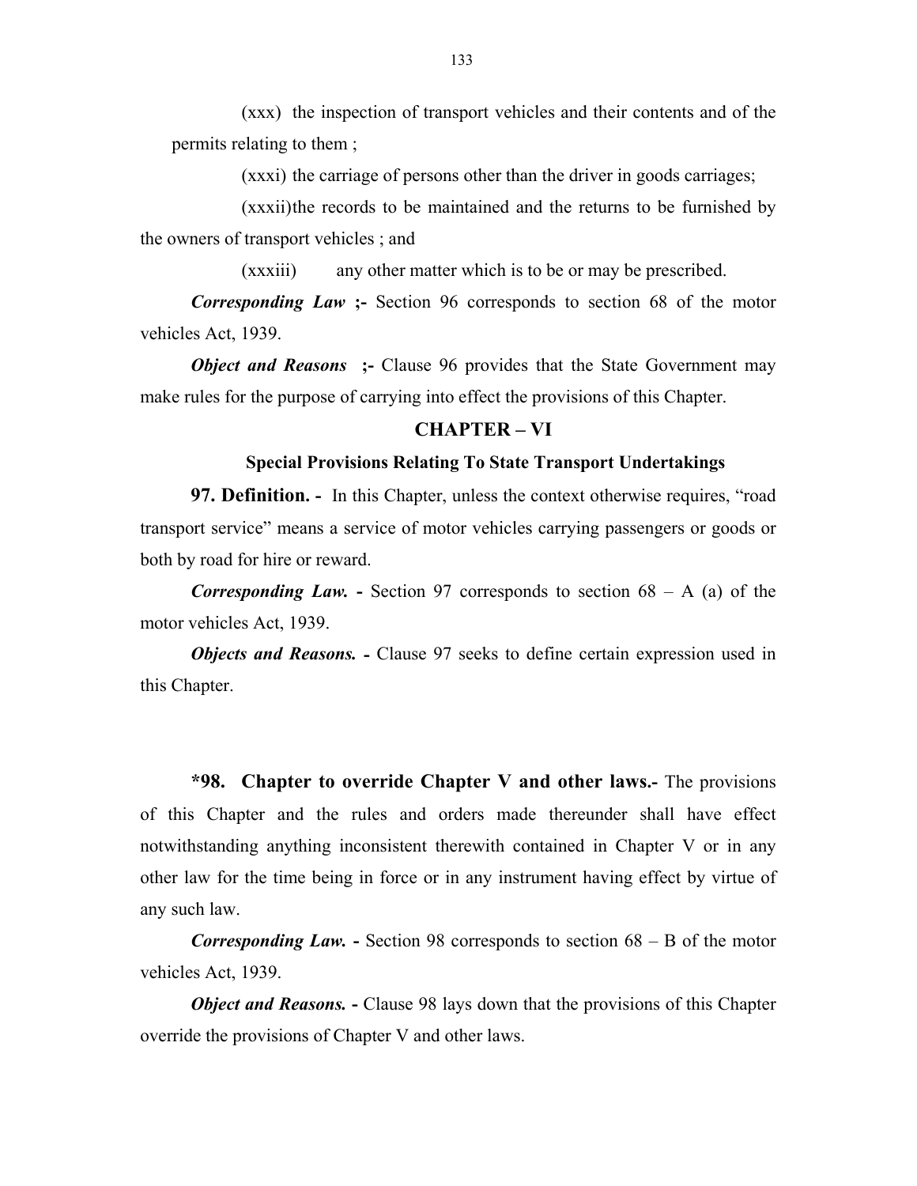(xxx) the inspection of transport vehicles and their contents and of the permits relating to them ;

(xxxi) the carriage of persons other than the driver in goods carriages;

(xxxii)the records to be maintained and the returns to be furnished by the owners of transport vehicles ; and

(xxxiii) any other matter which is to be or may be prescribed.

***Corresponding Law* ;-** Section 96 corresponds to section 68 of the motor vehicles Act, 1939.

***Object and Reasons* ;-** Clause 96 provides that the State Government may make rules for the purpose of carrying into effect the provisions of this Chapter.

## CHAPTER – VI

### Special Provisions Relating To State Transport Undertakings

**97. Definition. -** In this Chapter, unless the context otherwise requires, "road transport service" means a service of motor vehicles carrying passengers or goods or both by road for hire or reward.

***Corresponding Law.* -** Section 97 corresponds to section 68 – A (a) of the motor vehicles Act, 1939.

***Objects and Reasons.* -** Clause 97 seeks to define certain expression used in this Chapter.

**\*98. Chapter to override Chapter V and other laws.-** The provisions of this Chapter and the rules and orders made thereunder shall have effect notwithstanding anything inconsistent therewith contained in Chapter V or in any other law for the time being in force or in any instrument having effect by virtue of any such law.

***Corresponding Law.* -** Section 98 corresponds to section 68 – B of the motor vehicles Act, 1939.

***Object and Reasons.* -** Clause 98 lays down that the provisions of this Chapter override the provisions of Chapter V and other laws.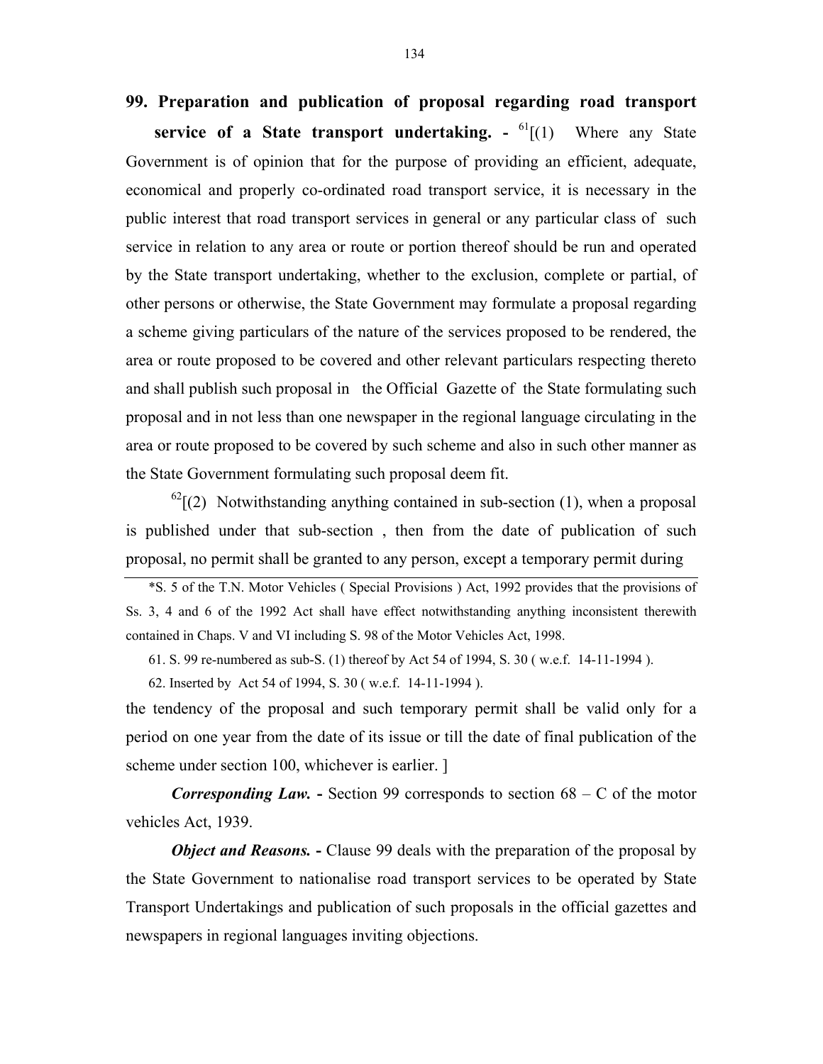**99. Preparation and publication of proposal regarding road transport service of a State transport undertaking. -** [61][(1) Where any State Government is of opinion that for the purpose of providing an efficient, adequate, economical and properly co-ordinated road transport service, it is necessary in the public interest that road transport services in general or any particular class of such service in relation to any area or route or portion thereof should be run and operated by the State transport undertaking, whether to the exclusion, complete or partial, of other persons or otherwise, the State Government may formulate a proposal regarding a scheme giving particulars of the nature of the services proposed to be rendered, the area or route proposed to be covered and other relevant particulars respecting thereto and shall publish such proposal in the Official Gazette of the State formulating such proposal and in not less than one newspaper in the regional language circulating in the area or route proposed to be covered by such scheme and also in such other manner as the State Government formulating such proposal deem fit.

[62][(2) Notwithstanding anything contained in sub-section (1), when a proposal is published under that sub-section , then from the date of publication of such proposal, no permit shall be granted to any person, except a temporary permit during the tendency of the proposal and such temporary permit shall be valid only for a period on one year from the date of its issue or till the date of final publication of the scheme under section 100, whichever is earlier. ]

***Corresponding Law. -*** Section 99 corresponds to section 68 – C of the motor vehicles Act, 1939.

***Object and Reasons. -*** Clause 99 deals with the preparation of the proposal by the State Government to nationalise road transport services to be operated by State Transport Undertakings and publication of such proposals in the official gazettes and newspapers in regional languages inviting objections.

---

*S. 5 of the T.N. Motor Vehicles ( Special Provisions ) Act, 1992 provides that the provisions of Ss. 3, 4 and 6 of the 1992 Act shall have effect notwithstanding anything inconsistent therewith contained in Chaps. V and VI including S. 98 of the Motor Vehicles Act, 1998.

61. S. 99 re-numbered as sub-S. (1) thereof by Act 54 of 1994, S. 30 ( w.e.f. 14-11-1994 ).

62. Inserted by Act 54 of 1994, S. 30 ( w.e.f. 14-11-1994 ).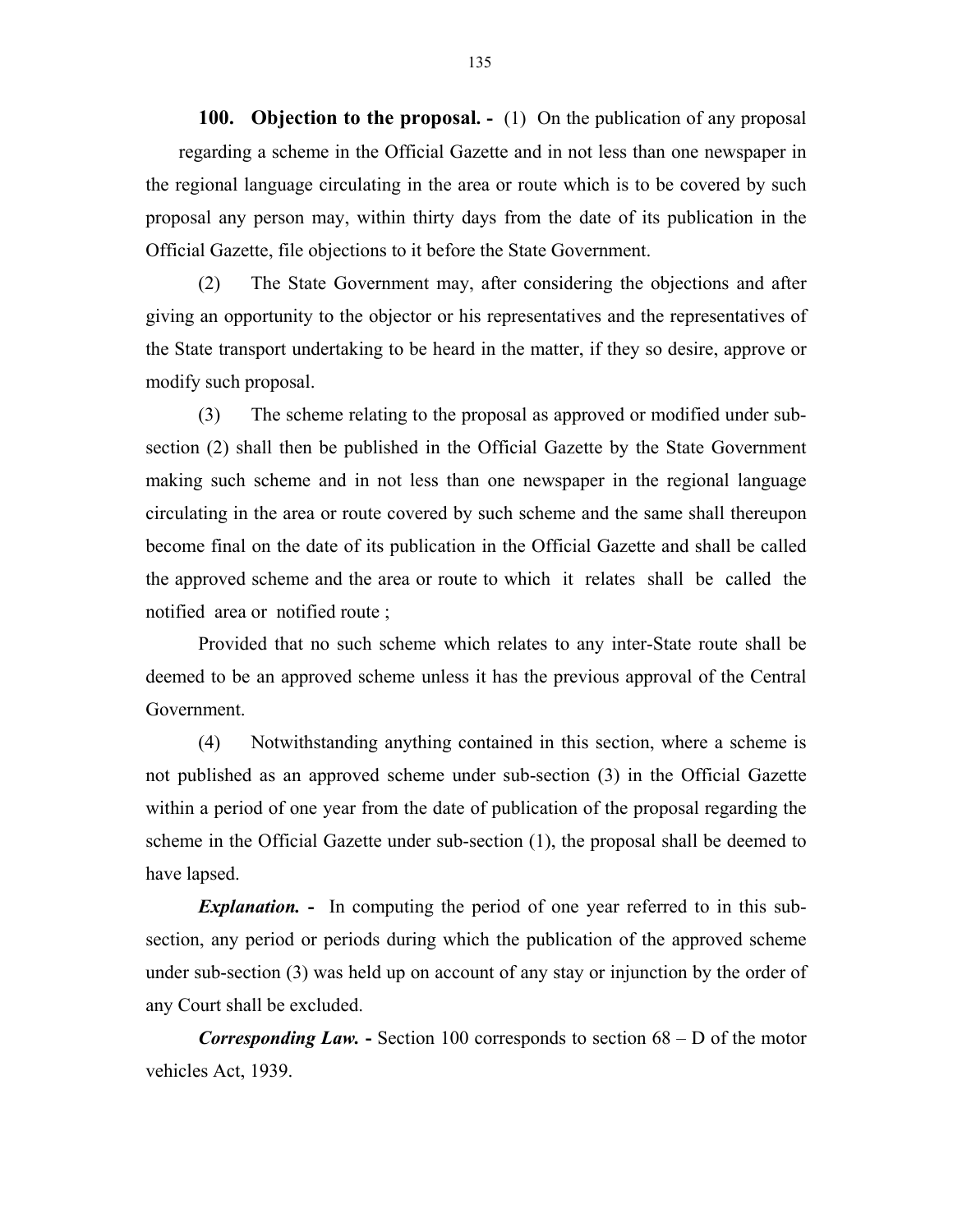**100. Objection to the proposal. -** (1) On the publication of any proposal regarding a scheme in the Official Gazette and in not less than one newspaper in the regional language circulating in the area or route which is to be covered by such proposal any person may, within thirty days from the date of its publication in the Official Gazette, file objections to it before the State Government.

(2) The State Government may, after considering the objections and after giving an opportunity to the objector or his representatives and the representatives of the State transport undertaking to be heard in the matter, if they so desire, approve or modify such proposal.

(3) The scheme relating to the proposal as approved or modified under sub-section (2) shall then be published in the Official Gazette by the State Government making such scheme and in not less than one newspaper in the regional language circulating in the area or route covered by such scheme and the same shall thereupon become final on the date of its publication in the Official Gazette and shall be called the approved scheme and the area or route to which it relates shall be called the notified area or notified route ;

Provided that no such scheme which relates to any inter-State route shall be deemed to be an approved scheme unless it has the previous approval of the Central Government.

(4) Notwithstanding anything contained in this section, where a scheme is not published as an approved scheme under sub-section (3) in the Official Gazette within a period of one year from the date of publication of the proposal regarding the scheme in the Official Gazette under sub-section (1), the proposal shall be deemed to have lapsed.

***Explanation.* -** In computing the period of one year referred to in this sub-section, any period or periods during which the publication of the approved scheme under sub-section (3) was held up on account of any stay or injunction by the order of any Court shall be excluded.

***Corresponding Law.* -** Section 100 corresponds to section 68 – D of the motor vehicles Act, 1939.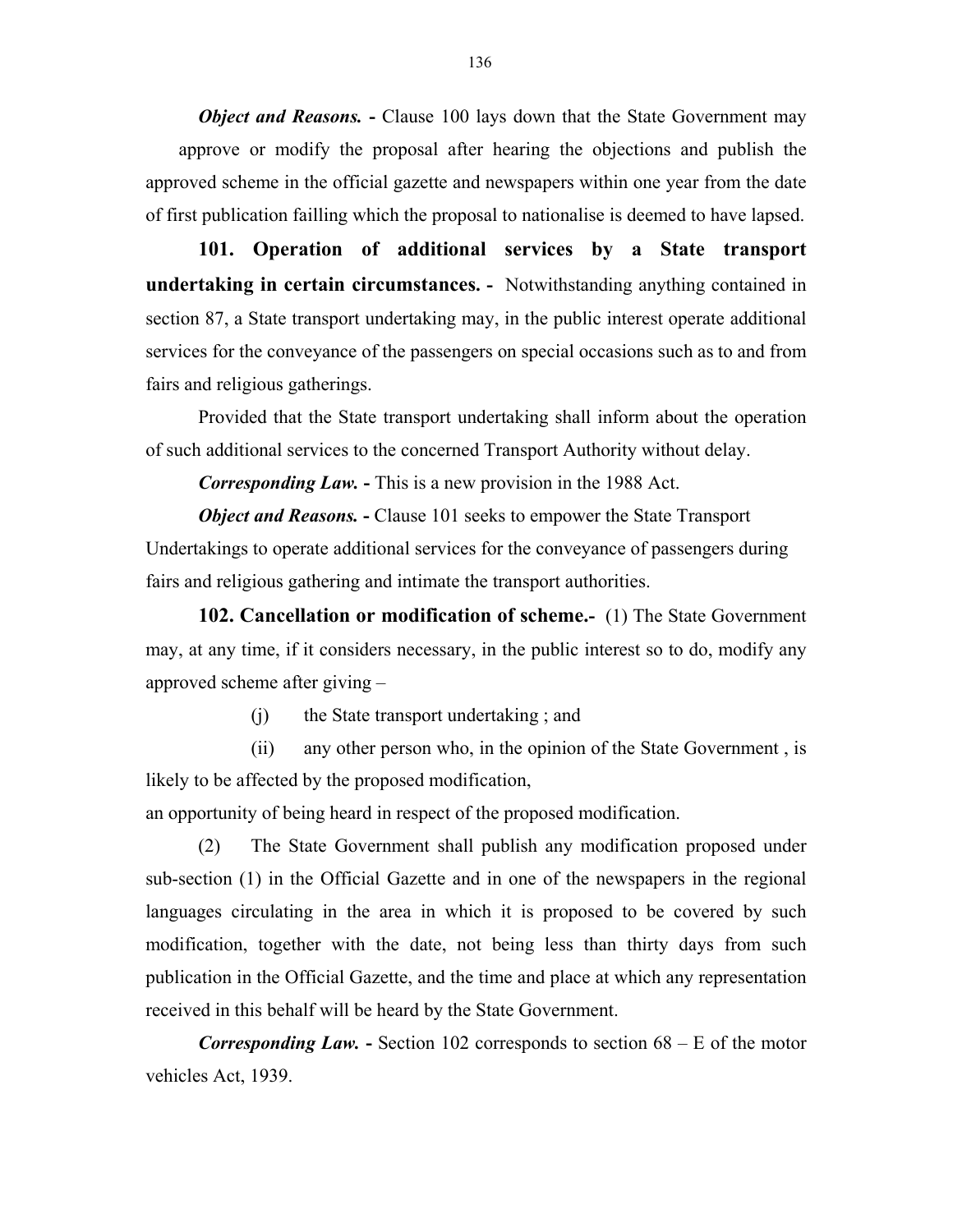***Object and Reasons. -*** Clause 100 lays down that the State Government may approve or modify the proposal after hearing the objections and publish the approved scheme in the official gazette and newspapers within one year from the date of first publication failling which the proposal to nationalise is deemed to have lapsed.

**101. Operation of additional services by a State transport undertaking in certain circumstances. -** Notwithstanding anything contained in section 87, a State transport undertaking may, in the public interest operate additional services for the conveyance of the passengers on special occasions such as to and from fairs and religious gatherings.

Provided that the State transport undertaking shall inform about the operation of such additional services to the concerned Transport Authority without delay.

***Corresponding Law. -*** This is a new provision in the 1988 Act.

***Object and Reasons. -*** Clause 101 seeks to empower the State Transport Undertakings to operate additional services for the conveyance of passengers during fairs and religious gathering and intimate the transport authorities.

**102. Cancellation or modification of scheme.-** (1) The State Government may, at any time, if it considers necessary, in the public interest so to do, modify any approved scheme after giving –

(j) the State transport undertaking ; and

(ii) any other person who, in the opinion of the State Government , is likely to be affected by the proposed modification,

an opportunity of being heard in respect of the proposed modification.

(2) The State Government shall publish any modification proposed under sub-section (1) in the Official Gazette and in one of the newspapers in the regional languages circulating in the area in which it is proposed to be covered by such modification, together with the date, not being less than thirty days from such publication in the Official Gazette, and the time and place at which any representation received in this behalf will be heard by the State Government.

***Corresponding Law. -*** Section 102 corresponds to section 68 – E of the motor vehicles Act, 1939.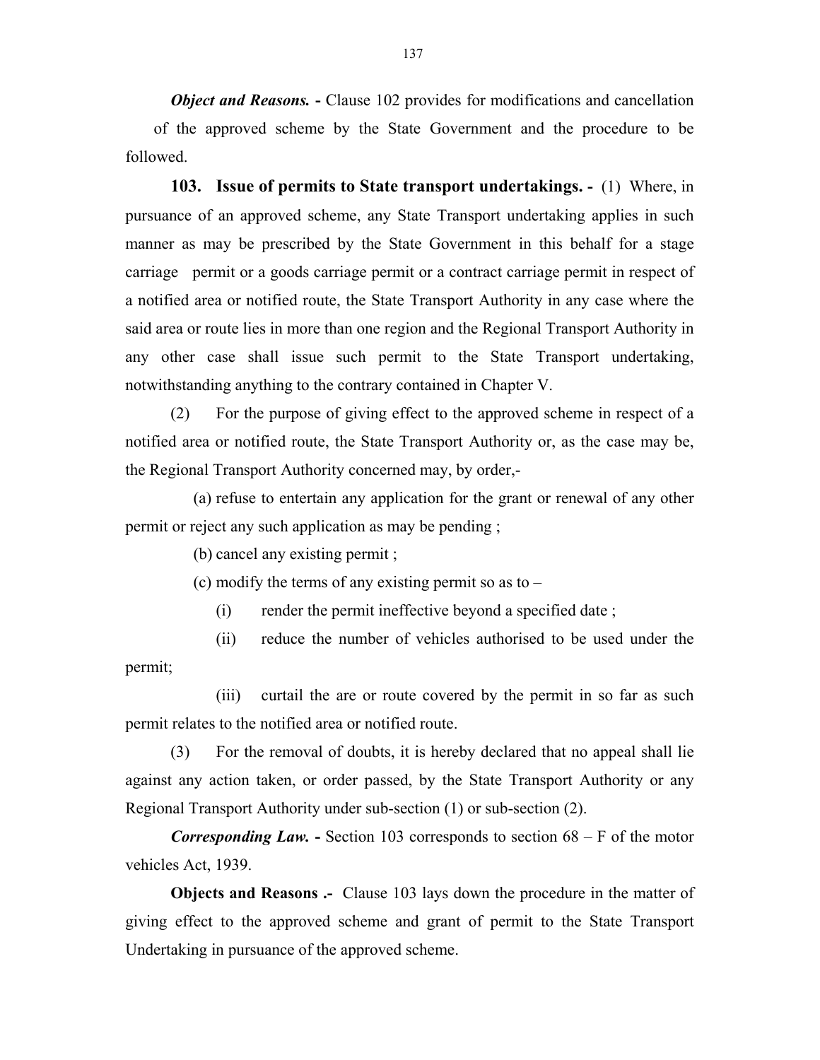***Object and Reasons.* -** Clause 102 provides for modifications and cancellation of the approved scheme by the State Government and the procedure to be followed.

**103. Issue of permits to State transport undertakings. -** (1) Where, in pursuance of an approved scheme, any State Transport undertaking applies in such manner as may be prescribed by the State Government in this behalf for a stage carriage permit or a goods carriage permit or a contract carriage permit in respect of a notified area or notified route, the State Transport Authority in any case where the said area or route lies in more than one region and the Regional Transport Authority in any other case shall issue such permit to the State Transport undertaking, notwithstanding anything to the contrary contained in Chapter V.

(2) For the purpose of giving effect to the approved scheme in respect of a notified area or notified route, the State Transport Authority or, as the case may be, the Regional Transport Authority concerned may, by order,-

(a) refuse to entertain any application for the grant or renewal of any other permit or reject any such application as may be pending ;

(b) cancel any existing permit ;

(c) modify the terms of any existing permit so as to –

(i) render the permit ineffective beyond a specified date ;

(ii) reduce the number of vehicles authorised to be used under the permit;

(iii) curtail the are or route covered by the permit in so far as such permit relates to the notified area or notified route.

(3) For the removal of doubts, it is hereby declared that no appeal shall lie against any action taken, or order passed, by the State Transport Authority or any Regional Transport Authority under sub-section (1) or sub-section (2).

***Corresponding Law.* -** Section 103 corresponds to section 68 – F of the motor vehicles Act, 1939.

**Objects and Reasons .-** Clause 103 lays down the procedure in the matter of giving effect to the approved scheme and grant of permit to the State Transport Undertaking in pursuance of the approved scheme.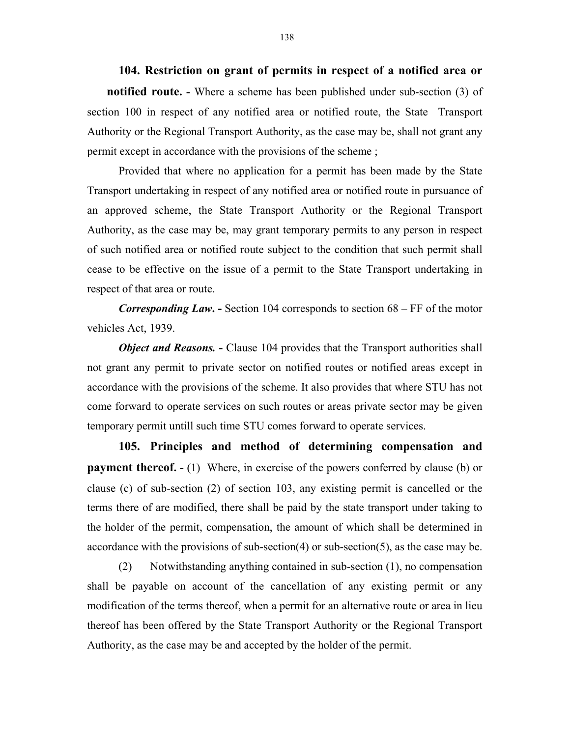**104. Restriction on grant of permits in respect of a notified area or notified route. -** Where a scheme has been published under sub-section (3) of section 100 in respect of any notified area or notified route, the State Transport Authority or the Regional Transport Authority, as the case may be, shall not grant any permit except in accordance with the provisions of the scheme ;

Provided that where no application for a permit has been made by the State Transport undertaking in respect of any notified area or notified route in pursuance of an approved scheme, the State Transport Authority or the Regional Transport Authority, as the case may be, may grant temporary permits to any person in respect of such notified area or notified route subject to the condition that such permit shall cease to be effective on the issue of a permit to the State Transport undertaking in respect of that area or route.

***Corresponding Law*. -** Section 104 corresponds to section 68 – FF of the motor vehicles Act, 1939.

***Object and Reasons.* -** Clause 104 provides that the Transport authorities shall not grant any permit to private sector on notified routes or notified areas except in accordance with the provisions of the scheme. It also provides that where STU has not come forward to operate services on such routes or areas private sector may be given temporary permit untill such time STU comes forward to operate services.

**105. Principles and method of determining compensation and payment thereof. -** (1) Where, in exercise of the powers conferred by clause (b) or clause (c) of sub-section (2) of section 103, any existing permit is cancelled or the terms there of are modified, there shall be paid by the state transport under taking to the holder of the permit, compensation, the amount of which shall be determined in accordance with the provisions of sub-section(4) or sub-section(5), as the case may be.

(2) Notwithstanding anything contained in sub-section (1), no compensation shall be payable on account of the cancellation of any existing permit or any modification of the terms thereof, when a permit for an alternative route or area in lieu thereof has been offered by the State Transport Authority or the Regional Transport Authority, as the case may be and accepted by the holder of the permit.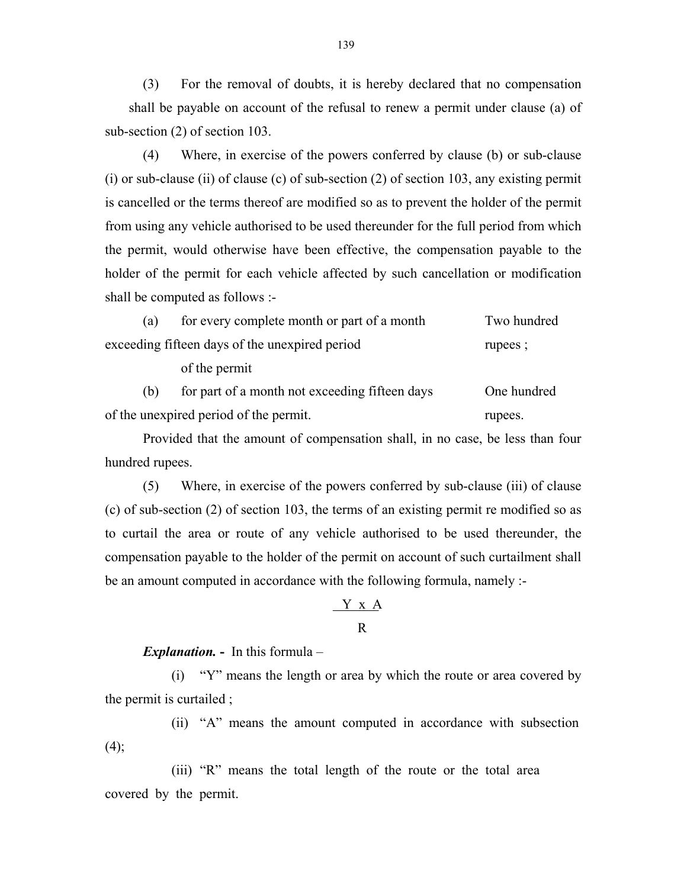(3) For the removal of doubts, it is hereby declared that no compensation shall be payable on account of the refusal to renew a permit under clause (a) of sub-section (2) of section 103.

(4) Where, in exercise of the powers conferred by clause (b) or sub-clause (i) or sub-clause (ii) of clause (c) of sub-section (2) of section 103, any existing permit is cancelled or the terms thereof are modified so as to prevent the holder of the permit from using any vehicle authorised to be used thereunder for the full period from which the permit, would otherwise have been effective, the compensation payable to the holder of the permit for each vehicle affected by such cancellation or modification shall be computed as follows :-

| | |
|---|---|
| (a) for every complete month or part of a month exceeding fifteen days of the unexpired period of the permit | Two hundred rupees ; |
| (b) for part of a month not exceeding fifteen days of the unexpired period of the permit. | One hundred rupees. |

Provided that the amount of compensation shall, in no case, be less than four hundred rupees.

(5) Where, in exercise of the powers conferred by sub-clause (iii) of clause (c) of sub-section (2) of section 103, the terms of an existing permit re modified so as to curtail the area or route of any vehicle authorised to be used thereunder, the compensation payable to the holder of the permit on account of such curtailment shall be an amount computed in accordance with the following formula, namely :-

$$\frac{Y \times A}{R}$$

***Explanation.*** - In this formula –

(i) "Y" means the length or area by which the route or area covered by the permit is curtailed ;

(ii) "A" means the amount computed in accordance with subsection (4);

(iii) "R" means the total length of the route or the total area covered by the permit.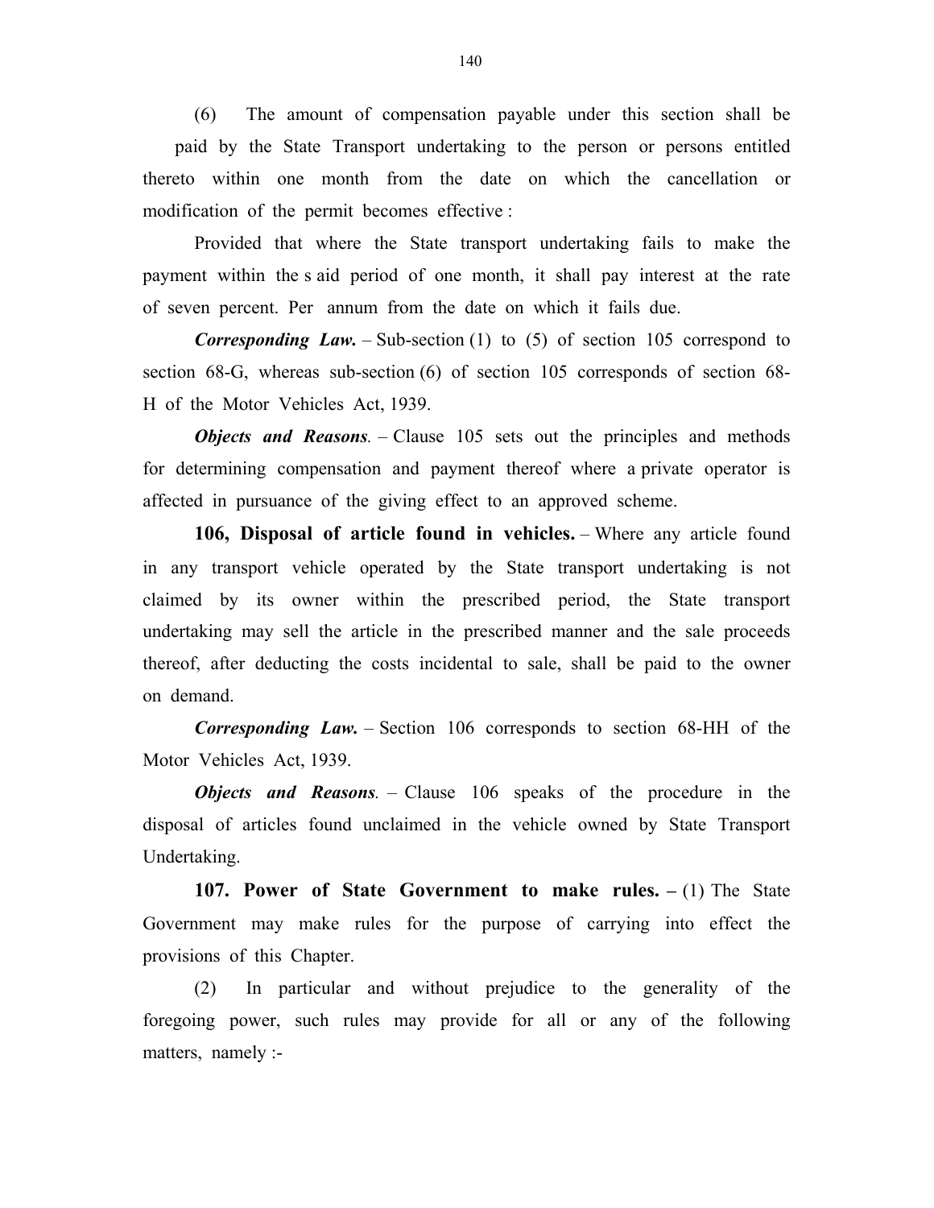(6) The amount of compensation payable under this section shall be paid by the State Transport undertaking to the person or persons entitled thereto within one month from the date on which the cancellation or modification of the permit becomes effective :

Provided that where the State transport undertaking fails to make the payment within the s aid period of one month, it shall pay interest at the rate of seven percent. Per annum from the date on which it fails due.

***Corresponding Law.*** – Sub-section (1) to (5) of section 105 correspond to section 68-G, whereas sub-section (6) of section 105 corresponds of section 68-H of the Motor Vehicles Act, 1939.

***Objects and Reasons*.** – Clause 105 sets out the principles and methods for determining compensation and payment thereof where a private operator is affected in pursuance of the giving effect to an approved scheme.

**106, Disposal of article found in vehicles.** – Where any article found in any transport vehicle operated by the State transport undertaking is not claimed by its owner within the prescribed period, the State transport undertaking may sell the article in the prescribed manner and the sale proceeds thereof, after deducting the costs incidental to sale, shall be paid to the owner on demand.

***Corresponding Law.*** – Section 106 corresponds to section 68-HH of the Motor Vehicles Act, 1939.

***Objects and Reasons*.** – Clause 106 speaks of the procedure in the disposal of articles found unclaimed in the vehicle owned by State Transport Undertaking.

**107. Power of State Government to make rules. –** (1) The State Government may make rules for the purpose of carrying into effect the provisions of this Chapter.

(2) In particular and without prejudice to the generality of the foregoing power, such rules may provide for all or any of the following matters, namely :-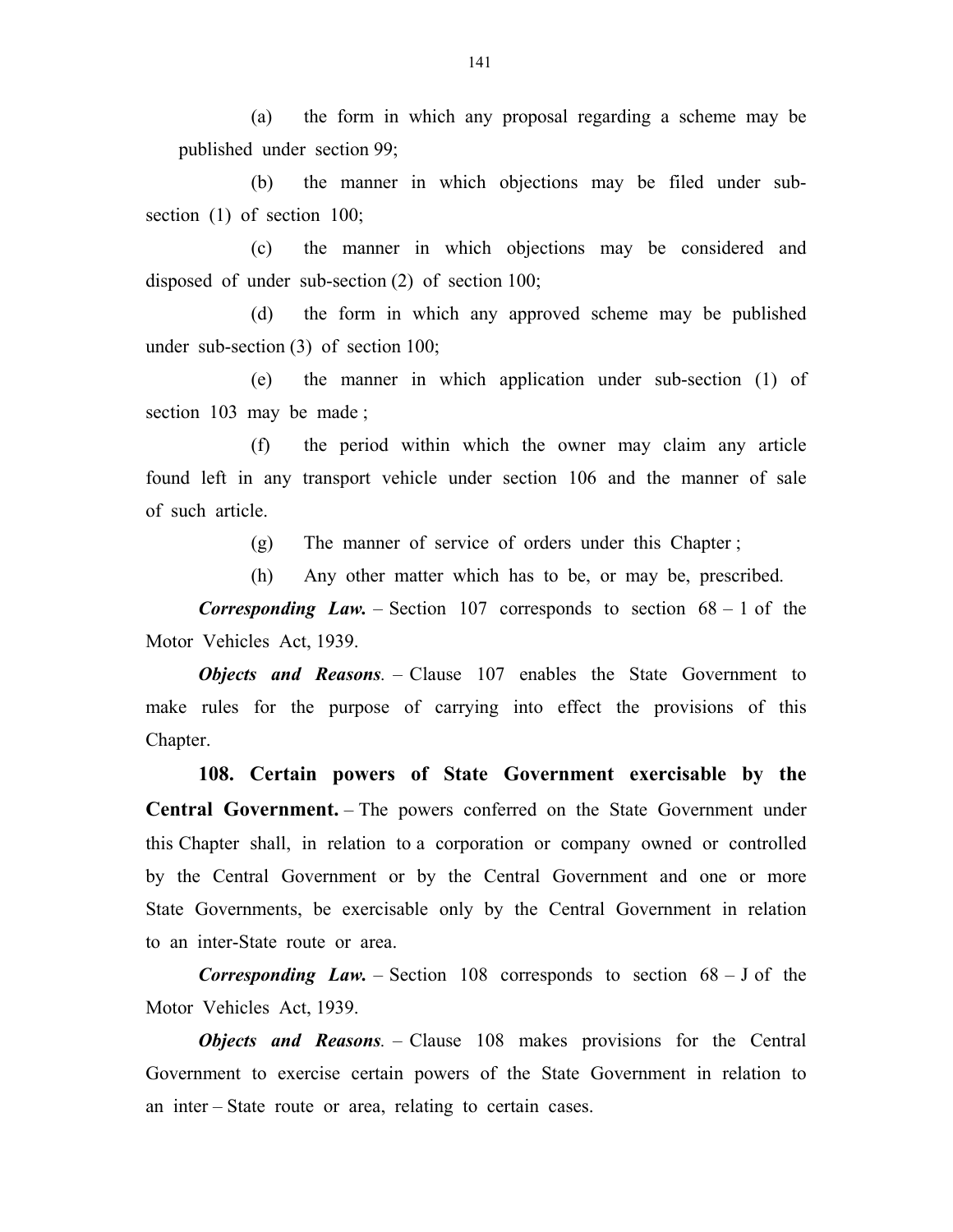(a) the form in which any proposal regarding a scheme may be published under section 99;

(b) the manner in which objections may be filed under sub-section (1) of section 100;

(c) the manner in which objections may be considered and disposed of under sub-section (2) of section 100;

(d) the form in which any approved scheme may be published under sub-section (3) of section 100;

(e) the manner in which application under sub-section (1) of section 103 may be made ;

(f) the period within which the owner may claim any article found left in any transport vehicle under section 106 and the manner of sale of such article.

(g) The manner of service of orders under this Chapter ;

(h) Any other matter which has to be, or may be, prescribed.

***Corresponding Law.*** – Section 107 corresponds to section 68 – I of the Motor Vehicles Act, 1939.

***Objects and Reasons***. – Clause 107 enables the State Government to make rules for the purpose of carrying into effect the provisions of this Chapter.

**108. Certain powers of State Government exercisable by the Central Government.** – The powers conferred on the State Government under this Chapter shall, in relation to a corporation or company owned or controlled by the Central Government or by the Central Government and one or more State Governments, be exercisable only by the Central Government in relation to an inter-State route or area.

***Corresponding Law.*** – Section 108 corresponds to section 68 – J of the Motor Vehicles Act, 1939.

***Objects and Reasons***. – Clause 108 makes provisions for the Central Government to exercise certain powers of the State Government in relation to an inter – State route or area, relating to certain cases.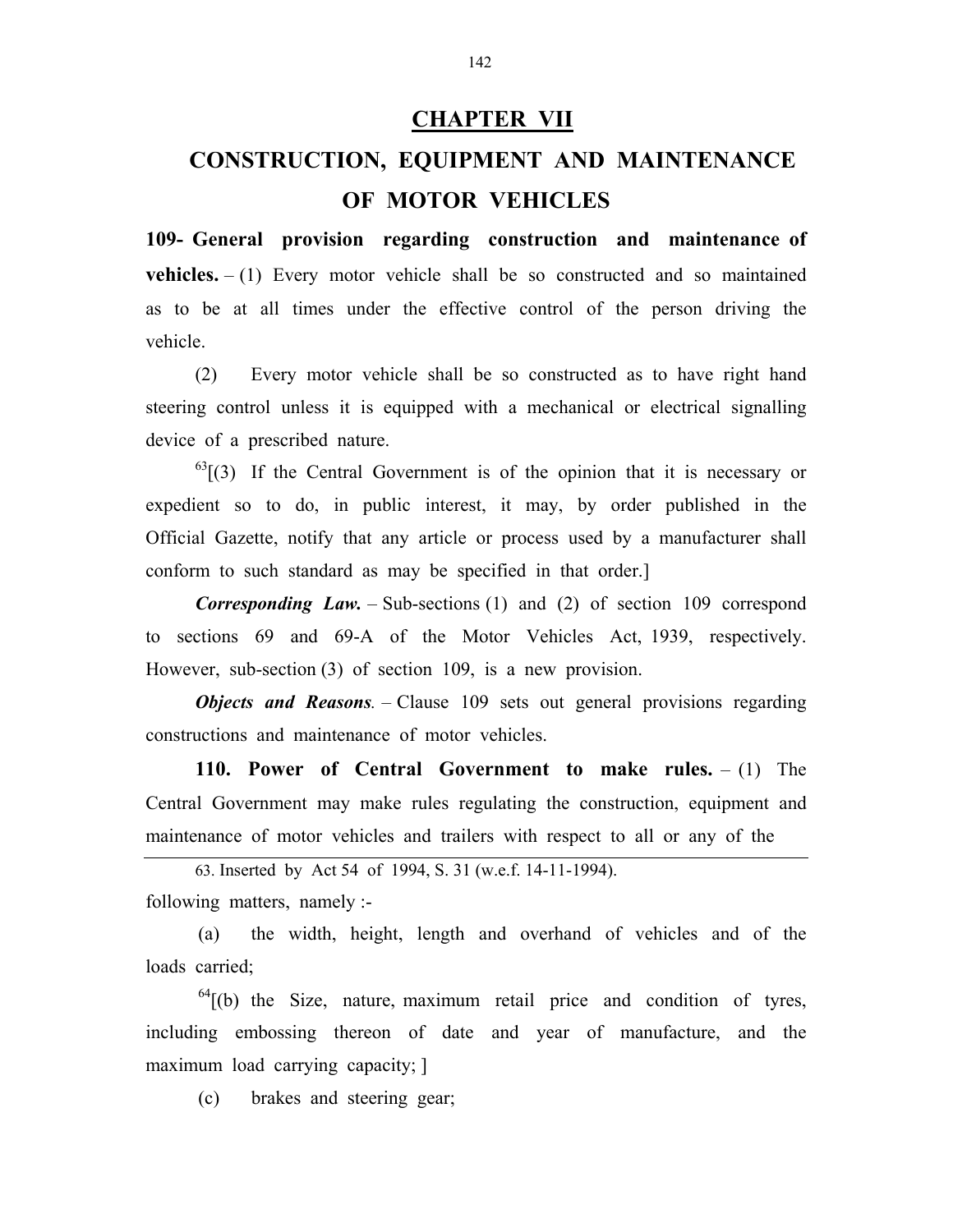# CHAPTER VII

## CONSTRUCTION, EQUIPMENT AND MAINTENANCE OF MOTOR VEHICLES

**109- General provision regarding construction and maintenance of vehicles.** – (1) Every motor vehicle shall be so constructed and so maintained as to be at all times under the effective control of the person driving the vehicle.

(2) Every motor vehicle shall be so constructed as to have right hand steering control unless it is equipped with a mechanical or electrical signalling device of a prescribed nature.

[63][(3) If the Central Government is of the opinion that it is necessary or expedient so to do, in public interest, it may, by order published in the Official Gazette, notify that any article or process used by a manufacturer shall conform to such standard as may be specified in that order.]

***Corresponding Law.*** – Sub-sections (1) and (2) of section 109 correspond to sections 69 and 69-A of the Motor Vehicles Act, 1939, respectively. However, sub-section (3) of section 109, is a new provision.

***Objects and Reasons.*** – Clause 109 sets out general provisions regarding constructions and maintenance of motor vehicles.

**110. Power of Central Government to make rules.** – (1) The Central Government may make rules regulating the construction, equipment and maintenance of motor vehicles and trailers with respect to all or any of the following matters, namely :-

(a) the width, height, length and overhand of vehicles and of the loads carried;

[64][(b) the Size, nature, maximum retail price and condition of tyres, including embossing thereon of date and year of manufacture, and the maximum load carrying capacity; ]

(c) brakes and steering gear;

---

63. Inserted by Act 54 of 1994, S. 31 (w.e.f. 14-11-1994).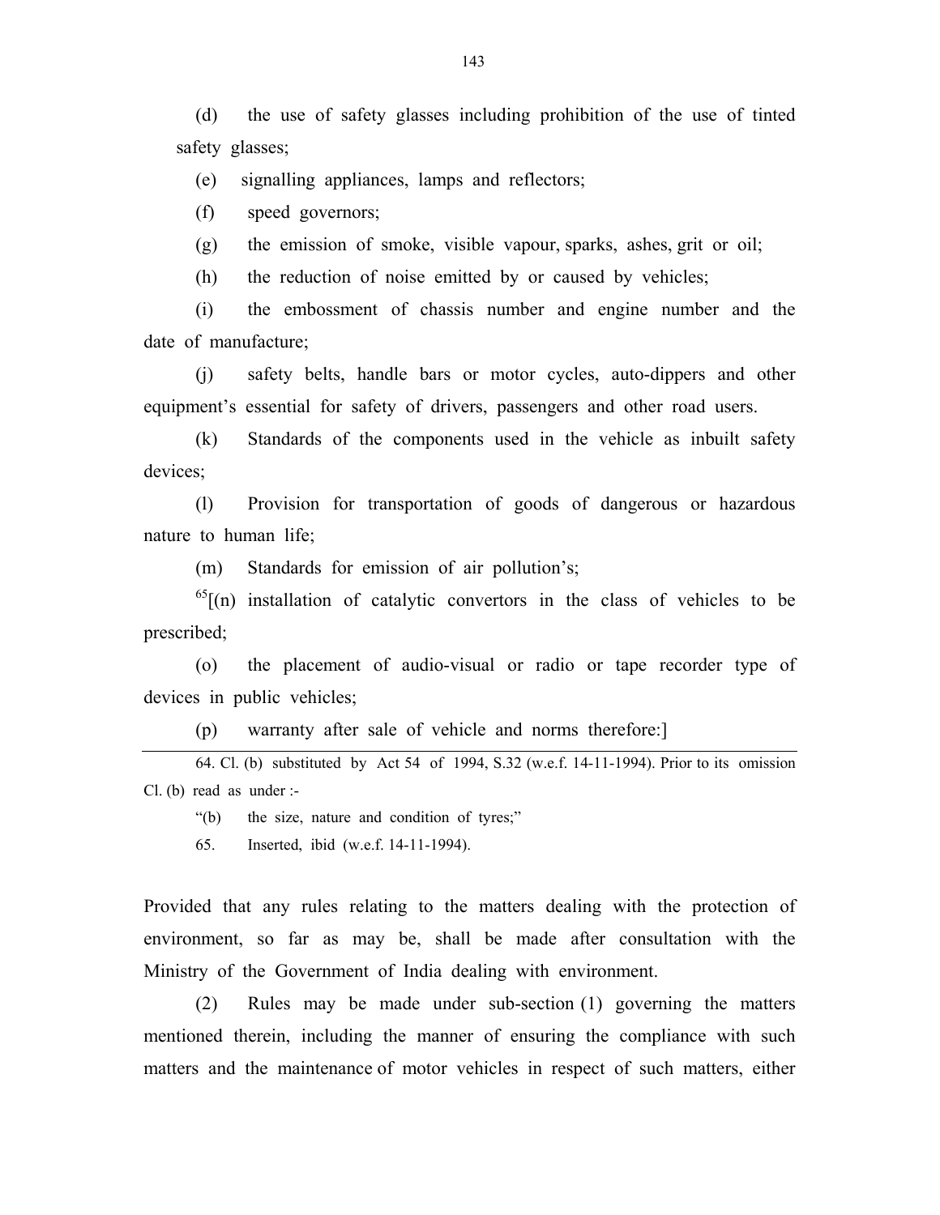(d) the use of safety glasses including prohibition of the use of tinted safety glasses;

(e) signalling appliances, lamps and reflectors;

(f) speed governors;

(g) the emission of smoke, visible vapour, sparks, ashes, grit or oil;

(h) the reduction of noise emitted by or caused by vehicles;

(i) the embossment of chassis number and engine number and the date of manufacture;

(j) safety belts, handle bars or motor cycles, auto-dippers and other equipment's essential for safety of drivers, passengers and other road users.

(k) Standards of the components used in the vehicle as inbuilt safety devices;

(l) Provision for transportation of goods of dangerous or hazardous nature to human life;

(m) Standards for emission of air pollution's;

[65][(n) installation of catalytic convertors in the class of vehicles to be prescribed;

(o) the placement of audio-visual or radio or tape recorder type of devices in public vehicles;

(p) warranty after sale of vehicle and norms therefore:]

---

64. Cl. (b) substituted by Act 54 of 1994, S.32 (w.e.f. 14-11-1994). Prior to its omission Cl. (b) read as under :-

"(b) the size, nature and condition of tyres;"

65. Inserted, ibid (w.e.f. 14-11-1994).

Provided that any rules relating to the matters dealing with the protection of environment, so far as may be, shall be made after consultation with the Ministry of the Government of India dealing with environment.

(2) Rules may be made under sub-section (1) governing the matters mentioned therein, including the manner of ensuring the compliance with such matters and the maintenance of motor vehicles in respect of such matters, either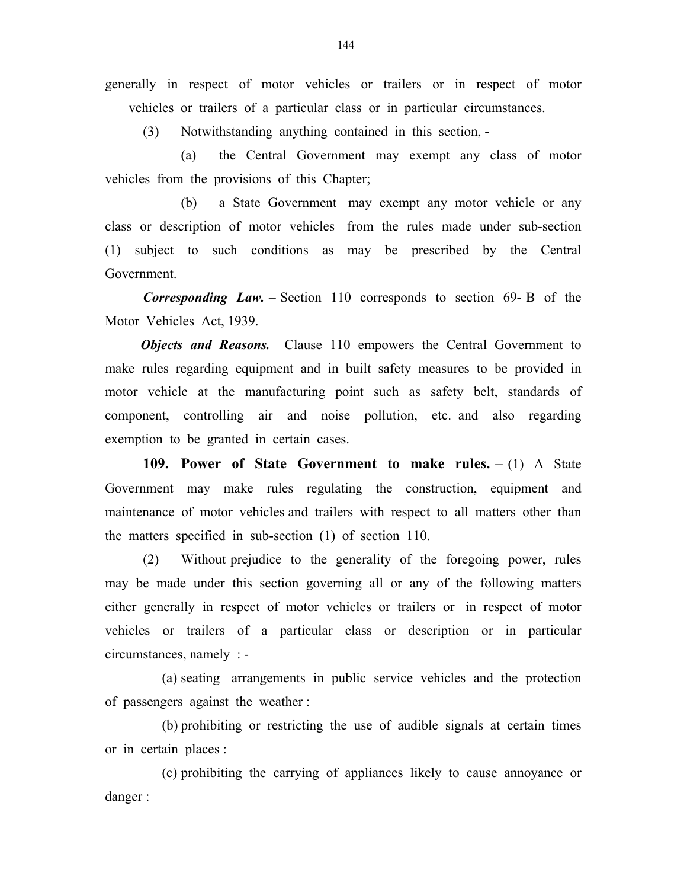generally in respect of motor vehicles or trailers or in respect of motor vehicles or trailers of a particular class or in particular circumstances.

(3) Notwithstanding anything contained in this section, -

(a) the Central Government may exempt any class of motor vehicles from the provisions of this Chapter;

(b) a State Government may exempt any motor vehicle or any class or description of motor vehicles from the rules made under sub-section (1) subject to such conditions as may be prescribed by the Central Government.

***Corresponding Law.*** – Section 110 corresponds to section 69- B of the Motor Vehicles Act, 1939.

***Objects and Reasons.*** – Clause 110 empowers the Central Government to make rules regarding equipment and in built safety measures to be provided in motor vehicle at the manufacturing point such as safety belt, standards of component, controlling air and noise pollution, etc. and also regarding exemption to be granted in certain cases.

**109. Power of State Government to make rules. –** (1) A State Government may make rules regulating the construction, equipment and maintenance of motor vehicles and trailers with respect to all matters other than the matters specified in sub-section (1) of section 110.

(2) Without prejudice to the generality of the foregoing power, rules may be made under this section governing all or any of the following matters either generally in respect of motor vehicles or trailers or in respect of motor vehicles or trailers of a particular class or description or in particular circumstances, namely : -

(a) seating arrangements in public service vehicles and the protection of passengers against the weather :

(b) prohibiting or restricting the use of audible signals at certain times or in certain places :

(c) prohibiting the carrying of appliances likely to cause annoyance or danger :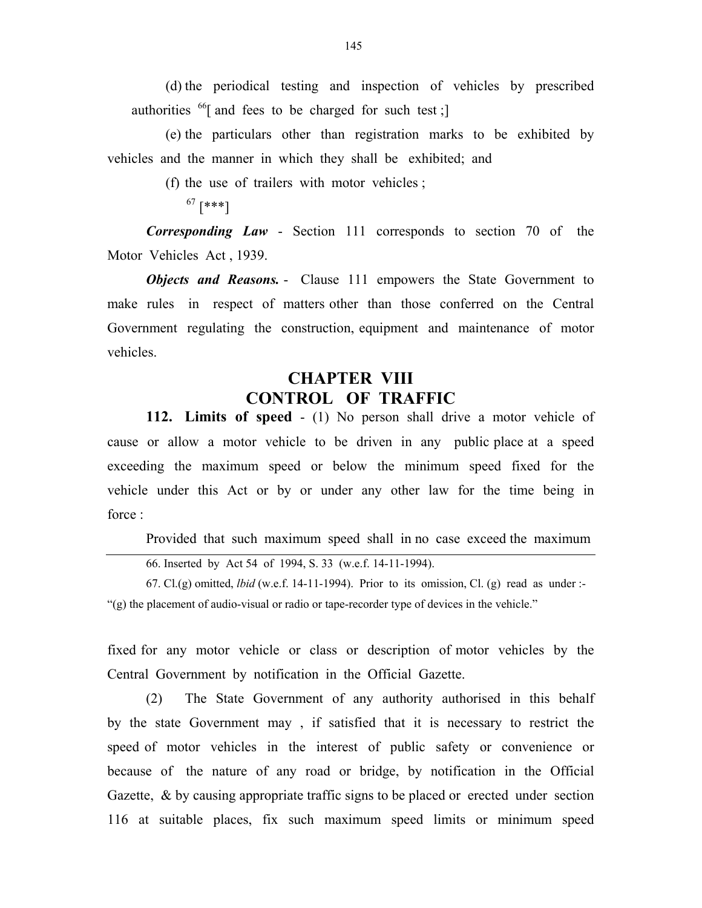(d) the periodical testing and inspection of vehicles by prescribed authorities [66][ and fees to be charged for such test ;]

(e) the particulars other than registration marks to be exhibited by vehicles and the manner in which they shall be exhibited; and

(f) the use of trailers with motor vehicles ;

[67] [***]

***Corresponding Law*** - Section 111 corresponds to section 70 of the Motor Vehicles Act , 1939.

***Objects and Reasons.*** - Clause 111 empowers the State Government to make rules in respect of matters other than those conferred on the Central Government regulating the construction, equipment and maintenance of motor vehicles.

# CHAPTER VIII
# CONTROL OF TRAFFIC

**112. Limits of speed** - (1) No person shall drive a motor vehicle of cause or allow a motor vehicle to be driven in any public place at a speed exceeding the maximum speed or below the minimum speed fixed for the vehicle under this Act or by or under any other law for the time being in force :

Provided that such maximum speed shall in no case exceed the maximum fixed for any motor vehicle or class or description of motor vehicles by the Central Government by notification in the Official Gazette.

(2) The State Government of any authority authorised in this behalf by the state Government may , if satisfied that it is necessary to restrict the speed of motor vehicles in the interest of public safety or convenience or because of the nature of any road or bridge, by notification in the Official Gazette, & by causing appropriate traffic signs to be placed or erected under section 116 at suitable places, fix such maximum speed limits or minimum speed

---

66. Inserted by Act 54 of 1994, S. 33 (w.e.f. 14-11-1994).

67. Cl.(g) omitted, *lbid* (w.e.f. 14-11-1994). Prior to its omission, Cl. (g) read as under :- "(g) the placement of audio-visual or radio or tape-recorder type of devices in the vehicle."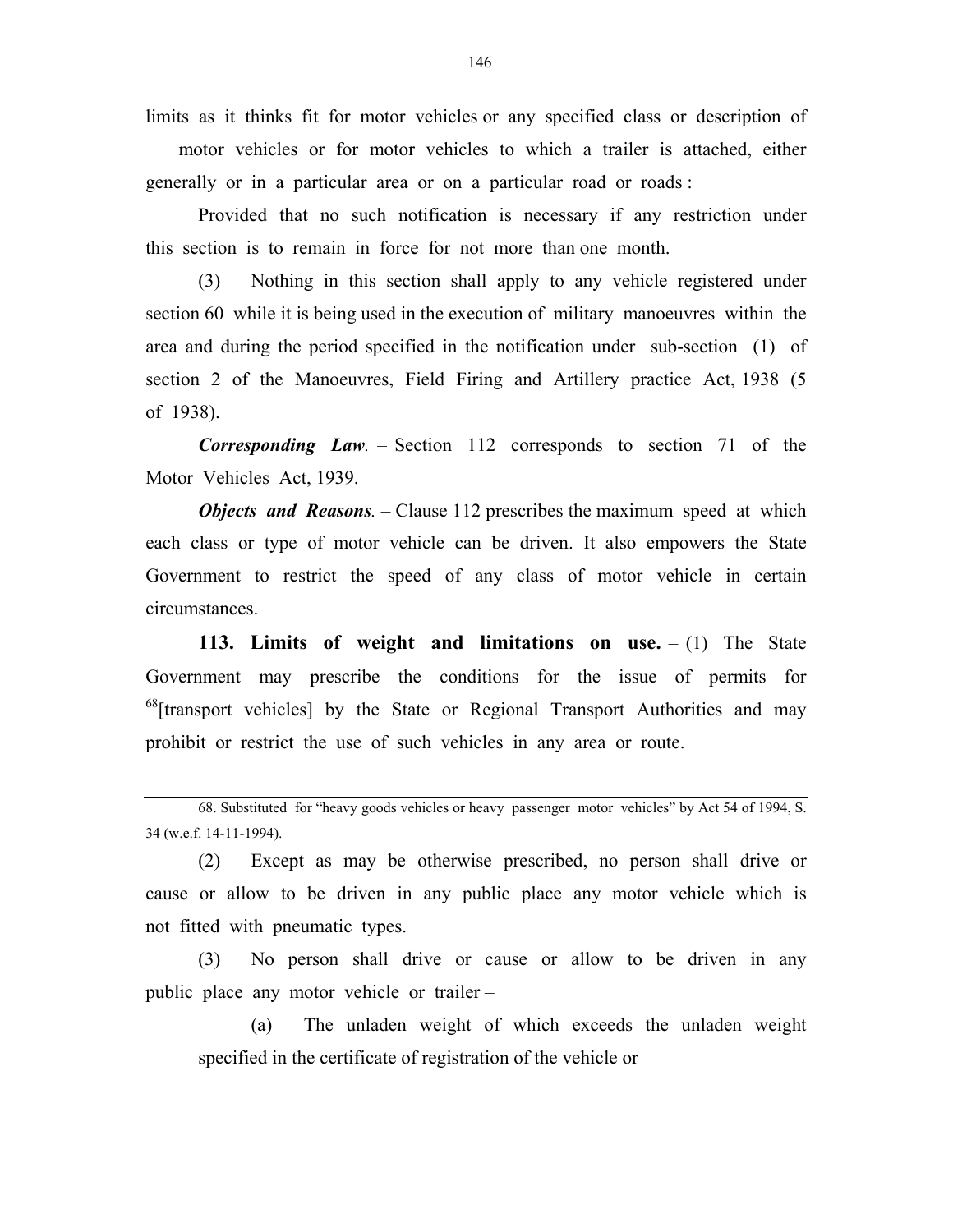limits as it thinks fit for motor vehicles or any specified class or description of motor vehicles or for motor vehicles to which a trailer is attached, either generally or in a particular area or on a particular road or roads :

Provided that no such notification is necessary if any restriction under this section is to remain in force for not more than one month.

(3) Nothing in this section shall apply to any vehicle registered under section 60 while it is being used in the execution of military manoeuvres within the area and during the period specified in the notification under sub-section (1) of section 2 of the Manoeuvres, Field Firing and Artillery practice Act, 1938 (5 of 1938).

***Corresponding Law***. – Section 112 corresponds to section 71 of the Motor Vehicles Act, 1939.

***Objects and Reasons***. – Clause 112 prescribes the maximum speed at which each class or type of motor vehicle can be driven. It also empowers the State Government to restrict the speed of any class of motor vehicle in certain circumstances.

**113. Limits of weight and limitations on use.** – (1) The State Government may prescribe the conditions for the issue of permits for [68][transport vehicles] by the State or Regional Transport Authorities and may prohibit or restrict the use of such vehicles in any area or route.

68. Substituted for "heavy goods vehicles or heavy passenger motor vehicles" by Act 54 of 1994, S. 34 (w.e.f. 14-11-1994).

(2) Except as may be otherwise prescribed, no person shall drive or cause or allow to be driven in any public place any motor vehicle which is not fitted with pneumatic types.

(3) No person shall drive or cause or allow to be driven in any public place any motor vehicle or trailer –

(a) The unladen weight of which exceeds the unladen weight specified in the certificate of registration of the vehicle or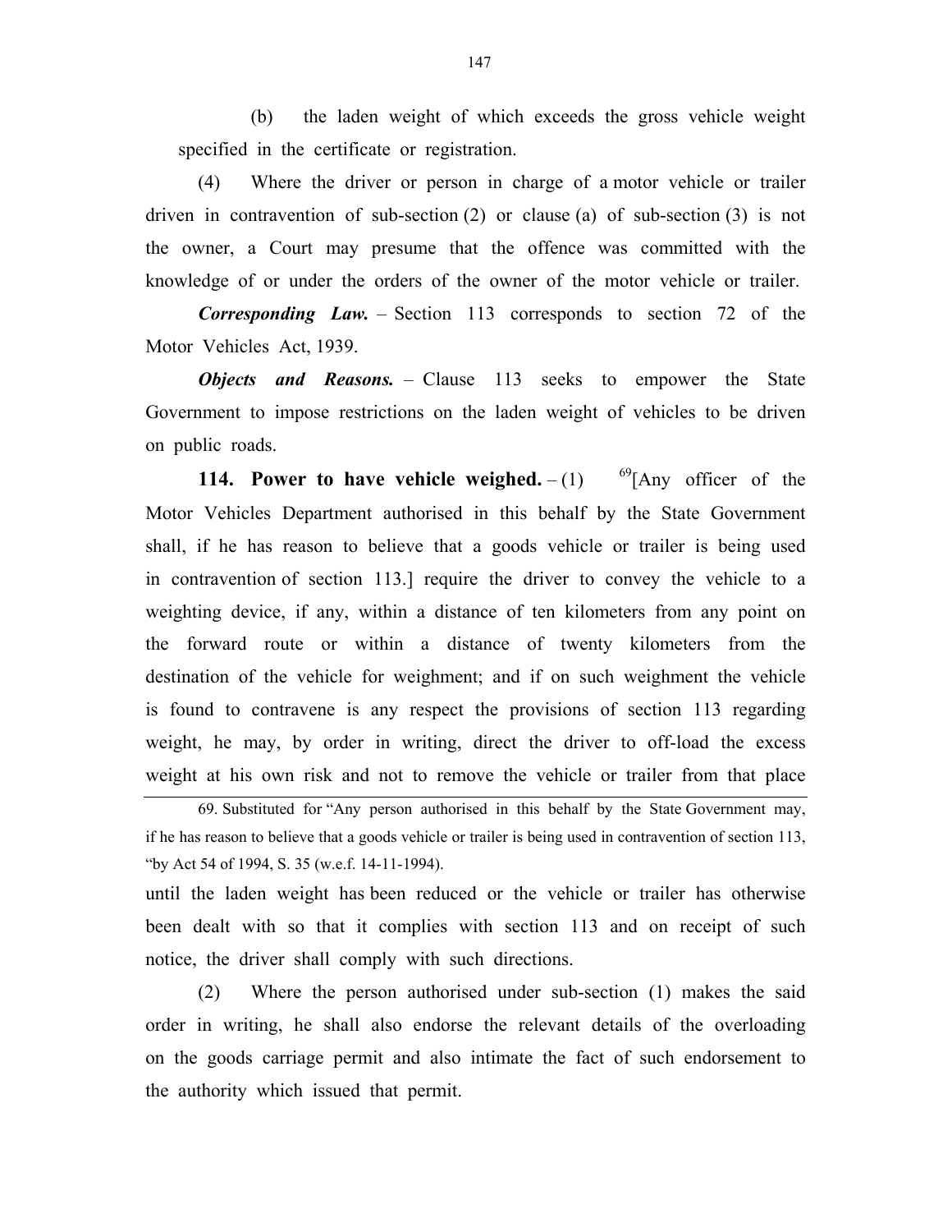(b) the laden weight of which exceeds the gross vehicle weight specified in the certificate or registration.

(4) Where the driver or person in charge of a motor vehicle or trailer driven in contravention of sub-section (2) or clause (a) of sub-section (3) is not the owner, a Court may presume that the offence was committed with the knowledge of or under the orders of the owner of the motor vehicle or trailer.

***Corresponding Law.*** – Section 113 corresponds to section 72 of the Motor Vehicles Act, 1939.

***Objects and Reasons.*** – Clause 113 seeks to empower the State Government to impose restrictions on the laden weight of vehicles to be driven on public roads.

**114. Power to have vehicle weighed.** – (1) [69][Any officer of the Motor Vehicles Department authorised in this behalf by the State Government shall, if he has reason to believe that a goods vehicle or trailer is being used in contravention of section 113.] require the driver to convey the vehicle to a weighting device, if any, within a distance of ten kilometers from any point on the forward route or within a distance of twenty kilometers from the destination of the vehicle for weighment; and if on such weighment the vehicle is found to contravene is any respect the provisions of section 113 regarding weight, he may, by order in writing, direct the driver to off-load the excess weight at his own risk and not to remove the vehicle or trailer from that place until the laden weight has been reduced or the vehicle or trailer has otherwise been dealt with so that it complies with section 113 and on receipt of such notice, the driver shall comply with such directions.

(2) Where the person authorised under sub-section (1) makes the said order in writing, he shall also endorse the relevant details of the overloading on the goods carriage permit and also intimate the fact of such endorsement to the authority which issued that permit.

---

69. Substituted for "Any person authorised in this behalf by the State Government may, if he has reason to believe that a goods vehicle or trailer is being used in contravention of section 113, "by Act 54 of 1994, S. 35 (w.e.f. 14-11-1994).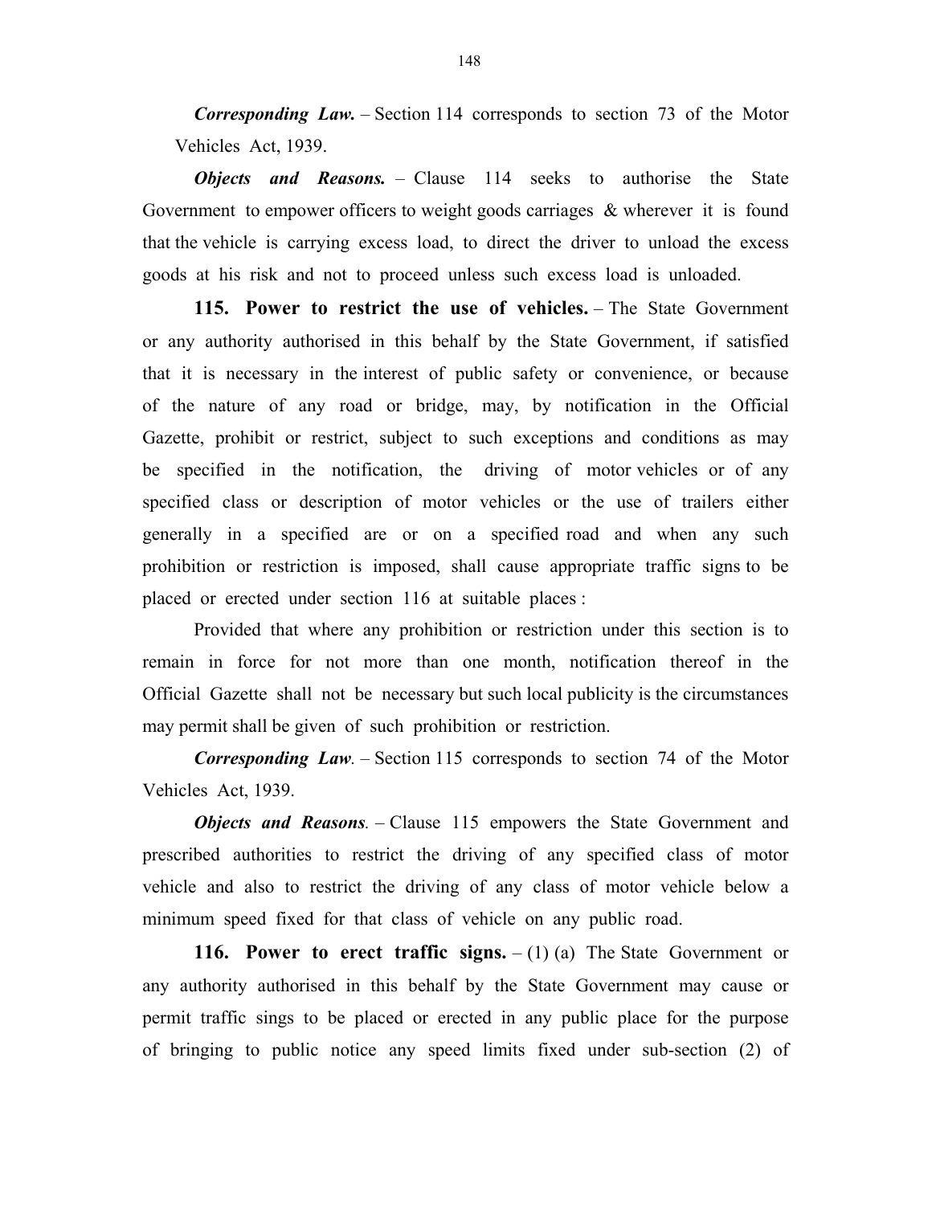***Corresponding Law.*** – Section 114 corresponds to section 73 of the Motor Vehicles Act, 1939.

***Objects and Reasons.*** – Clause 114 seeks to authorise the State Government to empower officers to weight goods carriages & wherever it is found that the vehicle is carrying excess load, to direct the driver to unload the excess goods at his risk and not to proceed unless such excess load is unloaded.

**115. Power to restrict the use of vehicles.** – The State Government or any authority authorised in this behalf by the State Government, if satisfied that it is necessary in the interest of public safety or convenience, or because of the nature of any road or bridge, may, by notification in the Official Gazette, prohibit or restrict, subject to such exceptions and conditions as may be specified in the notification, the driving of motor vehicles or of any specified class or description of motor vehicles or the use of trailers either generally in a specified are or on a specified road and when any such prohibition or restriction is imposed, shall cause appropriate traffic signs to be placed or erected under section 116 at suitable places :

Provided that where any prohibition or restriction under this section is to remain in force for not more than one month, notification thereof in the Official Gazette shall not be necessary but such local publicity is the circumstances may permit shall be given of such prohibition or restriction.

***Corresponding Law***. – Section 115 corresponds to section 74 of the Motor Vehicles Act, 1939.

***Objects and Reasons***. – Clause 115 empowers the State Government and prescribed authorities to restrict the driving of any specified class of motor vehicle and also to restrict the driving of any class of motor vehicle below a minimum speed fixed for that class of vehicle on any public road.

**116. Power to erect traffic signs.** – (1) (a) The State Government or any authority authorised in this behalf by the State Government may cause or permit traffic sings to be placed or erected in any public place for the purpose of bringing to public notice any speed limits fixed under sub-section (2) of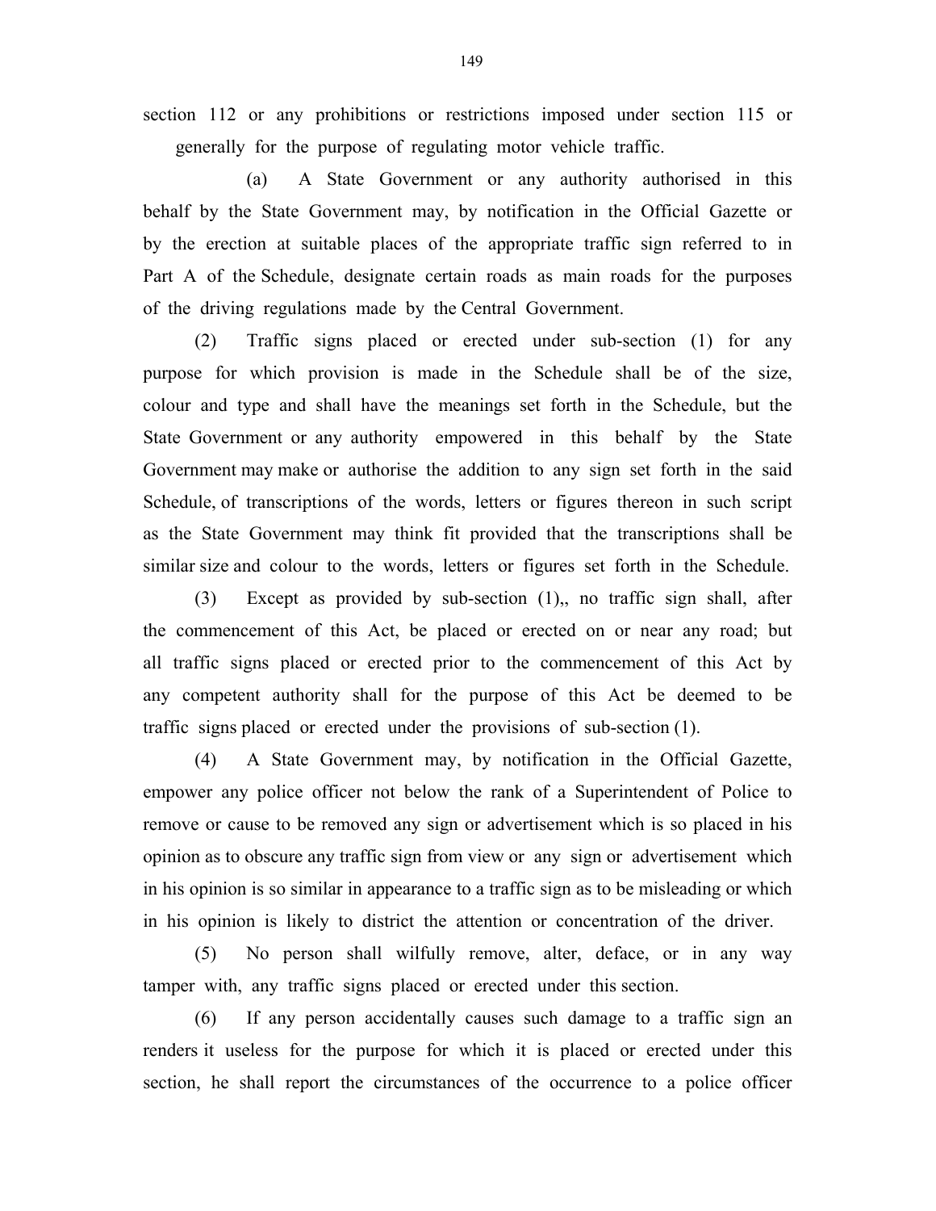section 112 or any prohibitions or restrictions imposed under section 115 or generally for the purpose of regulating motor vehicle traffic.

(a) A State Government or any authority authorised in this behalf by the State Government may, by notification in the Official Gazette or by the erection at suitable places of the appropriate traffic sign referred to in Part A of the Schedule, designate certain roads as main roads for the purposes of the driving regulations made by the Central Government.

(2) Traffic signs placed or erected under sub-section (1) for any purpose for which provision is made in the Schedule shall be of the size, colour and type and shall have the meanings set forth in the Schedule, but the State Government or any authority empowered in this behalf by the State Government may make or authorise the addition to any sign set forth in the said Schedule, of transcriptions of the words, letters or figures thereon in such script as the State Government may think fit provided that the transcriptions shall be similar size and colour to the words, letters or figures set forth in the Schedule.

(3) Except as provided by sub-section (1),, no traffic sign shall, after the commencement of this Act, be placed or erected on or near any road; but all traffic signs placed or erected prior to the commencement of this Act by any competent authority shall for the purpose of this Act be deemed to be traffic signs placed or erected under the provisions of sub-section (1).

(4) A State Government may, by notification in the Official Gazette, empower any police officer not below the rank of a Superintendent of Police to remove or cause to be removed any sign or advertisement which is so placed in his opinion as to obscure any traffic sign from view or any sign or advertisement which in his opinion is so similar in appearance to a traffic sign as to be misleading or which in his opinion is likely to district the attention or concentration of the driver.

(5) No person shall wilfully remove, alter, deface, or in any way tamper with, any traffic signs placed or erected under this section.

(6) If any person accidentally causes such damage to a traffic sign an renders it useless for the purpose for which it is placed or erected under this section, he shall report the circumstances of the occurrence to a police officer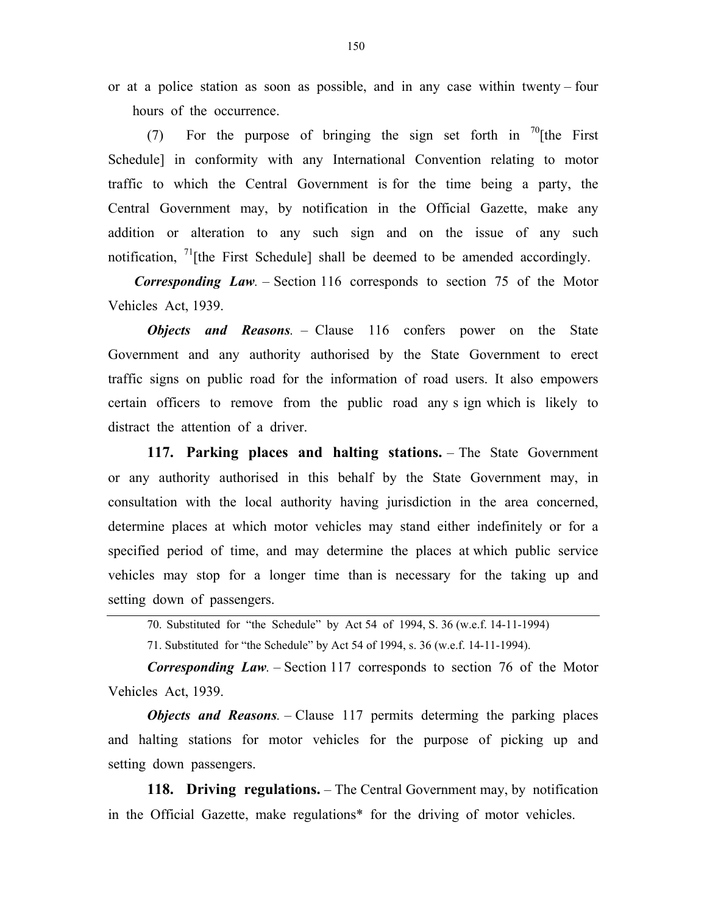or at a police station as soon as possible, and in any case within twenty – four hours of the occurrence.

(7) For the purpose of bringing the sign set forth in [70][the First Schedule] in conformity with any International Convention relating to motor traffic to which the Central Government is for the time being a party, the Central Government may, by notification in the Official Gazette, make any addition or alteration to any such sign and on the issue of any such notification, [71][the First Schedule] shall be deemed to be amended accordingly.

***Corresponding Law***. – Section 116 corresponds to section 75 of the Motor Vehicles Act, 1939.

***Objects and Reasons***. – Clause 116 confers power on the State Government and any authority authorised by the State Government to erect traffic signs on public road for the information of road users. It also empowers certain officers to remove from the public road any s ign which is likely to distract the attention of a driver.

**117. Parking places and halting stations.** – The State Government or any authority authorised in this behalf by the State Government may, in consultation with the local authority having jurisdiction in the area concerned, determine places at which motor vehicles may stand either indefinitely or for a specified period of time, and may determine the places at which public service vehicles may stop for a longer time than is necessary for the taking up and setting down of passengers.

70. Substituted for "the Schedule" by Act 54 of 1994, S. 36 (w.e.f. 14-11-1994)

71. Substituted for "the Schedule" by Act 54 of 1994, s. 36 (w.e.f. 14-11-1994).

***Corresponding Law***. – Section 117 corresponds to section 76 of the Motor Vehicles Act, 1939.

***Objects and Reasons***. – Clause 117 permits determing the parking places and halting stations for motor vehicles for the purpose of picking up and setting down passengers.

**118. Driving regulations.** – The Central Government may, by notification in the Official Gazette, make regulations* for the driving of motor vehicles.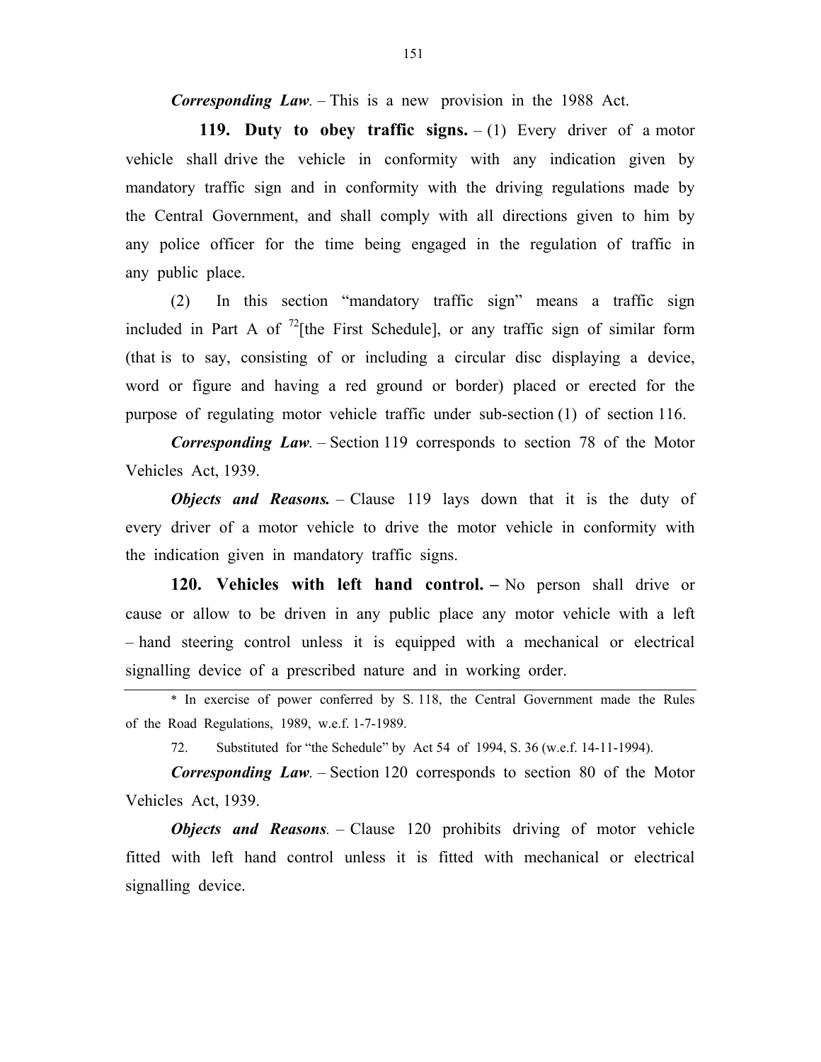***Corresponding Law***. – This is a new provision in the 1988 Act.

**119. Duty to obey traffic signs.** – (1) Every driver of a motor vehicle shall drive the vehicle in conformity with any indication given by mandatory traffic sign and in conformity with the driving regulations made by the Central Government, and shall comply with all directions given to him by any police officer for the time being engaged in the regulation of traffic in any public place.

(2) In this section "mandatory traffic sign" means a traffic sign included in Part A of [72][the First Schedule], or any traffic sign of similar form (that is to say, consisting of or including a circular disc displaying a device, word or figure and having a red ground or border) placed or erected for the purpose of regulating motor vehicle traffic under sub-section (1) of section 116.

***Corresponding Law***. – Section 119 corresponds to section 78 of the Motor Vehicles Act, 1939.

***Objects and Reasons.*** – Clause 119 lays down that it is the duty of every driver of a motor vehicle to drive the motor vehicle in conformity with the indication given in mandatory traffic signs.

**120. Vehicles with left hand control. –** No person shall drive or cause or allow to be driven in any public place any motor vehicle with a left – hand steering control unless it is equipped with a mechanical or electrical signalling device of a prescribed nature and in working order.

---

\* In exercise of power conferred by S. 118, the Central Government made the Rules of the Road Regulations, 1989, w.e.f. 1-7-1989.

72. Substituted for "the Schedule" by Act 54 of 1994, S. 36 (w.e.f. 14-11-1994).

***Corresponding Law***. – Section 120 corresponds to section 80 of the Motor Vehicles Act, 1939.

***Objects and Reasons***. – Clause 120 prohibits driving of motor vehicle fitted with left hand control unless it is fitted with mechanical or electrical signalling device.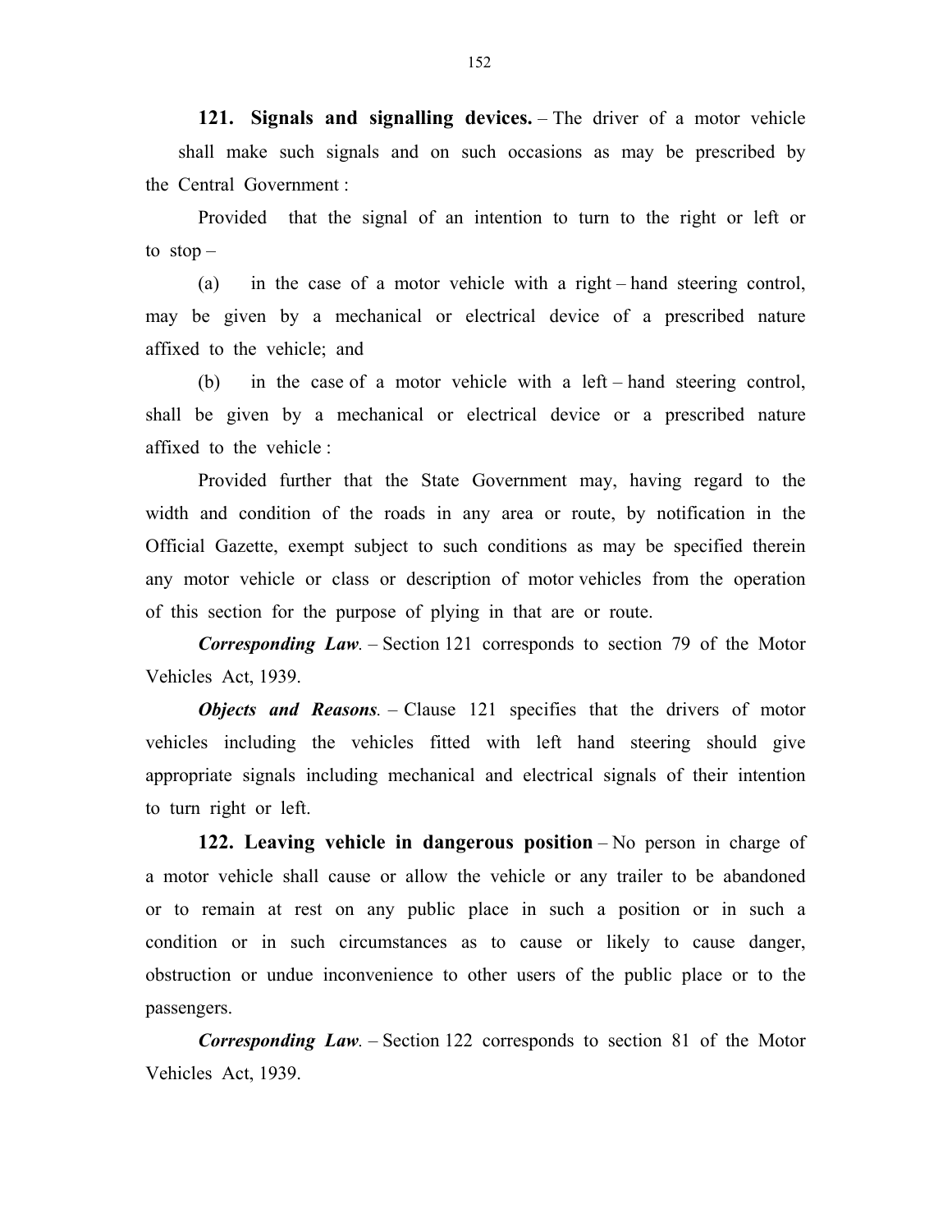**121. Signals and signalling devices.** – The driver of a motor vehicle shall make such signals and on such occasions as may be prescribed by the Central Government :

Provided that the signal of an intention to turn to the right or left or to stop –

(a) in the case of a motor vehicle with a right – hand steering control, may be given by a mechanical or electrical device of a prescribed nature affixed to the vehicle; and

(b) in the case of a motor vehicle with a left – hand steering control, shall be given by a mechanical or electrical device or a prescribed nature affixed to the vehicle :

Provided further that the State Government may, having regard to the width and condition of the roads in any area or route, by notification in the Official Gazette, exempt subject to such conditions as may be specified therein any motor vehicle or class or description of motor vehicles from the operation of this section for the purpose of plying in that are or route.

***Corresponding Law.*** – Section 121 corresponds to section 79 of the Motor Vehicles Act, 1939.

***Objects and Reasons.*** – Clause 121 specifies that the drivers of motor vehicles including the vehicles fitted with left hand steering should give appropriate signals including mechanical and electrical signals of their intention to turn right or left.

**122. Leaving vehicle in dangerous position** – No person in charge of a motor vehicle shall cause or allow the vehicle or any trailer to be abandoned or to remain at rest on any public place in such a position or in such a condition or in such circumstances as to cause or likely to cause danger, obstruction or undue inconvenience to other users of the public place or to the passengers.

***Corresponding Law.*** – Section 122 corresponds to section 81 of the Motor Vehicles Act, 1939.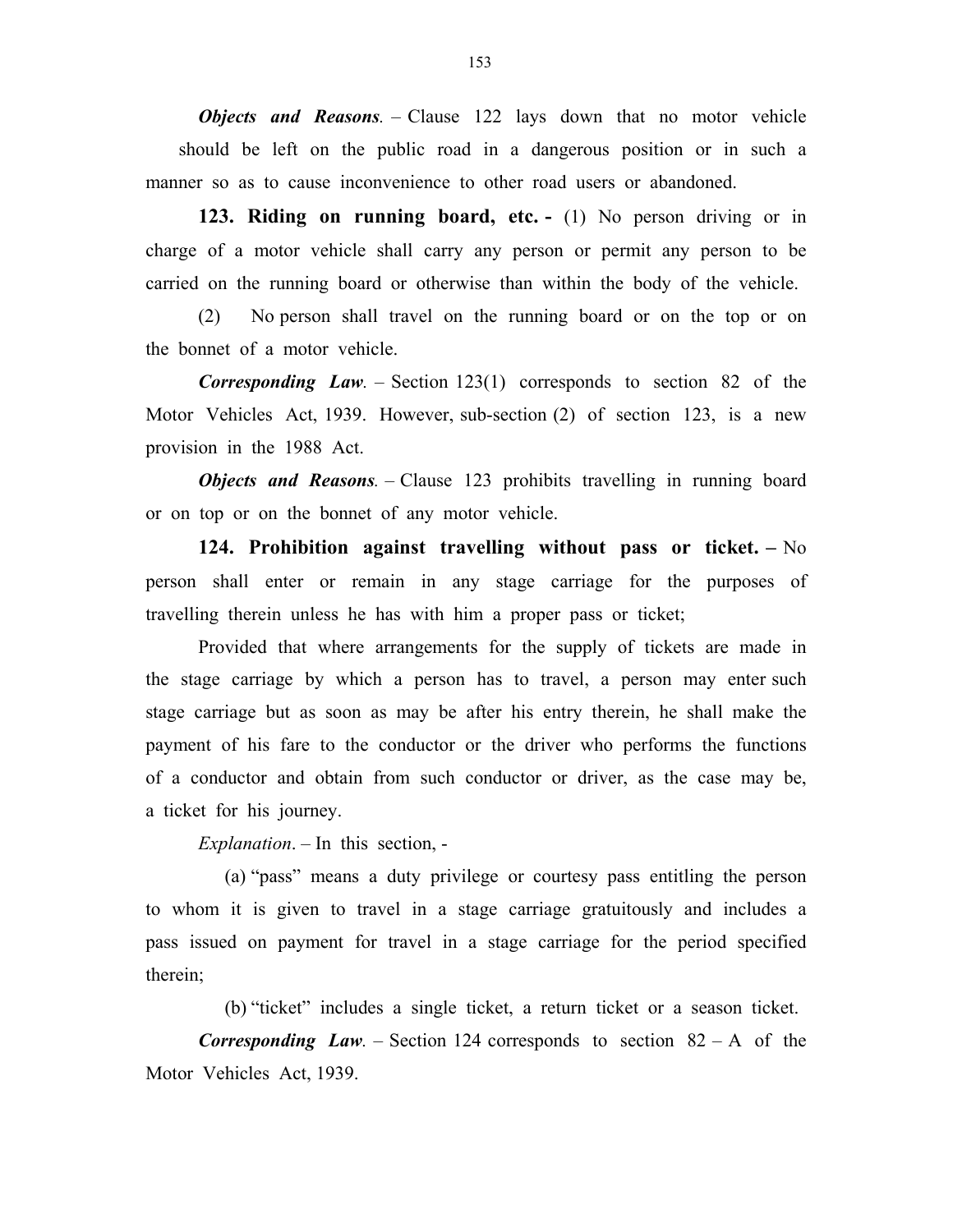***Objects and Reasons***. – Clause 122 lays down that no motor vehicle should be left on the public road in a dangerous position or in such a manner so as to cause inconvenience to other road users or abandoned.

**123. Riding on running board, etc. -** (1) No person driving or in charge of a motor vehicle shall carry any person or permit any person to be carried on the running board or otherwise than within the body of the vehicle.

(2) No person shall travel on the running board or on the top or on the bonnet of a motor vehicle.

***Corresponding Law***. – Section 123(1) corresponds to section 82 of the Motor Vehicles Act, 1939. However, sub-section (2) of section 123, is a new provision in the 1988 Act.

***Objects and Reasons***. – Clause 123 prohibits travelling in running board or on top or on the bonnet of any motor vehicle.

**124. Prohibition against travelling without pass or ticket. –** No person shall enter or remain in any stage carriage for the purposes of travelling therein unless he has with him a proper pass or ticket;

Provided that where arrangements for the supply of tickets are made in the stage carriage by which a person has to travel, a person may enter such stage carriage but as soon as may be after his entry therein, he shall make the payment of his fare to the conductor or the driver who performs the functions of a conductor and obtain from such conductor or driver, as the case may be, a ticket for his journey.

*Explanation*. – In this section, -

(a) "pass" means a duty privilege or courtesy pass entitling the person to whom it is given to travel in a stage carriage gratuitously and includes a pass issued on payment for travel in a stage carriage for the period specified therein;

(b) "ticket" includes a single ticket, a return ticket or a season ticket.

***Corresponding Law***. – Section 124 corresponds to section 82 – A of the Motor Vehicles Act, 1939.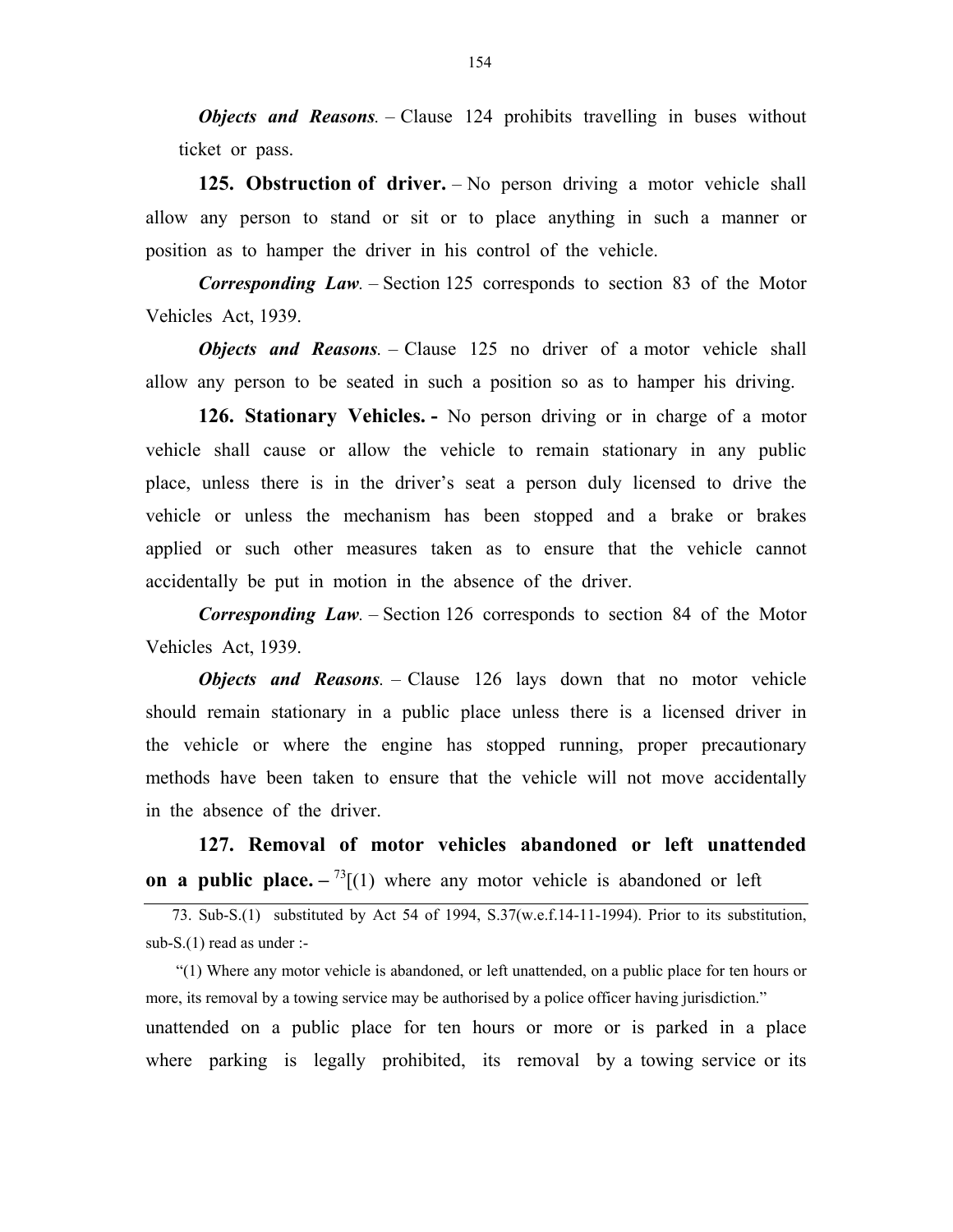***Objects and Reasons***. – Clause 124 prohibits travelling in buses without ticket or pass.

**125. Obstruction of driver.** – No person driving a motor vehicle shall allow any person to stand or sit or to place anything in such a manner or position as to hamper the driver in his control of the vehicle.

***Corresponding Law***. – Section 125 corresponds to section 83 of the Motor Vehicles Act, 1939.

***Objects and Reasons***. – Clause 125 no driver of a motor vehicle shall allow any person to be seated in such a position so as to hamper his driving.

**126. Stationary Vehicles. -** No person driving or in charge of a motor vehicle shall cause or allow the vehicle to remain stationary in any public place, unless there is in the driver's seat a person duly licensed to drive the vehicle or unless the mechanism has been stopped and a brake or brakes applied or such other measures taken as to ensure that the vehicle cannot accidentally be put in motion in the absence of the driver.

***Corresponding Law***. – Section 126 corresponds to section 84 of the Motor Vehicles Act, 1939.

***Objects and Reasons***. – Clause 126 lays down that no motor vehicle should remain stationary in a public place unless there is a licensed driver in the vehicle or where the engine has stopped running, proper precautionary methods have been taken to ensure that the vehicle will not move accidentally in the absence of the driver.

**127. Removal of motor vehicles abandoned or left unattended on a public place. –** [73][(1) where any motor vehicle is abandoned or left unattended on a public place for ten hours or more or is parked in a place where parking is legally prohibited, its removal by a towing service or its

---

73. Sub-S.(1) substituted by Act 54 of 1994, S.37(w.e.f.14-11-1994). Prior to its substitution, sub-S.(1) read as under :-

"(1) Where any motor vehicle is abandoned, or left unattended, on a public place for ten hours or more, its removal by a towing service may be authorised by a police officer having jurisdiction."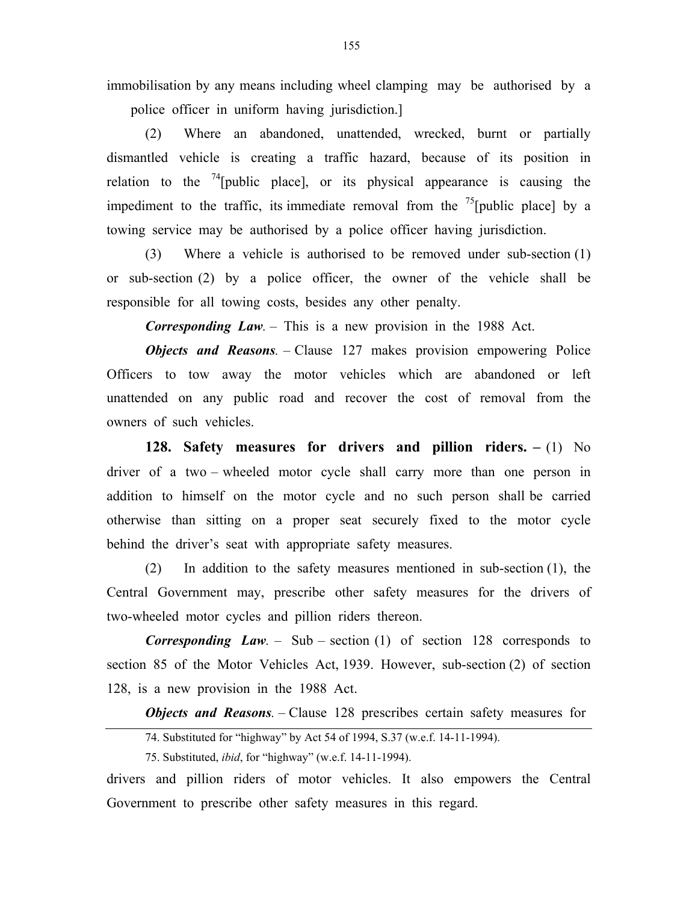immobilisation by any means including wheel clamping may be authorised by a police officer in uniform having jurisdiction.]

(2) Where an abandoned, unattended, wrecked, burnt or partially dismantled vehicle is creating a traffic hazard, because of its position in relation to the [74][public place], or its physical appearance is causing the impediment to the traffic, its immediate removal from the [75][public place] by a towing service may be authorised by a police officer having jurisdiction.

(3) Where a vehicle is authorised to be removed under sub-section (1) or sub-section (2) by a police officer, the owner of the vehicle shall be responsible for all towing costs, besides any other penalty.

***Corresponding Law.*** – This is a new provision in the 1988 Act.

***Objects and Reasons.*** – Clause 127 makes provision empowering Police Officers to tow away the motor vehicles which are abandoned or left unattended on any public road and recover the cost of removal from the owners of such vehicles.

**128. Safety measures for drivers and pillion riders. –** (1) No driver of a two – wheeled motor cycle shall carry more than one person in addition to himself on the motor cycle and no such person shall be carried otherwise than sitting on a proper seat securely fixed to the motor cycle behind the driver's seat with appropriate safety measures.

(2) In addition to the safety measures mentioned in sub-section (1), the Central Government may, prescribe other safety measures for the drivers of two-wheeled motor cycles and pillion riders thereon.

***Corresponding Law.*** – Sub – section (1) of section 128 corresponds to section 85 of the Motor Vehicles Act, 1939. However, sub-section (2) of section 128, is a new provision in the 1988 Act.

***Objects and Reasons.*** – Clause 128 prescribes certain safety measures for drivers and pillion riders of motor vehicles. It also empowers the Central Government to prescribe other safety measures in this regard.

---

74. Substituted for "highway" by Act 54 of 1994, S.37 (w.e.f. 14-11-1994).

75. Substituted, *ibid*, for "highway" (w.e.f. 14-11-1994).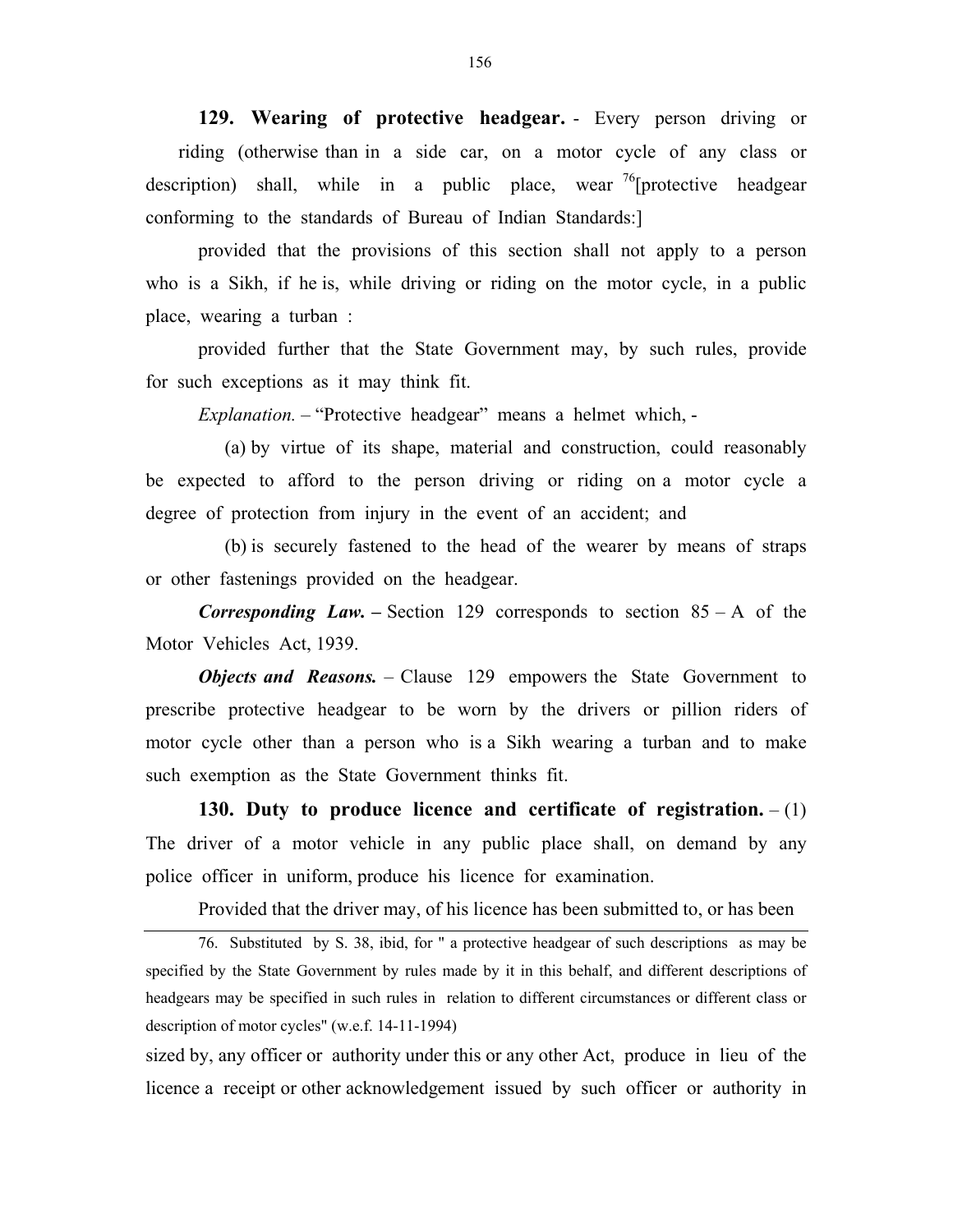**129. Wearing of protective headgear.** - Every person driving or riding (otherwise than in a side car, on a motor cycle of any class or description) shall, while in a public place, wear [76][protective headgear conforming to the standards of Bureau of Indian Standards:]

provided that the provisions of this section shall not apply to a person who is a Sikh, if he is, while driving or riding on the motor cycle, in a public place, wearing a turban :

provided further that the State Government may, by such rules, provide for such exceptions as it may think fit.

*Explanation.* – "Protective headgear" means a helmet which, -

(a) by virtue of its shape, material and construction, could reasonably be expected to afford to the person driving or riding on a motor cycle a degree of protection from injury in the event of an accident; and

(b) is securely fastened to the head of the wearer by means of straps or other fastenings provided on the headgear.

***Corresponding Law.*** **–** Section 129 corresponds to section 85 – A of the Motor Vehicles Act, 1939.

***Objects and Reasons.*** – Clause 129 empowers the State Government to prescribe protective headgear to be worn by the drivers or pillion riders of motor cycle other than a person who is a Sikh wearing a turban and to make such exemption as the State Government thinks fit.

**130. Duty to produce licence and certificate of registration.** – (1) The driver of a motor vehicle in any public place shall, on demand by any police officer in uniform, produce his licence for examination.

Provided that the driver may, of his licence has been submitted to, or has been sized by, any officer or authority under this or any other Act, produce in lieu of the licence a receipt or other acknowledgement issued by such officer or authority in

---

76. Substituted by S. 38, ibid, for " a protective headgear of such descriptions as may be specified by the State Government by rules made by it in this behalf, and different descriptions of headgears may be specified in such rules in relation to different circumstances or different class or description of motor cycles" (w.e.f. 14-11-1994)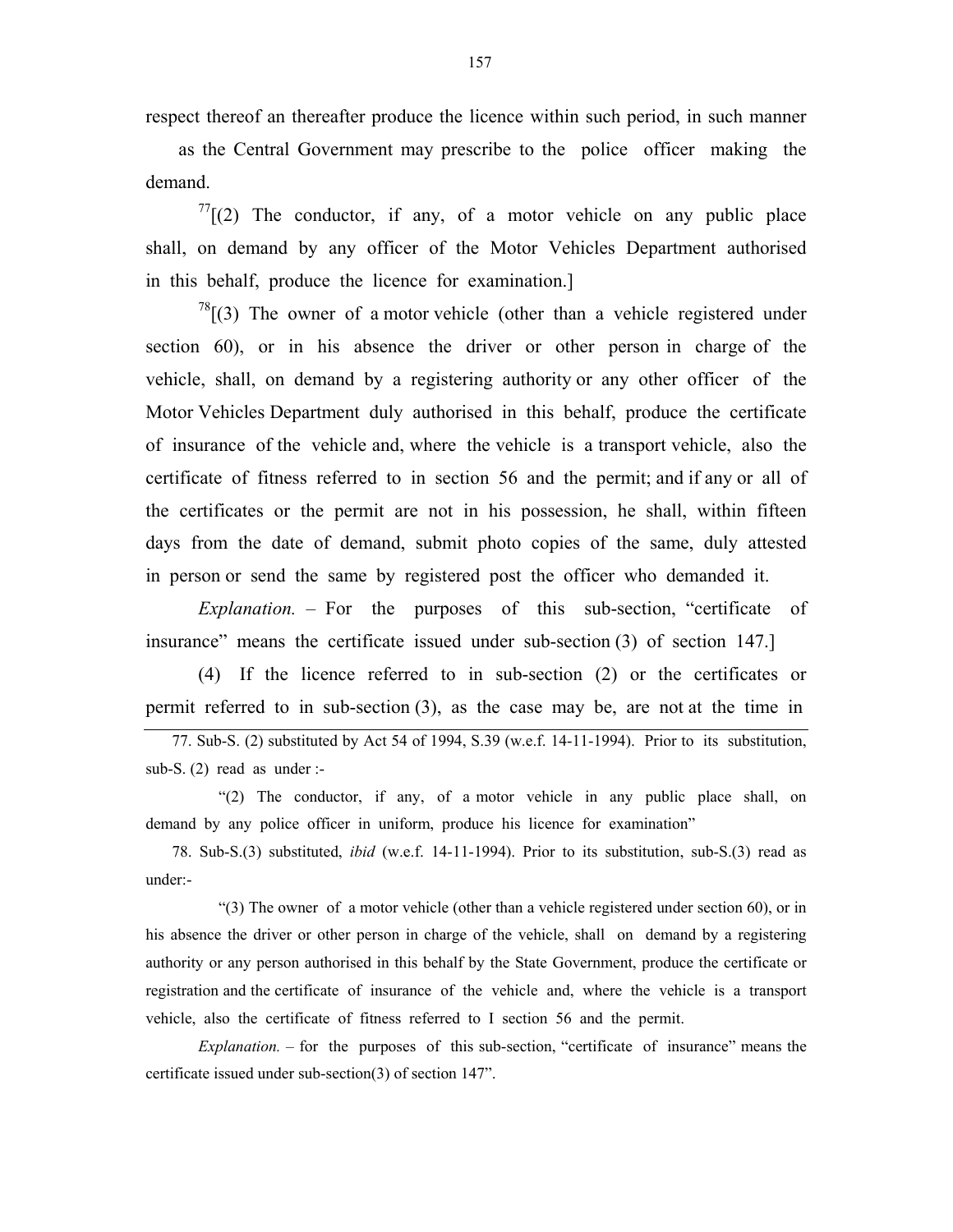respect thereof an thereafter produce the licence within such period, in such manner as the Central Government may prescribe to the police officer making the demand.

[77][(2) The conductor, if any, of a motor vehicle on any public place shall, on demand by any officer of the Motor Vehicles Department authorised in this behalf, produce the licence for examination.]

[78][(3) The owner of a motor vehicle (other than a vehicle registered under section 60), or in his absence the driver or other person in charge of the vehicle, shall, on demand by a registering authority or any other officer of the Motor Vehicles Department duly authorised in this behalf, produce the certificate of insurance of the vehicle and, where the vehicle is a transport vehicle, also the certificate of fitness referred to in section 56 and the permit; and if any or all of the certificates or the permit are not in his possession, he shall, within fifteen days from the date of demand, submit photo copies of the same, duly attested in person or send the same by registered post the officer who demanded it.

*Explanation.* – For the purposes of this sub-section, "certificate of insurance" means the certificate issued under sub-section (3) of section 147.]

(4) If the licence referred to in sub-section (2) or the certificates or permit referred to in sub-section (3), as the case may be, are not at the time in

---

77. Sub-S. (2) substituted by Act 54 of 1994, S.39 (w.e.f. 14-11-1994). Prior to its substitution, sub-S. (2) read as under :-

"(2) The conductor, if any, of a motor vehicle in any public place shall, on demand by any police officer in uniform, produce his licence for examination"

78. Sub-S.(3) substituted, *ibid* (w.e.f. 14-11-1994). Prior to its substitution, sub-S.(3) read as under:-

"(3) The owner of a motor vehicle (other than a vehicle registered under section 60), or in his absence the driver or other person in charge of the vehicle, shall on demand by a registering authority or any person authorised in this behalf by the State Government, produce the certificate or registration and the certificate of insurance of the vehicle and, where the vehicle is a transport vehicle, also the certificate of fitness referred to I section 56 and the permit.

*Explanation.* – for the purposes of this sub-section, "certificate of insurance" means the certificate issued under sub-section(3) of section 147".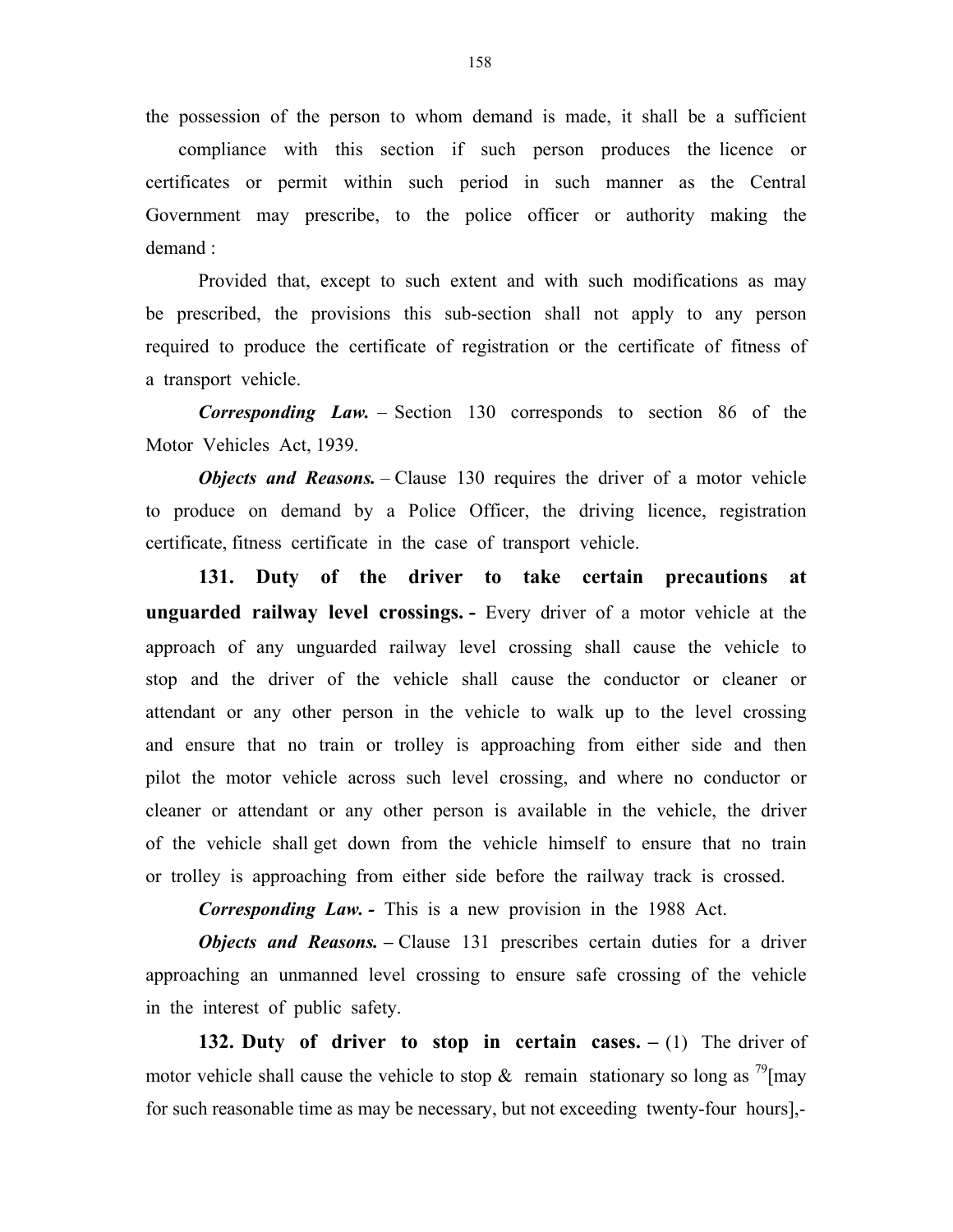the possession of the person to whom demand is made, it shall be a sufficient compliance with this section if such person produces the licence or certificates or permit within such period in such manner as the Central Government may prescribe, to the police officer or authority making the demand :

Provided that, except to such extent and with such modifications as may be prescribed, the provisions this sub-section shall not apply to any person required to produce the certificate of registration or the certificate of fitness of a transport vehicle.

***Corresponding Law.*** – Section 130 corresponds to section 86 of the Motor Vehicles Act, 1939.

***Objects and Reasons.*** – Clause 130 requires the driver of a motor vehicle to produce on demand by a Police Officer, the driving licence, registration certificate, fitness certificate in the case of transport vehicle.

**131. Duty of the driver to take certain precautions at unguarded railway level crossings. -** Every driver of a motor vehicle at the approach of any unguarded railway level crossing shall cause the vehicle to stop and the driver of the vehicle shall cause the conductor or cleaner or attendant or any other person in the vehicle to walk up to the level crossing and ensure that no train or trolley is approaching from either side and then pilot the motor vehicle across such level crossing, and where no conductor or cleaner or attendant or any other person is available in the vehicle, the driver of the vehicle shall get down from the vehicle himself to ensure that no train or trolley is approaching from either side before the railway track is crossed.

***Corresponding Law. -*** This is a new provision in the 1988 Act.

***Objects and Reasons. –*** Clause 131 prescribes certain duties for a driver approaching an unmanned level crossing to ensure safe crossing of the vehicle in the interest of public safety.

**132. Duty of driver to stop in certain cases. –** (1) The driver of motor vehicle shall cause the vehicle to stop & remain stationary so long as [79][may for such reasonable time as may be necessary, but not exceeding twenty-four hours],-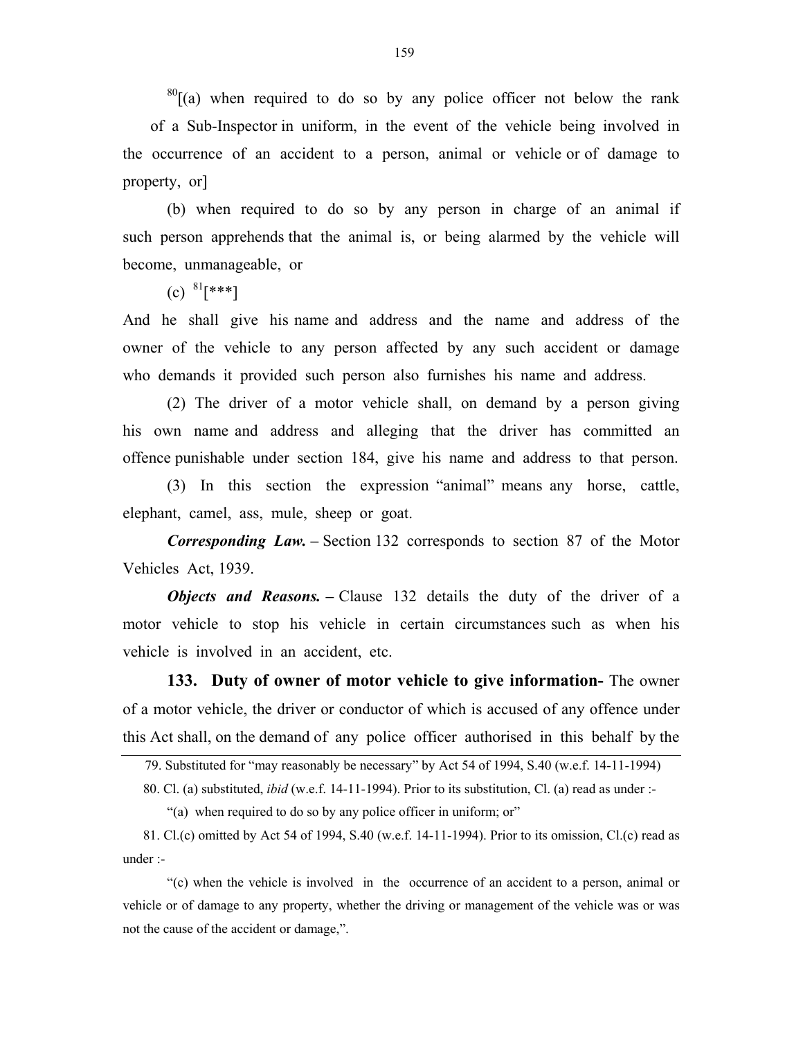[80][(a) when required to do so by any police officer not below the rank of a Sub-Inspector in uniform, in the event of the vehicle being involved in the occurrence of an accident to a person, animal or vehicle or of damage to property, or]

(b) when required to do so by any person in charge of an animal if such person apprehends that the animal is, or being alarmed by the vehicle will become, unmanageable, or

(c) [81][***]

And he shall give his name and address and the name and address of the owner of the vehicle to any person affected by any such accident or damage who demands it provided such person also furnishes his name and address.

(2) The driver of a motor vehicle shall, on demand by a person giving his own name and address and alleging that the driver has committed an offence punishable under section 184, give his name and address to that person.

(3) In this section the expression "animal" means any horse, cattle, elephant, camel, ass, mule, sheep or goat.

***Corresponding Law.*** – Section 132 corresponds to section 87 of the Motor Vehicles Act, 1939.

***Objects and Reasons.*** – Clause 132 details the duty of the driver of a motor vehicle to stop his vehicle in certain circumstances such as when his vehicle is involved in an accident, etc.

**133. Duty of owner of motor vehicle to give information-** The owner of a motor vehicle, the driver or conductor of which is accused of any offence under this Act shall, on the demand of any police officer authorised in this behalf by the

---

79. Substituted for "may reasonably be necessary" by Act 54 of 1994, S.40 (w.e.f. 14-11-1994)

80. Cl. (a) substituted, *ibid* (w.e.f. 14-11-1994). Prior to its substitution, Cl. (a) read as under :-

"(a) when required to do so by any police officer in uniform; or"

81. Cl.(c) omitted by Act 54 of 1994, S.40 (w.e.f. 14-11-1994). Prior to its omission, Cl.(c) read as under :-

"(c) when the vehicle is involved in the occurrence of an accident to a person, animal or vehicle or of damage to any property, whether the driving or management of the vehicle was or was not the cause of the accident or damage,".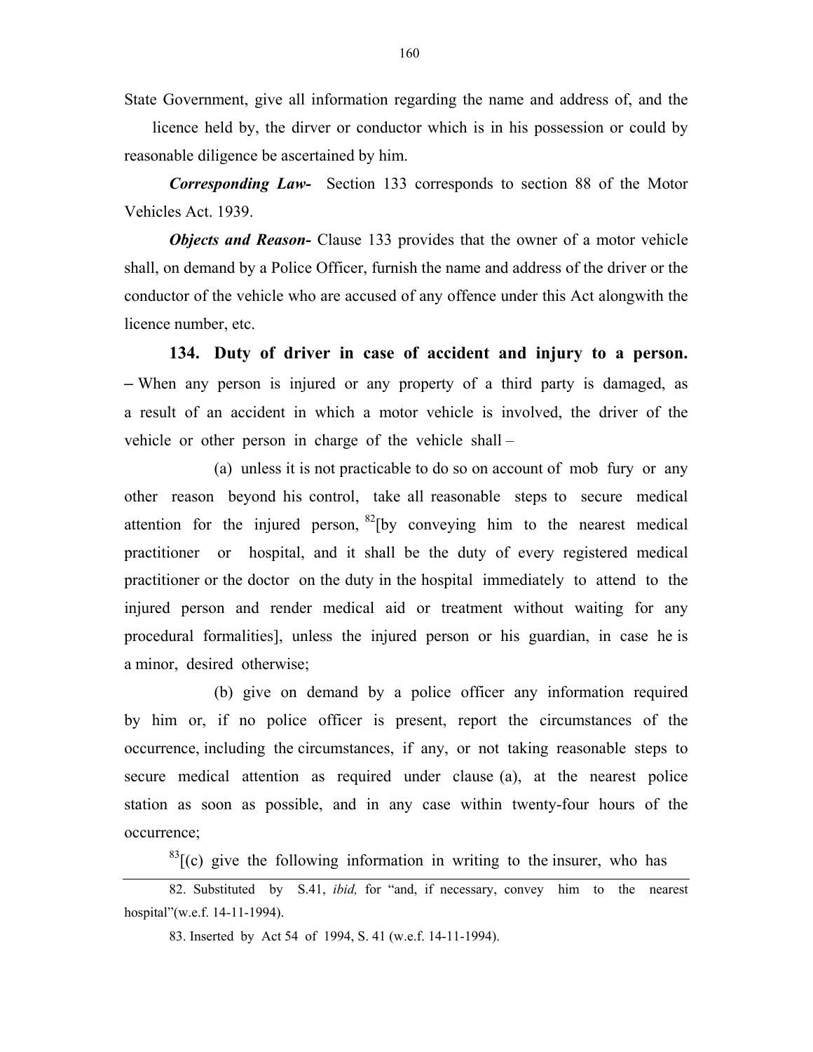State Government, give all information regarding the name and address of, and the licence held by, the dirver or conductor which is in his possession or could by reasonable diligence be ascertained by him.

***Corresponding Law-*** Section 133 corresponds to section 88 of the Motor Vehicles Act. 1939.

***Objects and Reason-*** Clause 133 provides that the owner of a motor vehicle shall, on demand by a Police Officer, furnish the name and address of the driver or the conductor of the vehicle who are accused of any offence under this Act alongwith the licence number, etc.

**134. Duty of driver in case of accident and injury to a person.** – When any person is injured or any property of a third party is damaged, as a result of an accident in which a motor vehicle is involved, the driver of the vehicle or other person in charge of the vehicle shall –

(a) unless it is not practicable to do so on account of mob fury or any other reason beyond his control, take all reasonable steps to secure medical attention for the injured person, [82][by conveying him to the nearest medical practitioner or hospital, and it shall be the duty of every registered medical practitioner or the doctor on the duty in the hospital immediately to attend to the injured person and render medical aid or treatment without waiting for any procedural formalities], unless the injured person or his guardian, in case he is a minor, desired otherwise;

(b) give on demand by a police officer any information required by him or, if no police officer is present, report the circumstances of the occurrence, including the circumstances, if any, or not taking reasonable steps to secure medical attention as required under clause (a), at the nearest police station as soon as possible, and in any case within twenty-four hours of the occurrence;

[83][(c) give the following information in writing to the insurer, who has

---

82. Substituted by S.41, *ibid,* for "and, if necessary, convey him to the nearest hospital"(w.e.f. 14-11-1994).

83. Inserted by Act 54 of 1994, S. 41 (w.e.f. 14-11-1994).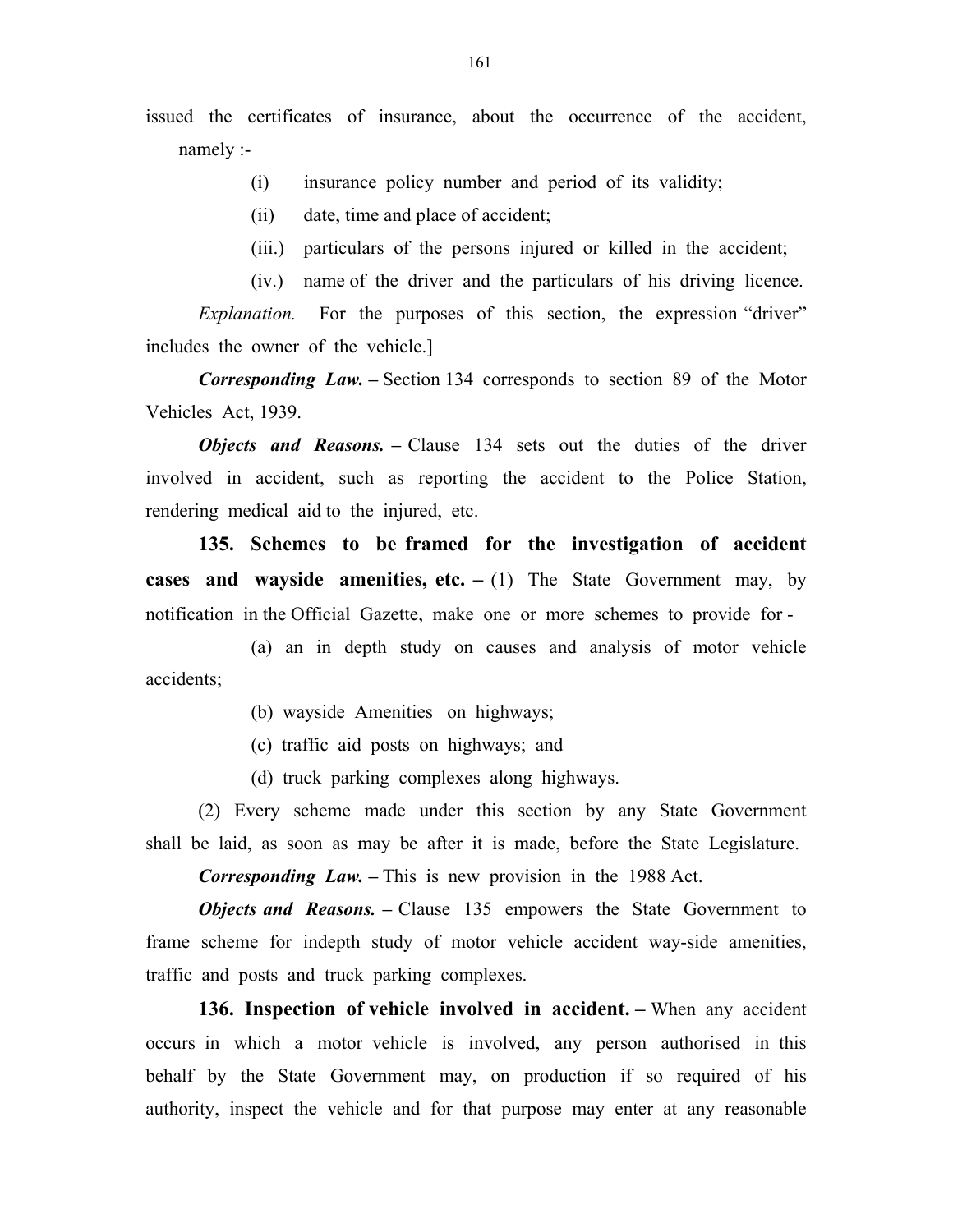issued the certificates of insurance, about the occurrence of the accident, namely :-

(i) insurance policy number and period of its validity;

(ii) date, time and place of accident;

(iii.) particulars of the persons injured or killed in the accident;

(iv.) name of the driver and the particulars of his driving licence.

*Explanation.* – For the purposes of this section, the expression "driver" includes the owner of the vehicle.]

***Corresponding Law.*** **–** Section 134 corresponds to section 89 of the Motor Vehicles Act, 1939.

***Objects and Reasons.*** **–** Clause 134 sets out the duties of the driver involved in accident, such as reporting the accident to the Police Station, rendering medical aid to the injured, etc.

**135. Schemes to be framed for the investigation of accident cases and wayside amenities, etc. –** (1) The State Government may, by notification in the Official Gazette, make one or more schemes to provide for -

(a) an in depth study on causes and analysis of motor vehicle accidents;

(b) wayside Amenities on highways;

(c) traffic aid posts on highways; and

(d) truck parking complexes along highways.

(2) Every scheme made under this section by any State Government shall be laid, as soon as may be after it is made, before the State Legislature.

***Corresponding Law.*** **–** This is new provision in the 1988 Act.

***Objects and Reasons.*** **–** Clause 135 empowers the State Government to frame scheme for indepth study of motor vehicle accident way-side amenities, traffic and posts and truck parking complexes.

**136. Inspection of vehicle involved in accident. –** When any accident occurs in which a motor vehicle is involved, any person authorised in this behalf by the State Government may, on production if so required of his authority, inspect the vehicle and for that purpose may enter at any reasonable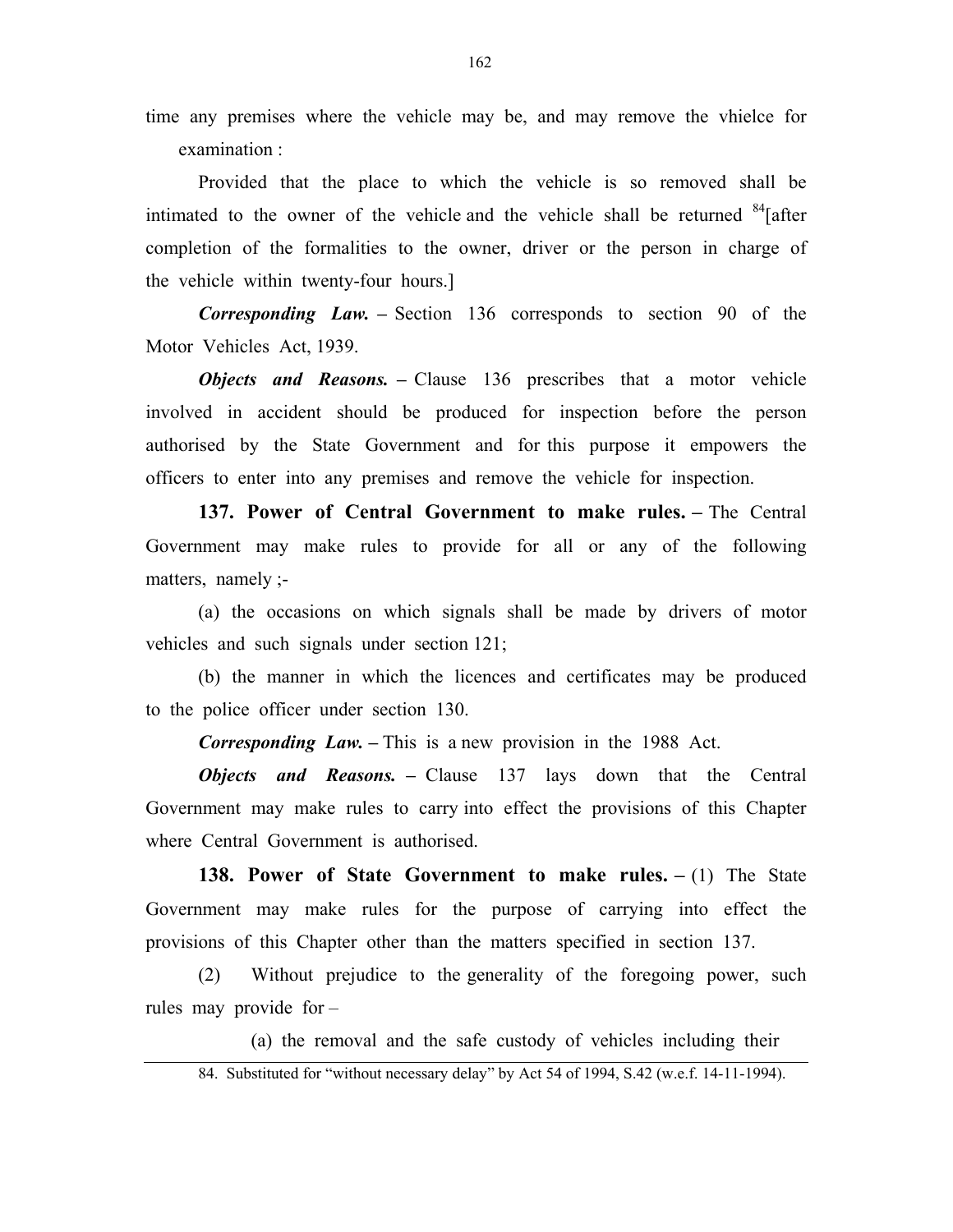time any premises where the vehicle may be, and may remove the vhielce for examination :

Provided that the place to which the vehicle is so removed shall be intimated to the owner of the vehicle and the vehicle shall be returned [84][after completion of the formalities to the owner, driver or the person in charge of the vehicle within twenty-four hours.]

***Corresponding Law.*** – Section 136 corresponds to section 90 of the Motor Vehicles Act, 1939.

***Objects and Reasons.*** – Clause 136 prescribes that a motor vehicle involved in accident should be produced for inspection before the person authorised by the State Government and for this purpose it empowers the officers to enter into any premises and remove the vehicle for inspection.

**137. Power of Central Government to make rules. –** The Central Government may make rules to provide for all or any of the following matters, namely ;-

(a) the occasions on which signals shall be made by drivers of motor vehicles and such signals under section 121;

(b) the manner in which the licences and certificates may be produced to the police officer under section 130.

***Corresponding Law.*** – This is a new provision in the 1988 Act.

***Objects and Reasons.*** – Clause 137 lays down that the Central Government may make rules to carry into effect the provisions of this Chapter where Central Government is authorised.

**138. Power of State Government to make rules. –** (1) The State Government may make rules for the purpose of carrying into effect the provisions of this Chapter other than the matters specified in section 137.

(2) Without prejudice to the generality of the foregoing power, such rules may provide for –

(a) the removal and the safe custody of vehicles including their

---

84. Substituted for "without necessary delay" by Act 54 of 1994, S.42 (w.e.f. 14-11-1994).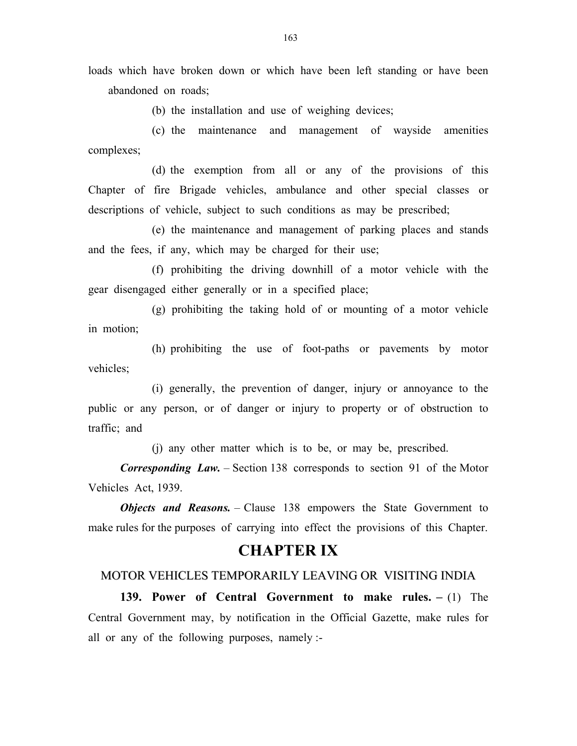loads which have broken down or which have been left standing or have been abandoned on roads;

(b) the installation and use of weighing devices;

(c) the maintenance and management of wayside amenities complexes;

(d) the exemption from all or any of the provisions of this Chapter of fire Brigade vehicles, ambulance and other special classes or descriptions of vehicle, subject to such conditions as may be prescribed;

(e) the maintenance and management of parking places and stands and the fees, if any, which may be charged for their use;

(f) prohibiting the driving downhill of a motor vehicle with the gear disengaged either generally or in a specified place;

(g) prohibiting the taking hold of or mounting of a motor vehicle in motion;

(h) prohibiting the use of foot-paths or pavements by motor vehicles;

(i) generally, the prevention of danger, injury or annoyance to the public or any person, or of danger or injury to property or of obstruction to traffic; and

(j) any other matter which is to be, or may be, prescribed.

***Corresponding Law.*** – Section 138 corresponds to section 91 of the Motor Vehicles Act, 1939.

***Objects and Reasons.*** – Clause 138 empowers the State Government to make rules for the purposes of carrying into effect the provisions of this Chapter.

# CHAPTER IX

## MOTOR VEHICLES TEMPORARILY LEAVING OR VISITING INDIA

**139. Power of Central Government to make rules. –** (1) The Central Government may, by notification in the Official Gazette, make rules for all or any of the following purposes, namely :-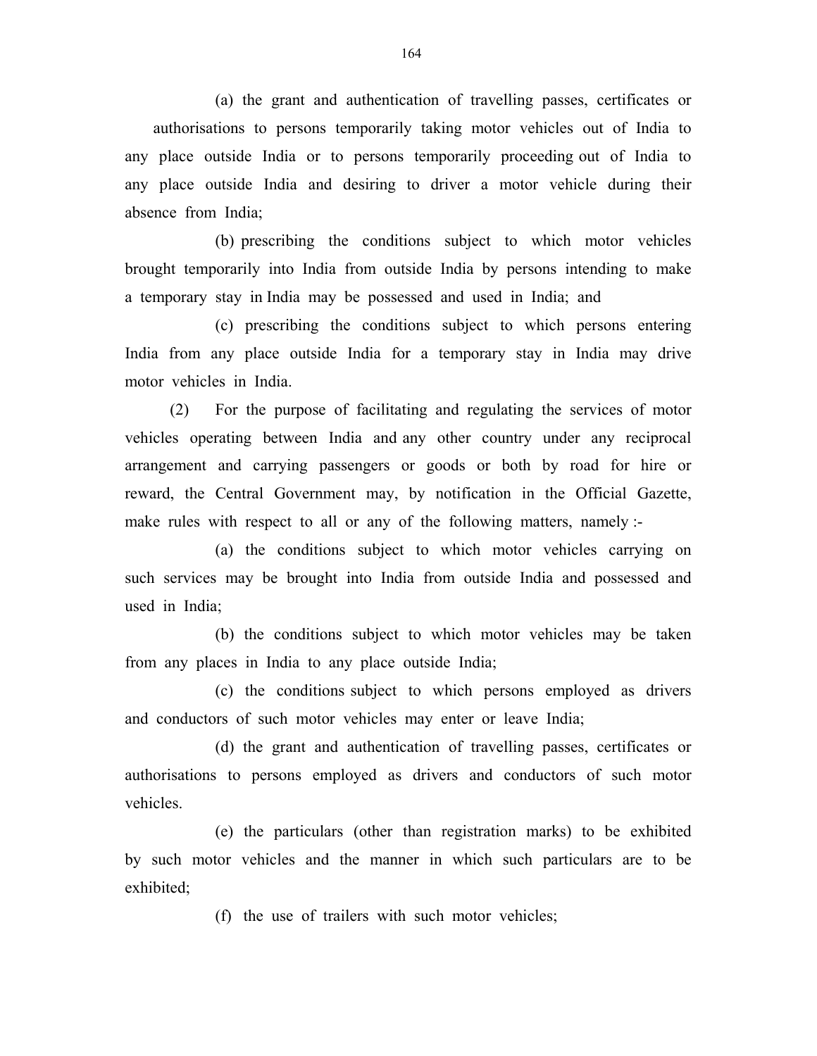(a) the grant and authentication of travelling passes, certificates or authorisations to persons temporarily taking motor vehicles out of India to any place outside India or to persons temporarily proceeding out of India to any place outside India and desiring to driver a motor vehicle during their absence from India;

(b) prescribing the conditions subject to which motor vehicles brought temporarily into India from outside India by persons intending to make a temporary stay in India may be possessed and used in India; and

(c) prescribing the conditions subject to which persons entering India from any place outside India for a temporary stay in India may drive motor vehicles in India.

(2) For the purpose of facilitating and regulating the services of motor vehicles operating between India and any other country under any reciprocal arrangement and carrying passengers or goods or both by road for hire or reward, the Central Government may, by notification in the Official Gazette, make rules with respect to all or any of the following matters, namely :-

(a) the conditions subject to which motor vehicles carrying on such services may be brought into India from outside India and possessed and used in India;

(b) the conditions subject to which motor vehicles may be taken from any places in India to any place outside India;

(c) the conditions subject to which persons employed as drivers and conductors of such motor vehicles may enter or leave India;

(d) the grant and authentication of travelling passes, certificates or authorisations to persons employed as drivers and conductors of such motor vehicles.

(e) the particulars (other than registration marks) to be exhibited by such motor vehicles and the manner in which such particulars are to be exhibited;

(f) the use of trailers with such motor vehicles;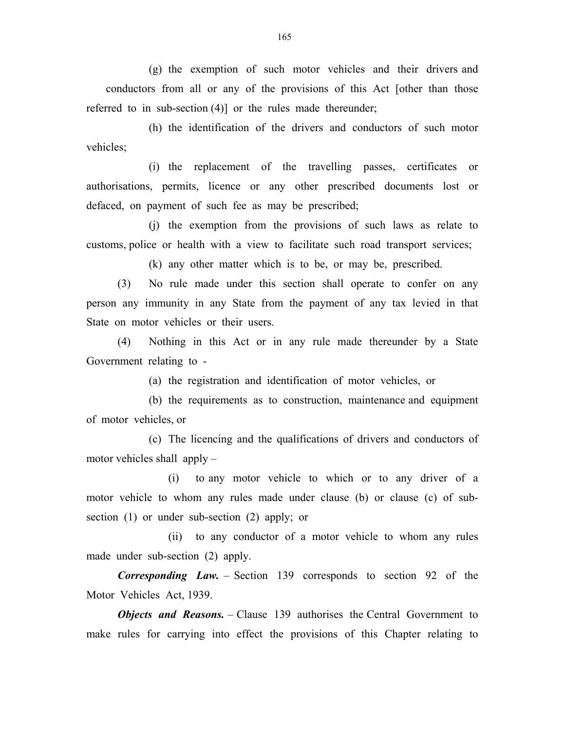(g) the exemption of such motor vehicles and their drivers and conductors from all or any of the provisions of this Act [other than those referred to in sub-section (4)] or the rules made thereunder;

(h) the identification of the drivers and conductors of such motor vehicles;

(i) the replacement of the travelling passes, certificates or authorisations, permits, licence or any other prescribed documents lost or defaced, on payment of such fee as may be prescribed;

(j) the exemption from the provisions of such laws as relate to customs, police or health with a view to facilitate such road transport services;

(k) any other matter which is to be, or may be, prescribed.

(3) No rule made under this section shall operate to confer on any person any immunity in any State from the payment of any tax levied in that State on motor vehicles or their users.

(4) Nothing in this Act or in any rule made thereunder by a State Government relating to -

(a) the registration and identification of motor vehicles, or

(b) the requirements as to construction, maintenance and equipment of motor vehicles, or

(c) The licencing and the qualifications of drivers and conductors of motor vehicles shall apply –

(i) to any motor vehicle to which or to any driver of a motor vehicle to whom any rules made under clause (b) or clause (c) of sub-section (1) or under sub-section (2) apply; or

(ii) to any conductor of a motor vehicle to whom any rules made under sub-section (2) apply.

***Corresponding Law.*** – Section 139 corresponds to section 92 of the Motor Vehicles Act, 1939.

***Objects and Reasons.*** – Clause 139 authorises the Central Government to make rules for carrying into effect the provisions of this Chapter relating to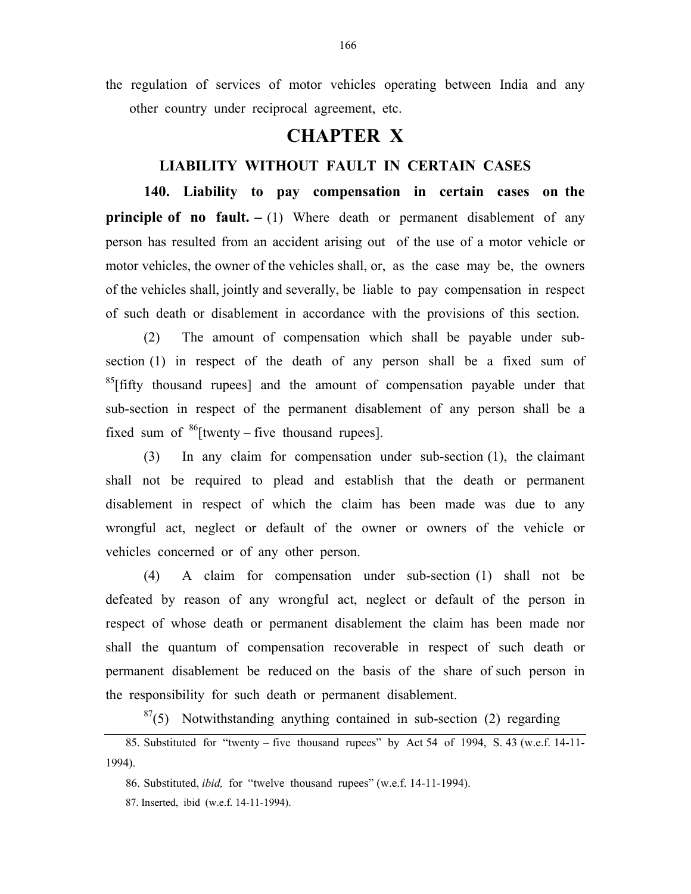the regulation of services of motor vehicles operating between India and any other country under reciprocal agreement, etc.

# CHAPTER X

## LIABILITY WITHOUT FAULT IN CERTAIN CASES

**140. Liability to pay compensation in certain cases on the principle of no fault. –** (1) Where death or permanent disablement of any person has resulted from an accident arising out of the use of a motor vehicle or motor vehicles, the owner of the vehicles shall, or, as the case may be, the owners of the vehicles shall, jointly and severally, be liable to pay compensation in respect of such death or disablement in accordance with the provisions of this section.

(2) The amount of compensation which shall be payable under sub-section (1) in respect of the death of any person shall be a fixed sum of [85][fifty thousand rupees] and the amount of compensation payable under that sub-section in respect of the permanent disablement of any person shall be a fixed sum of [86][twenty – five thousand rupees].

(3) In any claim for compensation under sub-section (1), the claimant shall not be required to plead and establish that the death or permanent disablement in respect of which the claim has been made was due to any wrongful act, neglect or default of the owner or owners of the vehicle or vehicles concerned or of any other person.

(4) A claim for compensation under sub-section (1) shall not be defeated by reason of any wrongful act, neglect or default of the person in respect of whose death or permanent disablement the claim has been made nor shall the quantum of compensation recoverable in respect of such death or permanent disablement be reduced on the basis of the share of such person in the responsibility for such death or permanent disablement.

[87](5) Notwithstanding anything contained in sub-section (2) regarding

---

85. Substituted for "twenty – five thousand rupees" by Act 54 of 1994, S. 43 (w.e.f. 14-11-1994).

86. Substituted, *ibid,* for "twelve thousand rupees" (w.e.f. 14-11-1994).

87. Inserted, ibid (w.e.f. 14-11-1994).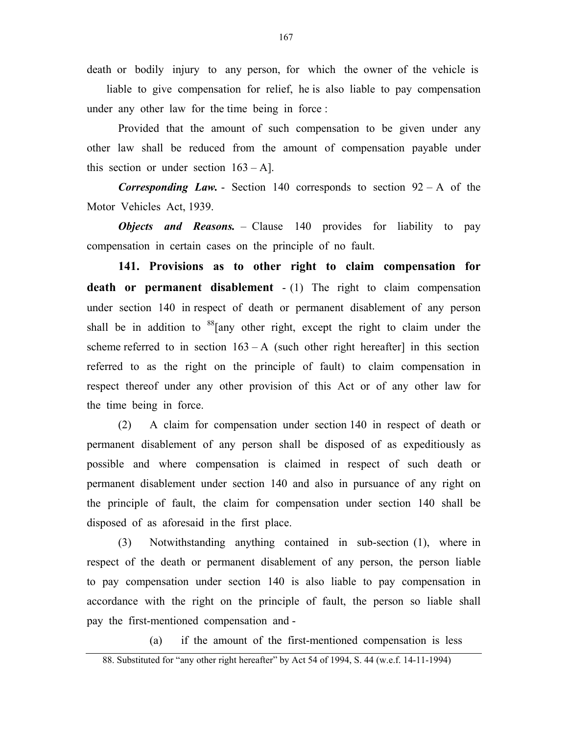death or bodily injury to any person, for which the owner of the vehicle is liable to give compensation for relief, he is also liable to pay compensation under any other law for the time being in force :

Provided that the amount of such compensation to be given under any other law shall be reduced from the amount of compensation payable under this section or under section 163 – A].

***Corresponding Law.*** - Section 140 corresponds to section 92 – A of the Motor Vehicles Act, 1939.

***Objects and Reasons.*** – Clause 140 provides for liability to pay compensation in certain cases on the principle of no fault.

**141. Provisions as to other right to claim compensation for death or permanent disablement** - (1) The right to claim compensation under section 140 in respect of death or permanent disablement of any person shall be in addition to [88][any other right, except the right to claim under the scheme referred to in section 163 – A (such other right hereafter] in this section referred to as the right on the principle of fault) to claim compensation in respect thereof under any other provision of this Act or of any other law for the time being in force.

(2) A claim for compensation under section 140 in respect of death or permanent disablement of any person shall be disposed of as expeditiously as possible and where compensation is claimed in respect of such death or permanent disablement under section 140 and also in pursuance of any right on the principle of fault, the claim for compensation under section 140 shall be disposed of as aforesaid in the first place.

(3) Notwithstanding anything contained in sub-section (1), where in respect of the death or permanent disablement of any person, the person liable to pay compensation under section 140 is also liable to pay compensation in accordance with the right on the principle of fault, the person so liable shall pay the first-mentioned compensation and -

(a) if the amount of the first-mentioned compensation is less

88. Substituted for "any other right hereafter" by Act 54 of 1994, S. 44 (w.e.f. 14-11-1994)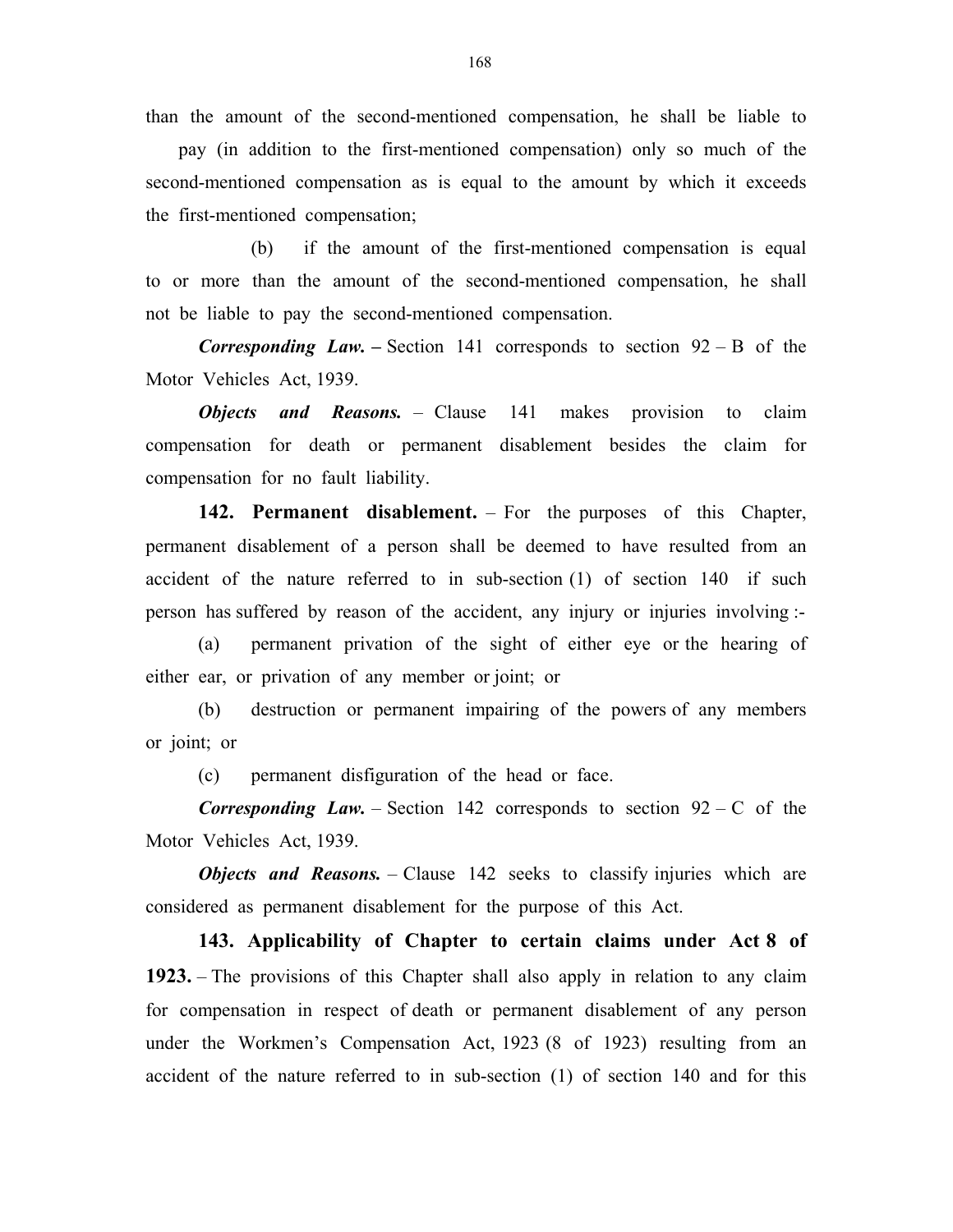than the amount of the second-mentioned compensation, he shall be liable to pay (in addition to the first-mentioned compensation) only so much of the second-mentioned compensation as is equal to the amount by which it exceeds the first-mentioned compensation;

(b) if the amount of the first-mentioned compensation is equal to or more than the amount of the second-mentioned compensation, he shall not be liable to pay the second-mentioned compensation.

***Corresponding Law.*** – Section 141 corresponds to section 92 – B of the Motor Vehicles Act, 1939.

***Objects and Reasons.*** – Clause 141 makes provision to claim compensation for death or permanent disablement besides the claim for compensation for no fault liability.

**142. Permanent disablement.** – For the purposes of this Chapter, permanent disablement of a person shall be deemed to have resulted from an accident of the nature referred to in sub-section (1) of section 140 if such person has suffered by reason of the accident, any injury or injuries involving :-

(a) permanent privation of the sight of either eye or the hearing of either ear, or privation of any member or joint; or

(b) destruction or permanent impairing of the powers of any members or joint; or

(c) permanent disfiguration of the head or face.

***Corresponding Law.*** – Section 142 corresponds to section 92 – C of the Motor Vehicles Act, 1939.

***Objects and Reasons.*** – Clause 142 seeks to classify injuries which are considered as permanent disablement for the purpose of this Act.

**143. Applicability of Chapter to certain claims under Act 8 of 1923.** – The provisions of this Chapter shall also apply in relation to any claim for compensation in respect of death or permanent disablement of any person under the Workmen's Compensation Act, 1923 (8 of 1923) resulting from an accident of the nature referred to in sub-section (1) of section 140 and for this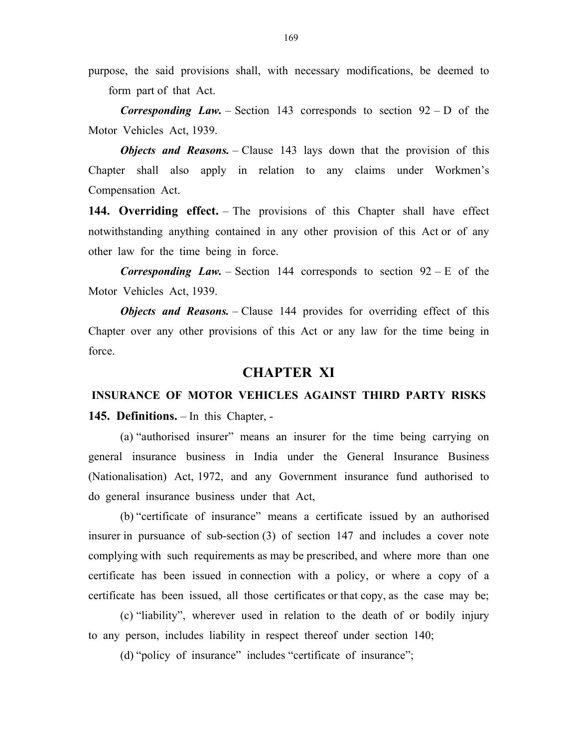purpose, the said provisions shall, with necessary modifications, be deemed to form part of that Act.

***Corresponding Law.*** – Section 143 corresponds to section 92 – D of the Motor Vehicles Act, 1939.

***Objects and Reasons.*** – Clause 143 lays down that the provision of this Chapter shall also apply in relation to any claims under Workmen's Compensation Act.

**144. Overriding effect.** – The provisions of this Chapter shall have effect notwithstanding anything contained in any other provision of this Act or of any other law for the time being in force.

***Corresponding Law.*** – Section 144 corresponds to section 92 – E of the Motor Vehicles Act, 1939.

***Objects and Reasons.*** – Clause 144 provides for overriding effect of this Chapter over any other provisions of this Act or any law for the time being in force.

## CHAPTER XI

### INSURANCE OF MOTOR VEHICLES AGAINST THIRD PARTY RISKS

**145. Definitions.** – In this Chapter, -

(a) "authorised insurer" means an insurer for the time being carrying on general insurance business in India under the General Insurance Business (Nationalisation) Act, 1972, and any Government insurance fund authorised to do general insurance business under that Act,

(b) "certificate of insurance" means a certificate issued by an authorised insurer in pursuance of sub-section (3) of section 147 and includes a cover note complying with such requirements as may be prescribed, and where more than one certificate has been issued in connection with a policy, or where a copy of a certificate has been issued, all those certificates or that copy, as the case may be;

(c) "liability", wherever used in relation to the death of or bodily injury to any person, includes liability in respect thereof under section 140;

(d) "policy of insurance" includes "certificate of insurance";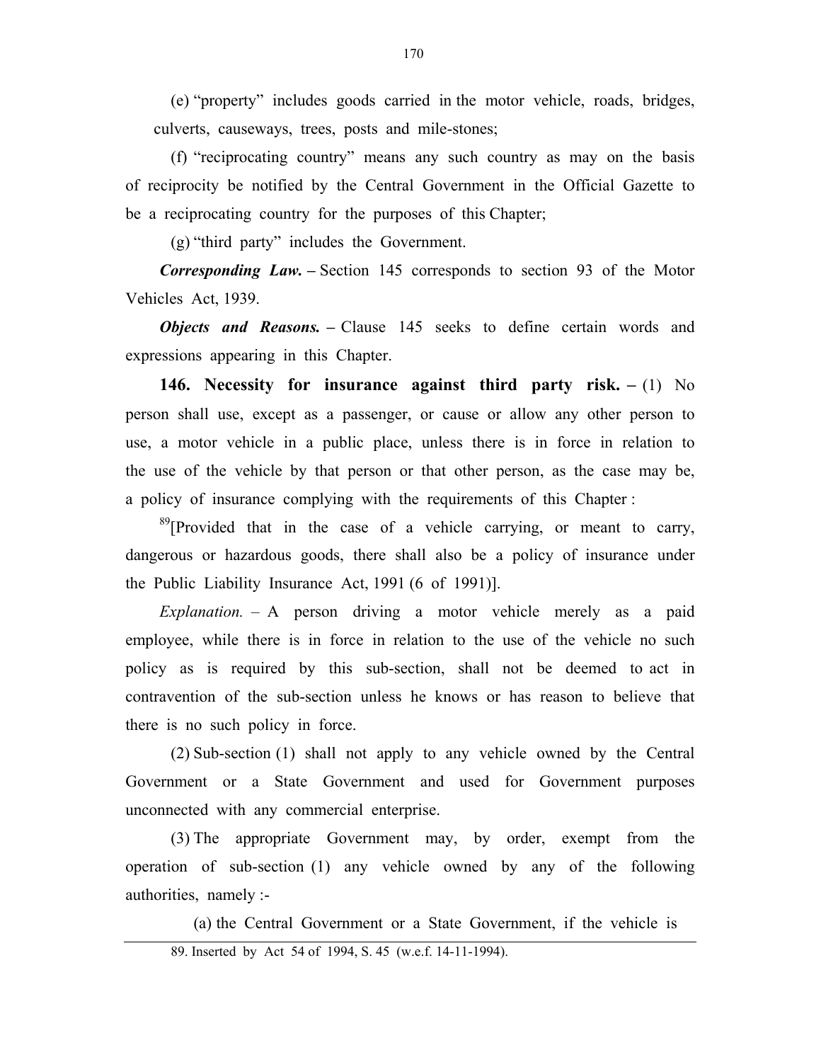(e) "property" includes goods carried in the motor vehicle, roads, bridges, culverts, causeways, trees, posts and mile-stones;

(f) "reciprocating country" means any such country as may on the basis of reciprocity be notified by the Central Government in the Official Gazette to be a reciprocating country for the purposes of this Chapter;

(g) "third party" includes the Government.

***Corresponding Law.*** – Section 145 corresponds to section 93 of the Motor Vehicles Act, 1939.

***Objects and Reasons.*** – Clause 145 seeks to define certain words and expressions appearing in this Chapter.

**146. Necessity for insurance against third party risk.** – (1) No person shall use, except as a passenger, or cause or allow any other person to use, a motor vehicle in a public place, unless there is in force in relation to the use of the vehicle by that person or that other person, as the case may be, a policy of insurance complying with the requirements of this Chapter :

[89][Provided that in the case of a vehicle carrying, or meant to carry, dangerous or hazardous goods, there shall also be a policy of insurance under the Public Liability Insurance Act, 1991 (6 of 1991)].

*Explanation.* – A person driving a motor vehicle merely as a paid employee, while there is in force in relation to the use of the vehicle no such policy as is required by this sub-section, shall not be deemed to act in contravention of the sub-section unless he knows or has reason to believe that there is no such policy in force.

(2) Sub-section (1) shall not apply to any vehicle owned by the Central Government or a State Government and used for Government purposes unconnected with any commercial enterprise.

(3) The appropriate Government may, by order, exempt from the operation of sub-section (1) any vehicle owned by any of the following authorities, namely :-

(a) the Central Government or a State Government, if the vehicle is

---

89. Inserted by Act 54 of 1994, S. 45 (w.e.f. 14-11-1994).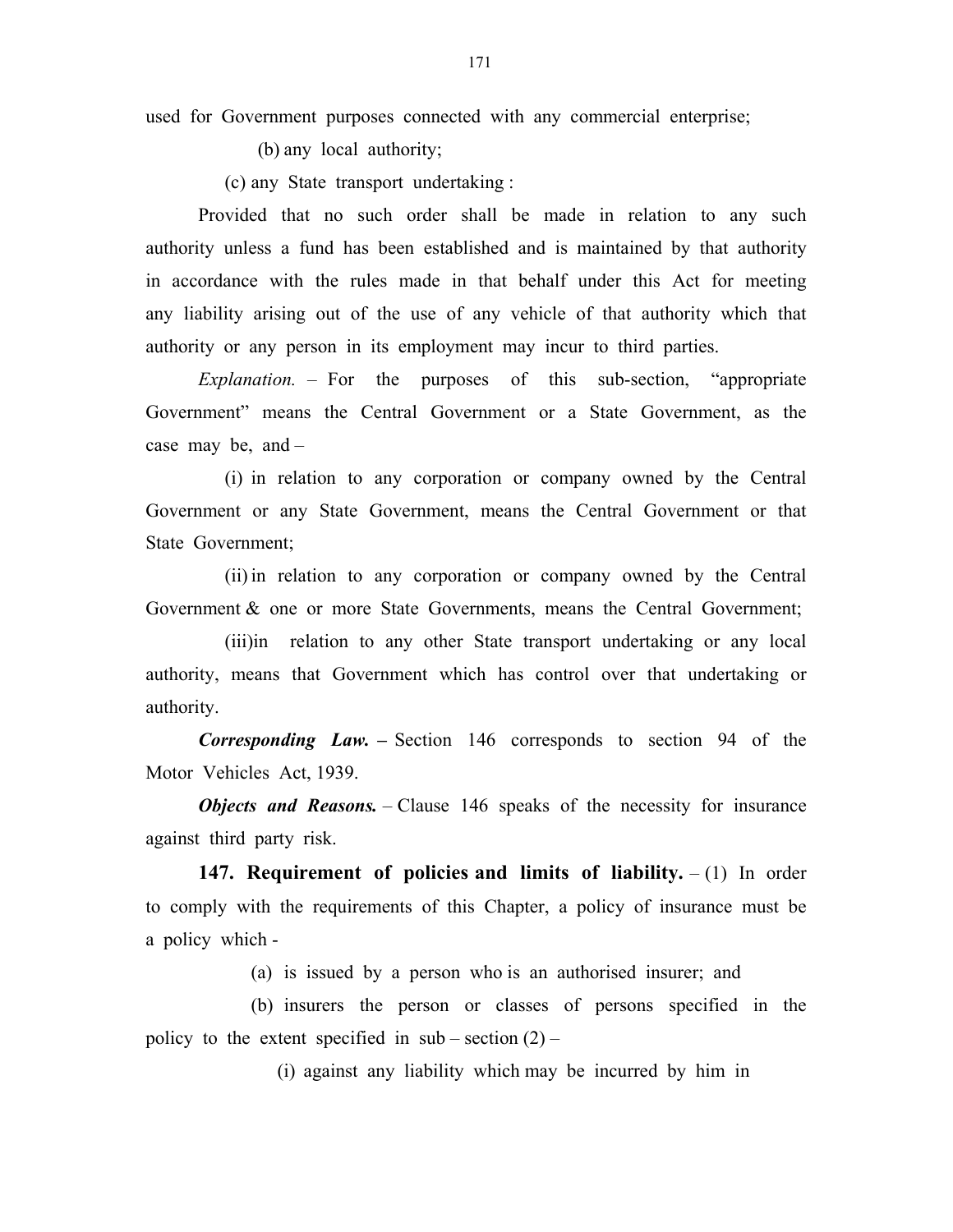used for Government purposes connected with any commercial enterprise;

(b) any local authority;

(c) any State transport undertaking :

Provided that no such order shall be made in relation to any such authority unless a fund has been established and is maintained by that authority in accordance with the rules made in that behalf under this Act for meeting any liability arising out of the use of any vehicle of that authority which that authority or any person in its employment may incur to third parties.

*Explanation.* – For the purposes of this sub-section, "appropriate Government" means the Central Government or a State Government, as the case may be, and –

(i) in relation to any corporation or company owned by the Central Government or any State Government, means the Central Government or that State Government;

(ii) in relation to any corporation or company owned by the Central Government & one or more State Governments, means the Central Government;

(iii) in relation to any other State transport undertaking or any local authority, means that Government which has control over that undertaking or authority.

***Corresponding Law.*** **–** Section 146 corresponds to section 94 of the Motor Vehicles Act, 1939.

***Objects and Reasons.*** – Clause 146 speaks of the necessity for insurance against third party risk.

**147. Requirement of policies and limits of liability.** – (1) In order to comply with the requirements of this Chapter, a policy of insurance must be a policy which -

(a) is issued by a person who is an authorised insurer; and

(b) insurers the person or classes of persons specified in the policy to the extent specified in sub – section (2) –

(i) against any liability which may be incurred by him in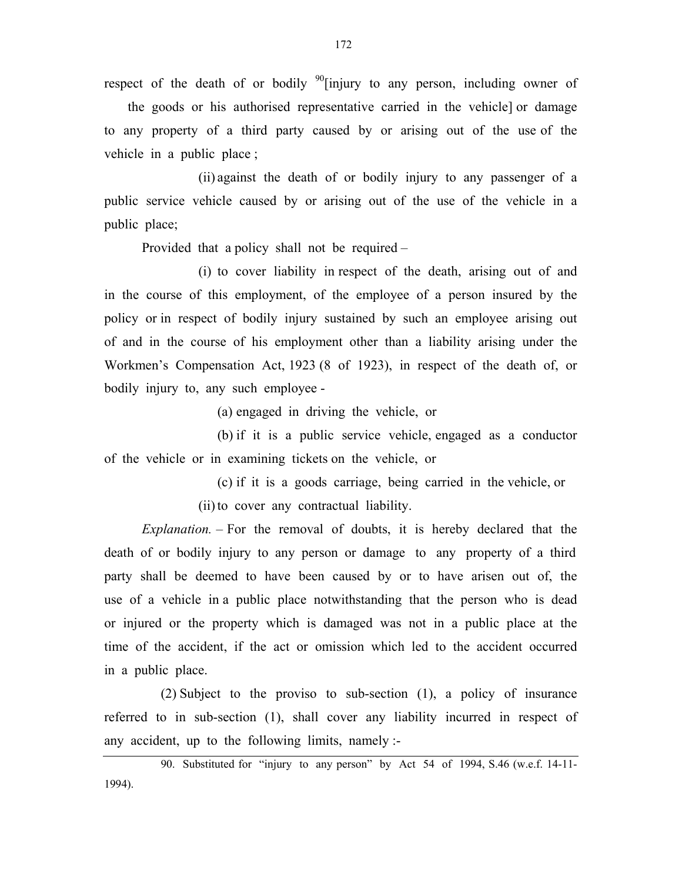respect of the death of or bodily [90][injury to any person, including owner of the goods or his authorised representative carried in the vehicle] or damage to any property of a third party caused by or arising out of the use of the vehicle in a public place ;

(ii) against the death of or bodily injury to any passenger of a public service vehicle caused by or arising out of the use of the vehicle in a public place;

Provided that a policy shall not be required –

(i) to cover liability in respect of the death, arising out of and in the course of this employment, of the employee of a person insured by the policy or in respect of bodily injury sustained by such an employee arising out of and in the course of his employment other than a liability arising under the Workmen's Compensation Act, 1923 (8 of 1923), in respect of the death of, or bodily injury to, any such employee -

(a) engaged in driving the vehicle, or

(b) if it is a public service vehicle, engaged as a conductor of the vehicle or in examining tickets on the vehicle, or

(c) if it is a goods carriage, being carried in the vehicle, or

(ii) to cover any contractual liability.

*Explanation.* – For the removal of doubts, it is hereby declared that the death of or bodily injury to any person or damage to any property of a third party shall be deemed to have been caused by or to have arisen out of, the use of a vehicle in a public place notwithstanding that the person who is dead or injured or the property which is damaged was not in a public place at the time of the accident, if the act or omission which led to the accident occurred in a public place.

(2) Subject to the proviso to sub-section (1), a policy of insurance referred to in sub-section (1), shall cover any liability incurred in respect of any accident, up to the following limits, namely :-

---

90. Substituted for "injury to any person" by Act 54 of 1994, S.46 (w.e.f. 14-11-1994).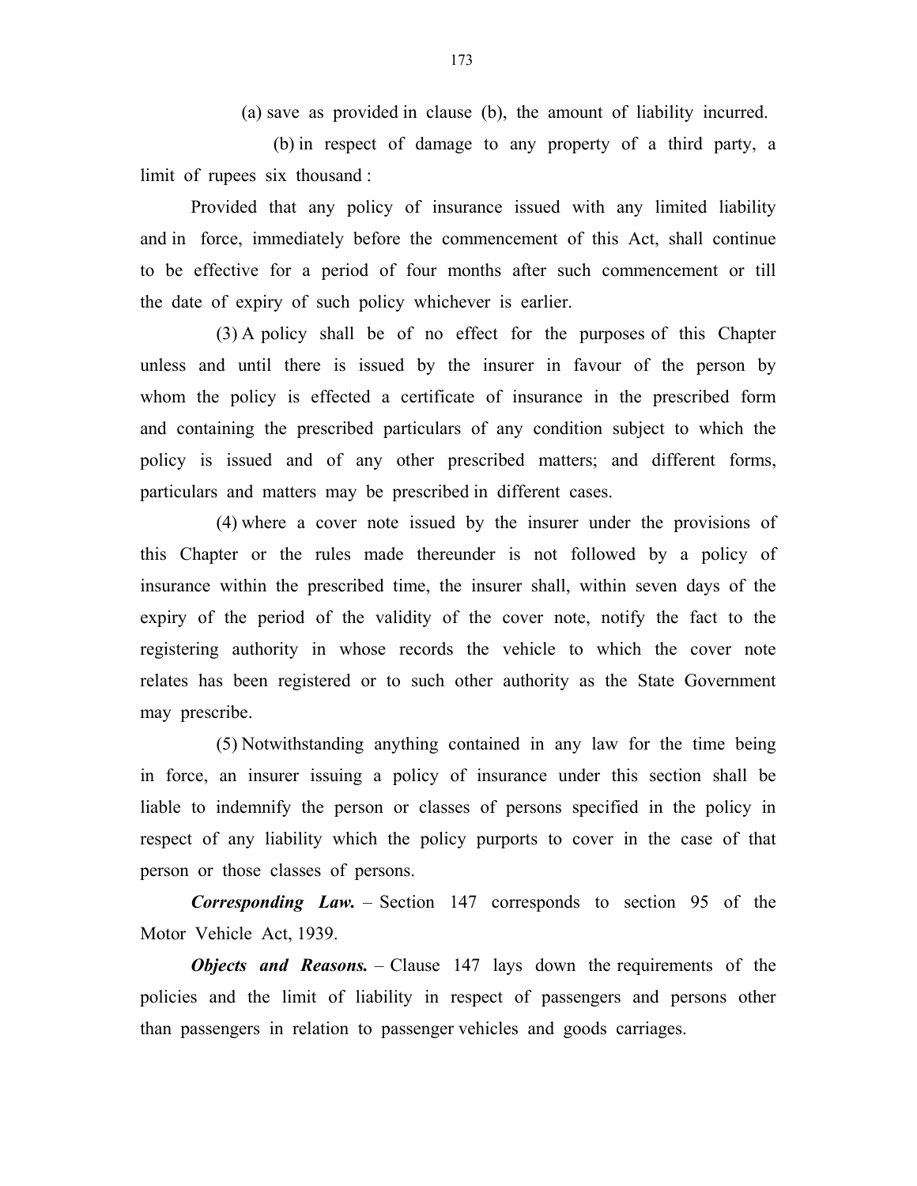(a) save as provided in clause (b), the amount of liability incurred.

(b) in respect of damage to any property of a third party, a limit of rupees six thousand :

Provided that any policy of insurance issued with any limited liability and in force, immediately before the commencement of this Act, shall continue to be effective for a period of four months after such commencement or till the date of expiry of such policy whichever is earlier.

(3) A policy shall be of no effect for the purposes of this Chapter unless and until there is issued by the insurer in favour of the person by whom the policy is effected a certificate of insurance in the prescribed form and containing the prescribed particulars of any condition subject to which the policy is issued and of any other prescribed matters; and different forms, particulars and matters may be prescribed in different cases.

(4) where a cover note issued by the insurer under the provisions of this Chapter or the rules made thereunder is not followed by a policy of insurance within the prescribed time, the insurer shall, within seven days of the expiry of the period of the validity of the cover note, notify the fact to the registering authority in whose records the vehicle to which the cover note relates has been registered or to such other authority as the State Government may prescribe.

(5) Notwithstanding anything contained in any law for the time being in force, an insurer issuing a policy of insurance under this section shall be liable to indemnify the person or classes of persons specified in the policy in respect of any liability which the policy purports to cover in the case of that person or those classes of persons.

***Corresponding Law.*** – Section 147 corresponds to section 95 of the Motor Vehicle Act, 1939.

***Objects and Reasons.*** – Clause 147 lays down the requirements of the policies and the limit of liability in respect of passengers and persons other than passengers in relation to passenger vehicles and goods carriages.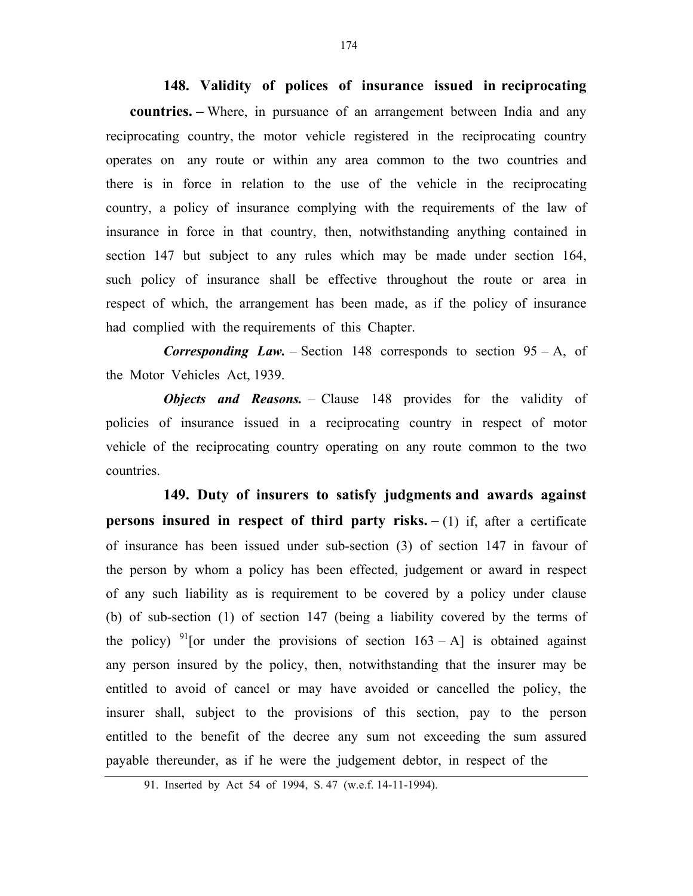**148. Validity of polices of insurance issued in reciprocating countries. –** Where, in pursuance of an arrangement between India and any reciprocating country, the motor vehicle registered in the reciprocating country operates on any route or within any area common to the two countries and there is in force in relation to the use of the vehicle in the reciprocating country, a policy of insurance complying with the requirements of the law of insurance in force in that country, then, notwithstanding anything contained in section 147 but subject to any rules which may be made under section 164, such policy of insurance shall be effective throughout the route or area in respect of which, the arrangement has been made, as if the policy of insurance had complied with the requirements of this Chapter.

***Corresponding Law.*** – Section 148 corresponds to section 95 – A, of the Motor Vehicles Act, 1939.

***Objects and Reasons.*** – Clause 148 provides for the validity of policies of insurance issued in a reciprocating country in respect of motor vehicle of the reciprocating country operating on any route common to the two countries.

**149. Duty of insurers to satisfy judgments and awards against persons insured in respect of third party risks. –** (1) if, after a certificate of insurance has been issued under sub-section (3) of section 147 in favour of the person by whom a policy has been effected, judgement or award in respect of any such liability as is requirement to be covered by a policy under clause (b) of sub-section (1) of section 147 (being a liability covered by the terms of the policy) [91][or under the provisions of section 163 – A] is obtained against any person insured by the policy, then, notwithstanding that the insurer may be entitled to avoid of cancel or may have avoided or cancelled the policy, the insurer shall, subject to the provisions of this section, pay to the person entitled to the benefit of the decree any sum not exceeding the sum assured payable thereunder, as if he were the judgement debtor, in respect of the

91. Inserted by Act 54 of 1994, S. 47 (w.e.f. 14-11-1994).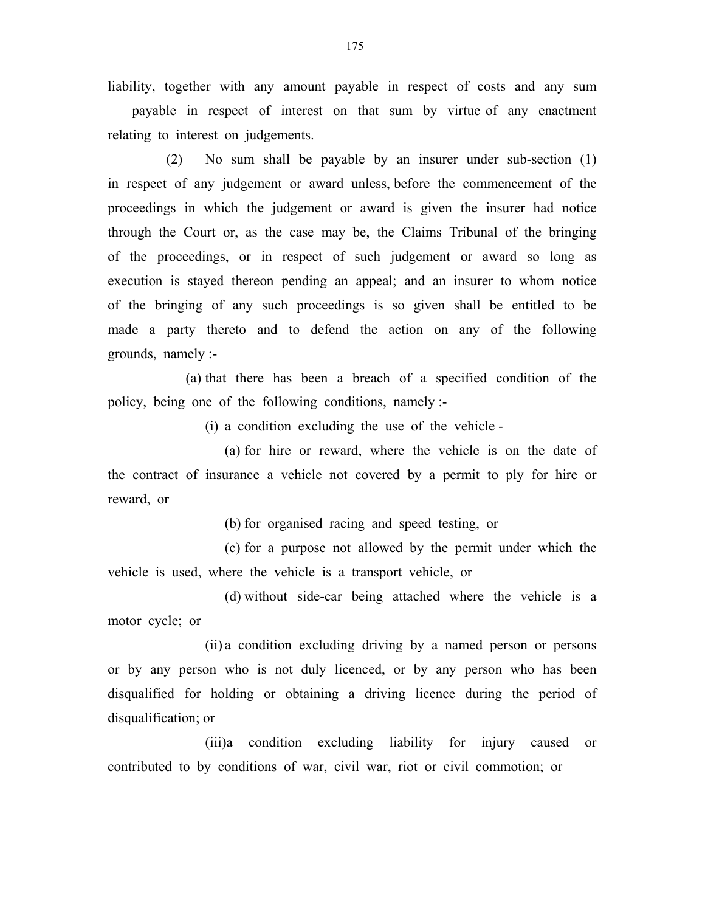liability, together with any amount payable in respect of costs and any sum payable in respect of interest on that sum by virtue of any enactment relating to interest on judgements.

(2) No sum shall be payable by an insurer under sub-section (1) in respect of any judgement or award unless, before the commencement of the proceedings in which the judgement or award is given the insurer had notice through the Court or, as the case may be, the Claims Tribunal of the bringing of the proceedings, or in respect of such judgement or award so long as execution is stayed thereon pending an appeal; and an insurer to whom notice of the bringing of any such proceedings is so given shall be entitled to be made a party thereto and to defend the action on any of the following grounds, namely :-

(a) that there has been a breach of a specified condition of the policy, being one of the following conditions, namely :-

(i) a condition excluding the use of the vehicle -

(a) for hire or reward, where the vehicle is on the date of the contract of insurance a vehicle not covered by a permit to ply for hire or reward, or

(b) for organised racing and speed testing, or

(c) for a purpose not allowed by the permit under which the vehicle is used, where the vehicle is a transport vehicle, or

(d) without side-car being attached where the vehicle is a motor cycle; or

(ii) a condition excluding driving by a named person or persons or by any person who is not duly licenced, or by any person who has been disqualified for holding or obtaining a driving licence during the period of disqualification; or

(iii) a condition excluding liability for injury caused or contributed to by conditions of war, civil war, riot or civil commotion; or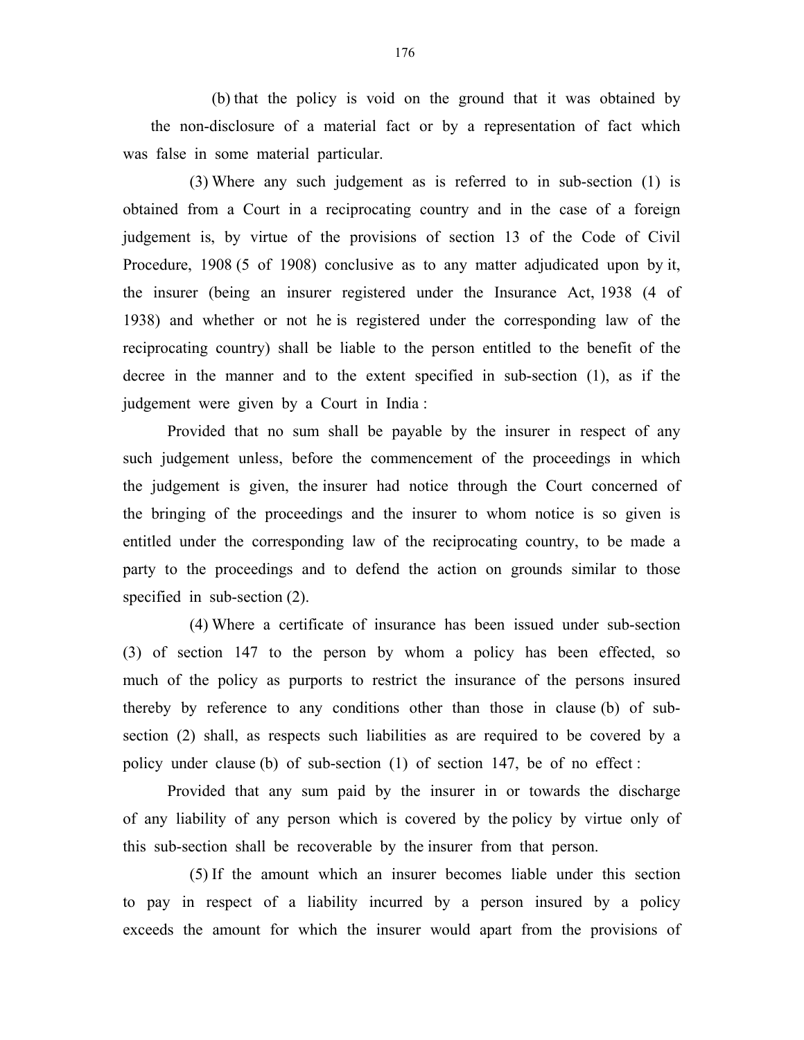(b) that the policy is void on the ground that it was obtained by the non-disclosure of a material fact or by a representation of fact which was false in some material particular.

(3) Where any such judgement as is referred to in sub-section (1) is obtained from a Court in a reciprocating country and in the case of a foreign judgement is, by virtue of the provisions of section 13 of the Code of Civil Procedure, 1908 (5 of 1908) conclusive as to any matter adjudicated upon by it, the insurer (being an insurer registered under the Insurance Act, 1938 (4 of 1938) and whether or not he is registered under the corresponding law of the reciprocating country) shall be liable to the person entitled to the benefit of the decree in the manner and to the extent specified in sub-section (1), as if the judgement were given by a Court in India :

Provided that no sum shall be payable by the insurer in respect of any such judgement unless, before the commencement of the proceedings in which the judgement is given, the insurer had notice through the Court concerned of the bringing of the proceedings and the insurer to whom notice is so given is entitled under the corresponding law of the reciprocating country, to be made a party to the proceedings and to defend the action on grounds similar to those specified in sub-section (2).

(4) Where a certificate of insurance has been issued under sub-section (3) of section 147 to the person by whom a policy has been effected, so much of the policy as purports to restrict the insurance of the persons insured thereby by reference to any conditions other than those in clause (b) of sub-section (2) shall, as respects such liabilities as are required to be covered by a policy under clause (b) of sub-section (1) of section 147, be of no effect :

Provided that any sum paid by the insurer in or towards the discharge of any liability of any person which is covered by the policy by virtue only of this sub-section shall be recoverable by the insurer from that person.

(5) If the amount which an insurer becomes liable under this section to pay in respect of a liability incurred by a person insured by a policy exceeds the amount for which the insurer would apart from the provisions of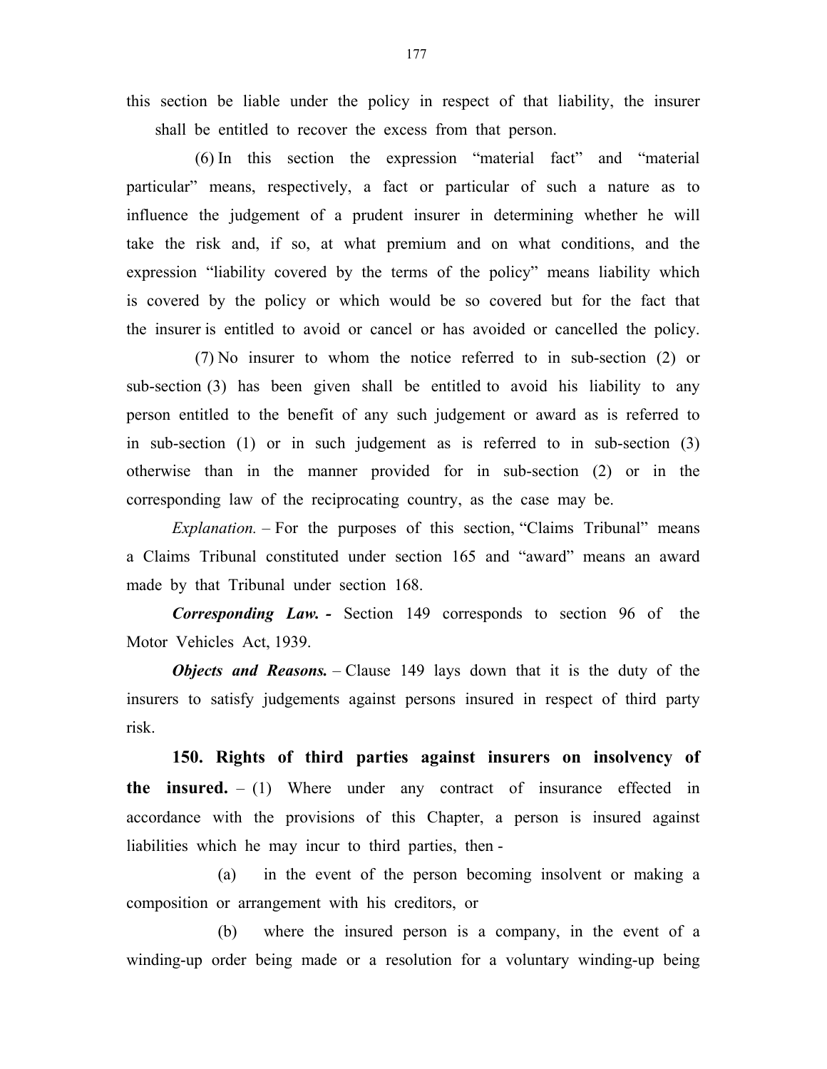this section be liable under the policy in respect of that liability, the insurer shall be entitled to recover the excess from that person.

(6) In this section the expression "material fact" and "material particular" means, respectively, a fact or particular of such a nature as to influence the judgement of a prudent insurer in determining whether he will take the risk and, if so, at what premium and on what conditions, and the expression "liability covered by the terms of the policy" means liability which is covered by the policy or which would be so covered but for the fact that the insurer is entitled to avoid or cancel or has avoided or cancelled the policy.

(7) No insurer to whom the notice referred to in sub-section (2) or sub-section (3) has been given shall be entitled to avoid his liability to any person entitled to the benefit of any such judgement or award as is referred to in sub-section (1) or in such judgement as is referred to in sub-section (3) otherwise than in the manner provided for in sub-section (2) or in the corresponding law of the reciprocating country, as the case may be.

*Explanation.* – For the purposes of this section, "Claims Tribunal" means a Claims Tribunal constituted under section 165 and "award" means an award made by that Tribunal under section 168.

***Corresponding Law. -*** Section 149 corresponds to section 96 of the Motor Vehicles Act, 1939.

***Objects and Reasons.*** – Clause 149 lays down that it is the duty of the insurers to satisfy judgements against persons insured in respect of third party risk.

**150. Rights of third parties against insurers on insolvency of the insured.** – (1) Where under any contract of insurance effected in accordance with the provisions of this Chapter, a person is insured against liabilities which he may incur to third parties, then -

(a) in the event of the person becoming insolvent or making a composition or arrangement with his creditors, or

(b) where the insured person is a company, in the event of a winding-up order being made or a resolution for a voluntary winding-up being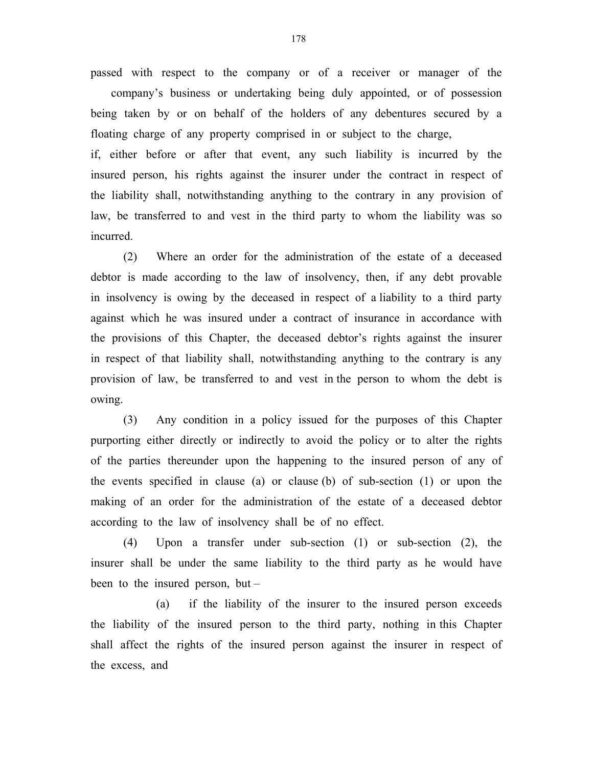passed with respect to the company or of a receiver or manager of the company's business or undertaking being duly appointed, or of possession being taken by or on behalf of the holders of any debentures secured by a floating charge of any property comprised in or subject to the charge,

if, either before or after that event, any such liability is incurred by the insured person, his rights against the insurer under the contract in respect of the liability shall, notwithstanding anything to the contrary in any provision of law, be transferred to and vest in the third party to whom the liability was so incurred.

(2) Where an order for the administration of the estate of a deceased debtor is made according to the law of insolvency, then, if any debt provable in insolvency is owing by the deceased in respect of a liability to a third party against which he was insured under a contract of insurance in accordance with the provisions of this Chapter, the deceased debtor's rights against the insurer in respect of that liability shall, notwithstanding anything to the contrary is any provision of law, be transferred to and vest in the person to whom the debt is owing.

(3) Any condition in a policy issued for the purposes of this Chapter purporting either directly or indirectly to avoid the policy or to alter the rights of the parties thereunder upon the happening to the insured person of any of the events specified in clause (a) or clause (b) of sub-section (1) or upon the making of an order for the administration of the estate of a deceased debtor according to the law of insolvency shall be of no effect.

(4) Upon a transfer under sub-section (1) or sub-section (2), the insurer shall be under the same liability to the third party as he would have been to the insured person, but –

(a) if the liability of the insurer to the insured person exceeds the liability of the insured person to the third party, nothing in this Chapter shall affect the rights of the insured person against the insurer in respect of the excess, and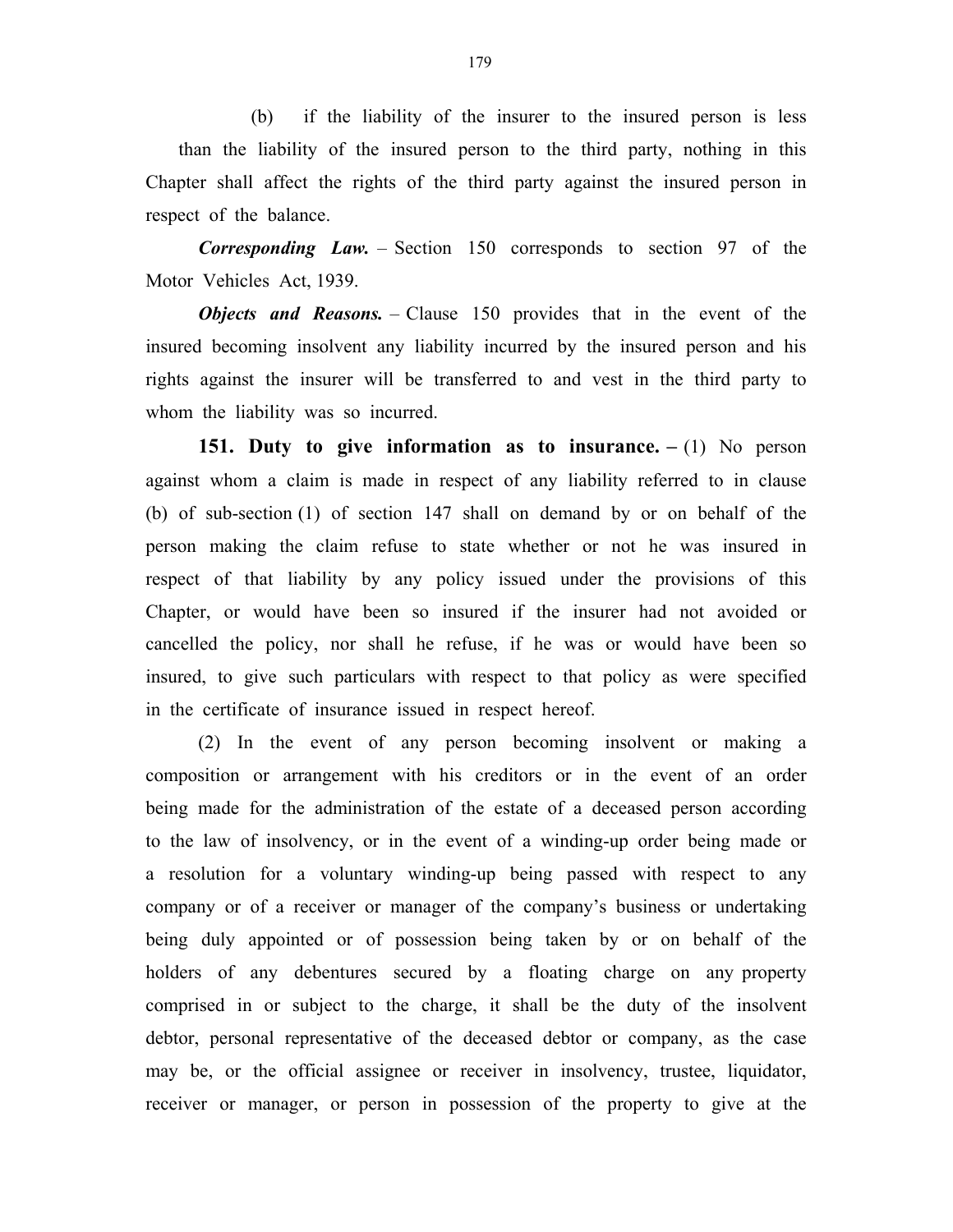(b) if the liability of the insurer to the insured person is less than the liability of the insured person to the third party, nothing in this Chapter shall affect the rights of the third party against the insured person in respect of the balance.

***Corresponding Law.*** – Section 150 corresponds to section 97 of the Motor Vehicles Act, 1939.

***Objects and Reasons.*** – Clause 150 provides that in the event of the insured becoming insolvent any liability incurred by the insured person and his rights against the insurer will be transferred to and vest in the third party to whom the liability was so incurred.

**151. Duty to give information as to insurance. –** (1) No person against whom a claim is made in respect of any liability referred to in clause (b) of sub-section (1) of section 147 shall on demand by or on behalf of the person making the claim refuse to state whether or not he was insured in respect of that liability by any policy issued under the provisions of this Chapter, or would have been so insured if the insurer had not avoided or cancelled the policy, nor shall he refuse, if he was or would have been so insured, to give such particulars with respect to that policy as were specified in the certificate of insurance issued in respect hereof.

(2) In the event of any person becoming insolvent or making a composition or arrangement with his creditors or in the event of an order being made for the administration of the estate of a deceased person according to the law of insolvency, or in the event of a winding-up order being made or a resolution for a voluntary winding-up being passed with respect to any company or of a receiver or manager of the company's business or undertaking being duly appointed or of possession being taken by or on behalf of the holders of any debentures secured by a floating charge on any property comprised in or subject to the charge, it shall be the duty of the insolvent debtor, personal representative of the deceased debtor or company, as the case may be, or the official assignee or receiver in insolvency, trustee, liquidator, receiver or manager, or person in possession of the property to give at the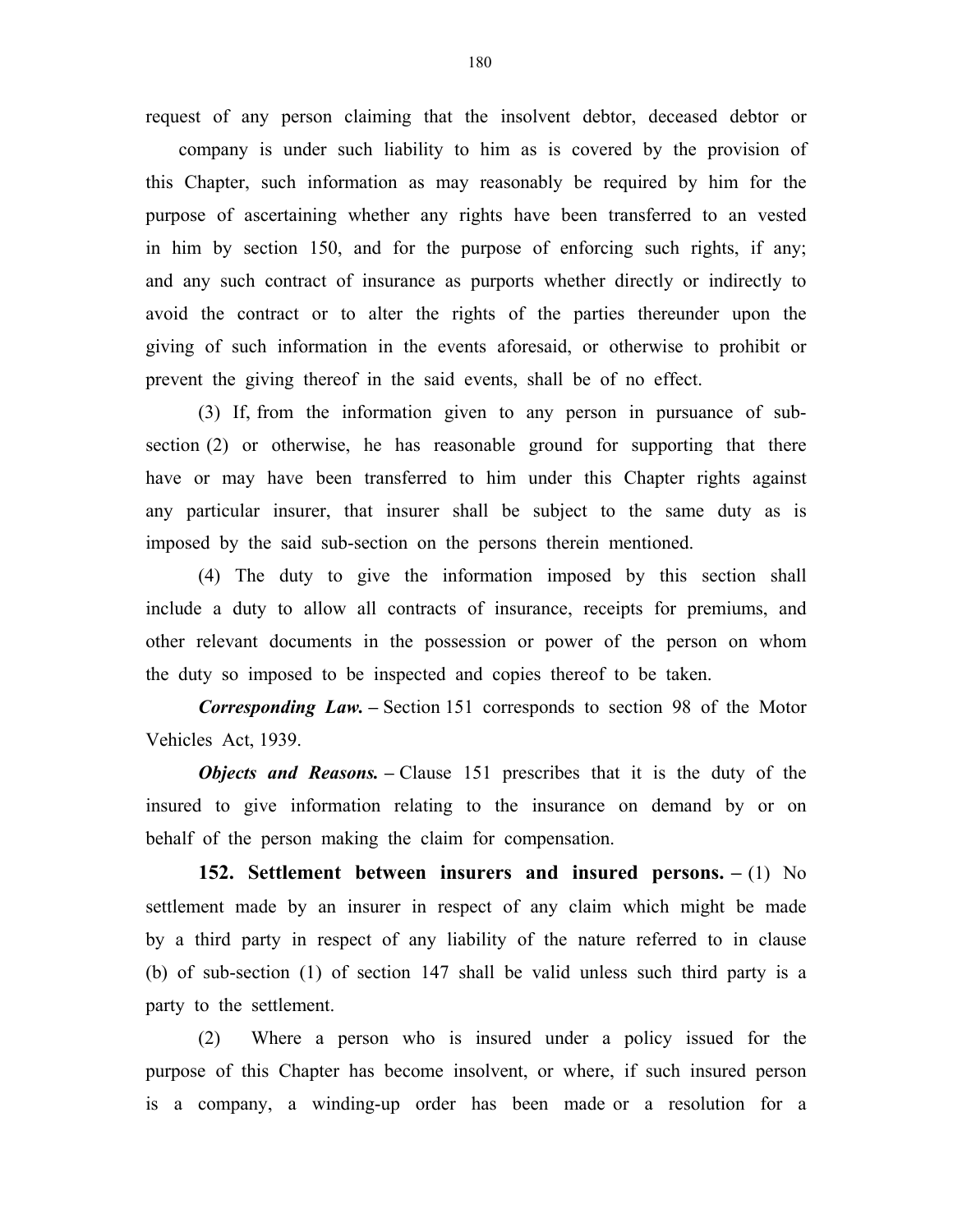request of any person claiming that the insolvent debtor, deceased debtor or company is under such liability to him as is covered by the provision of this Chapter, such information as may reasonably be required by him for the purpose of ascertaining whether any rights have been transferred to an vested in him by section 150, and for the purpose of enforcing such rights, if any; and any such contract of insurance as purports whether directly or indirectly to avoid the contract or to alter the rights of the parties thereunder upon the giving of such information in the events aforesaid, or otherwise to prohibit or prevent the giving thereof in the said events, shall be of no effect.

(3) If, from the information given to any person in pursuance of sub-section (2) or otherwise, he has reasonable ground for supporting that there have or may have been transferred to him under this Chapter rights against any particular insurer, that insurer shall be subject to the same duty as is imposed by the said sub-section on the persons therein mentioned.

(4) The duty to give the information imposed by this section shall include a duty to allow all contracts of insurance, receipts for premiums, and other relevant documents in the possession or power of the person on whom the duty so imposed to be inspected and copies thereof to be taken.

***Corresponding Law.*** **–** Section 151 corresponds to section 98 of the Motor Vehicles Act, 1939.

***Objects and Reasons.*** **–** Clause 151 prescribes that it is the duty of the insured to give information relating to the insurance on demand by or on behalf of the person making the claim for compensation.

**152. Settlement between insurers and insured persons. –** (1) No settlement made by an insurer in respect of any claim which might be made by a third party in respect of any liability of the nature referred to in clause (b) of sub-section (1) of section 147 shall be valid unless such third party is a party to the settlement.

(2) Where a person who is insured under a policy issued for the purpose of this Chapter has become insolvent, or where, if such insured person is a company, a winding-up order has been made or a resolution for a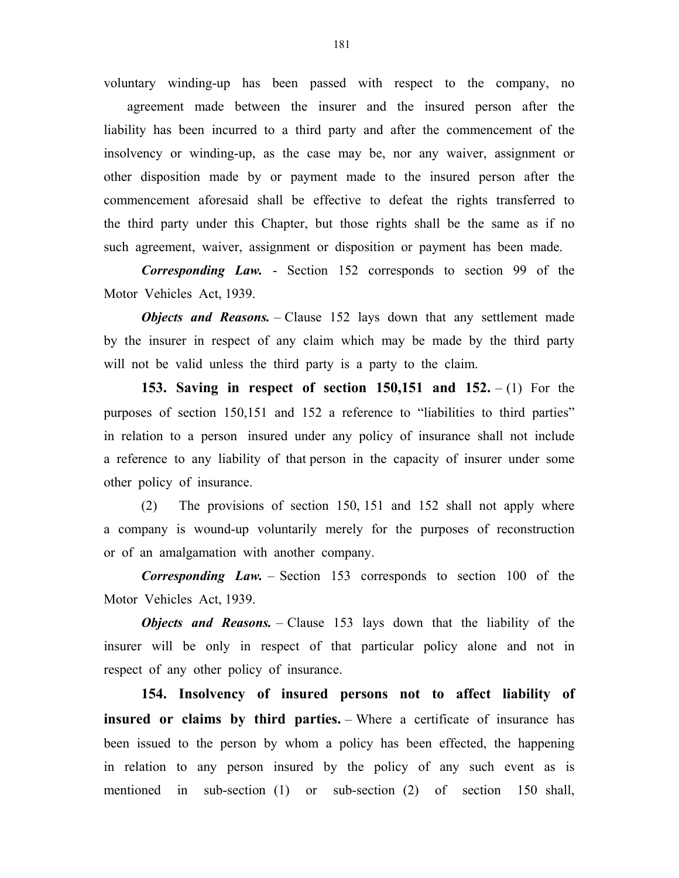voluntary winding-up has been passed with respect to the company, no agreement made between the insurer and the insured person after the liability has been incurred to a third party and after the commencement of the insolvency or winding-up, as the case may be, nor any waiver, assignment or other disposition made by or payment made to the insured person after the commencement aforesaid shall be effective to defeat the rights transferred to the third party under this Chapter, but those rights shall be the same as if no such agreement, waiver, assignment or disposition or payment has been made.

***Corresponding Law.*** - Section 152 corresponds to section 99 of the Motor Vehicles Act, 1939.

***Objects and Reasons.*** – Clause 152 lays down that any settlement made by the insurer in respect of any claim which may be made by the third party will not be valid unless the third party is a party to the claim.

**153. Saving in respect of section 150,151 and 152.** – (1) For the purposes of section 150,151 and 152 a reference to "liabilities to third parties" in relation to a person insured under any policy of insurance shall not include a reference to any liability of that person in the capacity of insurer under some other policy of insurance.

(2) The provisions of section 150, 151 and 152 shall not apply where a company is wound-up voluntarily merely for the purposes of reconstruction or of an amalgamation with another company.

***Corresponding Law.*** – Section 153 corresponds to section 100 of the Motor Vehicles Act, 1939.

***Objects and Reasons.*** – Clause 153 lays down that the liability of the insurer will be only in respect of that particular policy alone and not in respect of any other policy of insurance.

**154. Insolvency of insured persons not to affect liability of insured or claims by third parties.** – Where a certificate of insurance has been issued to the person by whom a policy has been effected, the happening in relation to any person insured by the policy of any such event as is mentioned in sub-section (1) or sub-section (2) of section 150 shall,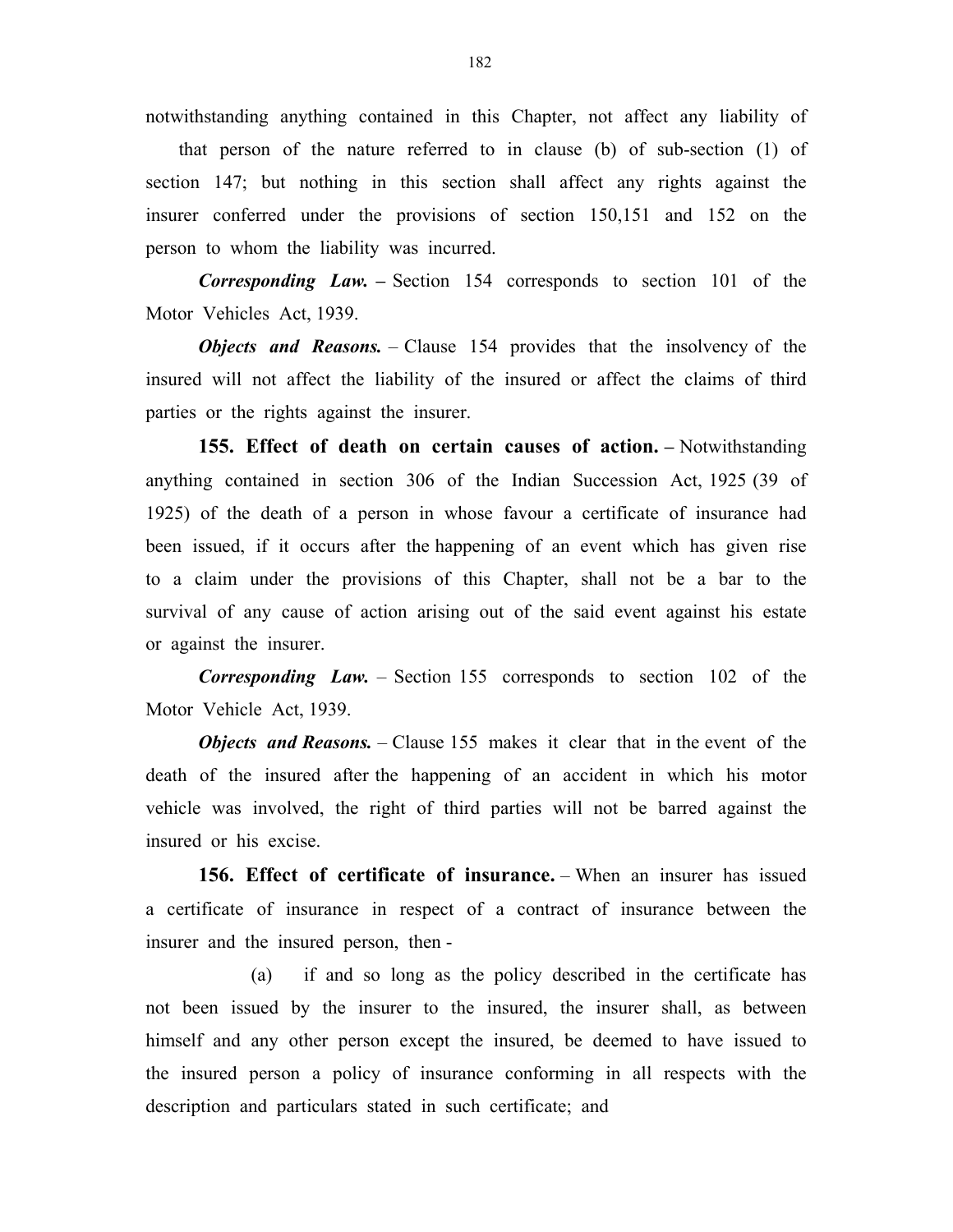notwithstanding anything contained in this Chapter, not affect any liability of that person of the nature referred to in clause (b) of sub-section (1) of section 147; but nothing in this section shall affect any rights against the insurer conferred under the provisions of section 150,151 and 152 on the person to whom the liability was incurred.

***Corresponding Law.* –** Section 154 corresponds to section 101 of the Motor Vehicles Act, 1939.

***Objects and Reasons.*** – Clause 154 provides that the insolvency of the insured will not affect the liability of the insured or affect the claims of third parties or the rights against the insurer.

**155. Effect of death on certain causes of action. –** Notwithstanding anything contained in section 306 of the Indian Succession Act, 1925 (39 of 1925) of the death of a person in whose favour a certificate of insurance had been issued, if it occurs after the happening of an event which has given rise to a claim under the provisions of this Chapter, shall not be a bar to the survival of any cause of action arising out of the said event against his estate or against the insurer.

***Corresponding Law.*** – Section 155 corresponds to section 102 of the Motor Vehicle Act, 1939.

***Objects and Reasons.*** – Clause 155 makes it clear that in the event of the death of the insured after the happening of an accident in which his motor vehicle was involved, the right of third parties will not be barred against the insured or his excise.

**156. Effect of certificate of insurance.** – When an insurer has issued a certificate of insurance in respect of a contract of insurance between the insurer and the insured person, then -

(a) if and so long as the policy described in the certificate has not been issued by the insurer to the insured, the insurer shall, as between himself and any other person except the insured, be deemed to have issued to the insured person a policy of insurance conforming in all respects with the description and particulars stated in such certificate; and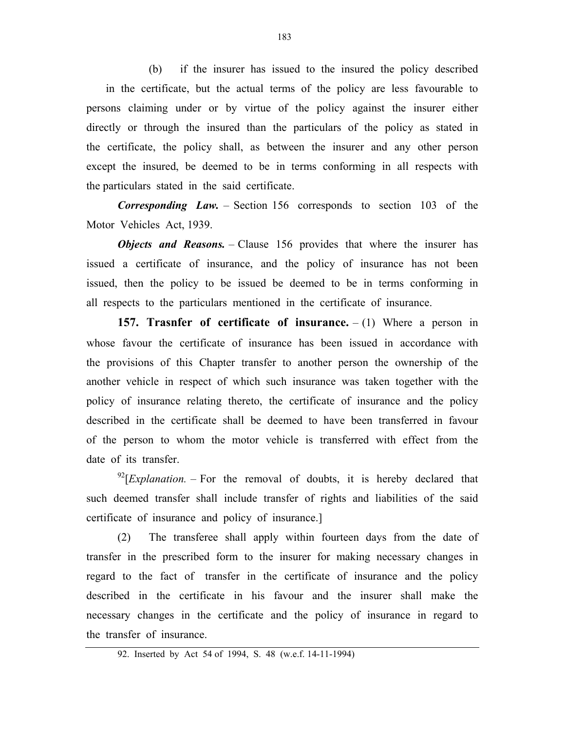(b) if the insurer has issued to the insured the policy described in the certificate, but the actual terms of the policy are less favourable to persons claiming under or by virtue of the policy against the insurer either directly or through the insured than the particulars of the policy as stated in the certificate, the policy shall, as between the insurer and any other person except the insured, be deemed to be in terms conforming in all respects with the particulars stated in the said certificate.

***Corresponding Law.*** – Section 156 corresponds to section 103 of the Motor Vehicles Act, 1939.

***Objects and Reasons.*** – Clause 156 provides that where the insurer has issued a certificate of insurance, and the policy of insurance has not been issued, then the policy to be issued be deemed to be in terms conforming in all respects to the particulars mentioned in the certificate of insurance.

**157. Trasnfer of certificate of insurance.** – (1) Where a person in whose favour the certificate of insurance has been issued in accordance with the provisions of this Chapter transfer to another person the ownership of the another vehicle in respect of which such insurance was taken together with the policy of insurance relating thereto, the certificate of insurance and the policy described in the certificate shall be deemed to have been transferred in favour of the person to whom the motor vehicle is transferred with effect from the date of its transfer.

[92][*Explanation.* – For the removal of doubts, it is hereby declared that such deemed transfer shall include transfer of rights and liabilities of the said certificate of insurance and policy of insurance.]

(2) The transferee shall apply within fourteen days from the date of transfer in the prescribed form to the insurer for making necessary changes in regard to the fact of transfer in the certificate of insurance and the policy described in the certificate in his favour and the insurer shall make the necessary changes in the certificate and the policy of insurance in regard to the transfer of insurance.

---

92. Inserted by Act 54 of 1994, S. 48 (w.e.f. 14-11-1994)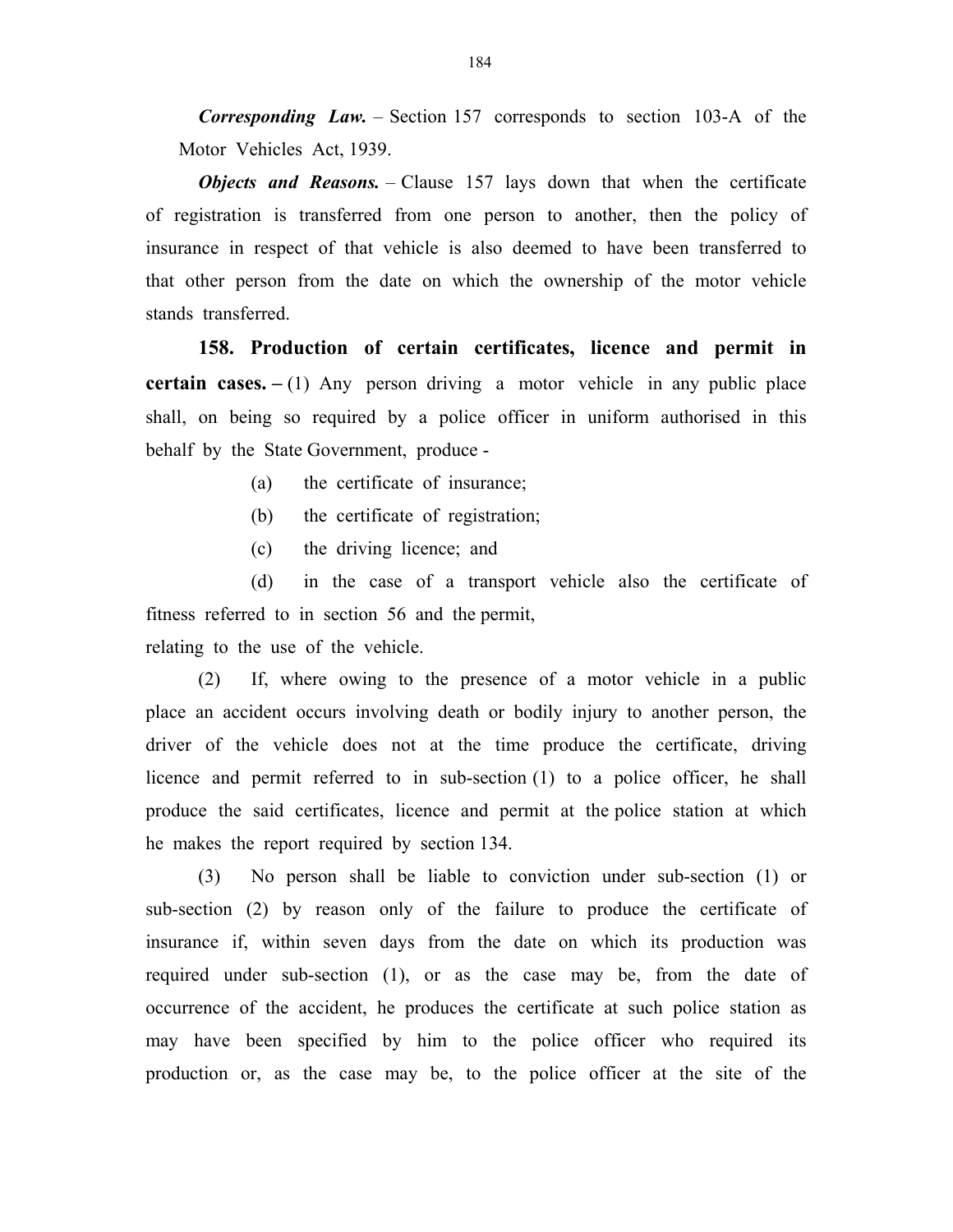***Corresponding Law.*** – Section 157 corresponds to section 103-A of the Motor Vehicles Act, 1939.

***Objects and Reasons.*** – Clause 157 lays down that when the certificate of registration is transferred from one person to another, then the policy of insurance in respect of that vehicle is also deemed to have been transferred to that other person from the date on which the ownership of the motor vehicle stands transferred.

**158. Production of certain certificates, licence and permit in certain cases. –** (1) Any person driving a motor vehicle in any public place shall, on being so required by a police officer in uniform authorised in this behalf by the State Government, produce -

(a) the certificate of insurance;

(b) the certificate of registration;

(c) the driving licence; and

(d) in the case of a transport vehicle also the certificate of fitness referred to in section 56 and the permit,

relating to the use of the vehicle.

(2) If, where owing to the presence of a motor vehicle in a public place an accident occurs involving death or bodily injury to another person, the driver of the vehicle does not at the time produce the certificate, driving licence and permit referred to in sub-section (1) to a police officer, he shall produce the said certificates, licence and permit at the police station at which he makes the report required by section 134.

(3) No person shall be liable to conviction under sub-section (1) or sub-section (2) by reason only of the failure to produce the certificate of insurance if, within seven days from the date on which its production was required under sub-section (1), or as the case may be, from the date of occurrence of the accident, he produces the certificate at such police station as may have been specified by him to the police officer who required its production or, as the case may be, to the police officer at the site of the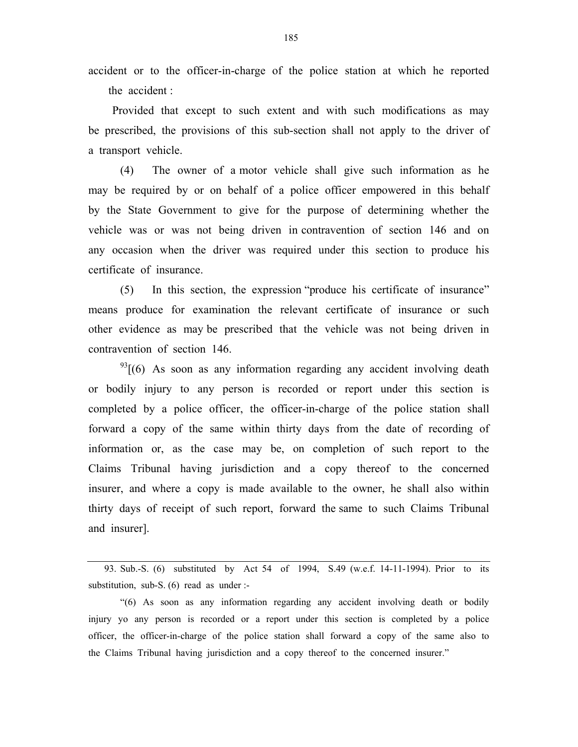accident or to the officer-in-charge of the police station at which he reported the accident :

Provided that except to such extent and with such modifications as may be prescribed, the provisions of this sub-section shall not apply to the driver of a transport vehicle.

(4) The owner of a motor vehicle shall give such information as he may be required by or on behalf of a police officer empowered in this behalf by the State Government to give for the purpose of determining whether the vehicle was or was not being driven in contravention of section 146 and on any occasion when the driver was required under this section to produce his certificate of insurance.

(5) In this section, the expression "produce his certificate of insurance" means produce for examination the relevant certificate of insurance or such other evidence as may be prescribed that the vehicle was not being driven in contravention of section 146.

[93][(6) As soon as any information regarding any accident involving death or bodily injury to any person is recorded or report under this section is completed by a police officer, the officer-in-charge of the police station shall forward a copy of the same within thirty days from the date of recording of information or, as the case may be, on completion of such report to the Claims Tribunal having jurisdiction and a copy thereof to the concerned insurer, and where a copy is made available to the owner, he shall also within thirty days of receipt of such report, forward the same to such Claims Tribunal and insurer].

---

93. Sub.-S. (6) substituted by Act 54 of 1994, S.49 (w.e.f. 14-11-1994). Prior to its substitution, sub-S. (6) read as under :-

"(6) As soon as any information regarding any accident involving death or bodily injury yo any person is recorded or a report under this section is completed by a police officer, the officer-in-charge of the police station shall forward a copy of the same also to the Claims Tribunal having jurisdiction and a copy thereof to the concerned insurer."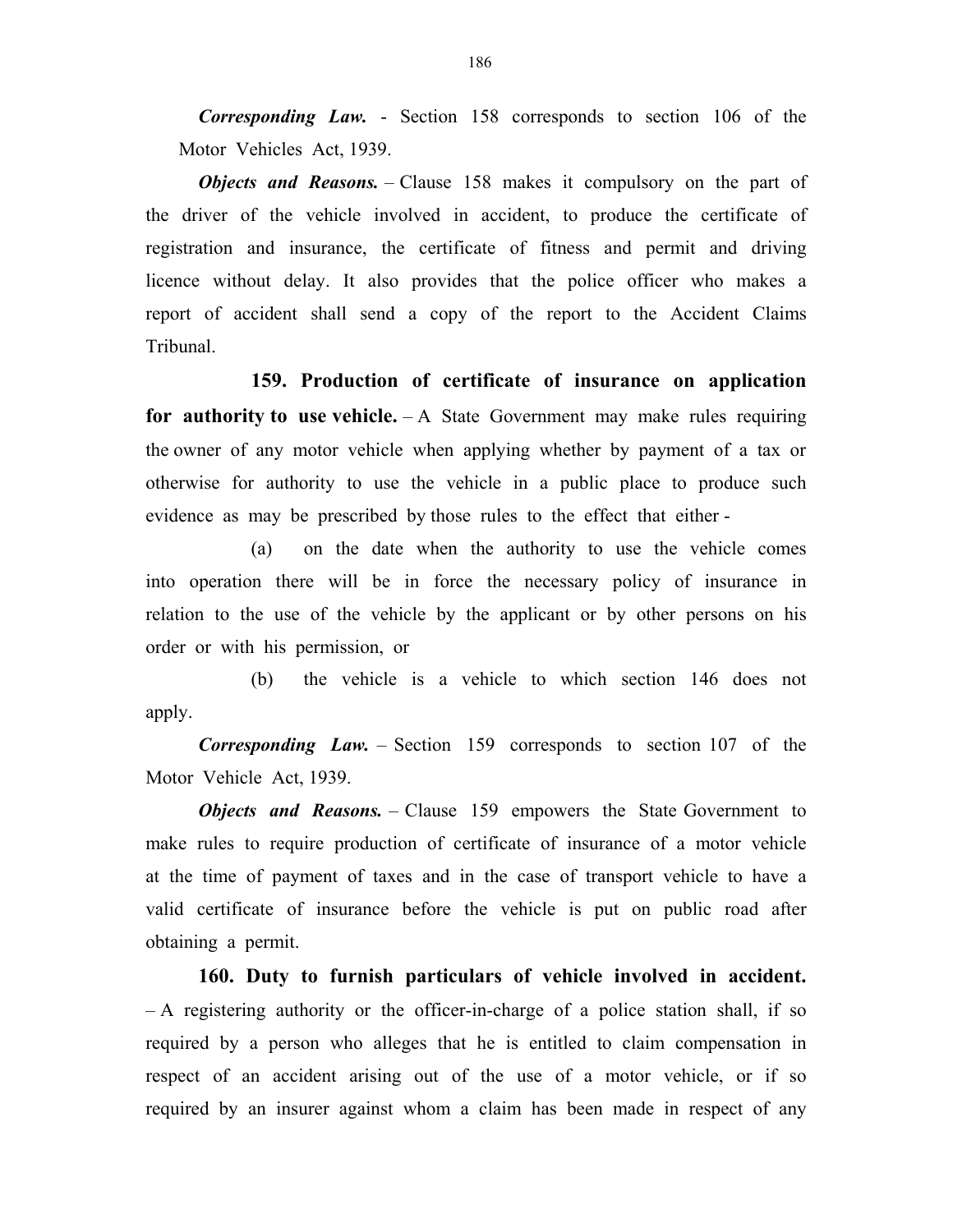***Corresponding Law.*** - Section 158 corresponds to section 106 of the Motor Vehicles Act, 1939.

***Objects and Reasons.*** – Clause 158 makes it compulsory on the part of the driver of the vehicle involved in accident, to produce the certificate of registration and insurance, the certificate of fitness and permit and driving licence without delay. It also provides that the police officer who makes a report of accident shall send a copy of the report to the Accident Claims Tribunal.

**159. Production of certificate of insurance on application for authority to use vehicle.** – A State Government may make rules requiring the owner of any motor vehicle when applying whether by payment of a tax or otherwise for authority to use the vehicle in a public place to produce such evidence as may be prescribed by those rules to the effect that either -

(a) on the date when the authority to use the vehicle comes into operation there will be in force the necessary policy of insurance in relation to the use of the vehicle by the applicant or by other persons on his order or with his permission, or

(b) the vehicle is a vehicle to which section 146 does not apply.

***Corresponding Law.*** – Section 159 corresponds to section 107 of the Motor Vehicle Act, 1939.

***Objects and Reasons.*** – Clause 159 empowers the State Government to make rules to require production of certificate of insurance of a motor vehicle at the time of payment of taxes and in the case of transport vehicle to have a valid certificate of insurance before the vehicle is put on public road after obtaining a permit.

**160. Duty to furnish particulars of vehicle involved in accident.** – A registering authority or the officer-in-charge of a police station shall, if so required by a person who alleges that he is entitled to claim compensation in respect of an accident arising out of the use of a motor vehicle, or if so required by an insurer against whom a claim has been made in respect of any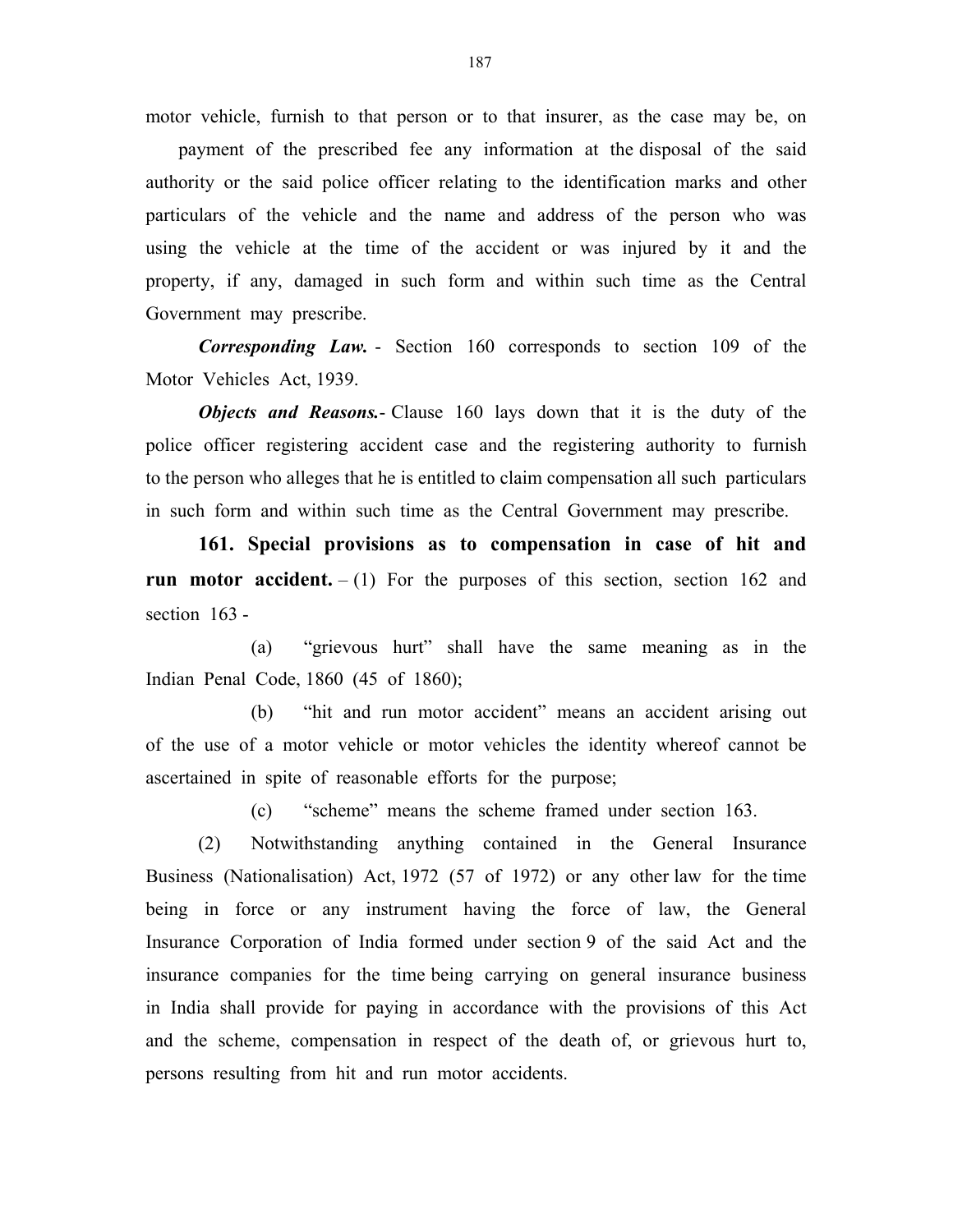motor vehicle, furnish to that person or to that insurer, as the case may be, on payment of the prescribed fee any information at the disposal of the said authority or the said police officer relating to the identification marks and other particulars of the vehicle and the name and address of the person who was using the vehicle at the time of the accident or was injured by it and the property, if any, damaged in such form and within such time as the Central Government may prescribe.

***Corresponding Law.*** - Section 160 corresponds to section 109 of the Motor Vehicles Act, 1939.

***Objects and Reasons.***- Clause 160 lays down that it is the duty of the police officer registering accident case and the registering authority to furnish to the person who alleges that he is entitled to claim compensation all such particulars in such form and within such time as the Central Government may prescribe.

**161. Special provisions as to compensation in case of hit and run motor accident.** – (1) For the purposes of this section, section 162 and section 163 -

(a) "grievous hurt" shall have the same meaning as in the Indian Penal Code, 1860 (45 of 1860);

(b) "hit and run motor accident" means an accident arising out of the use of a motor vehicle or motor vehicles the identity whereof cannot be ascertained in spite of reasonable efforts for the purpose;

(c) "scheme" means the scheme framed under section 163.

(2) Notwithstanding anything contained in the General Insurance Business (Nationalisation) Act, 1972 (57 of 1972) or any other law for the time being in force or any instrument having the force of law, the General Insurance Corporation of India formed under section 9 of the said Act and the insurance companies for the time being carrying on general insurance business in India shall provide for paying in accordance with the provisions of this Act and the scheme, compensation in respect of the death of, or grievous hurt to, persons resulting from hit and run motor accidents.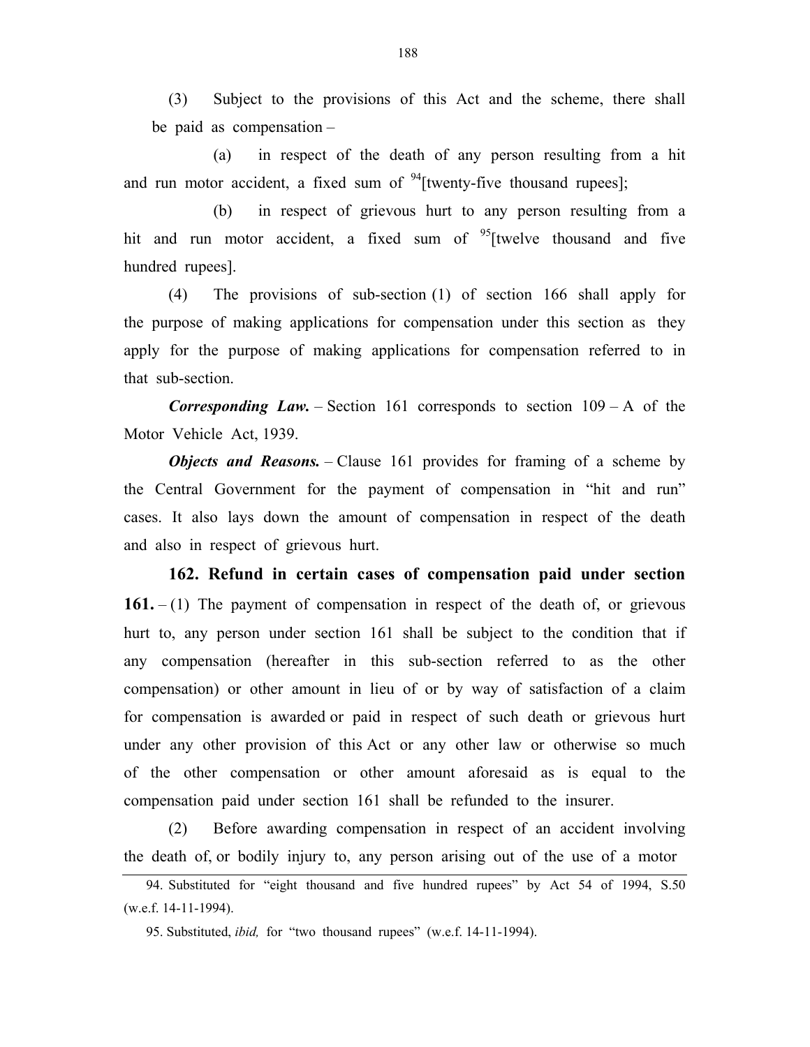(3) Subject to the provisions of this Act and the scheme, there shall be paid as compensation –

(a) in respect of the death of any person resulting from a hit and run motor accident, a fixed sum of [94][twenty-five thousand rupees];

(b) in respect of grievous hurt to any person resulting from a hit and run motor accident, a fixed sum of [95][twelve thousand and five hundred rupees].

(4) The provisions of sub-section (1) of section 166 shall apply for the purpose of making applications for compensation under this section as they apply for the purpose of making applications for compensation referred to in that sub-section.

***Corresponding Law.*** – Section 161 corresponds to section 109 – A of the Motor Vehicle Act, 1939.

***Objects and Reasons.*** – Clause 161 provides for framing of a scheme by the Central Government for the payment of compensation in "hit and run" cases. It also lays down the amount of compensation in respect of the death and also in respect of grievous hurt.

**162. Refund in certain cases of compensation paid under section 161.** – (1) The payment of compensation in respect of the death of, or grievous hurt to, any person under section 161 shall be subject to the condition that if any compensation (hereafter in this sub-section referred to as the other compensation) or other amount in lieu of or by way of satisfaction of a claim for compensation is awarded or paid in respect of such death or grievous hurt under any other provision of this Act or any other law or otherwise so much of the other compensation or other amount aforesaid as is equal to the compensation paid under section 161 shall be refunded to the insurer.

(2) Before awarding compensation in respect of an accident involving the death of, or bodily injury to, any person arising out of the use of a motor

---

94. Substituted for "eight thousand and five hundred rupees" by Act 54 of 1994, S.50 (w.e.f. 14-11-1994).

95. Substituted, *ibid,* for "two thousand rupees" (w.e.f. 14-11-1994).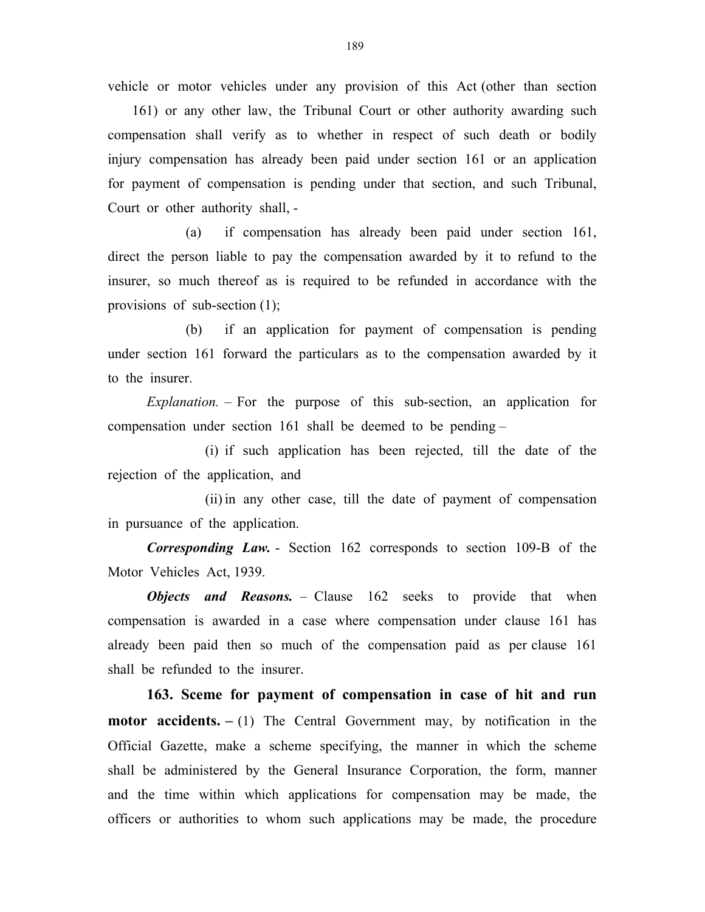vehicle or motor vehicles under any provision of this Act (other than section 161) or any other law, the Tribunal Court or other authority awarding such compensation shall verify as to whether in respect of such death or bodily injury compensation has already been paid under section 161 or an application for payment of compensation is pending under that section, and such Tribunal, Court or other authority shall, -

(a) if compensation has already been paid under section 161, direct the person liable to pay the compensation awarded by it to refund to the insurer, so much thereof as is required to be refunded in accordance with the provisions of sub-section (1);

(b) if an application for payment of compensation is pending under section 161 forward the particulars as to the compensation awarded by it to the insurer.

*Explanation.* – For the purpose of this sub-section, an application for compensation under section 161 shall be deemed to be pending –

(i) if such application has been rejected, till the date of the rejection of the application, and

(ii) in any other case, till the date of payment of compensation in pursuance of the application.

***Corresponding Law.*** - Section 162 corresponds to section 109-B of the Motor Vehicles Act, 1939.

***Objects and Reasons.*** – Clause 162 seeks to provide that when compensation is awarded in a case where compensation under clause 161 has already been paid then so much of the compensation paid as per clause 161 shall be refunded to the insurer.

**163. Sceme for payment of compensation in case of hit and run motor accidents. –** (1) The Central Government may, by notification in the Official Gazette, make a scheme specifying, the manner in which the scheme shall be administered by the General Insurance Corporation, the form, manner and the time within which applications for compensation may be made, the officers or authorities to whom such applications may be made, the procedure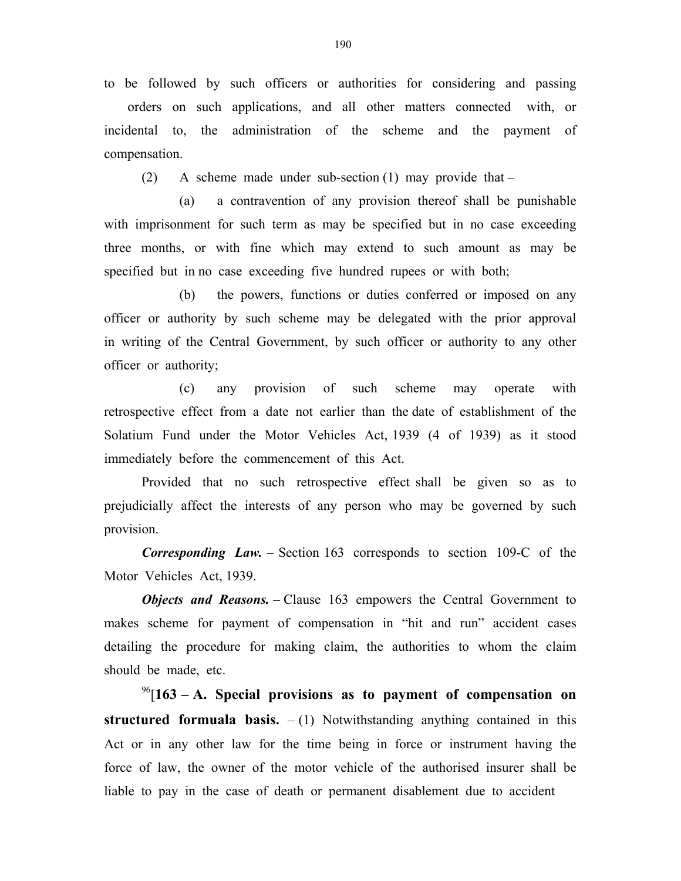to be followed by such officers or authorities for considering and passing orders on such applications, and all other matters connected with, or incidental to, the administration of the scheme and the payment of compensation.

(2) A scheme made under sub-section (1) may provide that –

(a) a contravention of any provision thereof shall be punishable with imprisonment for such term as may be specified but in no case exceeding three months, or with fine which may extend to such amount as may be specified but in no case exceeding five hundred rupees or with both;

(b) the powers, functions or duties conferred or imposed on any officer or authority by such scheme may be delegated with the prior approval in writing of the Central Government, by such officer or authority to any other officer or authority;

(c) any provision of such scheme may operate with retrospective effect from a date not earlier than the date of establishment of the Solatium Fund under the Motor Vehicles Act, 1939 (4 of 1939) as it stood immediately before the commencement of this Act.

Provided that no such retrospective effect shall be given so as to prejudicially affect the interests of any person who may be governed by such provision.

***Corresponding Law.*** – Section 163 corresponds to section 109-C of the Motor Vehicles Act, 1939.

***Objects and Reasons.*** – Clause 163 empowers the Central Government to makes scheme for payment of compensation in "hit and run" accident cases detailing the procedure for making claim, the authorities to whom the claim should be made, etc.

[96][**163 – A. Special provisions as to payment of compensation on structured formuala basis.** – (1) Notwithstanding anything contained in this Act or in any other law for the time being in force or instrument having the force of law, the owner of the motor vehicle of the authorised insurer shall be liable to pay in the case of death or permanent disablement due to accident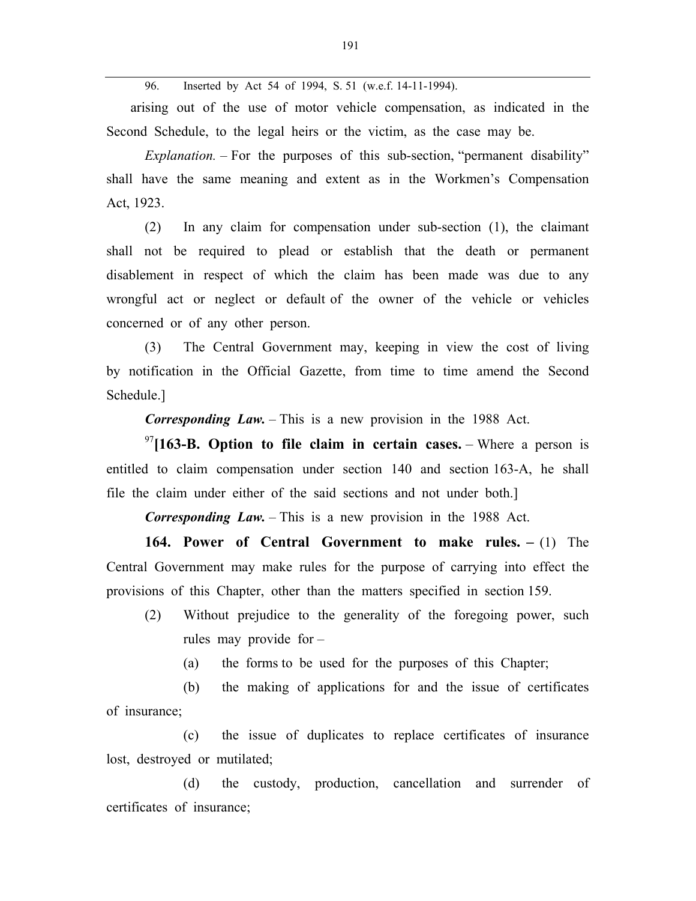96. Inserted by Act 54 of 1994, S. 51 (w.e.f. 14-11-1994).

arising out of the use of motor vehicle compensation, as indicated in the Second Schedule, to the legal heirs or the victim, as the case may be.

*Explanation.* – For the purposes of this sub-section, "permanent disability" shall have the same meaning and extent as in the Workmen's Compensation Act, 1923.

(2) In any claim for compensation under sub-section (1), the claimant shall not be required to plead or establish that the death or permanent disablement in respect of which the claim has been made was due to any wrongful act or neglect or default of the owner of the vehicle or vehicles concerned or of any other person.

(3) The Central Government may, keeping in view the cost of living by notification in the Official Gazette, from time to time amend the Second Schedule.]

***Corresponding Law.*** – This is a new provision in the 1988 Act.

[97][**163-B. Option to file claim in certain cases.** – Where a person is entitled to claim compensation under section 140 and section 163-A, he shall file the claim under either of the said sections and not under both.]

***Corresponding Law.*** – This is a new provision in the 1988 Act.

**164. Power of Central Government to make rules. –** (1) The Central Government may make rules for the purpose of carrying into effect the provisions of this Chapter, other than the matters specified in section 159.

(2) Without prejudice to the generality of the foregoing power, such rules may provide for –

(a) the forms to be used for the purposes of this Chapter;

(b) the making of applications for and the issue of certificates of insurance;

(c) the issue of duplicates to replace certificates of insurance lost, destroyed or mutilated;

(d) the custody, production, cancellation and surrender of certificates of insurance;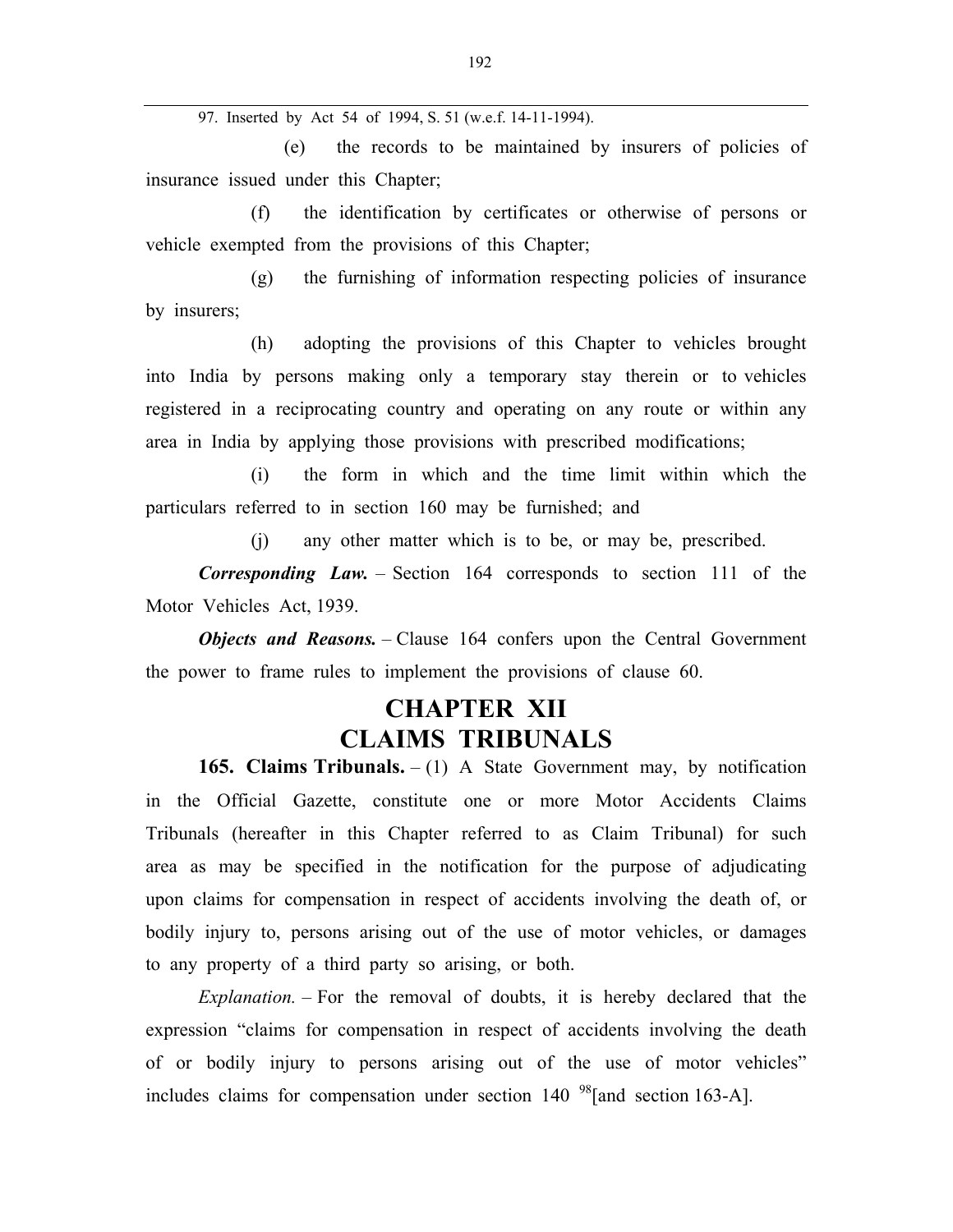97. Inserted by Act 54 of 1994, S. 51 (w.e.f. 14-11-1994).

(e) the records to be maintained by insurers of policies of insurance issued under this Chapter;

(f) the identification by certificates or otherwise of persons or vehicle exempted from the provisions of this Chapter;

(g) the furnishing of information respecting policies of insurance by insurers;

(h) adopting the provisions of this Chapter to vehicles brought into India by persons making only a temporary stay therein or to vehicles registered in a reciprocating country and operating on any route or within any area in India by applying those provisions with prescribed modifications;

(i) the form in which and the time limit within which the particulars referred to in section 160 may be furnished; and

(j) any other matter which is to be, or may be, prescribed.

***Corresponding Law.*** – Section 164 corresponds to section 111 of the Motor Vehicles Act, 1939.

***Objects and Reasons.*** – Clause 164 confers upon the Central Government the power to frame rules to implement the provisions of clause 60.

# CHAPTER XII
# CLAIMS TRIBUNALS

**165. Claims Tribunals.** – (1) A State Government may, by notification in the Official Gazette, constitute one or more Motor Accidents Claims Tribunals (hereafter in this Chapter referred to as Claim Tribunal) for such area as may be specified in the notification for the purpose of adjudicating upon claims for compensation in respect of accidents involving the death of, or bodily injury to, persons arising out of the use of motor vehicles, or damages to any property of a third party so arising, or both.

*Explanation.* – For the removal of doubts, it is hereby declared that the expression "claims for compensation in respect of accidents involving the death of or bodily injury to persons arising out of the use of motor vehicles" includes claims for compensation under section 140 [98][and section 163-A].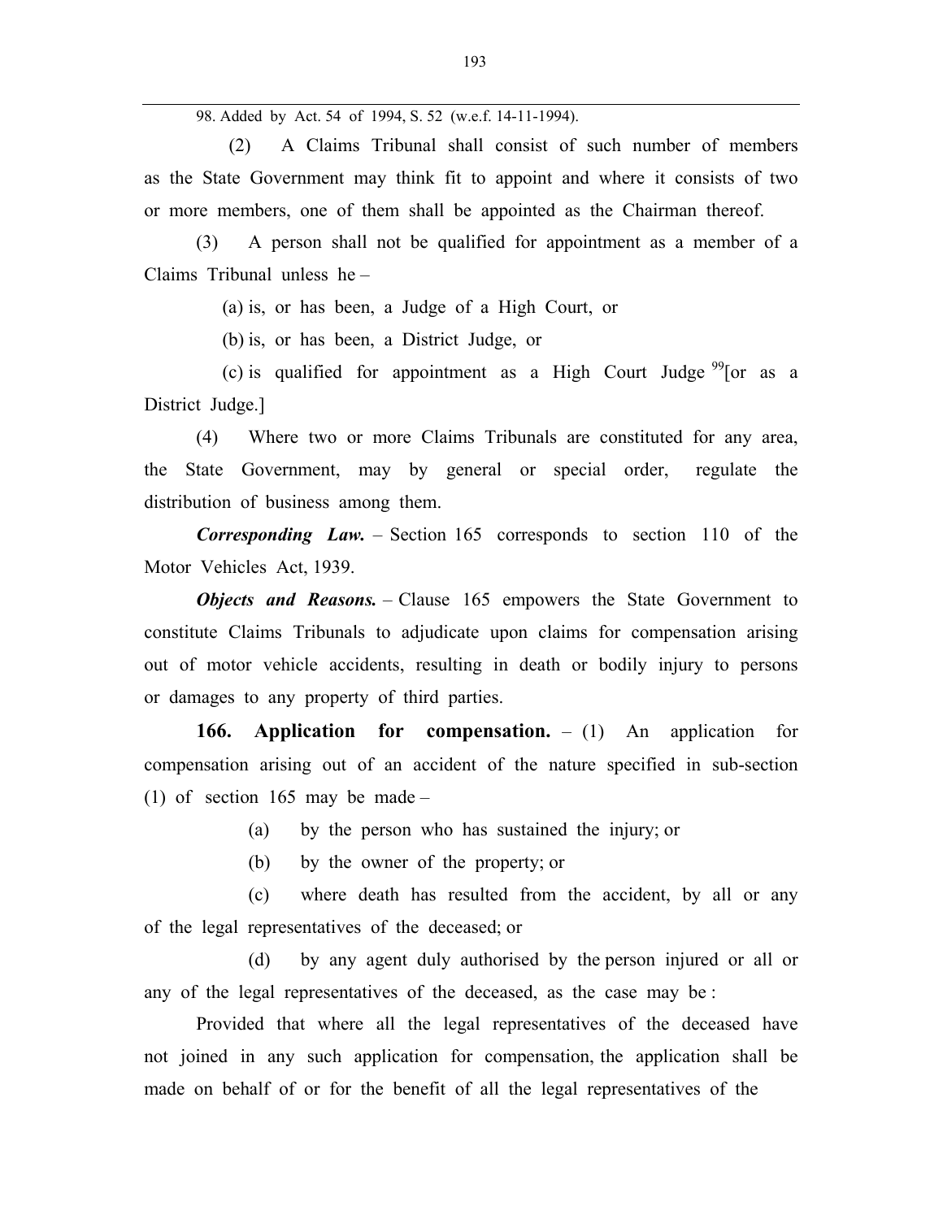98. Added by Act. 54 of 1994, S. 52 (w.e.f. 14-11-1994).

(2) A Claims Tribunal shall consist of such number of members as the State Government may think fit to appoint and where it consists of two or more members, one of them shall be appointed as the Chairman thereof.

(3) A person shall not be qualified for appointment as a member of a Claims Tribunal unless he –

(a) is, or has been, a Judge of a High Court, or

(b) is, or has been, a District Judge, or

(c) is qualified for appointment as a High Court Judge [99][or as a District Judge.]

(4) Where two or more Claims Tribunals are constituted for any area, the State Government, may by general or special order, regulate the distribution of business among them.

***Corresponding Law.*** – Section 165 corresponds to section 110 of the Motor Vehicles Act, 1939.

***Objects and Reasons.*** – Clause 165 empowers the State Government to constitute Claims Tribunals to adjudicate upon claims for compensation arising out of motor vehicle accidents, resulting in death or bodily injury to persons or damages to any property of third parties.

**166. Application for compensation.** – (1) An application for compensation arising out of an accident of the nature specified in sub-section (1) of section 165 may be made –

(a) by the person who has sustained the injury; or

(b) by the owner of the property; or

(c) where death has resulted from the accident, by all or any of the legal representatives of the deceased; or

(d) by any agent duly authorised by the person injured or all or any of the legal representatives of the deceased, as the case may be :

Provided that where all the legal representatives of the deceased have not joined in any such application for compensation, the application shall be made on behalf of or for the benefit of all the legal representatives of the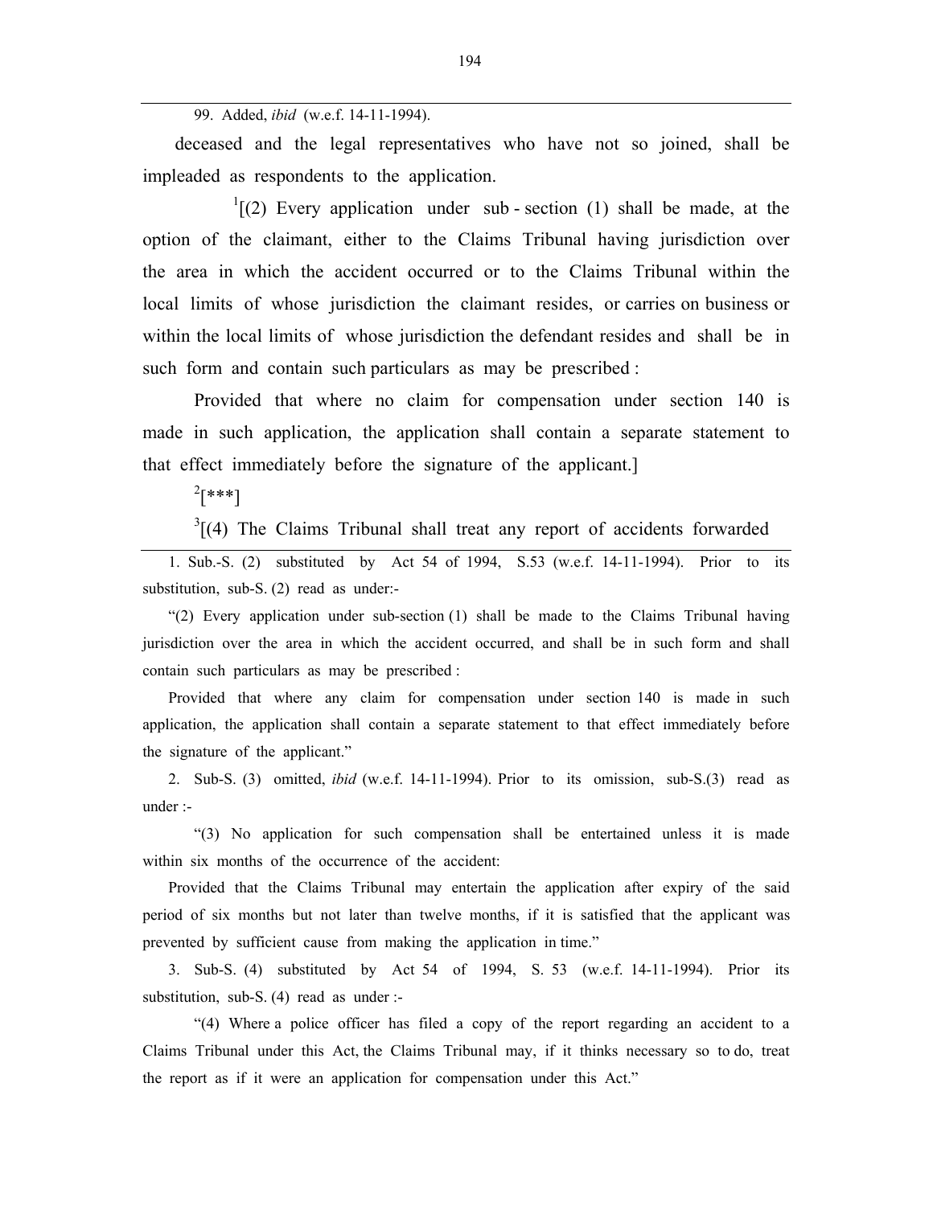99. Added, *ibid* (w.e.f. 14-11-1994).

deceased and the legal representatives who have not so joined, shall be impleaded as respondents to the application.

[1][(2) Every application under sub - section (1) shall be made, at the option of the claimant, either to the Claims Tribunal having jurisdiction over the area in which the accident occurred or to the Claims Tribunal within the local limits of whose jurisdiction the claimant resides, or carries on business or within the local limits of whose jurisdiction the defendant resides and shall be in such form and contain such particulars as may be prescribed :

Provided that where no claim for compensation under section 140 is made in such application, the application shall contain a separate statement to that effect immediately before the signature of the applicant.]

[2][***]

[3][(4) The Claims Tribunal shall treat any report of accidents forwarded

---

1. Sub.-S. (2) substituted by Act 54 of 1994, S.53 (w.e.f. 14-11-1994). Prior to its substitution, sub-S. (2) read as under:-

"(2) Every application under sub-section (1) shall be made to the Claims Tribunal having jurisdiction over the area in which the accident occurred, and shall be in such form and shall contain such particulars as may be prescribed :

Provided that where any claim for compensation under section 140 is made in such application, the application shall contain a separate statement to that effect immediately before the signature of the applicant."

2. Sub-S. (3) omitted, *ibid* (w.e.f. 14-11-1994). Prior to its omission, sub-S.(3) read as under :-

"(3) No application for such compensation shall be entertained unless it is made within six months of the occurrence of the accident:

Provided that the Claims Tribunal may entertain the application after expiry of the said period of six months but not later than twelve months, if it is satisfied that the applicant was prevented by sufficient cause from making the application in time."

3. Sub-S. (4) substituted by Act 54 of 1994, S. 53 (w.e.f. 14-11-1994). Prior its substitution, sub-S. (4) read as under :-

"(4) Where a police officer has filed a copy of the report regarding an accident to a Claims Tribunal under this Act, the Claims Tribunal may, if it thinks necessary so to do, treat the report as if it were an application for compensation under this Act."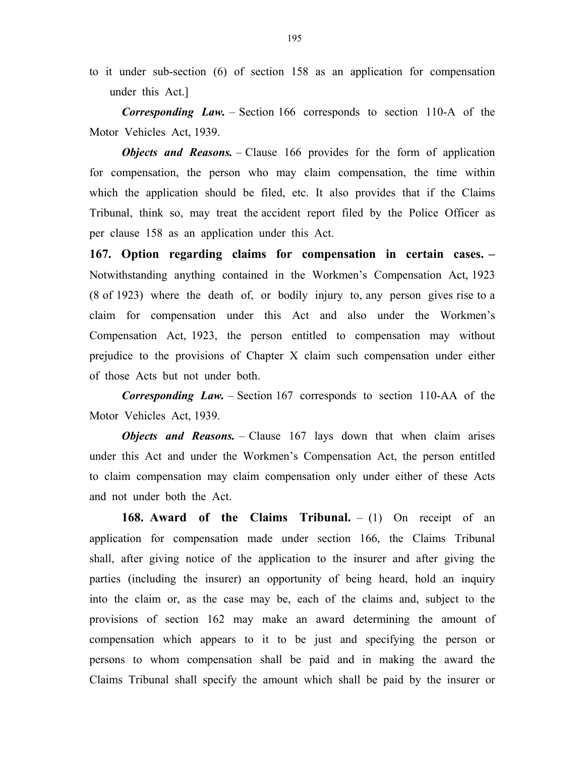to it under sub-section (6) of section 158 as an application for compensation under this Act.]

***Corresponding Law.*** – Section 166 corresponds to section 110-A of the Motor Vehicles Act, 1939.

***Objects and Reasons.*** – Clause 166 provides for the form of application for compensation, the person who may claim compensation, the time within which the application should be filed, etc. It also provides that if the Claims Tribunal, think so, may treat the accident report filed by the Police Officer as per clause 158 as an application under this Act.

**167. Option regarding claims for compensation in certain cases. –** Notwithstanding anything contained in the Workmen's Compensation Act, 1923 (8 of 1923) where the death of, or bodily injury to, any person gives rise to a claim for compensation under this Act and also under the Workmen's Compensation Act, 1923, the person entitled to compensation may without prejudice to the provisions of Chapter X claim such compensation under either of those Acts but not under both.

***Corresponding Law.*** – Section 167 corresponds to section 110-AA of the Motor Vehicles Act, 1939.

***Objects and Reasons.*** – Clause 167 lays down that when claim arises under this Act and under the Workmen's Compensation Act, the person entitled to claim compensation may claim compensation only under either of these Acts and not under both the Act.

**168. Award of the Claims Tribunal.** – (1) On receipt of an application for compensation made under section 166, the Claims Tribunal shall, after giving notice of the application to the insurer and after giving the parties (including the insurer) an opportunity of being heard, hold an inquiry into the claim or, as the case may be, each of the claims and, subject to the provisions of section 162 may make an award determining the amount of compensation which appears to it to be just and specifying the person or persons to whom compensation shall be paid and in making the award the Claims Tribunal shall specify the amount which shall be paid by the insurer or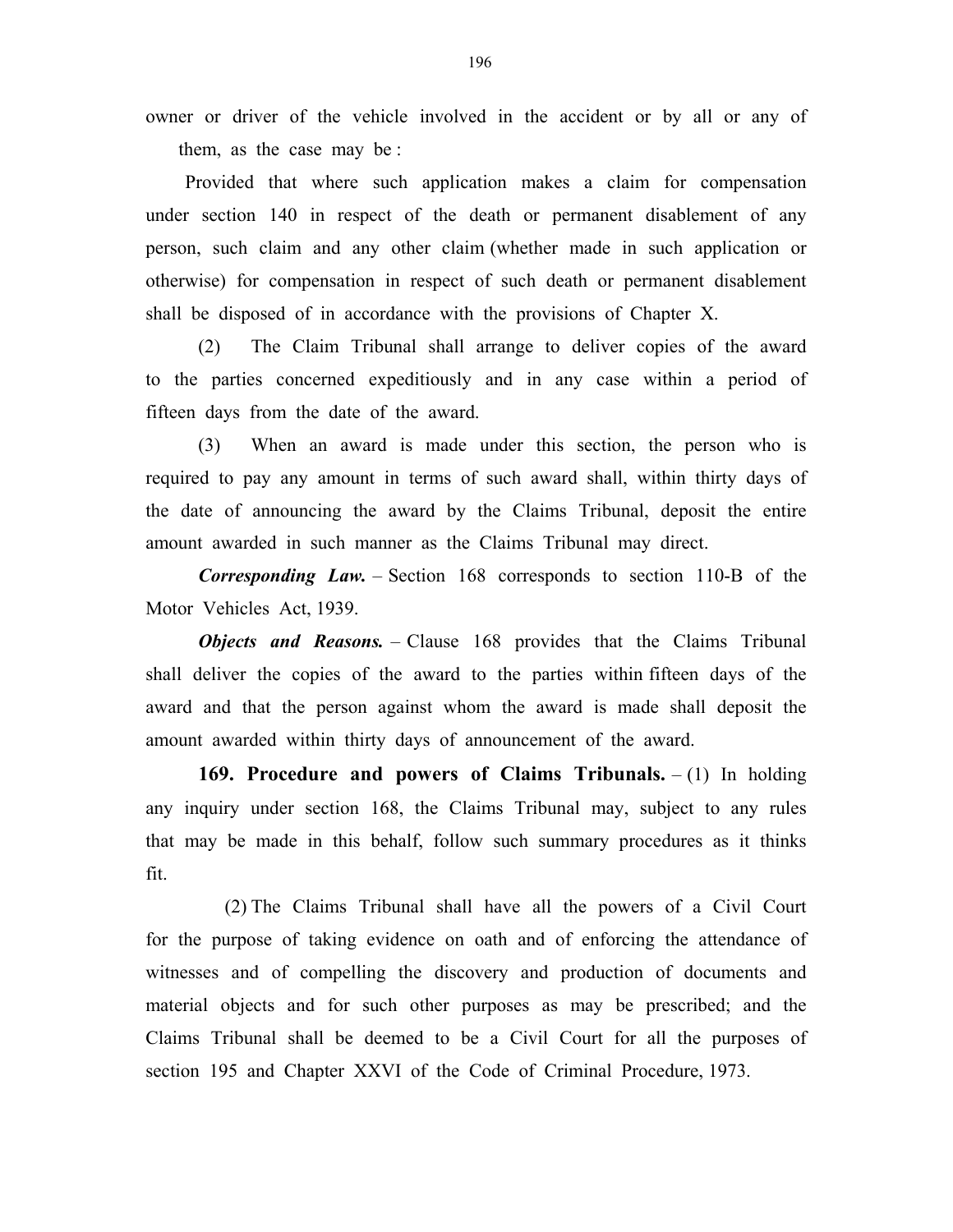owner or driver of the vehicle involved in the accident or by all or any of them, as the case may be :

Provided that where such application makes a claim for compensation under section 140 in respect of the death or permanent disablement of any person, such claim and any other claim (whether made in such application or otherwise) for compensation in respect of such death or permanent disablement shall be disposed of in accordance with the provisions of Chapter X.

(2) The Claim Tribunal shall arrange to deliver copies of the award to the parties concerned expeditiously and in any case within a period of fifteen days from the date of the award.

(3) When an award is made under this section, the person who is required to pay any amount in terms of such award shall, within thirty days of the date of announcing the award by the Claims Tribunal, deposit the entire amount awarded in such manner as the Claims Tribunal may direct.

***Corresponding Law.*** – Section 168 corresponds to section 110-B of the Motor Vehicles Act, 1939.

***Objects and Reasons.*** – Clause 168 provides that the Claims Tribunal shall deliver the copies of the award to the parties within fifteen days of the award and that the person against whom the award is made shall deposit the amount awarded within thirty days of announcement of the award.

**169. Procedure and powers of Claims Tribunals.** – (1) In holding any inquiry under section 168, the Claims Tribunal may, subject to any rules that may be made in this behalf, follow such summary procedures as it thinks fit.

(2) The Claims Tribunal shall have all the powers of a Civil Court for the purpose of taking evidence on oath and of enforcing the attendance of witnesses and of compelling the discovery and production of documents and material objects and for such other purposes as may be prescribed; and the Claims Tribunal shall be deemed to be a Civil Court for all the purposes of section 195 and Chapter XXVI of the Code of Criminal Procedure, 1973.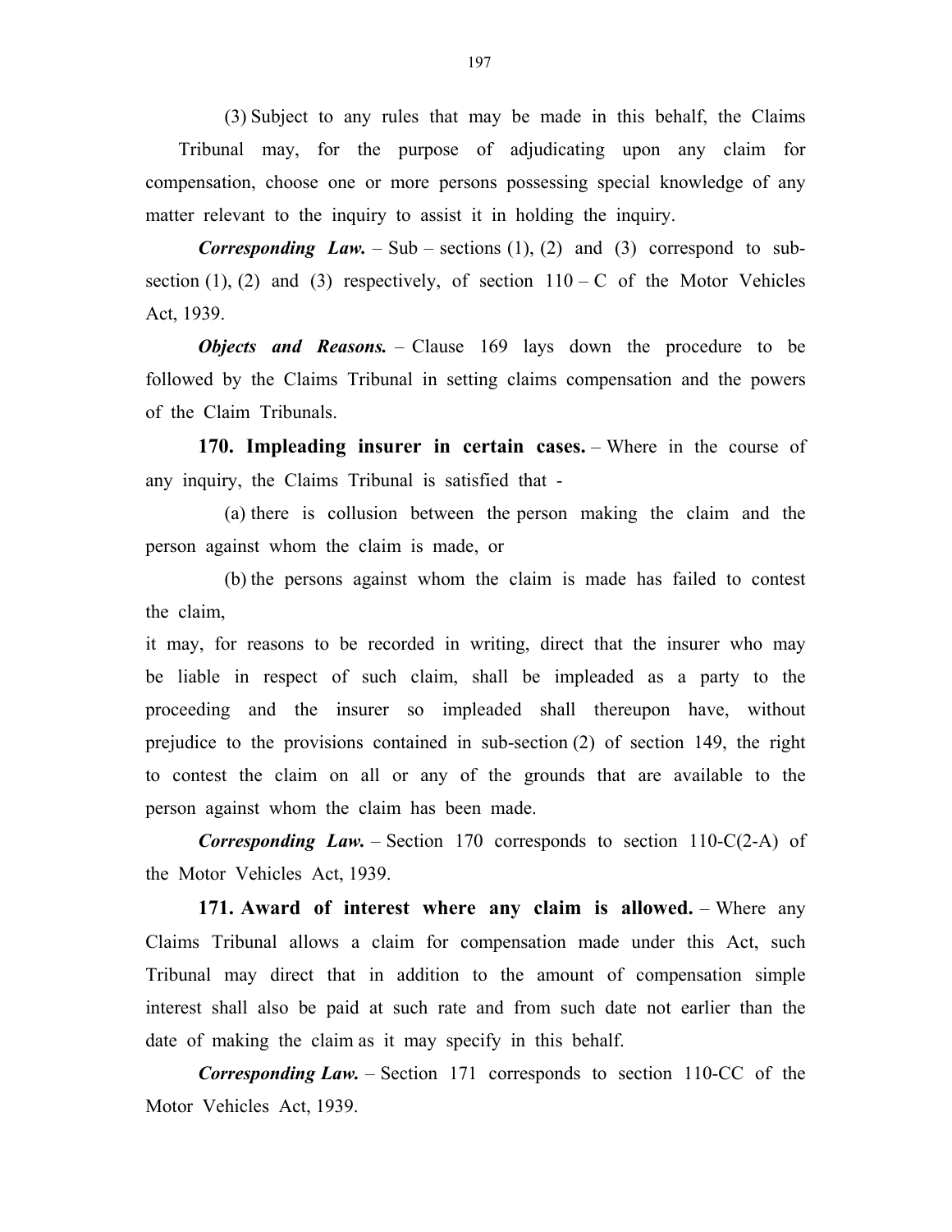(3) Subject to any rules that may be made in this behalf, the Claims Tribunal may, for the purpose of adjudicating upon any claim for compensation, choose one or more persons possessing special knowledge of any matter relevant to the inquiry to assist it in holding the inquiry.

***Corresponding Law.*** – Sub – sections (1), (2) and (3) correspond to sub-section (1), (2) and (3) respectively, of section 110 – C of the Motor Vehicles Act, 1939.

***Objects and Reasons.*** – Clause 169 lays down the procedure to be followed by the Claims Tribunal in setting claims compensation and the powers of the Claim Tribunals.

**170. Impleading insurer in certain cases.** – Where in the course of any inquiry, the Claims Tribunal is satisfied that -

(a) there is collusion between the person making the claim and the person against whom the claim is made, or

(b) the persons against whom the claim is made has failed to contest the claim,

it may, for reasons to be recorded in writing, direct that the insurer who may be liable in respect of such claim, shall be impleaded as a party to the proceeding and the insurer so impleaded shall thereupon have, without prejudice to the provisions contained in sub-section (2) of section 149, the right to contest the claim on all or any of the grounds that are available to the person against whom the claim has been made.

***Corresponding Law.*** – Section 170 corresponds to section 110-C(2-A) of the Motor Vehicles Act, 1939.

**171. Award of interest where any claim is allowed.** – Where any Claims Tribunal allows a claim for compensation made under this Act, such Tribunal may direct that in addition to the amount of compensation simple interest shall also be paid at such rate and from such date not earlier than the date of making the claim as it may specify in this behalf.

***Corresponding Law.*** – Section 171 corresponds to section 110-CC of the Motor Vehicles Act, 1939.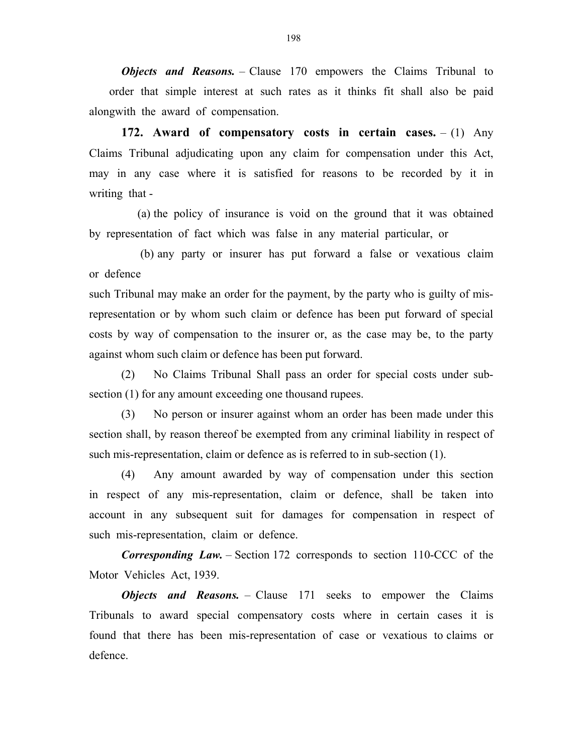***Objects and Reasons.*** – Clause 170 empowers the Claims Tribunal to order that simple interest at such rates as it thinks fit shall also be paid alongwith the award of compensation.

**172. Award of compensatory costs in certain cases.** – (1) Any Claims Tribunal adjudicating upon any claim for compensation under this Act, may in any case where it is satisfied for reasons to be recorded by it in writing that -

(a) the policy of insurance is void on the ground that it was obtained by representation of fact which was false in any material particular, or

(b) any party or insurer has put forward a false or vexatious claim or defence

such Tribunal may make an order for the payment, by the party who is guilty of mis-representation or by whom such claim or defence has been put forward of special costs by way of compensation to the insurer or, as the case may be, to the party against whom such claim or defence has been put forward.

(2) No Claims Tribunal Shall pass an order for special costs under sub-section (1) for any amount exceeding one thousand rupees.

(3) No person or insurer against whom an order has been made under this section shall, by reason thereof be exempted from any criminal liability in respect of such mis-representation, claim or defence as is referred to in sub-section (1).

(4) Any amount awarded by way of compensation under this section in respect of any mis-representation, claim or defence, shall be taken into account in any subsequent suit for damages for compensation in respect of such mis-representation, claim or defence.

***Corresponding Law.*** – Section 172 corresponds to section 110-CCC of the Motor Vehicles Act, 1939.

***Objects and Reasons.*** – Clause 171 seeks to empower the Claims Tribunals to award special compensatory costs where in certain cases it is found that there has been mis-representation of case or vexatious to claims or defence.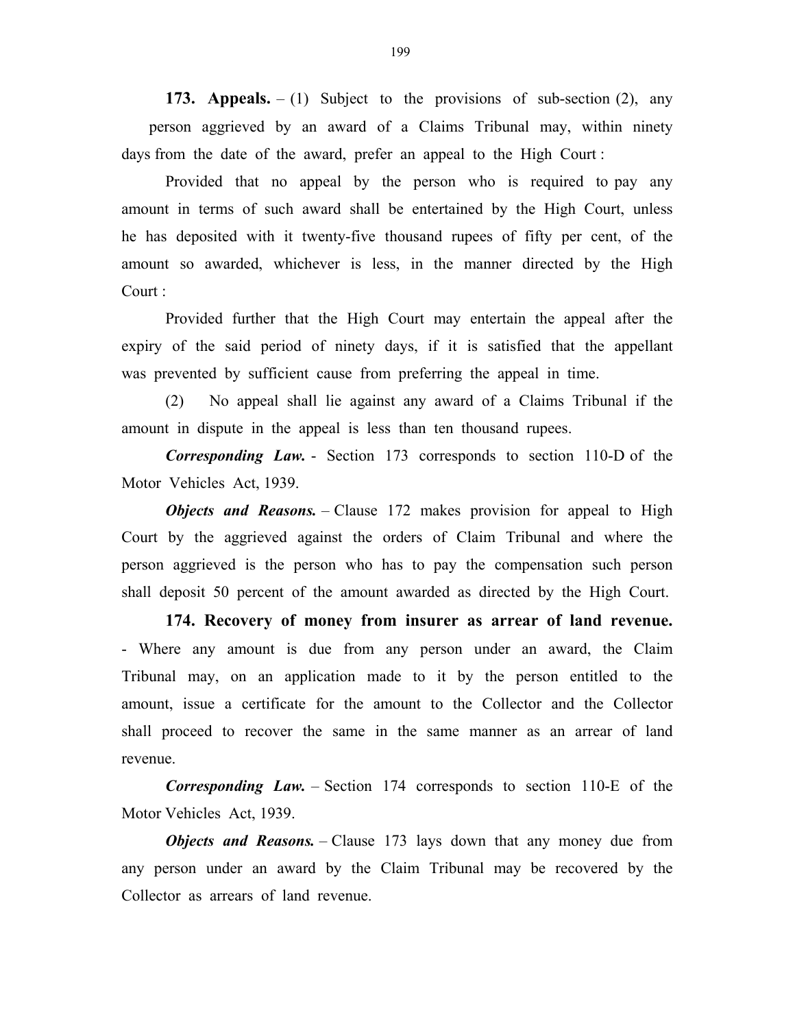**173. Appeals.** – (1) Subject to the provisions of sub-section (2), any person aggrieved by an award of a Claims Tribunal may, within ninety days from the date of the award, prefer an appeal to the High Court :

Provided that no appeal by the person who is required to pay any amount in terms of such award shall be entertained by the High Court, unless he has deposited with it twenty-five thousand rupees of fifty per cent, of the amount so awarded, whichever is less, in the manner directed by the High Court :

Provided further that the High Court may entertain the appeal after the expiry of the said period of ninety days, if it is satisfied that the appellant was prevented by sufficient cause from preferring the appeal in time.

(2) No appeal shall lie against any award of a Claims Tribunal if the amount in dispute in the appeal is less than ten thousand rupees.

***Corresponding Law.*** - Section 173 corresponds to section 110-D of the Motor Vehicles Act, 1939.

***Objects and Reasons.*** – Clause 172 makes provision for appeal to High Court by the aggrieved against the orders of Claim Tribunal and where the person aggrieved is the person who has to pay the compensation such person shall deposit 50 percent of the amount awarded as directed by the High Court.

**174. Recovery of money from insurer as arrear of land revenue.** - Where any amount is due from any person under an award, the Claim Tribunal may, on an application made to it by the person entitled to the amount, issue a certificate for the amount to the Collector and the Collector shall proceed to recover the same in the same manner as an arrear of land revenue.

***Corresponding Law.*** – Section 174 corresponds to section 110-E of the Motor Vehicles Act, 1939.

***Objects and Reasons.*** – Clause 173 lays down that any money due from any person under an award by the Claim Tribunal may be recovered by the Collector as arrears of land revenue.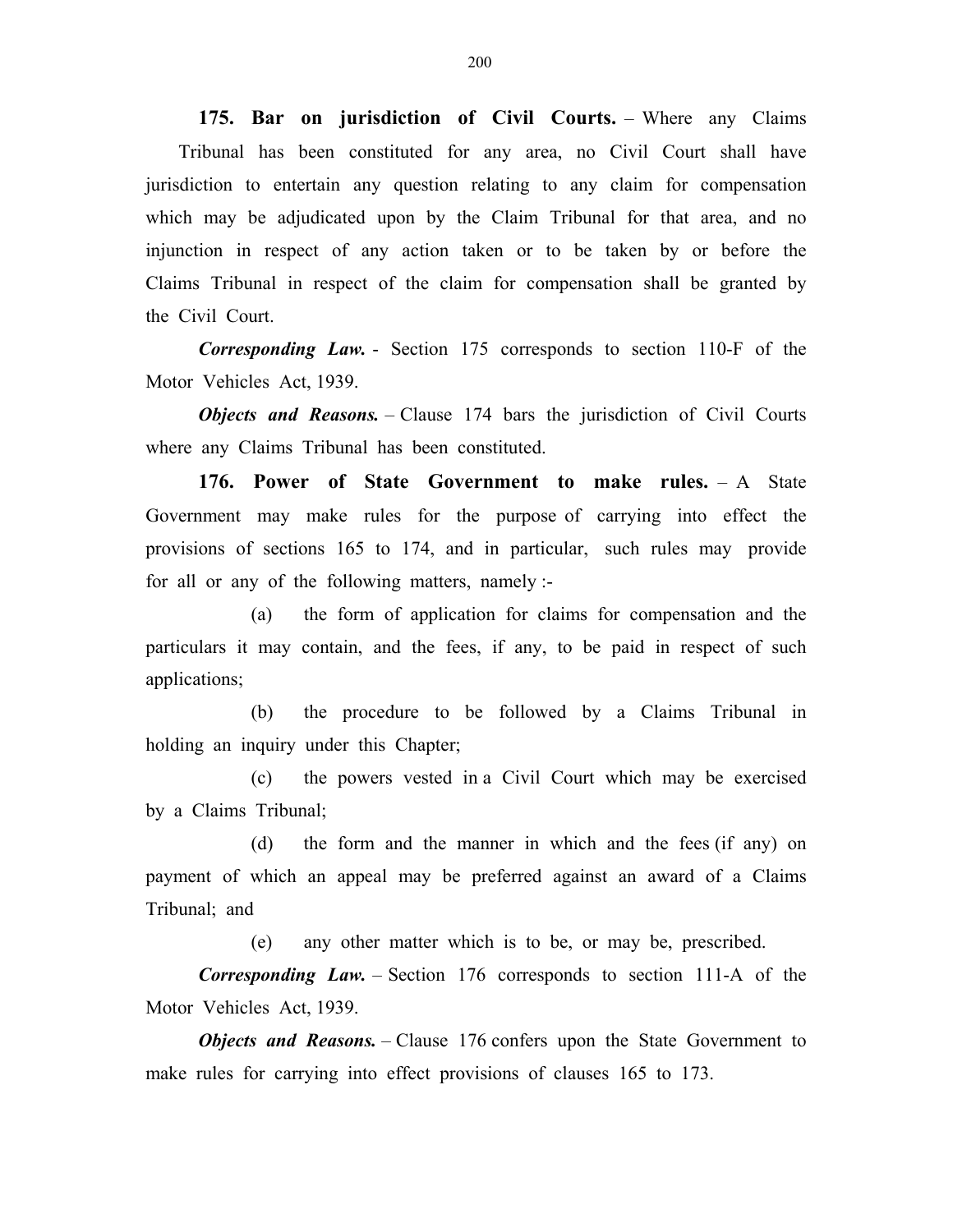**175. Bar on jurisdiction of Civil Courts.** – Where any Claims Tribunal has been constituted for any area, no Civil Court shall have jurisdiction to entertain any question relating to any claim for compensation which may be adjudicated upon by the Claim Tribunal for that area, and no injunction in respect of any action taken or to be taken by or before the Claims Tribunal in respect of the claim for compensation shall be granted by the Civil Court.

***Corresponding Law.*** - Section 175 corresponds to section 110-F of the Motor Vehicles Act, 1939.

***Objects and Reasons.*** – Clause 174 bars the jurisdiction of Civil Courts where any Claims Tribunal has been constituted.

**176. Power of State Government to make rules.** – A State Government may make rules for the purpose of carrying into effect the provisions of sections 165 to 174, and in particular, such rules may provide for all or any of the following matters, namely :-

(a) the form of application for claims for compensation and the particulars it may contain, and the fees, if any, to be paid in respect of such applications;

(b) the procedure to be followed by a Claims Tribunal in holding an inquiry under this Chapter;

(c) the powers vested in a Civil Court which may be exercised by a Claims Tribunal;

(d) the form and the manner in which and the fees (if any) on payment of which an appeal may be preferred against an award of a Claims Tribunal; and

(e) any other matter which is to be, or may be, prescribed.

***Corresponding Law.*** – Section 176 corresponds to section 111-A of the Motor Vehicles Act, 1939.

***Objects and Reasons.*** – Clause 176 confers upon the State Government to make rules for carrying into effect provisions of clauses 165 to 173.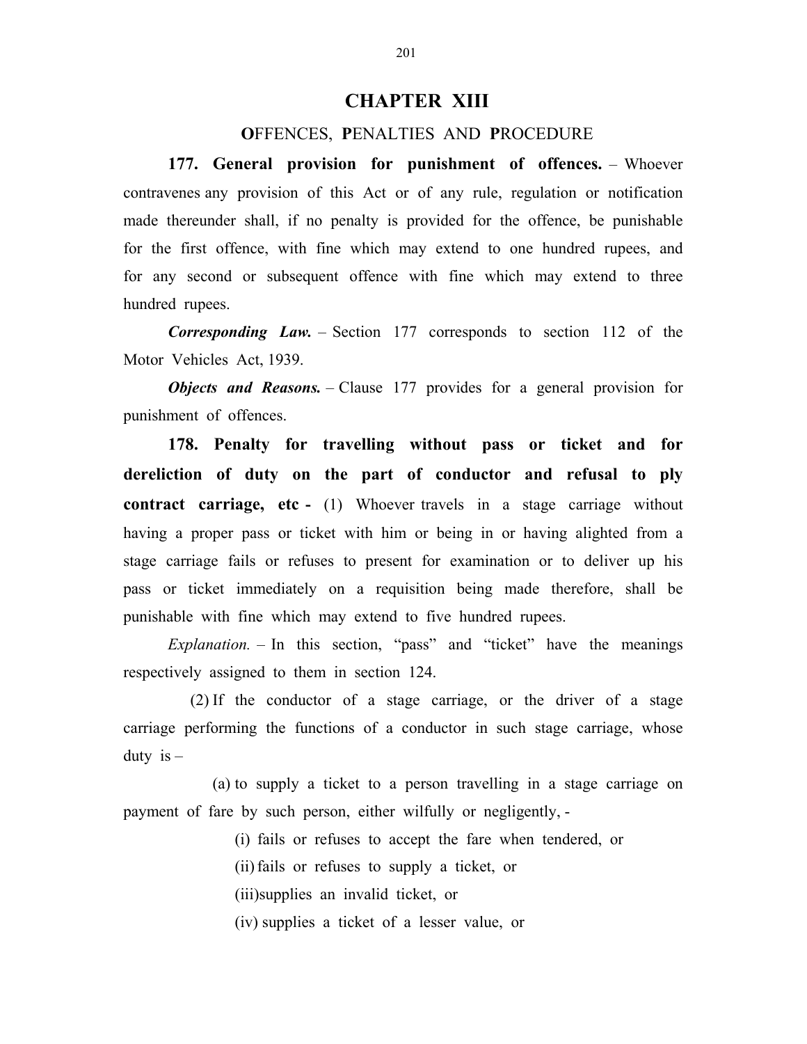# CHAPTER XIII

## OFFENCES, PENALTIES AND PROCEDURE

**177. General provision for punishment of offences.** – Whoever contravenes any provision of this Act or of any rule, regulation or notification made thereunder shall, if no penalty is provided for the offence, be punishable for the first offence, with fine which may extend to one hundred rupees, and for any second or subsequent offence with fine which may extend to three hundred rupees.

***Corresponding Law.*** – Section 177 corresponds to section 112 of the Motor Vehicles Act, 1939.

***Objects and Reasons.*** – Clause 177 provides for a general provision for punishment of offences.

**178. Penalty for travelling without pass or ticket and for dereliction of duty on the part of conductor and refusal to ply contract carriage, etc -** (1) Whoever travels in a stage carriage without having a proper pass or ticket with him or being in or having alighted from a stage carriage fails or refuses to present for examination or to deliver up his pass or ticket immediately on a requisition being made therefore, shall be punishable with fine which may extend to five hundred rupees.

*Explanation.* – In this section, "pass" and "ticket" have the meanings respectively assigned to them in section 124.

(2) If the conductor of a stage carriage, or the driver of a stage carriage performing the functions of a conductor in such stage carriage, whose duty is –

(a) to supply a ticket to a person travelling in a stage carriage on payment of fare by such person, either wilfully or negligently, -

(i) fails or refuses to accept the fare when tendered, or

(ii) fails or refuses to supply a ticket, or

(iii) supplies an invalid ticket, or

(iv) supplies a ticket of a lesser value, or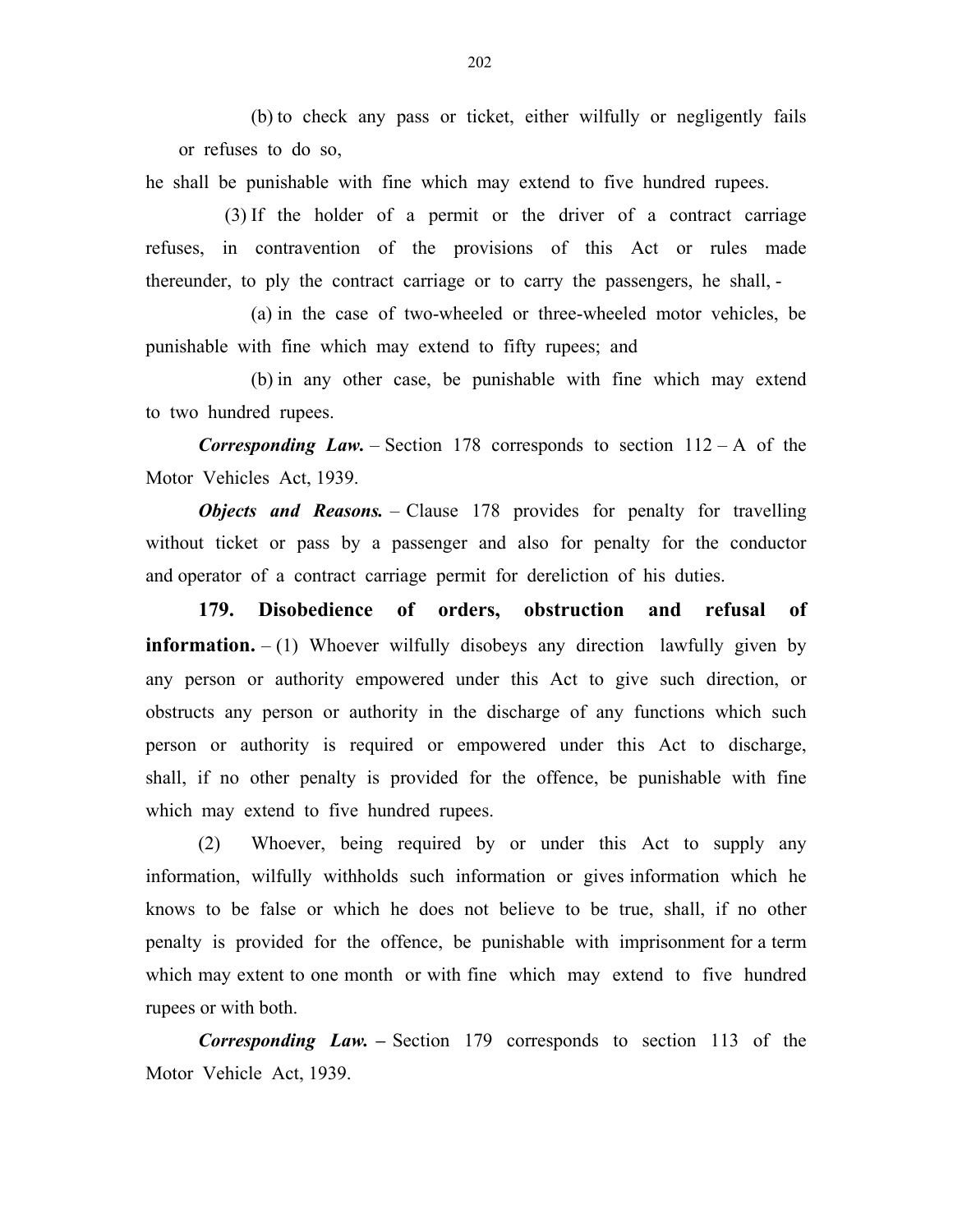(b) to check any pass or ticket, either wilfully or negligently fails or refuses to do so,

he shall be punishable with fine which may extend to five hundred rupees.

(3) If the holder of a permit or the driver of a contract carriage refuses, in contravention of the provisions of this Act or rules made thereunder, to ply the contract carriage or to carry the passengers, he shall, -

(a) in the case of two-wheeled or three-wheeled motor vehicles, be punishable with fine which may extend to fifty rupees; and

(b) in any other case, be punishable with fine which may extend to two hundred rupees.

***Corresponding Law.*** – Section 178 corresponds to section 112 – A of the Motor Vehicles Act, 1939.

***Objects and Reasons.*** – Clause 178 provides for penalty for travelling without ticket or pass by a passenger and also for penalty for the conductor and operator of a contract carriage permit for dereliction of his duties.

**179. Disobedience of orders, obstruction and refusal of information.** – (1) Whoever wilfully disobeys any direction lawfully given by any person or authority empowered under this Act to give such direction, or obstructs any person or authority in the discharge of any functions which such person or authority is required or empowered under this Act to discharge, shall, if no other penalty is provided for the offence, be punishable with fine which may extend to five hundred rupees.

(2) Whoever, being required by or under this Act to supply any information, wilfully withholds such information or gives information which he knows to be false or which he does not believe to be true, shall, if no other penalty is provided for the offence, be punishable with imprisonment for a term which may extent to one month or with fine which may extend to five hundred rupees or with both.

***Corresponding Law.*** – Section 179 corresponds to section 113 of the Motor Vehicle Act, 1939.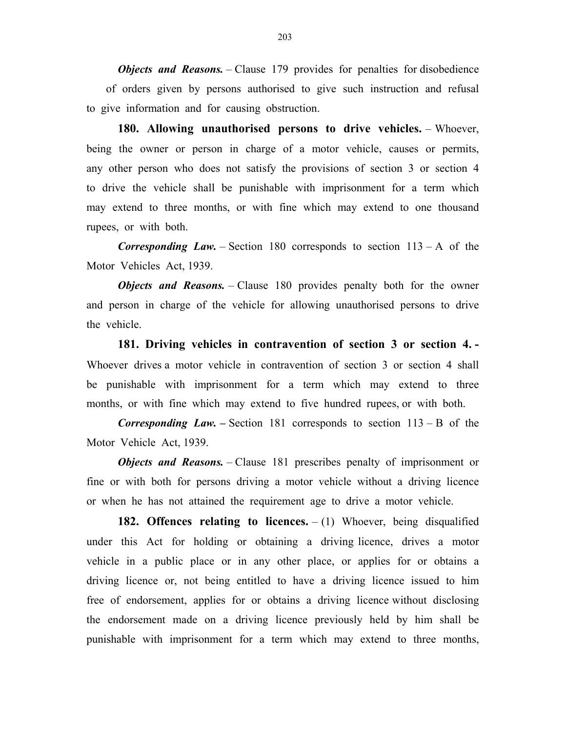***Objects and Reasons.*** – Clause 179 provides for penalties for disobedience of orders given by persons authorised to give such instruction and refusal to give information and for causing obstruction.

**180. Allowing unauthorised persons to drive vehicles.** – Whoever, being the owner or person in charge of a motor vehicle, causes or permits, any other person who does not satisfy the provisions of section 3 or section 4 to drive the vehicle shall be punishable with imprisonment for a term which may extend to three months, or with fine which may extend to one thousand rupees, or with both.

***Corresponding Law.*** – Section 180 corresponds to section 113 – A of the Motor Vehicles Act, 1939.

***Objects and Reasons.*** – Clause 180 provides penalty both for the owner and person in charge of the vehicle for allowing unauthorised persons to drive the vehicle.

**181. Driving vehicles in contravention of section 3 or section 4. -** Whoever drives a motor vehicle in contravention of section 3 or section 4 shall be punishable with imprisonment for a term which may extend to three months, or with fine which may extend to five hundred rupees, or with both.

***Corresponding Law. –*** Section 181 corresponds to section 113 – B of the Motor Vehicle Act, 1939.

***Objects and Reasons.*** – Clause 181 prescribes penalty of imprisonment or fine or with both for persons driving a motor vehicle without a driving licence or when he has not attained the requirement age to drive a motor vehicle.

**182. Offences relating to licences.** – (1) Whoever, being disqualified under this Act for holding or obtaining a driving licence, drives a motor vehicle in a public place or in any other place, or applies for or obtains a driving licence or, not being entitled to have a driving licence issued to him free of endorsement, applies for or obtains a driving licence without disclosing the endorsement made on a driving licence previously held by him shall be punishable with imprisonment for a term which may extend to three months,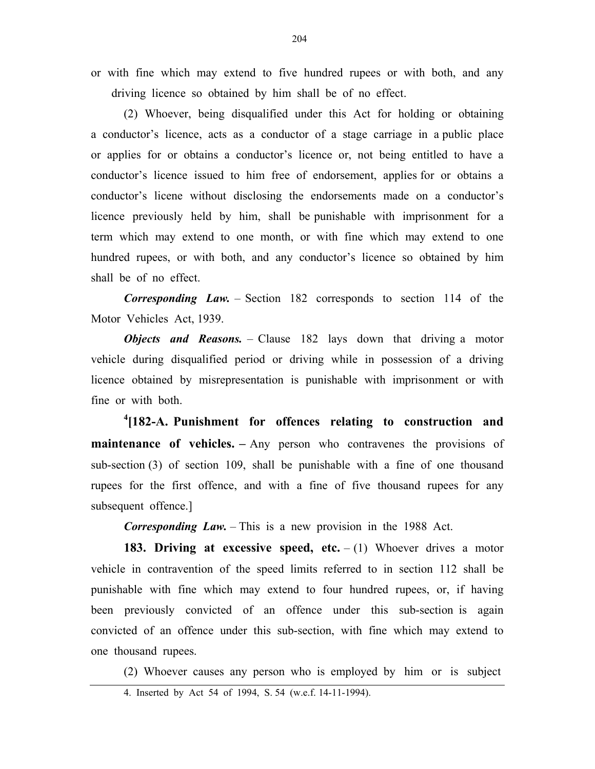or with fine which may extend to five hundred rupees or with both, and any driving licence so obtained by him shall be of no effect.

(2) Whoever, being disqualified under this Act for holding or obtaining a conductor's licence, acts as a conductor of a stage carriage in a public place or applies for or obtains a conductor's licence or, not being entitled to have a conductor's licence issued to him free of endorsement, applies for or obtains a conductor's licene without disclosing the endorsements made on a conductor's licence previously held by him, shall be punishable with imprisonment for a term which may extend to one month, or with fine which may extend to one hundred rupees, or with both, and any conductor's licence so obtained by him shall be of no effect.

***Corresponding Law.*** – Section 182 corresponds to section 114 of the Motor Vehicles Act, 1939.

***Objects and Reasons.*** – Clause 182 lays down that driving a motor vehicle during disqualified period or driving while in possession of a driving licence obtained by misrepresentation is punishable with imprisonment or with fine or with both.

[4][**182-A. Punishment for offences relating to construction and maintenance of vehicles. –** Any person who contravenes the provisions of sub-section (3) of section 109, shall be punishable with a fine of one thousand rupees for the first offence, and with a fine of five thousand rupees for any subsequent offence.]

***Corresponding Law.*** – This is a new provision in the 1988 Act.

**183. Driving at excessive speed, etc.** – (1) Whoever drives a motor vehicle in contravention of the speed limits referred to in section 112 shall be punishable with fine which may extend to four hundred rupees, or, if having been previously convicted of an offence under this sub-section is again convicted of an offence under this sub-section, with fine which may extend to one thousand rupees.

(2) Whoever causes any person who is employed by him or is subject

---

4. Inserted by Act 54 of 1994, S. 54 (w.e.f. 14-11-1994).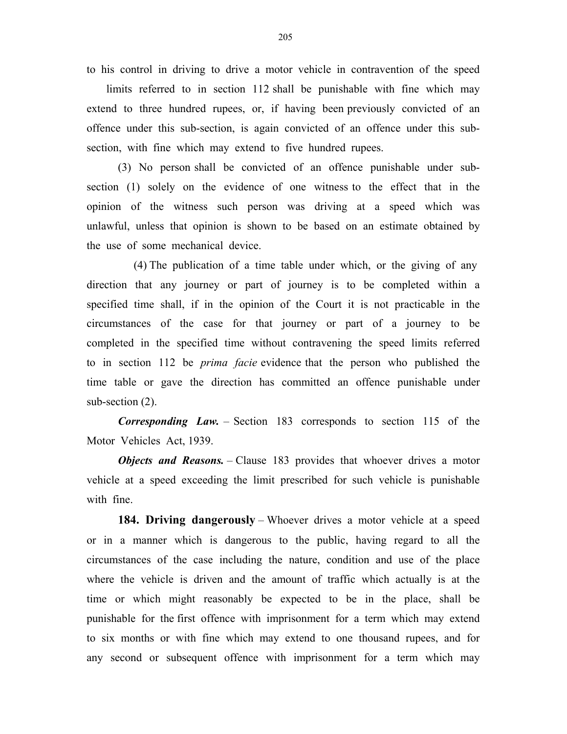to his control in driving to drive a motor vehicle in contravention of the speed limits referred to in section 112 shall be punishable with fine which may extend to three hundred rupees, or, if having been previously convicted of an offence under this sub-section, is again convicted of an offence under this sub-section, with fine which may extend to five hundred rupees.

(3) No person shall be convicted of an offence punishable under sub-section (1) solely on the evidence of one witness to the effect that in the opinion of the witness such person was driving at a speed which was unlawful, unless that opinion is shown to be based on an estimate obtained by the use of some mechanical device.

(4) The publication of a time table under which, or the giving of any direction that any journey or part of journey is to be completed within a specified time shall, if in the opinion of the Court it is not practicable in the circumstances of the case for that journey or part of a journey to be completed in the specified time without contravening the speed limits referred to in section 112 be *prima facie* evidence that the person who published the time table or gave the direction has committed an offence punishable under sub-section (2).

***Corresponding Law.*** – Section 183 corresponds to section 115 of the Motor Vehicles Act, 1939.

***Objects and Reasons.*** – Clause 183 provides that whoever drives a motor vehicle at a speed exceeding the limit prescribed for such vehicle is punishable with fine.

**184. Driving dangerously** – Whoever drives a motor vehicle at a speed or in a manner which is dangerous to the public, having regard to all the circumstances of the case including the nature, condition and use of the place where the vehicle is driven and the amount of traffic which actually is at the time or which might reasonably be expected to be in the place, shall be punishable for the first offence with imprisonment for a term which may extend to six months or with fine which may extend to one thousand rupees, and for any second or subsequent offence with imprisonment for a term which may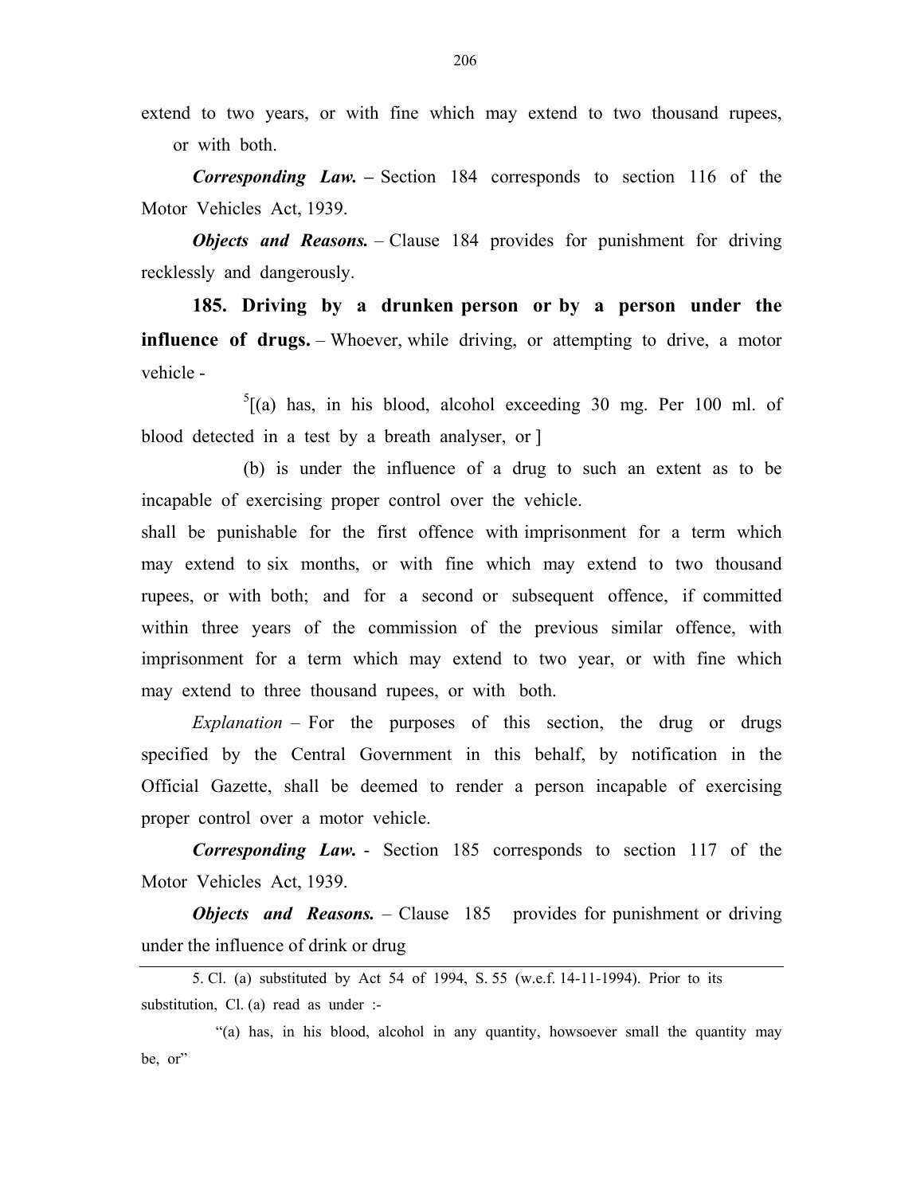extend to two years, or with fine which may extend to two thousand rupees, or with both.

***Corresponding Law.*** **–** Section 184 corresponds to section 116 of the Motor Vehicles Act, 1939.

***Objects and Reasons.*** – Clause 184 provides for punishment for driving recklessly and dangerously.

**185. Driving by a drunken person or by a person under the influence of drugs.** – Whoever, while driving, or attempting to drive, a motor vehicle -

[5][(a) has, in his blood, alcohol exceeding 30 mg. Per 100 ml. of blood detected in a test by a breath analyser, or ]

(b) is under the influence of a drug to such an extent as to be incapable of exercising proper control over the vehicle.

shall be punishable for the first offence with imprisonment for a term which may extend to six months, or with fine which may extend to two thousand rupees, or with both; and for a second or subsequent offence, if committed within three years of the commission of the previous similar offence, with imprisonment for a term which may extend to two year, or with fine which may extend to three thousand rupees, or with both.

*Explanation* – For the purposes of this section, the drug or drugs specified by the Central Government in this behalf, by notification in the Official Gazette, shall be deemed to render a person incapable of exercising proper control over a motor vehicle.

***Corresponding Law.*** - Section 185 corresponds to section 117 of the Motor Vehicles Act, 1939.

***Objects and Reasons.*** – Clause 185 provides for punishment or driving under the influence of drink or drug

---

5. Cl. (a) substituted by Act 54 of 1994, S. 55 (w.e.f. 14-11-1994). Prior to its substitution, Cl. (a) read as under :-

"(a) has, in his blood, alcohol in any quantity, howsoever small the quantity may be, or"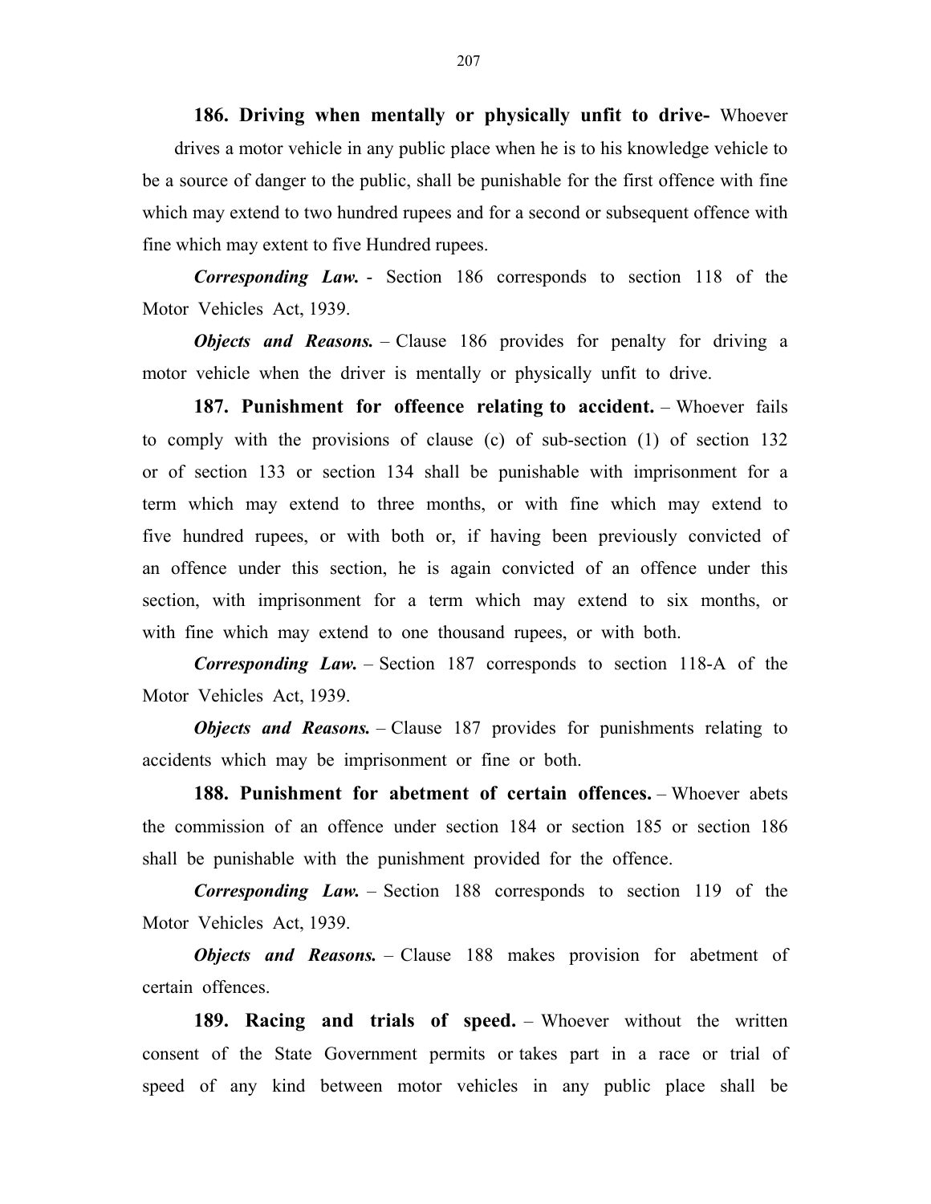**186. Driving when mentally or physically unfit to drive-** Whoever drives a motor vehicle in any public place when he is to his knowledge vehicle to be a source of danger to the public, shall be punishable for the first offence with fine which may extend to two hundred rupees and for a second or subsequent offence with fine which may extent to five Hundred rupees.

***Corresponding Law.*** - Section 186 corresponds to section 118 of the Motor Vehicles Act, 1939.

***Objects and Reasons.*** – Clause 186 provides for penalty for driving a motor vehicle when the driver is mentally or physically unfit to drive.

**187. Punishment for offeence relating to accident.** – Whoever fails to comply with the provisions of clause (c) of sub-section (1) of section 132 or of section 133 or section 134 shall be punishable with imprisonment for a term which may extend to three months, or with fine which may extend to five hundred rupees, or with both or, if having been previously convicted of an offence under this section, he is again convicted of an offence under this section, with imprisonment for a term which may extend to six months, or with fine which may extend to one thousand rupees, or with both.

***Corresponding Law.*** – Section 187 corresponds to section 118-A of the Motor Vehicles Act, 1939.

***Objects and Reasons.*** – Clause 187 provides for punishments relating to accidents which may be imprisonment or fine or both.

**188. Punishment for abetment of certain offences.** – Whoever abets the commission of an offence under section 184 or section 185 or section 186 shall be punishable with the punishment provided for the offence.

***Corresponding Law.*** – Section 188 corresponds to section 119 of the Motor Vehicles Act, 1939.

***Objects and Reasons.*** – Clause 188 makes provision for abetment of certain offences.

**189. Racing and trials of speed.** – Whoever without the written consent of the State Government permits or takes part in a race or trial of speed of any kind between motor vehicles in any public place shall be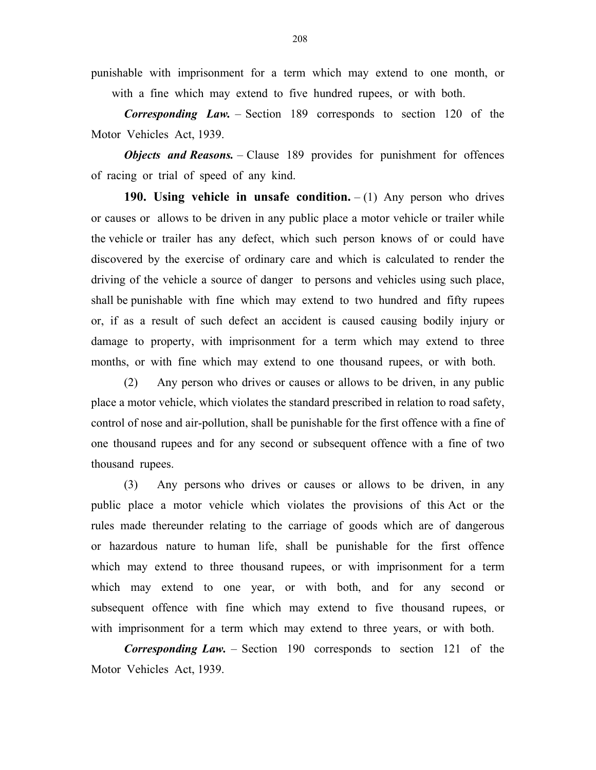punishable with imprisonment for a term which may extend to one month, or with a fine which may extend to five hundred rupees, or with both.

***Corresponding Law.*** – Section 189 corresponds to section 120 of the Motor Vehicles Act, 1939.

***Objects and Reasons.*** – Clause 189 provides for punishment for offences of racing or trial of speed of any kind.

**190. Using vehicle in unsafe condition.** – (1) Any person who drives or causes or allows to be driven in any public place a motor vehicle or trailer while the vehicle or trailer has any defect, which such person knows of or could have discovered by the exercise of ordinary care and which is calculated to render the driving of the vehicle a source of danger to persons and vehicles using such place, shall be punishable with fine which may extend to two hundred and fifty rupees or, if as a result of such defect an accident is caused causing bodily injury or damage to property, with imprisonment for a term which may extend to three months, or with fine which may extend to one thousand rupees, or with both.

(2) Any person who drives or causes or allows to be driven, in any public place a motor vehicle, which violates the standard prescribed in relation to road safety, control of nose and air-pollution, shall be punishable for the first offence with a fine of one thousand rupees and for any second or subsequent offence with a fine of two thousand rupees.

(3) Any persons who drives or causes or allows to be driven, in any public place a motor vehicle which violates the provisions of this Act or the rules made thereunder relating to the carriage of goods which are of dangerous or hazardous nature to human life, shall be punishable for the first offence which may extend to three thousand rupees, or with imprisonment for a term which may extend to one year, or with both, and for any second or subsequent offence with fine which may extend to five thousand rupees, or with imprisonment for a term which may extend to three years, or with both.

***Corresponding Law.*** – Section 190 corresponds to section 121 of the Motor Vehicles Act, 1939.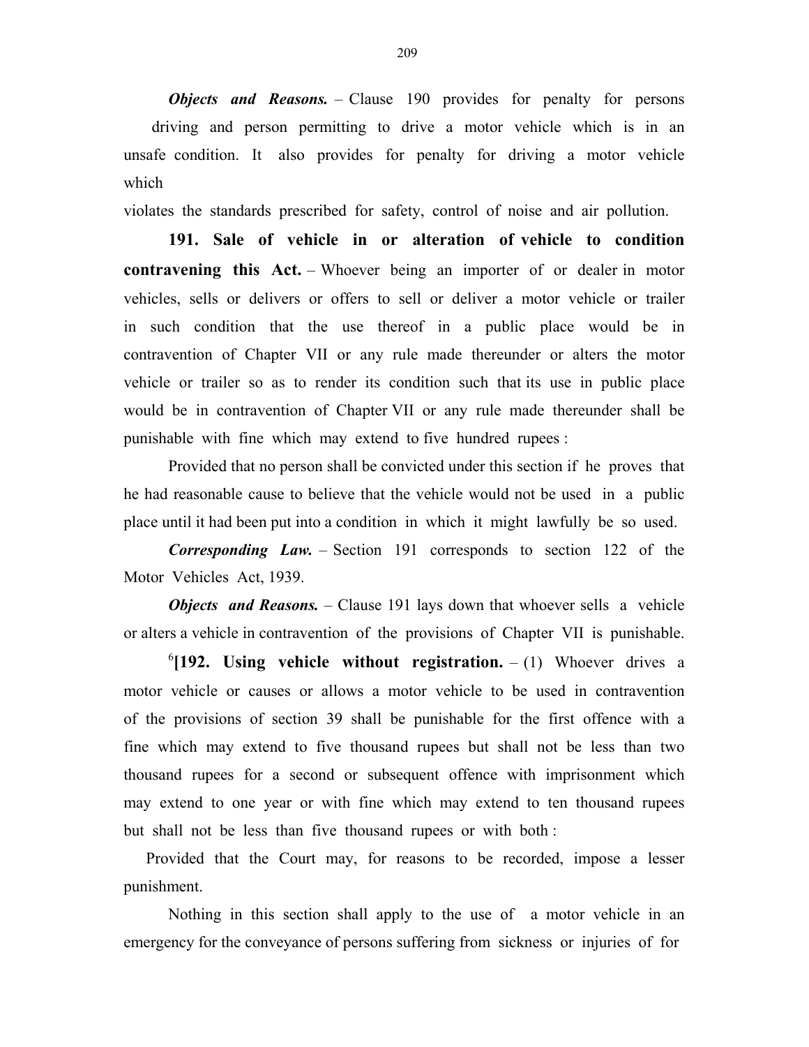***Objects and Reasons.*** – Clause 190 provides for penalty for persons driving and person permitting to drive a motor vehicle which is in an unsafe condition. It also provides for penalty for driving a motor vehicle which

violates the standards prescribed for safety, control of noise and air pollution.

**191. Sale of vehicle in or alteration of vehicle to condition contravening this Act.** – Whoever being an importer of or dealer in motor vehicles, sells or delivers or offers to sell or deliver a motor vehicle or trailer in such condition that the use thereof in a public place would be in contravention of Chapter VII or any rule made thereunder or alters the motor vehicle or trailer so as to render its condition such that its use in public place would be in contravention of Chapter VII or any rule made thereunder shall be punishable with fine which may extend to five hundred rupees :

Provided that no person shall be convicted under this section if he proves that he had reasonable cause to believe that the vehicle would not be used in a public place until it had been put into a condition in which it might lawfully be so used.

***Corresponding Law.*** – Section 191 corresponds to section 122 of the Motor Vehicles Act, 1939.

***Objects and Reasons.*** – Clause 191 lays down that whoever sells a vehicle or alters a vehicle in contravention of the provisions of Chapter VII is punishable.

[6]**[192. Using vehicle without registration.** – (1) Whoever drives a motor vehicle or causes or allows a motor vehicle to be used in contravention of the provisions of section 39 shall be punishable for the first offence with a fine which may extend to five thousand rupees but shall not be less than two thousand rupees for a second or subsequent offence with imprisonment which may extend to one year or with fine which may extend to ten thousand rupees but shall not be less than five thousand rupees or with both :

Provided that the Court may, for reasons to be recorded, impose a lesser punishment.

Nothing in this section shall apply to the use of a motor vehicle in an emergency for the conveyance of persons suffering from sickness or injuries of for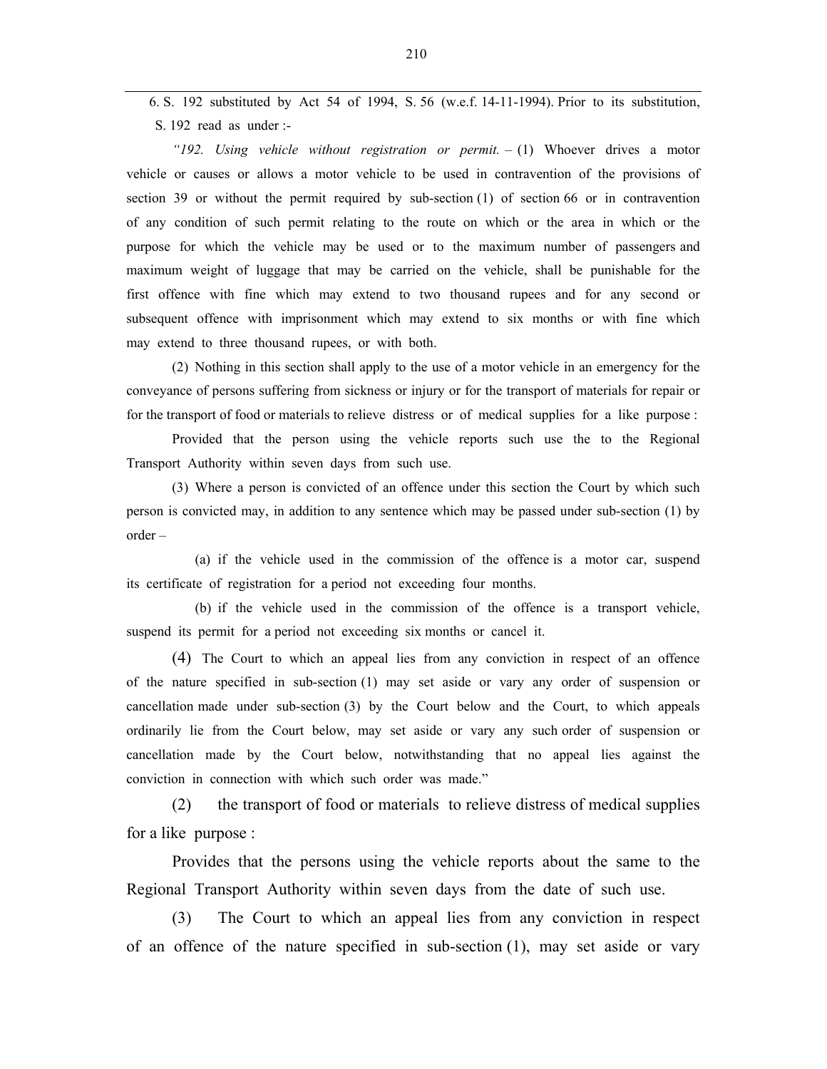6. S. 192 substituted by Act 54 of 1994, S. 56 (w.e.f. 14-11-1994). Prior to its substitution, S. 192 read as under :-

*"192. Using vehicle without registration or permit.* – (1) Whoever drives a motor vehicle or causes or allows a motor vehicle to be used in contravention of the provisions of section 39 or without the permit required by sub-section (1) of section 66 or in contravention of any condition of such permit relating to the route on which or the area in which or the purpose for which the vehicle may be used or to the maximum number of passengers and maximum weight of luggage that may be carried on the vehicle, shall be punishable for the first offence with fine which may extend to two thousand rupees and for any second or subsequent offence with imprisonment which may extend to six months or with fine which may extend to three thousand rupees, or with both.

(2) Nothing in this section shall apply to the use of a motor vehicle in an emergency for the conveyance of persons suffering from sickness or injury or for the transport of materials for repair or for the transport of food or materials to relieve distress or of medical supplies for a like purpose :

Provided that the person using the vehicle reports such use the to the Regional Transport Authority within seven days from such use.

(3) Where a person is convicted of an offence under this section the Court by which such person is convicted may, in addition to any sentence which may be passed under sub-section (1) by order –

(a) if the vehicle used in the commission of the offence is a motor car, suspend its certificate of registration for a period not exceeding four months.

(b) if the vehicle used in the commission of the offence is a transport vehicle, suspend its permit for a period not exceeding six months or cancel it.

(4) The Court to which an appeal lies from any conviction in respect of an offence of the nature specified in sub-section (1) may set aside or vary any order of suspension or cancellation made under sub-section (3) by the Court below and the Court, to which appeals ordinarily lie from the Court below, may set aside or vary any such order of suspension or cancellation made by the Court below, notwithstanding that no appeal lies against the conviction in connection with which such order was made."

(2) the transport of food or materials to relieve distress of medical supplies for a like purpose :

Provides that the persons using the vehicle reports about the same to the Regional Transport Authority within seven days from the date of such use.

(3) The Court to which an appeal lies from any conviction in respect of an offence of the nature specified in sub-section (1), may set aside or vary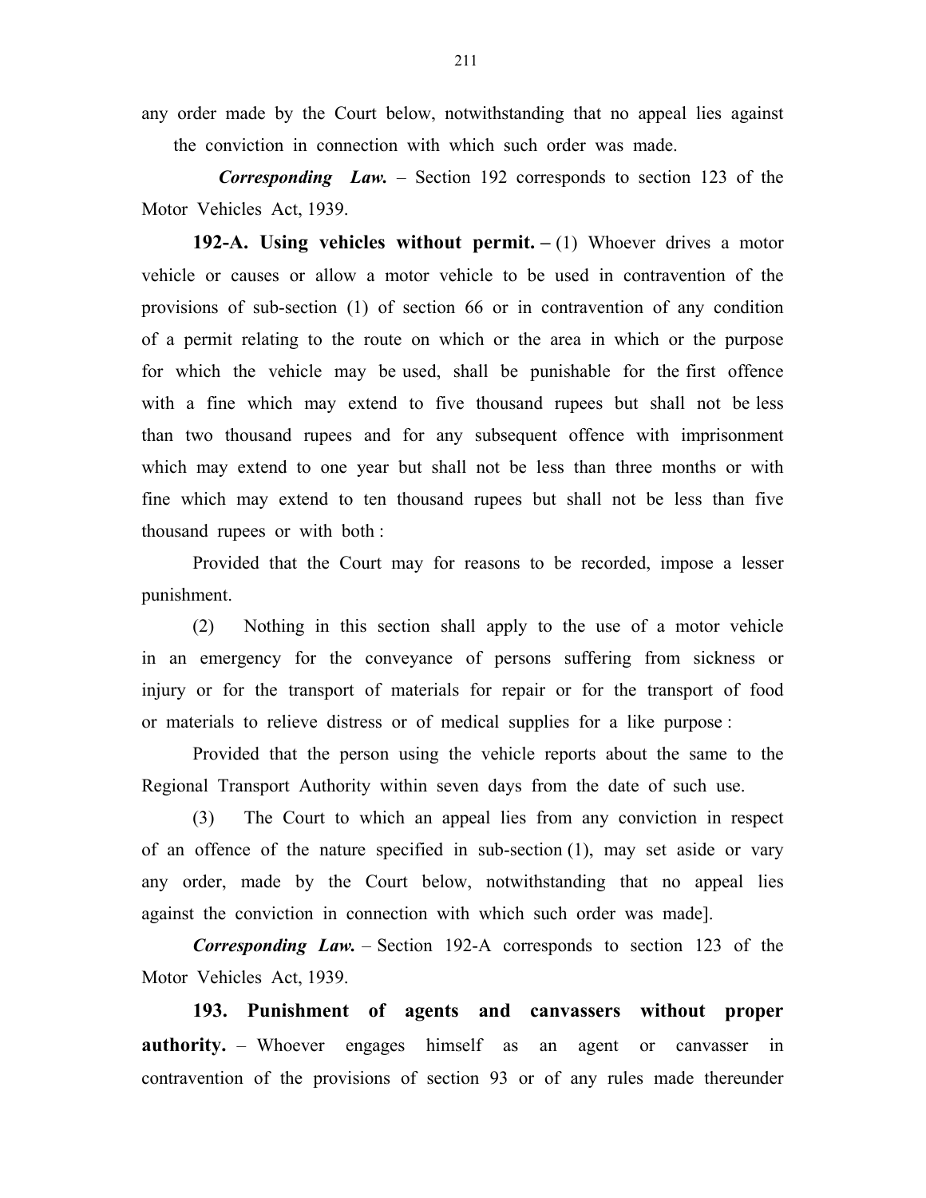any order made by the Court below, notwithstanding that no appeal lies against the conviction in connection with which such order was made.

***Corresponding Law.*** – Section 192 corresponds to section 123 of the Motor Vehicles Act, 1939.

**192-A. Using vehicles without permit.** – (1) Whoever drives a motor vehicle or causes or allow a motor vehicle to be used in contravention of the provisions of sub-section (1) of section 66 or in contravention of any condition of a permit relating to the route on which or the area in which or the purpose for which the vehicle may be used, shall be punishable for the first offence with a fine which may extend to five thousand rupees but shall not be less than two thousand rupees and for any subsequent offence with imprisonment which may extend to one year but shall not be less than three months or with fine which may extend to ten thousand rupees but shall not be less than five thousand rupees or with both :

Provided that the Court may for reasons to be recorded, impose a lesser punishment.

(2) Nothing in this section shall apply to the use of a motor vehicle in an emergency for the conveyance of persons suffering from sickness or injury or for the transport of materials for repair or for the transport of food or materials to relieve distress or of medical supplies for a like purpose :

Provided that the person using the vehicle reports about the same to the Regional Transport Authority within seven days from the date of such use.

(3) The Court to which an appeal lies from any conviction in respect of an offence of the nature specified in sub-section (1), may set aside or vary any order, made by the Court below, notwithstanding that no appeal lies against the conviction in connection with which such order was made].

***Corresponding Law.*** – Section 192-A corresponds to section 123 of the Motor Vehicles Act, 1939.

**193. Punishment of agents and canvassers without proper authority.** – Whoever engages himself as an agent or canvasser in contravention of the provisions of section 93 or of any rules made thereunder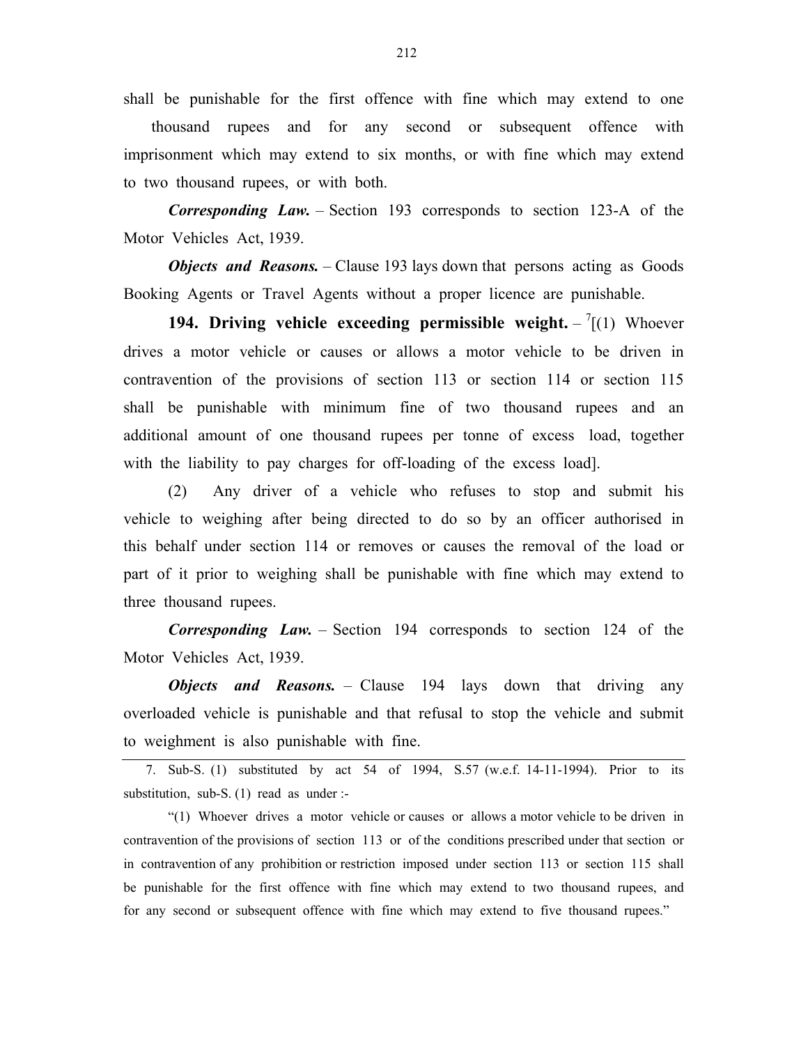shall be punishable for the first offence with fine which may extend to one thousand rupees and for any second or subsequent offence with imprisonment which may extend to six months, or with fine which may extend to two thousand rupees, or with both.

***Corresponding Law.*** – Section 193 corresponds to section 123-A of the Motor Vehicles Act, 1939.

***Objects and Reasons.*** – Clause 193 lays down that persons acting as Goods Booking Agents or Travel Agents without a proper licence are punishable.

**194. Driving vehicle exceeding permissible weight.** – [7][(1) Whoever drives a motor vehicle or causes or allows a motor vehicle to be driven in contravention of the provisions of section 113 or section 114 or section 115 shall be punishable with minimum fine of two thousand rupees and an additional amount of one thousand rupees per tonne of excess load, together with the liability to pay charges for off-loading of the excess load].

(2) Any driver of a vehicle who refuses to stop and submit his vehicle to weighing after being directed to do so by an officer authorised in this behalf under section 114 or removes or causes the removal of the load or part of it prior to weighing shall be punishable with fine which may extend to three thousand rupees.

***Corresponding Law.*** – Section 194 corresponds to section 124 of the Motor Vehicles Act, 1939.

***Objects and Reasons.*** – Clause 194 lays down that driving any overloaded vehicle is punishable and that refusal to stop the vehicle and submit to weighment is also punishable with fine.

---

7. Sub-S. (1) substituted by act 54 of 1994, S.57 (w.e.f. 14-11-1994). Prior to its substitution, sub-S. (1) read as under :-

"(1) Whoever drives a motor vehicle or causes or allows a motor vehicle to be driven in contravention of the provisions of section 113 or of the conditions prescribed under that section or in contravention of any prohibition or restriction imposed under section 113 or section 115 shall be punishable for the first offence with fine which may extend to two thousand rupees, and for any second or subsequent offence with fine which may extend to five thousand rupees."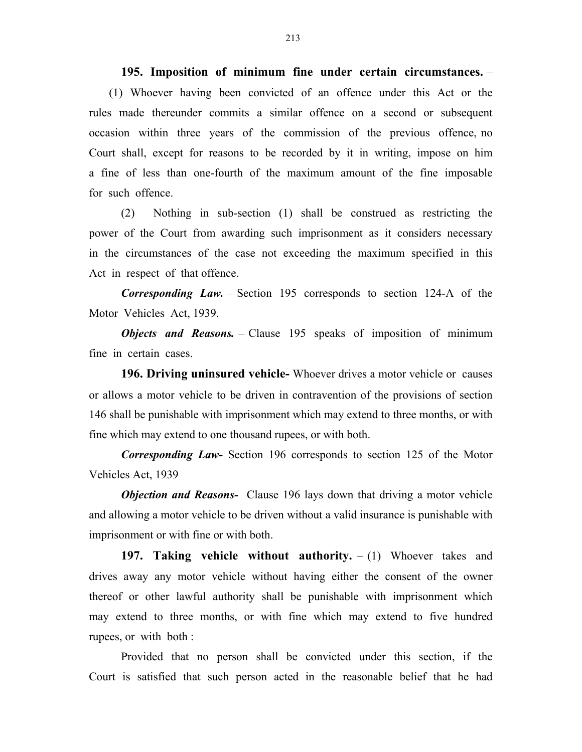**195. Imposition of minimum fine under certain circumstances.** – (1) Whoever having been convicted of an offence under this Act or the rules made thereunder commits a similar offence on a second or subsequent occasion within three years of the commission of the previous offence, no Court shall, except for reasons to be recorded by it in writing, impose on him a fine of less than one-fourth of the maximum amount of the fine imposable for such offence.

(2) Nothing in sub-section (1) shall be construed as restricting the power of the Court from awarding such imprisonment as it considers necessary in the circumstances of the case not exceeding the maximum specified in this Act in respect of that offence.

***Corresponding Law.*** – Section 195 corresponds to section 124-A of the Motor Vehicles Act, 1939.

***Objects and Reasons.*** – Clause 195 speaks of imposition of minimum fine in certain cases.

**196. Driving uninsured vehicle-** Whoever drives a motor vehicle or causes or allows a motor vehicle to be driven in contravention of the provisions of section 146 shall be punishable with imprisonment which may extend to three months, or with fine which may extend to one thousand rupees, or with both.

***Corresponding Law-*** Section 196 corresponds to section 125 of the Motor Vehicles Act, 1939

***Objection and Reasons-*** Clause 196 lays down that driving a motor vehicle and allowing a motor vehicle to be driven without a valid insurance is punishable with imprisonment or with fine or with both.

**197. Taking vehicle without authority.** – (1) Whoever takes and drives away any motor vehicle without having either the consent of the owner thereof or other lawful authority shall be punishable with imprisonment which may extend to three months, or with fine which may extend to five hundred rupees, or with both :

Provided that no person shall be convicted under this section, if the Court is satisfied that such person acted in the reasonable belief that he had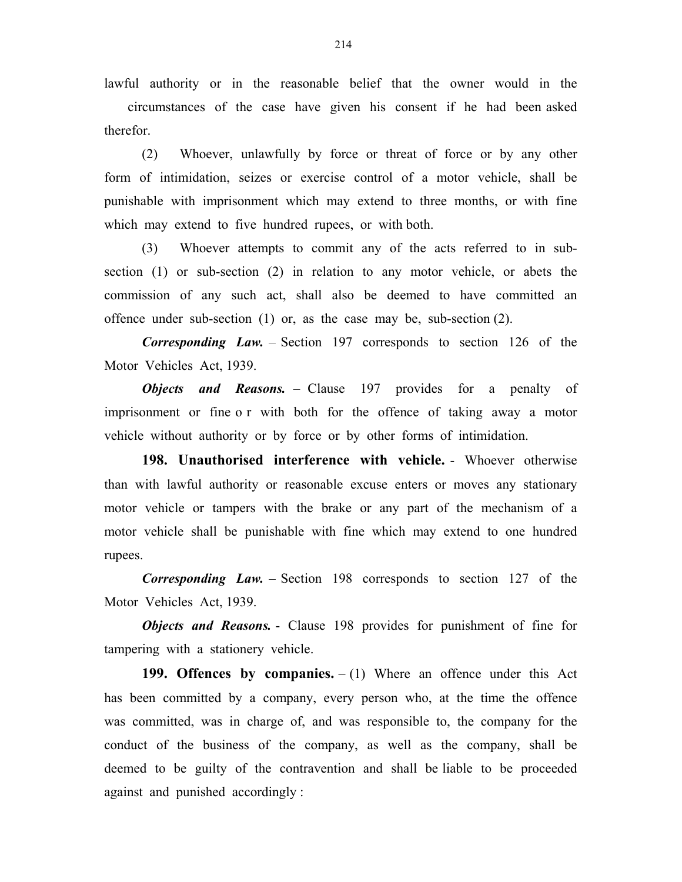lawful authority or in the reasonable belief that the owner would in the circumstances of the case have given his consent if he had been asked therefor.

(2) Whoever, unlawfully by force or threat of force or by any other form of intimidation, seizes or exercise control of a motor vehicle, shall be punishable with imprisonment which may extend to three months, or with fine which may extend to five hundred rupees, or with both.

(3) Whoever attempts to commit any of the acts referred to in sub-section (1) or sub-section (2) in relation to any motor vehicle, or abets the commission of any such act, shall also be deemed to have committed an offence under sub-section (1) or, as the case may be, sub-section (2).

***Corresponding Law.*** – Section 197 corresponds to section 126 of the Motor Vehicles Act, 1939.

***Objects and Reasons.*** – Clause 197 provides for a penalty of imprisonment or fine o r with both for the offence of taking away a motor vehicle without authority or by force or by other forms of intimidation.

**198. Unauthorised interference with vehicle.** - Whoever otherwise than with lawful authority or reasonable excuse enters or moves any stationary motor vehicle or tampers with the brake or any part of the mechanism of a motor vehicle shall be punishable with fine which may extend to one hundred rupees.

***Corresponding Law.*** – Section 198 corresponds to section 127 of the Motor Vehicles Act, 1939.

***Objects and Reasons.*** - Clause 198 provides for punishment of fine for tampering with a stationery vehicle.

**199. Offences by companies.** – (1) Where an offence under this Act has been committed by a company, every person who, at the time the offence was committed, was in charge of, and was responsible to, the company for the conduct of the business of the company, as well as the company, shall be deemed to be guilty of the contravention and shall be liable to be proceeded against and punished accordingly :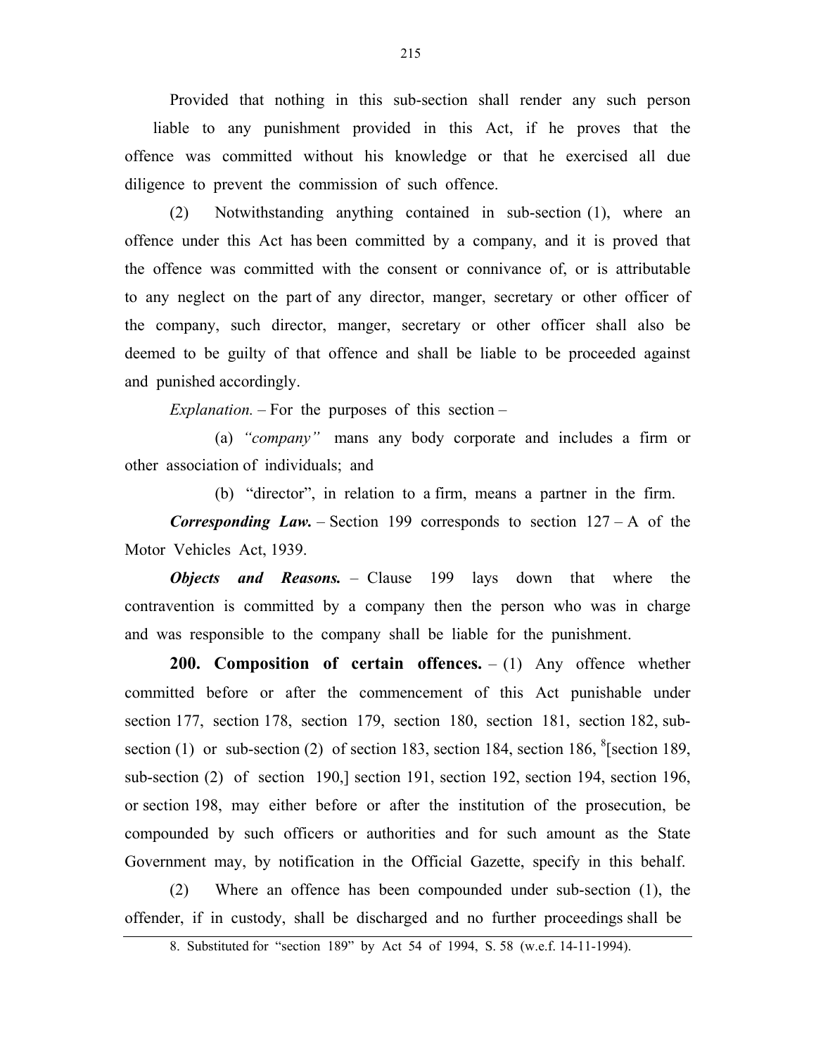Provided that nothing in this sub-section shall render any such person liable to any punishment provided in this Act, if he proves that the offence was committed without his knowledge or that he exercised all due diligence to prevent the commission of such offence.

(2) Notwithstanding anything contained in sub-section (1), where an offence under this Act has been committed by a company, and it is proved that the offence was committed with the consent or connivance of, or is attributable to any neglect on the part of any director, manger, secretary or other officer of the company, such director, manger, secretary or other officer shall also be deemed to be guilty of that offence and shall be liable to be proceeded against and punished accordingly.

*Explanation.* – For the purposes of this section –

(a) *"company"* mans any body corporate and includes a firm or other association of individuals; and

(b) "director", in relation to a firm, means a partner in the firm.

***Corresponding Law.*** – Section 199 corresponds to section 127 – A of the Motor Vehicles Act, 1939.

***Objects and Reasons.*** – Clause 199 lays down that where the contravention is committed by a company then the person who was in charge and was responsible to the company shall be liable for the punishment.

**200. Composition of certain offences.** – (1) Any offence whether committed before or after the commencement of this Act punishable under section 177, section 178, section 179, section 180, section 181, section 182, sub-section (1) or sub-section (2) of section 183, section 184, section 186, [8][section 189, sub-section (2) of section 190,] section 191, section 192, section 194, section 196, or section 198, may either before or after the institution of the prosecution, be compounded by such officers or authorities and for such amount as the State Government may, by notification in the Official Gazette, specify in this behalf.

(2) Where an offence has been compounded under sub-section (1), the offender, if in custody, shall be discharged and no further proceedings shall be

---

8. Substituted for "section 189" by Act 54 of 1994, S. 58 (w.e.f. 14-11-1994).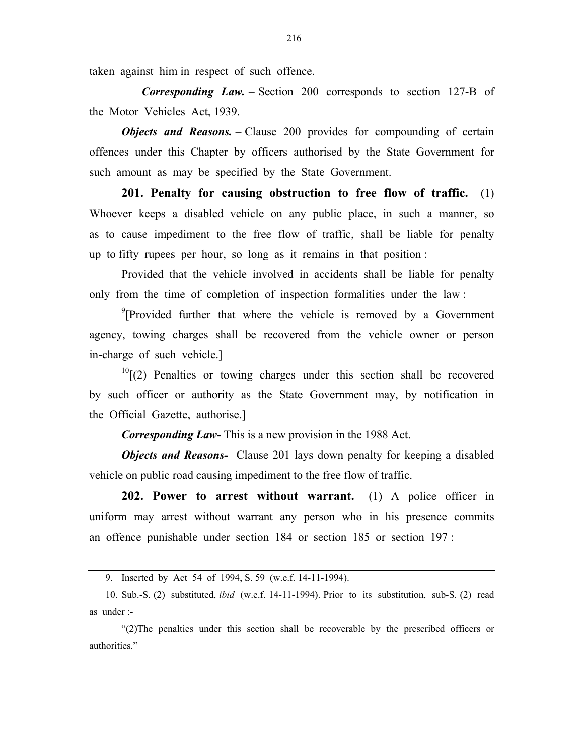taken against him in respect of such offence.

***Corresponding Law.*** – Section 200 corresponds to section 127-B of the Motor Vehicles Act, 1939.

***Objects and Reasons.*** – Clause 200 provides for compounding of certain offences under this Chapter by officers authorised by the State Government for such amount as may be specified by the State Government.

**201. Penalty for causing obstruction to free flow of traffic.** – (1) Whoever keeps a disabled vehicle on any public place, in such a manner, so as to cause impediment to the free flow of traffic, shall be liable for penalty up to fifty rupees per hour, so long as it remains in that position :

Provided that the vehicle involved in accidents shall be liable for penalty only from the time of completion of inspection formalities under the law :

[9][Provided further that where the vehicle is removed by a Government agency, towing charges shall be recovered from the vehicle owner or person in-charge of such vehicle.]

[10][(2) Penalties or towing charges under this section shall be recovered by such officer or authority as the State Government may, by notification in the Official Gazette, authorise.]

***Corresponding Law-*** This is a new provision in the 1988 Act.

***Objects and Reasons-*** Clause 201 lays down penalty for keeping a disabled vehicle on public road causing impediment to the free flow of traffic.

**202. Power to arrest without warrant.** – (1) A police officer in uniform may arrest without warrant any person who in his presence commits an offence punishable under section 184 or section 185 or section 197 :

---

9. Inserted by Act 54 of 1994, S. 59 (w.e.f. 14-11-1994).

10. Sub.-S. (2) substituted, *ibid* (w.e.f. 14-11-1994). Prior to its substitution, sub-S. (2) read as under :-

"(2)The penalties under this section shall be recoverable by the prescribed officers or authorities."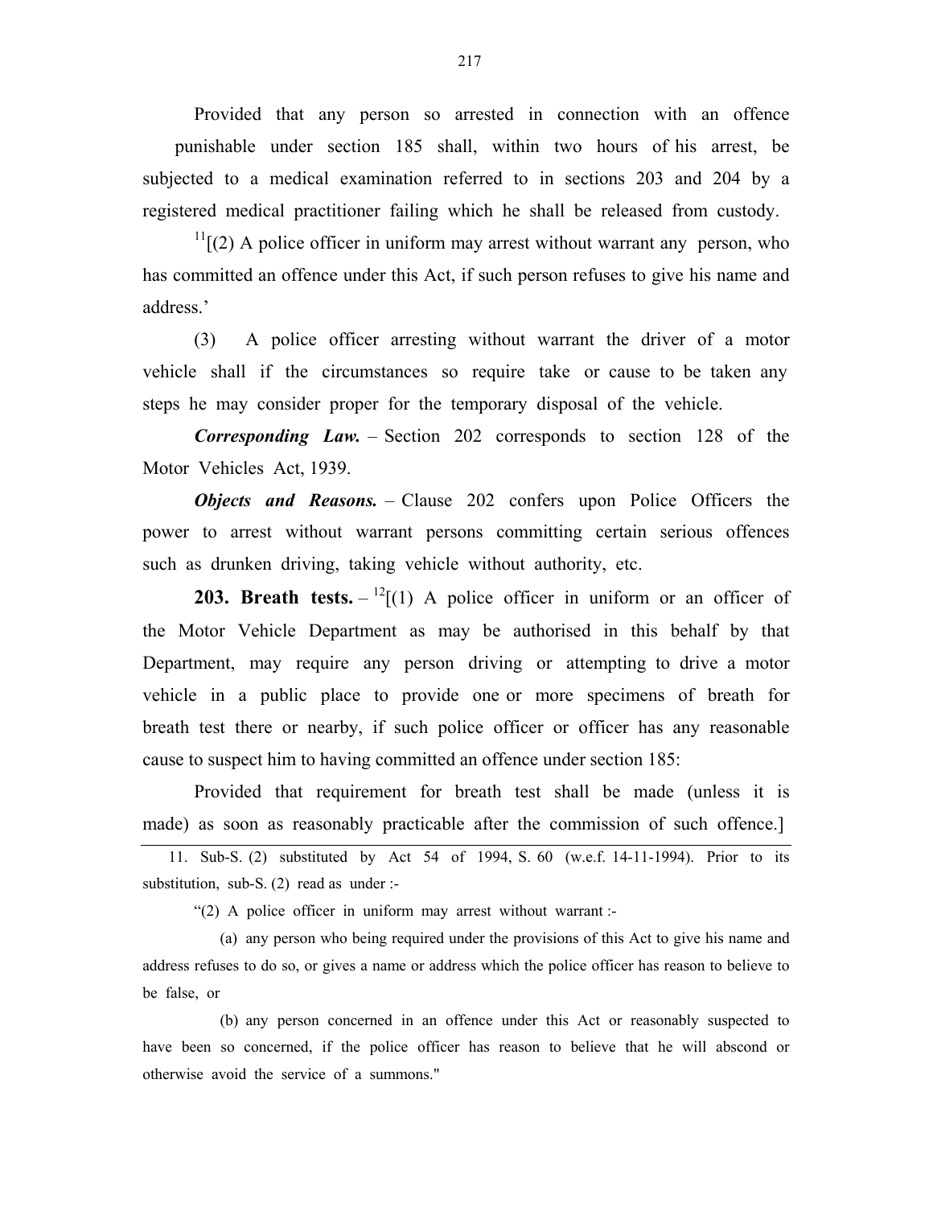Provided that any person so arrested in connection with an offence punishable under section 185 shall, within two hours of his arrest, be subjected to a medical examination referred to in sections 203 and 204 by a registered medical practitioner failing which he shall be released from custody.

[11][(2) A police officer in uniform may arrest without warrant any person, who has committed an offence under this Act, if such person refuses to give his name and address.'

(3) A police officer arresting without warrant the driver of a motor vehicle shall if the circumstances so require take or cause to be taken any steps he may consider proper for the temporary disposal of the vehicle.

***Corresponding Law.*** – Section 202 corresponds to section 128 of the Motor Vehicles Act, 1939.

***Objects and Reasons.*** – Clause 202 confers upon Police Officers the power to arrest without warrant persons committing certain serious offences such as drunken driving, taking vehicle without authority, etc.

**203. Breath tests.** – [12][(1) A police officer in uniform or an officer of the Motor Vehicle Department as may be authorised in this behalf by that Department, may require any person driving or attempting to drive a motor vehicle in a public place to provide one or more specimens of breath for breath test there or nearby, if such police officer or officer has any reasonable cause to suspect him to having committed an offence under section 185:

Provided that requirement for breath test shall be made (unless it is made) as soon as reasonably practicable after the commission of such offence.]

---

11. Sub-S. (2) substituted by Act 54 of 1994, S. 60 (w.e.f. 14-11-1994). Prior to its substitution, sub-S. (2) read as under :-

"(2) A police officer in uniform may arrest without warrant :-

(a) any person who being required under the provisions of this Act to give his name and address refuses to do so, or gives a name or address which the police officer has reason to believe to be false, or

(b) any person concerned in an offence under this Act or reasonably suspected to have been so concerned, if the police officer has reason to believe that he will abscond or otherwise avoid the service of a summons."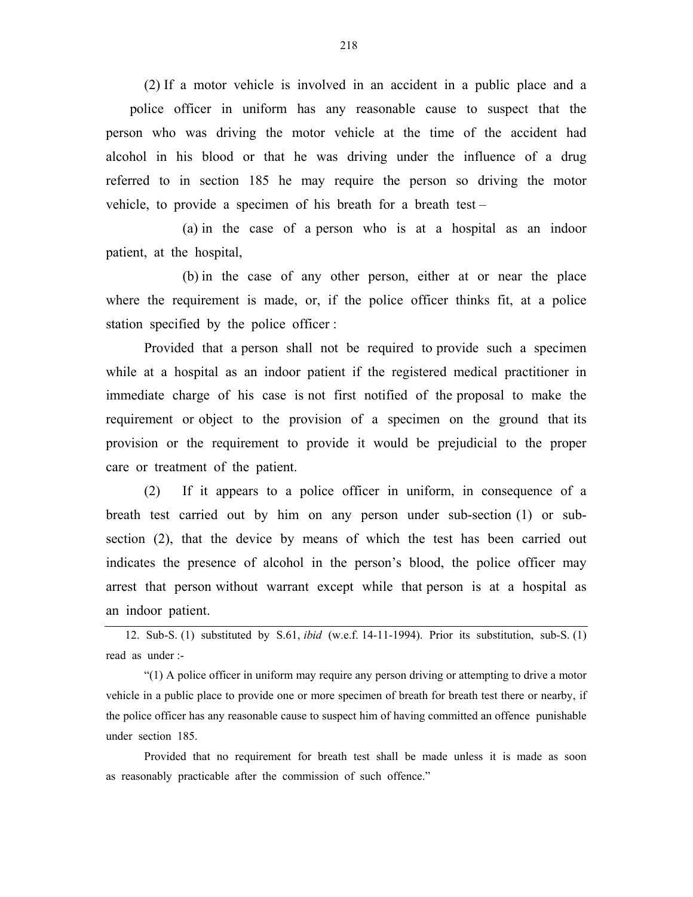(2) If a motor vehicle is involved in an accident in a public place and a police officer in uniform has any reasonable cause to suspect that the person who was driving the motor vehicle at the time of the accident had alcohol in his blood or that he was driving under the influence of a drug referred to in section 185 he may require the person so driving the motor vehicle, to provide a specimen of his breath for a breath test –

(a) in the case of a person who is at a hospital as an indoor patient, at the hospital,

(b) in the case of any other person, either at or near the place where the requirement is made, or, if the police officer thinks fit, at a police station specified by the police officer :

Provided that a person shall not be required to provide such a specimen while at a hospital as an indoor patient if the registered medical practitioner in immediate charge of his case is not first notified of the proposal to make the requirement or object to the provision of a specimen on the ground that its provision or the requirement to provide it would be prejudicial to the proper care or treatment of the patient.

(2) If it appears to a police officer in uniform, in consequence of a breath test carried out by him on any person under sub-section (1) or sub-section (2), that the device by means of which the test has been carried out indicates the presence of alcohol in the person's blood, the police officer may arrest that person without warrant except while that person is at a hospital as an indoor patient.

---

12. Sub-S. (1) substituted by S.61, *ibid* (w.e.f. 14-11-1994). Prior its substitution, sub-S. (1) read as under :-

"(1) A police officer in uniform may require any person driving or attempting to drive a motor vehicle in a public place to provide one or more specimen of breath for breath test there or nearby, if the police officer has any reasonable cause to suspect him of having committed an offence punishable under section 185.

Provided that no requirement for breath test shall be made unless it is made as soon as reasonably practicable after the commission of such offence."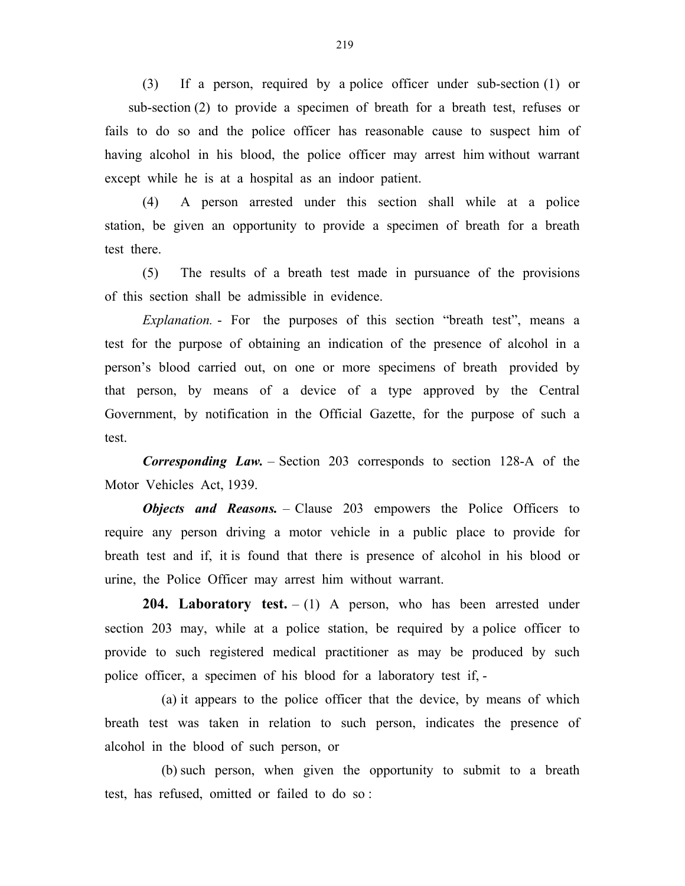(3) If a person, required by a police officer under sub-section (1) or sub-section (2) to provide a specimen of breath for a breath test, refuses or fails to do so and the police officer has reasonable cause to suspect him of having alcohol in his blood, the police officer may arrest him without warrant except while he is at a hospital as an indoor patient.

(4) A person arrested under this section shall while at a police station, be given an opportunity to provide a specimen of breath for a breath test there.

(5) The results of a breath test made in pursuance of the provisions of this section shall be admissible in evidence.

*Explanation.* - For the purposes of this section "breath test", means a test for the purpose of obtaining an indication of the presence of alcohol in a person's blood carried out, on one or more specimens of breath provided by that person, by means of a device of a type approved by the Central Government, by notification in the Official Gazette, for the purpose of such a test.

***Corresponding Law.*** – Section 203 corresponds to section 128-A of the Motor Vehicles Act, 1939.

***Objects and Reasons.*** – Clause 203 empowers the Police Officers to require any person driving a motor vehicle in a public place to provide for breath test and if, it is found that there is presence of alcohol in his blood or urine, the Police Officer may arrest him without warrant.

**204. Laboratory test.** – (1) A person, who has been arrested under section 203 may, while at a police station, be required by a police officer to provide to such registered medical practitioner as may be produced by such police officer, a specimen of his blood for a laboratory test if, -

(a) it appears to the police officer that the device, by means of which breath test was taken in relation to such person, indicates the presence of alcohol in the blood of such person, or

(b) such person, when given the opportunity to submit to a breath test, has refused, omitted or failed to do so :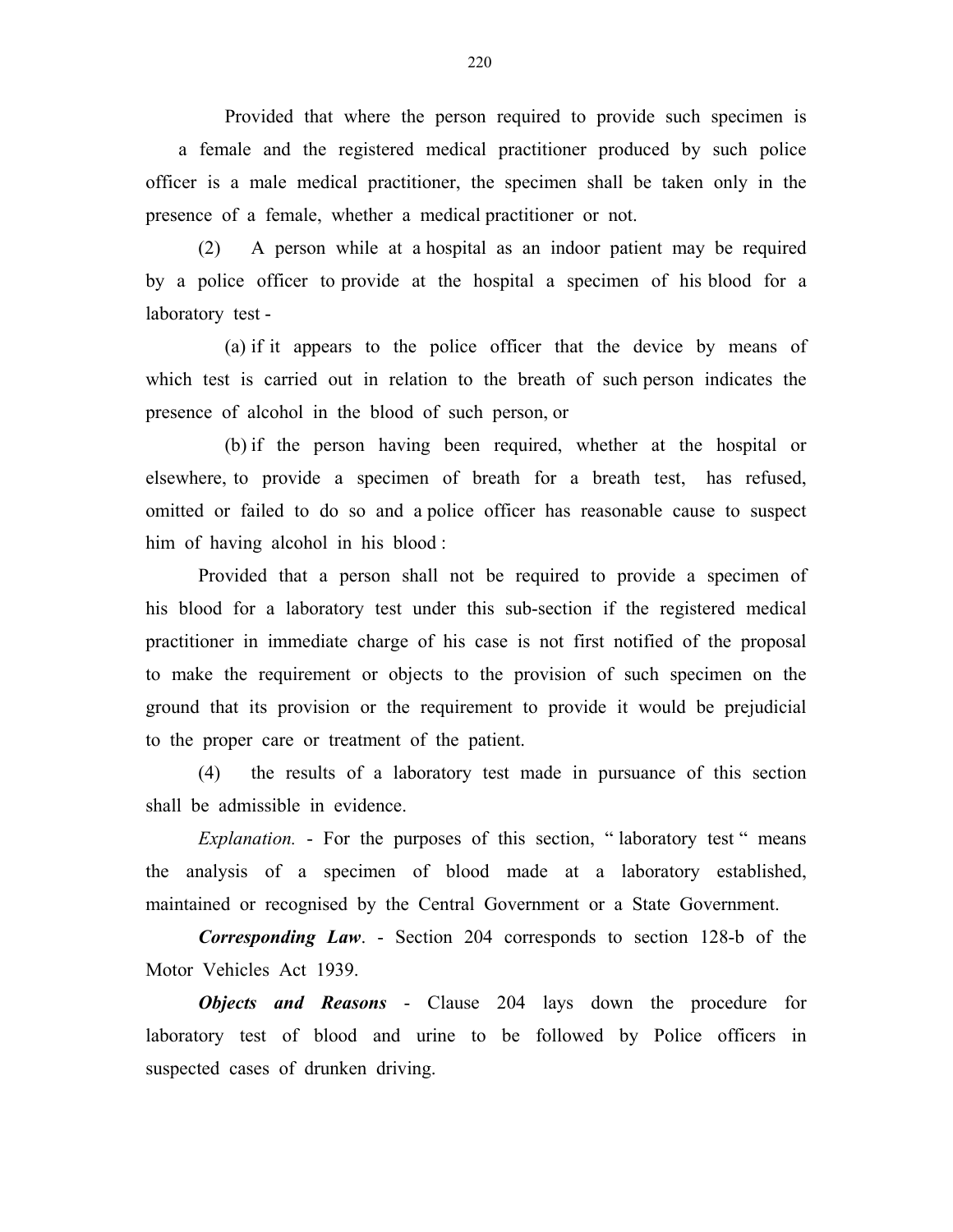Provided that where the person required to provide such specimen is a female and the registered medical practitioner produced by such police officer is a male medical practitioner, the specimen shall be taken only in the presence of a female, whether a medical practitioner or not.

(2) A person while at a hospital as an indoor patient may be required by a police officer to provide at the hospital a specimen of his blood for a laboratory test -

(a) if it appears to the police officer that the device by means of which test is carried out in relation to the breath of such person indicates the presence of alcohol in the blood of such person, or

(b) if the person having been required, whether at the hospital or elsewhere, to provide a specimen of breath for a breath test, has refused, omitted or failed to do so and a police officer has reasonable cause to suspect him of having alcohol in his blood :

Provided that a person shall not be required to provide a specimen of his blood for a laboratory test under this sub-section if the registered medical practitioner in immediate charge of his case is not first notified of the proposal to make the requirement or objects to the provision of such specimen on the ground that its provision or the requirement to provide it would be prejudicial to the proper care or treatment of the patient.

(4) the results of a laboratory test made in pursuance of this section shall be admissible in evidence.

*Explanation.* - For the purposes of this section, " laboratory test " means the analysis of a specimen of blood made at a laboratory established, maintained or recognised by the Central Government or a State Government.

***Corresponding Law***. - Section 204 corresponds to section 128-b of the Motor Vehicles Act 1939.

***Objects and Reasons*** - Clause 204 lays down the procedure for laboratory test of blood and urine to be followed by Police officers in suspected cases of drunken driving.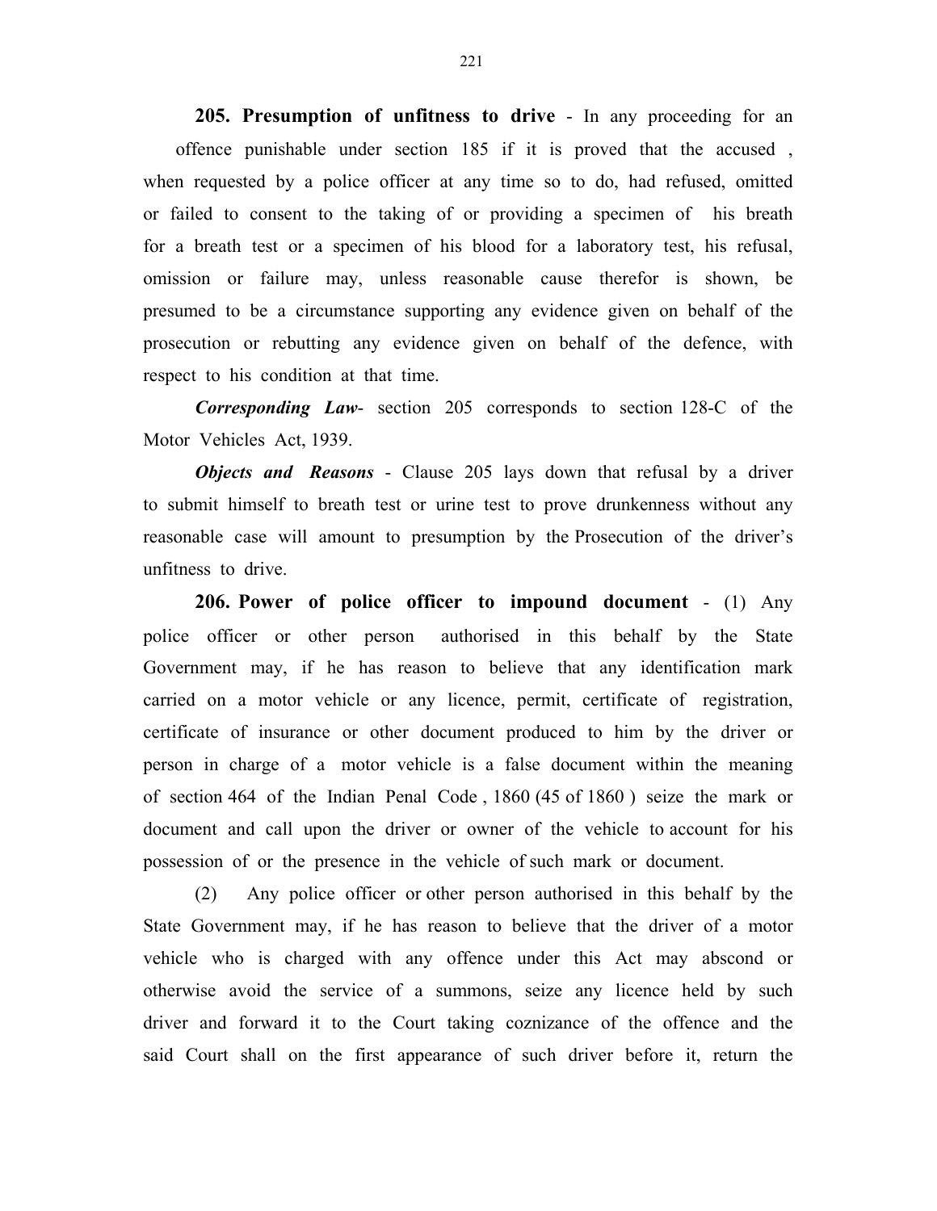**205. Presumption of unfitness to drive** - In any proceeding for an offence punishable under section 185 if it is proved that the accused , when requested by a police officer at any time so to do, had refused, omitted or failed to consent to the taking of or providing a specimen of his breath for a breath test or a specimen of his blood for a laboratory test, his refusal, omission or failure may, unless reasonable cause therefor is shown, be presumed to be a circumstance supporting any evidence given on behalf of the prosecution or rebutting any evidence given on behalf of the defence, with respect to his condition at that time.

***Corresponding Law***- section 205 corresponds to section 128-C of the Motor Vehicles Act, 1939.

***Objects and Reasons*** - Clause 205 lays down that refusal by a driver to submit himself to breath test or urine test to prove drunkenness without any reasonable case will amount to presumption by the Prosecution of the driver's unfitness to drive.

**206. Power of police officer to impound document** - (1) Any police officer or other person authorised in this behalf by the State Government may, if he has reason to believe that any identification mark carried on a motor vehicle or any licence, permit, certificate of registration, certificate of insurance or other document produced to him by the driver or person in charge of a motor vehicle is a false document within the meaning of section 464 of the Indian Penal Code , 1860 (45 of 1860 ) seize the mark or document and call upon the driver or owner of the vehicle to account for his possession of or the presence in the vehicle of such mark or document.

(2) Any police officer or other person authorised in this behalf by the State Government may, if he has reason to believe that the driver of a motor vehicle who is charged with any offence under this Act may abscond or otherwise avoid the service of a summons, seize any licence held by such driver and forward it to the Court taking coznizance of the offence and the said Court shall on the first appearance of such driver before it, return the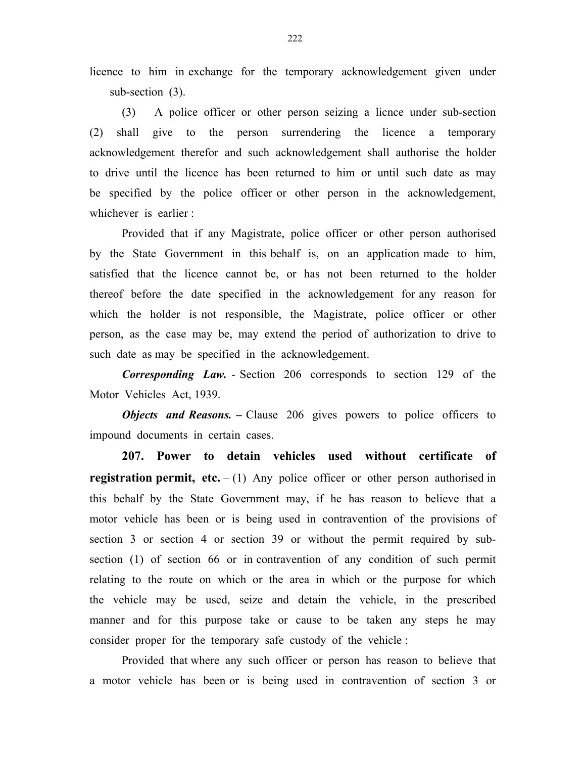licence to him in exchange for the temporary acknowledgement given under sub-section (3).

(3) A police officer or other person seizing a licnce under sub-section (2) shall give to the person surrendering the licence a temporary acknowledgement therefor and such acknowledgement shall authorise the holder to drive until the licence has been returned to him or until such date as may be specified by the police officer or other person in the acknowledgement, whichever is earlier :

Provided that if any Magistrate, police officer or other person authorised by the State Government in this behalf is, on an application made to him, satisfied that the licence cannot be, or has not been returned to the holder thereof before the date specified in the acknowledgement for any reason for which the holder is not responsible, the Magistrate, police officer or other person, as the case may be, may extend the period of authorization to drive to such date as may be specified in the acknowledgement.

***Corresponding Law.*** - Section 206 corresponds to section 129 of the Motor Vehicles Act, 1939.

***Objects and Reasons.*** – Clause 206 gives powers to police officers to impound documents in certain cases.

**207. Power to detain vehicles used without certificate of registration permit, etc.** – (1) Any police officer or other person authorised in this behalf by the State Government may, if he has reason to believe that a motor vehicle has been or is being used in contravention of the provisions of section 3 or section 4 or section 39 or without the permit required by sub-section (1) of section 66 or in contravention of any condition of such permit relating to the route on which or the area in which or the purpose for which the vehicle may be used, seize and detain the vehicle, in the prescribed manner and for this purpose take or cause to be taken any steps he may consider proper for the temporary safe custody of the vehicle :

Provided that where any such officer or person has reason to believe that a motor vehicle has been or is being used in contravention of section 3 or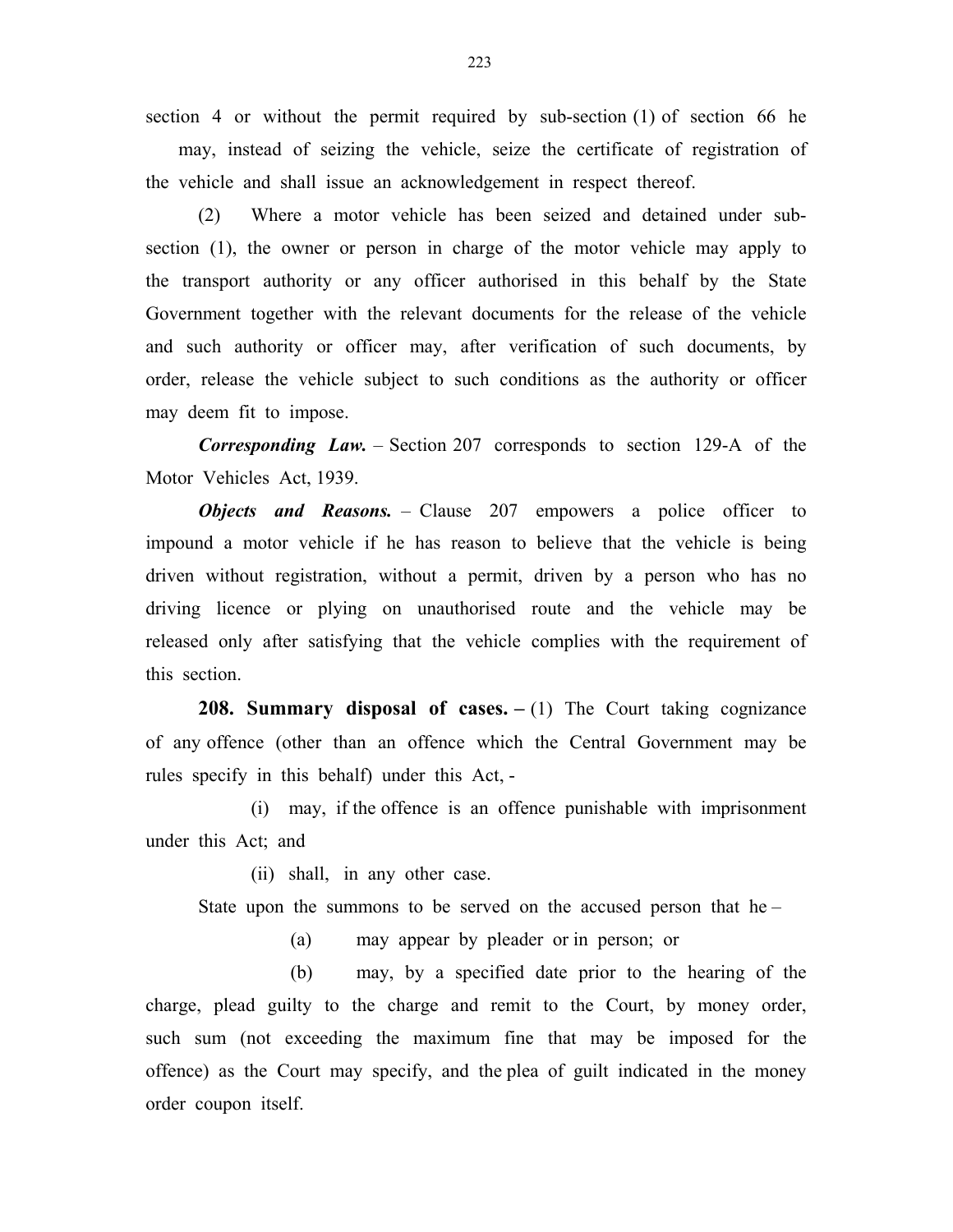section 4 or without the permit required by sub-section (1) of section 66 he may, instead of seizing the vehicle, seize the certificate of registration of the vehicle and shall issue an acknowledgement in respect thereof.

(2) Where a motor vehicle has been seized and detained under sub-section (1), the owner or person in charge of the motor vehicle may apply to the transport authority or any officer authorised in this behalf by the State Government together with the relevant documents for the release of the vehicle and such authority or officer may, after verification of such documents, by order, release the vehicle subject to such conditions as the authority or officer may deem fit to impose.

***Corresponding Law.*** – Section 207 corresponds to section 129-A of the Motor Vehicles Act, 1939.

***Objects and Reasons.*** – Clause 207 empowers a police officer to impound a motor vehicle if he has reason to believe that the vehicle is being driven without registration, without a permit, driven by a person who has no driving licence or plying on unauthorised route and the vehicle may be released only after satisfying that the vehicle complies with the requirement of this section.

**208. Summary disposal of cases. –** (1) The Court taking cognizance of any offence (other than an offence which the Central Government may be rules specify in this behalf) under this Act, -

(i) may, if the offence is an offence punishable with imprisonment under this Act; and

(ii) shall, in any other case.

State upon the summons to be served on the accused person that he –

(a) may appear by pleader or in person; or

(b) may, by a specified date prior to the hearing of the charge, plead guilty to the charge and remit to the Court, by money order, such sum (not exceeding the maximum fine that may be imposed for the offence) as the Court may specify, and the plea of guilt indicated in the money order coupon itself.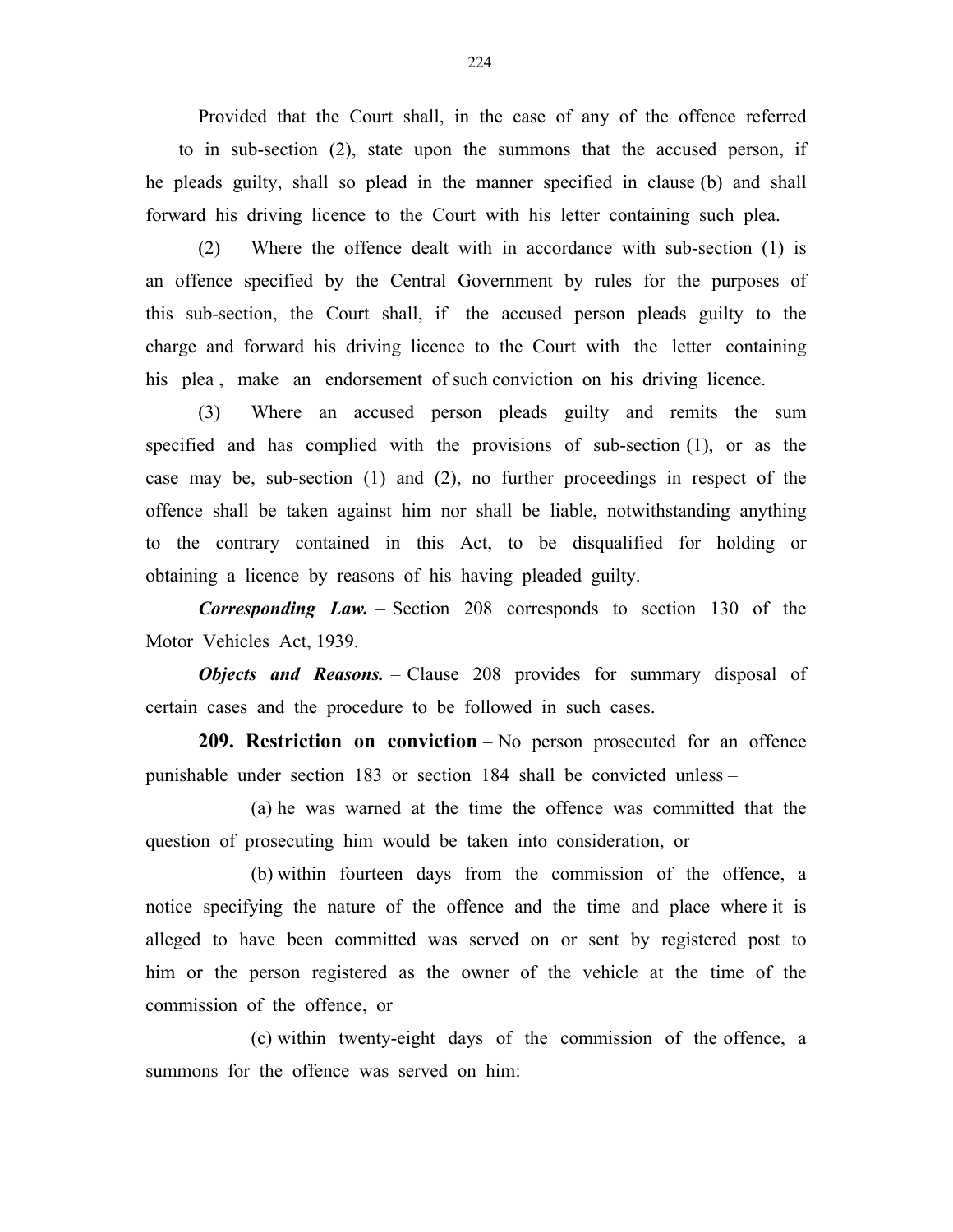Provided that the Court shall, in the case of any of the offence referred to in sub-section (2), state upon the summons that the accused person, if he pleads guilty, shall so plead in the manner specified in clause (b) and shall forward his driving licence to the Court with his letter containing such plea.

(2) Where the offence dealt with in accordance with sub-section (1) is an offence specified by the Central Government by rules for the purposes of this sub-section, the Court shall, if the accused person pleads guilty to the charge and forward his driving licence to the Court with the letter containing his plea , make an endorsement of such conviction on his driving licence.

(3) Where an accused person pleads guilty and remits the sum specified and has complied with the provisions of sub-section (1), or as the case may be, sub-section (1) and (2), no further proceedings in respect of the offence shall be taken against him nor shall be liable, notwithstanding anything to the contrary contained in this Act, to be disqualified for holding or obtaining a licence by reasons of his having pleaded guilty.

***Corresponding Law.*** – Section 208 corresponds to section 130 of the Motor Vehicles Act, 1939.

***Objects and Reasons.*** – Clause 208 provides for summary disposal of certain cases and the procedure to be followed in such cases.

**209. Restriction on conviction** – No person prosecuted for an offence punishable under section 183 or section 184 shall be convicted unless –

(a) he was warned at the time the offence was committed that the question of prosecuting him would be taken into consideration, or

(b) within fourteen days from the commission of the offence, a notice specifying the nature of the offence and the time and place where it is alleged to have been committed was served on or sent by registered post to him or the person registered as the owner of the vehicle at the time of the commission of the offence, or

(c) within twenty-eight days of the commission of the offence, a summons for the offence was served on him: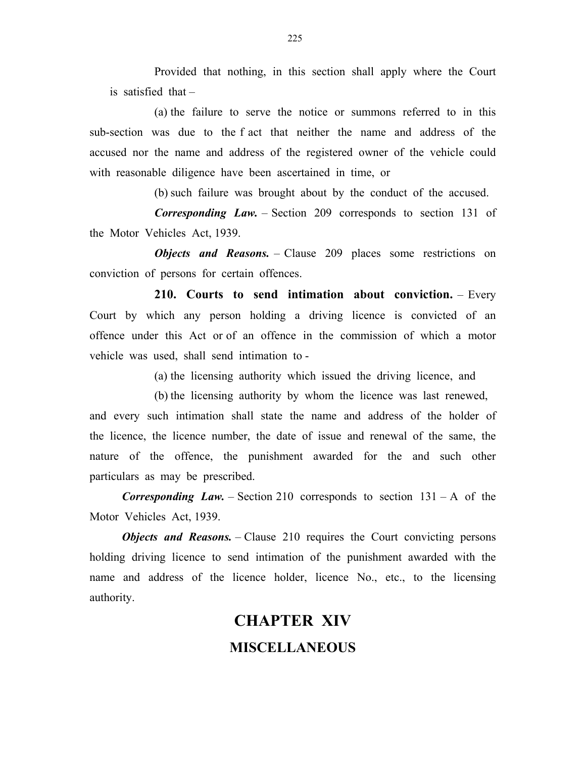Provided that nothing, in this section shall apply where the Court is satisfied that –

(a) the failure to serve the notice or summons referred to in this sub-section was due to the f act that neither the name and address of the accused nor the name and address of the registered owner of the vehicle could with reasonable diligence have been ascertained in time, or

(b) such failure was brought about by the conduct of the accused.

***Corresponding Law.*** – Section 209 corresponds to section 131 of the Motor Vehicles Act, 1939.

***Objects and Reasons.*** – Clause 209 places some restrictions on conviction of persons for certain offences.

**210. Courts to send intimation about conviction.** – Every Court by which any person holding a driving licence is convicted of an offence under this Act or of an offence in the commission of which a motor vehicle was used, shall send intimation to -

(a) the licensing authority which issued the driving licence, and

(b) the licensing authority by whom the licence was last renewed,

and every such intimation shall state the name and address of the holder of the licence, the licence number, the date of issue and renewal of the same, the nature of the offence, the punishment awarded for the and such other particulars as may be prescribed.

***Corresponding Law.*** – Section 210 corresponds to section 131 – A of the Motor Vehicles Act, 1939.

***Objects and Reasons.*** – Clause 210 requires the Court convicting persons holding driving licence to send intimation of the punishment awarded with the name and address of the licence holder, licence No., etc., to the licensing authority.

# CHAPTER XIV

## MISCELLANEOUS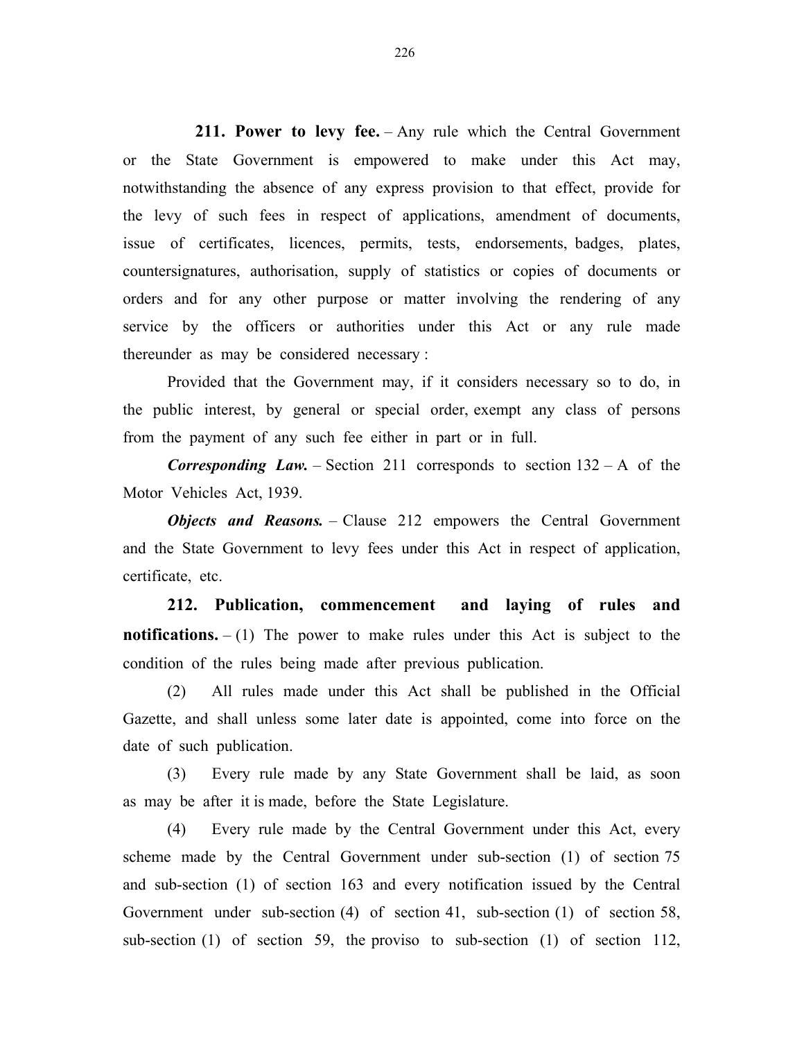**211. Power to levy fee.** – Any rule which the Central Government or the State Government is empowered to make under this Act may, notwithstanding the absence of any express provision to that effect, provide for the levy of such fees in respect of applications, amendment of documents, issue of certificates, licences, permits, tests, endorsements, badges, plates, countersignatures, authorisation, supply of statistics or copies of documents or orders and for any other purpose or matter involving the rendering of any service by the officers or authorities under this Act or any rule made thereunder as may be considered necessary :

Provided that the Government may, if it considers necessary so to do, in the public interest, by general or special order, exempt any class of persons from the payment of any such fee either in part or in full.

***Corresponding Law.*** – Section 211 corresponds to section 132 – A of the Motor Vehicles Act, 1939.

***Objects and Reasons.*** – Clause 212 empowers the Central Government and the State Government to levy fees under this Act in respect of application, certificate, etc.

**212. Publication, commencement and laying of rules and notifications.** – (1) The power to make rules under this Act is subject to the condition of the rules being made after previous publication.

(2) All rules made under this Act shall be published in the Official Gazette, and shall unless some later date is appointed, come into force on the date of such publication.

(3) Every rule made by any State Government shall be laid, as soon as may be after it is made, before the State Legislature.

(4) Every rule made by the Central Government under this Act, every scheme made by the Central Government under sub-section (1) of section 75 and sub-section (1) of section 163 and every notification issued by the Central Government under sub-section (4) of section 41, sub-section (1) of section 58, sub-section (1) of section 59, the proviso to sub-section (1) of section 112,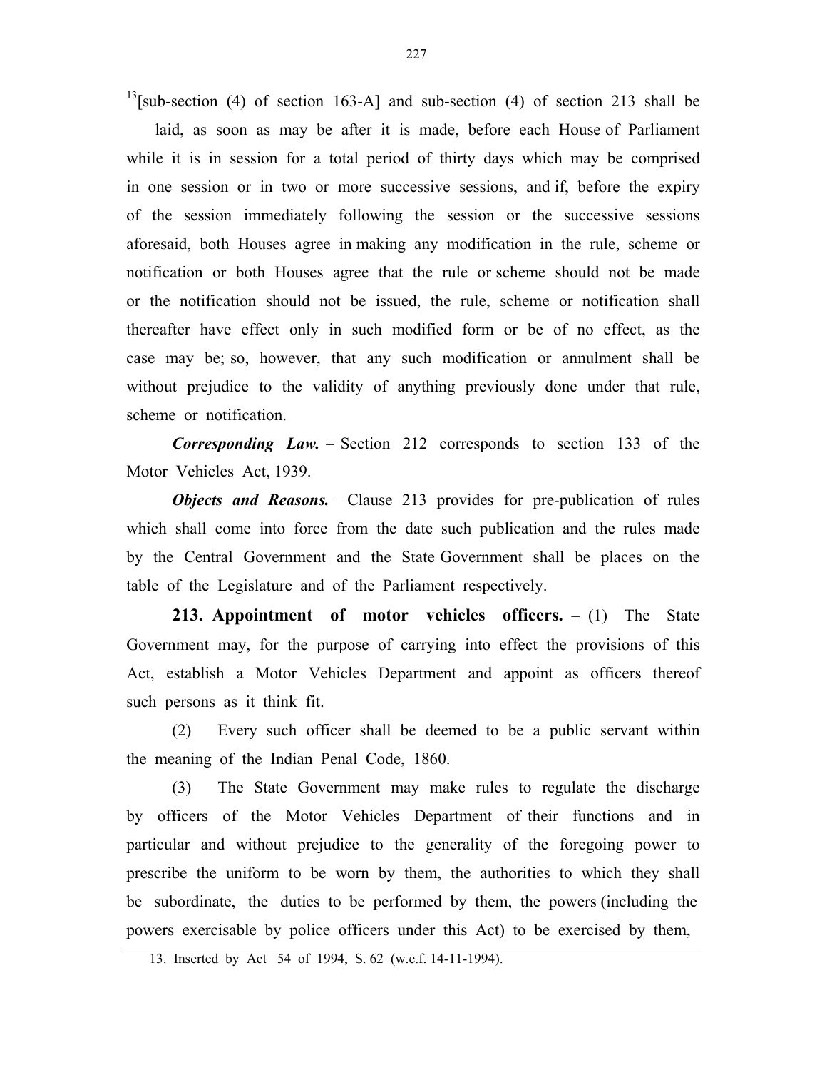[13][sub-section (4) of section 163-A] and sub-section (4) of section 213 shall be laid, as soon as may be after it is made, before each House of Parliament while it is in session for a total period of thirty days which may be comprised in one session or in two or more successive sessions, and if, before the expiry of the session immediately following the session or the successive sessions aforesaid, both Houses agree in making any modification in the rule, scheme or notification or both Houses agree that the rule or scheme should not be made or the notification should not be issued, the rule, scheme or notification shall thereafter have effect only in such modified form or be of no effect, as the case may be; so, however, that any such modification or annulment shall be without prejudice to the validity of anything previously done under that rule, scheme or notification.

***Corresponding Law.*** – Section 212 corresponds to section 133 of the Motor Vehicles Act, 1939.

***Objects and Reasons.*** – Clause 213 provides for pre-publication of rules which shall come into force from the date such publication and the rules made by the Central Government and the State Government shall be places on the table of the Legislature and of the Parliament respectively.

**213. Appointment of motor vehicles officers.** – (1) The State Government may, for the purpose of carrying into effect the provisions of this Act, establish a Motor Vehicles Department and appoint as officers thereof such persons as it think fit.

(2) Every such officer shall be deemed to be a public servant within the meaning of the Indian Penal Code, 1860.

(3) The State Government may make rules to regulate the discharge by officers of the Motor Vehicles Department of their functions and in particular and without prejudice to the generality of the foregoing power to prescribe the uniform to be worn by them, the authorities to which they shall be subordinate, the duties to be performed by them, the powers (including the powers exercisable by police officers under this Act) to be exercised by them,

---

13. Inserted by Act 54 of 1994, S. 62 (w.e.f. 14-11-1994).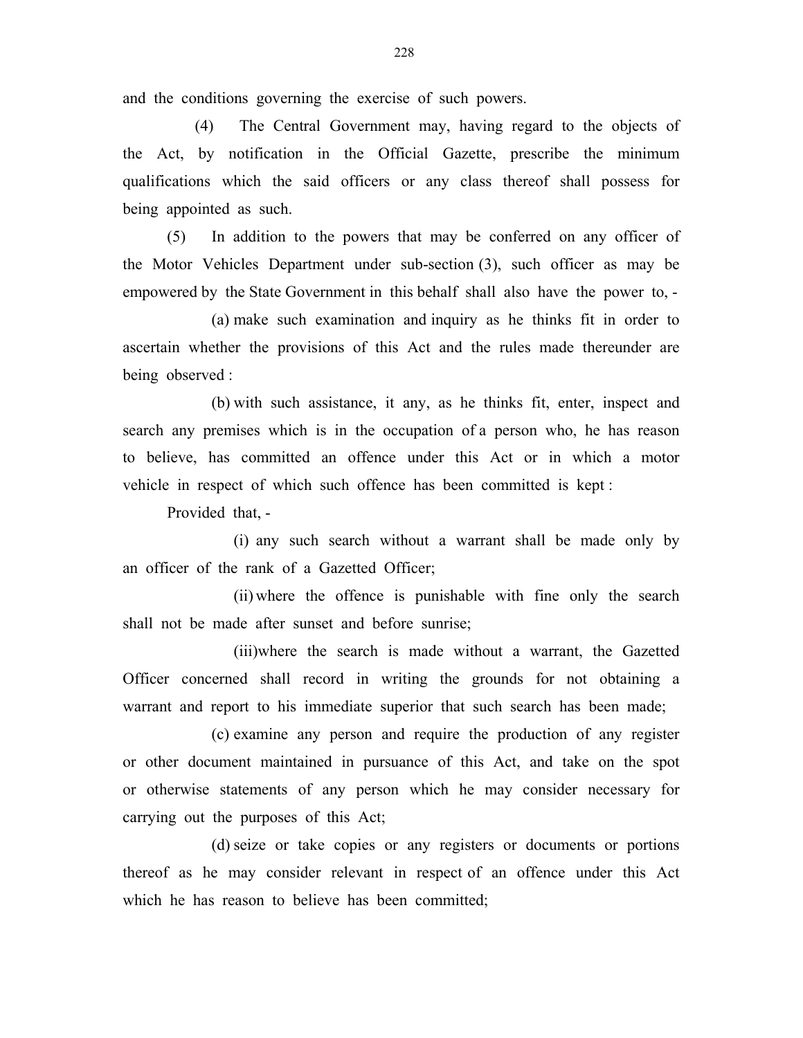and the conditions governing the exercise of such powers.

(4) The Central Government may, having regard to the objects of the Act, by notification in the Official Gazette, prescribe the minimum qualifications which the said officers or any class thereof shall possess for being appointed as such.

(5) In addition to the powers that may be conferred on any officer of the Motor Vehicles Department under sub-section (3), such officer as may be empowered by the State Government in this behalf shall also have the power to, -

(a) make such examination and inquiry as he thinks fit in order to ascertain whether the provisions of this Act and the rules made thereunder are being observed :

(b) with such assistance, it any, as he thinks fit, enter, inspect and search any premises which is in the occupation of a person who, he has reason to believe, has committed an offence under this Act or in which a motor vehicle in respect of which such offence has been committed is kept :

Provided that, -

(i) any such search without a warrant shall be made only by an officer of the rank of a Gazetted Officer;

(ii) where the offence is punishable with fine only the search shall not be made after sunset and before sunrise;

(iii) where the search is made without a warrant, the Gazetted Officer concerned shall record in writing the grounds for not obtaining a warrant and report to his immediate superior that such search has been made;

(c) examine any person and require the production of any register or other document maintained in pursuance of this Act, and take on the spot or otherwise statements of any person which he may consider necessary for carrying out the purposes of this Act;

(d) seize or take copies or any registers or documents or portions thereof as he may consider relevant in respect of an offence under this Act which he has reason to believe has been committed;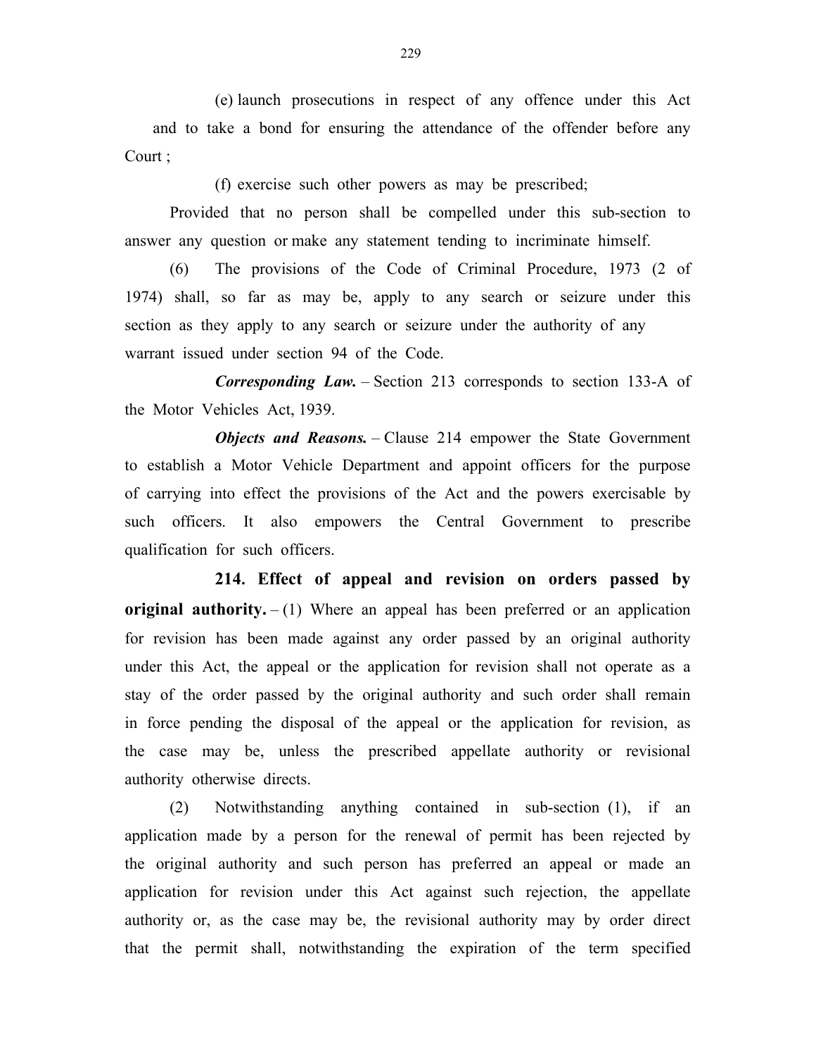(e) launch prosecutions in respect of any offence under this Act and to take a bond for ensuring the attendance of the offender before any Court ;

(f) exercise such other powers as may be prescribed;

Provided that no person shall be compelled under this sub-section to answer any question or make any statement tending to incriminate himself.

(6) The provisions of the Code of Criminal Procedure, 1973 (2 of 1974) shall, so far as may be, apply to any search or seizure under this section as they apply to any search or seizure under the authority of any warrant issued under section 94 of the Code.

***Corresponding Law.*** – Section 213 corresponds to section 133-A of the Motor Vehicles Act, 1939.

***Objects and Reasons.*** – Clause 214 empower the State Government to establish a Motor Vehicle Department and appoint officers for the purpose of carrying into effect the provisions of the Act and the powers exercisable by such officers. It also empowers the Central Government to prescribe qualification for such officers.

**214. Effect of appeal and revision on orders passed by original authority.** – (1) Where an appeal has been preferred or an application for revision has been made against any order passed by an original authority under this Act, the appeal or the application for revision shall not operate as a stay of the order passed by the original authority and such order shall remain in force pending the disposal of the appeal or the application for revision, as the case may be, unless the prescribed appellate authority or revisional authority otherwise directs.

(2) Notwithstanding anything contained in sub-section (1), if an application made by a person for the renewal of permit has been rejected by the original authority and such person has preferred an appeal or made an application for revision under this Act against such rejection, the appellate authority or, as the case may be, the revisional authority may by order direct that the permit shall, notwithstanding the expiration of the term specified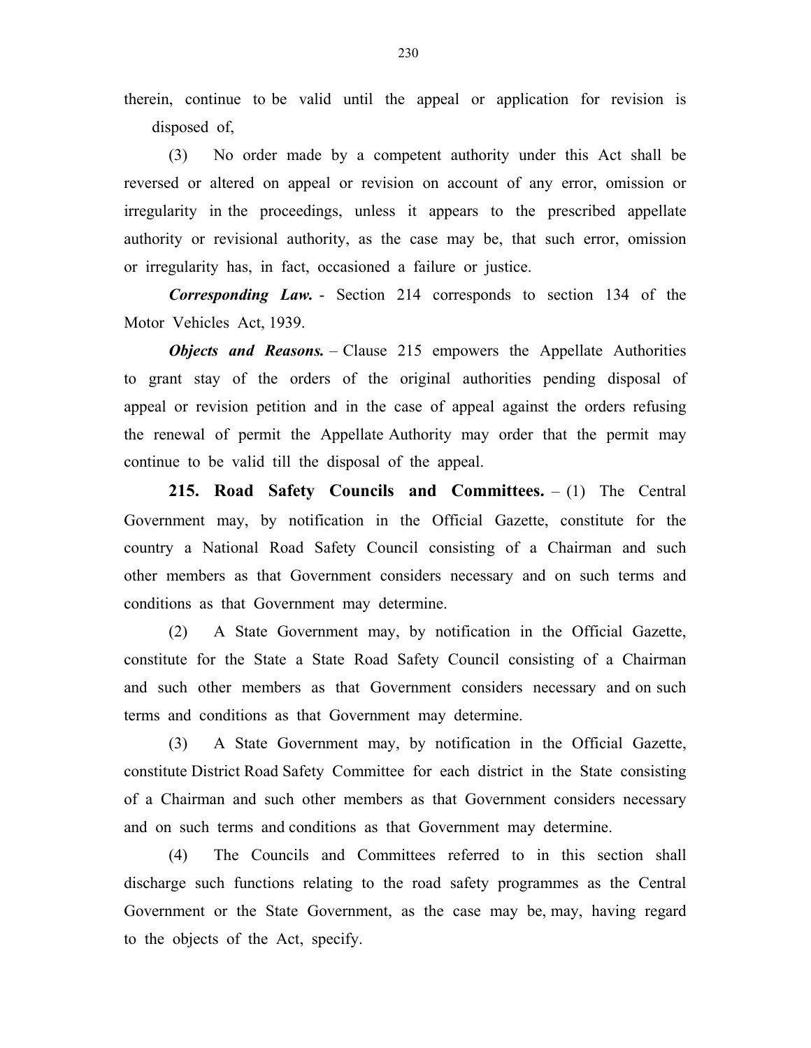therein, continue to be valid until the appeal or application for revision is disposed of,

(3) No order made by a competent authority under this Act shall be reversed or altered on appeal or revision on account of any error, omission or irregularity in the proceedings, unless it appears to the prescribed appellate authority or revisional authority, as the case may be, that such error, omission or irregularity has, in fact, occasioned a failure or justice.

***Corresponding Law.*** - Section 214 corresponds to section 134 of the Motor Vehicles Act, 1939.

***Objects and Reasons.*** – Clause 215 empowers the Appellate Authorities to grant stay of the orders of the original authorities pending disposal of appeal or revision petition and in the case of appeal against the orders refusing the renewal of permit the Appellate Authority may order that the permit may continue to be valid till the disposal of the appeal.

**215. Road Safety Councils and Committees.** – (1) The Central Government may, by notification in the Official Gazette, constitute for the country a National Road Safety Council consisting of a Chairman and such other members as that Government considers necessary and on such terms and conditions as that Government may determine.

(2) A State Government may, by notification in the Official Gazette, constitute for the State a State Road Safety Council consisting of a Chairman and such other members as that Government considers necessary and on such terms and conditions as that Government may determine.

(3) A State Government may, by notification in the Official Gazette, constitute District Road Safety Committee for each district in the State consisting of a Chairman and such other members as that Government considers necessary and on such terms and conditions as that Government may determine.

(4) The Councils and Committees referred to in this section shall discharge such functions relating to the road safety programmes as the Central Government or the State Government, as the case may be, may, having regard to the objects of the Act, specify.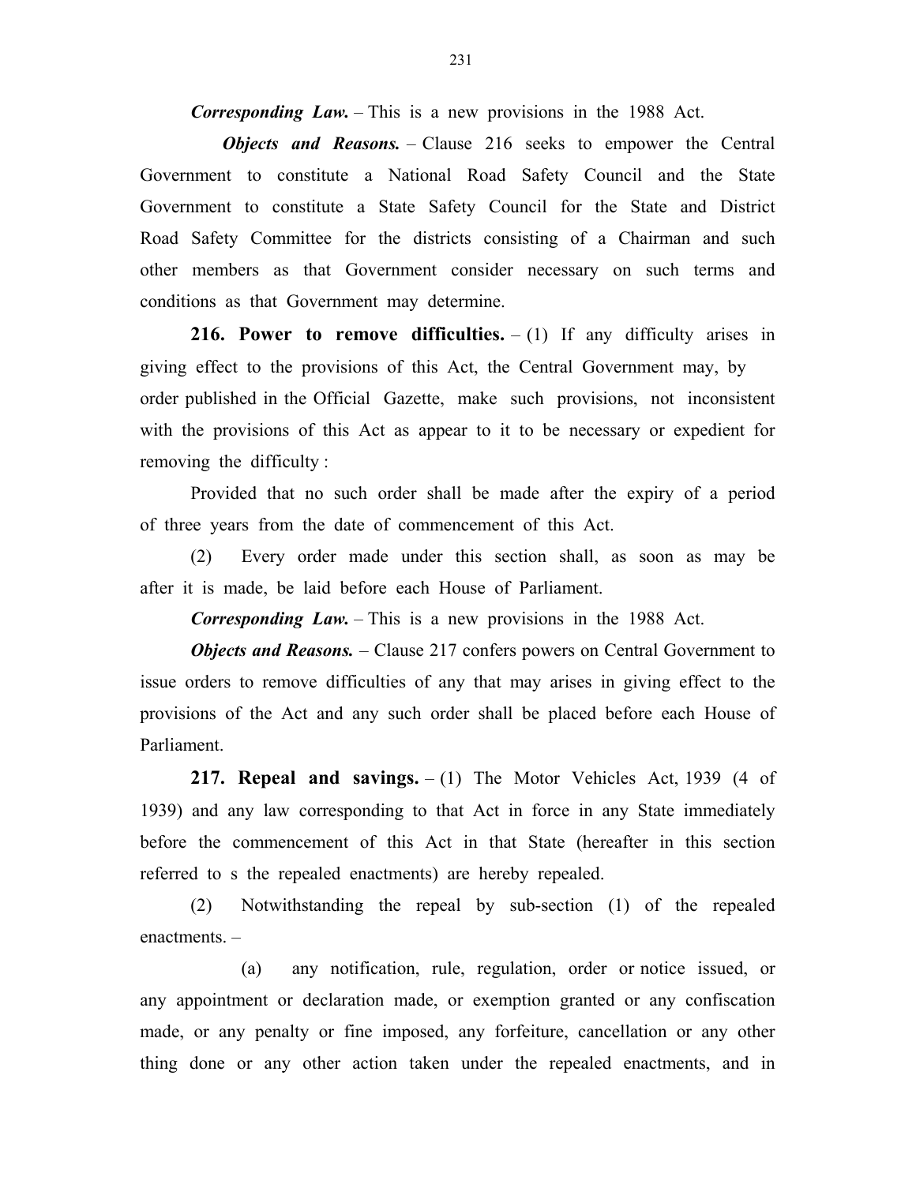***Corresponding Law.*** – This is a new provisions in the 1988 Act.

***Objects and Reasons.*** – Clause 216 seeks to empower the Central Government to constitute a National Road Safety Council and the State Government to constitute a State Safety Council for the State and District Road Safety Committee for the districts consisting of a Chairman and such other members as that Government consider necessary on such terms and conditions as that Government may determine.

**216. Power to remove difficulties.** – (1) If any difficulty arises in giving effect to the provisions of this Act, the Central Government may, by order published in the Official Gazette, make such provisions, not inconsistent with the provisions of this Act as appear to it to be necessary or expedient for removing the difficulty :

Provided that no such order shall be made after the expiry of a period of three years from the date of commencement of this Act.

(2) Every order made under this section shall, as soon as may be after it is made, be laid before each House of Parliament.

***Corresponding Law.*** – This is a new provisions in the 1988 Act.

***Objects and Reasons.*** – Clause 217 confers powers on Central Government to issue orders to remove difficulties of any that may arises in giving effect to the provisions of the Act and any such order shall be placed before each House of Parliament.

**217. Repeal and savings.** – (1) The Motor Vehicles Act, 1939 (4 of 1939) and any law corresponding to that Act in force in any State immediately before the commencement of this Act in that State (hereafter in this section referred to s the repealed enactments) are hereby repealed.

(2) Notwithstanding the repeal by sub-section (1) of the repealed enactments. –

(a) any notification, rule, regulation, order or notice issued, or any appointment or declaration made, or exemption granted or any confiscation made, or any penalty or fine imposed, any forfeiture, cancellation or any other thing done or any other action taken under the repealed enactments, and in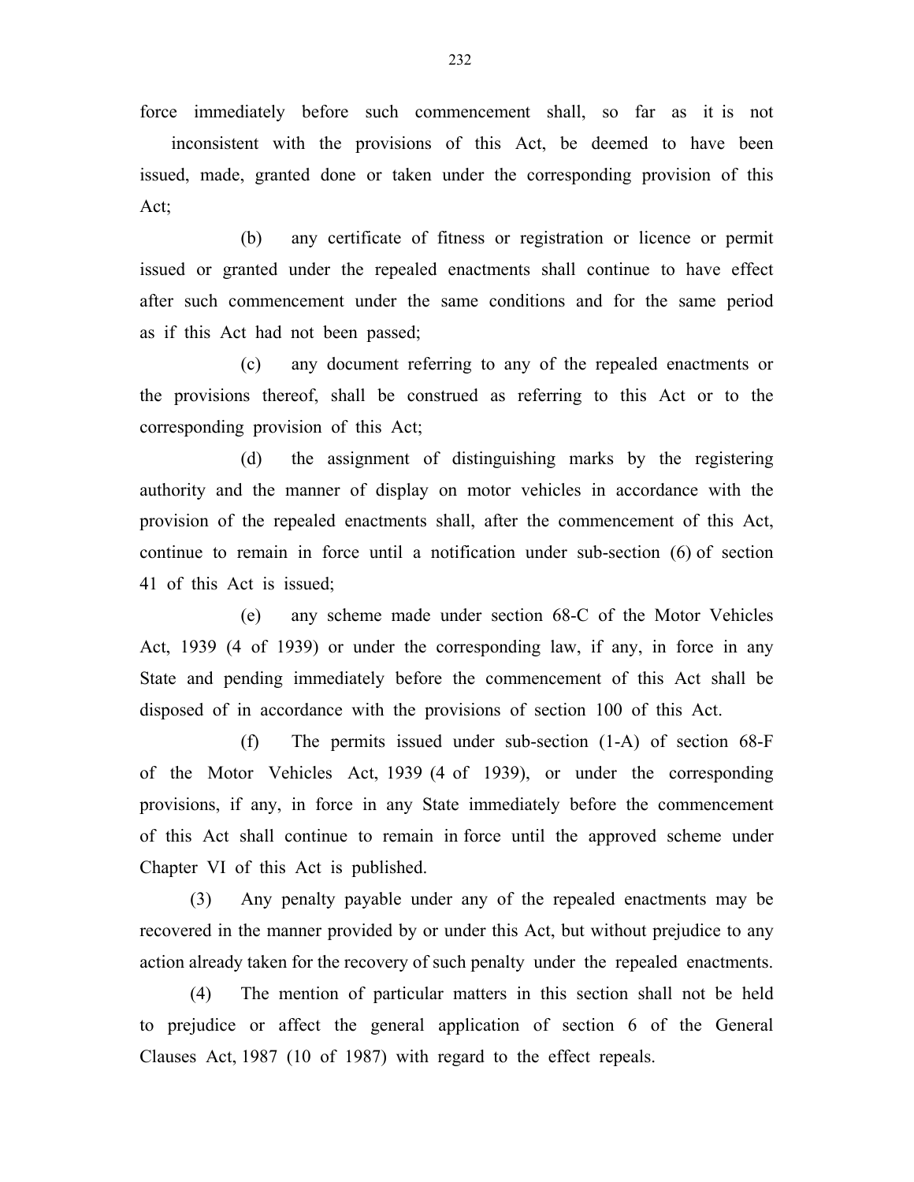force immediately before such commencement shall, so far as it is not inconsistent with the provisions of this Act, be deemed to have been issued, made, granted done or taken under the corresponding provision of this Act;

(b) any certificate of fitness or registration or licence or permit issued or granted under the repealed enactments shall continue to have effect after such commencement under the same conditions and for the same period as if this Act had not been passed;

(c) any document referring to any of the repealed enactments or the provisions thereof, shall be construed as referring to this Act or to the corresponding provision of this Act;

(d) the assignment of distinguishing marks by the registering authority and the manner of display on motor vehicles in accordance with the provision of the repealed enactments shall, after the commencement of this Act, continue to remain in force until a notification under sub-section (6) of section 41 of this Act is issued;

(e) any scheme made under section 68-C of the Motor Vehicles Act, 1939 (4 of 1939) or under the corresponding law, if any, in force in any State and pending immediately before the commencement of this Act shall be disposed of in accordance with the provisions of section 100 of this Act.

(f) The permits issued under sub-section (1-A) of section 68-F of the Motor Vehicles Act, 1939 (4 of 1939), or under the corresponding provisions, if any, in force in any State immediately before the commencement of this Act shall continue to remain in force until the approved scheme under Chapter VI of this Act is published.

(3) Any penalty payable under any of the repealed enactments may be recovered in the manner provided by or under this Act, but without prejudice to any action already taken for the recovery of such penalty under the repealed enactments.

(4) The mention of particular matters in this section shall not be held to prejudice or affect the general application of section 6 of the General Clauses Act, 1987 (10 of 1987) with regard to the effect repeals.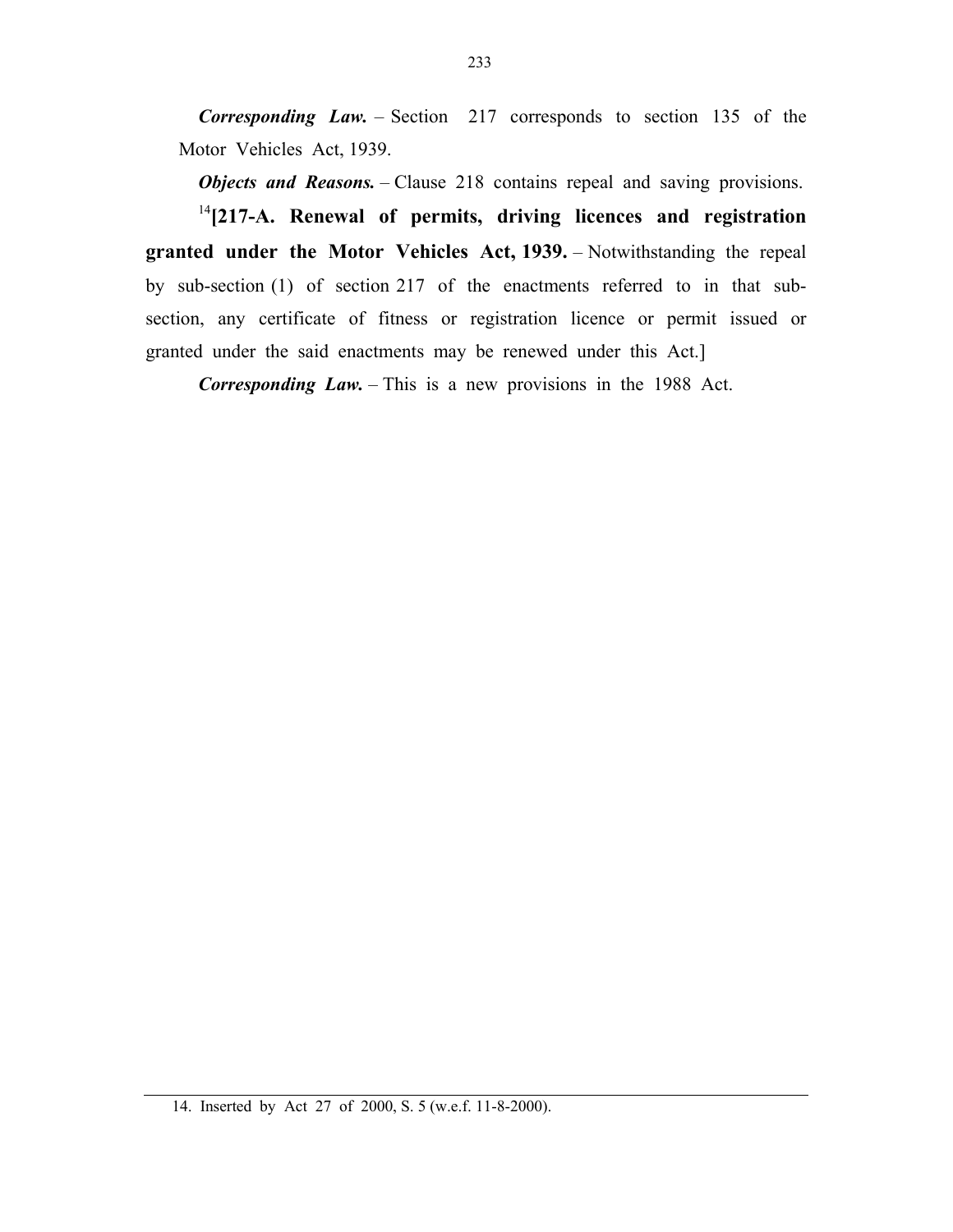***Corresponding Law.*** – Section 217 corresponds to section 135 of the Motor Vehicles Act, 1939.

***Objects and Reasons.*** – Clause 218 contains repeal and saving provisions.

[14][**217-A. Renewal of permits, driving licences and registration granted under the Motor Vehicles Act, 1939.** – Notwithstanding the repeal by sub-section (1) of section 217 of the enactments referred to in that sub-section, any certificate of fitness or registration licence or permit issued or granted under the said enactments may be renewed under this Act.]

***Corresponding Law.*** – This is a new provisions in the 1988 Act.

---

14. Inserted by Act 27 of 2000, S. 5 (w.e.f. 11-8-2000).